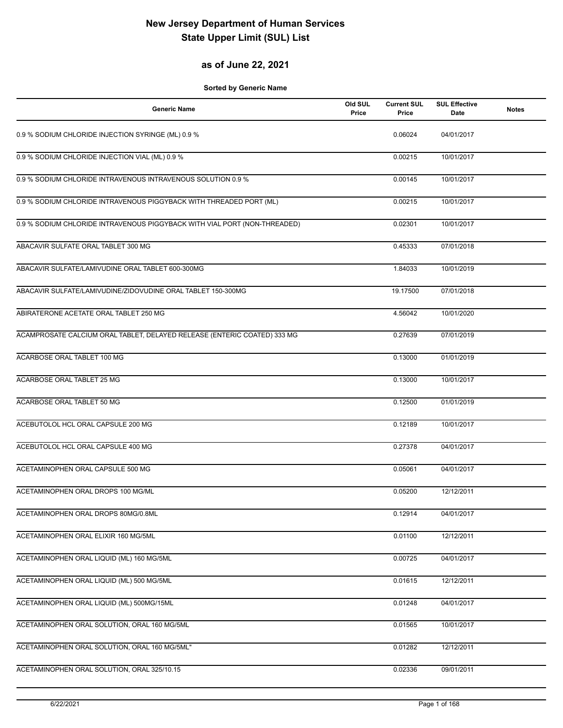# New Jersey Department of Human Services
# State Upper Limit (SUL) List

## as of June 22, 2021

**Sorted by Generic Name**

| Generic Name | Old SUL Price | Current SUL Price | SUL Effective Date | Notes |
|---|---|---|---|---|
| 0.9 % SODIUM CHLORIDE INJECTION SYRINGE (ML) 0.9 % | | 0.06024 | 04/01/2017 | |
| 0.9 % SODIUM CHLORIDE INJECTION VIAL (ML) 0.9 % | | 0.00215 | 10/01/2017 | |
| 0.9 % SODIUM CHLORIDE INTRAVENOUS INTRAVENOUS SOLUTION 0.9 % | | 0.00145 | 10/01/2017 | |
| 0.9 % SODIUM CHLORIDE INTRAVENOUS PIGGYBACK WITH THREADED PORT (ML) | | 0.00215 | 10/01/2017 | |
| 0.9 % SODIUM CHLORIDE INTRAVENOUS PIGGYBACK WITH VIAL PORT (NON-THREADED) | | 0.02301 | 10/01/2017 | |
| ABACAVIR SULFATE ORAL TABLET 300 MG | | 0.45333 | 07/01/2018 | |
| ABACAVIR SULFATE/LAMIVUDINE ORAL TABLET 600-300MG | | 1.84033 | 10/01/2019 | |
| ABACAVIR SULFATE/LAMIVUDINE/ZIDOVUDINE ORAL TABLET 150-300MG | | 19.17500 | 07/01/2018 | |
| ABIRATERONE ACETATE ORAL TABLET 250 MG | | 4.56042 | 10/01/2020 | |
| ACAMPROSATE CALCIUM ORAL TABLET, DELAYED RELEASE (ENTERIC COATED) 333 MG | | 0.27639 | 07/01/2019 | |
| ACARBOSE ORAL TABLET 100 MG | | 0.13000 | 01/01/2019 | |
| ACARBOSE ORAL TABLET 25 MG | | 0.13000 | 10/01/2017 | |
| ACARBOSE ORAL TABLET 50 MG | | 0.12500 | 01/01/2019 | |
| ACEBUTOLOL HCL ORAL CAPSULE 200 MG | | 0.12189 | 10/01/2017 | |
| ACEBUTOLOL HCL ORAL CAPSULE 400 MG | | 0.27378 | 04/01/2017 | |
| ACETAMINOPHEN ORAL CAPSULE 500 MG | | 0.05061 | 04/01/2017 | |
| ACETAMINOPHEN ORAL DROPS 100 MG/ML | | 0.05200 | 12/12/2011 | |
| ACETAMINOPHEN ORAL DROPS 80MG/0.8ML | | 0.12914 | 04/01/2017 | |
| ACETAMINOPHEN ORAL ELIXIR 160 MG/5ML | | 0.01100 | 12/12/2011 | |
| ACETAMINOPHEN ORAL LIQUID (ML) 160 MG/5ML | | 0.00725 | 04/01/2017 | |
| ACETAMINOPHEN ORAL LIQUID (ML) 500 MG/5ML | | 0.01615 | 12/12/2011 | |
| ACETAMINOPHEN ORAL LIQUID (ML) 500MG/15ML | | 0.01248 | 04/01/2017 | |
| ACETAMINOPHEN ORAL SOLUTION, ORAL 160 MG/5ML | | 0.01565 | 10/01/2017 | |
| ACETAMINOPHEN ORAL SOLUTION, ORAL 160 MG/5ML" | | 0.01282 | 12/12/2011 | |
| ACETAMINOPHEN ORAL SOLUTION, ORAL 325/10.15 | | 0.02336 | 09/01/2011 | |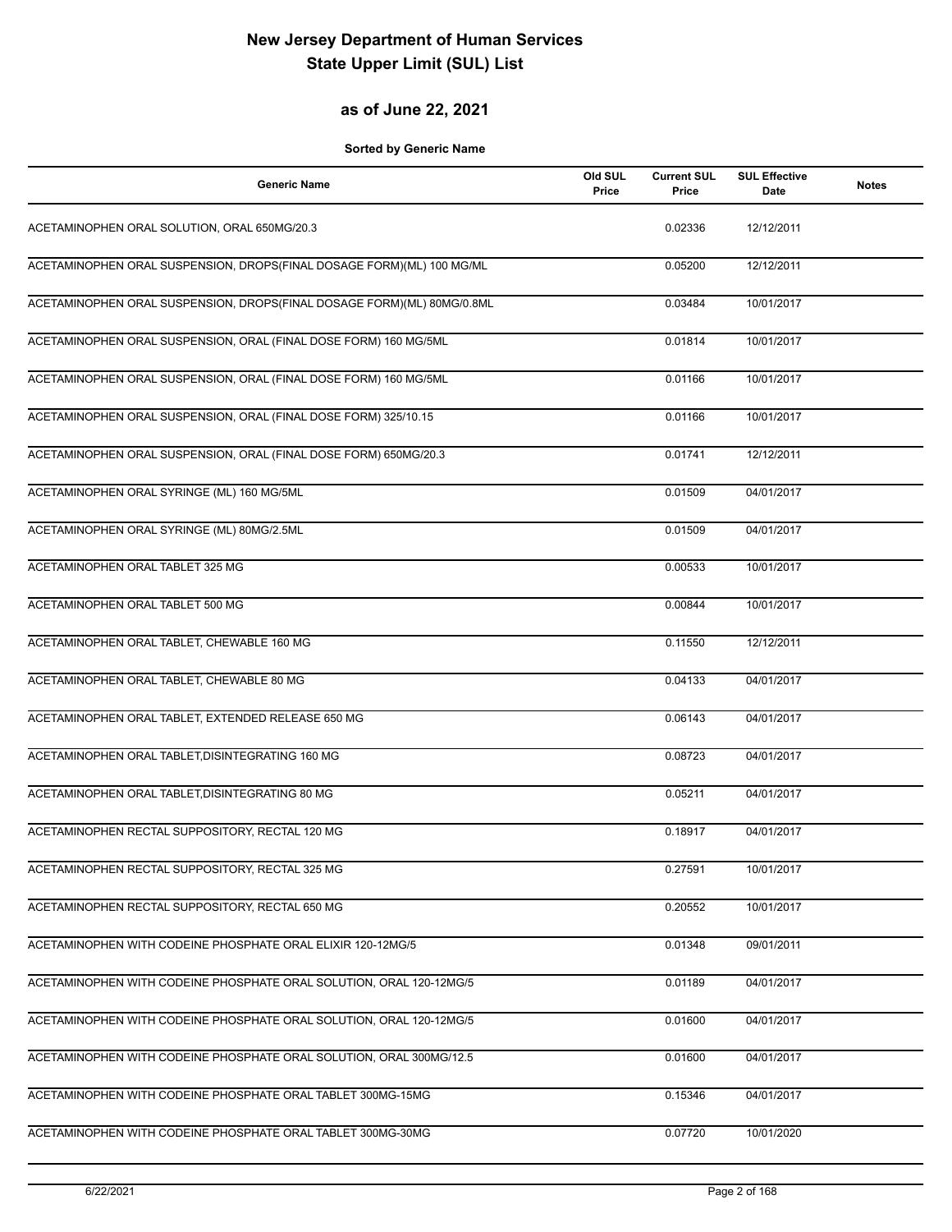# New Jersey Department of Human Services
# State Upper Limit (SUL) List

## as of June 22, 2021

**Sorted by Generic Name**

| Generic Name | Old SUL Price | Current SUL Price | SUL Effective Date | Notes |
|---|---|---|---|---|
| ACETAMINOPHEN ORAL SOLUTION, ORAL 650MG/20.3 | | 0.02336 | 12/12/2011 | |
| ACETAMINOPHEN ORAL SUSPENSION, DROPS(FINAL DOSAGE FORM)(ML) 100 MG/ML | | 0.05200 | 12/12/2011 | |
| ACETAMINOPHEN ORAL SUSPENSION, DROPS(FINAL DOSAGE FORM)(ML) 80MG/0.8ML | | 0.03484 | 10/01/2017 | |
| ACETAMINOPHEN ORAL SUSPENSION, ORAL (FINAL DOSE FORM) 160 MG/5ML | | 0.01814 | 10/01/2017 | |
| ACETAMINOPHEN ORAL SUSPENSION, ORAL (FINAL DOSE FORM) 160 MG/5ML | | 0.01166 | 10/01/2017 | |
| ACETAMINOPHEN ORAL SUSPENSION, ORAL (FINAL DOSE FORM) 325/10.15 | | 0.01166 | 10/01/2017 | |
| ACETAMINOPHEN ORAL SUSPENSION, ORAL (FINAL DOSE FORM) 650MG/20.3 | | 0.01741 | 12/12/2011 | |
| ACETAMINOPHEN ORAL SYRINGE (ML) 160 MG/5ML | | 0.01509 | 04/01/2017 | |
| ACETAMINOPHEN ORAL SYRINGE (ML) 80MG/2.5ML | | 0.01509 | 04/01/2017 | |
| ACETAMINOPHEN ORAL TABLET 325 MG | | 0.00533 | 10/01/2017 | |
| ACETAMINOPHEN ORAL TABLET 500 MG | | 0.00844 | 10/01/2017 | |
| ACETAMINOPHEN ORAL TABLET, CHEWABLE 160 MG | | 0.11550 | 12/12/2011 | |
| ACETAMINOPHEN ORAL TABLET, CHEWABLE 80 MG | | 0.04133 | 04/01/2017 | |
| ACETAMINOPHEN ORAL TABLET, EXTENDED RELEASE 650 MG | | 0.06143 | 04/01/2017 | |
| ACETAMINOPHEN ORAL TABLET,DISINTEGRATING 160 MG | | 0.08723 | 04/01/2017 | |
| ACETAMINOPHEN ORAL TABLET,DISINTEGRATING 80 MG | | 0.05211 | 04/01/2017 | |
| ACETAMINOPHEN RECTAL SUPPOSITORY, RECTAL 120 MG | | 0.18917 | 04/01/2017 | |
| ACETAMINOPHEN RECTAL SUPPOSITORY, RECTAL 325 MG | | 0.27591 | 10/01/2017 | |
| ACETAMINOPHEN RECTAL SUPPOSITORY, RECTAL 650 MG | | 0.20552 | 10/01/2017 | |
| ACETAMINOPHEN WITH CODEINE PHOSPHATE ORAL ELIXIR 120-12MG/5 | | 0.01348 | 09/01/2011 | |
| ACETAMINOPHEN WITH CODEINE PHOSPHATE ORAL SOLUTION, ORAL 120-12MG/5 | | 0.01189 | 04/01/2017 | |
| ACETAMINOPHEN WITH CODEINE PHOSPHATE ORAL SOLUTION, ORAL 120-12MG/5 | | 0.01600 | 04/01/2017 | |
| ACETAMINOPHEN WITH CODEINE PHOSPHATE ORAL SOLUTION, ORAL 300MG/12.5 | | 0.01600 | 04/01/2017 | |
| ACETAMINOPHEN WITH CODEINE PHOSPHATE ORAL TABLET 300MG-15MG | | 0.15346 | 04/01/2017 | |
| ACETAMINOPHEN WITH CODEINE PHOSPHATE ORAL TABLET 300MG-30MG | | 0.07720 | 10/01/2020 | |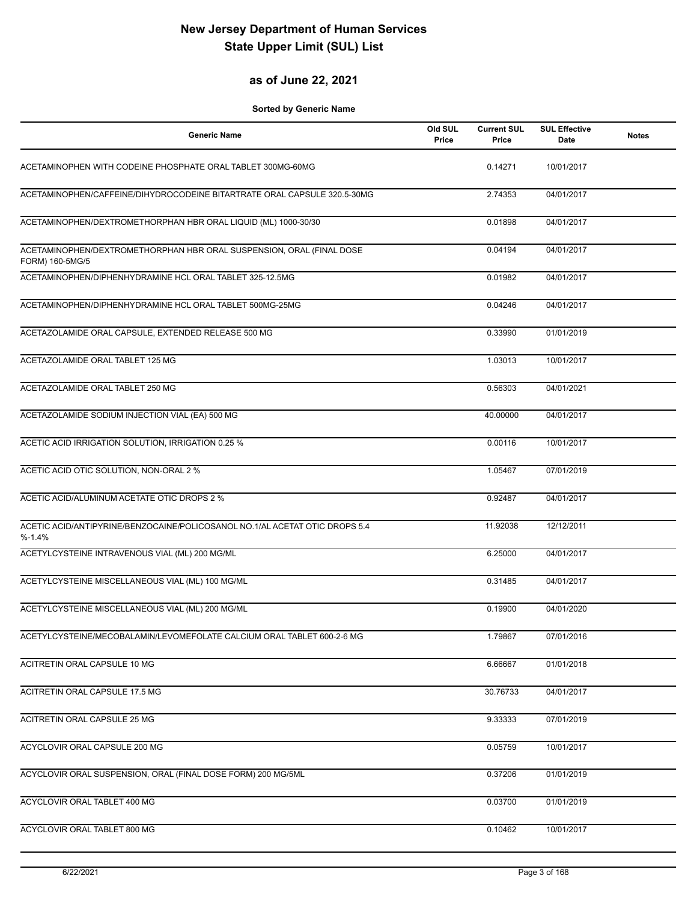# New Jersey Department of Human Services
# State Upper Limit (SUL) List

## as of June 22, 2021

**Sorted by Generic Name**

| Generic Name | Old SUL Price | Current SUL Price | SUL Effective Date | Notes |
|---|---|---|---|---|
| ACETAMINOPHEN WITH CODEINE PHOSPHATE ORAL TABLET 300MG-60MG | | 0.14271 | 10/01/2017 | |
| ACETAMINOPHEN/CAFFEINE/DIHYDROCODEINE BITARTRATE ORAL CAPSULE 320.5-30MG | | 2.74353 | 04/01/2017 | |
| ACETAMINOPHEN/DEXTROMETHORPHAN HBR ORAL LIQUID (ML) 1000-30/30 | | 0.01898 | 04/01/2017 | |
| ACETAMINOPHEN/DEXTROMETHORPHAN HBR ORAL SUSPENSION, ORAL (FINAL DOSE FORM) 160-5MG/5 | | 0.04194 | 04/01/2017 | |
| ACETAMINOPHEN/DIPHENHYDRAMINE HCL ORAL TABLET 325-12.5MG | | 0.01982 | 04/01/2017 | |
| ACETAMINOPHEN/DIPHENHYDRAMINE HCL ORAL TABLET 500MG-25MG | | 0.04246 | 04/01/2017 | |
| ACETAZOLAMIDE ORAL CAPSULE, EXTENDED RELEASE 500 MG | | 0.33990 | 01/01/2019 | |
| ACETAZOLAMIDE ORAL TABLET 125 MG | | 1.03013 | 10/01/2017 | |
| ACETAZOLAMIDE ORAL TABLET 250 MG | | 0.56303 | 04/01/2021 | |
| ACETAZOLAMIDE SODIUM INJECTION VIAL (EA) 500 MG | | 40.00000 | 04/01/2017 | |
| ACETIC ACID IRRIGATION SOLUTION, IRRIGATION 0.25 % | | 0.00116 | 10/01/2017 | |
| ACETIC ACID OTIC SOLUTION, NON-ORAL 2 % | | 1.05467 | 07/01/2019 | |
| ACETIC ACID/ALUMINUM ACETATE OTIC DROPS 2 % | | 0.92487 | 04/01/2017 | |
| ACETIC ACID/ANTIPYRINE/BENZOCAINE/POLICOSANOL NO.1/AL ACETAT OTIC DROPS 5.4 %-1.4% | | 11.92038 | 12/12/2011 | |
| ACETYLCYSTEINE INTRAVENOUS VIAL (ML) 200 MG/ML | | 6.25000 | 04/01/2017 | |
| ACETYLCYSTEINE MISCELLANEOUS VIAL (ML) 100 MG/ML | | 0.31485 | 04/01/2017 | |
| ACETYLCYSTEINE MISCELLANEOUS VIAL (ML) 200 MG/ML | | 0.19900 | 04/01/2020 | |
| ACETYLCYSTEINE/MECOBALAMIN/LEVOMEFOLATE CALCIUM ORAL TABLET 600-2-6 MG | | 1.79867 | 07/01/2016 | |
| ACITRETIN ORAL CAPSULE 10 MG | | 6.66667 | 01/01/2018 | |
| ACITRETIN ORAL CAPSULE 17.5 MG | | 30.76733 | 04/01/2017 | |
| ACITRETIN ORAL CAPSULE 25 MG | | 9.33333 | 07/01/2019 | |
| ACYCLOVIR ORAL CAPSULE 200 MG | | 0.05759 | 10/01/2017 | |
| ACYCLOVIR ORAL SUSPENSION, ORAL (FINAL DOSE FORM) 200 MG/5ML | | 0.37206 | 01/01/2019 | |
| ACYCLOVIR ORAL TABLET 400 MG | | 0.03700 | 01/01/2019 | |
| ACYCLOVIR ORAL TABLET 800 MG | | 0.10462 | 10/01/2017 | |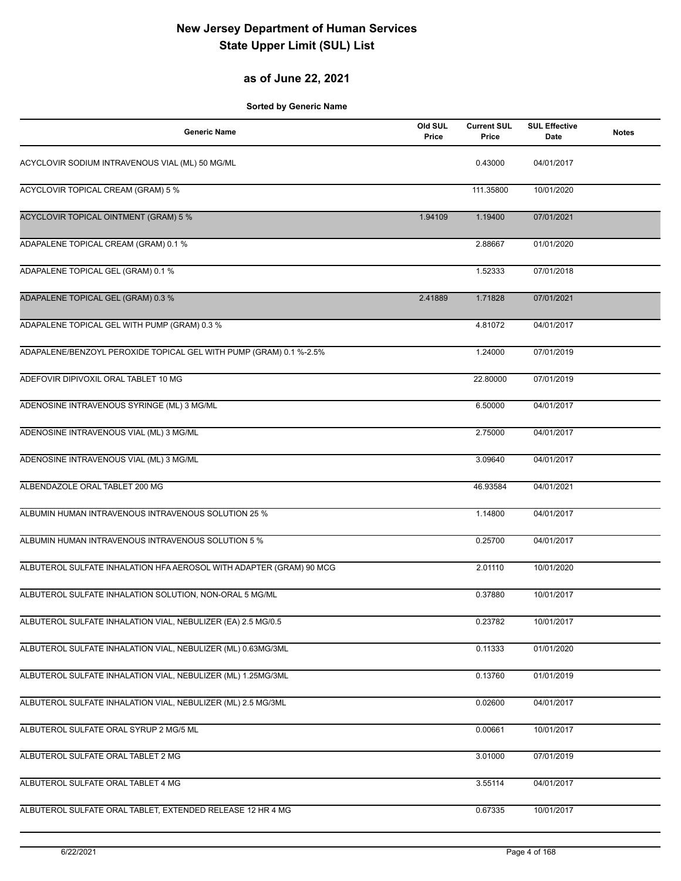# New Jersey Department of Human Services
# State Upper Limit (SUL) List

## as of June 22, 2021

**Sorted by Generic Name**

| Generic Name | Old SUL Price | Current SUL Price | SUL Effective Date | Notes |
|---|---|---|---|---|
| ACYCLOVIR SODIUM INTRAVENOUS VIAL (ML) 50 MG/ML | | 0.43000 | 04/01/2017 | |
| ACYCLOVIR TOPICAL CREAM (GRAM) 5 % | | 111.35800 | 10/01/2020 | |
| ACYCLOVIR TOPICAL OINTMENT (GRAM) 5 % | 1.94109 | 1.19400 | 07/01/2021 | |
| ADAPALENE TOPICAL CREAM (GRAM) 0.1 % | | 2.88667 | 01/01/2020 | |
| ADAPALENE TOPICAL GEL (GRAM) 0.1 % | | 1.52333 | 07/01/2018 | |
| ADAPALENE TOPICAL GEL (GRAM) 0.3 % | 2.41889 | 1.71828 | 07/01/2021 | |
| ADAPALENE TOPICAL GEL WITH PUMP (GRAM) 0.3 % | | 4.81072 | 04/01/2017 | |
| ADAPALENE/BENZOYL PEROXIDE TOPICAL GEL WITH PUMP (GRAM) 0.1 %-2.5% | | 1.24000 | 07/01/2019 | |
| ADEFOVIR DIPIVOXIL ORAL TABLET 10 MG | | 22.80000 | 07/01/2019 | |
| ADENOSINE INTRAVENOUS SYRINGE (ML) 3 MG/ML | | 6.50000 | 04/01/2017 | |
| ADENOSINE INTRAVENOUS VIAL (ML) 3 MG/ML | | 2.75000 | 04/01/2017 | |
| ADENOSINE INTRAVENOUS VIAL (ML) 3 MG/ML | | 3.09640 | 04/01/2017 | |
| ALBENDAZOLE ORAL TABLET 200 MG | | 46.93584 | 04/01/2021 | |
| ALBUMIN HUMAN INTRAVENOUS INTRAVENOUS SOLUTION 25 % | | 1.14800 | 04/01/2017 | |
| ALBUMIN HUMAN INTRAVENOUS INTRAVENOUS SOLUTION 5 % | | 0.25700 | 04/01/2017 | |
| ALBUTEROL SULFATE INHALATION HFA AEROSOL WITH ADAPTER (GRAM) 90 MCG | | 2.01110 | 10/01/2020 | |
| ALBUTEROL SULFATE INHALATION SOLUTION, NON-ORAL 5 MG/ML | | 0.37880 | 10/01/2017 | |
| ALBUTEROL SULFATE INHALATION VIAL, NEBULIZER (EA) 2.5 MG/0.5 | | 0.23782 | 10/01/2017 | |
| ALBUTEROL SULFATE INHALATION VIAL, NEBULIZER (ML) 0.63MG/3ML | | 0.11333 | 01/01/2020 | |
| ALBUTEROL SULFATE INHALATION VIAL, NEBULIZER (ML) 1.25MG/3ML | | 0.13760 | 01/01/2019 | |
| ALBUTEROL SULFATE INHALATION VIAL, NEBULIZER (ML) 2.5 MG/3ML | | 0.02600 | 04/01/2017 | |
| ALBUTEROL SULFATE ORAL SYRUP 2 MG/5 ML | | 0.00661 | 10/01/2017 | |
| ALBUTEROL SULFATE ORAL TABLET 2 MG | | 3.01000 | 07/01/2019 | |
| ALBUTEROL SULFATE ORAL TABLET 4 MG | | 3.55114 | 04/01/2017 | |
| ALBUTEROL SULFATE ORAL TABLET, EXTENDED RELEASE 12 HR 4 MG | | 0.67335 | 10/01/2017 | |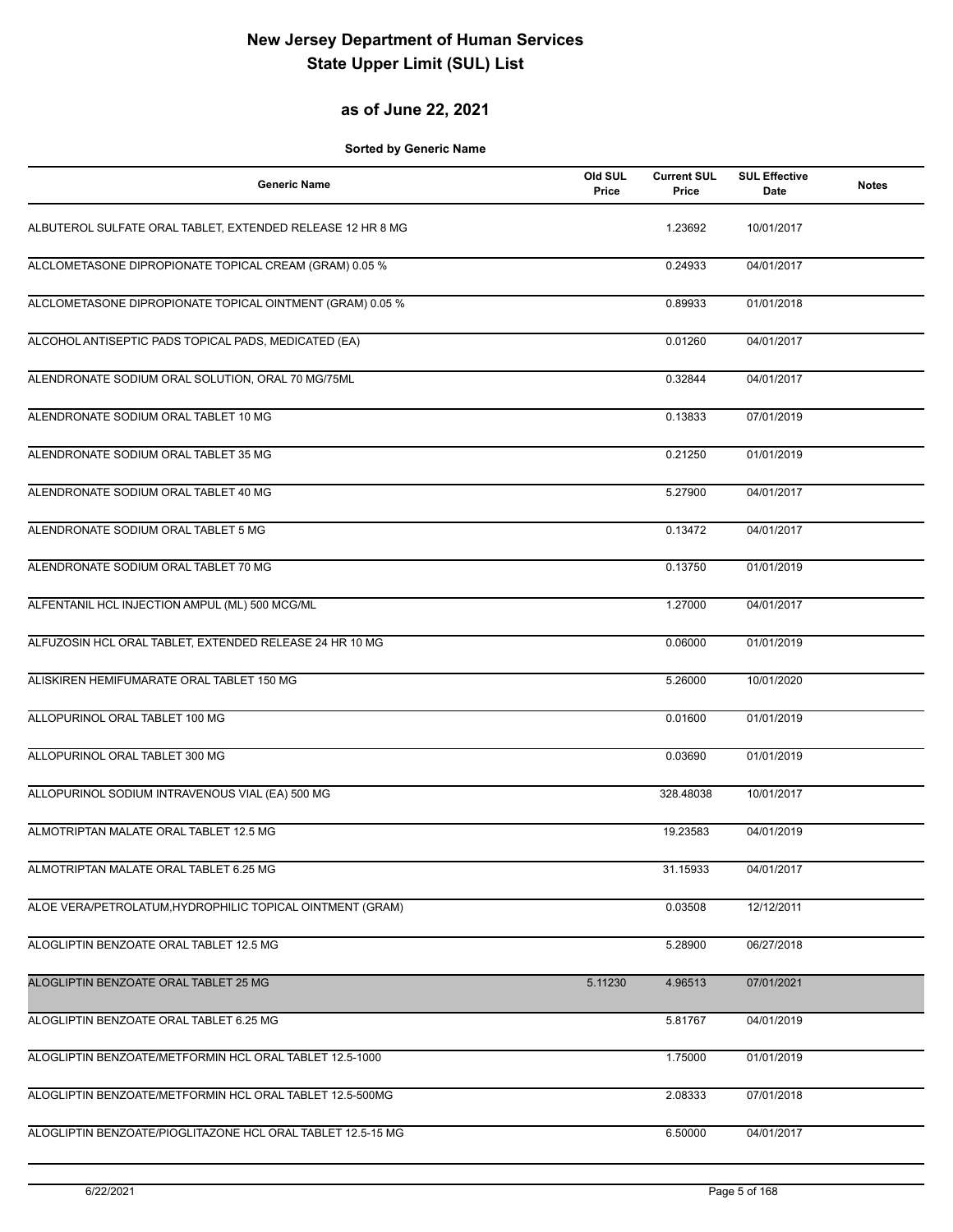# New Jersey Department of Human Services
# State Upper Limit (SUL) List

## as of June 22, 2021

**Sorted by Generic Name**

| Generic Name | Old SUL Price | Current SUL Price | SUL Effective Date | Notes |
|---|---|---|---|---|
| ALBUTEROL SULFATE ORAL TABLET, EXTENDED RELEASE 12 HR 8 MG | | 1.23692 | 10/01/2017 | |
| ALCLOMETASONE DIPROPIONATE TOPICAL CREAM (GRAM) 0.05 % | | 0.24933 | 04/01/2017 | |
| ALCLOMETASONE DIPROPIONATE TOPICAL OINTMENT (GRAM) 0.05 % | | 0.89933 | 01/01/2018 | |
| ALCOHOL ANTISEPTIC PADS TOPICAL PADS, MEDICATED (EA) | | 0.01260 | 04/01/2017 | |
| ALENDRONATE SODIUM ORAL SOLUTION, ORAL 70 MG/75ML | | 0.32844 | 04/01/2017 | |
| ALENDRONATE SODIUM ORAL TABLET 10 MG | | 0.13833 | 07/01/2019 | |
| ALENDRONATE SODIUM ORAL TABLET 35 MG | | 0.21250 | 01/01/2019 | |
| ALENDRONATE SODIUM ORAL TABLET 40 MG | | 5.27900 | 04/01/2017 | |
| ALENDRONATE SODIUM ORAL TABLET 5 MG | | 0.13472 | 04/01/2017 | |
| ALENDRONATE SODIUM ORAL TABLET 70 MG | | 0.13750 | 01/01/2019 | |
| ALFENTANIL HCL INJECTION AMPUL (ML) 500 MCG/ML | | 1.27000 | 04/01/2017 | |
| ALFUZOSIN HCL ORAL TABLET, EXTENDED RELEASE 24 HR 10 MG | | 0.06000 | 01/01/2019 | |
| ALISKIREN HEMIFUMARATE ORAL TABLET 150 MG | | 5.26000 | 10/01/2020 | |
| ALLOPURINOL ORAL TABLET 100 MG | | 0.01600 | 01/01/2019 | |
| ALLOPURINOL ORAL TABLET 300 MG | | 0.03690 | 01/01/2019 | |
| ALLOPURINOL SODIUM INTRAVENOUS VIAL (EA) 500 MG | | 328.48038 | 10/01/2017 | |
| ALMOTRIPTAN MALATE ORAL TABLET 12.5 MG | | 19.23583 | 04/01/2019 | |
| ALMOTRIPTAN MALATE ORAL TABLET 6.25 MG | | 31.15933 | 04/01/2017 | |
| ALOE VERA/PETROLATUM,HYDROPHILIC TOPICAL OINTMENT (GRAM) | | 0.03508 | 12/12/2011 | |
| ALOGLIPTIN BENZOATE ORAL TABLET 12.5 MG | | 5.28900 | 06/27/2018 | |
| ALOGLIPTIN BENZOATE ORAL TABLET 25 MG | 5.11230 | 4.96513 | 07/01/2021 | |
| ALOGLIPTIN BENZOATE ORAL TABLET 6.25 MG | | 5.81767 | 04/01/2019 | |
| ALOGLIPTIN BENZOATE/METFORMIN HCL ORAL TABLET 12.5-1000 | | 1.75000 | 01/01/2019 | |
| ALOGLIPTIN BENZOATE/METFORMIN HCL ORAL TABLET 12.5-500MG | | 2.08333 | 07/01/2018 | |
| ALOGLIPTIN BENZOATE/PIOGLITAZONE HCL ORAL TABLET 12.5-15 MG | | 6.50000 | 04/01/2017 | |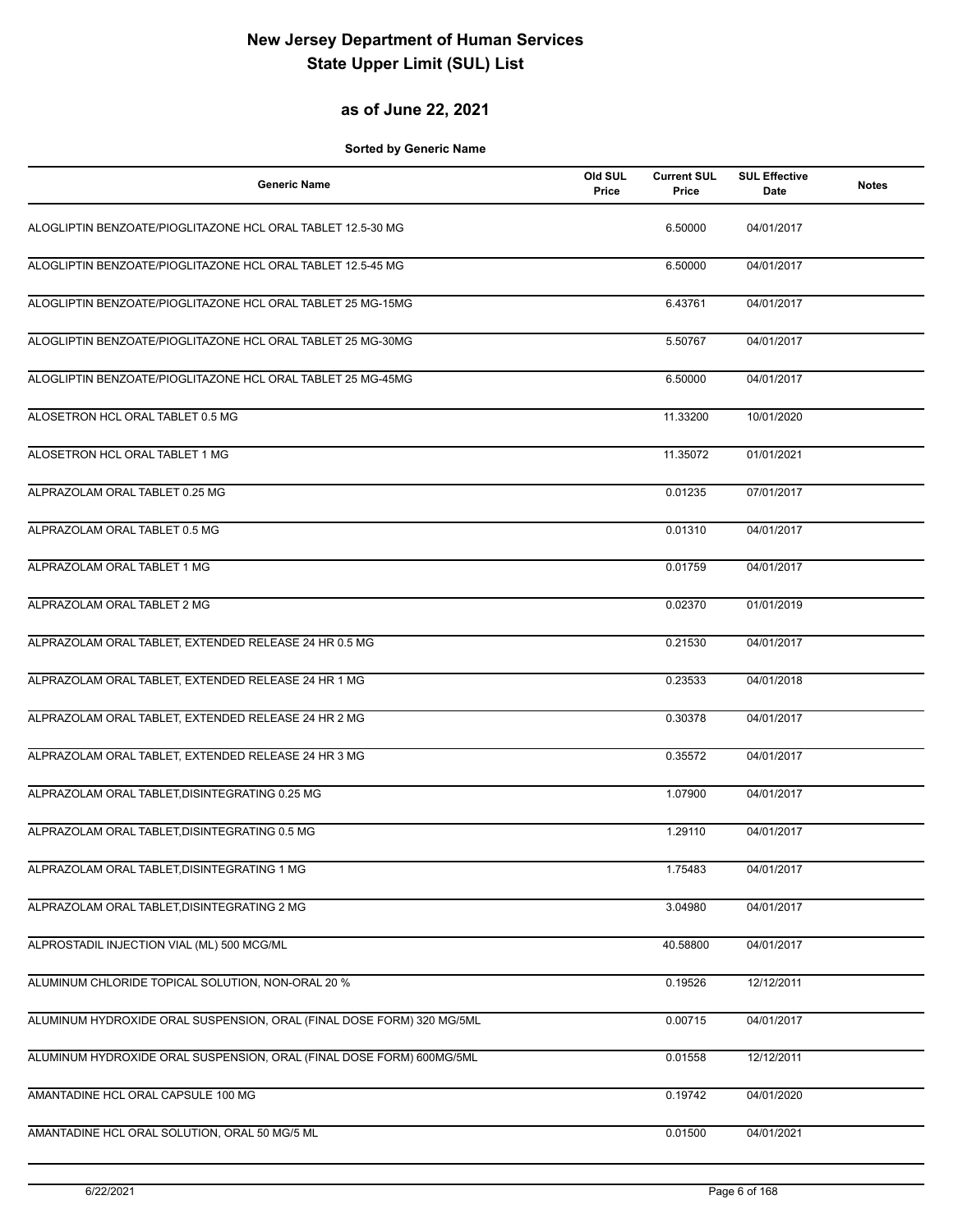# New Jersey Department of Human Services
# State Upper Limit (SUL) List

## as of June 22, 2021

**Sorted by Generic Name**

| Generic Name | Old SUL Price | Current SUL Price | SUL Effective Date | Notes |
|---|---|---|---|---|
| ALOGLIPTIN BENZOATE/PIOGLITAZONE HCL ORAL TABLET 12.5-30 MG | | 6.50000 | 04/01/2017 | |
| ALOGLIPTIN BENZOATE/PIOGLITAZONE HCL ORAL TABLET 12.5-45 MG | | 6.50000 | 04/01/2017 | |
| ALOGLIPTIN BENZOATE/PIOGLITAZONE HCL ORAL TABLET 25 MG-15MG | | 6.43761 | 04/01/2017 | |
| ALOGLIPTIN BENZOATE/PIOGLITAZONE HCL ORAL TABLET 25 MG-30MG | | 5.50767 | 04/01/2017 | |
| ALOGLIPTIN BENZOATE/PIOGLITAZONE HCL ORAL TABLET 25 MG-45MG | | 6.50000 | 04/01/2017 | |
| ALOSETRON HCL ORAL TABLET 0.5 MG | | 11.33200 | 10/01/2020 | |
| ALOSETRON HCL ORAL TABLET 1 MG | | 11.35072 | 01/01/2021 | |
| ALPRAZOLAM ORAL TABLET 0.25 MG | | 0.01235 | 07/01/2017 | |
| ALPRAZOLAM ORAL TABLET 0.5 MG | | 0.01310 | 04/01/2017 | |
| ALPRAZOLAM ORAL TABLET 1 MG | | 0.01759 | 04/01/2017 | |
| ALPRAZOLAM ORAL TABLET 2 MG | | 0.02370 | 01/01/2019 | |
| ALPRAZOLAM ORAL TABLET, EXTENDED RELEASE 24 HR 0.5 MG | | 0.21530 | 04/01/2017 | |
| ALPRAZOLAM ORAL TABLET, EXTENDED RELEASE 24 HR 1 MG | | 0.23533 | 04/01/2018 | |
| ALPRAZOLAM ORAL TABLET, EXTENDED RELEASE 24 HR 2 MG | | 0.30378 | 04/01/2017 | |
| ALPRAZOLAM ORAL TABLET, EXTENDED RELEASE 24 HR 3 MG | | 0.35572 | 04/01/2017 | |
| ALPRAZOLAM ORAL TABLET,DISINTEGRATING 0.25 MG | | 1.07900 | 04/01/2017 | |
| ALPRAZOLAM ORAL TABLET,DISINTEGRATING 0.5 MG | | 1.29110 | 04/01/2017 | |
| ALPRAZOLAM ORAL TABLET,DISINTEGRATING 1 MG | | 1.75483 | 04/01/2017 | |
| ALPRAZOLAM ORAL TABLET,DISINTEGRATING 2 MG | | 3.04980 | 04/01/2017 | |
| ALPROSTADIL INJECTION VIAL (ML) 500 MCG/ML | | 40.58800 | 04/01/2017 | |
| ALUMINUM CHLORIDE TOPICAL SOLUTION, NON-ORAL 20 % | | 0.19526 | 12/12/2011 | |
| ALUMINUM HYDROXIDE ORAL SUSPENSION, ORAL (FINAL DOSE FORM) 320 MG/5ML | | 0.00715 | 04/01/2017 | |
| ALUMINUM HYDROXIDE ORAL SUSPENSION, ORAL (FINAL DOSE FORM) 600MG/5ML | | 0.01558 | 12/12/2011 | |
| AMANTADINE HCL ORAL CAPSULE 100 MG | | 0.19742 | 04/01/2020 | |
| AMANTADINE HCL ORAL SOLUTION, ORAL 50 MG/5 ML | | 0.01500 | 04/01/2021 | |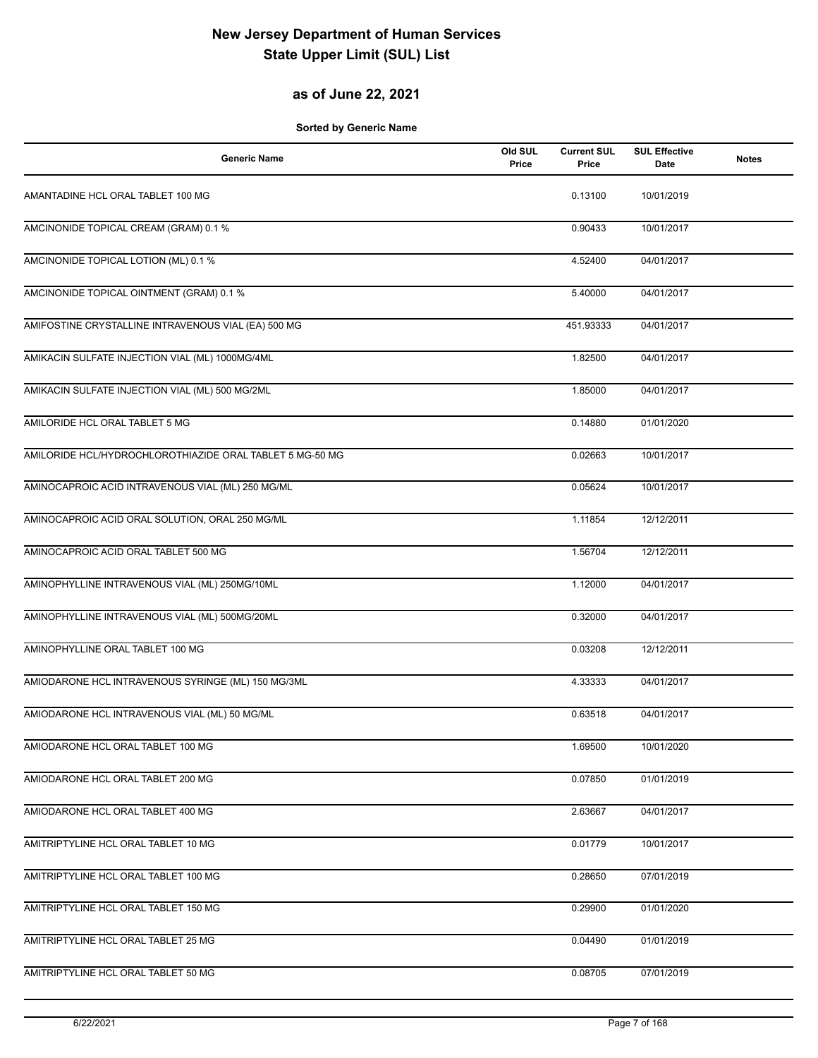# New Jersey Department of Human Services
# State Upper Limit (SUL) List

## as of June 22, 2021

**Sorted by Generic Name**

| Generic Name | Old SUL Price | Current SUL Price | SUL Effective Date | Notes |
|---|---|---|---|---|
| AMANTADINE HCL ORAL TABLET 100 MG | | 0.13100 | 10/01/2019 | |
| AMCINONIDE TOPICAL CREAM (GRAM) 0.1 % | | 0.90433 | 10/01/2017 | |
| AMCINONIDE TOPICAL LOTION (ML) 0.1 % | | 4.52400 | 04/01/2017 | |
| AMCINONIDE TOPICAL OINTMENT (GRAM) 0.1 % | | 5.40000 | 04/01/2017 | |
| AMIFOSTINE CRYSTALLINE INTRAVENOUS VIAL (EA) 500 MG | | 451.93333 | 04/01/2017 | |
| AMIKACIN SULFATE INJECTION VIAL (ML) 1000MG/4ML | | 1.82500 | 04/01/2017 | |
| AMIKACIN SULFATE INJECTION VIAL (ML) 500 MG/2ML | | 1.85000 | 04/01/2017 | |
| AMILORIDE HCL ORAL TABLET 5 MG | | 0.14880 | 01/01/2020 | |
| AMILORIDE HCL/HYDROCHLOROTHIAZIDE ORAL TABLET 5 MG-50 MG | | 0.02663 | 10/01/2017 | |
| AMINOCAPROIC ACID INTRAVENOUS VIAL (ML) 250 MG/ML | | 0.05624 | 10/01/2017 | |
| AMINOCAPROIC ACID ORAL SOLUTION, ORAL 250 MG/ML | | 1.11854 | 12/12/2011 | |
| AMINOCAPROIC ACID ORAL TABLET 500 MG | | 1.56704 | 12/12/2011 | |
| AMINOPHYLLINE INTRAVENOUS VIAL (ML) 250MG/10ML | | 1.12000 | 04/01/2017 | |
| AMINOPHYLLINE INTRAVENOUS VIAL (ML) 500MG/20ML | | 0.32000 | 04/01/2017 | |
| AMINOPHYLLINE ORAL TABLET 100 MG | | 0.03208 | 12/12/2011 | |
| AMIODARONE HCL INTRAVENOUS SYRINGE (ML) 150 MG/3ML | | 4.33333 | 04/01/2017 | |
| AMIODARONE HCL INTRAVENOUS VIAL (ML) 50 MG/ML | | 0.63518 | 04/01/2017 | |
| AMIODARONE HCL ORAL TABLET 100 MG | | 1.69500 | 10/01/2020 | |
| AMIODARONE HCL ORAL TABLET 200 MG | | 0.07850 | 01/01/2019 | |
| AMIODARONE HCL ORAL TABLET 400 MG | | 2.63667 | 04/01/2017 | |
| AMITRIPTYLINE HCL ORAL TABLET 10 MG | | 0.01779 | 10/01/2017 | |
| AMITRIPTYLINE HCL ORAL TABLET 100 MG | | 0.28650 | 07/01/2019 | |
| AMITRIPTYLINE HCL ORAL TABLET 150 MG | | 0.29900 | 01/01/2020 | |
| AMITRIPTYLINE HCL ORAL TABLET 25 MG | | 0.04490 | 01/01/2019 | |
| AMITRIPTYLINE HCL ORAL TABLET 50 MG | | 0.08705 | 07/01/2019 | |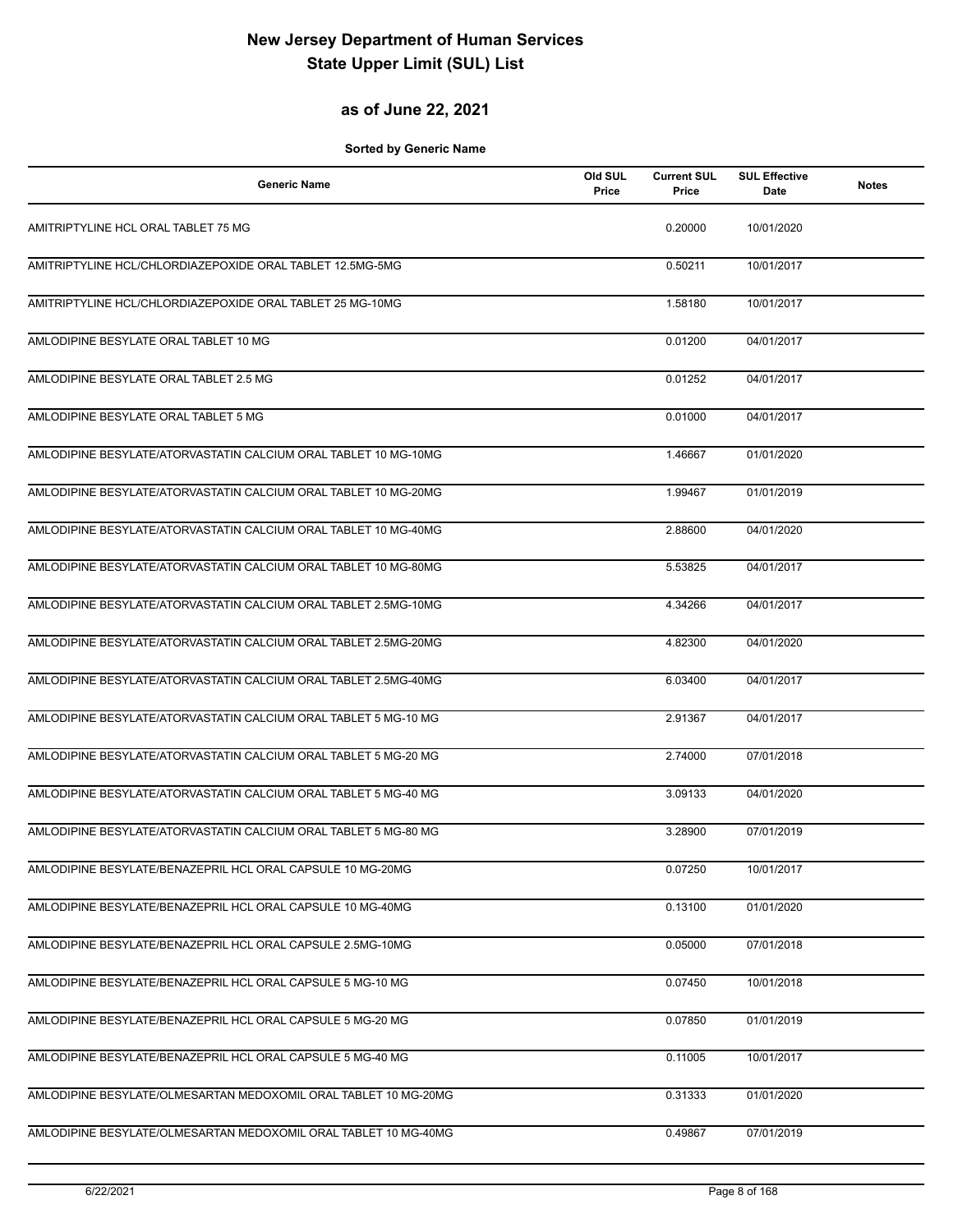# New Jersey Department of Human Services
# State Upper Limit (SUL) List

## as of June 22, 2021

**Sorted by Generic Name**

| Generic Name | Old SUL Price | Current SUL Price | SUL Effective Date | Notes |
|---|---|---|---|---|
| AMITRIPTYLINE HCL ORAL TABLET 75 MG | | 0.20000 | 10/01/2020 | |
| AMITRIPTYLINE HCL/CHLORDIAZEPOXIDE ORAL TABLET 12.5MG-5MG | | 0.50211 | 10/01/2017 | |
| AMITRIPTYLINE HCL/CHLORDIAZEPOXIDE ORAL TABLET 25 MG-10MG | | 1.58180 | 10/01/2017 | |
| AMLODIPINE BESYLATE ORAL TABLET 10 MG | | 0.01200 | 04/01/2017 | |
| AMLODIPINE BESYLATE ORAL TABLET 2.5 MG | | 0.01252 | 04/01/2017 | |
| AMLODIPINE BESYLATE ORAL TABLET 5 MG | | 0.01000 | 04/01/2017 | |
| AMLODIPINE BESYLATE/ATORVASTATIN CALCIUM ORAL TABLET 10 MG-10MG | | 1.46667 | 01/01/2020 | |
| AMLODIPINE BESYLATE/ATORVASTATIN CALCIUM ORAL TABLET 10 MG-20MG | | 1.99467 | 01/01/2019 | |
| AMLODIPINE BESYLATE/ATORVASTATIN CALCIUM ORAL TABLET 10 MG-40MG | | 2.88600 | 04/01/2020 | |
| AMLODIPINE BESYLATE/ATORVASTATIN CALCIUM ORAL TABLET 10 MG-80MG | | 5.53825 | 04/01/2017 | |
| AMLODIPINE BESYLATE/ATORVASTATIN CALCIUM ORAL TABLET 2.5MG-10MG | | 4.34266 | 04/01/2017 | |
| AMLODIPINE BESYLATE/ATORVASTATIN CALCIUM ORAL TABLET 2.5MG-20MG | | 4.82300 | 04/01/2020 | |
| AMLODIPINE BESYLATE/ATORVASTATIN CALCIUM ORAL TABLET 2.5MG-40MG | | 6.03400 | 04/01/2017 | |
| AMLODIPINE BESYLATE/ATORVASTATIN CALCIUM ORAL TABLET 5 MG-10 MG | | 2.91367 | 04/01/2017 | |
| AMLODIPINE BESYLATE/ATORVASTATIN CALCIUM ORAL TABLET 5 MG-20 MG | | 2.74000 | 07/01/2018 | |
| AMLODIPINE BESYLATE/ATORVASTATIN CALCIUM ORAL TABLET 5 MG-40 MG | | 3.09133 | 04/01/2020 | |
| AMLODIPINE BESYLATE/ATORVASTATIN CALCIUM ORAL TABLET 5 MG-80 MG | | 3.28900 | 07/01/2019 | |
| AMLODIPINE BESYLATE/BENAZEPRIL HCL ORAL CAPSULE 10 MG-20MG | | 0.07250 | 10/01/2017 | |
| AMLODIPINE BESYLATE/BENAZEPRIL HCL ORAL CAPSULE 10 MG-40MG | | 0.13100 | 01/01/2020 | |
| AMLODIPINE BESYLATE/BENAZEPRIL HCL ORAL CAPSULE 2.5MG-10MG | | 0.05000 | 07/01/2018 | |
| AMLODIPINE BESYLATE/BENAZEPRIL HCL ORAL CAPSULE 5 MG-10 MG | | 0.07450 | 10/01/2018 | |
| AMLODIPINE BESYLATE/BENAZEPRIL HCL ORAL CAPSULE 5 MG-20 MG | | 0.07850 | 01/01/2019 | |
| AMLODIPINE BESYLATE/BENAZEPRIL HCL ORAL CAPSULE 5 MG-40 MG | | 0.11005 | 10/01/2017 | |
| AMLODIPINE BESYLATE/OLMESARTAN MEDOXOMIL ORAL TABLET 10 MG-20MG | | 0.31333 | 01/01/2020 | |
| AMLODIPINE BESYLATE/OLMESARTAN MEDOXOMIL ORAL TABLET 10 MG-40MG | | 0.49867 | 07/01/2019 | |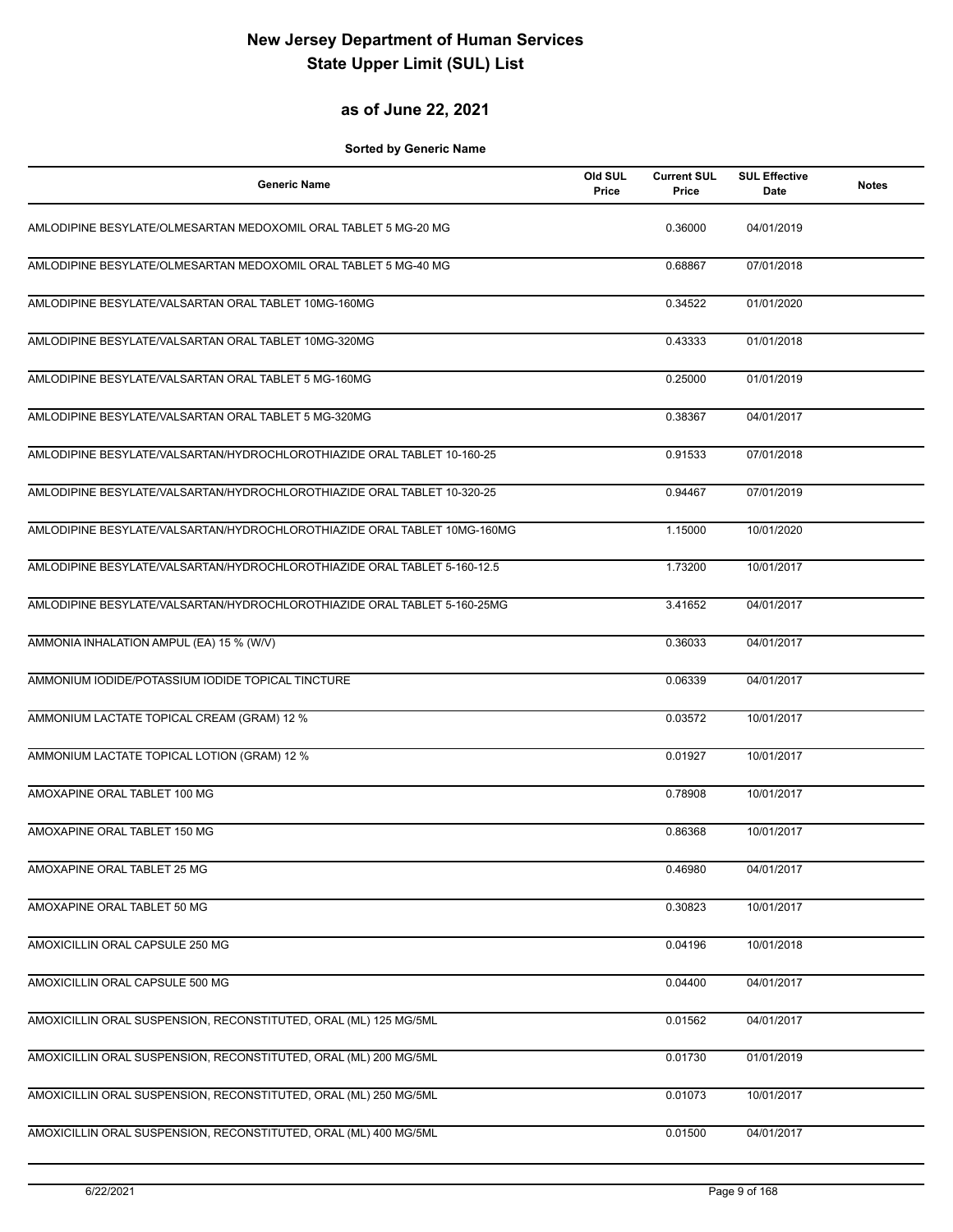# New Jersey Department of Human Services
# State Upper Limit (SUL) List

## as of June 22, 2021

**Sorted by Generic Name**

| Generic Name | Old SUL Price | Current SUL Price | SUL Effective Date | Notes |
|---|---|---|---|---|
| AMLODIPINE BESYLATE/OLMESARTAN MEDOXOMIL ORAL TABLET 5 MG-20 MG | | 0.36000 | 04/01/2019 | |
| AMLODIPINE BESYLATE/OLMESARTAN MEDOXOMIL ORAL TABLET 5 MG-40 MG | | 0.68867 | 07/01/2018 | |
| AMLODIPINE BESYLATE/VALSARTAN ORAL TABLET 10MG-160MG | | 0.34522 | 01/01/2020 | |
| AMLODIPINE BESYLATE/VALSARTAN ORAL TABLET 10MG-320MG | | 0.43333 | 01/01/2018 | |
| AMLODIPINE BESYLATE/VALSARTAN ORAL TABLET 5 MG-160MG | | 0.25000 | 01/01/2019 | |
| AMLODIPINE BESYLATE/VALSARTAN ORAL TABLET 5 MG-320MG | | 0.38367 | 04/01/2017 | |
| AMLODIPINE BESYLATE/VALSARTAN/HYDROCHLOROTHIAZIDE ORAL TABLET 10-160-25 | | 0.91533 | 07/01/2018 | |
| AMLODIPINE BESYLATE/VALSARTAN/HYDROCHLOROTHIAZIDE ORAL TABLET 10-320-25 | | 0.94467 | 07/01/2019 | |
| AMLODIPINE BESYLATE/VALSARTAN/HYDROCHLOROTHIAZIDE ORAL TABLET 10MG-160MG | | 1.15000 | 10/01/2020 | |
| AMLODIPINE BESYLATE/VALSARTAN/HYDROCHLOROTHIAZIDE ORAL TABLET 5-160-12.5 | | 1.73200 | 10/01/2017 | |
| AMLODIPINE BESYLATE/VALSARTAN/HYDROCHLOROTHIAZIDE ORAL TABLET 5-160-25MG | | 3.41652 | 04/01/2017 | |
| AMMONIA INHALATION AMPUL (EA) 15 % (W/V) | | 0.36033 | 04/01/2017 | |
| AMMONIUM IODIDE/POTASSIUM IODIDE TOPICAL TINCTURE | | 0.06339 | 04/01/2017 | |
| AMMONIUM LACTATE TOPICAL CREAM (GRAM) 12 % | | 0.03572 | 10/01/2017 | |
| AMMONIUM LACTATE TOPICAL LOTION (GRAM) 12 % | | 0.01927 | 10/01/2017 | |
| AMOXAPINE ORAL TABLET 100 MG | | 0.78908 | 10/01/2017 | |
| AMOXAPINE ORAL TABLET 150 MG | | 0.86368 | 10/01/2017 | |
| AMOXAPINE ORAL TABLET 25 MG | | 0.46980 | 04/01/2017 | |
| AMOXAPINE ORAL TABLET 50 MG | | 0.30823 | 10/01/2017 | |
| AMOXICILLIN ORAL CAPSULE 250 MG | | 0.04196 | 10/01/2018 | |
| AMOXICILLIN ORAL CAPSULE 500 MG | | 0.04400 | 04/01/2017 | |
| AMOXICILLIN ORAL SUSPENSION, RECONSTITUTED, ORAL (ML) 125 MG/5ML | | 0.01562 | 04/01/2017 | |
| AMOXICILLIN ORAL SUSPENSION, RECONSTITUTED, ORAL (ML) 200 MG/5ML | | 0.01730 | 01/01/2019 | |
| AMOXICILLIN ORAL SUSPENSION, RECONSTITUTED, ORAL (ML) 250 MG/5ML | | 0.01073 | 10/01/2017 | |
| AMOXICILLIN ORAL SUSPENSION, RECONSTITUTED, ORAL (ML) 400 MG/5ML | | 0.01500 | 04/01/2017 | |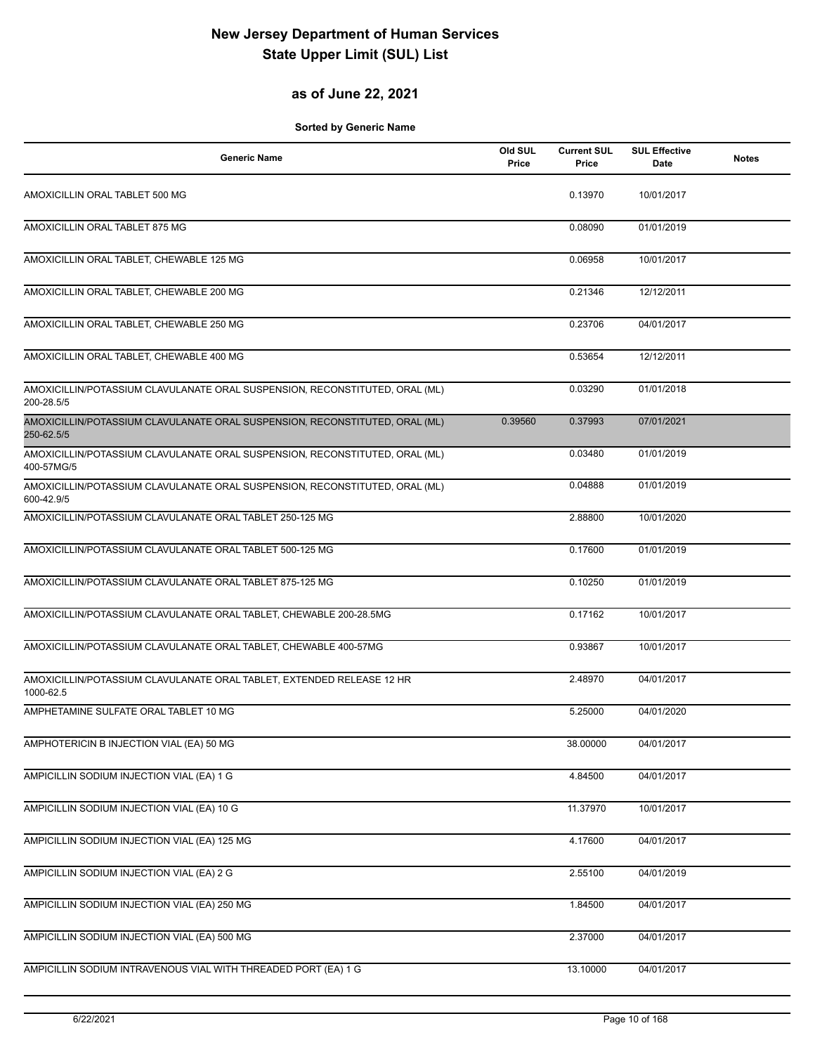# New Jersey Department of Human Services
# State Upper Limit (SUL) List

## as of June 22, 2021

**Sorted by Generic Name**

| Generic Name | Old SUL Price | Current SUL Price | SUL Effective Date | Notes |
|---|---|---|---|---|
| AMOXICILLIN ORAL TABLET 500 MG | | 0.13970 | 10/01/2017 | |
| AMOXICILLIN ORAL TABLET 875 MG | | 0.08090 | 01/01/2019 | |
| AMOXICILLIN ORAL TABLET, CHEWABLE 125 MG | | 0.06958 | 10/01/2017 | |
| AMOXICILLIN ORAL TABLET, CHEWABLE 200 MG | | 0.21346 | 12/12/2011 | |
| AMOXICILLIN ORAL TABLET, CHEWABLE 250 MG | | 0.23706 | 04/01/2017 | |
| AMOXICILLIN ORAL TABLET, CHEWABLE 400 MG | | 0.53654 | 12/12/2011 | |
| AMOXICILLIN/POTASSIUM CLAVULANATE ORAL SUSPENSION, RECONSTITUTED, ORAL (ML) 200-28.5/5 | | 0.03290 | 01/01/2018 | |
| AMOXICILLIN/POTASSIUM CLAVULANATE ORAL SUSPENSION, RECONSTITUTED, ORAL (ML) 250-62.5/5 | 0.39560 | 0.37993 | 07/01/2021 | |
| AMOXICILLIN/POTASSIUM CLAVULANATE ORAL SUSPENSION, RECONSTITUTED, ORAL (ML) 400-57MG/5 | | 0.03480 | 01/01/2019 | |
| AMOXICILLIN/POTASSIUM CLAVULANATE ORAL SUSPENSION, RECONSTITUTED, ORAL (ML) 600-42.9/5 | | 0.04888 | 01/01/2019 | |
| AMOXICILLIN/POTASSIUM CLAVULANATE ORAL TABLET 250-125 MG | | 2.88800 | 10/01/2020 | |
| AMOXICILLIN/POTASSIUM CLAVULANATE ORAL TABLET 500-125 MG | | 0.17600 | 01/01/2019 | |
| AMOXICILLIN/POTASSIUM CLAVULANATE ORAL TABLET 875-125 MG | | 0.10250 | 01/01/2019 | |
| AMOXICILLIN/POTASSIUM CLAVULANATE ORAL TABLET, CHEWABLE 200-28.5MG | | 0.17162 | 10/01/2017 | |
| AMOXICILLIN/POTASSIUM CLAVULANATE ORAL TABLET, CHEWABLE 400-57MG | | 0.93867 | 10/01/2017 | |
| AMOXICILLIN/POTASSIUM CLAVULANATE ORAL TABLET, EXTENDED RELEASE 12 HR 1000-62.5 | | 2.48970 | 04/01/2017 | |
| AMPHETAMINE SULFATE ORAL TABLET 10 MG | | 5.25000 | 04/01/2020 | |
| AMPHOTERICIN B INJECTION VIAL (EA) 50 MG | | 38.00000 | 04/01/2017 | |
| AMPICILLIN SODIUM INJECTION VIAL (EA) 1 G | | 4.84500 | 04/01/2017 | |
| AMPICILLIN SODIUM INJECTION VIAL (EA) 10 G | | 11.37970 | 10/01/2017 | |
| AMPICILLIN SODIUM INJECTION VIAL (EA) 125 MG | | 4.17600 | 04/01/2017 | |
| AMPICILLIN SODIUM INJECTION VIAL (EA) 2 G | | 2.55100 | 04/01/2019 | |
| AMPICILLIN SODIUM INJECTION VIAL (EA) 250 MG | | 1.84500 | 04/01/2017 | |
| AMPICILLIN SODIUM INJECTION VIAL (EA) 500 MG | | 2.37000 | 04/01/2017 | |
| AMPICILLIN SODIUM INTRAVENOUS VIAL WITH THREADED PORT (EA) 1 G | | 13.10000 | 04/01/2017 | |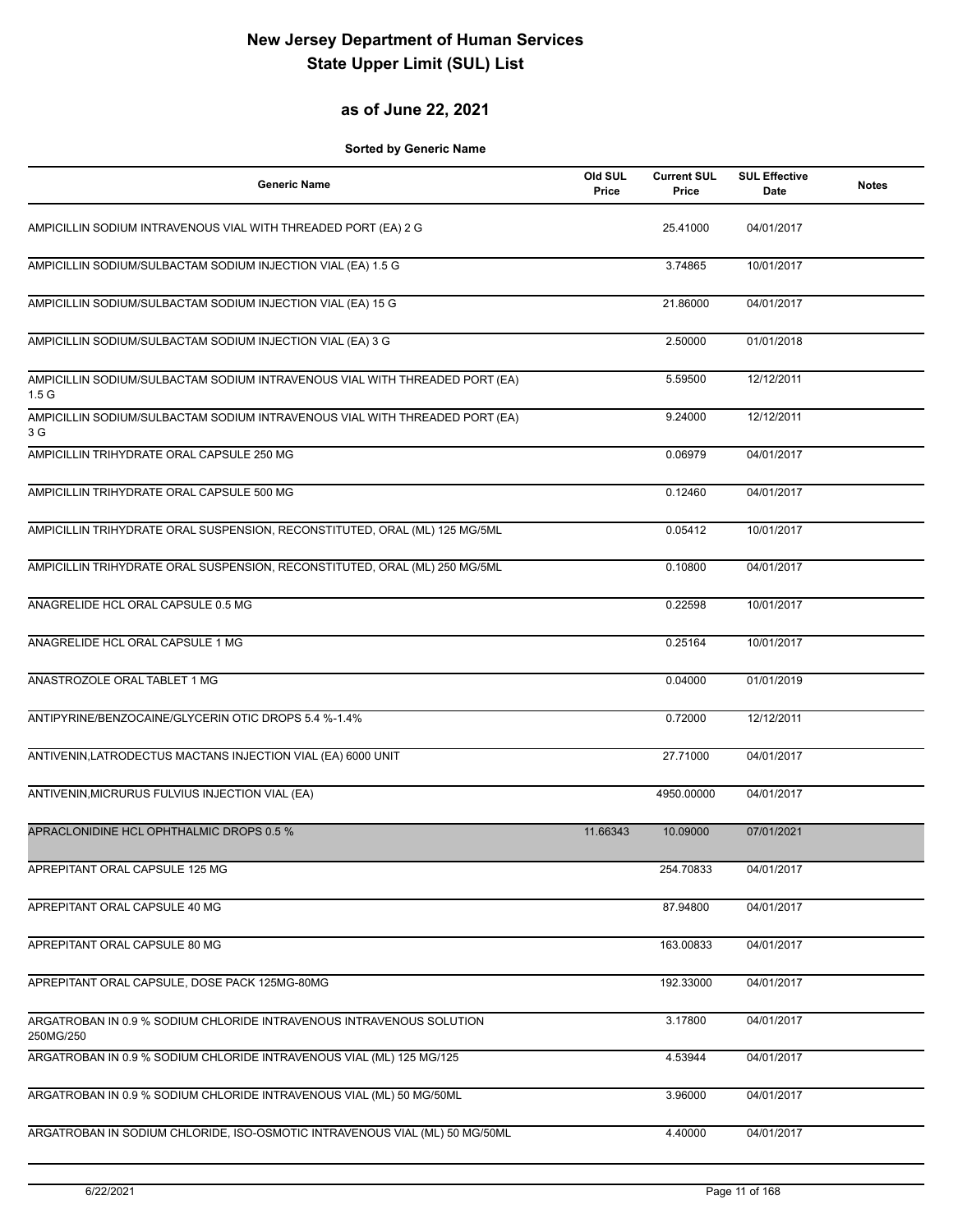# New Jersey Department of Human Services
# State Upper Limit (SUL) List

## as of June 22, 2021

**Sorted by Generic Name**

| Generic Name | Old SUL Price | Current SUL Price | SUL Effective Date | Notes |
|---|---|---|---|---|
| AMPICILLIN SODIUM INTRAVENOUS VIAL WITH THREADED PORT (EA) 2 G | | 25.41000 | 04/01/2017 | |
| AMPICILLIN SODIUM/SULBACTAM SODIUM INJECTION VIAL (EA) 1.5 G | | 3.74865 | 10/01/2017 | |
| AMPICILLIN SODIUM/SULBACTAM SODIUM INJECTION VIAL (EA) 15 G | | 21.86000 | 04/01/2017 | |
| AMPICILLIN SODIUM/SULBACTAM SODIUM INJECTION VIAL (EA) 3 G | | 2.50000 | 01/01/2018 | |
| AMPICILLIN SODIUM/SULBACTAM SODIUM INTRAVENOUS VIAL WITH THREADED PORT (EA) 1.5 G | | 5.59500 | 12/12/2011 | |
| AMPICILLIN SODIUM/SULBACTAM SODIUM INTRAVENOUS VIAL WITH THREADED PORT (EA) 3 G | | 9.24000 | 12/12/2011 | |
| AMPICILLIN TRIHYDRATE ORAL CAPSULE 250 MG | | 0.06979 | 04/01/2017 | |
| AMPICILLIN TRIHYDRATE ORAL CAPSULE 500 MG | | 0.12460 | 04/01/2017 | |
| AMPICILLIN TRIHYDRATE ORAL SUSPENSION, RECONSTITUTED, ORAL (ML) 125 MG/5ML | | 0.05412 | 10/01/2017 | |
| AMPICILLIN TRIHYDRATE ORAL SUSPENSION, RECONSTITUTED, ORAL (ML) 250 MG/5ML | | 0.10800 | 04/01/2017 | |
| ANAGRELIDE HCL ORAL CAPSULE 0.5 MG | | 0.22598 | 10/01/2017 | |
| ANAGRELIDE HCL ORAL CAPSULE 1 MG | | 0.25164 | 10/01/2017 | |
| ANASTROZOLE ORAL TABLET 1 MG | | 0.04000 | 01/01/2019 | |
| ANTIPYRINE/BENZOCAINE/GLYCERIN OTIC DROPS 5.4 %-1.4% | | 0.72000 | 12/12/2011 | |
| ANTIVENIN,LATRODECTUS MACTANS INJECTION VIAL (EA) 6000 UNIT | | 27.71000 | 04/01/2017 | |
| ANTIVENIN,MICRURUS FULVIUS INJECTION VIAL (EA) | | 4950.00000 | 04/01/2017 | |
| APRACLONIDINE HCL OPHTHALMIC DROPS 0.5 % | 11.66343 | 10.09000 | 07/01/2021 | |
| APREPITANT ORAL CAPSULE 125 MG | | 254.70833 | 04/01/2017 | |
| APREPITANT ORAL CAPSULE 40 MG | | 87.94800 | 04/01/2017 | |
| APREPITANT ORAL CAPSULE 80 MG | | 163.00833 | 04/01/2017 | |
| APREPITANT ORAL CAPSULE, DOSE PACK 125MG-80MG | | 192.33000 | 04/01/2017 | |
| ARGATROBAN IN 0.9 % SODIUM CHLORIDE INTRAVENOUS INTRAVENOUS SOLUTION 250MG/250 | | 3.17800 | 04/01/2017 | |
| ARGATROBAN IN 0.9 % SODIUM CHLORIDE INTRAVENOUS VIAL (ML) 125 MG/125 | | 4.53944 | 04/01/2017 | |
| ARGATROBAN IN 0.9 % SODIUM CHLORIDE INTRAVENOUS VIAL (ML) 50 MG/50ML | | 3.96000 | 04/01/2017 | |
| ARGATROBAN IN SODIUM CHLORIDE, ISO-OSMOTIC INTRAVENOUS VIAL (ML) 50 MG/50ML | | 4.40000 | 04/01/2017 | |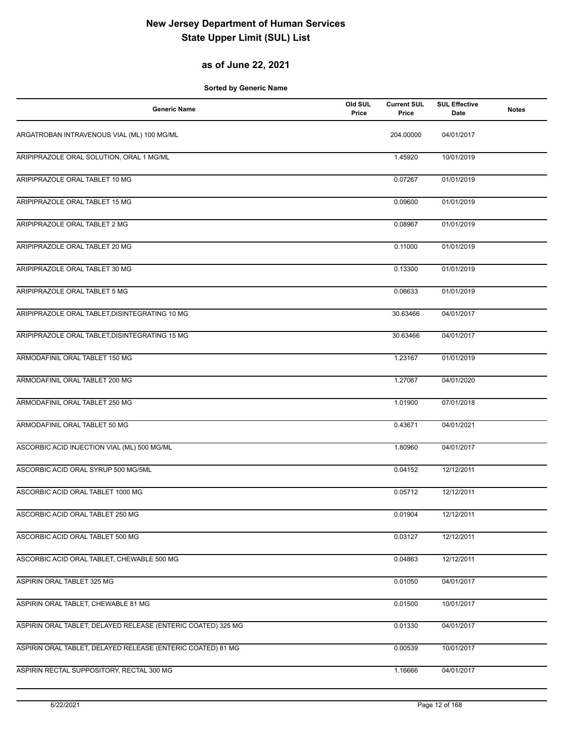# New Jersey Department of Human Services
# State Upper Limit (SUL) List

## as of June 22, 2021

**Sorted by Generic Name**

| Generic Name | Old SUL Price | Current SUL Price | SUL Effective Date | Notes |
|---|---|---|---|---|
| ARGATROBAN INTRAVENOUS VIAL (ML) 100 MG/ML | | 204.00000 | 04/01/2017 | |
| ARIPIPRAZOLE ORAL SOLUTION, ORAL 1 MG/ML | | 1.45920 | 10/01/2019 | |
| ARIPIPRAZOLE ORAL TABLET 10 MG | | 0.07267 | 01/01/2019 | |
| ARIPIPRAZOLE ORAL TABLET 15 MG | | 0.09600 | 01/01/2019 | |
| ARIPIPRAZOLE ORAL TABLET 2 MG | | 0.08967 | 01/01/2019 | |
| ARIPIPRAZOLE ORAL TABLET 20 MG | | 0.11000 | 01/01/2019 | |
| ARIPIPRAZOLE ORAL TABLET 30 MG | | 0.13300 | 01/01/2019 | |
| ARIPIPRAZOLE ORAL TABLET 5 MG | | 0.06633 | 01/01/2019 | |
| ARIPIPRAZOLE ORAL TABLET,DISINTEGRATING 10 MG | | 30.63466 | 04/01/2017 | |
| ARIPIPRAZOLE ORAL TABLET,DISINTEGRATING 15 MG | | 30.63466 | 04/01/2017 | |
| ARMODAFINIL ORAL TABLET 150 MG | | 1.23167 | 01/01/2019 | |
| ARMODAFINIL ORAL TABLET 200 MG | | 1.27067 | 04/01/2020 | |
| ARMODAFINIL ORAL TABLET 250 MG | | 1.01900 | 07/01/2018 | |
| ARMODAFINIL ORAL TABLET 50 MG | | 0.43671 | 04/01/2021 | |
| ASCORBIC ACID INJECTION VIAL (ML) 500 MG/ML | | 1.80960 | 04/01/2017 | |
| ASCORBIC ACID ORAL SYRUP 500 MG/5ML | | 0.04152 | 12/12/2011 | |
| ASCORBIC ACID ORAL TABLET 1000 MG | | 0.05712 | 12/12/2011 | |
| ASCORBIC ACID ORAL TABLET 250 MG | | 0.01904 | 12/12/2011 | |
| ASCORBIC ACID ORAL TABLET 500 MG | | 0.03127 | 12/12/2011 | |
| ASCORBIC ACID ORAL TABLET, CHEWABLE 500 MG | | 0.04863 | 12/12/2011 | |
| ASPIRIN ORAL TABLET 325 MG | | 0.01050 | 04/01/2017 | |
| ASPIRIN ORAL TABLET, CHEWABLE 81 MG | | 0.01500 | 10/01/2017 | |
| ASPIRIN ORAL TABLET, DELAYED RELEASE (ENTERIC COATED) 325 MG | | 0.01330 | 04/01/2017 | |
| ASPIRIN ORAL TABLET, DELAYED RELEASE (ENTERIC COATED) 81 MG | | 0.00539 | 10/01/2017 | |
| ASPIRIN RECTAL SUPPOSITORY, RECTAL 300 MG | | 1.16666 | 04/01/2017 | |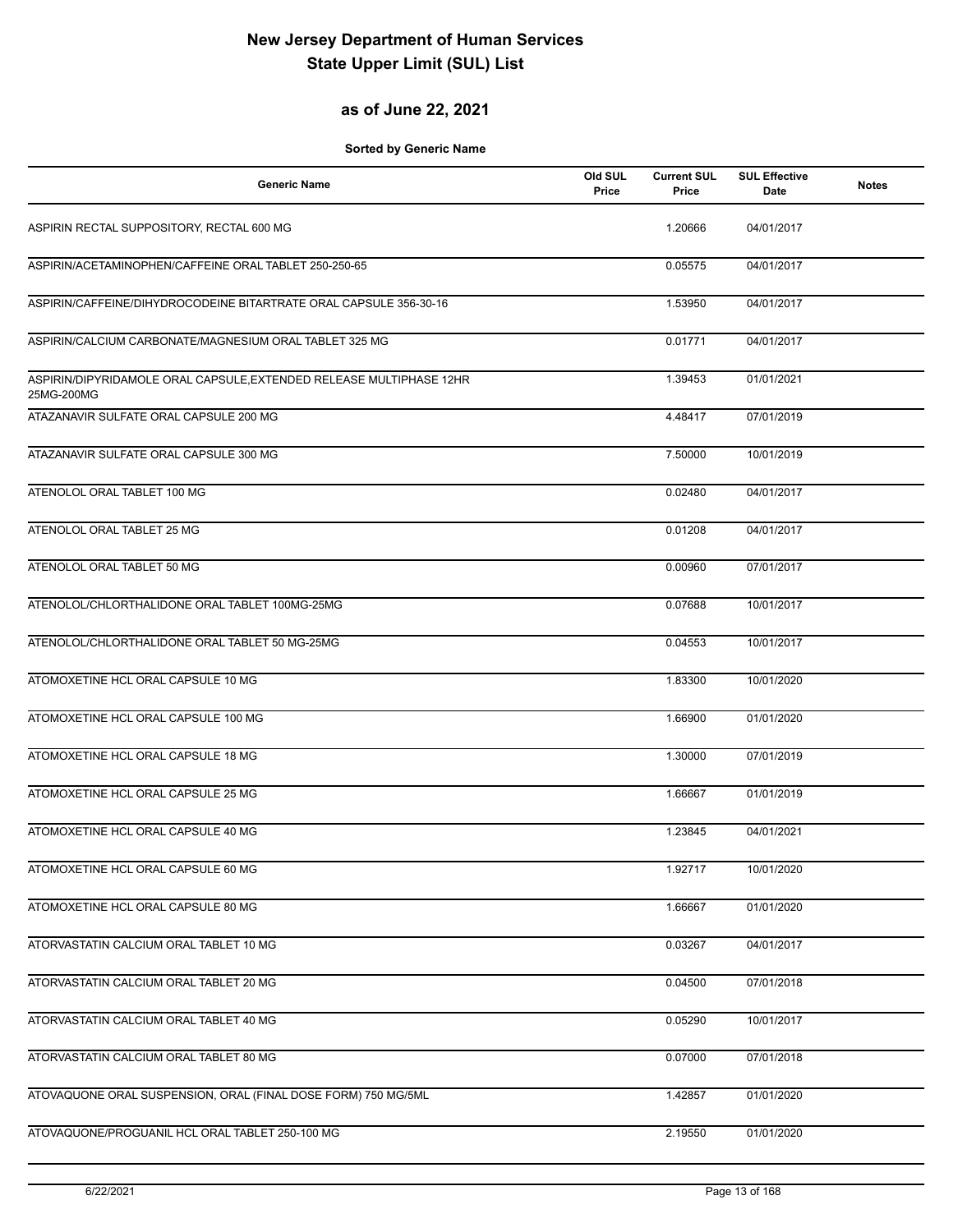# New Jersey Department of Human Services
# State Upper Limit (SUL) List

## as of June 22, 2021

**Sorted by Generic Name**

| Generic Name | Old SUL Price | Current SUL Price | SUL Effective Date | Notes |
|---|---|---|---|---|
| ASPIRIN RECTAL SUPPOSITORY, RECTAL 600 MG | | 1.20666 | 04/01/2017 | |
| ASPIRIN/ACETAMINOPHEN/CAFFEINE ORAL TABLET 250-250-65 | | 0.05575 | 04/01/2017 | |
| ASPIRIN/CAFFEINE/DIHYDROCODEINE BITARTRATE ORAL CAPSULE 356-30-16 | | 1.53950 | 04/01/2017 | |
| ASPIRIN/CALCIUM CARBONATE/MAGNESIUM ORAL TABLET 325 MG | | 0.01771 | 04/01/2017 | |
| ASPIRIN/DIPYRIDAMOLE ORAL CAPSULE,EXTENDED RELEASE MULTIPHASE 12HR 25MG-200MG | | 1.39453 | 01/01/2021 | |
| ATAZANAVIR SULFATE ORAL CAPSULE 200 MG | | 4.48417 | 07/01/2019 | |
| ATAZANAVIR SULFATE ORAL CAPSULE 300 MG | | 7.50000 | 10/01/2019 | |
| ATENOLOL ORAL TABLET 100 MG | | 0.02480 | 04/01/2017 | |
| ATENOLOL ORAL TABLET 25 MG | | 0.01208 | 04/01/2017 | |
| ATENOLOL ORAL TABLET 50 MG | | 0.00960 | 07/01/2017 | |
| ATENOLOL/CHLORTHALIDONE ORAL TABLET 100MG-25MG | | 0.07688 | 10/01/2017 | |
| ATENOLOL/CHLORTHALIDONE ORAL TABLET 50 MG-25MG | | 0.04553 | 10/01/2017 | |
| ATOMOXETINE HCL ORAL CAPSULE 10 MG | | 1.83300 | 10/01/2020 | |
| ATOMOXETINE HCL ORAL CAPSULE 100 MG | | 1.66900 | 01/01/2020 | |
| ATOMOXETINE HCL ORAL CAPSULE 18 MG | | 1.30000 | 07/01/2019 | |
| ATOMOXETINE HCL ORAL CAPSULE 25 MG | | 1.66667 | 01/01/2019 | |
| ATOMOXETINE HCL ORAL CAPSULE 40 MG | | 1.23845 | 04/01/2021 | |
| ATOMOXETINE HCL ORAL CAPSULE 60 MG | | 1.92717 | 10/01/2020 | |
| ATOMOXETINE HCL ORAL CAPSULE 80 MG | | 1.66667 | 01/01/2020 | |
| ATORVASTATIN CALCIUM ORAL TABLET 10 MG | | 0.03267 | 04/01/2017 | |
| ATORVASTATIN CALCIUM ORAL TABLET 20 MG | | 0.04500 | 07/01/2018 | |
| ATORVASTATIN CALCIUM ORAL TABLET 40 MG | | 0.05290 | 10/01/2017 | |
| ATORVASTATIN CALCIUM ORAL TABLET 80 MG | | 0.07000 | 07/01/2018 | |
| ATOVAQUONE ORAL SUSPENSION, ORAL (FINAL DOSE FORM) 750 MG/5ML | | 1.42857 | 01/01/2020 | |
| ATOVAQUONE/PROGUANIL HCL ORAL TABLET 250-100 MG | | 2.19550 | 01/01/2020 | |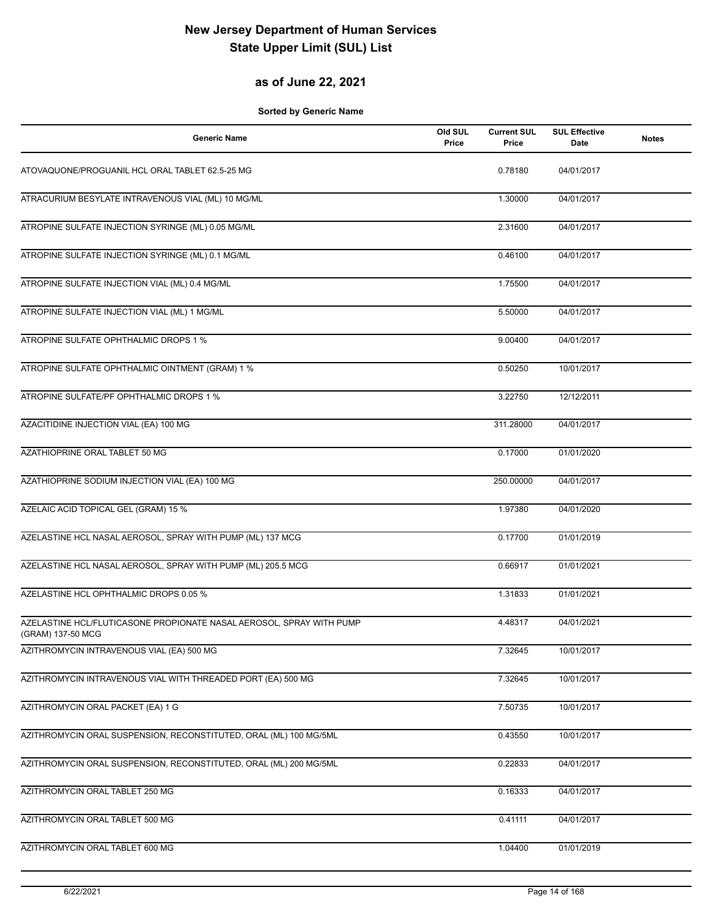# New Jersey Department of Human Services
# State Upper Limit (SUL) List

## as of June 22, 2021

**Sorted by Generic Name**

| Generic Name | Old SUL Price | Current SUL Price | SUL Effective Date | Notes |
|---|---|---|---|---|
| ATOVAQUONE/PROGUANIL HCL ORAL TABLET 62.5-25 MG | | 0.78180 | 04/01/2017 | |
| ATRACURIUM BESYLATE INTRAVENOUS VIAL (ML) 10 MG/ML | | 1.30000 | 04/01/2017 | |
| ATROPINE SULFATE INJECTION SYRINGE (ML) 0.05 MG/ML | | 2.31600 | 04/01/2017 | |
| ATROPINE SULFATE INJECTION SYRINGE (ML) 0.1 MG/ML | | 0.46100 | 04/01/2017 | |
| ATROPINE SULFATE INJECTION VIAL (ML) 0.4 MG/ML | | 1.75500 | 04/01/2017 | |
| ATROPINE SULFATE INJECTION VIAL (ML) 1 MG/ML | | 5.50000 | 04/01/2017 | |
| ATROPINE SULFATE OPHTHALMIC DROPS 1 % | | 9.00400 | 04/01/2017 | |
| ATROPINE SULFATE OPHTHALMIC OINTMENT (GRAM) 1 % | | 0.50250 | 10/01/2017 | |
| ATROPINE SULFATE/PF OPHTHALMIC DROPS 1 % | | 3.22750 | 12/12/2011 | |
| AZACITIDINE INJECTION VIAL (EA) 100 MG | | 311.28000 | 04/01/2017 | |
| AZATHIOPRINE ORAL TABLET 50 MG | | 0.17000 | 01/01/2020 | |
| AZATHIOPRINE SODIUM INJECTION VIAL (EA) 100 MG | | 250.00000 | 04/01/2017 | |
| AZELAIC ACID TOPICAL GEL (GRAM) 15 % | | 1.97380 | 04/01/2020 | |
| AZELASTINE HCL NASAL AEROSOL, SPRAY WITH PUMP (ML) 137 MCG | | 0.17700 | 01/01/2019 | |
| AZELASTINE HCL NASAL AEROSOL, SPRAY WITH PUMP (ML) 205.5 MCG | | 0.66917 | 01/01/2021 | |
| AZELASTINE HCL OPHTHALMIC DROPS 0.05 % | | 1.31833 | 01/01/2021 | |
| AZELASTINE HCL/FLUTICASONE PROPIONATE NASAL AEROSOL, SPRAY WITH PUMP (GRAM) 137-50 MCG | | 4.48317 | 04/01/2021 | |
| AZITHROMYCIN INTRAVENOUS VIAL (EA) 500 MG | | 7.32645 | 10/01/2017 | |
| AZITHROMYCIN INTRAVENOUS VIAL WITH THREADED PORT (EA) 500 MG | | 7.32645 | 10/01/2017 | |
| AZITHROMYCIN ORAL PACKET (EA) 1 G | | 7.50735 | 10/01/2017 | |
| AZITHROMYCIN ORAL SUSPENSION, RECONSTITUTED, ORAL (ML) 100 MG/5ML | | 0.43550 | 10/01/2017 | |
| AZITHROMYCIN ORAL SUSPENSION, RECONSTITUTED, ORAL (ML) 200 MG/5ML | | 0.22833 | 04/01/2017 | |
| AZITHROMYCIN ORAL TABLET 250 MG | | 0.16333 | 04/01/2017 | |
| AZITHROMYCIN ORAL TABLET 500 MG | | 0.41111 | 04/01/2017 | |
| AZITHROMYCIN ORAL TABLET 600 MG | | 1.04400 | 01/01/2019 | |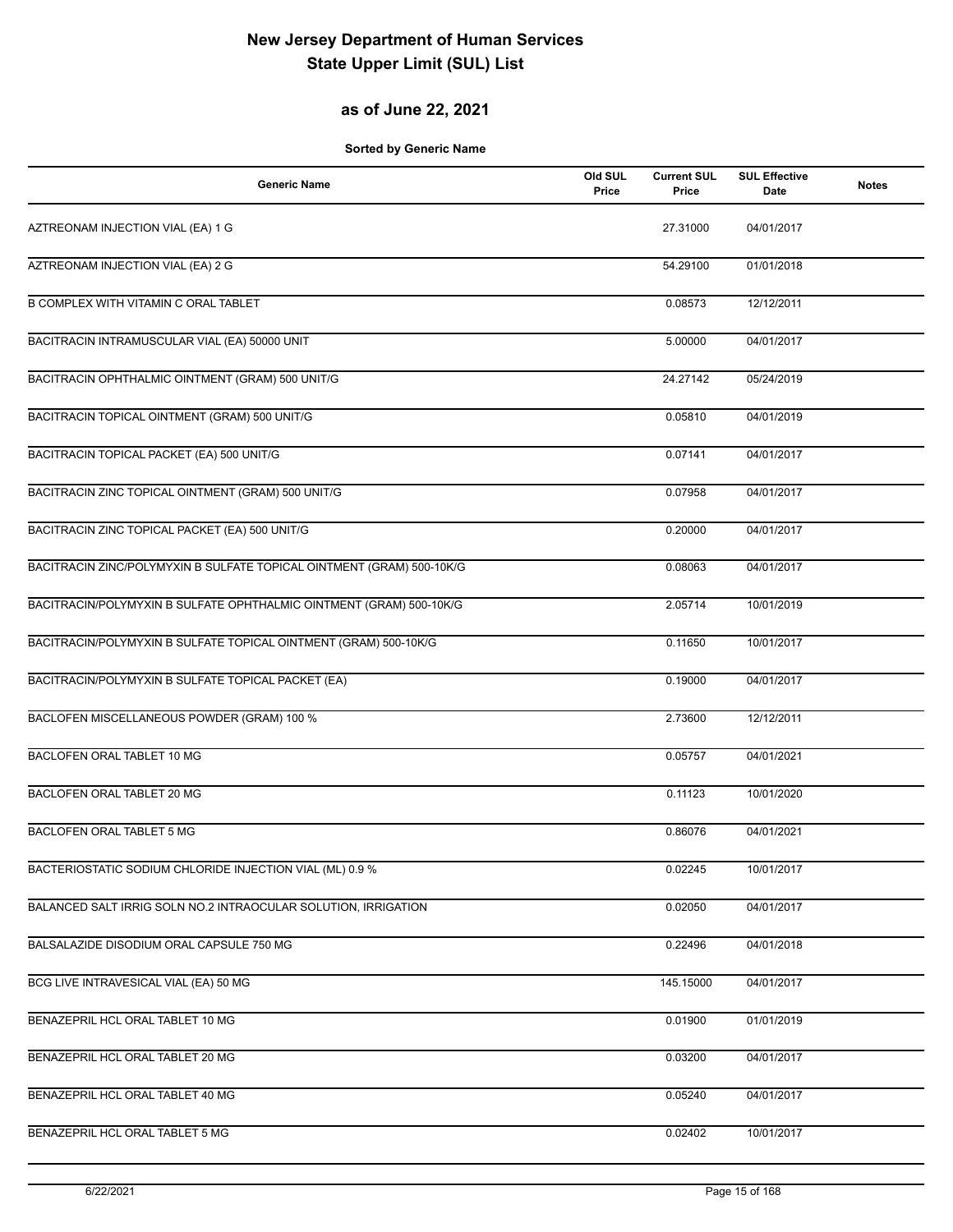# New Jersey Department of Human Services
# State Upper Limit (SUL) List

## as of June 22, 2021

**Sorted by Generic Name**

| Generic Name | Old SUL Price | Current SUL Price | SUL Effective Date | Notes |
|---|---|---|---|---|
| AZTREONAM INJECTION VIAL (EA) 1 G | | 27.31000 | 04/01/2017 | |
| AZTREONAM INJECTION VIAL (EA) 2 G | | 54.29100 | 01/01/2018 | |
| B COMPLEX WITH VITAMIN C ORAL TABLET | | 0.08573 | 12/12/2011 | |
| BACITRACIN INTRAMUSCULAR VIAL (EA) 50000 UNIT | | 5.00000 | 04/01/2017 | |
| BACITRACIN OPHTHALMIC OINTMENT (GRAM) 500 UNIT/G | | 24.27142 | 05/24/2019 | |
| BACITRACIN TOPICAL OINTMENT (GRAM) 500 UNIT/G | | 0.05810 | 04/01/2019 | |
| BACITRACIN TOPICAL PACKET (EA) 500 UNIT/G | | 0.07141 | 04/01/2017 | |
| BACITRACIN ZINC TOPICAL OINTMENT (GRAM) 500 UNIT/G | | 0.07958 | 04/01/2017 | |
| BACITRACIN ZINC TOPICAL PACKET (EA) 500 UNIT/G | | 0.20000 | 04/01/2017 | |
| BACITRACIN ZINC/POLYMYXIN B SULFATE TOPICAL OINTMENT (GRAM) 500-10K/G | | 0.08063 | 04/01/2017 | |
| BACITRACIN/POLYMYXIN B SULFATE OPHTHALMIC OINTMENT (GRAM) 500-10K/G | | 2.05714 | 10/01/2019 | |
| BACITRACIN/POLYMYXIN B SULFATE TOPICAL OINTMENT (GRAM) 500-10K/G | | 0.11650 | 10/01/2017 | |
| BACITRACIN/POLYMYXIN B SULFATE TOPICAL PACKET (EA) | | 0.19000 | 04/01/2017 | |
| BACLOFEN MISCELLANEOUS POWDER (GRAM) 100 % | | 2.73600 | 12/12/2011 | |
| BACLOFEN ORAL TABLET 10 MG | | 0.05757 | 04/01/2021 | |
| BACLOFEN ORAL TABLET 20 MG | | 0.11123 | 10/01/2020 | |
| BACLOFEN ORAL TABLET 5 MG | | 0.86076 | 04/01/2021 | |
| BACTERIOSTATIC SODIUM CHLORIDE INJECTION VIAL (ML) 0.9 % | | 0.02245 | 10/01/2017 | |
| BALANCED SALT IRRIG SOLN NO.2 INTRAOCULAR SOLUTION, IRRIGATION | | 0.02050 | 04/01/2017 | |
| BALSALAZIDE DISODIUM ORAL CAPSULE 750 MG | | 0.22496 | 04/01/2018 | |
| BCG LIVE INTRAVESICAL VIAL (EA) 50 MG | | 145.15000 | 04/01/2017 | |
| BENAZEPRIL HCL ORAL TABLET 10 MG | | 0.01900 | 01/01/2019 | |
| BENAZEPRIL HCL ORAL TABLET 20 MG | | 0.03200 | 04/01/2017 | |
| BENAZEPRIL HCL ORAL TABLET 40 MG | | 0.05240 | 04/01/2017 | |
| BENAZEPRIL HCL ORAL TABLET 5 MG | | 0.02402 | 10/01/2017 | |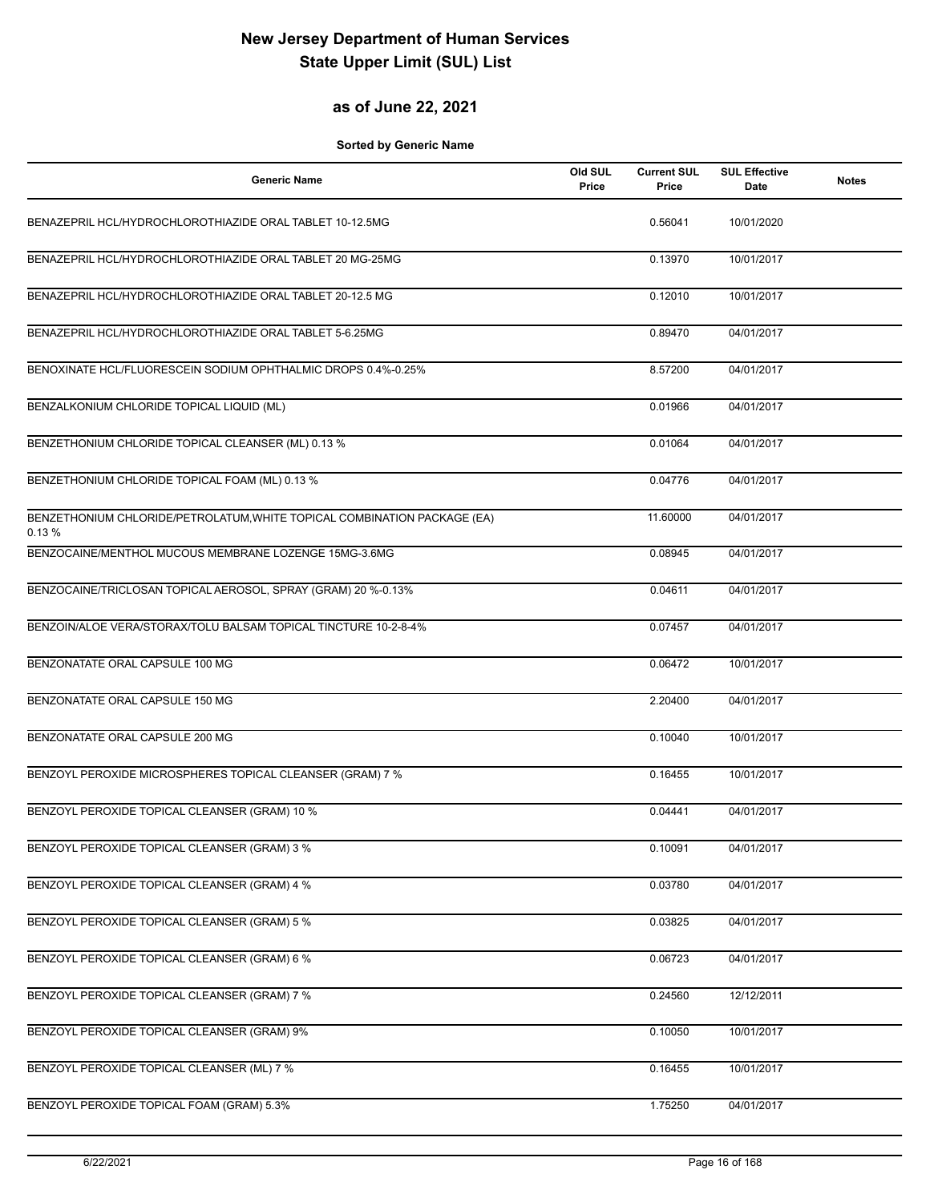# New Jersey Department of Human Services
# State Upper Limit (SUL) List

## as of June 22, 2021

**Sorted by Generic Name**

| Generic Name | Old SUL Price | Current SUL Price | SUL Effective Date | Notes |
|---|---|---|---|---|
| BENAZEPRIL HCL/HYDROCHLOROTHIAZIDE ORAL TABLET 10-12.5MG | | 0.56041 | 10/01/2020 | |
| BENAZEPRIL HCL/HYDROCHLOROTHIAZIDE ORAL TABLET 20 MG-25MG | | 0.13970 | 10/01/2017 | |
| BENAZEPRIL HCL/HYDROCHLOROTHIAZIDE ORAL TABLET 20-12.5 MG | | 0.12010 | 10/01/2017 | |
| BENAZEPRIL HCL/HYDROCHLOROTHIAZIDE ORAL TABLET 5-6.25MG | | 0.89470 | 04/01/2017 | |
| BENOXINATE HCL/FLUORESCEIN SODIUM OPHTHALMIC DROPS 0.4%-0.25% | | 8.57200 | 04/01/2017 | |
| BENZALKONIUM CHLORIDE TOPICAL LIQUID (ML) | | 0.01966 | 04/01/2017 | |
| BENZETHONIUM CHLORIDE TOPICAL CLEANSER (ML) 0.13 % | | 0.01064 | 04/01/2017 | |
| BENZETHONIUM CHLORIDE TOPICAL FOAM (ML) 0.13 % | | 0.04776 | 04/01/2017 | |
| BENZETHONIUM CHLORIDE/PETROLATUM,WHITE TOPICAL COMBINATION PACKAGE (EA) 0.13 % | | 11.60000 | 04/01/2017 | |
| BENZOCAINE/MENTHOL MUCOUS MEMBRANE LOZENGE 15MG-3.6MG | | 0.08945 | 04/01/2017 | |
| BENZOCAINE/TRICLOSAN TOPICAL AEROSOL, SPRAY (GRAM) 20 %-0.13% | | 0.04611 | 04/01/2017 | |
| BENZOIN/ALOE VERA/STORAX/TOLU BALSAM TOPICAL TINCTURE 10-2-8-4% | | 0.07457 | 04/01/2017 | |
| BENZONATATE ORAL CAPSULE 100 MG | | 0.06472 | 10/01/2017 | |
| BENZONATATE ORAL CAPSULE 150 MG | | 2.20400 | 04/01/2017 | |
| BENZONATATE ORAL CAPSULE 200 MG | | 0.10040 | 10/01/2017 | |
| BENZOYL PEROXIDE MICROSPHERES TOPICAL CLEANSER (GRAM) 7 % | | 0.16455 | 10/01/2017 | |
| BENZOYL PEROXIDE TOPICAL CLEANSER (GRAM) 10 % | | 0.04441 | 04/01/2017 | |
| BENZOYL PEROXIDE TOPICAL CLEANSER (GRAM) 3 % | | 0.10091 | 04/01/2017 | |
| BENZOYL PEROXIDE TOPICAL CLEANSER (GRAM) 4 % | | 0.03780 | 04/01/2017 | |
| BENZOYL PEROXIDE TOPICAL CLEANSER (GRAM) 5 % | | 0.03825 | 04/01/2017 | |
| BENZOYL PEROXIDE TOPICAL CLEANSER (GRAM) 6 % | | 0.06723 | 04/01/2017 | |
| BENZOYL PEROXIDE TOPICAL CLEANSER (GRAM) 7 % | | 0.24560 | 12/12/2011 | |
| BENZOYL PEROXIDE TOPICAL CLEANSER (GRAM) 9% | | 0.10050 | 10/01/2017 | |
| BENZOYL PEROXIDE TOPICAL CLEANSER (ML) 7 % | | 0.16455 | 10/01/2017 | |
| BENZOYL PEROXIDE TOPICAL FOAM (GRAM) 5.3% | | 1.75250 | 04/01/2017 | |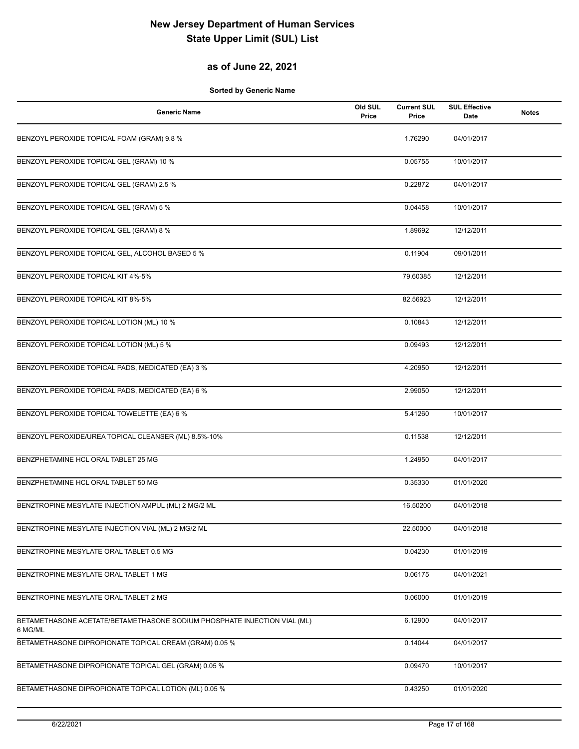# New Jersey Department of Human Services
# State Upper Limit (SUL) List

## as of June 22, 2021

**Sorted by Generic Name**

| Generic Name | Old SUL Price | Current SUL Price | SUL Effective Date | Notes |
|---|---|---|---|---|
| BENZOYL PEROXIDE TOPICAL FOAM (GRAM) 9.8 % | | 1.76290 | 04/01/2017 | |
| BENZOYL PEROXIDE TOPICAL GEL (GRAM) 10 % | | 0.05755 | 10/01/2017 | |
| BENZOYL PEROXIDE TOPICAL GEL (GRAM) 2.5 % | | 0.22872 | 04/01/2017 | |
| BENZOYL PEROXIDE TOPICAL GEL (GRAM) 5 % | | 0.04458 | 10/01/2017 | |
| BENZOYL PEROXIDE TOPICAL GEL (GRAM) 8 % | | 1.89692 | 12/12/2011 | |
| BENZOYL PEROXIDE TOPICAL GEL, ALCOHOL BASED 5 % | | 0.11904 | 09/01/2011 | |
| BENZOYL PEROXIDE TOPICAL KIT 4%-5% | | 79.60385 | 12/12/2011 | |
| BENZOYL PEROXIDE TOPICAL KIT 8%-5% | | 82.56923 | 12/12/2011 | |
| BENZOYL PEROXIDE TOPICAL LOTION (ML) 10 % | | 0.10843 | 12/12/2011 | |
| BENZOYL PEROXIDE TOPICAL LOTION (ML) 5 % | | 0.09493 | 12/12/2011 | |
| BENZOYL PEROXIDE TOPICAL PADS, MEDICATED (EA) 3 % | | 4.20950 | 12/12/2011 | |
| BENZOYL PEROXIDE TOPICAL PADS, MEDICATED (EA) 6 % | | 2.99050 | 12/12/2011 | |
| BENZOYL PEROXIDE TOPICAL TOWELETTE (EA) 6 % | | 5.41260 | 10/01/2017 | |
| BENZOYL PEROXIDE/UREA TOPICAL CLEANSER (ML) 8.5%-10% | | 0.11538 | 12/12/2011 | |
| BENZPHETAMINE HCL ORAL TABLET 25 MG | | 1.24950 | 04/01/2017 | |
| BENZPHETAMINE HCL ORAL TABLET 50 MG | | 0.35330 | 01/01/2020 | |
| BENZTROPINE MESYLATE INJECTION AMPUL (ML) 2 MG/2 ML | | 16.50200 | 04/01/2018 | |
| BENZTROPINE MESYLATE INJECTION VIAL (ML) 2 MG/2 ML | | 22.50000 | 04/01/2018 | |
| BENZTROPINE MESYLATE ORAL TABLET 0.5 MG | | 0.04230 | 01/01/2019 | |
| BENZTROPINE MESYLATE ORAL TABLET 1 MG | | 0.06175 | 04/01/2021 | |
| BENZTROPINE MESYLATE ORAL TABLET 2 MG | | 0.06000 | 01/01/2019 | |
| BETAMETHASONE ACETATE/BETAMETHASONE SODIUM PHOSPHATE INJECTION VIAL (ML) 6 MG/ML | | 6.12900 | 04/01/2017 | |
| BETAMETHASONE DIPROPIONATE TOPICAL CREAM (GRAM) 0.05 % | | 0.14044 | 04/01/2017 | |
| BETAMETHASONE DIPROPIONATE TOPICAL GEL (GRAM) 0.05 % | | 0.09470 | 10/01/2017 | |
| BETAMETHASONE DIPROPIONATE TOPICAL LOTION (ML) 0.05 % | | 0.43250 | 01/01/2020 | |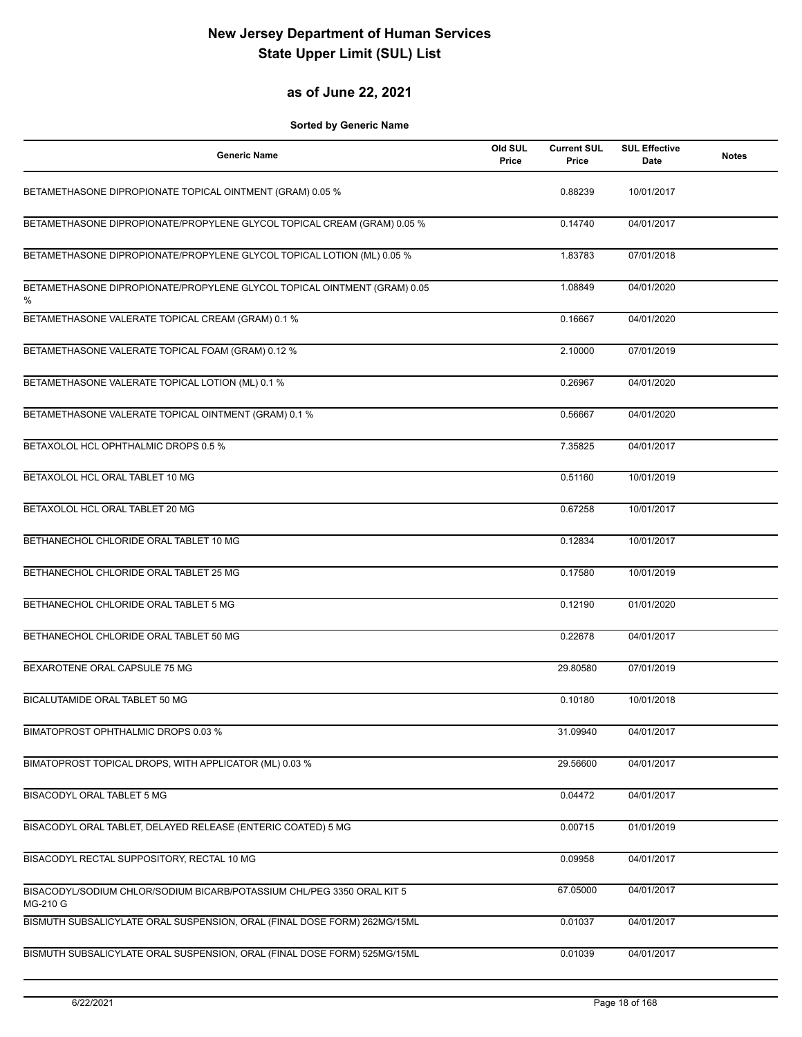# New Jersey Department of Human Services
# State Upper Limit (SUL) List

## as of June 22, 2021

**Sorted by Generic Name**

| Generic Name | Old SUL Price | Current SUL Price | SUL Effective Date | Notes |
|---|---|---|---|---|
| BETAMETHASONE DIPROPIONATE TOPICAL OINTMENT (GRAM) 0.05 % | | 0.88239 | 10/01/2017 | |
| BETAMETHASONE DIPROPIONATE/PROPYLENE GLYCOL TOPICAL CREAM (GRAM) 0.05 % | | 0.14740 | 04/01/2017 | |
| BETAMETHASONE DIPROPIONATE/PROPYLENE GLYCOL TOPICAL LOTION (ML) 0.05 % | | 1.83783 | 07/01/2018 | |
| BETAMETHASONE DIPROPIONATE/PROPYLENE GLYCOL TOPICAL OINTMENT (GRAM) 0.05 % | | 1.08849 | 04/01/2020 | |
| BETAMETHASONE VALERATE TOPICAL CREAM (GRAM) 0.1 % | | 0.16667 | 04/01/2020 | |
| BETAMETHASONE VALERATE TOPICAL FOAM (GRAM) 0.12 % | | 2.10000 | 07/01/2019 | |
| BETAMETHASONE VALERATE TOPICAL LOTION (ML) 0.1 % | | 0.26967 | 04/01/2020 | |
| BETAMETHASONE VALERATE TOPICAL OINTMENT (GRAM) 0.1 % | | 0.56667 | 04/01/2020 | |
| BETAXOLOL HCL OPHTHALMIC DROPS 0.5 % | | 7.35825 | 04/01/2017 | |
| BETAXOLOL HCL ORAL TABLET 10 MG | | 0.51160 | 10/01/2019 | |
| BETAXOLOL HCL ORAL TABLET 20 MG | | 0.67258 | 10/01/2017 | |
| BETHANECHOL CHLORIDE ORAL TABLET 10 MG | | 0.12834 | 10/01/2017 | |
| BETHANECHOL CHLORIDE ORAL TABLET 25 MG | | 0.17580 | 10/01/2019 | |
| BETHANECHOL CHLORIDE ORAL TABLET 5 MG | | 0.12190 | 01/01/2020 | |
| BETHANECHOL CHLORIDE ORAL TABLET 50 MG | | 0.22678 | 04/01/2017 | |
| BEXAROTENE ORAL CAPSULE 75 MG | | 29.80580 | 07/01/2019 | |
| BICALUTAMIDE ORAL TABLET 50 MG | | 0.10180 | 10/01/2018 | |
| BIMATOPROST OPHTHALMIC DROPS 0.03 % | | 31.09940 | 04/01/2017 | |
| BIMATOPROST TOPICAL DROPS, WITH APPLICATOR (ML) 0.03 % | | 29.56600 | 04/01/2017 | |
| BISACODYL ORAL TABLET 5 MG | | 0.04472 | 04/01/2017 | |
| BISACODYL ORAL TABLET, DELAYED RELEASE (ENTERIC COATED) 5 MG | | 0.00715 | 01/01/2019 | |
| BISACODYL RECTAL SUPPOSITORY, RECTAL 10 MG | | 0.09958 | 04/01/2017 | |
| BISACODYL/SODIUM CHLOR/SODIUM BICARB/POTASSIUM CHL/PEG 3350 ORAL KIT 5 MG-210 G | | 67.05000 | 04/01/2017 | |
| BISMUTH SUBSALICYLATE ORAL SUSPENSION, ORAL (FINAL DOSE FORM) 262MG/15ML | | 0.01037 | 04/01/2017 | |
| BISMUTH SUBSALICYLATE ORAL SUSPENSION, ORAL (FINAL DOSE FORM) 525MG/15ML | | 0.01039 | 04/01/2017 | |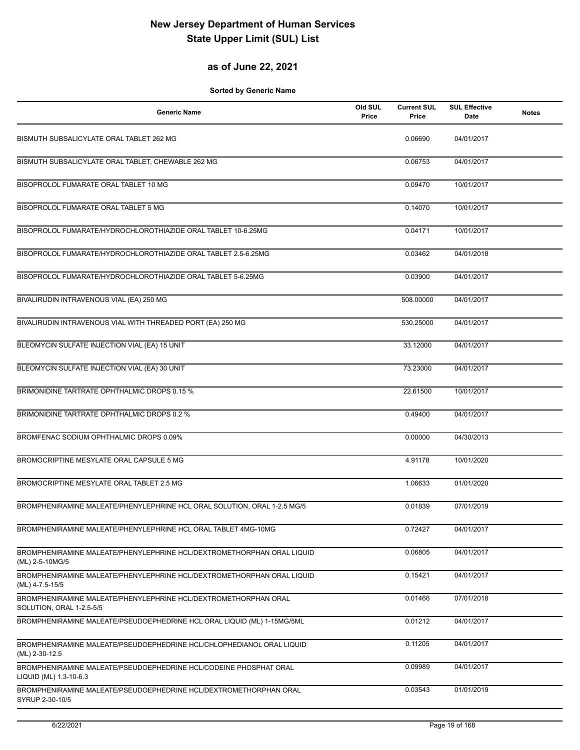# New Jersey Department of Human Services
# State Upper Limit (SUL) List

## as of June 22, 2021

**Sorted by Generic Name**

| Generic Name | Old SUL Price | Current SUL Price | SUL Effective Date | Notes |
|---|---|---|---|---|
| BISMUTH SUBSALICYLATE ORAL TABLET 262 MG | | 0.06690 | 04/01/2017 | |
| BISMUTH SUBSALICYLATE ORAL TABLET, CHEWABLE 262 MG | | 0.06753 | 04/01/2017 | |
| BISOPROLOL FUMARATE ORAL TABLET 10 MG | | 0.09470 | 10/01/2017 | |
| BISOPROLOL FUMARATE ORAL TABLET 5 MG | | 0.14070 | 10/01/2017 | |
| BISOPROLOL FUMARATE/HYDROCHLOROTHIAZIDE ORAL TABLET 10-6.25MG | | 0.04171 | 10/01/2017 | |
| BISOPROLOL FUMARATE/HYDROCHLOROTHIAZIDE ORAL TABLET 2.5-6.25MG | | 0.03462 | 04/01/2018 | |
| BISOPROLOL FUMARATE/HYDROCHLOROTHIAZIDE ORAL TABLET 5-6.25MG | | 0.03900 | 04/01/2017 | |
| BIVALIRUDIN INTRAVENOUS VIAL (EA) 250 MG | | 508.00000 | 04/01/2017 | |
| BIVALIRUDIN INTRAVENOUS VIAL WITH THREADED PORT (EA) 250 MG | | 530.25000 | 04/01/2017 | |
| BLEOMYCIN SULFATE INJECTION VIAL (EA) 15 UNIT | | 33.12000 | 04/01/2017 | |
| BLEOMYCIN SULFATE INJECTION VIAL (EA) 30 UNIT | | 73.23000 | 04/01/2017 | |
| BRIMONIDINE TARTRATE OPHTHALMIC DROPS 0.15 % | | 22.61500 | 10/01/2017 | |
| BRIMONIDINE TARTRATE OPHTHALMIC DROPS 0.2 % | | 0.49400 | 04/01/2017 | |
| BROMFENAC SODIUM OPHTHALMIC DROPS 0.09% | | 0.00000 | 04/30/2013 | |
| BROMOCRIPTINE MESYLATE ORAL CAPSULE 5 MG | | 4.91178 | 10/01/2020 | |
| BROMOCRIPTINE MESYLATE ORAL TABLET 2.5 MG | | 1.06633 | 01/01/2020 | |
| BROMPHENIRAMINE MALEATE/PHENYLEPHRINE HCL ORAL SOLUTION, ORAL 1-2.5 MG/5 | | 0.01839 | 07/01/2019 | |
| BROMPHENIRAMINE MALEATE/PHENYLEPHRINE HCL ORAL TABLET 4MG-10MG | | 0.72427 | 04/01/2017 | |
| BROMPHENIRAMINE MALEATE/PHENYLEPHRINE HCL/DEXTROMETHORPHAN ORAL LIQUID (ML) 2-5-10MG/5 | | 0.06805 | 04/01/2017 | |
| BROMPHENIRAMINE MALEATE/PHENYLEPHRINE HCL/DEXTROMETHORPHAN ORAL LIQUID (ML) 4-7.5-15/5 | | 0.15421 | 04/01/2017 | |
| BROMPHENIRAMINE MALEATE/PHENYLEPHRINE HCL/DEXTROMETHORPHAN ORAL SOLUTION, ORAL 1-2.5-5/5 | | 0.01466 | 07/01/2018 | |
| BROMPHENIRAMINE MALEATE/PSEUDOEPHEDRINE HCL ORAL LIQUID (ML) 1-15MG/5ML | | 0.01212 | 04/01/2017 | |
| BROMPHENIRAMINE MALEATE/PSEUDOEPHEDRINE HCL/CHLOPHEDIANOL ORAL LIQUID (ML) 2-30-12.5 | | 0.11205 | 04/01/2017 | |
| BROMPHENIRAMINE MALEATE/PSEUDOEPHEDRINE HCL/CODEINE PHOSPHAT ORAL LIQUID (ML) 1.3-10-6.3 | | 0.09989 | 04/01/2017 | |
| BROMPHENIRAMINE MALEATE/PSEUDOEPHEDRINE HCL/DEXTROMETHORPHAN ORAL SYRUP 2-30-10/5 | | 0.03543 | 01/01/2019 | |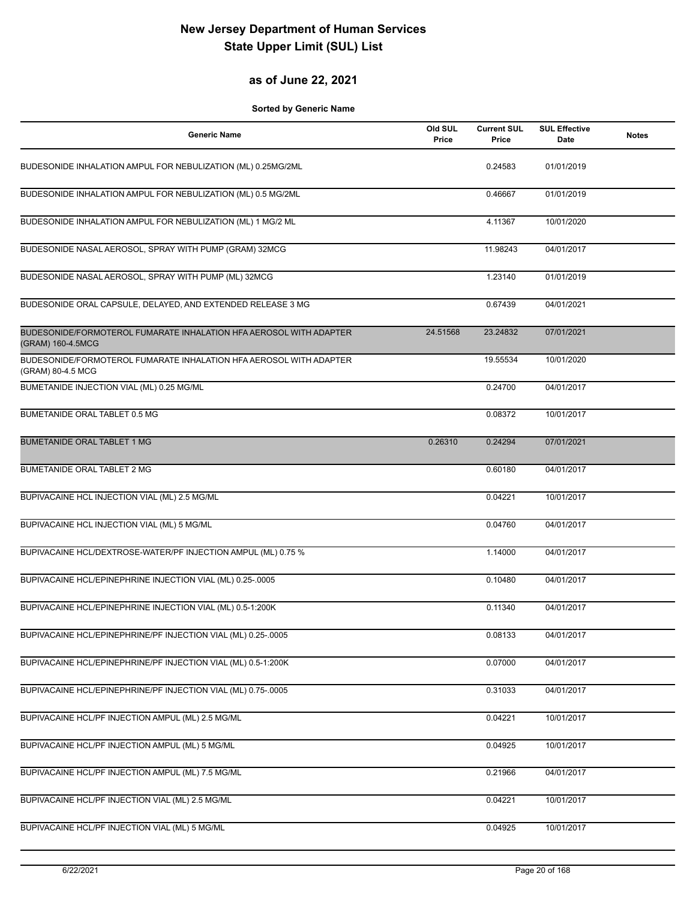# New Jersey Department of Human Services
# State Upper Limit (SUL) List

## as of June 22, 2021

**Sorted by Generic Name**

| Generic Name | Old SUL Price | Current SUL Price | SUL Effective Date | Notes |
|---|---|---|---|---|
| BUDESONIDE INHALATION AMPUL FOR NEBULIZATION (ML) 0.25MG/2ML | | 0.24583 | 01/01/2019 | |
| BUDESONIDE INHALATION AMPUL FOR NEBULIZATION (ML) 0.5 MG/2ML | | 0.46667 | 01/01/2019 | |
| BUDESONIDE INHALATION AMPUL FOR NEBULIZATION (ML) 1 MG/2 ML | | 4.11367 | 10/01/2020 | |
| BUDESONIDE NASAL AEROSOL, SPRAY WITH PUMP (GRAM) 32MCG | | 11.98243 | 04/01/2017 | |
| BUDESONIDE NASAL AEROSOL, SPRAY WITH PUMP (ML) 32MCG | | 1.23140 | 01/01/2019 | |
| BUDESONIDE ORAL CAPSULE, DELAYED, AND EXTENDED RELEASE 3 MG | | 0.67439 | 04/01/2021 | |
| BUDESONIDE/FORMOTEROL FUMARATE INHALATION HFA AEROSOL WITH ADAPTER (GRAM) 160-4.5MCG | 24.51568 | 23.24832 | 07/01/2021 | |
| BUDESONIDE/FORMOTEROL FUMARATE INHALATION HFA AEROSOL WITH ADAPTER (GRAM) 80-4.5 MCG | | 19.55534 | 10/01/2020 | |
| BUMETANIDE INJECTION VIAL (ML) 0.25 MG/ML | | 0.24700 | 04/01/2017 | |
| BUMETANIDE ORAL TABLET 0.5 MG | | 0.08372 | 10/01/2017 | |
| BUMETANIDE ORAL TABLET 1 MG | 0.26310 | 0.24294 | 07/01/2021 | |
| BUMETANIDE ORAL TABLET 2 MG | | 0.60180 | 04/01/2017 | |
| BUPIVACAINE HCL INJECTION VIAL (ML) 2.5 MG/ML | | 0.04221 | 10/01/2017 | |
| BUPIVACAINE HCL INJECTION VIAL (ML) 5 MG/ML | | 0.04760 | 04/01/2017 | |
| BUPIVACAINE HCL/DEXTROSE-WATER/PF INJECTION AMPUL (ML) 0.75 % | | 1.14000 | 04/01/2017 | |
| BUPIVACAINE HCL/EPINEPHRINE INJECTION VIAL (ML) 0.25-.0005 | | 0.10480 | 04/01/2017 | |
| BUPIVACAINE HCL/EPINEPHRINE INJECTION VIAL (ML) 0.5-1:200K | | 0.11340 | 04/01/2017 | |
| BUPIVACAINE HCL/EPINEPHRINE/PF INJECTION VIAL (ML) 0.25-.0005 | | 0.08133 | 04/01/2017 | |
| BUPIVACAINE HCL/EPINEPHRINE/PF INJECTION VIAL (ML) 0.5-1:200K | | 0.07000 | 04/01/2017 | |
| BUPIVACAINE HCL/EPINEPHRINE/PF INJECTION VIAL (ML) 0.75-.0005 | | 0.31033 | 04/01/2017 | |
| BUPIVACAINE HCL/PF INJECTION AMPUL (ML) 2.5 MG/ML | | 0.04221 | 10/01/2017 | |
| BUPIVACAINE HCL/PF INJECTION AMPUL (ML) 5 MG/ML | | 0.04925 | 10/01/2017 | |
| BUPIVACAINE HCL/PF INJECTION AMPUL (ML) 7.5 MG/ML | | 0.21966 | 04/01/2017 | |
| BUPIVACAINE HCL/PF INJECTION VIAL (ML) 2.5 MG/ML | | 0.04221 | 10/01/2017 | |
| BUPIVACAINE HCL/PF INJECTION VIAL (ML) 5 MG/ML | | 0.04925 | 10/01/2017 | |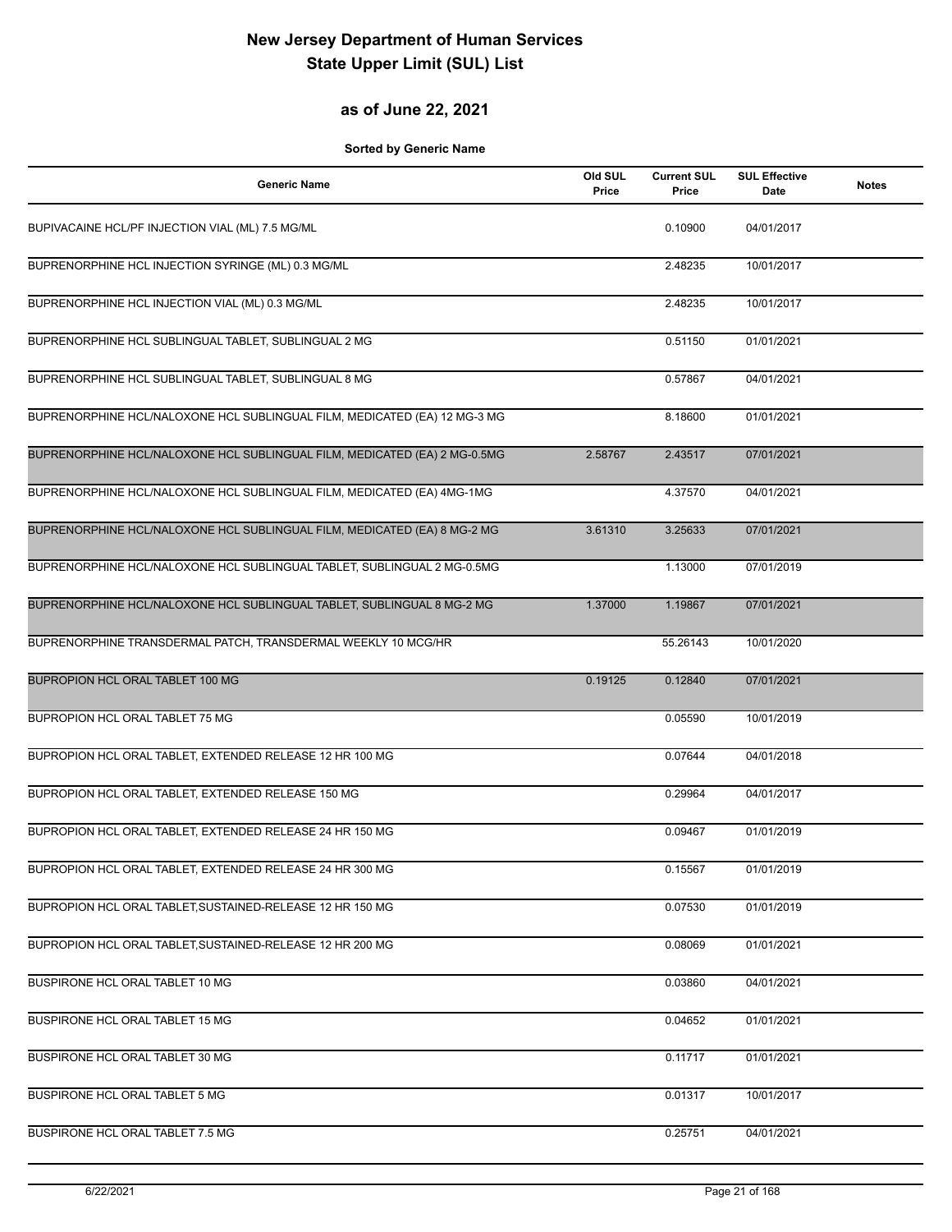# New Jersey Department of Human Services
# State Upper Limit (SUL) List

## as of June 22, 2021

**Sorted by Generic Name**

| Generic Name | Old SUL Price | Current SUL Price | SUL Effective Date | Notes |
|---|---|---|---|---|
| BUPIVACAINE HCL/PF INJECTION VIAL (ML) 7.5 MG/ML | | 0.10900 | 04/01/2017 | |
| BUPRENORPHINE HCL INJECTION SYRINGE (ML) 0.3 MG/ML | | 2.48235 | 10/01/2017 | |
| BUPRENORPHINE HCL INJECTION VIAL (ML) 0.3 MG/ML | | 2.48235 | 10/01/2017 | |
| BUPRENORPHINE HCL SUBLINGUAL TABLET, SUBLINGUAL 2 MG | | 0.51150 | 01/01/2021 | |
| BUPRENORPHINE HCL SUBLINGUAL TABLET, SUBLINGUAL 8 MG | | 0.57867 | 04/01/2021 | |
| BUPRENORPHINE HCL/NALOXONE HCL SUBLINGUAL FILM, MEDICATED (EA) 12 MG-3 MG | | 8.18600 | 01/01/2021 | |
| BUPRENORPHINE HCL/NALOXONE HCL SUBLINGUAL FILM, MEDICATED (EA) 2 MG-0.5MG | 2.58767 | 2.43517 | 07/01/2021 | |
| BUPRENORPHINE HCL/NALOXONE HCL SUBLINGUAL FILM, MEDICATED (EA) 4MG-1MG | | 4.37570 | 04/01/2021 | |
| BUPRENORPHINE HCL/NALOXONE HCL SUBLINGUAL FILM, MEDICATED (EA) 8 MG-2 MG | 3.61310 | 3.25633 | 07/01/2021 | |
| BUPRENORPHINE HCL/NALOXONE HCL SUBLINGUAL TABLET, SUBLINGUAL 2 MG-0.5MG | | 1.13000 | 07/01/2019 | |
| BUPRENORPHINE HCL/NALOXONE HCL SUBLINGUAL TABLET, SUBLINGUAL 8 MG-2 MG | 1.37000 | 1.19867 | 07/01/2021 | |
| BUPRENORPHINE TRANSDERMAL PATCH, TRANSDERMAL WEEKLY 10 MCG/HR | | 55.26143 | 10/01/2020 | |
| BUPROPION HCL ORAL TABLET 100 MG | 0.19125 | 0.12840 | 07/01/2021 | |
| BUPROPION HCL ORAL TABLET 75 MG | | 0.05590 | 10/01/2019 | |
| BUPROPION HCL ORAL TABLET, EXTENDED RELEASE 12 HR 100 MG | | 0.07644 | 04/01/2018 | |
| BUPROPION HCL ORAL TABLET, EXTENDED RELEASE 150 MG | | 0.29964 | 04/01/2017 | |
| BUPROPION HCL ORAL TABLET, EXTENDED RELEASE 24 HR 150 MG | | 0.09467 | 01/01/2019 | |
| BUPROPION HCL ORAL TABLET, EXTENDED RELEASE 24 HR 300 MG | | 0.15567 | 01/01/2019 | |
| BUPROPION HCL ORAL TABLET,SUSTAINED-RELEASE 12 HR 150 MG | | 0.07530 | 01/01/2019 | |
| BUPROPION HCL ORAL TABLET,SUSTAINED-RELEASE 12 HR 200 MG | | 0.08069 | 01/01/2021 | |
| BUSPIRONE HCL ORAL TABLET 10 MG | | 0.03860 | 04/01/2021 | |
| BUSPIRONE HCL ORAL TABLET 15 MG | | 0.04652 | 01/01/2021 | |
| BUSPIRONE HCL ORAL TABLET 30 MG | | 0.11717 | 01/01/2021 | |
| BUSPIRONE HCL ORAL TABLET 5 MG | | 0.01317 | 10/01/2017 | |
| BUSPIRONE HCL ORAL TABLET 7.5 MG | | 0.25751 | 04/01/2021 | |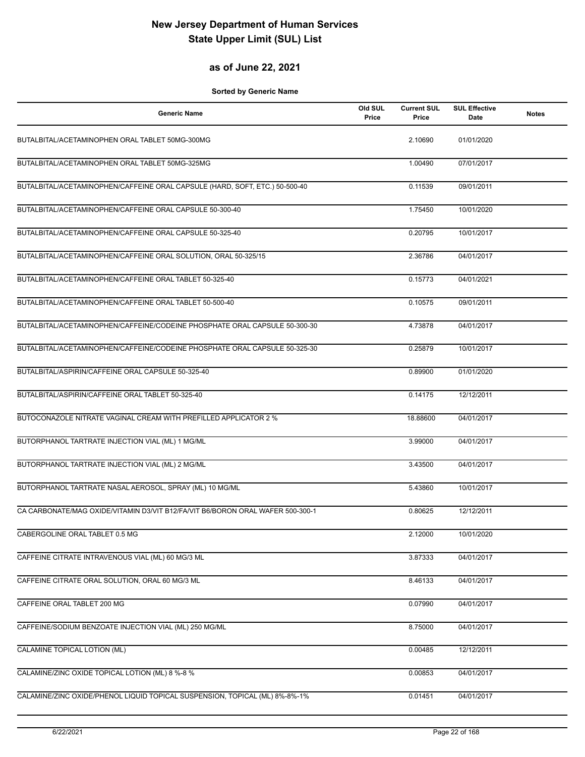# New Jersey Department of Human Services
# State Upper Limit (SUL) List

## as of June 22, 2021

**Sorted by Generic Name**

| Generic Name | Old SUL Price | Current SUL Price | SUL Effective Date | Notes |
|---|---|---|---|---|
| BUTALBITAL/ACETAMINOPHEN ORAL TABLET 50MG-300MG | | 2.10690 | 01/01/2020 | |
| BUTALBITAL/ACETAMINOPHEN ORAL TABLET 50MG-325MG | | 1.00490 | 07/01/2017 | |
| BUTALBITAL/ACETAMINOPHEN/CAFFEINE ORAL CAPSULE (HARD, SOFT, ETC.) 50-500-40 | | 0.11539 | 09/01/2011 | |
| BUTALBITAL/ACETAMINOPHEN/CAFFEINE ORAL CAPSULE 50-300-40 | | 1.75450 | 10/01/2020 | |
| BUTALBITAL/ACETAMINOPHEN/CAFFEINE ORAL CAPSULE 50-325-40 | | 0.20795 | 10/01/2017 | |
| BUTALBITAL/ACETAMINOPHEN/CAFFEINE ORAL SOLUTION, ORAL 50-325/15 | | 2.36786 | 04/01/2017 | |
| BUTALBITAL/ACETAMINOPHEN/CAFFEINE ORAL TABLET 50-325-40 | | 0.15773 | 04/01/2021 | |
| BUTALBITAL/ACETAMINOPHEN/CAFFEINE ORAL TABLET 50-500-40 | | 0.10575 | 09/01/2011 | |
| BUTALBITAL/ACETAMINOPHEN/CAFFEINE/CODEINE PHOSPHATE ORAL CAPSULE 50-300-30 | | 4.73878 | 04/01/2017 | |
| BUTALBITAL/ACETAMINOPHEN/CAFFEINE/CODEINE PHOSPHATE ORAL CAPSULE 50-325-30 | | 0.25879 | 10/01/2017 | |
| BUTALBITAL/ASPIRIN/CAFFEINE ORAL CAPSULE 50-325-40 | | 0.89900 | 01/01/2020 | |
| BUTALBITAL/ASPIRIN/CAFFEINE ORAL TABLET 50-325-40 | | 0.14175 | 12/12/2011 | |
| BUTOCONAZOLE NITRATE VAGINAL CREAM WITH PREFILLED APPLICATOR 2 % | | 18.88600 | 04/01/2017 | |
| BUTORPHANOL TARTRATE INJECTION VIAL (ML) 1 MG/ML | | 3.99000 | 04/01/2017 | |
| BUTORPHANOL TARTRATE INJECTION VIAL (ML) 2 MG/ML | | 3.43500 | 04/01/2017 | |
| BUTORPHANOL TARTRATE NASAL AEROSOL, SPRAY (ML) 10 MG/ML | | 5.43860 | 10/01/2017 | |
| CA CARBONATE/MAG OXIDE/VITAMIN D3/VIT B12/FA/VIT B6/BORON ORAL WAFER 500-300-1 | | 0.80625 | 12/12/2011 | |
| CABERGOLINE ORAL TABLET 0.5 MG | | 2.12000 | 10/01/2020 | |
| CAFFEINE CITRATE INTRAVENOUS VIAL (ML) 60 MG/3 ML | | 3.87333 | 04/01/2017 | |
| CAFFEINE CITRATE ORAL SOLUTION, ORAL 60 MG/3 ML | | 8.46133 | 04/01/2017 | |
| CAFFEINE ORAL TABLET 200 MG | | 0.07990 | 04/01/2017 | |
| CAFFEINE/SODIUM BENZOATE INJECTION VIAL (ML) 250 MG/ML | | 8.75000 | 04/01/2017 | |
| CALAMINE TOPICAL LOTION (ML) | | 0.00485 | 12/12/2011 | |
| CALAMINE/ZINC OXIDE TOPICAL LOTION (ML) 8 %-8 % | | 0.00853 | 04/01/2017 | |
| CALAMINE/ZINC OXIDE/PHENOL LIQUID TOPICAL SUSPENSION, TOPICAL (ML) 8%-8%-1% | | 0.01451 | 04/01/2017 | |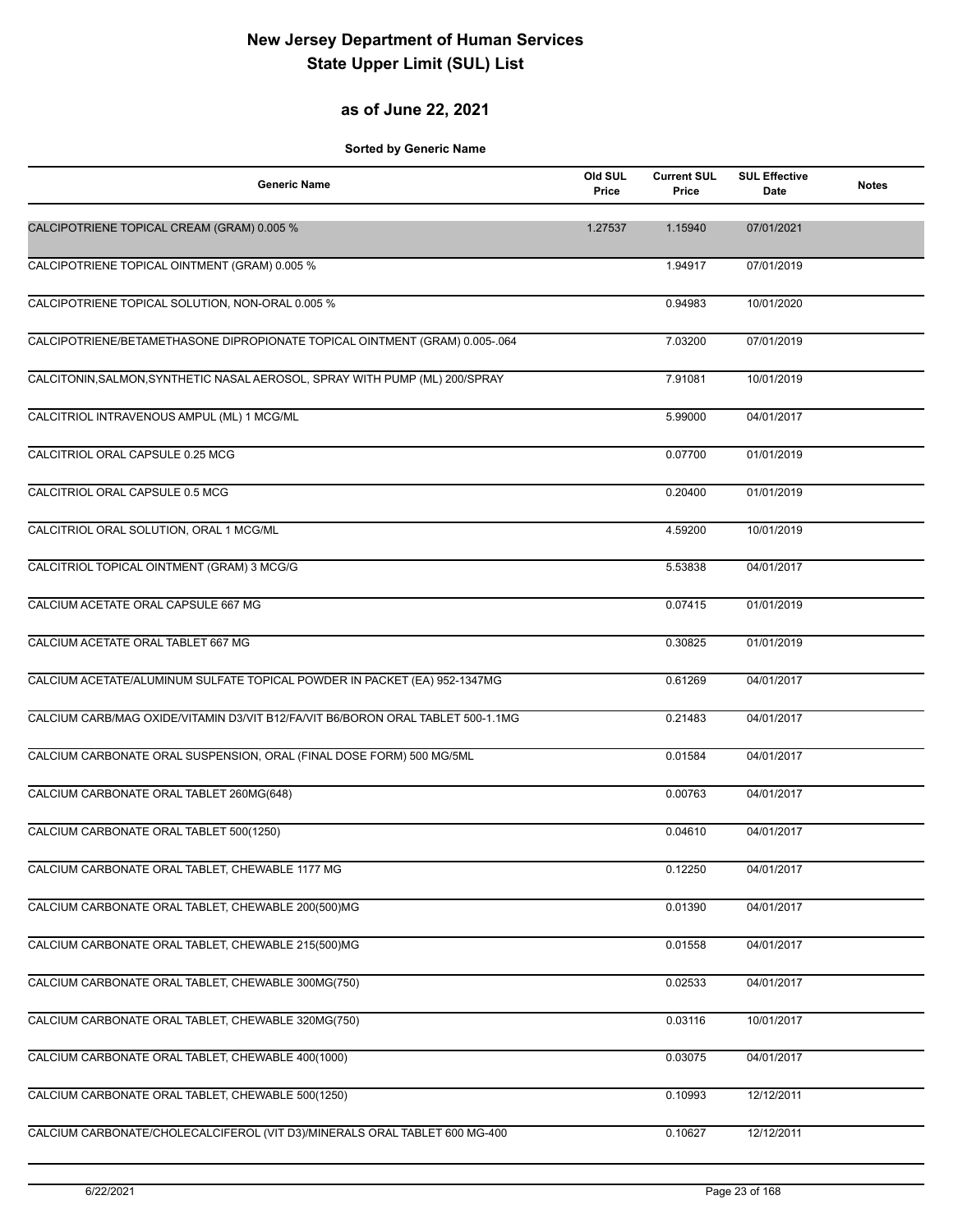# New Jersey Department of Human Services
# State Upper Limit (SUL) List

## as of June 22, 2021

**Sorted by Generic Name**

| Generic Name | Old SUL Price | Current SUL Price | SUL Effective Date | Notes |
|---|---|---|---|---|
| CALCIPOTRIENE TOPICAL CREAM (GRAM) 0.005 % | 1.27537 | 1.15940 | 07/01/2021 | |
| CALCIPOTRIENE TOPICAL OINTMENT (GRAM) 0.005 % | | 1.94917 | 07/01/2019 | |
| CALCIPOTRIENE TOPICAL SOLUTION, NON-ORAL 0.005 % | | 0.94983 | 10/01/2020 | |
| CALCIPOTRIENE/BETAMETHASONE DIPROPIONATE TOPICAL OINTMENT (GRAM) 0.005-.064 | | 7.03200 | 07/01/2019 | |
| CALCITONIN,SALMON,SYNTHETIC NASAL AEROSOL, SPRAY WITH PUMP (ML) 200/SPRAY | | 7.91081 | 10/01/2019 | |
| CALCITRIOL INTRAVENOUS AMPUL (ML) 1 MCG/ML | | 5.99000 | 04/01/2017 | |
| CALCITRIOL ORAL CAPSULE 0.25 MCG | | 0.07700 | 01/01/2019 | |
| CALCITRIOL ORAL CAPSULE 0.5 MCG | | 0.20400 | 01/01/2019 | |
| CALCITRIOL ORAL SOLUTION, ORAL 1 MCG/ML | | 4.59200 | 10/01/2019 | |
| CALCITRIOL TOPICAL OINTMENT (GRAM) 3 MCG/G | | 5.53838 | 04/01/2017 | |
| CALCIUM ACETATE ORAL CAPSULE 667 MG | | 0.07415 | 01/01/2019 | |
| CALCIUM ACETATE ORAL TABLET 667 MG | | 0.30825 | 01/01/2019 | |
| CALCIUM ACETATE/ALUMINUM SULFATE TOPICAL POWDER IN PACKET (EA) 952-1347MG | | 0.61269 | 04/01/2017 | |
| CALCIUM CARB/MAG OXIDE/VITAMIN D3/VIT B12/FA/VIT B6/BORON ORAL TABLET 500-1.1MG | | 0.21483 | 04/01/2017 | |
| CALCIUM CARBONATE ORAL SUSPENSION, ORAL (FINAL DOSE FORM) 500 MG/5ML | | 0.01584 | 04/01/2017 | |
| CALCIUM CARBONATE ORAL TABLET 260MG(648) | | 0.00763 | 04/01/2017 | |
| CALCIUM CARBONATE ORAL TABLET 500(1250) | | 0.04610 | 04/01/2017 | |
| CALCIUM CARBONATE ORAL TABLET, CHEWABLE 1177 MG | | 0.12250 | 04/01/2017 | |
| CALCIUM CARBONATE ORAL TABLET, CHEWABLE 200(500)MG | | 0.01390 | 04/01/2017 | |
| CALCIUM CARBONATE ORAL TABLET, CHEWABLE 215(500)MG | | 0.01558 | 04/01/2017 | |
| CALCIUM CARBONATE ORAL TABLET, CHEWABLE 300MG(750) | | 0.02533 | 04/01/2017 | |
| CALCIUM CARBONATE ORAL TABLET, CHEWABLE 320MG(750) | | 0.03116 | 10/01/2017 | |
| CALCIUM CARBONATE ORAL TABLET, CHEWABLE 400(1000) | | 0.03075 | 04/01/2017 | |
| CALCIUM CARBONATE ORAL TABLET, CHEWABLE 500(1250) | | 0.10993 | 12/12/2011 | |
| CALCIUM CARBONATE/CHOLECALCIFEROL (VIT D3)/MINERALS ORAL TABLET 600 MG-400 | | 0.10627 | 12/12/2011 | |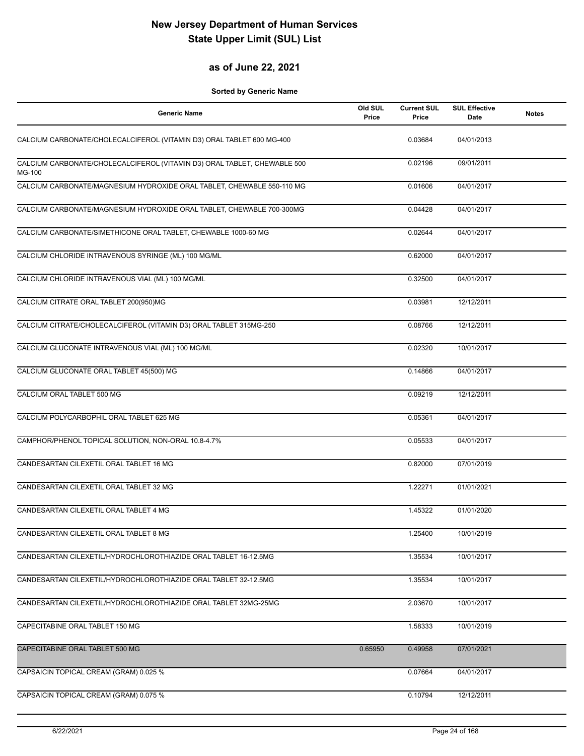# New Jersey Department of Human Services
# State Upper Limit (SUL) List

## as of June 22, 2021

**Sorted by Generic Name**

| Generic Name | Old SUL Price | Current SUL Price | SUL Effective Date | Notes |
|---|---|---|---|---|
| CALCIUM CARBONATE/CHOLECALCIFEROL (VITAMIN D3) ORAL TABLET 600 MG-400 | | 0.03684 | 04/01/2013 | |
| CALCIUM CARBONATE/CHOLECALCIFEROL (VITAMIN D3) ORAL TABLET, CHEWABLE 500 MG-100 | | 0.02196 | 09/01/2011 | |
| CALCIUM CARBONATE/MAGNESIUM HYDROXIDE ORAL TABLET, CHEWABLE 550-110 MG | | 0.01606 | 04/01/2017 | |
| CALCIUM CARBONATE/MAGNESIUM HYDROXIDE ORAL TABLET, CHEWABLE 700-300MG | | 0.04428 | 04/01/2017 | |
| CALCIUM CARBONATE/SIMETHICONE ORAL TABLET, CHEWABLE 1000-60 MG | | 0.02644 | 04/01/2017 | |
| CALCIUM CHLORIDE INTRAVENOUS SYRINGE (ML) 100 MG/ML | | 0.62000 | 04/01/2017 | |
| CALCIUM CHLORIDE INTRAVENOUS VIAL (ML) 100 MG/ML | | 0.32500 | 04/01/2017 | |
| CALCIUM CITRATE ORAL TABLET 200(950)MG | | 0.03981 | 12/12/2011 | |
| CALCIUM CITRATE/CHOLECALCIFEROL (VITAMIN D3) ORAL TABLET 315MG-250 | | 0.08766 | 12/12/2011 | |
| CALCIUM GLUCONATE INTRAVENOUS VIAL (ML) 100 MG/ML | | 0.02320 | 10/01/2017 | |
| CALCIUM GLUCONATE ORAL TABLET 45(500) MG | | 0.14866 | 04/01/2017 | |
| CALCIUM ORAL TABLET 500 MG | | 0.09219 | 12/12/2011 | |
| CALCIUM POLYCARBOPHIL ORAL TABLET 625 MG | | 0.05361 | 04/01/2017 | |
| CAMPHOR/PHENOL TOPICAL SOLUTION, NON-ORAL 10.8-4.7% | | 0.05533 | 04/01/2017 | |
| CANDESARTAN CILEXETIL ORAL TABLET 16 MG | | 0.82000 | 07/01/2019 | |
| CANDESARTAN CILEXETIL ORAL TABLET 32 MG | | 1.22271 | 01/01/2021 | |
| CANDESARTAN CILEXETIL ORAL TABLET 4 MG | | 1.45322 | 01/01/2020 | |
| CANDESARTAN CILEXETIL ORAL TABLET 8 MG | | 1.25400 | 10/01/2019 | |
| CANDESARTAN CILEXETIL/HYDROCHLOROTHIAZIDE ORAL TABLET 16-12.5MG | | 1.35534 | 10/01/2017 | |
| CANDESARTAN CILEXETIL/HYDROCHLOROTHIAZIDE ORAL TABLET 32-12.5MG | | 1.35534 | 10/01/2017 | |
| CANDESARTAN CILEXETIL/HYDROCHLOROTHIAZIDE ORAL TABLET 32MG-25MG | | 2.03670 | 10/01/2017 | |
| CAPECITABINE ORAL TABLET 150 MG | | 1.58333 | 10/01/2019 | |
| CAPECITABINE ORAL TABLET 500 MG | 0.65950 | 0.49958 | 07/01/2021 | |
| CAPSAICIN TOPICAL CREAM (GRAM) 0.025 % | | 0.07664 | 04/01/2017 | |
| CAPSAICIN TOPICAL CREAM (GRAM) 0.075 % | | 0.10794 | 12/12/2011 | |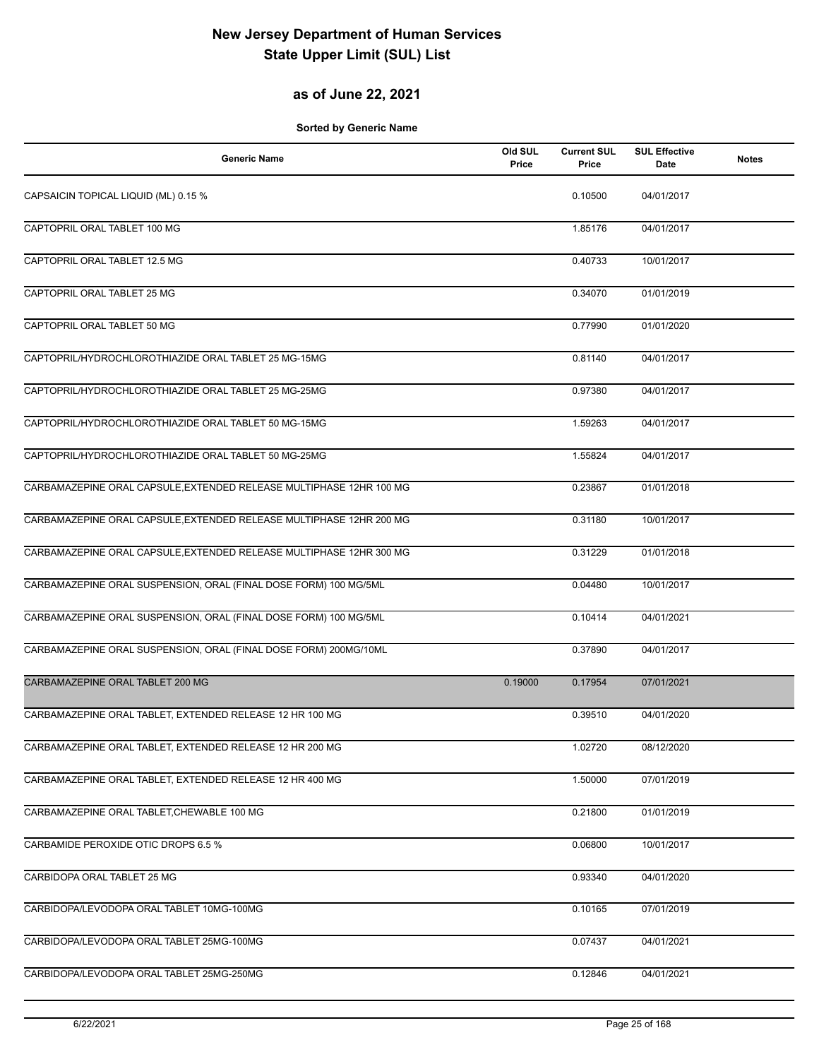# New Jersey Department of Human Services
# State Upper Limit (SUL) List

## as of June 22, 2021

**Sorted by Generic Name**

| Generic Name | Old SUL Price | Current SUL Price | SUL Effective Date | Notes |
|---|---|---|---|---|
| CAPSAICIN TOPICAL LIQUID (ML) 0.15 % | | 0.10500 | 04/01/2017 | |
| CAPTOPRIL ORAL TABLET 100 MG | | 1.85176 | 04/01/2017 | |
| CAPTOPRIL ORAL TABLET 12.5 MG | | 0.40733 | 10/01/2017 | |
| CAPTOPRIL ORAL TABLET 25 MG | | 0.34070 | 01/01/2019 | |
| CAPTOPRIL ORAL TABLET 50 MG | | 0.77990 | 01/01/2020 | |
| CAPTOPRIL/HYDROCHLOROTHIAZIDE ORAL TABLET 25 MG-15MG | | 0.81140 | 04/01/2017 | |
| CAPTOPRIL/HYDROCHLOROTHIAZIDE ORAL TABLET 25 MG-25MG | | 0.97380 | 04/01/2017 | |
| CAPTOPRIL/HYDROCHLOROTHIAZIDE ORAL TABLET 50 MG-15MG | | 1.59263 | 04/01/2017 | |
| CAPTOPRIL/HYDROCHLOROTHIAZIDE ORAL TABLET 50 MG-25MG | | 1.55824 | 04/01/2017 | |
| CARBAMAZEPINE ORAL CAPSULE,EXTENDED RELEASE MULTIPHASE 12HR 100 MG | | 0.23867 | 01/01/2018 | |
| CARBAMAZEPINE ORAL CAPSULE,EXTENDED RELEASE MULTIPHASE 12HR 200 MG | | 0.31180 | 10/01/2017 | |
| CARBAMAZEPINE ORAL CAPSULE,EXTENDED RELEASE MULTIPHASE 12HR 300 MG | | 0.31229 | 01/01/2018 | |
| CARBAMAZEPINE ORAL SUSPENSION, ORAL (FINAL DOSE FORM) 100 MG/5ML | | 0.04480 | 10/01/2017 | |
| CARBAMAZEPINE ORAL SUSPENSION, ORAL (FINAL DOSE FORM) 100 MG/5ML | | 0.10414 | 04/01/2021 | |
| CARBAMAZEPINE ORAL SUSPENSION, ORAL (FINAL DOSE FORM) 200MG/10ML | | 0.37890 | 04/01/2017 | |
| CARBAMAZEPINE ORAL TABLET 200 MG | 0.19000 | 0.17954 | 07/01/2021 | |
| CARBAMAZEPINE ORAL TABLET, EXTENDED RELEASE 12 HR 100 MG | | 0.39510 | 04/01/2020 | |
| CARBAMAZEPINE ORAL TABLET, EXTENDED RELEASE 12 HR 200 MG | | 1.02720 | 08/12/2020 | |
| CARBAMAZEPINE ORAL TABLET, EXTENDED RELEASE 12 HR 400 MG | | 1.50000 | 07/01/2019 | |
| CARBAMAZEPINE ORAL TABLET,CHEWABLE 100 MG | | 0.21800 | 01/01/2019 | |
| CARBAMIDE PEROXIDE OTIC DROPS 6.5 % | | 0.06800 | 10/01/2017 | |
| CARBIDOPA ORAL TABLET 25 MG | | 0.93340 | 04/01/2020 | |
| CARBIDOPA/LEVODOPA ORAL TABLET 10MG-100MG | | 0.10165 | 07/01/2019 | |
| CARBIDOPA/LEVODOPA ORAL TABLET 25MG-100MG | | 0.07437 | 04/01/2021 | |
| CARBIDOPA/LEVODOPA ORAL TABLET 25MG-250MG | | 0.12846 | 04/01/2021 | |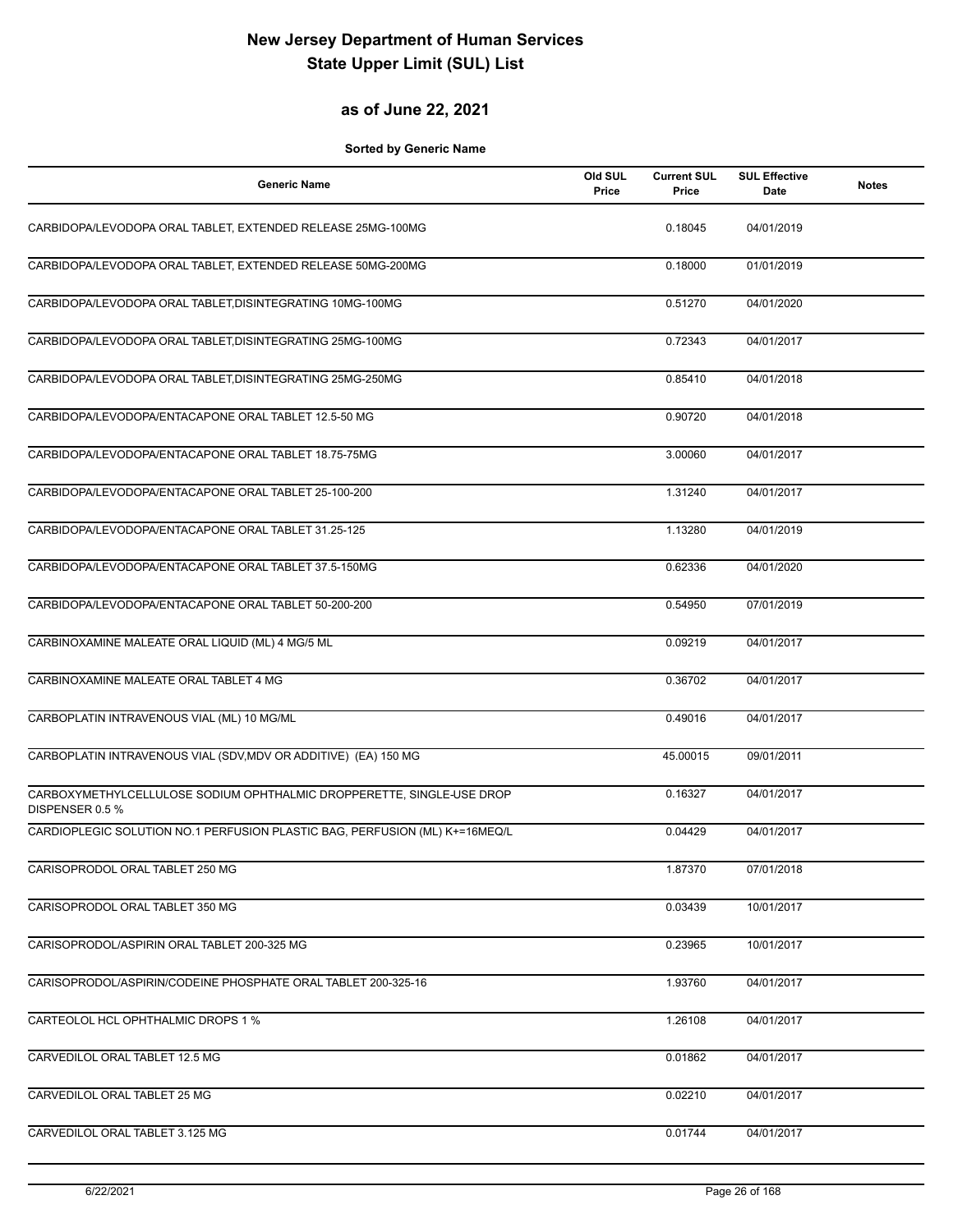# New Jersey Department of Human Services
# State Upper Limit (SUL) List

## as of June 22, 2021

**Sorted by Generic Name**

| Generic Name | Old SUL Price | Current SUL Price | SUL Effective Date | Notes |
|---|---|---|---|---|
| CARBIDOPA/LEVODOPA ORAL TABLET, EXTENDED RELEASE 25MG-100MG | | 0.18045 | 04/01/2019 | |
| CARBIDOPA/LEVODOPA ORAL TABLET, EXTENDED RELEASE 50MG-200MG | | 0.18000 | 01/01/2019 | |
| CARBIDOPA/LEVODOPA ORAL TABLET,DISINTEGRATING 10MG-100MG | | 0.51270 | 04/01/2020 | |
| CARBIDOPA/LEVODOPA ORAL TABLET,DISINTEGRATING 25MG-100MG | | 0.72343 | 04/01/2017 | |
| CARBIDOPA/LEVODOPA ORAL TABLET,DISINTEGRATING 25MG-250MG | | 0.85410 | 04/01/2018 | |
| CARBIDOPA/LEVODOPA/ENTACAPONE ORAL TABLET 12.5-50 MG | | 0.90720 | 04/01/2018 | |
| CARBIDOPA/LEVODOPA/ENTACAPONE ORAL TABLET 18.75-75MG | | 3.00060 | 04/01/2017 | |
| CARBIDOPA/LEVODOPA/ENTACAPONE ORAL TABLET 25-100-200 | | 1.31240 | 04/01/2017 | |
| CARBIDOPA/LEVODOPA/ENTACAPONE ORAL TABLET 31.25-125 | | 1.13280 | 04/01/2019 | |
| CARBIDOPA/LEVODOPA/ENTACAPONE ORAL TABLET 37.5-150MG | | 0.62336 | 04/01/2020 | |
| CARBIDOPA/LEVODOPA/ENTACAPONE ORAL TABLET 50-200-200 | | 0.54950 | 07/01/2019 | |
| CARBINOXAMINE MALEATE ORAL LIQUID (ML) 4 MG/5 ML | | 0.09219 | 04/01/2017 | |
| CARBINOXAMINE MALEATE ORAL TABLET 4 MG | | 0.36702 | 04/01/2017 | |
| CARBOPLATIN INTRAVENOUS VIAL (ML) 10 MG/ML | | 0.49016 | 04/01/2017 | |
| CARBOPLATIN INTRAVENOUS VIAL (SDV,MDV OR ADDITIVE) (EA) 150 MG | | 45.00015 | 09/01/2011 | |
| CARBOXYMETHYLCELLULOSE SODIUM OPHTHALMIC DROPPERETTE, SINGLE-USE DROP DISPENSER 0.5 % | | 0.16327 | 04/01/2017 | |
| CARDIOPLEGIC SOLUTION NO.1 PERFUSION PLASTIC BAG, PERFUSION (ML) K+=16MEQ/L | | 0.04429 | 04/01/2017 | |
| CARISOPRODOL ORAL TABLET 250 MG | | 1.87370 | 07/01/2018 | |
| CARISOPRODOL ORAL TABLET 350 MG | | 0.03439 | 10/01/2017 | |
| CARISOPRODOL/ASPIRIN ORAL TABLET 200-325 MG | | 0.23965 | 10/01/2017 | |
| CARISOPRODOL/ASPIRIN/CODEINE PHOSPHATE ORAL TABLET 200-325-16 | | 1.93760 | 04/01/2017 | |
| CARTEOLOL HCL OPHTHALMIC DROPS 1 % | | 1.26108 | 04/01/2017 | |
| CARVEDILOL ORAL TABLET 12.5 MG | | 0.01862 | 04/01/2017 | |
| CARVEDILOL ORAL TABLET 25 MG | | 0.02210 | 04/01/2017 | |
| CARVEDILOL ORAL TABLET 3.125 MG | | 0.01744 | 04/01/2017 | |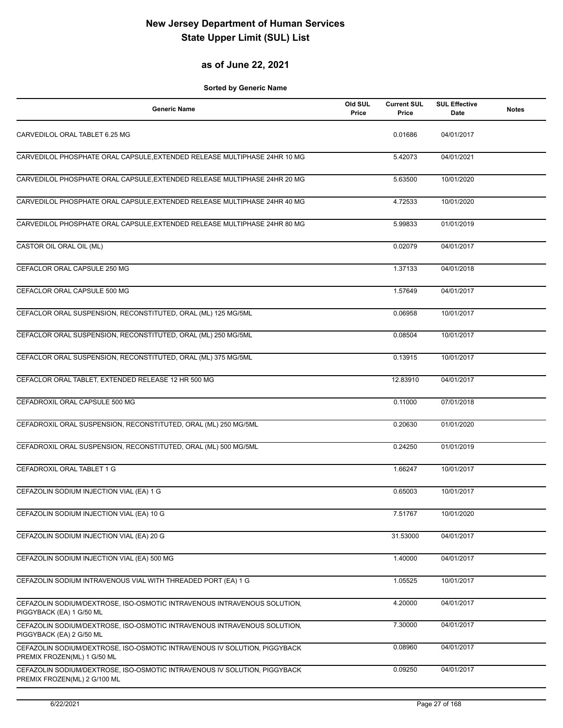# New Jersey Department of Human Services
# State Upper Limit (SUL) List

## as of June 22, 2021

**Sorted by Generic Name**

| Generic Name | Old SUL Price | Current SUL Price | SUL Effective Date | Notes |
|---|---|---|---|---|
| CARVEDILOL ORAL TABLET 6.25 MG | | 0.01686 | 04/01/2017 | |
| CARVEDILOL PHOSPHATE ORAL CAPSULE,EXTENDED RELEASE MULTIPHASE 24HR 10 MG | | 5.42073 | 04/01/2021 | |
| CARVEDILOL PHOSPHATE ORAL CAPSULE,EXTENDED RELEASE MULTIPHASE 24HR 20 MG | | 5.63500 | 10/01/2020 | |
| CARVEDILOL PHOSPHATE ORAL CAPSULE,EXTENDED RELEASE MULTIPHASE 24HR 40 MG | | 4.72533 | 10/01/2020 | |
| CARVEDILOL PHOSPHATE ORAL CAPSULE,EXTENDED RELEASE MULTIPHASE 24HR 80 MG | | 5.99833 | 01/01/2019 | |
| CASTOR OIL ORAL OIL (ML) | | 0.02079 | 04/01/2017 | |
| CEFACLOR ORAL CAPSULE 250 MG | | 1.37133 | 04/01/2018 | |
| CEFACLOR ORAL CAPSULE 500 MG | | 1.57649 | 04/01/2017 | |
| CEFACLOR ORAL SUSPENSION, RECONSTITUTED, ORAL (ML) 125 MG/5ML | | 0.06958 | 10/01/2017 | |
| CEFACLOR ORAL SUSPENSION, RECONSTITUTED, ORAL (ML) 250 MG/5ML | | 0.08504 | 10/01/2017 | |
| CEFACLOR ORAL SUSPENSION, RECONSTITUTED, ORAL (ML) 375 MG/5ML | | 0.13915 | 10/01/2017 | |
| CEFACLOR ORAL TABLET, EXTENDED RELEASE 12 HR 500 MG | | 12.83910 | 04/01/2017 | |
| CEFADROXIL ORAL CAPSULE 500 MG | | 0.11000 | 07/01/2018 | |
| CEFADROXIL ORAL SUSPENSION, RECONSTITUTED, ORAL (ML) 250 MG/5ML | | 0.20630 | 01/01/2020 | |
| CEFADROXIL ORAL SUSPENSION, RECONSTITUTED, ORAL (ML) 500 MG/5ML | | 0.24250 | 01/01/2019 | |
| CEFADROXIL ORAL TABLET 1 G | | 1.66247 | 10/01/2017 | |
| CEFAZOLIN SODIUM INJECTION VIAL (EA) 1 G | | 0.65003 | 10/01/2017 | |
| CEFAZOLIN SODIUM INJECTION VIAL (EA) 10 G | | 7.51767 | 10/01/2020 | |
| CEFAZOLIN SODIUM INJECTION VIAL (EA) 20 G | | 31.53000 | 04/01/2017 | |
| CEFAZOLIN SODIUM INJECTION VIAL (EA) 500 MG | | 1.40000 | 04/01/2017 | |
| CEFAZOLIN SODIUM INTRAVENOUS VIAL WITH THREADED PORT (EA) 1 G | | 1.05525 | 10/01/2017 | |
| CEFAZOLIN SODIUM/DEXTROSE, ISO-OSMOTIC INTRAVENOUS INTRAVENOUS SOLUTION, PIGGYBACK (EA) 1 G/50 ML | | 4.20000 | 04/01/2017 | |
| CEFAZOLIN SODIUM/DEXTROSE, ISO-OSMOTIC INTRAVENOUS INTRAVENOUS SOLUTION, PIGGYBACK (EA) 2 G/50 ML | | 7.30000 | 04/01/2017 | |
| CEFAZOLIN SODIUM/DEXTROSE, ISO-OSMOTIC INTRAVENOUS IV SOLUTION, PIGGYBACK PREMIX FROZEN(ML) 1 G/50 ML | | 0.08960 | 04/01/2017 | |
| CEFAZOLIN SODIUM/DEXTROSE, ISO-OSMOTIC INTRAVENOUS IV SOLUTION, PIGGYBACK PREMIX FROZEN(ML) 2 G/100 ML | | 0.09250 | 04/01/2017 | |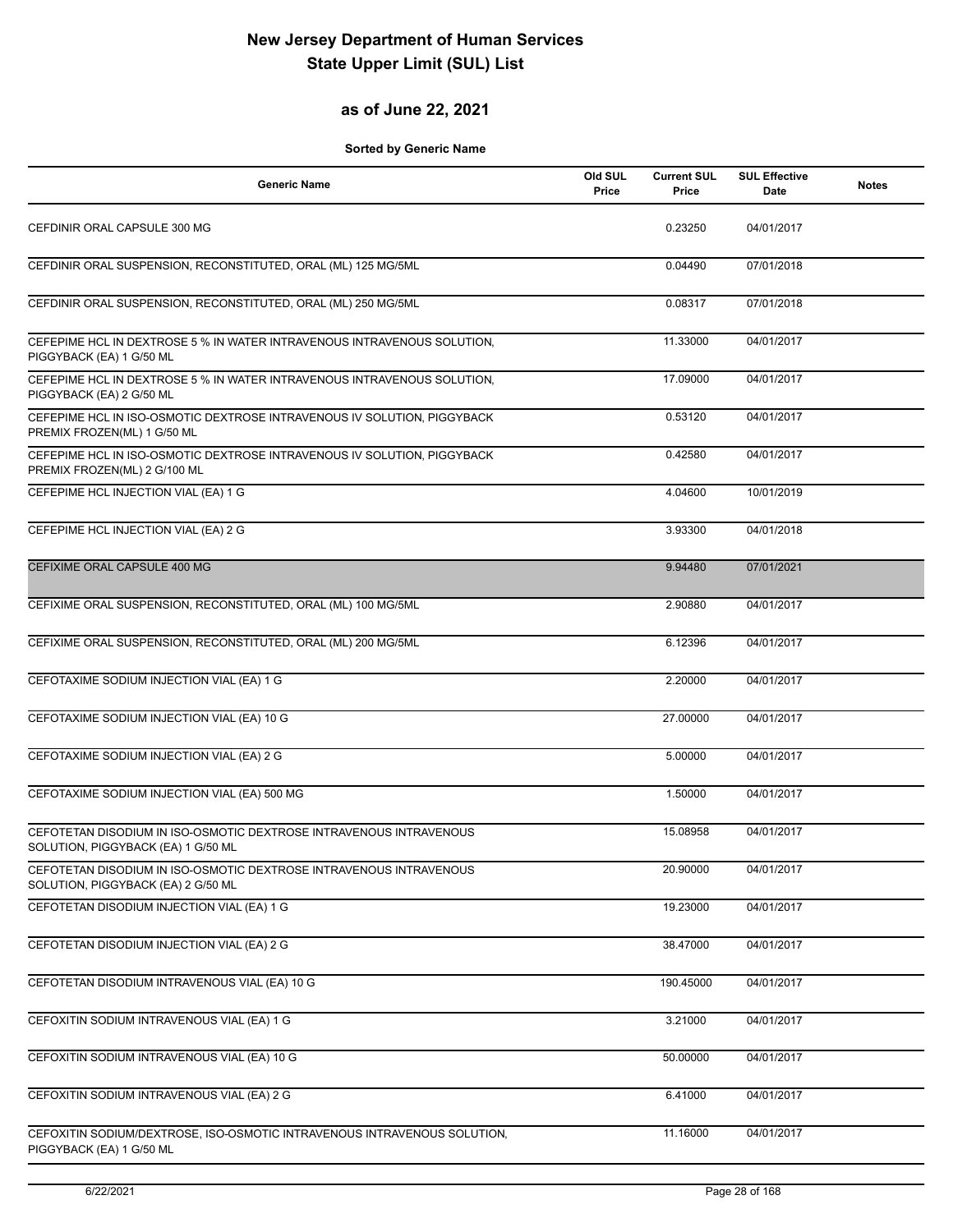# New Jersey Department of Human Services
# State Upper Limit (SUL) List

## as of June 22, 2021

**Sorted by Generic Name**

| Generic Name | Old SUL Price | Current SUL Price | SUL Effective Date | Notes |
|---|---|---|---|---|
| CEFDINIR ORAL CAPSULE 300 MG | | 0.23250 | 04/01/2017 | |
| CEFDINIR ORAL SUSPENSION, RECONSTITUTED, ORAL (ML) 125 MG/5ML | | 0.04490 | 07/01/2018 | |
| CEFDINIR ORAL SUSPENSION, RECONSTITUTED, ORAL (ML) 250 MG/5ML | | 0.08317 | 07/01/2018 | |
| CEFEPIME HCL IN DEXTROSE 5 % IN WATER INTRAVENOUS INTRAVENOUS SOLUTION, PIGGYBACK (EA) 1 G/50 ML | | 11.33000 | 04/01/2017 | |
| CEFEPIME HCL IN DEXTROSE 5 % IN WATER INTRAVENOUS INTRAVENOUS SOLUTION, PIGGYBACK (EA) 2 G/50 ML | | 17.09000 | 04/01/2017 | |
| CEFEPIME HCL IN ISO-OSMOTIC DEXTROSE INTRAVENOUS IV SOLUTION, PIGGYBACK PREMIX FROZEN(ML) 1 G/50 ML | | 0.53120 | 04/01/2017 | |
| CEFEPIME HCL IN ISO-OSMOTIC DEXTROSE INTRAVENOUS IV SOLUTION, PIGGYBACK PREMIX FROZEN(ML) 2 G/100 ML | | 0.42580 | 04/01/2017 | |
| CEFEPIME HCL INJECTION VIAL (EA) 1 G | | 4.04600 | 10/01/2019 | |
| CEFEPIME HCL INJECTION VIAL (EA) 2 G | | 3.93300 | 04/01/2018 | |
| CEFIXIME ORAL CAPSULE 400 MG | | 9.94480 | 07/01/2021 | |
| CEFIXIME ORAL SUSPENSION, RECONSTITUTED, ORAL (ML) 100 MG/5ML | | 2.90880 | 04/01/2017 | |
| CEFIXIME ORAL SUSPENSION, RECONSTITUTED, ORAL (ML) 200 MG/5ML | | 6.12396 | 04/01/2017 | |
| CEFOTAXIME SODIUM INJECTION VIAL (EA) 1 G | | 2.20000 | 04/01/2017 | |
| CEFOTAXIME SODIUM INJECTION VIAL (EA) 10 G | | 27.00000 | 04/01/2017 | |
| CEFOTAXIME SODIUM INJECTION VIAL (EA) 2 G | | 5.00000 | 04/01/2017 | |
| CEFOTAXIME SODIUM INJECTION VIAL (EA) 500 MG | | 1.50000 | 04/01/2017 | |
| CEFOTETAN DISODIUM IN ISO-OSMOTIC DEXTROSE INTRAVENOUS INTRAVENOUS SOLUTION, PIGGYBACK (EA) 1 G/50 ML | | 15.08958 | 04/01/2017 | |
| CEFOTETAN DISODIUM IN ISO-OSMOTIC DEXTROSE INTRAVENOUS INTRAVENOUS SOLUTION, PIGGYBACK (EA) 2 G/50 ML | | 20.90000 | 04/01/2017 | |
| CEFOTETAN DISODIUM INJECTION VIAL (EA) 1 G | | 19.23000 | 04/01/2017 | |
| CEFOTETAN DISODIUM INJECTION VIAL (EA) 2 G | | 38.47000 | 04/01/2017 | |
| CEFOTETAN DISODIUM INTRAVENOUS VIAL (EA) 10 G | | 190.45000 | 04/01/2017 | |
| CEFOXITIN SODIUM INTRAVENOUS VIAL (EA) 1 G | | 3.21000 | 04/01/2017 | |
| CEFOXITIN SODIUM INTRAVENOUS VIAL (EA) 10 G | | 50.00000 | 04/01/2017 | |
| CEFOXITIN SODIUM INTRAVENOUS VIAL (EA) 2 G | | 6.41000 | 04/01/2017 | |
| CEFOXITIN SODIUM/DEXTROSE, ISO-OSMOTIC INTRAVENOUS INTRAVENOUS SOLUTION, PIGGYBACK (EA) 1 G/50 ML | | 11.16000 | 04/01/2017 | |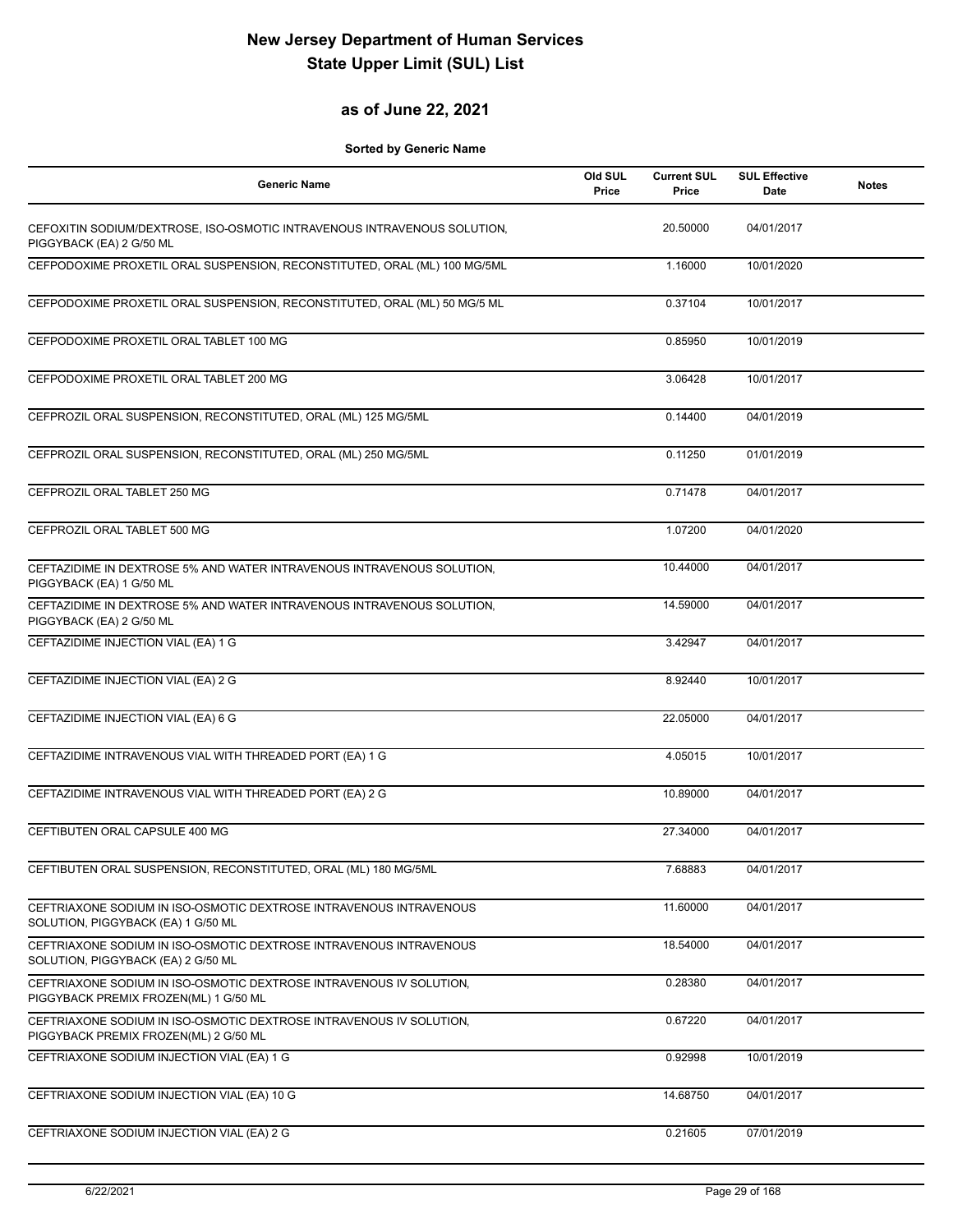# New Jersey Department of Human Services
# State Upper Limit (SUL) List

## as of June 22, 2021

**Sorted by Generic Name**

| Generic Name | Old SUL Price | Current SUL Price | SUL Effective Date | Notes |
|---|---|---|---|---|
| CEFOXITIN SODIUM/DEXTROSE, ISO-OSMOTIC INTRAVENOUS INTRAVENOUS SOLUTION, PIGGYBACK (EA) 2 G/50 ML | | 20.50000 | 04/01/2017 | |
| CEFPODOXIME PROXETIL ORAL SUSPENSION, RECONSTITUTED, ORAL (ML) 100 MG/5ML | | 1.16000 | 10/01/2020 | |
| CEFPODOXIME PROXETIL ORAL SUSPENSION, RECONSTITUTED, ORAL (ML) 50 MG/5 ML | | 0.37104 | 10/01/2017 | |
| CEFPODOXIME PROXETIL ORAL TABLET 100 MG | | 0.85950 | 10/01/2019 | |
| CEFPODOXIME PROXETIL ORAL TABLET 200 MG | | 3.06428 | 10/01/2017 | |
| CEFPROZIL ORAL SUSPENSION, RECONSTITUTED, ORAL (ML) 125 MG/5ML | | 0.14400 | 04/01/2019 | |
| CEFPROZIL ORAL SUSPENSION, RECONSTITUTED, ORAL (ML) 250 MG/5ML | | 0.11250 | 01/01/2019 | |
| CEFPROZIL ORAL TABLET 250 MG | | 0.71478 | 04/01/2017 | |
| CEFPROZIL ORAL TABLET 500 MG | | 1.07200 | 04/01/2020 | |
| CEFTAZIDIME IN DEXTROSE 5% AND WATER INTRAVENOUS INTRAVENOUS SOLUTION, PIGGYBACK (EA) 1 G/50 ML | | 10.44000 | 04/01/2017 | |
| CEFTAZIDIME IN DEXTROSE 5% AND WATER INTRAVENOUS INTRAVENOUS SOLUTION, PIGGYBACK (EA) 2 G/50 ML | | 14.59000 | 04/01/2017 | |
| CEFTAZIDIME INJECTION VIAL (EA) 1 G | | 3.42947 | 04/01/2017 | |
| CEFTAZIDIME INJECTION VIAL (EA) 2 G | | 8.92440 | 10/01/2017 | |
| CEFTAZIDIME INJECTION VIAL (EA) 6 G | | 22.05000 | 04/01/2017 | |
| CEFTAZIDIME INTRAVENOUS VIAL WITH THREADED PORT (EA) 1 G | | 4.05015 | 10/01/2017 | |
| CEFTAZIDIME INTRAVENOUS VIAL WITH THREADED PORT (EA) 2 G | | 10.89000 | 04/01/2017 | |
| CEFTIBUTEN ORAL CAPSULE 400 MG | | 27.34000 | 04/01/2017 | |
| CEFTIBUTEN ORAL SUSPENSION, RECONSTITUTED, ORAL (ML) 180 MG/5ML | | 7.68883 | 04/01/2017 | |
| CEFTRIAXONE SODIUM IN ISO-OSMOTIC DEXTROSE INTRAVENOUS INTRAVENOUS SOLUTION, PIGGYBACK (EA) 1 G/50 ML | | 11.60000 | 04/01/2017 | |
| CEFTRIAXONE SODIUM IN ISO-OSMOTIC DEXTROSE INTRAVENOUS INTRAVENOUS SOLUTION, PIGGYBACK (EA) 2 G/50 ML | | 18.54000 | 04/01/2017 | |
| CEFTRIAXONE SODIUM IN ISO-OSMOTIC DEXTROSE INTRAVENOUS IV SOLUTION, PIGGYBACK PREMIX FROZEN(ML) 1 G/50 ML | | 0.28380 | 04/01/2017 | |
| CEFTRIAXONE SODIUM IN ISO-OSMOTIC DEXTROSE INTRAVENOUS IV SOLUTION, PIGGYBACK PREMIX FROZEN(ML) 2 G/50 ML | | 0.67220 | 04/01/2017 | |
| CEFTRIAXONE SODIUM INJECTION VIAL (EA) 1 G | | 0.92998 | 10/01/2019 | |
| CEFTRIAXONE SODIUM INJECTION VIAL (EA) 10 G | | 14.68750 | 04/01/2017 | |
| CEFTRIAXONE SODIUM INJECTION VIAL (EA) 2 G | | 0.21605 | 07/01/2019 | |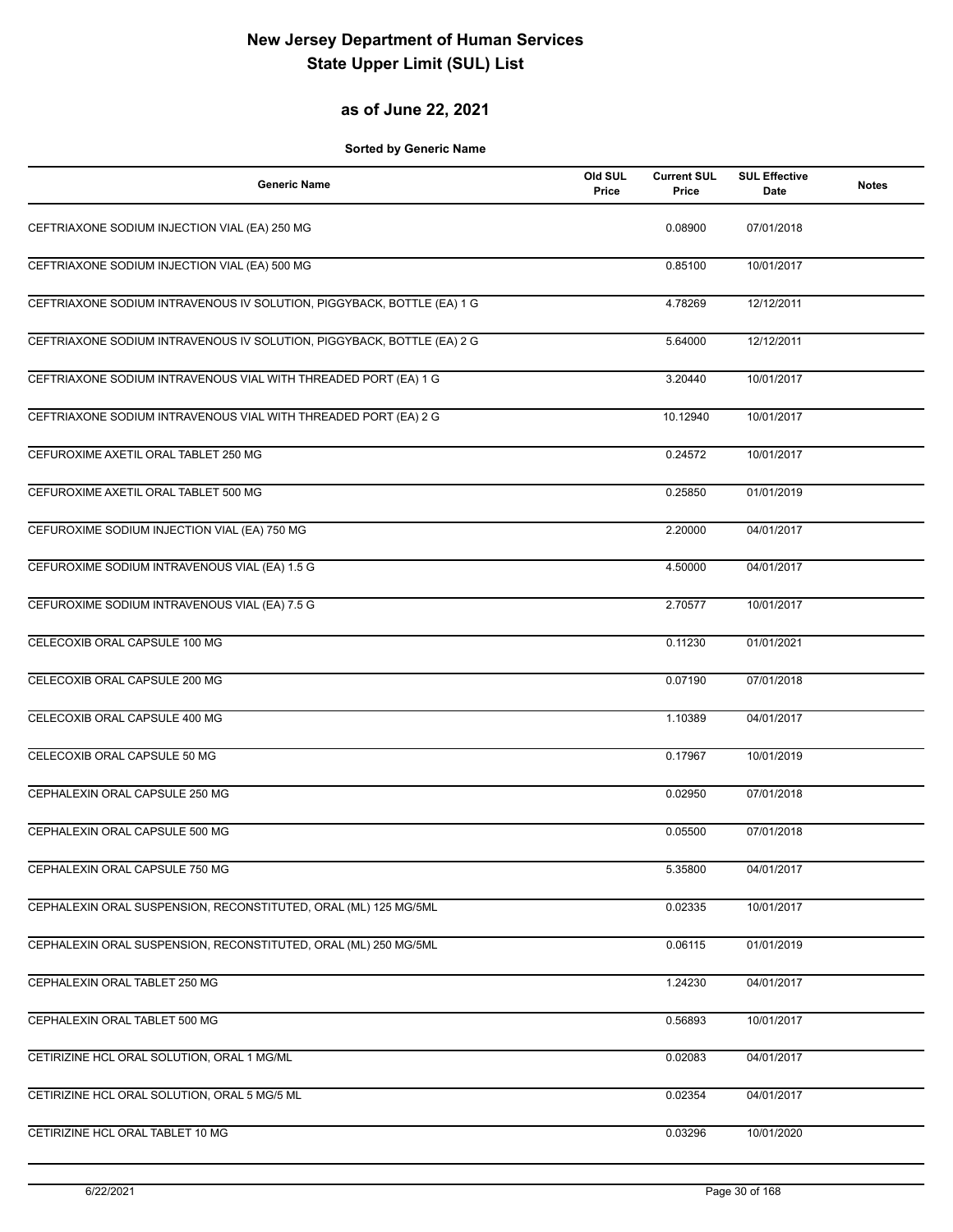# New Jersey Department of Human Services
# State Upper Limit (SUL) List

## as of June 22, 2021

**Sorted by Generic Name**

| Generic Name | Old SUL Price | Current SUL Price | SUL Effective Date | Notes |
|---|---|---|---|---|
| CEFTRIAXONE SODIUM INJECTION VIAL (EA) 250 MG | | 0.08900 | 07/01/2018 | |
| CEFTRIAXONE SODIUM INJECTION VIAL (EA) 500 MG | | 0.85100 | 10/01/2017 | |
| CEFTRIAXONE SODIUM INTRAVENOUS IV SOLUTION, PIGGYBACK, BOTTLE (EA) 1 G | | 4.78269 | 12/12/2011 | |
| CEFTRIAXONE SODIUM INTRAVENOUS IV SOLUTION, PIGGYBACK, BOTTLE (EA) 2 G | | 5.64000 | 12/12/2011 | |
| CEFTRIAXONE SODIUM INTRAVENOUS VIAL WITH THREADED PORT (EA) 1 G | | 3.20440 | 10/01/2017 | |
| CEFTRIAXONE SODIUM INTRAVENOUS VIAL WITH THREADED PORT (EA) 2 G | | 10.12940 | 10/01/2017 | |
| CEFUROXIME AXETIL ORAL TABLET 250 MG | | 0.24572 | 10/01/2017 | |
| CEFUROXIME AXETIL ORAL TABLET 500 MG | | 0.25850 | 01/01/2019 | |
| CEFUROXIME SODIUM INJECTION VIAL (EA) 750 MG | | 2.20000 | 04/01/2017 | |
| CEFUROXIME SODIUM INTRAVENOUS VIAL (EA) 1.5 G | | 4.50000 | 04/01/2017 | |
| CEFUROXIME SODIUM INTRAVENOUS VIAL (EA) 7.5 G | | 2.70577 | 10/01/2017 | |
| CELECOXIB ORAL CAPSULE 100 MG | | 0.11230 | 01/01/2021 | |
| CELECOXIB ORAL CAPSULE 200 MG | | 0.07190 | 07/01/2018 | |
| CELECOXIB ORAL CAPSULE 400 MG | | 1.10389 | 04/01/2017 | |
| CELECOXIB ORAL CAPSULE 50 MG | | 0.17967 | 10/01/2019 | |
| CEPHALEXIN ORAL CAPSULE 250 MG | | 0.02950 | 07/01/2018 | |
| CEPHALEXIN ORAL CAPSULE 500 MG | | 0.05500 | 07/01/2018 | |
| CEPHALEXIN ORAL CAPSULE 750 MG | | 5.35800 | 04/01/2017 | |
| CEPHALEXIN ORAL SUSPENSION, RECONSTITUTED, ORAL (ML) 125 MG/5ML | | 0.02335 | 10/01/2017 | |
| CEPHALEXIN ORAL SUSPENSION, RECONSTITUTED, ORAL (ML) 250 MG/5ML | | 0.06115 | 01/01/2019 | |
| CEPHALEXIN ORAL TABLET 250 MG | | 1.24230 | 04/01/2017 | |
| CEPHALEXIN ORAL TABLET 500 MG | | 0.56893 | 10/01/2017 | |
| CETIRIZINE HCL ORAL SOLUTION, ORAL 1 MG/ML | | 0.02083 | 04/01/2017 | |
| CETIRIZINE HCL ORAL SOLUTION, ORAL 5 MG/5 ML | | 0.02354 | 04/01/2017 | |
| CETIRIZINE HCL ORAL TABLET 10 MG | | 0.03296 | 10/01/2020 | |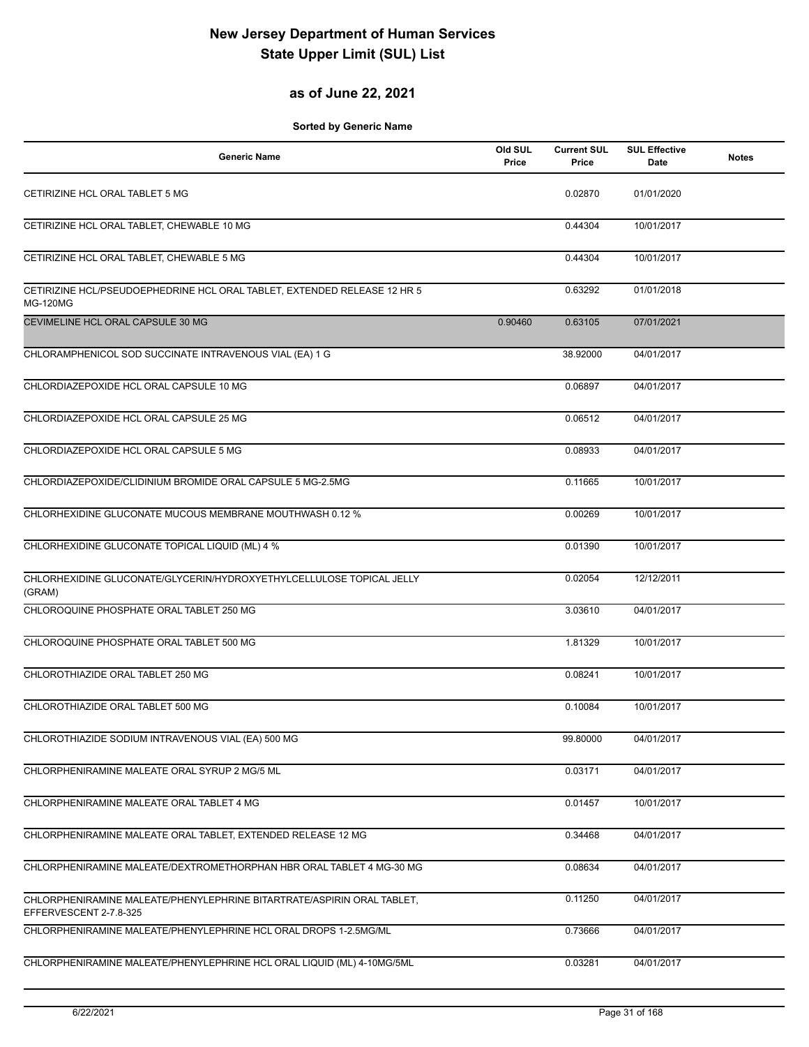# New Jersey Department of Human Services
# State Upper Limit (SUL) List

## as of June 22, 2021

**Sorted by Generic Name**

| Generic Name | Old SUL Price | Current SUL Price | SUL Effective Date | Notes |
|---|---|---|---|---|
| CETIRIZINE HCL ORAL TABLET 5 MG | | 0.02870 | 01/01/2020 | |
| CETIRIZINE HCL ORAL TABLET, CHEWABLE 10 MG | | 0.44304 | 10/01/2017 | |
| CETIRIZINE HCL ORAL TABLET, CHEWABLE 5 MG | | 0.44304 | 10/01/2017 | |
| CETIRIZINE HCL/PSEUDOEPHEDRINE HCL ORAL TABLET, EXTENDED RELEASE 12 HR 5 MG-120MG | | 0.63292 | 01/01/2018 | |
| CEVIMELINE HCL ORAL CAPSULE 30 MG | 0.90460 | 0.63105 | 07/01/2021 | |
| CHLORAMPHENICOL SOD SUCCINATE INTRAVENOUS VIAL (EA) 1 G | | 38.92000 | 04/01/2017 | |
| CHLORDIAZEPOXIDE HCL ORAL CAPSULE 10 MG | | 0.06897 | 04/01/2017 | |
| CHLORDIAZEPOXIDE HCL ORAL CAPSULE 25 MG | | 0.06512 | 04/01/2017 | |
| CHLORDIAZEPOXIDE HCL ORAL CAPSULE 5 MG | | 0.08933 | 04/01/2017 | |
| CHLORDIAZEPOXIDE/CLIDINIUM BROMIDE ORAL CAPSULE 5 MG-2.5MG | | 0.11665 | 10/01/2017 | |
| CHLORHEXIDINE GLUCONATE MUCOUS MEMBRANE MOUTHWASH 0.12 % | | 0.00269 | 10/01/2017 | |
| CHLORHEXIDINE GLUCONATE TOPICAL LIQUID (ML) 4 % | | 0.01390 | 10/01/2017 | |
| CHLORHEXIDINE GLUCONATE/GLYCERIN/HYDROXYETHYLCELLULOSE TOPICAL JELLY (GRAM) | | 0.02054 | 12/12/2011 | |
| CHLOROQUINE PHOSPHATE ORAL TABLET 250 MG | | 3.03610 | 04/01/2017 | |
| CHLOROQUINE PHOSPHATE ORAL TABLET 500 MG | | 1.81329 | 10/01/2017 | |
| CHLOROTHIAZIDE ORAL TABLET 250 MG | | 0.08241 | 10/01/2017 | |
| CHLOROTHIAZIDE ORAL TABLET 500 MG | | 0.10084 | 10/01/2017 | |
| CHLOROTHIAZIDE SODIUM INTRAVENOUS VIAL (EA) 500 MG | | 99.80000 | 04/01/2017 | |
| CHLORPHENIRAMINE MALEATE ORAL SYRUP 2 MG/5 ML | | 0.03171 | 04/01/2017 | |
| CHLORPHENIRAMINE MALEATE ORAL TABLET 4 MG | | 0.01457 | 10/01/2017 | |
| CHLORPHENIRAMINE MALEATE ORAL TABLET, EXTENDED RELEASE 12 MG | | 0.34468 | 04/01/2017 | |
| CHLORPHENIRAMINE MALEATE/DEXTROMETHORPHAN HBR ORAL TABLET 4 MG-30 MG | | 0.08634 | 04/01/2017 | |
| CHLORPHENIRAMINE MALEATE/PHENYLEPHRINE BITARTRATE/ASPIRIN ORAL TABLET, EFFERVESCENT 2-7.8-325 | | 0.11250 | 04/01/2017 | |
| CHLORPHENIRAMINE MALEATE/PHENYLEPHRINE HCL ORAL DROPS 1-2.5MG/ML | | 0.73666 | 04/01/2017 | |
| CHLORPHENIRAMINE MALEATE/PHENYLEPHRINE HCL ORAL LIQUID (ML) 4-10MG/5ML | | 0.03281 | 04/01/2017 | |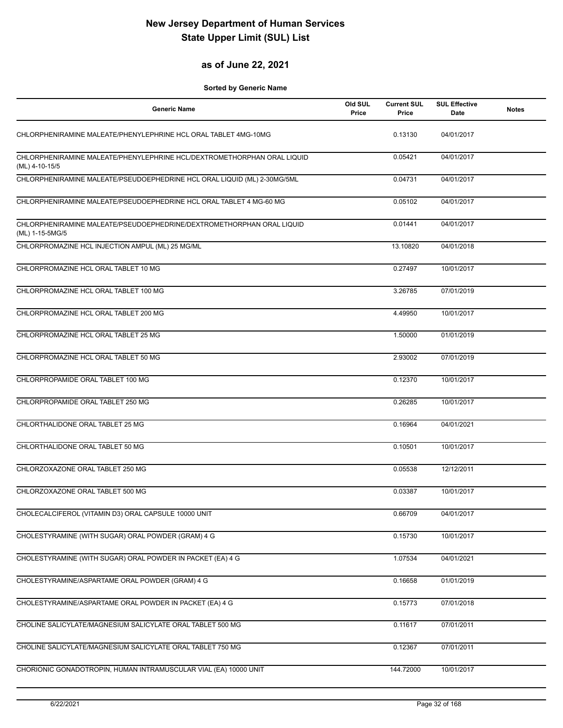# New Jersey Department of Human Services
# State Upper Limit (SUL) List

## as of June 22, 2021

**Sorted by Generic Name**

| Generic Name | Old SUL Price | Current SUL Price | SUL Effective Date | Notes |
|---|---|---|---|---|
| CHLORPHENIRAMINE MALEATE/PHENYLEPHRINE HCL ORAL TABLET 4MG-10MG | | 0.13130 | 04/01/2017 | |
| CHLORPHENIRAMINE MALEATE/PHENYLEPHRINE HCL/DEXTROMETHORPHAN ORAL LIQUID (ML) 4-10-15/5 | | 0.05421 | 04/01/2017 | |
| CHLORPHENIRAMINE MALEATE/PSEUDOEPHEDRINE HCL ORAL LIQUID (ML) 2-30MG/5ML | | 0.04731 | 04/01/2017 | |
| CHLORPHENIRAMINE MALEATE/PSEUDOEPHEDRINE HCL ORAL TABLET 4 MG-60 MG | | 0.05102 | 04/01/2017 | |
| CHLORPHENIRAMINE MALEATE/PSEUDOEPHEDRINE/DEXTROMETHORPHAN ORAL LIQUID (ML) 1-15-5MG/5 | | 0.01441 | 04/01/2017 | |
| CHLORPROMAZINE HCL INJECTION AMPUL (ML) 25 MG/ML | | 13.10820 | 04/01/2018 | |
| CHLORPROMAZINE HCL ORAL TABLET 10 MG | | 0.27497 | 10/01/2017 | |
| CHLORPROMAZINE HCL ORAL TABLET 100 MG | | 3.26785 | 07/01/2019 | |
| CHLORPROMAZINE HCL ORAL TABLET 200 MG | | 4.49950 | 10/01/2017 | |
| CHLORPROMAZINE HCL ORAL TABLET 25 MG | | 1.50000 | 01/01/2019 | |
| CHLORPROMAZINE HCL ORAL TABLET 50 MG | | 2.93002 | 07/01/2019 | |
| CHLORPROPAMIDE ORAL TABLET 100 MG | | 0.12370 | 10/01/2017 | |
| CHLORPROPAMIDE ORAL TABLET 250 MG | | 0.26285 | 10/01/2017 | |
| CHLORTHALIDONE ORAL TABLET 25 MG | | 0.16964 | 04/01/2021 | |
| CHLORTHALIDONE ORAL TABLET 50 MG | | 0.10501 | 10/01/2017 | |
| CHLORZOXAZONE ORAL TABLET 250 MG | | 0.05538 | 12/12/2011 | |
| CHLORZOXAZONE ORAL TABLET 500 MG | | 0.03387 | 10/01/2017 | |
| CHOLECALCIFEROL (VITAMIN D3) ORAL CAPSULE 10000 UNIT | | 0.66709 | 04/01/2017 | |
| CHOLESTYRAMINE (WITH SUGAR) ORAL POWDER (GRAM) 4 G | | 0.15730 | 10/01/2017 | |
| CHOLESTYRAMINE (WITH SUGAR) ORAL POWDER IN PACKET (EA) 4 G | | 1.07534 | 04/01/2021 | |
| CHOLESTYRAMINE/ASPARTAME ORAL POWDER (GRAM) 4 G | | 0.16658 | 01/01/2019 | |
| CHOLESTYRAMINE/ASPARTAME ORAL POWDER IN PACKET (EA) 4 G | | 0.15773 | 07/01/2018 | |
| CHOLINE SALICYLATE/MAGNESIUM SALICYLATE ORAL TABLET 500 MG | | 0.11617 | 07/01/2011 | |
| CHOLINE SALICYLATE/MAGNESIUM SALICYLATE ORAL TABLET 750 MG | | 0.12367 | 07/01/2011 | |
| CHORIONIC GONADOTROPIN, HUMAN INTRAMUSCULAR VIAL (EA) 10000 UNIT | | 144.72000 | 10/01/2017 | |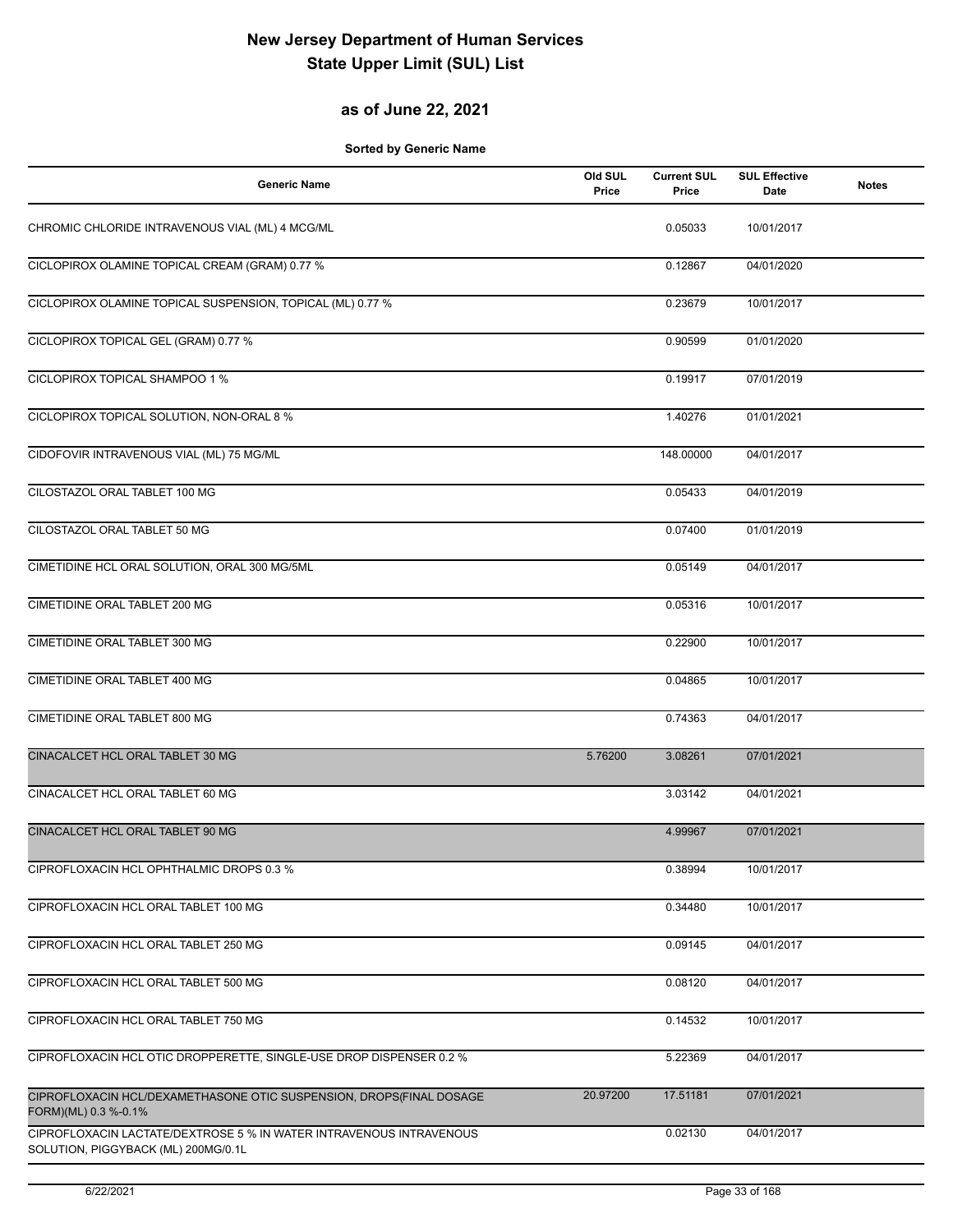# New Jersey Department of Human Services
# State Upper Limit (SUL) List

## as of June 22, 2021

**Sorted by Generic Name**

| Generic Name | Old SUL Price | Current SUL Price | SUL Effective Date | Notes |
|---|---|---|---|---|
| CHROMIC CHLORIDE INTRAVENOUS VIAL (ML) 4 MCG/ML | | 0.05033 | 10/01/2017 | |
| CICLOPIROX OLAMINE TOPICAL CREAM (GRAM) 0.77 % | | 0.12867 | 04/01/2020 | |
| CICLOPIROX OLAMINE TOPICAL SUSPENSION, TOPICAL (ML) 0.77 % | | 0.23679 | 10/01/2017 | |
| CICLOPIROX TOPICAL GEL (GRAM) 0.77 % | | 0.90599 | 01/01/2020 | |
| CICLOPIROX TOPICAL SHAMPOO 1 % | | 0.19917 | 07/01/2019 | |
| CICLOPIROX TOPICAL SOLUTION, NON-ORAL 8 % | | 1.40276 | 01/01/2021 | |
| CIDOFOVIR INTRAVENOUS VIAL (ML) 75 MG/ML | | 148.00000 | 04/01/2017 | |
| CILOSTAZOL ORAL TABLET 100 MG | | 0.05433 | 04/01/2019 | |
| CILOSTAZOL ORAL TABLET 50 MG | | 0.07400 | 01/01/2019 | |
| CIMETIDINE HCL ORAL SOLUTION, ORAL 300 MG/5ML | | 0.05149 | 04/01/2017 | |
| CIMETIDINE ORAL TABLET 200 MG | | 0.05316 | 10/01/2017 | |
| CIMETIDINE ORAL TABLET 300 MG | | 0.22900 | 10/01/2017 | |
| CIMETIDINE ORAL TABLET 400 MG | | 0.04865 | 10/01/2017 | |
| CIMETIDINE ORAL TABLET 800 MG | | 0.74363 | 04/01/2017 | |
| CINACALCET HCL ORAL TABLET 30 MG | 5.76200 | 3.08261 | 07/01/2021 | |
| CINACALCET HCL ORAL TABLET 60 MG | | 3.03142 | 04/01/2021 | |
| CINACALCET HCL ORAL TABLET 90 MG | | 4.99967 | 07/01/2021 | |
| CIPROFLOXACIN HCL OPHTHALMIC DROPS 0.3 % | | 0.38994 | 10/01/2017 | |
| CIPROFLOXACIN HCL ORAL TABLET 100 MG | | 0.34480 | 10/01/2017 | |
| CIPROFLOXACIN HCL ORAL TABLET 250 MG | | 0.09145 | 04/01/2017 | |
| CIPROFLOXACIN HCL ORAL TABLET 500 MG | | 0.08120 | 04/01/2017 | |
| CIPROFLOXACIN HCL ORAL TABLET 750 MG | | 0.14532 | 10/01/2017 | |
| CIPROFLOXACIN HCL OTIC DROPPERETTE, SINGLE-USE DROP DISPENSER 0.2 % | | 5.22369 | 04/01/2017 | |
| CIPROFLOXACIN HCL/DEXAMETHASONE OTIC SUSPENSION, DROPS(FINAL DOSAGE FORM)(ML) 0.3 %-0.1% | 20.97200 | 17.51181 | 07/01/2021 | |
| CIPROFLOXACIN LACTATE/DEXTROSE 5 % IN WATER INTRAVENOUS INTRAVENOUS SOLUTION, PIGGYBACK (ML) 200MG/0.1L | | 0.02130 | 04/01/2017 | |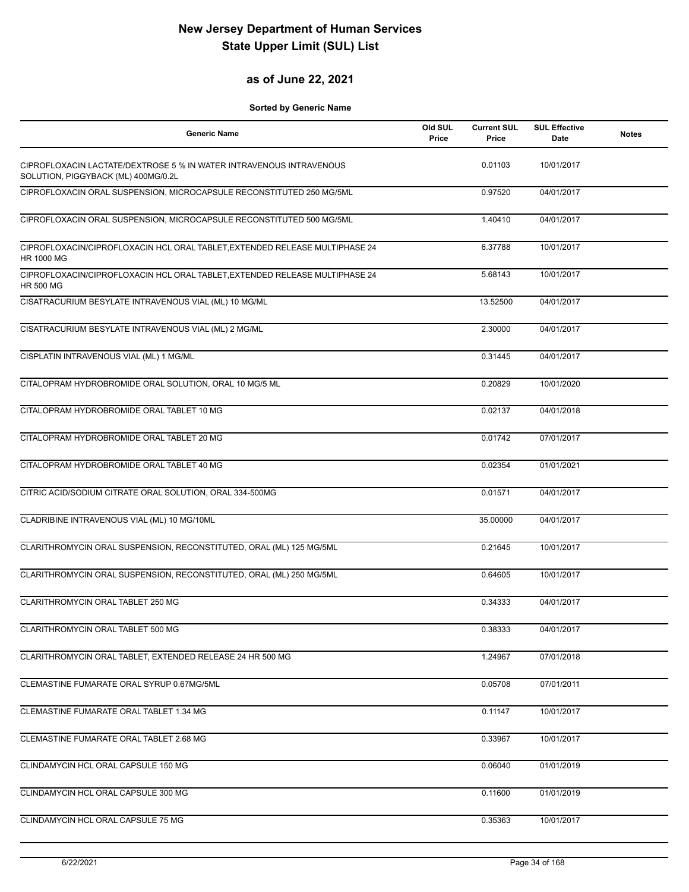# New Jersey Department of Human Services
# State Upper Limit (SUL) List

## as of June 22, 2021

**Sorted by Generic Name**

| Generic Name | Old SUL Price | Current SUL Price | SUL Effective Date | Notes |
|---|---|---|---|---|
| CIPROFLOXACIN LACTATE/DEXTROSE 5 % IN WATER INTRAVENOUS INTRAVENOUS SOLUTION, PIGGYBACK (ML) 400MG/0.2L | | 0.01103 | 10/01/2017 | |
| CIPROFLOXACIN ORAL SUSPENSION, MICROCAPSULE RECONSTITUTED 250 MG/5ML | | 0.97520 | 04/01/2017 | |
| CIPROFLOXACIN ORAL SUSPENSION, MICROCAPSULE RECONSTITUTED 500 MG/5ML | | 1.40410 | 04/01/2017 | |
| CIPROFLOXACIN/CIPROFLOXACIN HCL ORAL TABLET,EXTENDED RELEASE MULTIPHASE 24 HR 1000 MG | | 6.37788 | 10/01/2017 | |
| CIPROFLOXACIN/CIPROFLOXACIN HCL ORAL TABLET,EXTENDED RELEASE MULTIPHASE 24 HR 500 MG | | 5.68143 | 10/01/2017 | |
| CISATRACURIUM BESYLATE INTRAVENOUS VIAL (ML) 10 MG/ML | | 13.52500 | 04/01/2017 | |
| CISATRACURIUM BESYLATE INTRAVENOUS VIAL (ML) 2 MG/ML | | 2.30000 | 04/01/2017 | |
| CISPLATIN INTRAVENOUS VIAL (ML) 1 MG/ML | | 0.31445 | 04/01/2017 | |
| CITALOPRAM HYDROBROMIDE ORAL SOLUTION, ORAL 10 MG/5 ML | | 0.20829 | 10/01/2020 | |
| CITALOPRAM HYDROBROMIDE ORAL TABLET 10 MG | | 0.02137 | 04/01/2018 | |
| CITALOPRAM HYDROBROMIDE ORAL TABLET 20 MG | | 0.01742 | 07/01/2017 | |
| CITALOPRAM HYDROBROMIDE ORAL TABLET 40 MG | | 0.02354 | 01/01/2021 | |
| CITRIC ACID/SODIUM CITRATE ORAL SOLUTION, ORAL 334-500MG | | 0.01571 | 04/01/2017 | |
| CLADRIBINE INTRAVENOUS VIAL (ML) 10 MG/10ML | | 35.00000 | 04/01/2017 | |
| CLARITHROMYCIN ORAL SUSPENSION, RECONSTITUTED, ORAL (ML) 125 MG/5ML | | 0.21645 | 10/01/2017 | |
| CLARITHROMYCIN ORAL SUSPENSION, RECONSTITUTED, ORAL (ML) 250 MG/5ML | | 0.64605 | 10/01/2017 | |
| CLARITHROMYCIN ORAL TABLET 250 MG | | 0.34333 | 04/01/2017 | |
| CLARITHROMYCIN ORAL TABLET 500 MG | | 0.38333 | 04/01/2017 | |
| CLARITHROMYCIN ORAL TABLET, EXTENDED RELEASE 24 HR 500 MG | | 1.24967 | 07/01/2018 | |
| CLEMASTINE FUMARATE ORAL SYRUP 0.67MG/5ML | | 0.05708 | 07/01/2011 | |
| CLEMASTINE FUMARATE ORAL TABLET 1.34 MG | | 0.11147 | 10/01/2017 | |
| CLEMASTINE FUMARATE ORAL TABLET 2.68 MG | | 0.33967 | 10/01/2017 | |
| CLINDAMYCIN HCL ORAL CAPSULE 150 MG | | 0.06040 | 01/01/2019 | |
| CLINDAMYCIN HCL ORAL CAPSULE 300 MG | | 0.11600 | 01/01/2019 | |
| CLINDAMYCIN HCL ORAL CAPSULE 75 MG | | 0.35363 | 10/01/2017 | |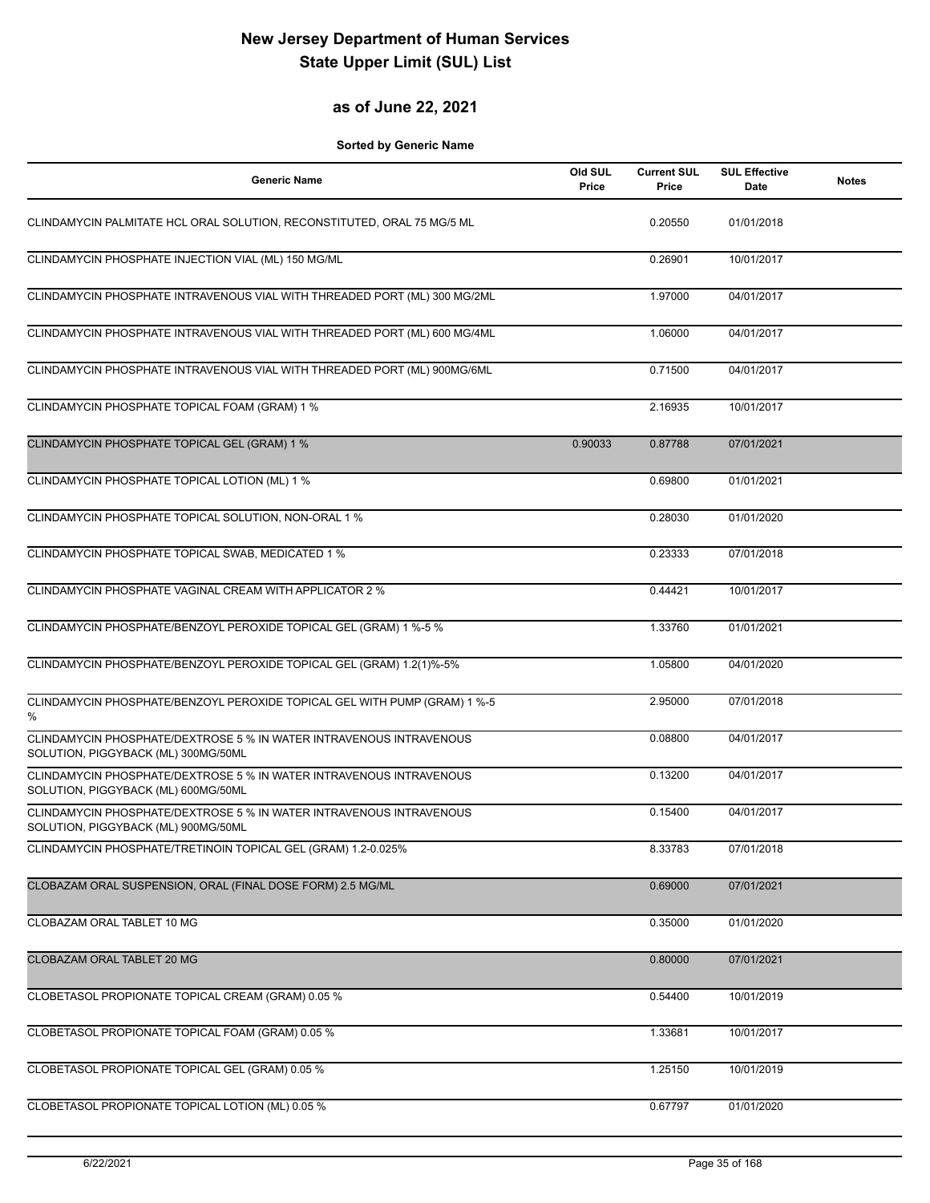# New Jersey Department of Human Services
# State Upper Limit (SUL) List

## as of June 22, 2021

**Sorted by Generic Name**

| Generic Name | Old SUL Price | Current SUL Price | SUL Effective Date | Notes |
|---|---|---|---|---|
| CLINDAMYCIN PALMITATE HCL ORAL SOLUTION, RECONSTITUTED, ORAL 75 MG/5 ML | | 0.20550 | 01/01/2018 | |
| CLINDAMYCIN PHOSPHATE INJECTION VIAL (ML) 150 MG/ML | | 0.26901 | 10/01/2017 | |
| CLINDAMYCIN PHOSPHATE INTRAVENOUS VIAL WITH THREADED PORT (ML) 300 MG/2ML | | 1.97000 | 04/01/2017 | |
| CLINDAMYCIN PHOSPHATE INTRAVENOUS VIAL WITH THREADED PORT (ML) 600 MG/4ML | | 1.06000 | 04/01/2017 | |
| CLINDAMYCIN PHOSPHATE INTRAVENOUS VIAL WITH THREADED PORT (ML) 900MG/6ML | | 0.71500 | 04/01/2017 | |
| CLINDAMYCIN PHOSPHATE TOPICAL FOAM (GRAM) 1 % | | 2.16935 | 10/01/2017 | |
| CLINDAMYCIN PHOSPHATE TOPICAL GEL (GRAM) 1 % | 0.90033 | 0.87788 | 07/01/2021 | |
| CLINDAMYCIN PHOSPHATE TOPICAL LOTION (ML) 1 % | | 0.69800 | 01/01/2021 | |
| CLINDAMYCIN PHOSPHATE TOPICAL SOLUTION, NON-ORAL 1 % | | 0.28030 | 01/01/2020 | |
| CLINDAMYCIN PHOSPHATE TOPICAL SWAB, MEDICATED 1 % | | 0.23333 | 07/01/2018 | |
| CLINDAMYCIN PHOSPHATE VAGINAL CREAM WITH APPLICATOR 2 % | | 0.44421 | 10/01/2017 | |
| CLINDAMYCIN PHOSPHATE/BENZOYL PEROXIDE TOPICAL GEL (GRAM) 1 %-5 % | | 1.33760 | 01/01/2021 | |
| CLINDAMYCIN PHOSPHATE/BENZOYL PEROXIDE TOPICAL GEL (GRAM) 1.2(1)%-5% | | 1.05800 | 04/01/2020 | |
| CLINDAMYCIN PHOSPHATE/BENZOYL PEROXIDE TOPICAL GEL WITH PUMP (GRAM) 1 %-5 % | | 2.95000 | 07/01/2018 | |
| CLINDAMYCIN PHOSPHATE/DEXTROSE 5 % IN WATER INTRAVENOUS INTRAVENOUS SOLUTION, PIGGYBACK (ML) 300MG/50ML | | 0.08800 | 04/01/2017 | |
| CLINDAMYCIN PHOSPHATE/DEXTROSE 5 % IN WATER INTRAVENOUS INTRAVENOUS SOLUTION, PIGGYBACK (ML) 600MG/50ML | | 0.13200 | 04/01/2017 | |
| CLINDAMYCIN PHOSPHATE/DEXTROSE 5 % IN WATER INTRAVENOUS INTRAVENOUS SOLUTION, PIGGYBACK (ML) 900MG/50ML | | 0.15400 | 04/01/2017 | |
| CLINDAMYCIN PHOSPHATE/TRETINOIN TOPICAL GEL (GRAM) 1.2-0.025% | | 8.33783 | 07/01/2018 | |
| CLOBAZAM ORAL SUSPENSION, ORAL (FINAL DOSE FORM) 2.5 MG/ML | | 0.69000 | 07/01/2021 | |
| CLOBAZAM ORAL TABLET 10 MG | | 0.35000 | 01/01/2020 | |
| CLOBAZAM ORAL TABLET 20 MG | | 0.80000 | 07/01/2021 | |
| CLOBETASOL PROPIONATE TOPICAL CREAM (GRAM) 0.05 % | | 0.54400 | 10/01/2019 | |
| CLOBETASOL PROPIONATE TOPICAL FOAM (GRAM) 0.05 % | | 1.33681 | 10/01/2017 | |
| CLOBETASOL PROPIONATE TOPICAL GEL (GRAM) 0.05 % | | 1.25150 | 10/01/2019 | |
| CLOBETASOL PROPIONATE TOPICAL LOTION (ML) 0.05 % | | 0.67797 | 01/01/2020 | |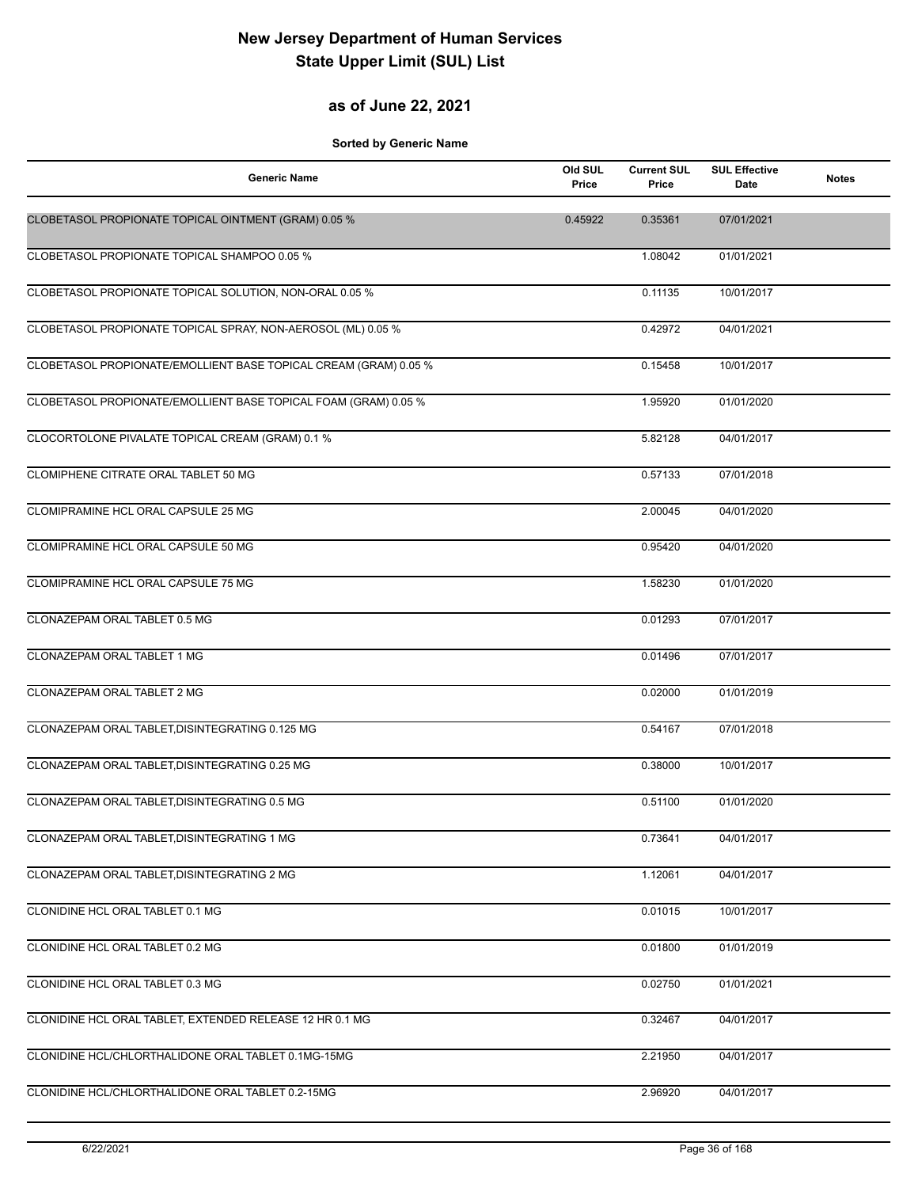# New Jersey Department of Human Services
# State Upper Limit (SUL) List

## as of June 22, 2021

**Sorted by Generic Name**

| Generic Name | Old SUL Price | Current SUL Price | SUL Effective Date | Notes |
|---|---|---|---|---|
| CLOBETASOL PROPIONATE TOPICAL OINTMENT (GRAM) 0.05 % | 0.45922 | 0.35361 | 07/01/2021 | |
| CLOBETASOL PROPIONATE TOPICAL SHAMPOO 0.05 % | | 1.08042 | 01/01/2021 | |
| CLOBETASOL PROPIONATE TOPICAL SOLUTION, NON-ORAL 0.05 % | | 0.11135 | 10/01/2017 | |
| CLOBETASOL PROPIONATE TOPICAL SPRAY, NON-AEROSOL (ML) 0.05 % | | 0.42972 | 04/01/2021 | |
| CLOBETASOL PROPIONATE/EMOLLIENT BASE TOPICAL CREAM (GRAM) 0.05 % | | 0.15458 | 10/01/2017 | |
| CLOBETASOL PROPIONATE/EMOLLIENT BASE TOPICAL FOAM (GRAM) 0.05 % | | 1.95920 | 01/01/2020 | |
| CLOCORTOLONE PIVALATE TOPICAL CREAM (GRAM) 0.1 % | | 5.82128 | 04/01/2017 | |
| CLOMIPHENE CITRATE ORAL TABLET 50 MG | | 0.57133 | 07/01/2018 | |
| CLOMIPRAMINE HCL ORAL CAPSULE 25 MG | | 2.00045 | 04/01/2020 | |
| CLOMIPRAMINE HCL ORAL CAPSULE 50 MG | | 0.95420 | 04/01/2020 | |
| CLOMIPRAMINE HCL ORAL CAPSULE 75 MG | | 1.58230 | 01/01/2020 | |
| CLONAZEPAM ORAL TABLET 0.5 MG | | 0.01293 | 07/01/2017 | |
| CLONAZEPAM ORAL TABLET 1 MG | | 0.01496 | 07/01/2017 | |
| CLONAZEPAM ORAL TABLET 2 MG | | 0.02000 | 01/01/2019 | |
| CLONAZEPAM ORAL TABLET,DISINTEGRATING 0.125 MG | | 0.54167 | 07/01/2018 | |
| CLONAZEPAM ORAL TABLET,DISINTEGRATING 0.25 MG | | 0.38000 | 10/01/2017 | |
| CLONAZEPAM ORAL TABLET,DISINTEGRATING 0.5 MG | | 0.51100 | 01/01/2020 | |
| CLONAZEPAM ORAL TABLET,DISINTEGRATING 1 MG | | 0.73641 | 04/01/2017 | |
| CLONAZEPAM ORAL TABLET,DISINTEGRATING 2 MG | | 1.12061 | 04/01/2017 | |
| CLONIDINE HCL ORAL TABLET 0.1 MG | | 0.01015 | 10/01/2017 | |
| CLONIDINE HCL ORAL TABLET 0.2 MG | | 0.01800 | 01/01/2019 | |
| CLONIDINE HCL ORAL TABLET 0.3 MG | | 0.02750 | 01/01/2021 | |
| CLONIDINE HCL ORAL TABLET, EXTENDED RELEASE 12 HR 0.1 MG | | 0.32467 | 04/01/2017 | |
| CLONIDINE HCL/CHLORTHALIDONE ORAL TABLET 0.1MG-15MG | | 2.21950 | 04/01/2017 | |
| CLONIDINE HCL/CHLORTHALIDONE ORAL TABLET 0.2-15MG | | 2.96920 | 04/01/2017 | |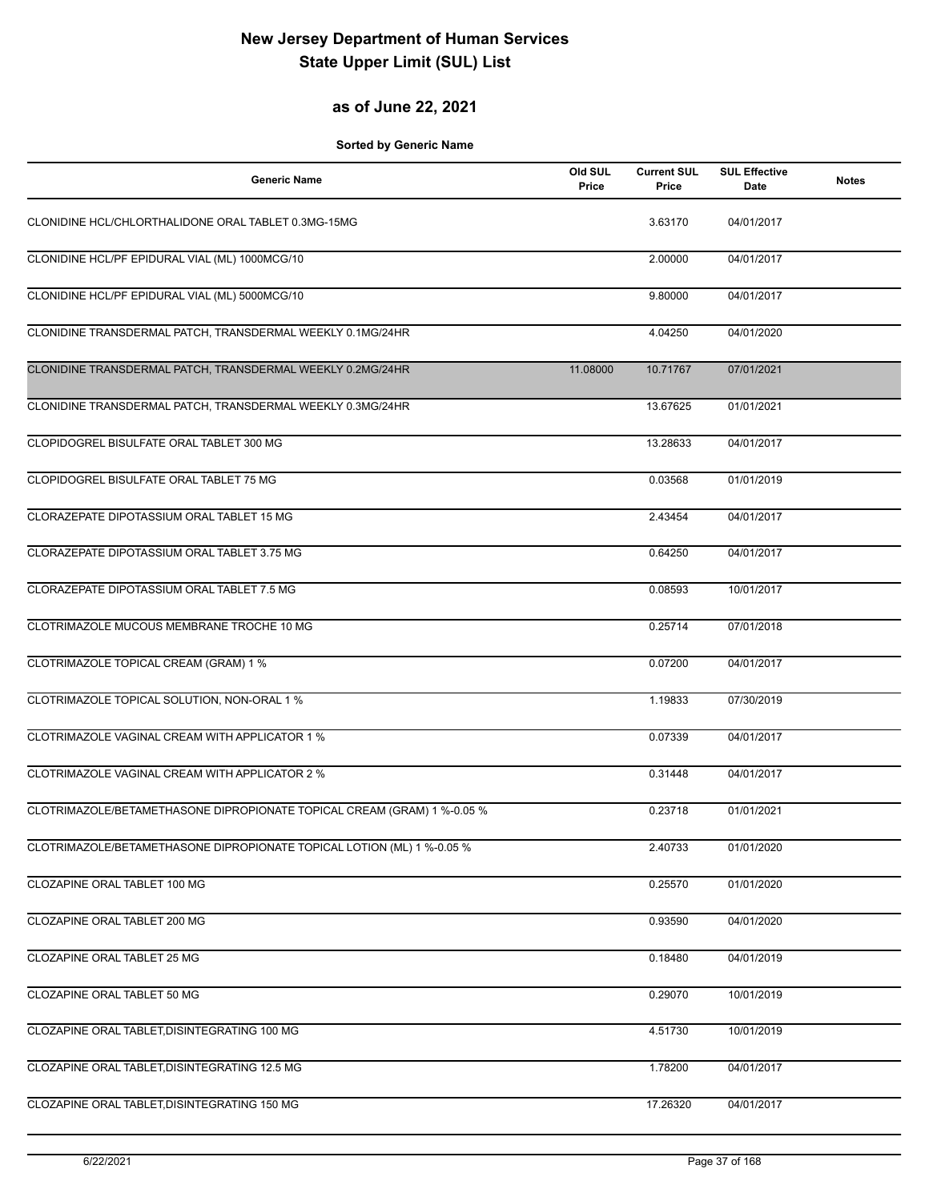# New Jersey Department of Human Services
# State Upper Limit (SUL) List

## as of June 22, 2021

**Sorted by Generic Name**

| Generic Name | Old SUL Price | Current SUL Price | SUL Effective Date | Notes |
|---|---|---|---|---|
| CLONIDINE HCL/CHLORTHALIDONE ORAL TABLET 0.3MG-15MG | | 3.63170 | 04/01/2017 | |
| CLONIDINE HCL/PF EPIDURAL VIAL (ML) 1000MCG/10 | | 2.00000 | 04/01/2017 | |
| CLONIDINE HCL/PF EPIDURAL VIAL (ML) 5000MCG/10 | | 9.80000 | 04/01/2017 | |
| CLONIDINE TRANSDERMAL PATCH, TRANSDERMAL WEEKLY 0.1MG/24HR | | 4.04250 | 04/01/2020 | |
| CLONIDINE TRANSDERMAL PATCH, TRANSDERMAL WEEKLY 0.2MG/24HR | 11.08000 | 10.71767 | 07/01/2021 | |
| CLONIDINE TRANSDERMAL PATCH, TRANSDERMAL WEEKLY 0.3MG/24HR | | 13.67625 | 01/01/2021 | |
| CLOPIDOGREL BISULFATE ORAL TABLET 300 MG | | 13.28633 | 04/01/2017 | |
| CLOPIDOGREL BISULFATE ORAL TABLET 75 MG | | 0.03568 | 01/01/2019 | |
| CLORAZEPATE DIPOTASSIUM ORAL TABLET 15 MG | | 2.43454 | 04/01/2017 | |
| CLORAZEPATE DIPOTASSIUM ORAL TABLET 3.75 MG | | 0.64250 | 04/01/2017 | |
| CLORAZEPATE DIPOTASSIUM ORAL TABLET 7.5 MG | | 0.08593 | 10/01/2017 | |
| CLOTRIMAZOLE MUCOUS MEMBRANE TROCHE 10 MG | | 0.25714 | 07/01/2018 | |
| CLOTRIMAZOLE TOPICAL CREAM (GRAM) 1 % | | 0.07200 | 04/01/2017 | |
| CLOTRIMAZOLE TOPICAL SOLUTION, NON-ORAL 1 % | | 1.19833 | 07/30/2019 | |
| CLOTRIMAZOLE VAGINAL CREAM WITH APPLICATOR 1 % | | 0.07339 | 04/01/2017 | |
| CLOTRIMAZOLE VAGINAL CREAM WITH APPLICATOR 2 % | | 0.31448 | 04/01/2017 | |
| CLOTRIMAZOLE/BETAMETHASONE DIPROPIONATE TOPICAL CREAM (GRAM) 1 %-0.05 % | | 0.23718 | 01/01/2021 | |
| CLOTRIMAZOLE/BETAMETHASONE DIPROPIONATE TOPICAL LOTION (ML) 1 %-0.05 % | | 2.40733 | 01/01/2020 | |
| CLOZAPINE ORAL TABLET 100 MG | | 0.25570 | 01/01/2020 | |
| CLOZAPINE ORAL TABLET 200 MG | | 0.93590 | 04/01/2020 | |
| CLOZAPINE ORAL TABLET 25 MG | | 0.18480 | 04/01/2019 | |
| CLOZAPINE ORAL TABLET 50 MG | | 0.29070 | 10/01/2019 | |
| CLOZAPINE ORAL TABLET,DISINTEGRATING 100 MG | | 4.51730 | 10/01/2019 | |
| CLOZAPINE ORAL TABLET,DISINTEGRATING 12.5 MG | | 1.78200 | 04/01/2017 | |
| CLOZAPINE ORAL TABLET,DISINTEGRATING 150 MG | | 17.26320 | 04/01/2017 | |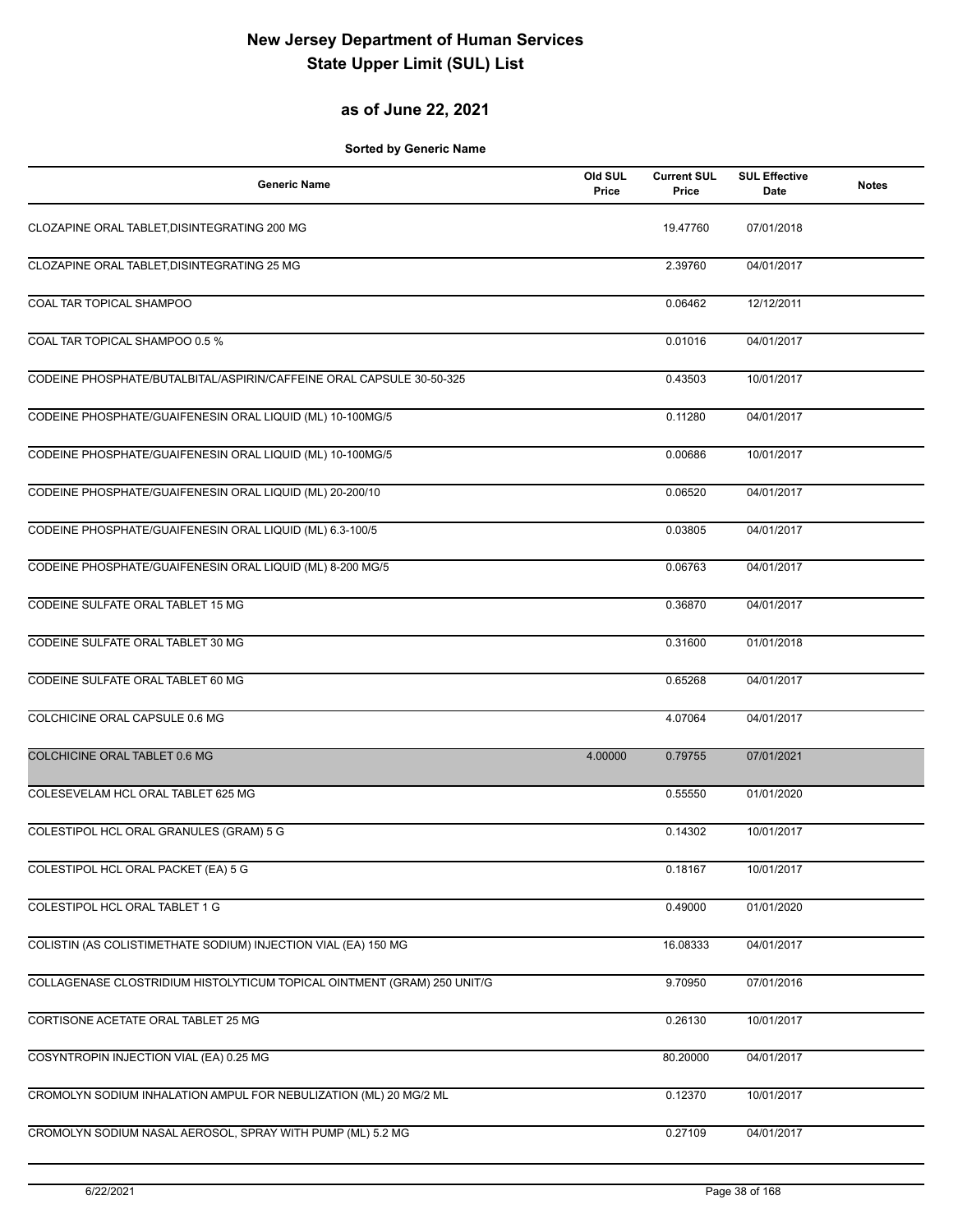# New Jersey Department of Human Services
# State Upper Limit (SUL) List

## as of June 22, 2021

**Sorted by Generic Name**

| Generic Name | Old SUL Price | Current SUL Price | SUL Effective Date | Notes |
|---|---|---|---|---|
| CLOZAPINE ORAL TABLET,DISINTEGRATING 200 MG | | 19.47760 | 07/01/2018 | |
| CLOZAPINE ORAL TABLET,DISINTEGRATING 25 MG | | 2.39760 | 04/01/2017 | |
| COAL TAR TOPICAL SHAMPOO | | 0.06462 | 12/12/2011 | |
| COAL TAR TOPICAL SHAMPOO 0.5 % | | 0.01016 | 04/01/2017 | |
| CODEINE PHOSPHATE/BUTALBITAL/ASPIRIN/CAFFEINE ORAL CAPSULE 30-50-325 | | 0.43503 | 10/01/2017 | |
| CODEINE PHOSPHATE/GUAIFENESIN ORAL LIQUID (ML) 10-100MG/5 | | 0.11280 | 04/01/2017 | |
| CODEINE PHOSPHATE/GUAIFENESIN ORAL LIQUID (ML) 10-100MG/5 | | 0.00686 | 10/01/2017 | |
| CODEINE PHOSPHATE/GUAIFENESIN ORAL LIQUID (ML) 20-200/10 | | 0.06520 | 04/01/2017 | |
| CODEINE PHOSPHATE/GUAIFENESIN ORAL LIQUID (ML) 6.3-100/5 | | 0.03805 | 04/01/2017 | |
| CODEINE PHOSPHATE/GUAIFENESIN ORAL LIQUID (ML) 8-200 MG/5 | | 0.06763 | 04/01/2017 | |
| CODEINE SULFATE ORAL TABLET 15 MG | | 0.36870 | 04/01/2017 | |
| CODEINE SULFATE ORAL TABLET 30 MG | | 0.31600 | 01/01/2018 | |
| CODEINE SULFATE ORAL TABLET 60 MG | | 0.65268 | 04/01/2017 | |
| COLCHICINE ORAL CAPSULE 0.6 MG | | 4.07064 | 04/01/2017 | |
| COLCHICINE ORAL TABLET 0.6 MG | 4.00000 | 0.79755 | 07/01/2021 | |
| COLESEVELAM HCL ORAL TABLET 625 MG | | 0.55550 | 01/01/2020 | |
| COLESTIPOL HCL ORAL GRANULES (GRAM) 5 G | | 0.14302 | 10/01/2017 | |
| COLESTIPOL HCL ORAL PACKET (EA) 5 G | | 0.18167 | 10/01/2017 | |
| COLESTIPOL HCL ORAL TABLET 1 G | | 0.49000 | 01/01/2020 | |
| COLISTIN (AS COLISTIMETHATE SODIUM) INJECTION VIAL (EA) 150 MG | | 16.08333 | 04/01/2017 | |
| COLLAGENASE CLOSTRIDIUM HISTOLYTICUM TOPICAL OINTMENT (GRAM) 250 UNIT/G | | 9.70950 | 07/01/2016 | |
| CORTISONE ACETATE ORAL TABLET 25 MG | | 0.26130 | 10/01/2017 | |
| COSYNTROPIN INJECTION VIAL (EA) 0.25 MG | | 80.20000 | 04/01/2017 | |
| CROMOLYN SODIUM INHALATION AMPUL FOR NEBULIZATION (ML) 20 MG/2 ML | | 0.12370 | 10/01/2017 | |
| CROMOLYN SODIUM NASAL AEROSOL, SPRAY WITH PUMP (ML) 5.2 MG | | 0.27109 | 04/01/2017 | |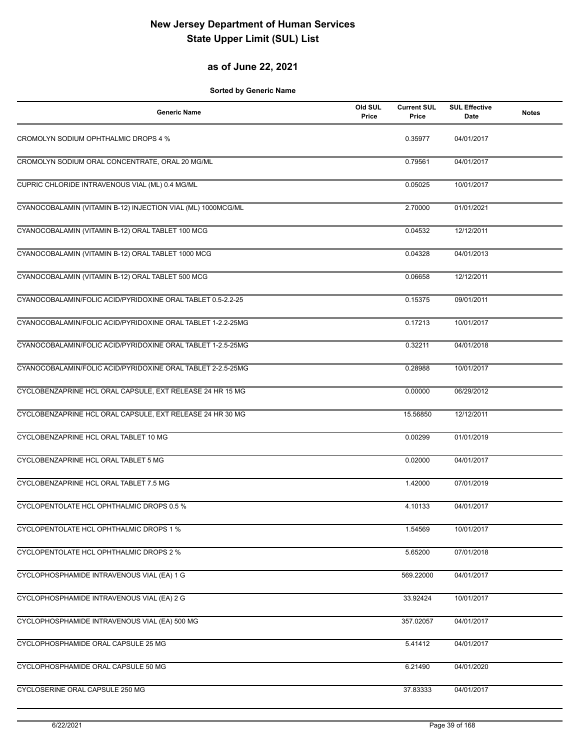# New Jersey Department of Human Services
# State Upper Limit (SUL) List

## as of June 22, 2021

**Sorted by Generic Name**

| Generic Name | Old SUL Price | Current SUL Price | SUL Effective Date | Notes |
|---|---|---|---|---|
| CROMOLYN SODIUM OPHTHALMIC DROPS 4 % | | 0.35977 | 04/01/2017 | |
| CROMOLYN SODIUM ORAL CONCENTRATE, ORAL 20 MG/ML | | 0.79561 | 04/01/2017 | |
| CUPRIC CHLORIDE INTRAVENOUS VIAL (ML) 0.4 MG/ML | | 0.05025 | 10/01/2017 | |
| CYANOCOBALAMIN (VITAMIN B-12) INJECTION VIAL (ML) 1000MCG/ML | | 2.70000 | 01/01/2021 | |
| CYANOCOBALAMIN (VITAMIN B-12) ORAL TABLET 100 MCG | | 0.04532 | 12/12/2011 | |
| CYANOCOBALAMIN (VITAMIN B-12) ORAL TABLET 1000 MCG | | 0.04328 | 04/01/2013 | |
| CYANOCOBALAMIN (VITAMIN B-12) ORAL TABLET 500 MCG | | 0.06658 | 12/12/2011 | |
| CYANOCOBALAMIN/FOLIC ACID/PYRIDOXINE ORAL TABLET 0.5-2.2-25 | | 0.15375 | 09/01/2011 | |
| CYANOCOBALAMIN/FOLIC ACID/PYRIDOXINE ORAL TABLET 1-2.2-25MG | | 0.17213 | 10/01/2017 | |
| CYANOCOBALAMIN/FOLIC ACID/PYRIDOXINE ORAL TABLET 1-2.5-25MG | | 0.32211 | 04/01/2018 | |
| CYANOCOBALAMIN/FOLIC ACID/PYRIDOXINE ORAL TABLET 2-2.5-25MG | | 0.28988 | 10/01/2017 | |
| CYCLOBENZAPRINE HCL ORAL CAPSULE, EXT RELEASE 24 HR 15 MG | | 0.00000 | 06/29/2012 | |
| CYCLOBENZAPRINE HCL ORAL CAPSULE, EXT RELEASE 24 HR 30 MG | | 15.56850 | 12/12/2011 | |
| CYCLOBENZAPRINE HCL ORAL TABLET 10 MG | | 0.00299 | 01/01/2019 | |
| CYCLOBENZAPRINE HCL ORAL TABLET 5 MG | | 0.02000 | 04/01/2017 | |
| CYCLOBENZAPRINE HCL ORAL TABLET 7.5 MG | | 1.42000 | 07/01/2019 | |
| CYCLOPENTOLATE HCL OPHTHALMIC DROPS 0.5 % | | 4.10133 | 04/01/2017 | |
| CYCLOPENTOLATE HCL OPHTHALMIC DROPS 1 % | | 1.54569 | 10/01/2017 | |
| CYCLOPENTOLATE HCL OPHTHALMIC DROPS 2 % | | 5.65200 | 07/01/2018 | |
| CYCLOPHOSPHAMIDE INTRAVENOUS VIAL (EA) 1 G | | 569.22000 | 04/01/2017 | |
| CYCLOPHOSPHAMIDE INTRAVENOUS VIAL (EA) 2 G | | 33.92424 | 10/01/2017 | |
| CYCLOPHOSPHAMIDE INTRAVENOUS VIAL (EA) 500 MG | | 357.02057 | 04/01/2017 | |
| CYCLOPHOSPHAMIDE ORAL CAPSULE 25 MG | | 5.41412 | 04/01/2017 | |
| CYCLOPHOSPHAMIDE ORAL CAPSULE 50 MG | | 6.21490 | 04/01/2020 | |
| CYCLOSERINE ORAL CAPSULE 250 MG | | 37.83333 | 04/01/2017 | |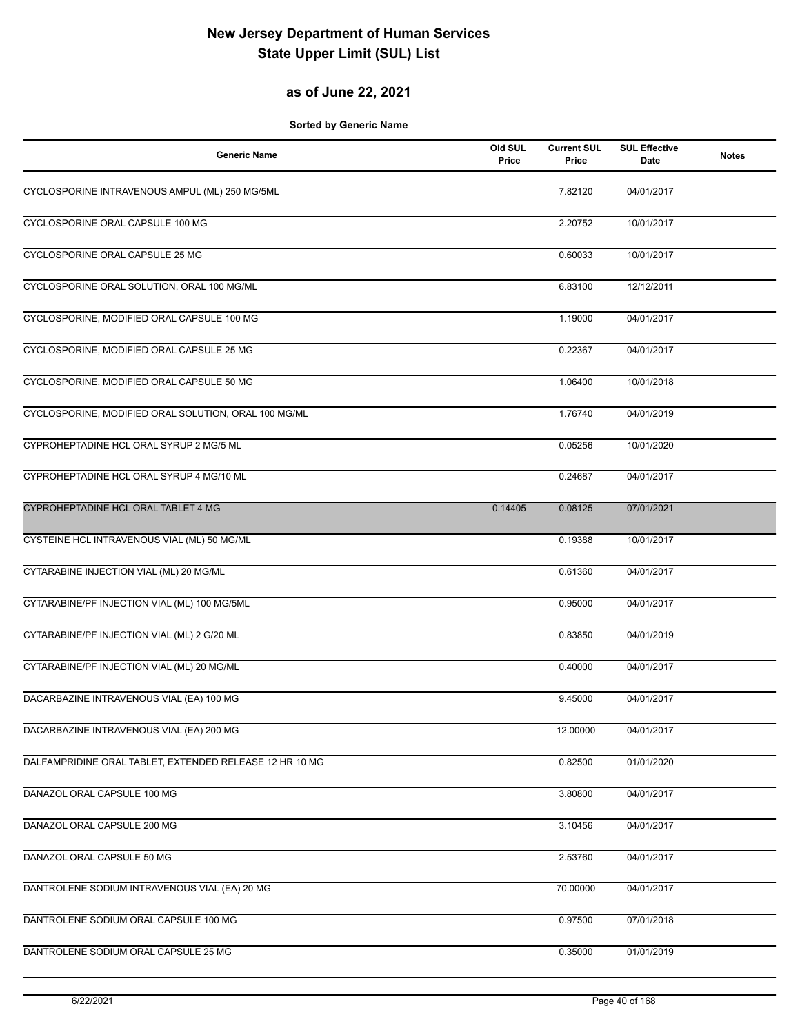# New Jersey Department of Human Services
# State Upper Limit (SUL) List

## as of June 22, 2021

**Sorted by Generic Name**

| Generic Name | Old SUL Price | Current SUL Price | SUL Effective Date | Notes |
|---|---|---|---|---|
| CYCLOSPORINE INTRAVENOUS AMPUL (ML) 250 MG/5ML | | 7.82120 | 04/01/2017 | |
| CYCLOSPORINE ORAL CAPSULE 100 MG | | 2.20752 | 10/01/2017 | |
| CYCLOSPORINE ORAL CAPSULE 25 MG | | 0.60033 | 10/01/2017 | |
| CYCLOSPORINE ORAL SOLUTION, ORAL 100 MG/ML | | 6.83100 | 12/12/2011 | |
| CYCLOSPORINE, MODIFIED ORAL CAPSULE 100 MG | | 1.19000 | 04/01/2017 | |
| CYCLOSPORINE, MODIFIED ORAL CAPSULE 25 MG | | 0.22367 | 04/01/2017 | |
| CYCLOSPORINE, MODIFIED ORAL CAPSULE 50 MG | | 1.06400 | 10/01/2018 | |
| CYCLOSPORINE, MODIFIED ORAL SOLUTION, ORAL 100 MG/ML | | 1.76740 | 04/01/2019 | |
| CYPROHEPTADINE HCL ORAL SYRUP 2 MG/5 ML | | 0.05256 | 10/01/2020 | |
| CYPROHEPTADINE HCL ORAL SYRUP 4 MG/10 ML | | 0.24687 | 04/01/2017 | |
| CYPROHEPTADINE HCL ORAL TABLET 4 MG | 0.14405 | 0.08125 | 07/01/2021 | |
| CYSTEINE HCL INTRAVENOUS VIAL (ML) 50 MG/ML | | 0.19388 | 10/01/2017 | |
| CYTARABINE INJECTION VIAL (ML) 20 MG/ML | | 0.61360 | 04/01/2017 | |
| CYTARABINE/PF INJECTION VIAL (ML) 100 MG/5ML | | 0.95000 | 04/01/2017 | |
| CYTARABINE/PF INJECTION VIAL (ML) 2 G/20 ML | | 0.83850 | 04/01/2019 | |
| CYTARABINE/PF INJECTION VIAL (ML) 20 MG/ML | | 0.40000 | 04/01/2017 | |
| DACARBAZINE INTRAVENOUS VIAL (EA) 100 MG | | 9.45000 | 04/01/2017 | |
| DACARBAZINE INTRAVENOUS VIAL (EA) 200 MG | | 12.00000 | 04/01/2017 | |
| DALFAMPRIDINE ORAL TABLET, EXTENDED RELEASE 12 HR 10 MG | | 0.82500 | 01/01/2020 | |
| DANAZOL ORAL CAPSULE 100 MG | | 3.80800 | 04/01/2017 | |
| DANAZOL ORAL CAPSULE 200 MG | | 3.10456 | 04/01/2017 | |
| DANAZOL ORAL CAPSULE 50 MG | | 2.53760 | 04/01/2017 | |
| DANTROLENE SODIUM INTRAVENOUS VIAL (EA) 20 MG | | 70.00000 | 04/01/2017 | |
| DANTROLENE SODIUM ORAL CAPSULE 100 MG | | 0.97500 | 07/01/2018 | |
| DANTROLENE SODIUM ORAL CAPSULE 25 MG | | 0.35000 | 01/01/2019 | |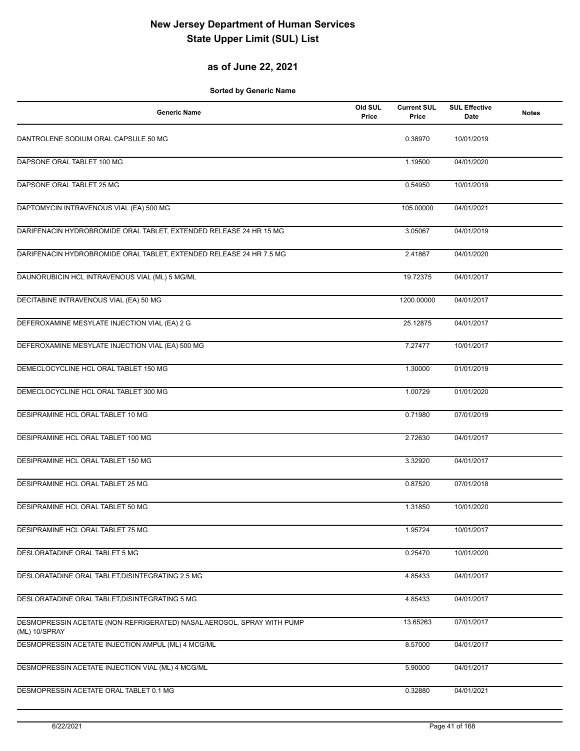# New Jersey Department of Human Services
# State Upper Limit (SUL) List

## as of June 22, 2021

**Sorted by Generic Name**

| Generic Name | Old SUL Price | Current SUL Price | SUL Effective Date | Notes |
|---|---|---|---|---|
| DANTROLENE SODIUM ORAL CAPSULE 50 MG | | 0.38970 | 10/01/2019 | |
| DAPSONE ORAL TABLET 100 MG | | 1.19500 | 04/01/2020 | |
| DAPSONE ORAL TABLET 25 MG | | 0.54950 | 10/01/2019 | |
| DAPTOMYCIN INTRAVENOUS VIAL (EA) 500 MG | | 105.00000 | 04/01/2021 | |
| DARIFENACIN HYDROBROMIDE ORAL TABLET, EXTENDED RELEASE 24 HR 15 MG | | 3.05067 | 04/01/2019 | |
| DARIFENACIN HYDROBROMIDE ORAL TABLET, EXTENDED RELEASE 24 HR 7.5 MG | | 2.41867 | 04/01/2020 | |
| DAUNORUBICIN HCL INTRAVENOUS VIAL (ML) 5 MG/ML | | 19.72375 | 04/01/2017 | |
| DECITABINE INTRAVENOUS VIAL (EA) 50 MG | | 1200.00000 | 04/01/2017 | |
| DEFEROXAMINE MESYLATE INJECTION VIAL (EA) 2 G | | 25.12875 | 04/01/2017 | |
| DEFEROXAMINE MESYLATE INJECTION VIAL (EA) 500 MG | | 7.27477 | 10/01/2017 | |
| DEMECLOCYCLINE HCL ORAL TABLET 150 MG | | 1.30000 | 01/01/2019 | |
| DEMECLOCYCLINE HCL ORAL TABLET 300 MG | | 1.00729 | 01/01/2020 | |
| DESIPRAMINE HCL ORAL TABLET 10 MG | | 0.71980 | 07/01/2019 | |
| DESIPRAMINE HCL ORAL TABLET 100 MG | | 2.72630 | 04/01/2017 | |
| DESIPRAMINE HCL ORAL TABLET 150 MG | | 3.32920 | 04/01/2017 | |
| DESIPRAMINE HCL ORAL TABLET 25 MG | | 0.87520 | 07/01/2018 | |
| DESIPRAMINE HCL ORAL TABLET 50 MG | | 1.31850 | 10/01/2020 | |
| DESIPRAMINE HCL ORAL TABLET 75 MG | | 1.95724 | 10/01/2017 | |
| DESLORATADINE ORAL TABLET 5 MG | | 0.25470 | 10/01/2020 | |
| DESLORATADINE ORAL TABLET,DISINTEGRATING 2.5 MG | | 4.85433 | 04/01/2017 | |
| DESLORATADINE ORAL TABLET,DISINTEGRATING 5 MG | | 4.85433 | 04/01/2017 | |
| DESMOPRESSIN ACETATE (NON-REFRIGERATED) NASAL AEROSOL, SPRAY WITH PUMP (ML) 10/SPRAY | | 13.65263 | 07/01/2017 | |
| DESMOPRESSIN ACETATE INJECTION AMPUL (ML) 4 MCG/ML | | 8.57000 | 04/01/2017 | |
| DESMOPRESSIN ACETATE INJECTION VIAL (ML) 4 MCG/ML | | 5.90000 | 04/01/2017 | |
| DESMOPRESSIN ACETATE ORAL TABLET 0.1 MG | | 0.32880 | 04/01/2021 | |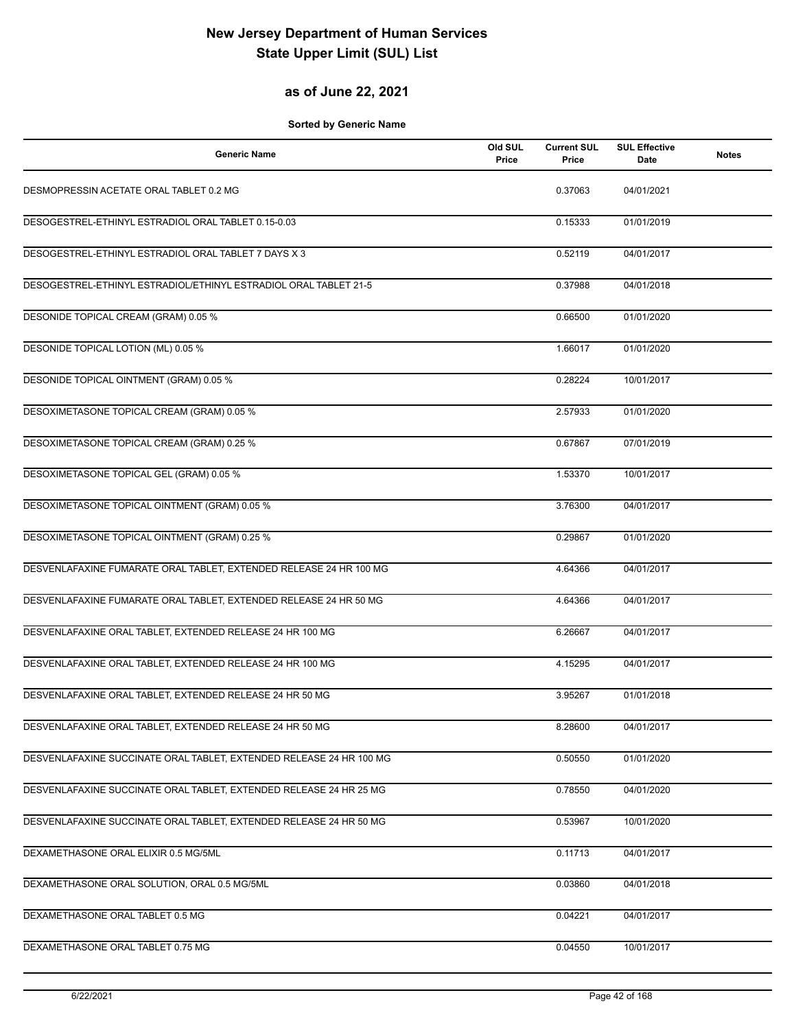# New Jersey Department of Human Services
# State Upper Limit (SUL) List

## as of June 22, 2021

**Sorted by Generic Name**

| Generic Name | Old SUL Price | Current SUL Price | SUL Effective Date | Notes |
|---|---|---|---|---|
| DESMOPRESSIN ACETATE ORAL TABLET 0.2 MG | | 0.37063 | 04/01/2021 | |
| DESOGESTREL-ETHINYL ESTRADIOL ORAL TABLET 0.15-0.03 | | 0.15333 | 01/01/2019 | |
| DESOGESTREL-ETHINYL ESTRADIOL ORAL TABLET 7 DAYS X 3 | | 0.52119 | 04/01/2017 | |
| DESOGESTREL-ETHINYL ESTRADIOL/ETHINYL ESTRADIOL ORAL TABLET 21-5 | | 0.37988 | 04/01/2018 | |
| DESONIDE TOPICAL CREAM (GRAM) 0.05 % | | 0.66500 | 01/01/2020 | |
| DESONIDE TOPICAL LOTION (ML) 0.05 % | | 1.66017 | 01/01/2020 | |
| DESONIDE TOPICAL OINTMENT (GRAM) 0.05 % | | 0.28224 | 10/01/2017 | |
| DESOXIMETASONE TOPICAL CREAM (GRAM) 0.05 % | | 2.57933 | 01/01/2020 | |
| DESOXIMETASONE TOPICAL CREAM (GRAM) 0.25 % | | 0.67867 | 07/01/2019 | |
| DESOXIMETASONE TOPICAL GEL (GRAM) 0.05 % | | 1.53370 | 10/01/2017 | |
| DESOXIMETASONE TOPICAL OINTMENT (GRAM) 0.05 % | | 3.76300 | 04/01/2017 | |
| DESOXIMETASONE TOPICAL OINTMENT (GRAM) 0.25 % | | 0.29867 | 01/01/2020 | |
| DESVENLAFAXINE FUMARATE ORAL TABLET, EXTENDED RELEASE 24 HR 100 MG | | 4.64366 | 04/01/2017 | |
| DESVENLAFAXINE FUMARATE ORAL TABLET, EXTENDED RELEASE 24 HR 50 MG | | 4.64366 | 04/01/2017 | |
| DESVENLAFAXINE ORAL TABLET, EXTENDED RELEASE 24 HR 100 MG | | 6.26667 | 04/01/2017 | |
| DESVENLAFAXINE ORAL TABLET, EXTENDED RELEASE 24 HR 100 MG | | 4.15295 | 04/01/2017 | |
| DESVENLAFAXINE ORAL TABLET, EXTENDED RELEASE 24 HR 50 MG | | 3.95267 | 01/01/2018 | |
| DESVENLAFAXINE ORAL TABLET, EXTENDED RELEASE 24 HR 50 MG | | 8.28600 | 04/01/2017 | |
| DESVENLAFAXINE SUCCINATE ORAL TABLET, EXTENDED RELEASE 24 HR 100 MG | | 0.50550 | 01/01/2020 | |
| DESVENLAFAXINE SUCCINATE ORAL TABLET, EXTENDED RELEASE 24 HR 25 MG | | 0.78550 | 04/01/2020 | |
| DESVENLAFAXINE SUCCINATE ORAL TABLET, EXTENDED RELEASE 24 HR 50 MG | | 0.53967 | 10/01/2020 | |
| DEXAMETHASONE ORAL ELIXIR 0.5 MG/5ML | | 0.11713 | 04/01/2017 | |
| DEXAMETHASONE ORAL SOLUTION, ORAL 0.5 MG/5ML | | 0.03860 | 04/01/2018 | |
| DEXAMETHASONE ORAL TABLET 0.5 MG | | 0.04221 | 04/01/2017 | |
| DEXAMETHASONE ORAL TABLET 0.75 MG | | 0.04550 | 10/01/2017 | |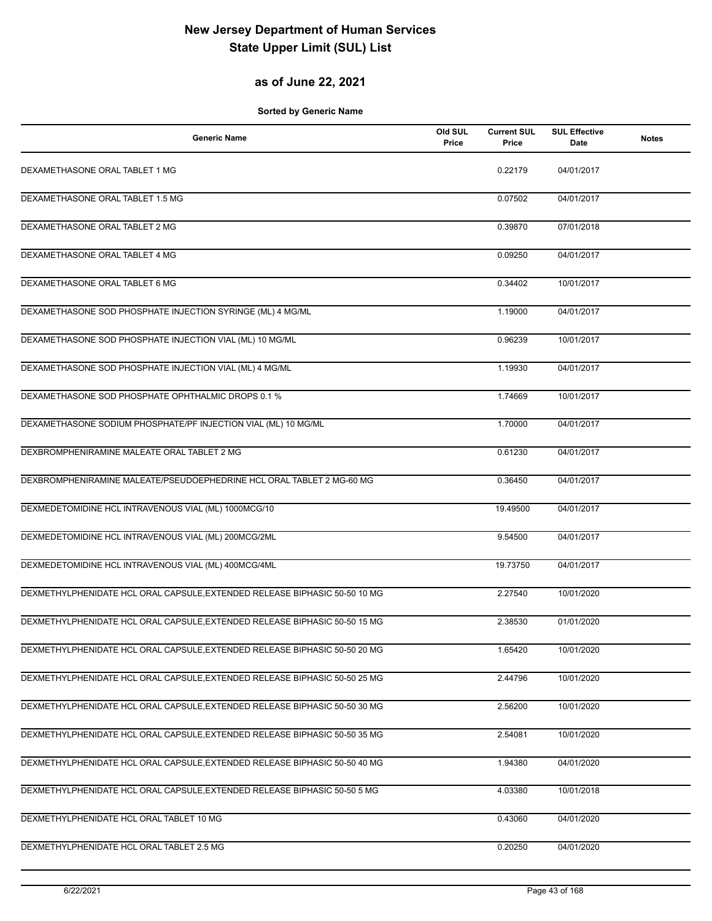# New Jersey Department of Human Services
# State Upper Limit (SUL) List

## as of June 22, 2021

**Sorted by Generic Name**

| Generic Name | Old SUL Price | Current SUL Price | SUL Effective Date | Notes |
|---|---|---|---|---|
| DEXAMETHASONE ORAL TABLET 1 MG | | 0.22179 | 04/01/2017 | |
| DEXAMETHASONE ORAL TABLET 1.5 MG | | 0.07502 | 04/01/2017 | |
| DEXAMETHASONE ORAL TABLET 2 MG | | 0.39870 | 07/01/2018 | |
| DEXAMETHASONE ORAL TABLET 4 MG | | 0.09250 | 04/01/2017 | |
| DEXAMETHASONE ORAL TABLET 6 MG | | 0.34402 | 10/01/2017 | |
| DEXAMETHASONE SOD PHOSPHATE INJECTION SYRINGE (ML) 4 MG/ML | | 1.19000 | 04/01/2017 | |
| DEXAMETHASONE SOD PHOSPHATE INJECTION VIAL (ML) 10 MG/ML | | 0.96239 | 10/01/2017 | |
| DEXAMETHASONE SOD PHOSPHATE INJECTION VIAL (ML) 4 MG/ML | | 1.19930 | 04/01/2017 | |
| DEXAMETHASONE SOD PHOSPHATE OPHTHALMIC DROPS 0.1 % | | 1.74669 | 10/01/2017 | |
| DEXAMETHASONE SODIUM PHOSPHATE/PF INJECTION VIAL (ML) 10 MG/ML | | 1.70000 | 04/01/2017 | |
| DEXBROMPHENIRAMINE MALEATE ORAL TABLET 2 MG | | 0.61230 | 04/01/2017 | |
| DEXBROMPHENIRAMINE MALEATE/PSEUDOEPHEDRINE HCL ORAL TABLET 2 MG-60 MG | | 0.36450 | 04/01/2017 | |
| DEXMEDETOMIDINE HCL INTRAVENOUS VIAL (ML) 1000MCG/10 | | 19.49500 | 04/01/2017 | |
| DEXMEDETOMIDINE HCL INTRAVENOUS VIAL (ML) 200MCG/2ML | | 9.54500 | 04/01/2017 | |
| DEXMEDETOMIDINE HCL INTRAVENOUS VIAL (ML) 400MCG/4ML | | 19.73750 | 04/01/2017 | |
| DEXMETHYLPHENIDATE HCL ORAL CAPSULE,EXTENDED RELEASE BIPHASIC 50-50 10 MG | | 2.27540 | 10/01/2020 | |
| DEXMETHYLPHENIDATE HCL ORAL CAPSULE,EXTENDED RELEASE BIPHASIC 50-50 15 MG | | 2.38530 | 01/01/2020 | |
| DEXMETHYLPHENIDATE HCL ORAL CAPSULE,EXTENDED RELEASE BIPHASIC 50-50 20 MG | | 1.65420 | 10/01/2020 | |
| DEXMETHYLPHENIDATE HCL ORAL CAPSULE,EXTENDED RELEASE BIPHASIC 50-50 25 MG | | 2.44796 | 10/01/2020 | |
| DEXMETHYLPHENIDATE HCL ORAL CAPSULE,EXTENDED RELEASE BIPHASIC 50-50 30 MG | | 2.56200 | 10/01/2020 | |
| DEXMETHYLPHENIDATE HCL ORAL CAPSULE,EXTENDED RELEASE BIPHASIC 50-50 35 MG | | 2.54081 | 10/01/2020 | |
| DEXMETHYLPHENIDATE HCL ORAL CAPSULE,EXTENDED RELEASE BIPHASIC 50-50 40 MG | | 1.94380 | 04/01/2020 | |
| DEXMETHYLPHENIDATE HCL ORAL CAPSULE,EXTENDED RELEASE BIPHASIC 50-50 5 MG | | 4.03380 | 10/01/2018 | |
| DEXMETHYLPHENIDATE HCL ORAL TABLET 10 MG | | 0.43060 | 04/01/2020 | |
| DEXMETHYLPHENIDATE HCL ORAL TABLET 2.5 MG | | 0.20250 | 04/01/2020 | |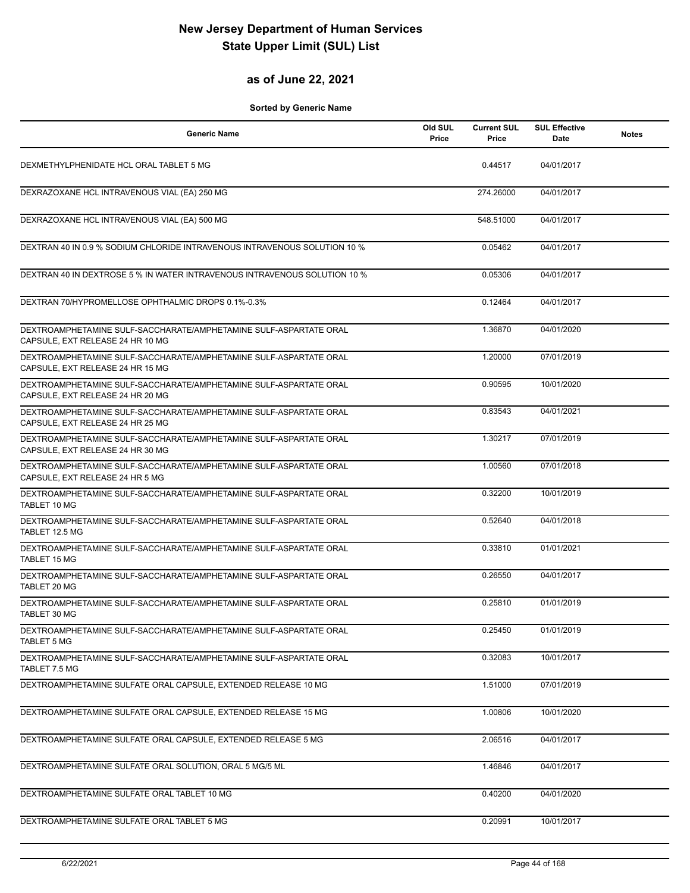# New Jersey Department of Human Services
# State Upper Limit (SUL) List

## as of June 22, 2021

**Sorted by Generic Name**

| Generic Name | Old SUL Price | Current SUL Price | SUL Effective Date | Notes |
|---|---|---|---|---|
| DEXMETHYLPHENIDATE HCL ORAL TABLET 5 MG | | 0.44517 | 04/01/2017 | |
| DEXRAZOXANE HCL INTRAVENOUS VIAL (EA) 250 MG | | 274.26000 | 04/01/2017 | |
| DEXRAZOXANE HCL INTRAVENOUS VIAL (EA) 500 MG | | 548.51000 | 04/01/2017 | |
| DEXTRAN 40 IN 0.9 % SODIUM CHLORIDE INTRAVENOUS INTRAVENOUS SOLUTION 10 % | | 0.05462 | 04/01/2017 | |
| DEXTRAN 40 IN DEXTROSE 5 % IN WATER INTRAVENOUS INTRAVENOUS SOLUTION 10 % | | 0.05306 | 04/01/2017 | |
| DEXTRAN 70/HYPROMELLOSE OPHTHALMIC DROPS 0.1%-0.3% | | 0.12464 | 04/01/2017 | |
| DEXTROAMPHETAMINE SULF-SACCHARATE/AMPHETAMINE SULF-ASPARTATE ORAL CAPSULE, EXT RELEASE 24 HR 10 MG | | 1.36870 | 04/01/2020 | |
| DEXTROAMPHETAMINE SULF-SACCHARATE/AMPHETAMINE SULF-ASPARTATE ORAL CAPSULE, EXT RELEASE 24 HR 15 MG | | 1.20000 | 07/01/2019 | |
| DEXTROAMPHETAMINE SULF-SACCHARATE/AMPHETAMINE SULF-ASPARTATE ORAL CAPSULE, EXT RELEASE 24 HR 20 MG | | 0.90595 | 10/01/2020 | |
| DEXTROAMPHETAMINE SULF-SACCHARATE/AMPHETAMINE SULF-ASPARTATE ORAL CAPSULE, EXT RELEASE 24 HR 25 MG | | 0.83543 | 04/01/2021 | |
| DEXTROAMPHETAMINE SULF-SACCHARATE/AMPHETAMINE SULF-ASPARTATE ORAL CAPSULE, EXT RELEASE 24 HR 30 MG | | 1.30217 | 07/01/2019 | |
| DEXTROAMPHETAMINE SULF-SACCHARATE/AMPHETAMINE SULF-ASPARTATE ORAL CAPSULE, EXT RELEASE 24 HR 5 MG | | 1.00560 | 07/01/2018 | |
| DEXTROAMPHETAMINE SULF-SACCHARATE/AMPHETAMINE SULF-ASPARTATE ORAL TABLET 10 MG | | 0.32200 | 10/01/2019 | |
| DEXTROAMPHETAMINE SULF-SACCHARATE/AMPHETAMINE SULF-ASPARTATE ORAL TABLET 12.5 MG | | 0.52640 | 04/01/2018 | |
| DEXTROAMPHETAMINE SULF-SACCHARATE/AMPHETAMINE SULF-ASPARTATE ORAL TABLET 15 MG | | 0.33810 | 01/01/2021 | |
| DEXTROAMPHETAMINE SULF-SACCHARATE/AMPHETAMINE SULF-ASPARTATE ORAL TABLET 20 MG | | 0.26550 | 04/01/2017 | |
| DEXTROAMPHETAMINE SULF-SACCHARATE/AMPHETAMINE SULF-ASPARTATE ORAL TABLET 30 MG | | 0.25810 | 01/01/2019 | |
| DEXTROAMPHETAMINE SULF-SACCHARATE/AMPHETAMINE SULF-ASPARTATE ORAL TABLET 5 MG | | 0.25450 | 01/01/2019 | |
| DEXTROAMPHETAMINE SULF-SACCHARATE/AMPHETAMINE SULF-ASPARTATE ORAL TABLET 7.5 MG | | 0.32083 | 10/01/2017 | |
| DEXTROAMPHETAMINE SULFATE ORAL CAPSULE, EXTENDED RELEASE 10 MG | | 1.51000 | 07/01/2019 | |
| DEXTROAMPHETAMINE SULFATE ORAL CAPSULE, EXTENDED RELEASE 15 MG | | 1.00806 | 10/01/2020 | |
| DEXTROAMPHETAMINE SULFATE ORAL CAPSULE, EXTENDED RELEASE 5 MG | | 2.06516 | 04/01/2017 | |
| DEXTROAMPHETAMINE SULFATE ORAL SOLUTION, ORAL 5 MG/5 ML | | 1.46846 | 04/01/2017 | |
| DEXTROAMPHETAMINE SULFATE ORAL TABLET 10 MG | | 0.40200 | 04/01/2020 | |
| DEXTROAMPHETAMINE SULFATE ORAL TABLET 5 MG | | 0.20991 | 10/01/2017 | |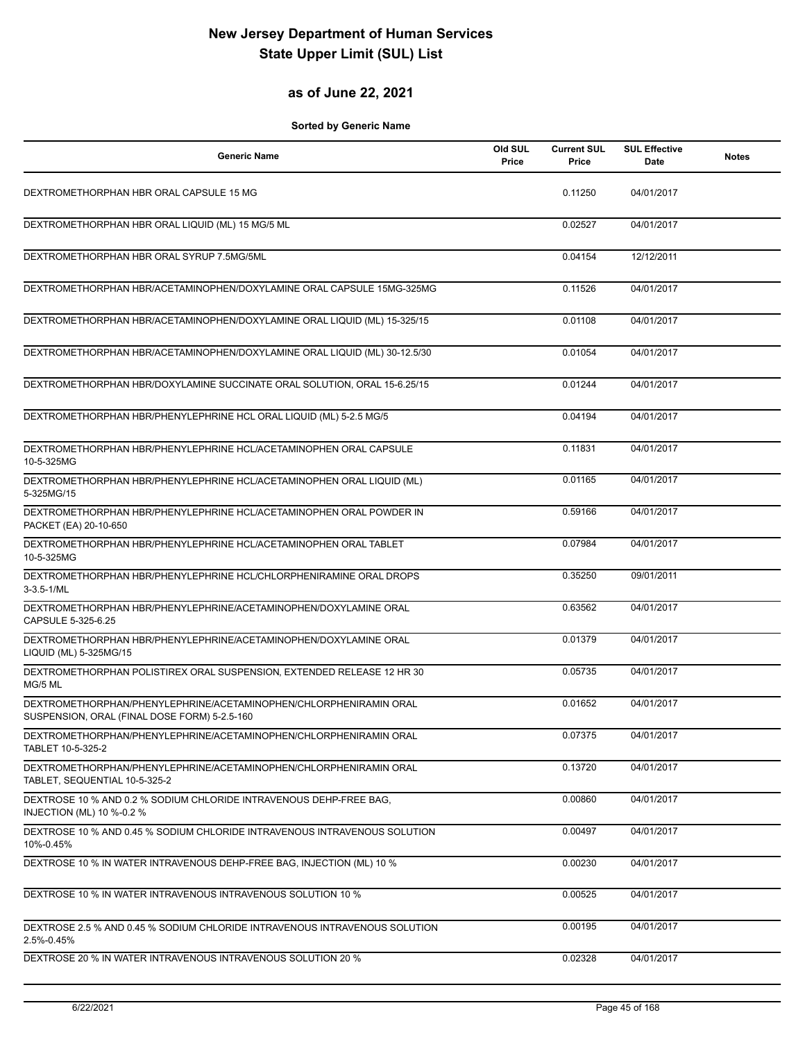# New Jersey Department of Human Services
# State Upper Limit (SUL) List

## as of June 22, 2021

**Sorted by Generic Name**

| Generic Name | Old SUL Price | Current SUL Price | SUL Effective Date | Notes |
|---|---|---|---|---|
| DEXTROMETHORPHAN HBR ORAL CAPSULE 15 MG | | 0.11250 | 04/01/2017 | |
| DEXTROMETHORPHAN HBR ORAL LIQUID (ML) 15 MG/5 ML | | 0.02527 | 04/01/2017 | |
| DEXTROMETHORPHAN HBR ORAL SYRUP 7.5MG/5ML | | 0.04154 | 12/12/2011 | |
| DEXTROMETHORPHAN HBR/ACETAMINOPHEN/DOXYLAMINE ORAL CAPSULE 15MG-325MG | | 0.11526 | 04/01/2017 | |
| DEXTROMETHORPHAN HBR/ACETAMINOPHEN/DOXYLAMINE ORAL LIQUID (ML) 15-325/15 | | 0.01108 | 04/01/2017 | |
| DEXTROMETHORPHAN HBR/ACETAMINOPHEN/DOXYLAMINE ORAL LIQUID (ML) 30-12.5/30 | | 0.01054 | 04/01/2017 | |
| DEXTROMETHORPHAN HBR/DOXYLAMINE SUCCINATE ORAL SOLUTION, ORAL 15-6.25/15 | | 0.01244 | 04/01/2017 | |
| DEXTROMETHORPHAN HBR/PHENYLEPHRINE HCL ORAL LIQUID (ML) 5-2.5 MG/5 | | 0.04194 | 04/01/2017 | |
| DEXTROMETHORPHAN HBR/PHENYLEPHRINE HCL/ACETAMINOPHEN ORAL CAPSULE 10-5-325MG | | 0.11831 | 04/01/2017 | |
| DEXTROMETHORPHAN HBR/PHENYLEPHRINE HCL/ACETAMINOPHEN ORAL LIQUID (ML) 5-325MG/15 | | 0.01165 | 04/01/2017 | |
| DEXTROMETHORPHAN HBR/PHENYLEPHRINE HCL/ACETAMINOPHEN ORAL POWDER IN PACKET (EA) 20-10-650 | | 0.59166 | 04/01/2017 | |
| DEXTROMETHORPHAN HBR/PHENYLEPHRINE HCL/ACETAMINOPHEN ORAL TABLET 10-5-325MG | | 0.07984 | 04/01/2017 | |
| DEXTROMETHORPHAN HBR/PHENYLEPHRINE HCL/CHLORPHENIRAMINE ORAL DROPS 3-3.5-1/ML | | 0.35250 | 09/01/2011 | |
| DEXTROMETHORPHAN HBR/PHENYLEPHRINE/ACETAMINOPHEN/DOXYLAMINE ORAL CAPSULE 5-325-6.25 | | 0.63562 | 04/01/2017 | |
| DEXTROMETHORPHAN HBR/PHENYLEPHRINE/ACETAMINOPHEN/DOXYLAMINE ORAL LIQUID (ML) 5-325MG/15 | | 0.01379 | 04/01/2017 | |
| DEXTROMETHORPHAN POLISTIREX ORAL SUSPENSION, EXTENDED RELEASE 12 HR 30 MG/5 ML | | 0.05735 | 04/01/2017 | |
| DEXTROMETHORPHAN/PHENYLEPHRINE/ACETAMINOPHEN/CHLORPHENIRAMIN ORAL SUSPENSION, ORAL (FINAL DOSE FORM) 5-2.5-160 | | 0.01652 | 04/01/2017 | |
| DEXTROMETHORPHAN/PHENYLEPHRINE/ACETAMINOPHEN/CHLORPHENIRAMIN ORAL TABLET 10-5-325-2 | | 0.07375 | 04/01/2017 | |
| DEXTROMETHORPHAN/PHENYLEPHRINE/ACETAMINOPHEN/CHLORPHENIRAMIN ORAL TABLET, SEQUENTIAL 10-5-325-2 | | 0.13720 | 04/01/2017 | |
| DEXTROSE 10 % AND 0.2 % SODIUM CHLORIDE INTRAVENOUS DEHP-FREE BAG, INJECTION (ML) 10 %-0.2 % | | 0.00860 | 04/01/2017 | |
| DEXTROSE 10 % AND 0.45 % SODIUM CHLORIDE INTRAVENOUS INTRAVENOUS SOLUTION 10%-0.45% | | 0.00497 | 04/01/2017 | |
| DEXTROSE 10 % IN WATER INTRAVENOUS DEHP-FREE BAG, INJECTION (ML) 10 % | | 0.00230 | 04/01/2017 | |
| DEXTROSE 10 % IN WATER INTRAVENOUS INTRAVENOUS SOLUTION 10 % | | 0.00525 | 04/01/2017 | |
| DEXTROSE 2.5 % AND 0.45 % SODIUM CHLORIDE INTRAVENOUS INTRAVENOUS SOLUTION 2.5%-0.45% | | 0.00195 | 04/01/2017 | |
| DEXTROSE 20 % IN WATER INTRAVENOUS INTRAVENOUS SOLUTION 20 % | | 0.02328 | 04/01/2017 | |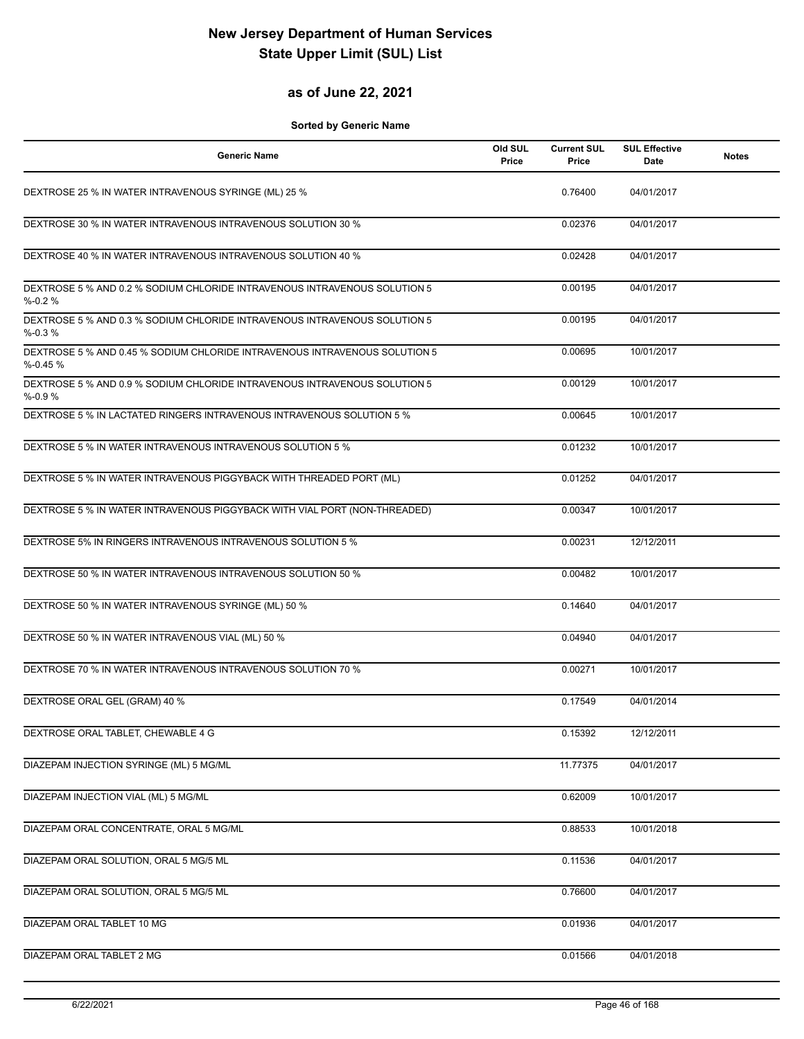# New Jersey Department of Human Services
# State Upper Limit (SUL) List

## as of June 22, 2021

**Sorted by Generic Name**

| Generic Name | Old SUL Price | Current SUL Price | SUL Effective Date | Notes |
|---|---|---|---|---|
| DEXTROSE 25 % IN WATER INTRAVENOUS SYRINGE (ML) 25 % | | 0.76400 | 04/01/2017 | |
| DEXTROSE 30 % IN WATER INTRAVENOUS INTRAVENOUS SOLUTION 30 % | | 0.02376 | 04/01/2017 | |
| DEXTROSE 40 % IN WATER INTRAVENOUS INTRAVENOUS SOLUTION 40 % | | 0.02428 | 04/01/2017 | |
| DEXTROSE 5 % AND 0.2 % SODIUM CHLORIDE INTRAVENOUS INTRAVENOUS SOLUTION 5 %-0.2 % | | 0.00195 | 04/01/2017 | |
| DEXTROSE 5 % AND 0.3 % SODIUM CHLORIDE INTRAVENOUS INTRAVENOUS SOLUTION 5 %-0.3 % | | 0.00195 | 04/01/2017 | |
| DEXTROSE 5 % AND 0.45 % SODIUM CHLORIDE INTRAVENOUS INTRAVENOUS SOLUTION 5 %-0.45 % | | 0.00695 | 10/01/2017 | |
| DEXTROSE 5 % AND 0.9 % SODIUM CHLORIDE INTRAVENOUS INTRAVENOUS SOLUTION 5 %-0.9 % | | 0.00129 | 10/01/2017 | |
| DEXTROSE 5 % IN LACTATED RINGERS INTRAVENOUS INTRAVENOUS SOLUTION 5 % | | 0.00645 | 10/01/2017 | |
| DEXTROSE 5 % IN WATER INTRAVENOUS INTRAVENOUS SOLUTION 5 % | | 0.01232 | 10/01/2017 | |
| DEXTROSE 5 % IN WATER INTRAVENOUS PIGGYBACK WITH THREADED PORT (ML) | | 0.01252 | 04/01/2017 | |
| DEXTROSE 5 % IN WATER INTRAVENOUS PIGGYBACK WITH VIAL PORT (NON-THREADED) | | 0.00347 | 10/01/2017 | |
| DEXTROSE 5% IN RINGERS INTRAVENOUS INTRAVENOUS SOLUTION 5 % | | 0.00231 | 12/12/2011 | |
| DEXTROSE 50 % IN WATER INTRAVENOUS INTRAVENOUS SOLUTION 50 % | | 0.00482 | 10/01/2017 | |
| DEXTROSE 50 % IN WATER INTRAVENOUS SYRINGE (ML) 50 % | | 0.14640 | 04/01/2017 | |
| DEXTROSE 50 % IN WATER INTRAVENOUS VIAL (ML) 50 % | | 0.04940 | 04/01/2017 | |
| DEXTROSE 70 % IN WATER INTRAVENOUS INTRAVENOUS SOLUTION 70 % | | 0.00271 | 10/01/2017 | |
| DEXTROSE ORAL GEL (GRAM) 40 % | | 0.17549 | 04/01/2014 | |
| DEXTROSE ORAL TABLET, CHEWABLE 4 G | | 0.15392 | 12/12/2011 | |
| DIAZEPAM INJECTION SYRINGE (ML) 5 MG/ML | | 11.77375 | 04/01/2017 | |
| DIAZEPAM INJECTION VIAL (ML) 5 MG/ML | | 0.62009 | 10/01/2017 | |
| DIAZEPAM ORAL CONCENTRATE, ORAL 5 MG/ML | | 0.88533 | 10/01/2018 | |
| DIAZEPAM ORAL SOLUTION, ORAL 5 MG/5 ML | | 0.11536 | 04/01/2017 | |
| DIAZEPAM ORAL SOLUTION, ORAL 5 MG/5 ML | | 0.76600 | 04/01/2017 | |
| DIAZEPAM ORAL TABLET 10 MG | | 0.01936 | 04/01/2017 | |
| DIAZEPAM ORAL TABLET 2 MG | | 0.01566 | 04/01/2018 | |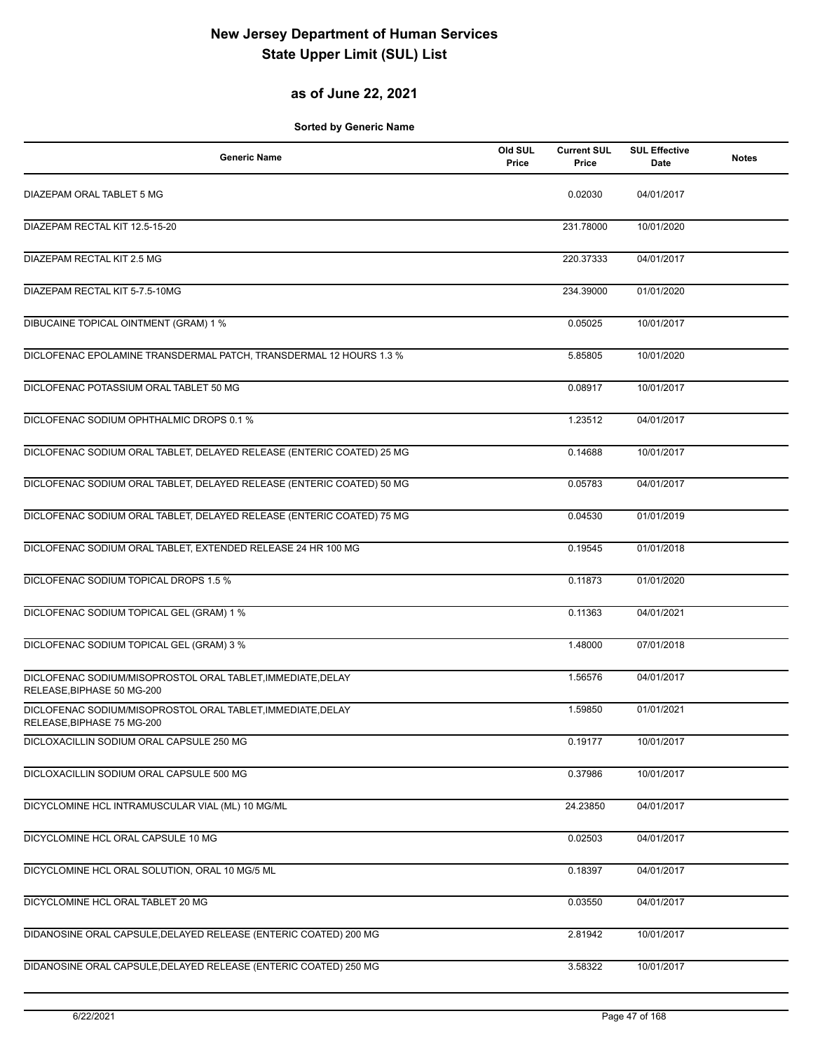# New Jersey Department of Human Services
# State Upper Limit (SUL) List

## as of June 22, 2021

**Sorted by Generic Name**

| Generic Name | Old SUL Price | Current SUL Price | SUL Effective Date | Notes |
|---|---|---|---|---|
| DIAZEPAM ORAL TABLET 5 MG | | 0.02030 | 04/01/2017 | |
| DIAZEPAM RECTAL KIT 12.5-15-20 | | 231.78000 | 10/01/2020 | |
| DIAZEPAM RECTAL KIT 2.5 MG | | 220.37333 | 04/01/2017 | |
| DIAZEPAM RECTAL KIT 5-7.5-10MG | | 234.39000 | 01/01/2020 | |
| DIBUCAINE TOPICAL OINTMENT (GRAM) 1 % | | 0.05025 | 10/01/2017 | |
| DICLOFENAC EPOLAMINE TRANSDERMAL PATCH, TRANSDERMAL 12 HOURS 1.3 % | | 5.85805 | 10/01/2020 | |
| DICLOFENAC POTASSIUM ORAL TABLET 50 MG | | 0.08917 | 10/01/2017 | |
| DICLOFENAC SODIUM OPHTHALMIC DROPS 0.1 % | | 1.23512 | 04/01/2017 | |
| DICLOFENAC SODIUM ORAL TABLET, DELAYED RELEASE (ENTERIC COATED) 25 MG | | 0.14688 | 10/01/2017 | |
| DICLOFENAC SODIUM ORAL TABLET, DELAYED RELEASE (ENTERIC COATED) 50 MG | | 0.05783 | 04/01/2017 | |
| DICLOFENAC SODIUM ORAL TABLET, DELAYED RELEASE (ENTERIC COATED) 75 MG | | 0.04530 | 01/01/2019 | |
| DICLOFENAC SODIUM ORAL TABLET, EXTENDED RELEASE 24 HR 100 MG | | 0.19545 | 01/01/2018 | |
| DICLOFENAC SODIUM TOPICAL DROPS 1.5 % | | 0.11873 | 01/01/2020 | |
| DICLOFENAC SODIUM TOPICAL GEL (GRAM) 1 % | | 0.11363 | 04/01/2021 | |
| DICLOFENAC SODIUM TOPICAL GEL (GRAM) 3 % | | 1.48000 | 07/01/2018 | |
| DICLOFENAC SODIUM/MISOPROSTOL ORAL TABLET,IMMEDIATE,DELAY RELEASE,BIPHASE 50 MG-200 | | 1.56576 | 04/01/2017 | |
| DICLOFENAC SODIUM/MISOPROSTOL ORAL TABLET,IMMEDIATE,DELAY RELEASE,BIPHASE 75 MG-200 | | 1.59850 | 01/01/2021 | |
| DICLOXACILLIN SODIUM ORAL CAPSULE 250 MG | | 0.19177 | 10/01/2017 | |
| DICLOXACILLIN SODIUM ORAL CAPSULE 500 MG | | 0.37986 | 10/01/2017 | |
| DICYCLOMINE HCL INTRAMUSCULAR VIAL (ML) 10 MG/ML | | 24.23850 | 04/01/2017 | |
| DICYCLOMINE HCL ORAL CAPSULE 10 MG | | 0.02503 | 04/01/2017 | |
| DICYCLOMINE HCL ORAL SOLUTION, ORAL 10 MG/5 ML | | 0.18397 | 04/01/2017 | |
| DICYCLOMINE HCL ORAL TABLET 20 MG | | 0.03550 | 04/01/2017 | |
| DIDANOSINE ORAL CAPSULE,DELAYED RELEASE (ENTERIC COATED) 200 MG | | 2.81942 | 10/01/2017 | |
| DIDANOSINE ORAL CAPSULE,DELAYED RELEASE (ENTERIC COATED) 250 MG | | 3.58322 | 10/01/2017 | |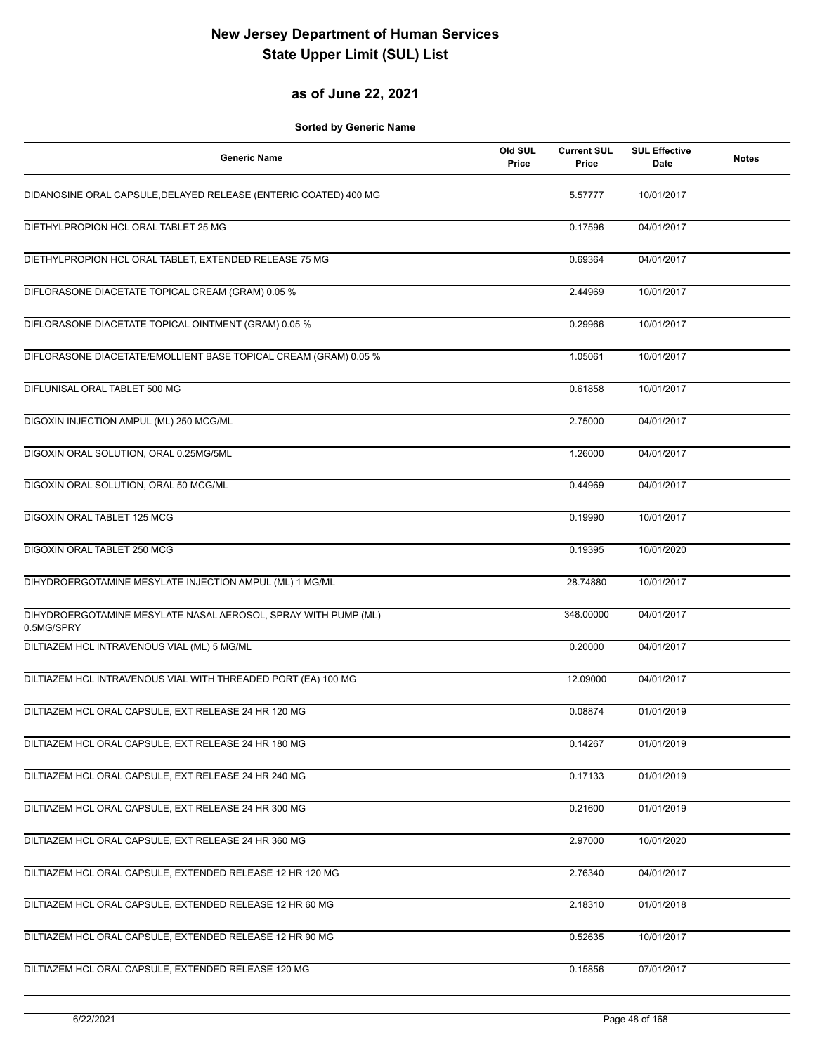# New Jersey Department of Human Services
# State Upper Limit (SUL) List

## as of June 22, 2021

**Sorted by Generic Name**

| Generic Name | Old SUL Price | Current SUL Price | SUL Effective Date | Notes |
|---|---|---|---|---|
| DIDANOSINE ORAL CAPSULE,DELAYED RELEASE (ENTERIC COATED) 400 MG | | 5.57777 | 10/01/2017 | |
| DIETHYLPROPION HCL ORAL TABLET 25 MG | | 0.17596 | 04/01/2017 | |
| DIETHYLPROPION HCL ORAL TABLET, EXTENDED RELEASE 75 MG | | 0.69364 | 04/01/2017 | |
| DIFLORASONE DIACETATE TOPICAL CREAM (GRAM) 0.05 % | | 2.44969 | 10/01/2017 | |
| DIFLORASONE DIACETATE TOPICAL OINTMENT (GRAM) 0.05 % | | 0.29966 | 10/01/2017 | |
| DIFLORASONE DIACETATE/EMOLLIENT BASE TOPICAL CREAM (GRAM) 0.05 % | | 1.05061 | 10/01/2017 | |
| DIFLUNISAL ORAL TABLET 500 MG | | 0.61858 | 10/01/2017 | |
| DIGOXIN INJECTION AMPUL (ML) 250 MCG/ML | | 2.75000 | 04/01/2017 | |
| DIGOXIN ORAL SOLUTION, ORAL 0.25MG/5ML | | 1.26000 | 04/01/2017 | |
| DIGOXIN ORAL SOLUTION, ORAL 50 MCG/ML | | 0.44969 | 04/01/2017 | |
| DIGOXIN ORAL TABLET 125 MCG | | 0.19990 | 10/01/2017 | |
| DIGOXIN ORAL TABLET 250 MCG | | 0.19395 | 10/01/2020 | |
| DIHYDROERGOTAMINE MESYLATE INJECTION AMPUL (ML) 1 MG/ML | | 28.74880 | 10/01/2017 | |
| DIHYDROERGOTAMINE MESYLATE NASAL AEROSOL, SPRAY WITH PUMP (ML) 0.5MG/SPRY | | 348.00000 | 04/01/2017 | |
| DILTIAZEM HCL INTRAVENOUS VIAL (ML) 5 MG/ML | | 0.20000 | 04/01/2017 | |
| DILTIAZEM HCL INTRAVENOUS VIAL WITH THREADED PORT (EA) 100 MG | | 12.09000 | 04/01/2017 | |
| DILTIAZEM HCL ORAL CAPSULE, EXT RELEASE 24 HR 120 MG | | 0.08874 | 01/01/2019 | |
| DILTIAZEM HCL ORAL CAPSULE, EXT RELEASE 24 HR 180 MG | | 0.14267 | 01/01/2019 | |
| DILTIAZEM HCL ORAL CAPSULE, EXT RELEASE 24 HR 240 MG | | 0.17133 | 01/01/2019 | |
| DILTIAZEM HCL ORAL CAPSULE, EXT RELEASE 24 HR 300 MG | | 0.21600 | 01/01/2019 | |
| DILTIAZEM HCL ORAL CAPSULE, EXT RELEASE 24 HR 360 MG | | 2.97000 | 10/01/2020 | |
| DILTIAZEM HCL ORAL CAPSULE, EXTENDED RELEASE 12 HR 120 MG | | 2.76340 | 04/01/2017 | |
| DILTIAZEM HCL ORAL CAPSULE, EXTENDED RELEASE 12 HR 60 MG | | 2.18310 | 01/01/2018 | |
| DILTIAZEM HCL ORAL CAPSULE, EXTENDED RELEASE 12 HR 90 MG | | 0.52635 | 10/01/2017 | |
| DILTIAZEM HCL ORAL CAPSULE, EXTENDED RELEASE 120 MG | | 0.15856 | 07/01/2017 | |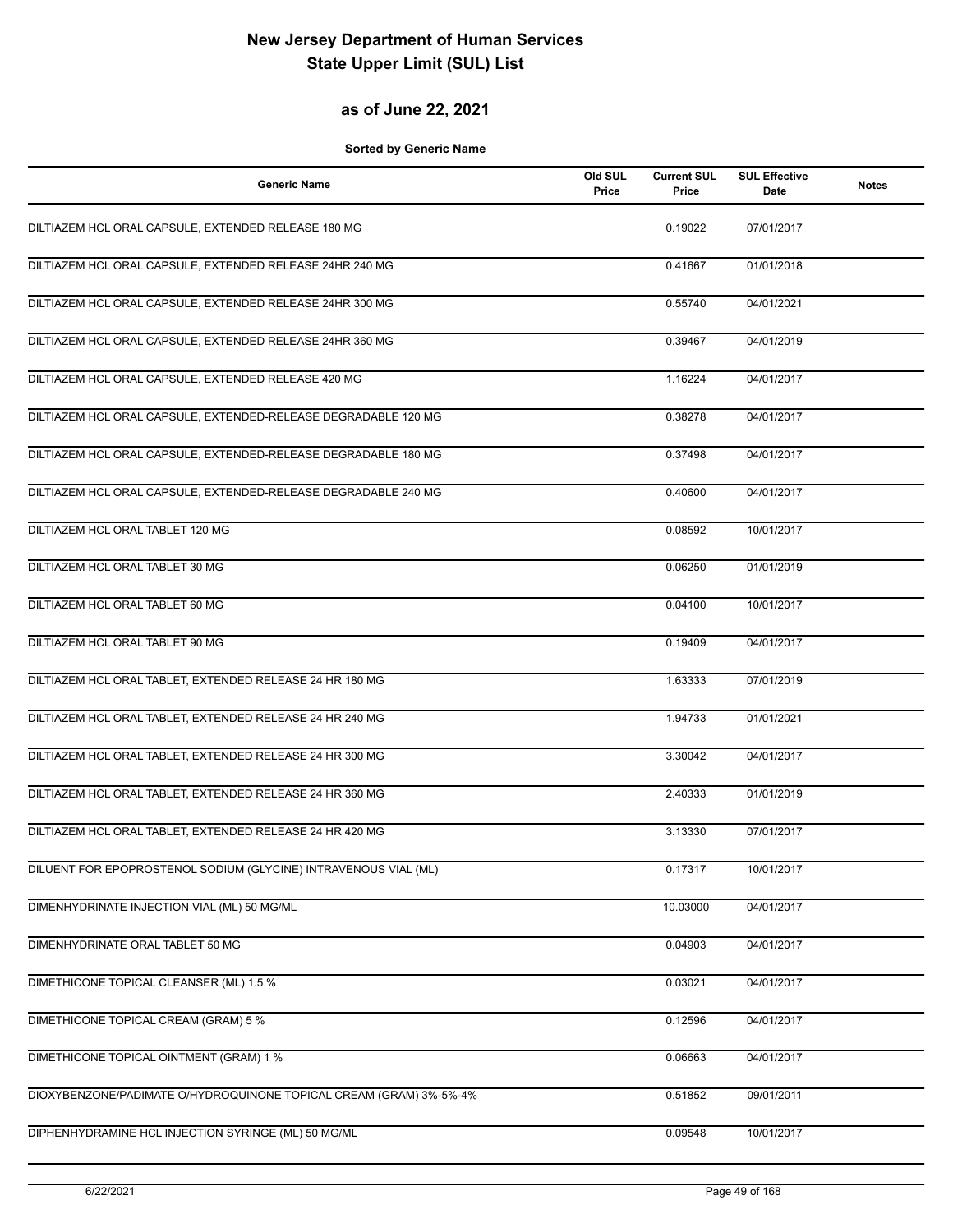# New Jersey Department of Human Services
# State Upper Limit (SUL) List

## as of June 22, 2021

**Sorted by Generic Name**

| Generic Name | Old SUL Price | Current SUL Price | SUL Effective Date | Notes |
|---|---|---|---|---|
| DILTIAZEM HCL ORAL CAPSULE, EXTENDED RELEASE 180 MG | | 0.19022 | 07/01/2017 | |
| DILTIAZEM HCL ORAL CAPSULE, EXTENDED RELEASE 24HR 240 MG | | 0.41667 | 01/01/2018 | |
| DILTIAZEM HCL ORAL CAPSULE, EXTENDED RELEASE 24HR 300 MG | | 0.55740 | 04/01/2021 | |
| DILTIAZEM HCL ORAL CAPSULE, EXTENDED RELEASE 24HR 360 MG | | 0.39467 | 04/01/2019 | |
| DILTIAZEM HCL ORAL CAPSULE, EXTENDED RELEASE 420 MG | | 1.16224 | 04/01/2017 | |
| DILTIAZEM HCL ORAL CAPSULE, EXTENDED-RELEASE DEGRADABLE 120 MG | | 0.38278 | 04/01/2017 | |
| DILTIAZEM HCL ORAL CAPSULE, EXTENDED-RELEASE DEGRADABLE 180 MG | | 0.37498 | 04/01/2017 | |
| DILTIAZEM HCL ORAL CAPSULE, EXTENDED-RELEASE DEGRADABLE 240 MG | | 0.40600 | 04/01/2017 | |
| DILTIAZEM HCL ORAL TABLET 120 MG | | 0.08592 | 10/01/2017 | |
| DILTIAZEM HCL ORAL TABLET 30 MG | | 0.06250 | 01/01/2019 | |
| DILTIAZEM HCL ORAL TABLET 60 MG | | 0.04100 | 10/01/2017 | |
| DILTIAZEM HCL ORAL TABLET 90 MG | | 0.19409 | 04/01/2017 | |
| DILTIAZEM HCL ORAL TABLET, EXTENDED RELEASE 24 HR 180 MG | | 1.63333 | 07/01/2019 | |
| DILTIAZEM HCL ORAL TABLET, EXTENDED RELEASE 24 HR 240 MG | | 1.94733 | 01/01/2021 | |
| DILTIAZEM HCL ORAL TABLET, EXTENDED RELEASE 24 HR 300 MG | | 3.30042 | 04/01/2017 | |
| DILTIAZEM HCL ORAL TABLET, EXTENDED RELEASE 24 HR 360 MG | | 2.40333 | 01/01/2019 | |
| DILTIAZEM HCL ORAL TABLET, EXTENDED RELEASE 24 HR 420 MG | | 3.13330 | 07/01/2017 | |
| DILUENT FOR EPOPROSTENOL SODIUM (GLYCINE) INTRAVENOUS VIAL (ML) | | 0.17317 | 10/01/2017 | |
| DIMENHYDRINATE INJECTION VIAL (ML) 50 MG/ML | | 10.03000 | 04/01/2017 | |
| DIMENHYDRINATE ORAL TABLET 50 MG | | 0.04903 | 04/01/2017 | |
| DIMETHICONE TOPICAL CLEANSER (ML) 1.5 % | | 0.03021 | 04/01/2017 | |
| DIMETHICONE TOPICAL CREAM (GRAM) 5 % | | 0.12596 | 04/01/2017 | |
| DIMETHICONE TOPICAL OINTMENT (GRAM) 1 % | | 0.06663 | 04/01/2017 | |
| DIOXYBENZONE/PADIMATE O/HYDROQUINONE TOPICAL CREAM (GRAM) 3%-5%-4% | | 0.51852 | 09/01/2011 | |
| DIPHENHYDRAMINE HCL INJECTION SYRINGE (ML) 50 MG/ML | | 0.09548 | 10/01/2017 | |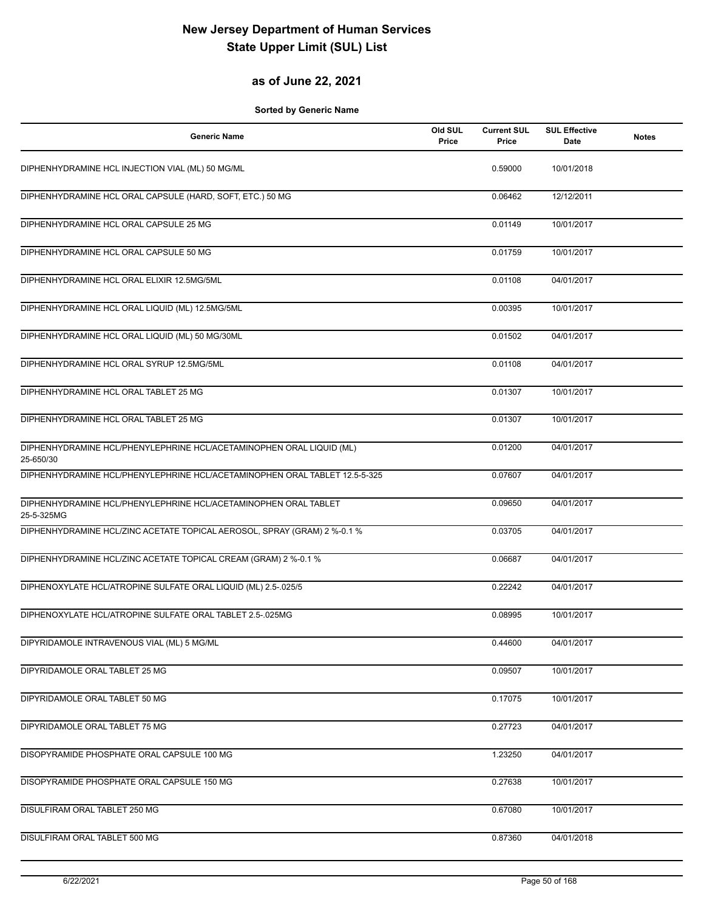# New Jersey Department of Human Services
# State Upper Limit (SUL) List

## as of June 22, 2021

**Sorted by Generic Name**

| Generic Name | Old SUL Price | Current SUL Price | SUL Effective Date | Notes |
|---|---|---|---|---|
| DIPHENHYDRAMINE HCL INJECTION VIAL (ML) 50 MG/ML | | 0.59000 | 10/01/2018 | |
| DIPHENHYDRAMINE HCL ORAL CAPSULE (HARD, SOFT, ETC.) 50 MG | | 0.06462 | 12/12/2011 | |
| DIPHENHYDRAMINE HCL ORAL CAPSULE 25 MG | | 0.01149 | 10/01/2017 | |
| DIPHENHYDRAMINE HCL ORAL CAPSULE 50 MG | | 0.01759 | 10/01/2017 | |
| DIPHENHYDRAMINE HCL ORAL ELIXIR 12.5MG/5ML | | 0.01108 | 04/01/2017 | |
| DIPHENHYDRAMINE HCL ORAL LIQUID (ML) 12.5MG/5ML | | 0.00395 | 10/01/2017 | |
| DIPHENHYDRAMINE HCL ORAL LIQUID (ML) 50 MG/30ML | | 0.01502 | 04/01/2017 | |
| DIPHENHYDRAMINE HCL ORAL SYRUP 12.5MG/5ML | | 0.01108 | 04/01/2017 | |
| DIPHENHYDRAMINE HCL ORAL TABLET 25 MG | | 0.01307 | 10/01/2017 | |
| DIPHENHYDRAMINE HCL ORAL TABLET 25 MG | | 0.01307 | 10/01/2017 | |
| DIPHENHYDRAMINE HCL/PHENYLEPHRINE HCL/ACETAMINOPHEN ORAL LIQUID (ML) 25-650/30 | | 0.01200 | 04/01/2017 | |
| DIPHENHYDRAMINE HCL/PHENYLEPHRINE HCL/ACETAMINOPHEN ORAL TABLET 12.5-5-325 | | 0.07607 | 04/01/2017 | |
| DIPHENHYDRAMINE HCL/PHENYLEPHRINE HCL/ACETAMINOPHEN ORAL TABLET 25-5-325MG | | 0.09650 | 04/01/2017 | |
| DIPHENHYDRAMINE HCL/ZINC ACETATE TOPICAL AEROSOL, SPRAY (GRAM) 2 %-0.1 % | | 0.03705 | 04/01/2017 | |
| DIPHENHYDRAMINE HCL/ZINC ACETATE TOPICAL CREAM (GRAM) 2 %-0.1 % | | 0.06687 | 04/01/2017 | |
| DIPHENOXYLATE HCL/ATROPINE SULFATE ORAL LIQUID (ML) 2.5-.025/5 | | 0.22242 | 04/01/2017 | |
| DIPHENOXYLATE HCL/ATROPINE SULFATE ORAL TABLET 2.5-.025MG | | 0.08995 | 10/01/2017 | |
| DIPYRIDAMOLE INTRAVENOUS VIAL (ML) 5 MG/ML | | 0.44600 | 04/01/2017 | |
| DIPYRIDAMOLE ORAL TABLET 25 MG | | 0.09507 | 10/01/2017 | |
| DIPYRIDAMOLE ORAL TABLET 50 MG | | 0.17075 | 10/01/2017 | |
| DIPYRIDAMOLE ORAL TABLET 75 MG | | 0.27723 | 04/01/2017 | |
| DISOPYRAMIDE PHOSPHATE ORAL CAPSULE 100 MG | | 1.23250 | 04/01/2017 | |
| DISOPYRAMIDE PHOSPHATE ORAL CAPSULE 150 MG | | 0.27638 | 10/01/2017 | |
| DISULFIRAM ORAL TABLET 250 MG | | 0.67080 | 10/01/2017 | |
| DISULFIRAM ORAL TABLET 500 MG | | 0.87360 | 04/01/2018 | |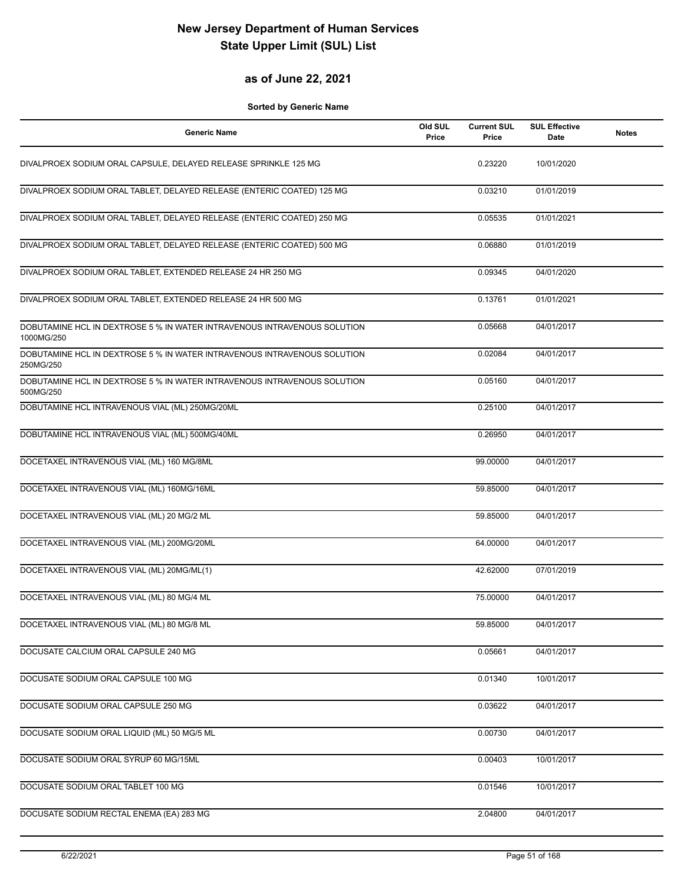# New Jersey Department of Human Services
# State Upper Limit (SUL) List

## as of June 22, 2021

**Sorted by Generic Name**

| Generic Name | Old SUL Price | Current SUL Price | SUL Effective Date | Notes |
|---|---|---|---|---|
| DIVALPROEX SODIUM ORAL CAPSULE, DELAYED RELEASE SPRINKLE 125 MG | | 0.23220 | 10/01/2020 | |
| DIVALPROEX SODIUM ORAL TABLET, DELAYED RELEASE (ENTERIC COATED) 125 MG | | 0.03210 | 01/01/2019 | |
| DIVALPROEX SODIUM ORAL TABLET, DELAYED RELEASE (ENTERIC COATED) 250 MG | | 0.05535 | 01/01/2021 | |
| DIVALPROEX SODIUM ORAL TABLET, DELAYED RELEASE (ENTERIC COATED) 500 MG | | 0.06880 | 01/01/2019 | |
| DIVALPROEX SODIUM ORAL TABLET, EXTENDED RELEASE 24 HR 250 MG | | 0.09345 | 04/01/2020 | |
| DIVALPROEX SODIUM ORAL TABLET, EXTENDED RELEASE 24 HR 500 MG | | 0.13761 | 01/01/2021 | |
| DOBUTAMINE HCL IN DEXTROSE 5 % IN WATER INTRAVENOUS INTRAVENOUS SOLUTION 1000MG/250 | | 0.05668 | 04/01/2017 | |
| DOBUTAMINE HCL IN DEXTROSE 5 % IN WATER INTRAVENOUS INTRAVENOUS SOLUTION 250MG/250 | | 0.02084 | 04/01/2017 | |
| DOBUTAMINE HCL IN DEXTROSE 5 % IN WATER INTRAVENOUS INTRAVENOUS SOLUTION 500MG/250 | | 0.05160 | 04/01/2017 | |
| DOBUTAMINE HCL INTRAVENOUS VIAL (ML) 250MG/20ML | | 0.25100 | 04/01/2017 | |
| DOBUTAMINE HCL INTRAVENOUS VIAL (ML) 500MG/40ML | | 0.26950 | 04/01/2017 | |
| DOCETAXEL INTRAVENOUS VIAL (ML) 160 MG/8ML | | 99.00000 | 04/01/2017 | |
| DOCETAXEL INTRAVENOUS VIAL (ML) 160MG/16ML | | 59.85000 | 04/01/2017 | |
| DOCETAXEL INTRAVENOUS VIAL (ML) 20 MG/2 ML | | 59.85000 | 04/01/2017 | |
| DOCETAXEL INTRAVENOUS VIAL (ML) 200MG/20ML | | 64.00000 | 04/01/2017 | |
| DOCETAXEL INTRAVENOUS VIAL (ML) 20MG/ML(1) | | 42.62000 | 07/01/2019 | |
| DOCETAXEL INTRAVENOUS VIAL (ML) 80 MG/4 ML | | 75.00000 | 04/01/2017 | |
| DOCETAXEL INTRAVENOUS VIAL (ML) 80 MG/8 ML | | 59.85000 | 04/01/2017 | |
| DOCUSATE CALCIUM ORAL CAPSULE 240 MG | | 0.05661 | 04/01/2017 | |
| DOCUSATE SODIUM ORAL CAPSULE 100 MG | | 0.01340 | 10/01/2017 | |
| DOCUSATE SODIUM ORAL CAPSULE 250 MG | | 0.03622 | 04/01/2017 | |
| DOCUSATE SODIUM ORAL LIQUID (ML) 50 MG/5 ML | | 0.00730 | 04/01/2017 | |
| DOCUSATE SODIUM ORAL SYRUP 60 MG/15ML | | 0.00403 | 10/01/2017 | |
| DOCUSATE SODIUM ORAL TABLET 100 MG | | 0.01546 | 10/01/2017 | |
| DOCUSATE SODIUM RECTAL ENEMA (EA) 283 MG | | 2.04800 | 04/01/2017 | |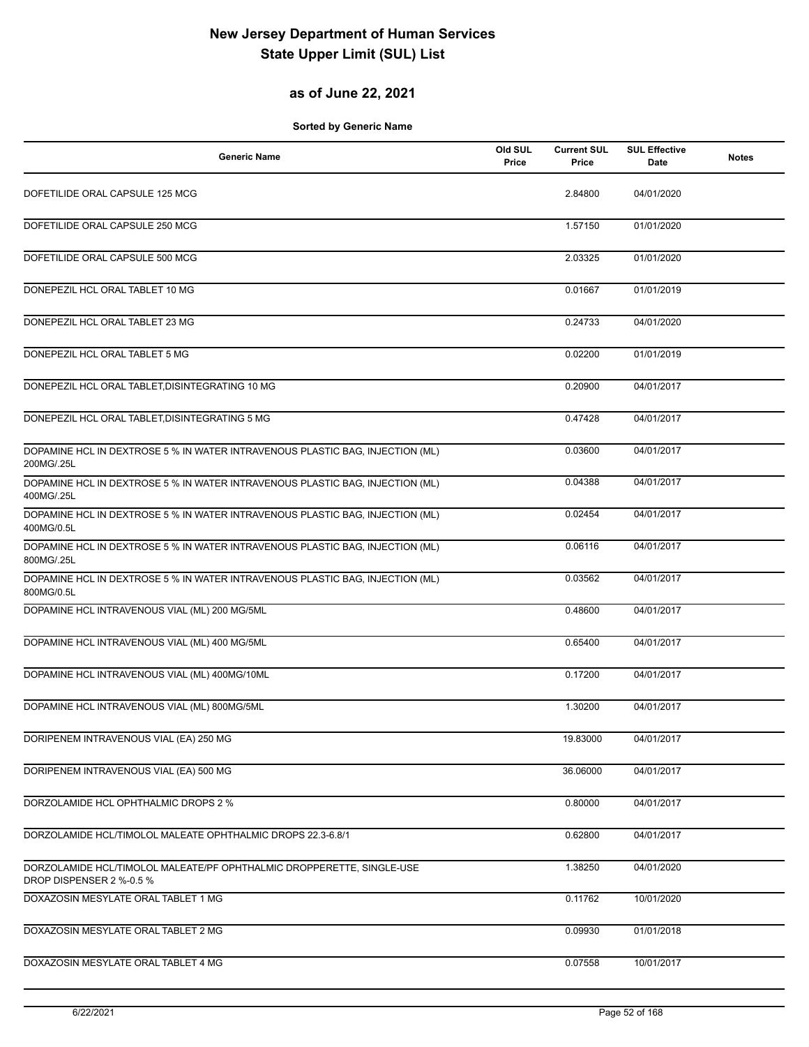# New Jersey Department of Human Services
# State Upper Limit (SUL) List

## as of June 22, 2021

**Sorted by Generic Name**

| Generic Name | Old SUL Price | Current SUL Price | SUL Effective Date | Notes |
|---|---|---|---|---|
| DOFETILIDE ORAL CAPSULE 125 MCG | | 2.84800 | 04/01/2020 | |
| DOFETILIDE ORAL CAPSULE 250 MCG | | 1.57150 | 01/01/2020 | |
| DOFETILIDE ORAL CAPSULE 500 MCG | | 2.03325 | 01/01/2020 | |
| DONEPEZIL HCL ORAL TABLET 10 MG | | 0.01667 | 01/01/2019 | |
| DONEPEZIL HCL ORAL TABLET 23 MG | | 0.24733 | 04/01/2020 | |
| DONEPEZIL HCL ORAL TABLET 5 MG | | 0.02200 | 01/01/2019 | |
| DONEPEZIL HCL ORAL TABLET,DISINTEGRATING 10 MG | | 0.20900 | 04/01/2017 | |
| DONEPEZIL HCL ORAL TABLET,DISINTEGRATING 5 MG | | 0.47428 | 04/01/2017 | |
| DOPAMINE HCL IN DEXTROSE 5 % IN WATER INTRAVENOUS PLASTIC BAG, INJECTION (ML) 200MG/.25L | | 0.03600 | 04/01/2017 | |
| DOPAMINE HCL IN DEXTROSE 5 % IN WATER INTRAVENOUS PLASTIC BAG, INJECTION (ML) 400MG/.25L | | 0.04388 | 04/01/2017 | |
| DOPAMINE HCL IN DEXTROSE 5 % IN WATER INTRAVENOUS PLASTIC BAG, INJECTION (ML) 400MG/0.5L | | 0.02454 | 04/01/2017 | |
| DOPAMINE HCL IN DEXTROSE 5 % IN WATER INTRAVENOUS PLASTIC BAG, INJECTION (ML) 800MG/.25L | | 0.06116 | 04/01/2017 | |
| DOPAMINE HCL IN DEXTROSE 5 % IN WATER INTRAVENOUS PLASTIC BAG, INJECTION (ML) 800MG/0.5L | | 0.03562 | 04/01/2017 | |
| DOPAMINE HCL INTRAVENOUS VIAL (ML) 200 MG/5ML | | 0.48600 | 04/01/2017 | |
| DOPAMINE HCL INTRAVENOUS VIAL (ML) 400 MG/5ML | | 0.65400 | 04/01/2017 | |
| DOPAMINE HCL INTRAVENOUS VIAL (ML) 400MG/10ML | | 0.17200 | 04/01/2017 | |
| DOPAMINE HCL INTRAVENOUS VIAL (ML) 800MG/5ML | | 1.30200 | 04/01/2017 | |
| DORIPENEM INTRAVENOUS VIAL (EA) 250 MG | | 19.83000 | 04/01/2017 | |
| DORIPENEM INTRAVENOUS VIAL (EA) 500 MG | | 36.06000 | 04/01/2017 | |
| DORZOLAMIDE HCL OPHTHALMIC DROPS 2 % | | 0.80000 | 04/01/2017 | |
| DORZOLAMIDE HCL/TIMOLOL MALEATE OPHTHALMIC DROPS 22.3-6.8/1 | | 0.62800 | 04/01/2017 | |
| DORZOLAMIDE HCL/TIMOLOL MALEATE/PF OPHTHALMIC DROPPERETTE, SINGLE-USE DROP DISPENSER 2 %-0.5 % | | 1.38250 | 04/01/2020 | |
| DOXAZOSIN MESYLATE ORAL TABLET 1 MG | | 0.11762 | 10/01/2020 | |
| DOXAZOSIN MESYLATE ORAL TABLET 2 MG | | 0.09930 | 01/01/2018 | |
| DOXAZOSIN MESYLATE ORAL TABLET 4 MG | | 0.07558 | 10/01/2017 | |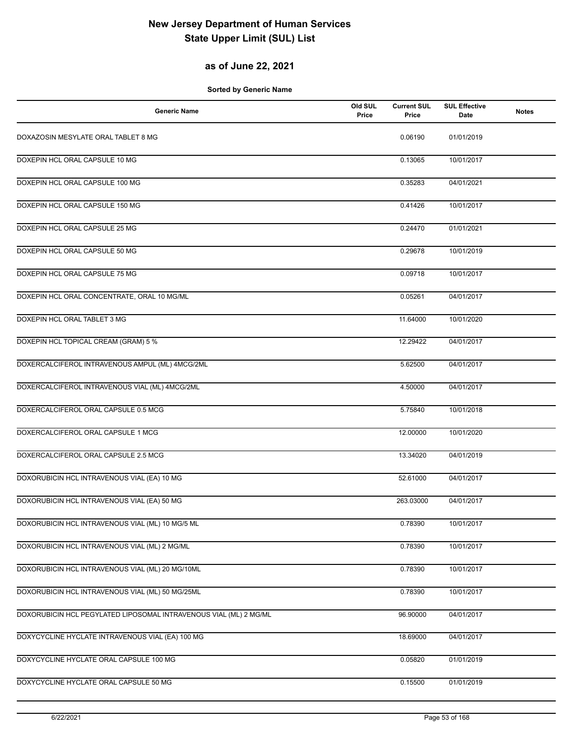# New Jersey Department of Human Services
# State Upper Limit (SUL) List

## as of June 22, 2021

**Sorted by Generic Name**

| Generic Name | Old SUL Price | Current SUL Price | SUL Effective Date | Notes |
|---|---|---|---|---|
| DOXAZOSIN MESYLATE ORAL TABLET 8 MG | | 0.06190 | 01/01/2019 | |
| DOXEPIN HCL ORAL CAPSULE 10 MG | | 0.13065 | 10/01/2017 | |
| DOXEPIN HCL ORAL CAPSULE 100 MG | | 0.35283 | 04/01/2021 | |
| DOXEPIN HCL ORAL CAPSULE 150 MG | | 0.41426 | 10/01/2017 | |
| DOXEPIN HCL ORAL CAPSULE 25 MG | | 0.24470 | 01/01/2021 | |
| DOXEPIN HCL ORAL CAPSULE 50 MG | | 0.29678 | 10/01/2019 | |
| DOXEPIN HCL ORAL CAPSULE 75 MG | | 0.09718 | 10/01/2017 | |
| DOXEPIN HCL ORAL CONCENTRATE, ORAL 10 MG/ML | | 0.05261 | 04/01/2017 | |
| DOXEPIN HCL ORAL TABLET 3 MG | | 11.64000 | 10/01/2020 | |
| DOXEPIN HCL TOPICAL CREAM (GRAM) 5 % | | 12.29422 | 04/01/2017 | |
| DOXERCALCIFEROL INTRAVENOUS AMPUL (ML) 4MCG/2ML | | 5.62500 | 04/01/2017 | |
| DOXERCALCIFEROL INTRAVENOUS VIAL (ML) 4MCG/2ML | | 4.50000 | 04/01/2017 | |
| DOXERCALCIFEROL ORAL CAPSULE 0.5 MCG | | 5.75840 | 10/01/2018 | |
| DOXERCALCIFEROL ORAL CAPSULE 1 MCG | | 12.00000 | 10/01/2020 | |
| DOXERCALCIFEROL ORAL CAPSULE 2.5 MCG | | 13.34020 | 04/01/2019 | |
| DOXORUBICIN HCL INTRAVENOUS VIAL (EA) 10 MG | | 52.61000 | 04/01/2017 | |
| DOXORUBICIN HCL INTRAVENOUS VIAL (EA) 50 MG | | 263.03000 | 04/01/2017 | |
| DOXORUBICIN HCL INTRAVENOUS VIAL (ML) 10 MG/5 ML | | 0.78390 | 10/01/2017 | |
| DOXORUBICIN HCL INTRAVENOUS VIAL (ML) 2 MG/ML | | 0.78390 | 10/01/2017 | |
| DOXORUBICIN HCL INTRAVENOUS VIAL (ML) 20 MG/10ML | | 0.78390 | 10/01/2017 | |
| DOXORUBICIN HCL INTRAVENOUS VIAL (ML) 50 MG/25ML | | 0.78390 | 10/01/2017 | |
| DOXORUBICIN HCL PEGYLATED LIPOSOMAL INTRAVENOUS VIAL (ML) 2 MG/ML | | 96.90000 | 04/01/2017 | |
| DOXYCYCLINE HYCLATE INTRAVENOUS VIAL (EA) 100 MG | | 18.69000 | 04/01/2017 | |
| DOXYCYCLINE HYCLATE ORAL CAPSULE 100 MG | | 0.05820 | 01/01/2019 | |
| DOXYCYCLINE HYCLATE ORAL CAPSULE 50 MG | | 0.15500 | 01/01/2019 | |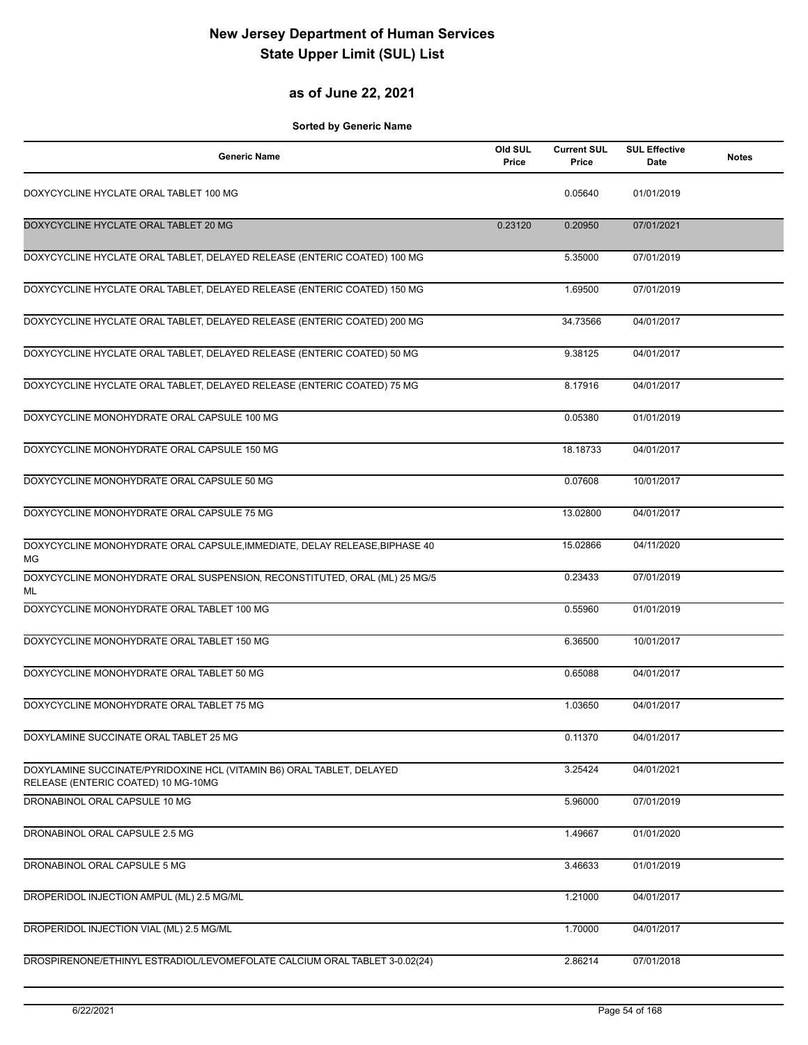# New Jersey Department of Human Services
# State Upper Limit (SUL) List

## as of June 22, 2021

**Sorted by Generic Name**

| Generic Name | Old SUL Price | Current SUL Price | SUL Effective Date | Notes |
|---|---|---|---|---|
| DOXYCYCLINE HYCLATE ORAL TABLET 100 MG | | 0.05640 | 01/01/2019 | |
| DOXYCYCLINE HYCLATE ORAL TABLET 20 MG | 0.23120 | 0.20950 | 07/01/2021 | |
| DOXYCYCLINE HYCLATE ORAL TABLET, DELAYED RELEASE (ENTERIC COATED) 100 MG | | 5.35000 | 07/01/2019 | |
| DOXYCYCLINE HYCLATE ORAL TABLET, DELAYED RELEASE (ENTERIC COATED) 150 MG | | 1.69500 | 07/01/2019 | |
| DOXYCYCLINE HYCLATE ORAL TABLET, DELAYED RELEASE (ENTERIC COATED) 200 MG | | 34.73566 | 04/01/2017 | |
| DOXYCYCLINE HYCLATE ORAL TABLET, DELAYED RELEASE (ENTERIC COATED) 50 MG | | 9.38125 | 04/01/2017 | |
| DOXYCYCLINE HYCLATE ORAL TABLET, DELAYED RELEASE (ENTERIC COATED) 75 MG | | 8.17916 | 04/01/2017 | |
| DOXYCYCLINE MONOHYDRATE ORAL CAPSULE 100 MG | | 0.05380 | 01/01/2019 | |
| DOXYCYCLINE MONOHYDRATE ORAL CAPSULE 150 MG | | 18.18733 | 04/01/2017 | |
| DOXYCYCLINE MONOHYDRATE ORAL CAPSULE 50 MG | | 0.07608 | 10/01/2017 | |
| DOXYCYCLINE MONOHYDRATE ORAL CAPSULE 75 MG | | 13.02800 | 04/01/2017 | |
| DOXYCYCLINE MONOHYDRATE ORAL CAPSULE,IMMEDIATE, DELAY RELEASE,BIPHASE 40 MG | | 15.02866 | 04/11/2020 | |
| DOXYCYCLINE MONOHYDRATE ORAL SUSPENSION, RECONSTITUTED, ORAL (ML) 25 MG/5 ML | | 0.23433 | 07/01/2019 | |
| DOXYCYCLINE MONOHYDRATE ORAL TABLET 100 MG | | 0.55960 | 01/01/2019 | |
| DOXYCYCLINE MONOHYDRATE ORAL TABLET 150 MG | | 6.36500 | 10/01/2017 | |
| DOXYCYCLINE MONOHYDRATE ORAL TABLET 50 MG | | 0.65088 | 04/01/2017 | |
| DOXYCYCLINE MONOHYDRATE ORAL TABLET 75 MG | | 1.03650 | 04/01/2017 | |
| DOXYLAMINE SUCCINATE ORAL TABLET 25 MG | | 0.11370 | 04/01/2017 | |
| DOXYLAMINE SUCCINATE/PYRIDOXINE HCL (VITAMIN B6) ORAL TABLET, DELAYED RELEASE (ENTERIC COATED) 10 MG-10MG | | 3.25424 | 04/01/2021 | |
| DRONABINOL ORAL CAPSULE 10 MG | | 5.96000 | 07/01/2019 | |
| DRONABINOL ORAL CAPSULE 2.5 MG | | 1.49667 | 01/01/2020 | |
| DRONABINOL ORAL CAPSULE 5 MG | | 3.46633 | 01/01/2019 | |
| DROPERIDOL INJECTION AMPUL (ML) 2.5 MG/ML | | 1.21000 | 04/01/2017 | |
| DROPERIDOL INJECTION VIAL (ML) 2.5 MG/ML | | 1.70000 | 04/01/2017 | |
| DROSPIRENONE/ETHINYL ESTRADIOL/LEVOMEFOLATE CALCIUM ORAL TABLET 3-0.02(24) | | 2.86214 | 07/01/2018 | |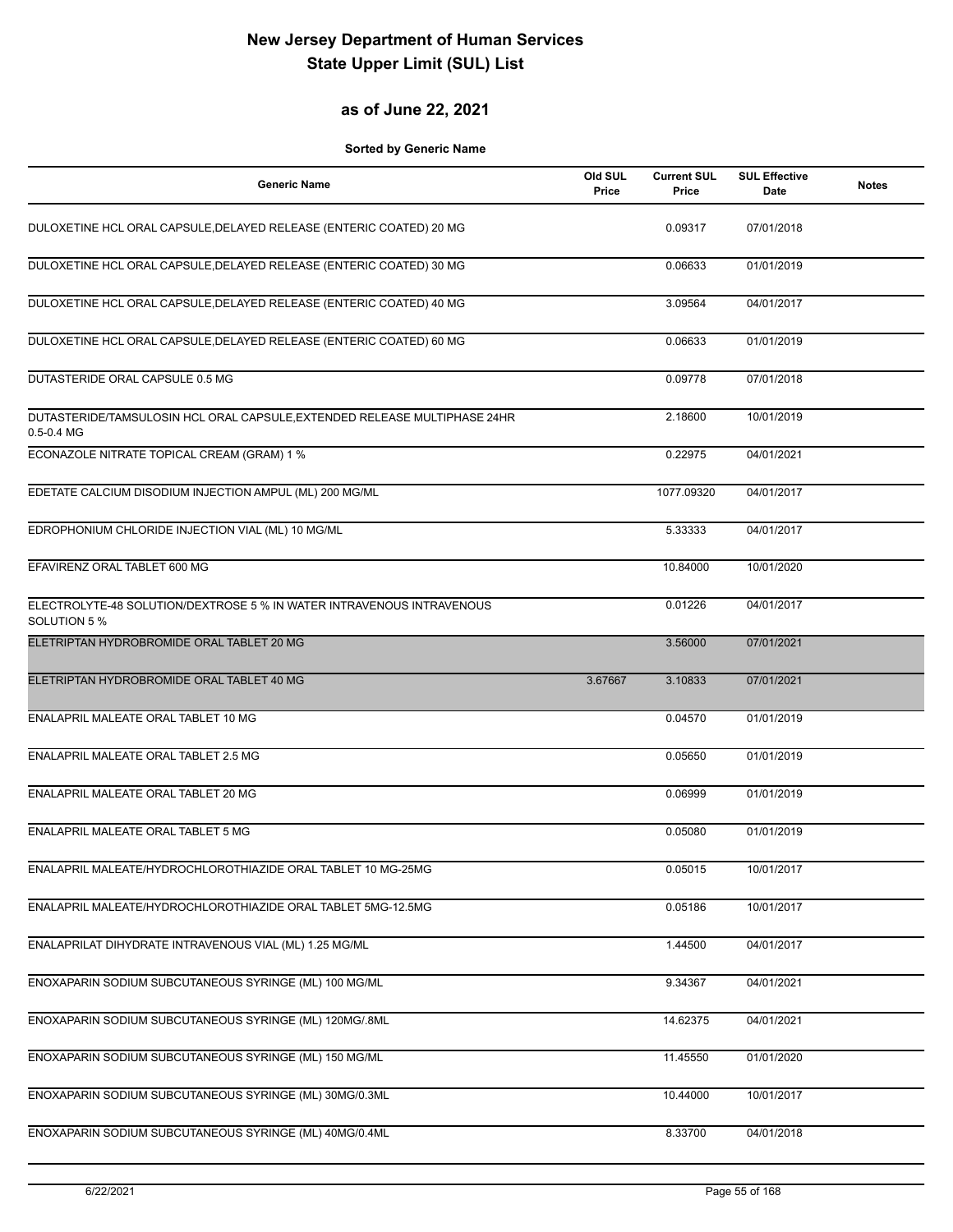# New Jersey Department of Human Services
# State Upper Limit (SUL) List

## as of June 22, 2021

**Sorted by Generic Name**

| Generic Name | Old SUL Price | Current SUL Price | SUL Effective Date | Notes |
|---|---|---|---|---|
| DULOXETINE HCL ORAL CAPSULE,DELAYED RELEASE (ENTERIC COATED) 20 MG | | 0.09317 | 07/01/2018 | |
| DULOXETINE HCL ORAL CAPSULE,DELAYED RELEASE (ENTERIC COATED) 30 MG | | 0.06633 | 01/01/2019 | |
| DULOXETINE HCL ORAL CAPSULE,DELAYED RELEASE (ENTERIC COATED) 40 MG | | 3.09564 | 04/01/2017 | |
| DULOXETINE HCL ORAL CAPSULE,DELAYED RELEASE (ENTERIC COATED) 60 MG | | 0.06633 | 01/01/2019 | |
| DUTASTERIDE ORAL CAPSULE 0.5 MG | | 0.09778 | 07/01/2018 | |
| DUTASTERIDE/TAMSULOSIN HCL ORAL CAPSULE,EXTENDED RELEASE MULTIPHASE 24HR 0.5-0.4 MG | | 2.18600 | 10/01/2019 | |
| ECONAZOLE NITRATE TOPICAL CREAM (GRAM) 1 % | | 0.22975 | 04/01/2021 | |
| EDETATE CALCIUM DISODIUM INJECTION AMPUL (ML) 200 MG/ML | | 1077.09320 | 04/01/2017 | |
| EDROPHONIUM CHLORIDE INJECTION VIAL (ML) 10 MG/ML | | 5.33333 | 04/01/2017 | |
| EFAVIRENZ ORAL TABLET 600 MG | | 10.84000 | 10/01/2020 | |
| ELECTROLYTE-48 SOLUTION/DEXTROSE 5 % IN WATER INTRAVENOUS INTRAVENOUS SOLUTION 5 % | | 0.01226 | 04/01/2017 | |
| ELETRIPTAN HYDROBROMIDE ORAL TABLET 20 MG | | 3.56000 | 07/01/2021 | |
| ELETRIPTAN HYDROBROMIDE ORAL TABLET 40 MG | 3.67667 | 3.10833 | 07/01/2021 | |
| ENALAPRIL MALEATE ORAL TABLET 10 MG | | 0.04570 | 01/01/2019 | |
| ENALAPRIL MALEATE ORAL TABLET 2.5 MG | | 0.05650 | 01/01/2019 | |
| ENALAPRIL MALEATE ORAL TABLET 20 MG | | 0.06999 | 01/01/2019 | |
| ENALAPRIL MALEATE ORAL TABLET 5 MG | | 0.05080 | 01/01/2019 | |
| ENALAPRIL MALEATE/HYDROCHLOROTHIAZIDE ORAL TABLET 10 MG-25MG | | 0.05015 | 10/01/2017 | |
| ENALAPRIL MALEATE/HYDROCHLOROTHIAZIDE ORAL TABLET 5MG-12.5MG | | 0.05186 | 10/01/2017 | |
| ENALAPRILAT DIHYDRATE INTRAVENOUS VIAL (ML) 1.25 MG/ML | | 1.44500 | 04/01/2017 | |
| ENOXAPARIN SODIUM SUBCUTANEOUS SYRINGE (ML) 100 MG/ML | | 9.34367 | 04/01/2021 | |
| ENOXAPARIN SODIUM SUBCUTANEOUS SYRINGE (ML) 120MG/.8ML | | 14.62375 | 04/01/2021 | |
| ENOXAPARIN SODIUM SUBCUTANEOUS SYRINGE (ML) 150 MG/ML | | 11.45550 | 01/01/2020 | |
| ENOXAPARIN SODIUM SUBCUTANEOUS SYRINGE (ML) 30MG/0.3ML | | 10.44000 | 10/01/2017 | |
| ENOXAPARIN SODIUM SUBCUTANEOUS SYRINGE (ML) 40MG/0.4ML | | 8.33700 | 04/01/2018 | |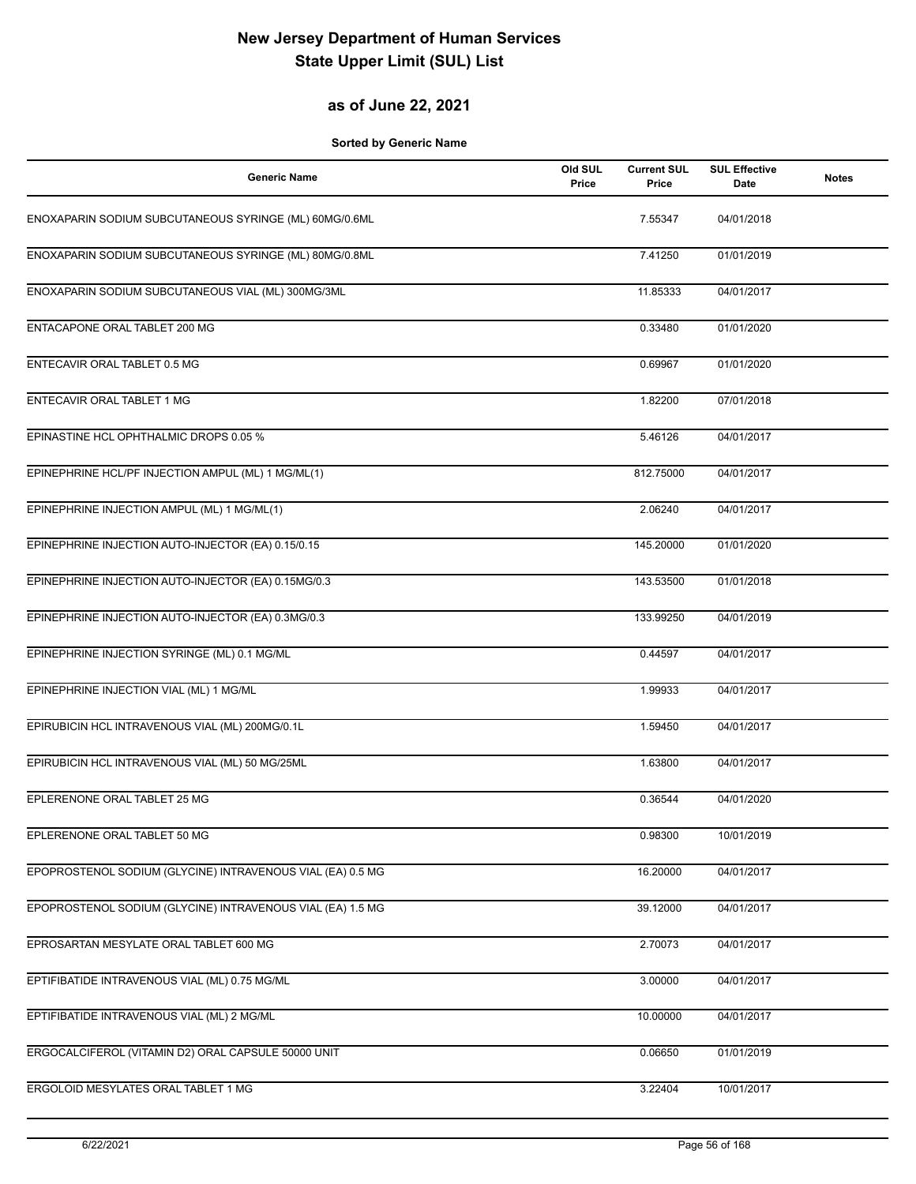# New Jersey Department of Human Services
# State Upper Limit (SUL) List

## as of June 22, 2021

**Sorted by Generic Name**

| Generic Name | Old SUL Price | Current SUL Price | SUL Effective Date | Notes |
|---|---|---|---|---|
| ENOXAPARIN SODIUM SUBCUTANEOUS SYRINGE (ML) 60MG/0.6ML | | 7.55347 | 04/01/2018 | |
| ENOXAPARIN SODIUM SUBCUTANEOUS SYRINGE (ML) 80MG/0.8ML | | 7.41250 | 01/01/2019 | |
| ENOXAPARIN SODIUM SUBCUTANEOUS VIAL (ML) 300MG/3ML | | 11.85333 | 04/01/2017 | |
| ENTACAPONE ORAL TABLET 200 MG | | 0.33480 | 01/01/2020 | |
| ENTECAVIR ORAL TABLET 0.5 MG | | 0.69967 | 01/01/2020 | |
| ENTECAVIR ORAL TABLET 1 MG | | 1.82200 | 07/01/2018 | |
| EPINASTINE HCL OPHTHALMIC DROPS 0.05 % | | 5.46126 | 04/01/2017 | |
| EPINEPHRINE HCL/PF INJECTION AMPUL (ML) 1 MG/ML(1) | | 812.75000 | 04/01/2017 | |
| EPINEPHRINE INJECTION AMPUL (ML) 1 MG/ML(1) | | 2.06240 | 04/01/2017 | |
| EPINEPHRINE INJECTION AUTO-INJECTOR (EA) 0.15/0.15 | | 145.20000 | 01/01/2020 | |
| EPINEPHRINE INJECTION AUTO-INJECTOR (EA) 0.15MG/0.3 | | 143.53500 | 01/01/2018 | |
| EPINEPHRINE INJECTION AUTO-INJECTOR (EA) 0.3MG/0.3 | | 133.99250 | 04/01/2019 | |
| EPINEPHRINE INJECTION SYRINGE (ML) 0.1 MG/ML | | 0.44597 | 04/01/2017 | |
| EPINEPHRINE INJECTION VIAL (ML) 1 MG/ML | | 1.99933 | 04/01/2017 | |
| EPIRUBICIN HCL INTRAVENOUS VIAL (ML) 200MG/0.1L | | 1.59450 | 04/01/2017 | |
| EPIRUBICIN HCL INTRAVENOUS VIAL (ML) 50 MG/25ML | | 1.63800 | 04/01/2017 | |
| EPLERENONE ORAL TABLET 25 MG | | 0.36544 | 04/01/2020 | |
| EPLERENONE ORAL TABLET 50 MG | | 0.98300 | 10/01/2019 | |
| EPOPROSTENOL SODIUM (GLYCINE) INTRAVENOUS VIAL (EA) 0.5 MG | | 16.20000 | 04/01/2017 | |
| EPOPROSTENOL SODIUM (GLYCINE) INTRAVENOUS VIAL (EA) 1.5 MG | | 39.12000 | 04/01/2017 | |
| EPROSARTAN MESYLATE ORAL TABLET 600 MG | | 2.70073 | 04/01/2017 | |
| EPTIFIBATIDE INTRAVENOUS VIAL (ML) 0.75 MG/ML | | 3.00000 | 04/01/2017 | |
| EPTIFIBATIDE INTRAVENOUS VIAL (ML) 2 MG/ML | | 10.00000 | 04/01/2017 | |
| ERGOCALCIFEROL (VITAMIN D2) ORAL CAPSULE 50000 UNIT | | 0.06650 | 01/01/2019 | |
| ERGOLOID MESYLATES ORAL TABLET 1 MG | | 3.22404 | 10/01/2017 | |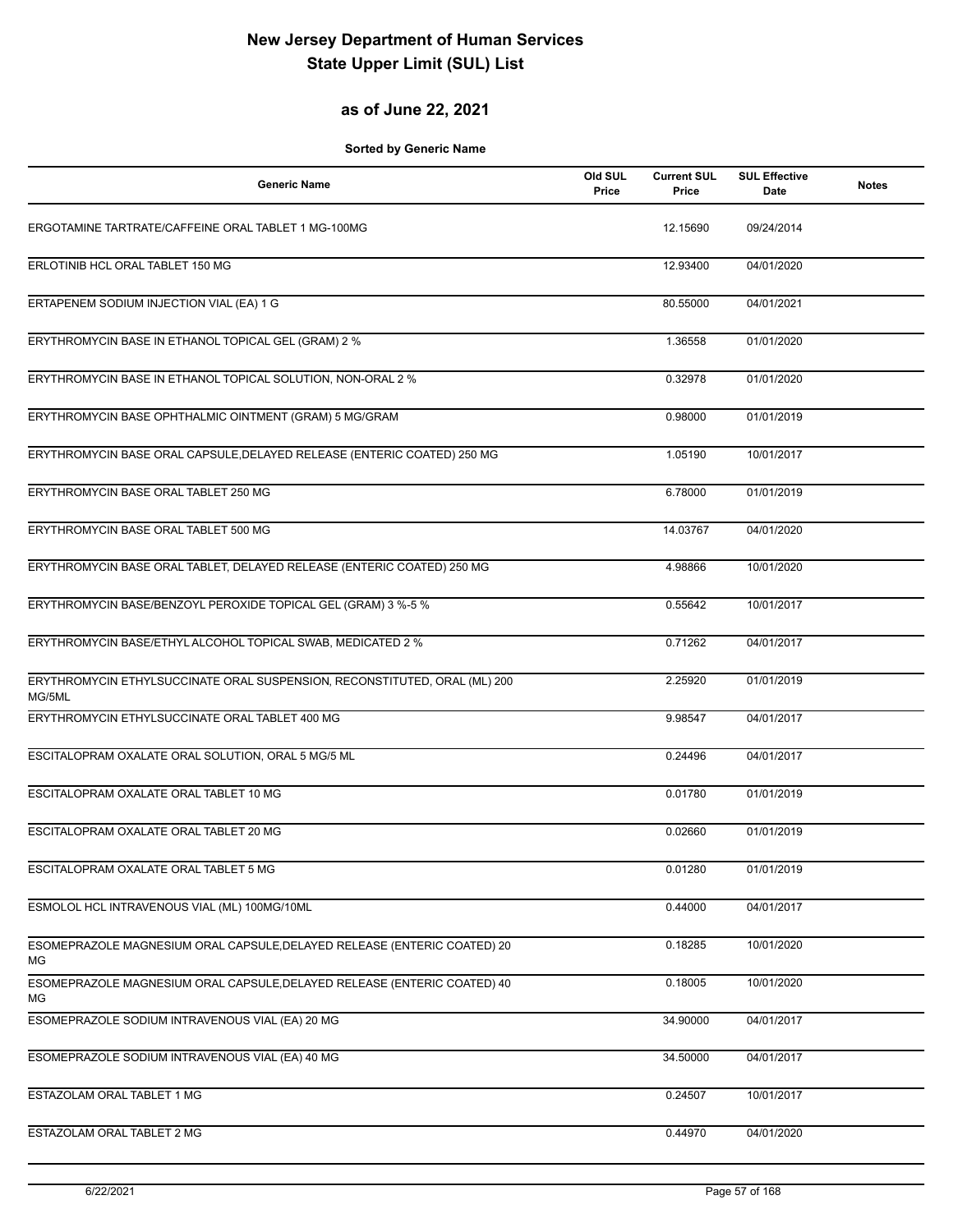# New Jersey Department of Human Services
# State Upper Limit (SUL) List

## as of June 22, 2021

**Sorted by Generic Name**

| Generic Name | Old SUL Price | Current SUL Price | SUL Effective Date | Notes |
|---|---|---|---|---|
| ERGOTAMINE TARTRATE/CAFFEINE ORAL TABLET 1 MG-100MG | | 12.15690 | 09/24/2014 | |
| ERLOTINIB HCL ORAL TABLET 150 MG | | 12.93400 | 04/01/2020 | |
| ERTAPENEM SODIUM INJECTION VIAL (EA) 1 G | | 80.55000 | 04/01/2021 | |
| ERYTHROMYCIN BASE IN ETHANOL TOPICAL GEL (GRAM) 2 % | | 1.36558 | 01/01/2020 | |
| ERYTHROMYCIN BASE IN ETHANOL TOPICAL SOLUTION, NON-ORAL 2 % | | 0.32978 | 01/01/2020 | |
| ERYTHROMYCIN BASE OPHTHALMIC OINTMENT (GRAM) 5 MG/GRAM | | 0.98000 | 01/01/2019 | |
| ERYTHROMYCIN BASE ORAL CAPSULE,DELAYED RELEASE (ENTERIC COATED) 250 MG | | 1.05190 | 10/01/2017 | |
| ERYTHROMYCIN BASE ORAL TABLET 250 MG | | 6.78000 | 01/01/2019 | |
| ERYTHROMYCIN BASE ORAL TABLET 500 MG | | 14.03767 | 04/01/2020 | |
| ERYTHROMYCIN BASE ORAL TABLET, DELAYED RELEASE (ENTERIC COATED) 250 MG | | 4.98866 | 10/01/2020 | |
| ERYTHROMYCIN BASE/BENZOYL PEROXIDE TOPICAL GEL (GRAM) 3 %-5 % | | 0.55642 | 10/01/2017 | |
| ERYTHROMYCIN BASE/ETHYL ALCOHOL TOPICAL SWAB, MEDICATED 2 % | | 0.71262 | 04/01/2017 | |
| ERYTHROMYCIN ETHYLSUCCINATE ORAL SUSPENSION, RECONSTITUTED, ORAL (ML) 200 MG/5ML | | 2.25920 | 01/01/2019 | |
| ERYTHROMYCIN ETHYLSUCCINATE ORAL TABLET 400 MG | | 9.98547 | 04/01/2017 | |
| ESCITALOPRAM OXALATE ORAL SOLUTION, ORAL 5 MG/5 ML | | 0.24496 | 04/01/2017 | |
| ESCITALOPRAM OXALATE ORAL TABLET 10 MG | | 0.01780 | 01/01/2019 | |
| ESCITALOPRAM OXALATE ORAL TABLET 20 MG | | 0.02660 | 01/01/2019 | |
| ESCITALOPRAM OXALATE ORAL TABLET 5 MG | | 0.01280 | 01/01/2019 | |
| ESMOLOL HCL INTRAVENOUS VIAL (ML) 100MG/10ML | | 0.44000 | 04/01/2017 | |
| ESOMEPRAZOLE MAGNESIUM ORAL CAPSULE,DELAYED RELEASE (ENTERIC COATED) 20 MG | | 0.18285 | 10/01/2020 | |
| ESOMEPRAZOLE MAGNESIUM ORAL CAPSULE,DELAYED RELEASE (ENTERIC COATED) 40 MG | | 0.18005 | 10/01/2020 | |
| ESOMEPRAZOLE SODIUM INTRAVENOUS VIAL (EA) 20 MG | | 34.90000 | 04/01/2017 | |
| ESOMEPRAZOLE SODIUM INTRAVENOUS VIAL (EA) 40 MG | | 34.50000 | 04/01/2017 | |
| ESTAZOLAM ORAL TABLET 1 MG | | 0.24507 | 10/01/2017 | |
| ESTAZOLAM ORAL TABLET 2 MG | | 0.44970 | 04/01/2020 | |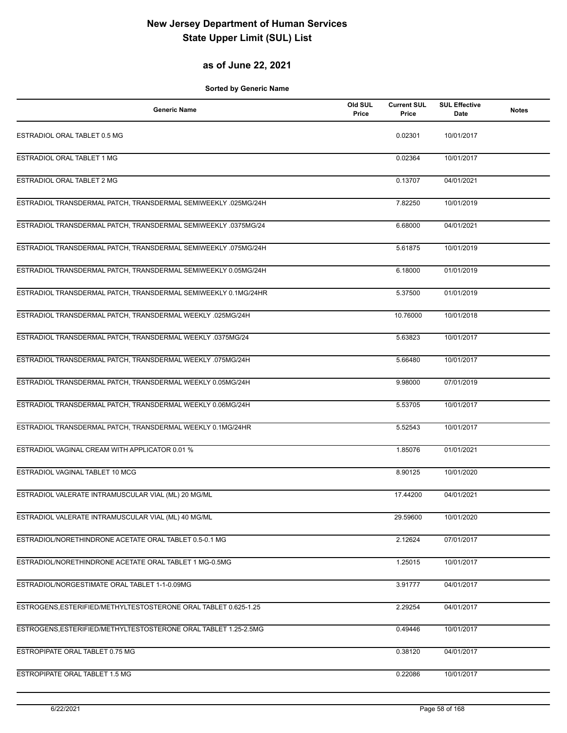# New Jersey Department of Human Services
# State Upper Limit (SUL) List

## as of June 22, 2021

**Sorted by Generic Name**

| Generic Name | Old SUL Price | Current SUL Price | SUL Effective Date | Notes |
|---|---|---|---|---|
| ESTRADIOL ORAL TABLET 0.5 MG | | 0.02301 | 10/01/2017 | |
| ESTRADIOL ORAL TABLET 1 MG | | 0.02364 | 10/01/2017 | |
| ESTRADIOL ORAL TABLET 2 MG | | 0.13707 | 04/01/2021 | |
| ESTRADIOL TRANSDERMAL PATCH, TRANSDERMAL SEMIWEEKLY .025MG/24H | | 7.82250 | 10/01/2019 | |
| ESTRADIOL TRANSDERMAL PATCH, TRANSDERMAL SEMIWEEKLY .0375MG/24 | | 6.68000 | 04/01/2021 | |
| ESTRADIOL TRANSDERMAL PATCH, TRANSDERMAL SEMIWEEKLY .075MG/24H | | 5.61875 | 10/01/2019 | |
| ESTRADIOL TRANSDERMAL PATCH, TRANSDERMAL SEMIWEEKLY 0.05MG/24H | | 6.18000 | 01/01/2019 | |
| ESTRADIOL TRANSDERMAL PATCH, TRANSDERMAL SEMIWEEKLY 0.1MG/24HR | | 5.37500 | 01/01/2019 | |
| ESTRADIOL TRANSDERMAL PATCH, TRANSDERMAL WEEKLY .025MG/24H | | 10.76000 | 10/01/2018 | |
| ESTRADIOL TRANSDERMAL PATCH, TRANSDERMAL WEEKLY .0375MG/24 | | 5.63823 | 10/01/2017 | |
| ESTRADIOL TRANSDERMAL PATCH, TRANSDERMAL WEEKLY .075MG/24H | | 5.66480 | 10/01/2017 | |
| ESTRADIOL TRANSDERMAL PATCH, TRANSDERMAL WEEKLY 0.05MG/24H | | 9.98000 | 07/01/2019 | |
| ESTRADIOL TRANSDERMAL PATCH, TRANSDERMAL WEEKLY 0.06MG/24H | | 5.53705 | 10/01/2017 | |
| ESTRADIOL TRANSDERMAL PATCH, TRANSDERMAL WEEKLY 0.1MG/24HR | | 5.52543 | 10/01/2017 | |
| ESTRADIOL VAGINAL CREAM WITH APPLICATOR 0.01 % | | 1.85076 | 01/01/2021 | |
| ESTRADIOL VAGINAL TABLET 10 MCG | | 8.90125 | 10/01/2020 | |
| ESTRADIOL VALERATE INTRAMUSCULAR VIAL (ML) 20 MG/ML | | 17.44200 | 04/01/2021 | |
| ESTRADIOL VALERATE INTRAMUSCULAR VIAL (ML) 40 MG/ML | | 29.59600 | 10/01/2020 | |
| ESTRADIOL/NORETHINDRONE ACETATE ORAL TABLET 0.5-0.1 MG | | 2.12624 | 07/01/2017 | |
| ESTRADIOL/NORETHINDRONE ACETATE ORAL TABLET 1 MG-0.5MG | | 1.25015 | 10/01/2017 | |
| ESTRADIOL/NORGESTIMATE ORAL TABLET 1-1-0.09MG | | 3.91777 | 04/01/2017 | |
| ESTROGENS,ESTERIFIED/METHYLTESTOSTERONE ORAL TABLET 0.625-1.25 | | 2.29254 | 04/01/2017 | |
| ESTROGENS,ESTERIFIED/METHYLTESTOSTERONE ORAL TABLET 1.25-2.5MG | | 0.49446 | 10/01/2017 | |
| ESTROPIPATE ORAL TABLET 0.75 MG | | 0.38120 | 04/01/2017 | |
| ESTROPIPATE ORAL TABLET 1.5 MG | | 0.22086 | 10/01/2017 | |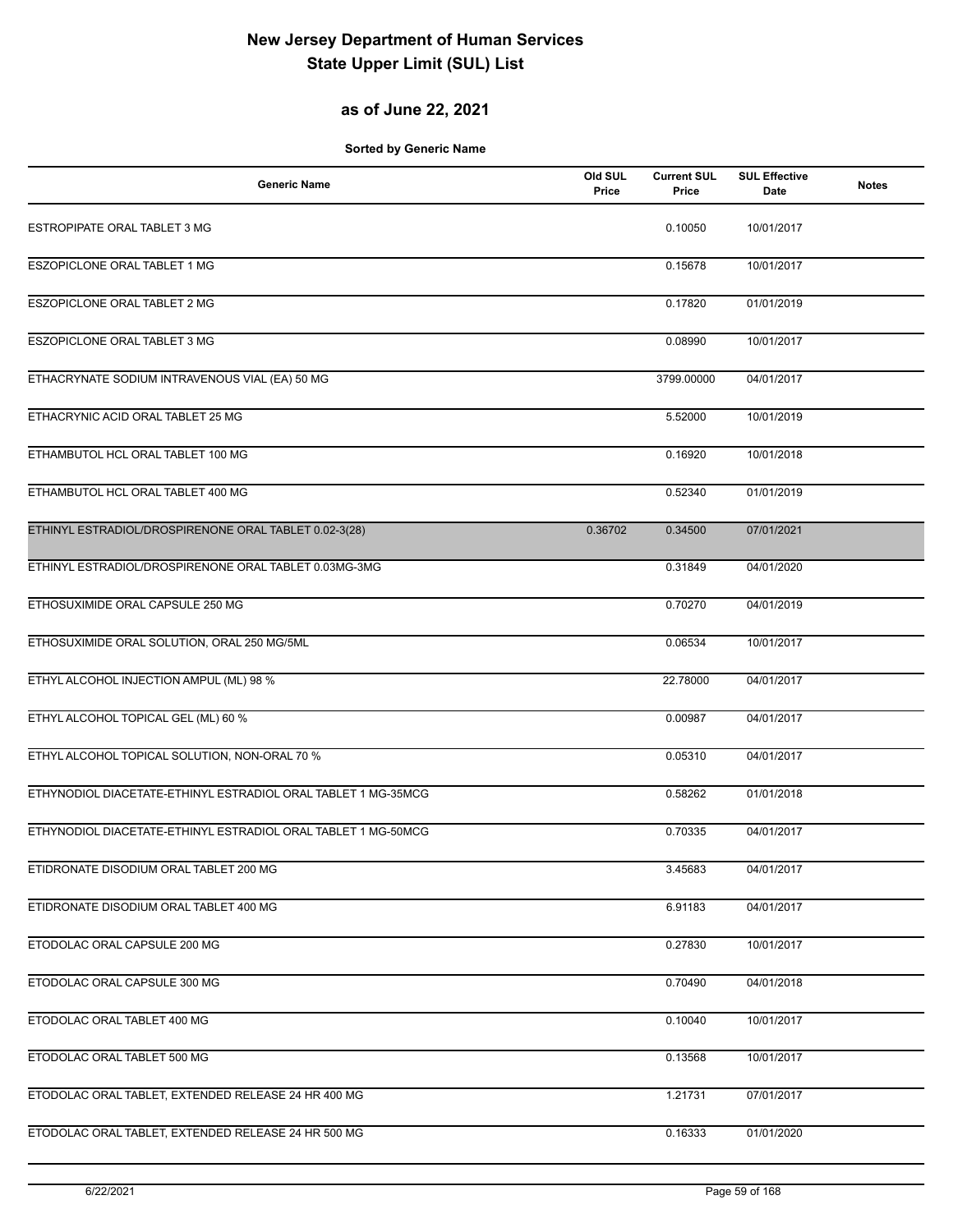# New Jersey Department of Human Services
# State Upper Limit (SUL) List

## as of June 22, 2021

**Sorted by Generic Name**

| Generic Name | Old SUL Price | Current SUL Price | SUL Effective Date | Notes |
|---|---|---|---|---|
| ESTROPIPATE ORAL TABLET 3 MG | | 0.10050 | 10/01/2017 | |
| ESZOPICLONE ORAL TABLET 1 MG | | 0.15678 | 10/01/2017 | |
| ESZOPICLONE ORAL TABLET 2 MG | | 0.17820 | 01/01/2019 | |
| ESZOPICLONE ORAL TABLET 3 MG | | 0.08990 | 10/01/2017 | |
| ETHACRYNATE SODIUM INTRAVENOUS VIAL (EA) 50 MG | | 3799.00000 | 04/01/2017 | |
| ETHACRYNIC ACID ORAL TABLET 25 MG | | 5.52000 | 10/01/2019 | |
| ETHAMBUTOL HCL ORAL TABLET 100 MG | | 0.16920 | 10/01/2018 | |
| ETHAMBUTOL HCL ORAL TABLET 400 MG | | 0.52340 | 01/01/2019 | |
| ETHINYL ESTRADIOL/DROSPIRENONE ORAL TABLET 0.02-3(28) | 0.36702 | 0.34500 | 07/01/2021 | |
| ETHINYL ESTRADIOL/DROSPIRENONE ORAL TABLET 0.03MG-3MG | | 0.31849 | 04/01/2020 | |
| ETHOSUXIMIDE ORAL CAPSULE 250 MG | | 0.70270 | 04/01/2019 | |
| ETHOSUXIMIDE ORAL SOLUTION, ORAL 250 MG/5ML | | 0.06534 | 10/01/2017 | |
| ETHYL ALCOHOL INJECTION AMPUL (ML) 98 % | | 22.78000 | 04/01/2017 | |
| ETHYL ALCOHOL TOPICAL GEL (ML) 60 % | | 0.00987 | 04/01/2017 | |
| ETHYL ALCOHOL TOPICAL SOLUTION, NON-ORAL 70 % | | 0.05310 | 04/01/2017 | |
| ETHYNODIOL DIACETATE-ETHINYL ESTRADIOL ORAL TABLET 1 MG-35MCG | | 0.58262 | 01/01/2018 | |
| ETHYNODIOL DIACETATE-ETHINYL ESTRADIOL ORAL TABLET 1 MG-50MCG | | 0.70335 | 04/01/2017 | |
| ETIDRONATE DISODIUM ORAL TABLET 200 MG | | 3.45683 | 04/01/2017 | |
| ETIDRONATE DISODIUM ORAL TABLET 400 MG | | 6.91183 | 04/01/2017 | |
| ETODOLAC ORAL CAPSULE 200 MG | | 0.27830 | 10/01/2017 | |
| ETODOLAC ORAL CAPSULE 300 MG | | 0.70490 | 04/01/2018 | |
| ETODOLAC ORAL TABLET 400 MG | | 0.10040 | 10/01/2017 | |
| ETODOLAC ORAL TABLET 500 MG | | 0.13568 | 10/01/2017 | |
| ETODOLAC ORAL TABLET, EXTENDED RELEASE 24 HR 400 MG | | 1.21731 | 07/01/2017 | |
| ETODOLAC ORAL TABLET, EXTENDED RELEASE 24 HR 500 MG | | 0.16333 | 01/01/2020 | |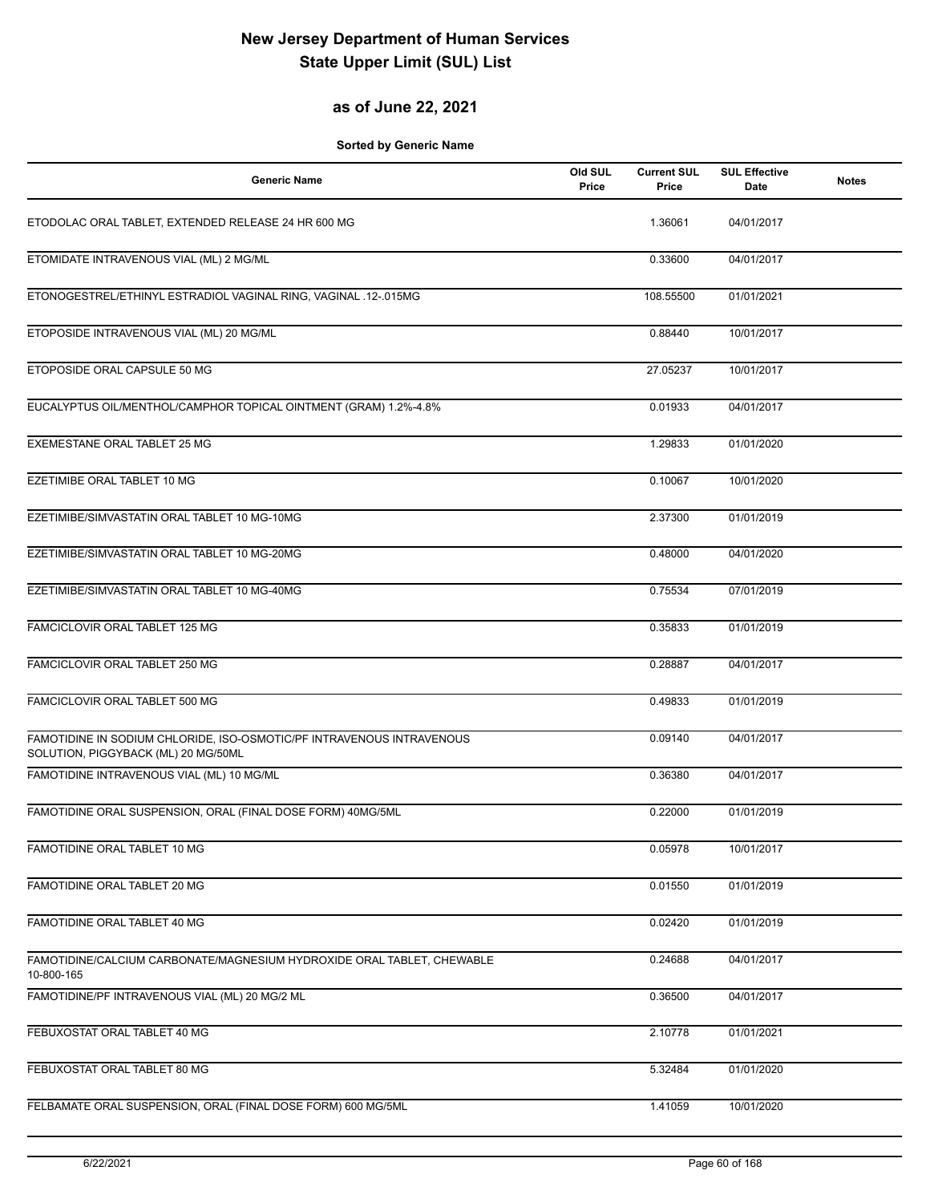# New Jersey Department of Human Services
# State Upper Limit (SUL) List

## as of June 22, 2021

**Sorted by Generic Name**

| Generic Name | Old SUL Price | Current SUL Price | SUL Effective Date | Notes |
|---|---|---|---|---|
| ETODOLAC ORAL TABLET, EXTENDED RELEASE 24 HR 600 MG | | 1.36061 | 04/01/2017 | |
| ETOMIDATE INTRAVENOUS VIAL (ML) 2 MG/ML | | 0.33600 | 04/01/2017 | |
| ETONOGESTREL/ETHINYL ESTRADIOL VAGINAL RING, VAGINAL .12-.015MG | | 108.55500 | 01/01/2021 | |
| ETOPOSIDE INTRAVENOUS VIAL (ML) 20 MG/ML | | 0.88440 | 10/01/2017 | |
| ETOPOSIDE ORAL CAPSULE 50 MG | | 27.05237 | 10/01/2017 | |
| EUCALYPTUS OIL/MENTHOL/CAMPHOR TOPICAL OINTMENT (GRAM) 1.2%-4.8% | | 0.01933 | 04/01/2017 | |
| EXEMESTANE ORAL TABLET 25 MG | | 1.29833 | 01/01/2020 | |
| EZETIMIBE ORAL TABLET 10 MG | | 0.10067 | 10/01/2020 | |
| EZETIMIBE/SIMVASTATIN ORAL TABLET 10 MG-10MG | | 2.37300 | 01/01/2019 | |
| EZETIMIBE/SIMVASTATIN ORAL TABLET 10 MG-20MG | | 0.48000 | 04/01/2020 | |
| EZETIMIBE/SIMVASTATIN ORAL TABLET 10 MG-40MG | | 0.75534 | 07/01/2019 | |
| FAMCICLOVIR ORAL TABLET 125 MG | | 0.35833 | 01/01/2019 | |
| FAMCICLOVIR ORAL TABLET 250 MG | | 0.28887 | 04/01/2017 | |
| FAMCICLOVIR ORAL TABLET 500 MG | | 0.49833 | 01/01/2019 | |
| FAMOTIDINE IN SODIUM CHLORIDE, ISO-OSMOTIC/PF INTRAVENOUS INTRAVENOUS SOLUTION, PIGGYBACK (ML) 20 MG/50ML | | 0.09140 | 04/01/2017 | |
| FAMOTIDINE INTRAVENOUS VIAL (ML) 10 MG/ML | | 0.36380 | 04/01/2017 | |
| FAMOTIDINE ORAL SUSPENSION, ORAL (FINAL DOSE FORM) 40MG/5ML | | 0.22000 | 01/01/2019 | |
| FAMOTIDINE ORAL TABLET 10 MG | | 0.05978 | 10/01/2017 | |
| FAMOTIDINE ORAL TABLET 20 MG | | 0.01550 | 01/01/2019 | |
| FAMOTIDINE ORAL TABLET 40 MG | | 0.02420 | 01/01/2019 | |
| FAMOTIDINE/CALCIUM CARBONATE/MAGNESIUM HYDROXIDE ORAL TABLET, CHEWABLE 10-800-165 | | 0.24688 | 04/01/2017 | |
| FAMOTIDINE/PF INTRAVENOUS VIAL (ML) 20 MG/2 ML | | 0.36500 | 04/01/2017 | |
| FEBUXOSTAT ORAL TABLET 40 MG | | 2.10778 | 01/01/2021 | |
| FEBUXOSTAT ORAL TABLET 80 MG | | 5.32484 | 01/01/2020 | |
| FELBAMATE ORAL SUSPENSION, ORAL (FINAL DOSE FORM) 600 MG/5ML | | 1.41059 | 10/01/2020 | |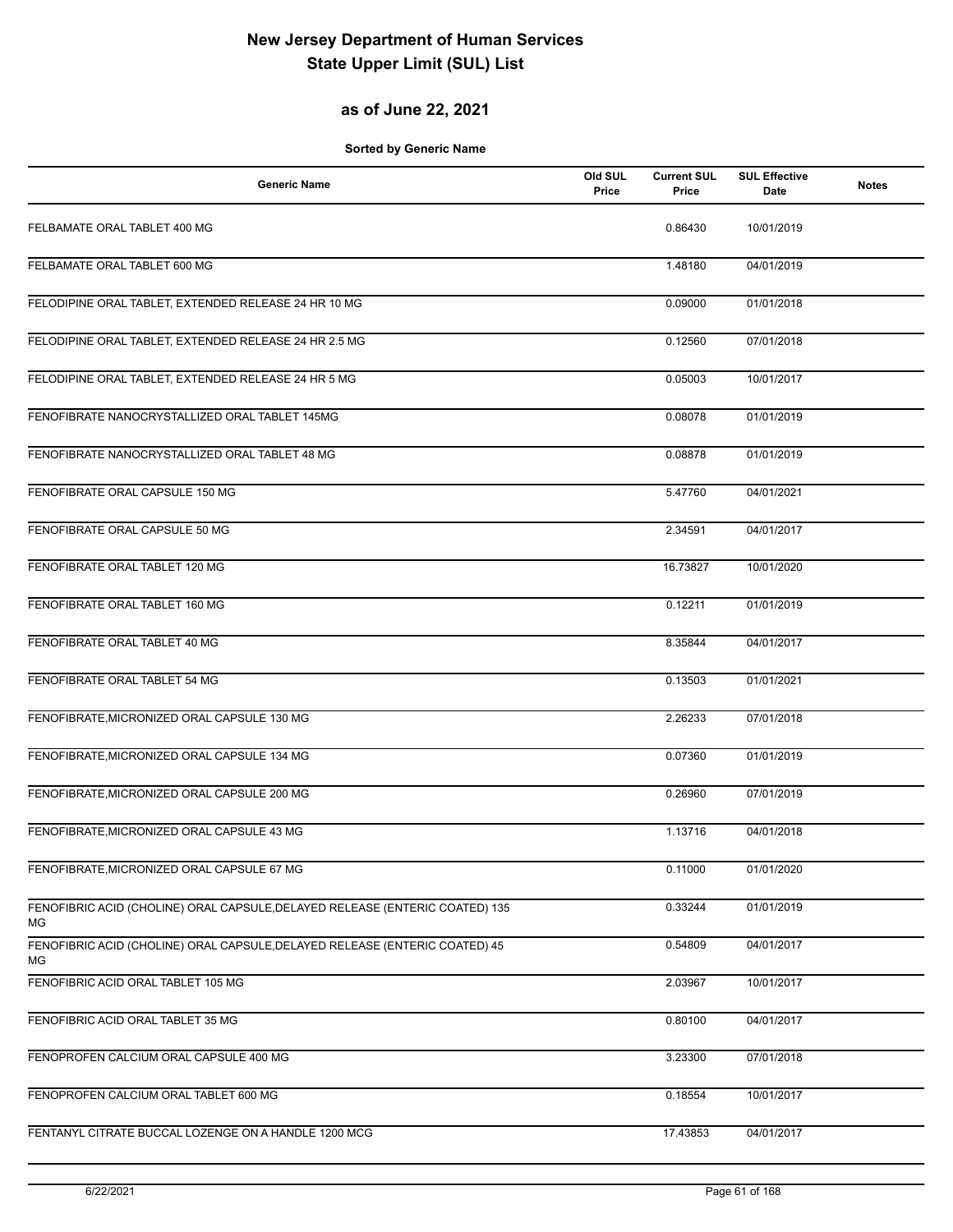# New Jersey Department of Human Services
# State Upper Limit (SUL) List

## as of June 22, 2021

**Sorted by Generic Name**

| Generic Name | Old SUL Price | Current SUL Price | SUL Effective Date | Notes |
|---|---|---|---|---|
| FELBAMATE ORAL TABLET 400 MG | | 0.86430 | 10/01/2019 | |
| FELBAMATE ORAL TABLET 600 MG | | 1.48180 | 04/01/2019 | |
| FELODIPINE ORAL TABLET, EXTENDED RELEASE 24 HR 10 MG | | 0.09000 | 01/01/2018 | |
| FELODIPINE ORAL TABLET, EXTENDED RELEASE 24 HR 2.5 MG | | 0.12560 | 07/01/2018 | |
| FELODIPINE ORAL TABLET, EXTENDED RELEASE 24 HR 5 MG | | 0.05003 | 10/01/2017 | |
| FENOFIBRATE NANOCRYSTALLIZED ORAL TABLET 145MG | | 0.08078 | 01/01/2019 | |
| FENOFIBRATE NANOCRYSTALLIZED ORAL TABLET 48 MG | | 0.08878 | 01/01/2019 | |
| FENOFIBRATE ORAL CAPSULE 150 MG | | 5.47760 | 04/01/2021 | |
| FENOFIBRATE ORAL CAPSULE 50 MG | | 2.34591 | 04/01/2017 | |
| FENOFIBRATE ORAL TABLET 120 MG | | 16.73827 | 10/01/2020 | |
| FENOFIBRATE ORAL TABLET 160 MG | | 0.12211 | 01/01/2019 | |
| FENOFIBRATE ORAL TABLET 40 MG | | 8.35844 | 04/01/2017 | |
| FENOFIBRATE ORAL TABLET 54 MG | | 0.13503 | 01/01/2021 | |
| FENOFIBRATE,MICRONIZED ORAL CAPSULE 130 MG | | 2.26233 | 07/01/2018 | |
| FENOFIBRATE,MICRONIZED ORAL CAPSULE 134 MG | | 0.07360 | 01/01/2019 | |
| FENOFIBRATE,MICRONIZED ORAL CAPSULE 200 MG | | 0.26960 | 07/01/2019 | |
| FENOFIBRATE,MICRONIZED ORAL CAPSULE 43 MG | | 1.13716 | 04/01/2018 | |
| FENOFIBRATE,MICRONIZED ORAL CAPSULE 67 MG | | 0.11000 | 01/01/2020 | |
| FENOFIBRIC ACID (CHOLINE) ORAL CAPSULE,DELAYED RELEASE (ENTERIC COATED) 135 MG | | 0.33244 | 01/01/2019 | |
| FENOFIBRIC ACID (CHOLINE) ORAL CAPSULE,DELAYED RELEASE (ENTERIC COATED) 45 MG | | 0.54809 | 04/01/2017 | |
| FENOFIBRIC ACID ORAL TABLET 105 MG | | 2.03967 | 10/01/2017 | |
| FENOFIBRIC ACID ORAL TABLET 35 MG | | 0.80100 | 04/01/2017 | |
| FENOPROFEN CALCIUM ORAL CAPSULE 400 MG | | 3.23300 | 07/01/2018 | |
| FENOPROFEN CALCIUM ORAL TABLET 600 MG | | 0.18554 | 10/01/2017 | |
| FENTANYL CITRATE BUCCAL LOZENGE ON A HANDLE 1200 MCG | | 17.43853 | 04/01/2017 | |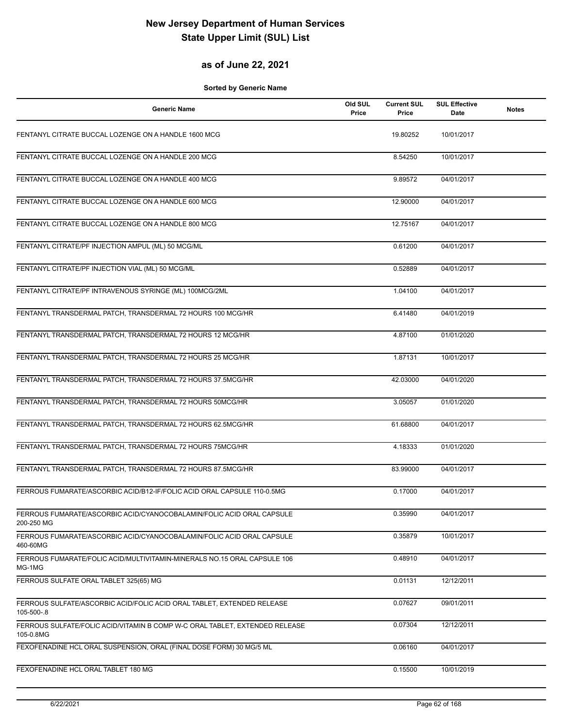# New Jersey Department of Human Services
# State Upper Limit (SUL) List

## as of June 22, 2021

**Sorted by Generic Name**

| Generic Name | Old SUL Price | Current SUL Price | SUL Effective Date | Notes |
|---|---|---|---|---|
| FENTANYL CITRATE BUCCAL LOZENGE ON A HANDLE 1600 MCG | | 19.80252 | 10/01/2017 | |
| FENTANYL CITRATE BUCCAL LOZENGE ON A HANDLE 200 MCG | | 8.54250 | 10/01/2017 | |
| FENTANYL CITRATE BUCCAL LOZENGE ON A HANDLE 400 MCG | | 9.89572 | 04/01/2017 | |
| FENTANYL CITRATE BUCCAL LOZENGE ON A HANDLE 600 MCG | | 12.90000 | 04/01/2017 | |
| FENTANYL CITRATE BUCCAL LOZENGE ON A HANDLE 800 MCG | | 12.75167 | 04/01/2017 | |
| FENTANYL CITRATE/PF INJECTION AMPUL (ML) 50 MCG/ML | | 0.61200 | 04/01/2017 | |
| FENTANYL CITRATE/PF INJECTION VIAL (ML) 50 MCG/ML | | 0.52889 | 04/01/2017 | |
| FENTANYL CITRATE/PF INTRAVENOUS SYRINGE (ML) 100MCG/2ML | | 1.04100 | 04/01/2017 | |
| FENTANYL TRANSDERMAL PATCH, TRANSDERMAL 72 HOURS 100 MCG/HR | | 6.41480 | 04/01/2019 | |
| FENTANYL TRANSDERMAL PATCH, TRANSDERMAL 72 HOURS 12 MCG/HR | | 4.87100 | 01/01/2020 | |
| FENTANYL TRANSDERMAL PATCH, TRANSDERMAL 72 HOURS 25 MCG/HR | | 1.87131 | 10/01/2017 | |
| FENTANYL TRANSDERMAL PATCH, TRANSDERMAL 72 HOURS 37.5MCG/HR | | 42.03000 | 04/01/2020 | |
| FENTANYL TRANSDERMAL PATCH, TRANSDERMAL 72 HOURS 50MCG/HR | | 3.05057 | 01/01/2020 | |
| FENTANYL TRANSDERMAL PATCH, TRANSDERMAL 72 HOURS 62.5MCG/HR | | 61.68800 | 04/01/2017 | |
| FENTANYL TRANSDERMAL PATCH, TRANSDERMAL 72 HOURS 75MCG/HR | | 4.18333 | 01/01/2020 | |
| FENTANYL TRANSDERMAL PATCH, TRANSDERMAL 72 HOURS 87.5MCG/HR | | 83.99000 | 04/01/2017 | |
| FERROUS FUMARATE/ASCORBIC ACID/B12-IF/FOLIC ACID ORAL CAPSULE 110-0.5MG | | 0.17000 | 04/01/2017 | |
| FERROUS FUMARATE/ASCORBIC ACID/CYANOCOBALAMIN/FOLIC ACID ORAL CAPSULE 200-250 MG | | 0.35990 | 04/01/2017 | |
| FERROUS FUMARATE/ASCORBIC ACID/CYANOCOBALAMIN/FOLIC ACID ORAL CAPSULE 460-60MG | | 0.35879 | 10/01/2017 | |
| FERROUS FUMARATE/FOLIC ACID/MULTIVITAMIN-MINERALS NO.15 ORAL CAPSULE 106 MG-1MG | | 0.48910 | 04/01/2017 | |
| FERROUS SULFATE ORAL TABLET 325(65) MG | | 0.01131 | 12/12/2011 | |
| FERROUS SULFATE/ASCORBIC ACID/FOLIC ACID ORAL TABLET, EXTENDED RELEASE 105-500-.8 | | 0.07627 | 09/01/2011 | |
| FERROUS SULFATE/FOLIC ACID/VITAMIN B COMP W-C ORAL TABLET, EXTENDED RELEASE 105-0.8MG | | 0.07304 | 12/12/2011 | |
| FEXOFENADINE HCL ORAL SUSPENSION, ORAL (FINAL DOSE FORM) 30 MG/5 ML | | 0.06160 | 04/01/2017 | |
| FEXOFENADINE HCL ORAL TABLET 180 MG | | 0.15500 | 10/01/2019 | |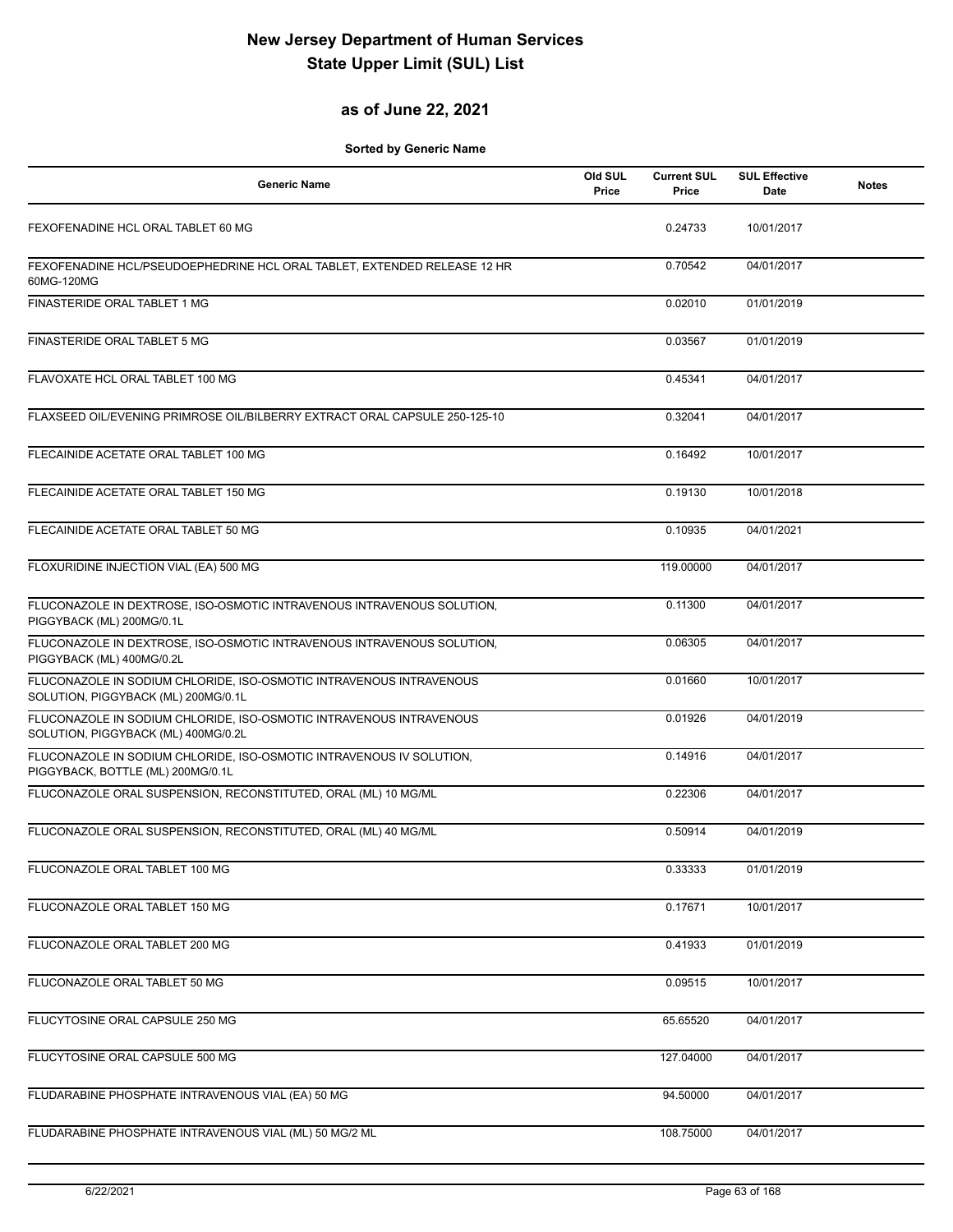# New Jersey Department of Human Services
# State Upper Limit (SUL) List

## as of June 22, 2021

**Sorted by Generic Name**

| Generic Name | Old SUL Price | Current SUL Price | SUL Effective Date | Notes |
|---|---|---|---|---|
| FEXOFENADINE HCL ORAL TABLET 60 MG | | 0.24733 | 10/01/2017 | |
| FEXOFENADINE HCL/PSEUDOEPHEDRINE HCL ORAL TABLET, EXTENDED RELEASE 12 HR 60MG-120MG | | 0.70542 | 04/01/2017 | |
| FINASTERIDE ORAL TABLET 1 MG | | 0.02010 | 01/01/2019 | |
| FINASTERIDE ORAL TABLET 5 MG | | 0.03567 | 01/01/2019 | |
| FLAVOXATE HCL ORAL TABLET 100 MG | | 0.45341 | 04/01/2017 | |
| FLAXSEED OIL/EVENING PRIMROSE OIL/BILBERRY EXTRACT ORAL CAPSULE 250-125-10 | | 0.32041 | 04/01/2017 | |
| FLECAINIDE ACETATE ORAL TABLET 100 MG | | 0.16492 | 10/01/2017 | |
| FLECAINIDE ACETATE ORAL TABLET 150 MG | | 0.19130 | 10/01/2018 | |
| FLECAINIDE ACETATE ORAL TABLET 50 MG | | 0.10935 | 04/01/2021 | |
| FLOXURIDINE INJECTION VIAL (EA) 500 MG | | 119.00000 | 04/01/2017 | |
| FLUCONAZOLE IN DEXTROSE, ISO-OSMOTIC INTRAVENOUS INTRAVENOUS SOLUTION, PIGGYBACK (ML) 200MG/0.1L | | 0.11300 | 04/01/2017 | |
| FLUCONAZOLE IN DEXTROSE, ISO-OSMOTIC INTRAVENOUS INTRAVENOUS SOLUTION, PIGGYBACK (ML) 400MG/0.2L | | 0.06305 | 04/01/2017 | |
| FLUCONAZOLE IN SODIUM CHLORIDE, ISO-OSMOTIC INTRAVENOUS INTRAVENOUS SOLUTION, PIGGYBACK (ML) 200MG/0.1L | | 0.01660 | 10/01/2017 | |
| FLUCONAZOLE IN SODIUM CHLORIDE, ISO-OSMOTIC INTRAVENOUS INTRAVENOUS SOLUTION, PIGGYBACK (ML) 400MG/0.2L | | 0.01926 | 04/01/2019 | |
| FLUCONAZOLE IN SODIUM CHLORIDE, ISO-OSMOTIC INTRAVENOUS IV SOLUTION, PIGGYBACK, BOTTLE (ML) 200MG/0.1L | | 0.14916 | 04/01/2017 | |
| FLUCONAZOLE ORAL SUSPENSION, RECONSTITUTED, ORAL (ML) 10 MG/ML | | 0.22306 | 04/01/2017 | |
| FLUCONAZOLE ORAL SUSPENSION, RECONSTITUTED, ORAL (ML) 40 MG/ML | | 0.50914 | 04/01/2019 | |
| FLUCONAZOLE ORAL TABLET 100 MG | | 0.33333 | 01/01/2019 | |
| FLUCONAZOLE ORAL TABLET 150 MG | | 0.17671 | 10/01/2017 | |
| FLUCONAZOLE ORAL TABLET 200 MG | | 0.41933 | 01/01/2019 | |
| FLUCONAZOLE ORAL TABLET 50 MG | | 0.09515 | 10/01/2017 | |
| FLUCYTOSINE ORAL CAPSULE 250 MG | | 65.65520 | 04/01/2017 | |
| FLUCYTOSINE ORAL CAPSULE 500 MG | | 127.04000 | 04/01/2017 | |
| FLUDARABINE PHOSPHATE INTRAVENOUS VIAL (EA) 50 MG | | 94.50000 | 04/01/2017 | |
| FLUDARABINE PHOSPHATE INTRAVENOUS VIAL (ML) 50 MG/2 ML | | 108.75000 | 04/01/2017 | |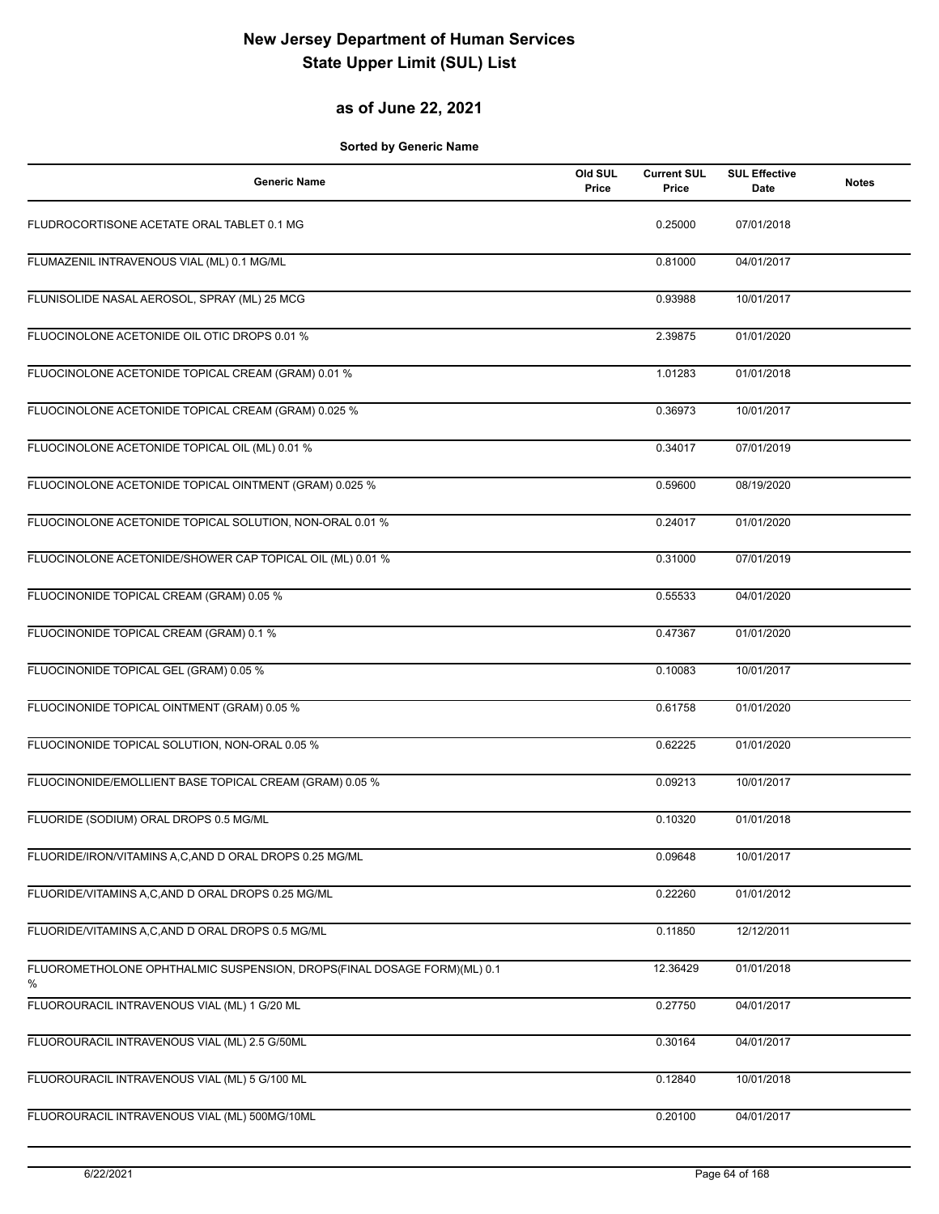# New Jersey Department of Human Services
# State Upper Limit (SUL) List

## as of June 22, 2021

**Sorted by Generic Name**

| Generic Name | Old SUL Price | Current SUL Price | SUL Effective Date | Notes |
|---|---|---|---|---|
| FLUDROCORTISONE ACETATE ORAL TABLET 0.1 MG | | 0.25000 | 07/01/2018 | |
| FLUMAZENIL INTRAVENOUS VIAL (ML) 0.1 MG/ML | | 0.81000 | 04/01/2017 | |
| FLUNISOLIDE NASAL AEROSOL, SPRAY (ML) 25 MCG | | 0.93988 | 10/01/2017 | |
| FLUOCINOLONE ACETONIDE OIL OTIC DROPS 0.01 % | | 2.39875 | 01/01/2020 | |
| FLUOCINOLONE ACETONIDE TOPICAL CREAM (GRAM) 0.01 % | | 1.01283 | 01/01/2018 | |
| FLUOCINOLONE ACETONIDE TOPICAL CREAM (GRAM) 0.025 % | | 0.36973 | 10/01/2017 | |
| FLUOCINOLONE ACETONIDE TOPICAL OIL (ML) 0.01 % | | 0.34017 | 07/01/2019 | |
| FLUOCINOLONE ACETONIDE TOPICAL OINTMENT (GRAM) 0.025 % | | 0.59600 | 08/19/2020 | |
| FLUOCINOLONE ACETONIDE TOPICAL SOLUTION, NON-ORAL 0.01 % | | 0.24017 | 01/01/2020 | |
| FLUOCINOLONE ACETONIDE/SHOWER CAP TOPICAL OIL (ML) 0.01 % | | 0.31000 | 07/01/2019 | |
| FLUOCINONIDE TOPICAL CREAM (GRAM) 0.05 % | | 0.55533 | 04/01/2020 | |
| FLUOCINONIDE TOPICAL CREAM (GRAM) 0.1 % | | 0.47367 | 01/01/2020 | |
| FLUOCINONIDE TOPICAL GEL (GRAM) 0.05 % | | 0.10083 | 10/01/2017 | |
| FLUOCINONIDE TOPICAL OINTMENT (GRAM) 0.05 % | | 0.61758 | 01/01/2020 | |
| FLUOCINONIDE TOPICAL SOLUTION, NON-ORAL 0.05 % | | 0.62225 | 01/01/2020 | |
| FLUOCINONIDE/EMOLLIENT BASE TOPICAL CREAM (GRAM) 0.05 % | | 0.09213 | 10/01/2017 | |
| FLUORIDE (SODIUM) ORAL DROPS 0.5 MG/ML | | 0.10320 | 01/01/2018 | |
| FLUORIDE/IRON/VITAMINS A,C,AND D ORAL DROPS 0.25 MG/ML | | 0.09648 | 10/01/2017 | |
| FLUORIDE/VITAMINS A,C,AND D ORAL DROPS 0.25 MG/ML | | 0.22260 | 01/01/2012 | |
| FLUORIDE/VITAMINS A,C,AND D ORAL DROPS 0.5 MG/ML | | 0.11850 | 12/12/2011 | |
| FLUOROMETHOLONE OPHTHALMIC SUSPENSION, DROPS(FINAL DOSAGE FORM)(ML) 0.1 % | | 12.36429 | 01/01/2018 | |
| FLUOROURACIL INTRAVENOUS VIAL (ML) 1 G/20 ML | | 0.27750 | 04/01/2017 | |
| FLUOROURACIL INTRAVENOUS VIAL (ML) 2.5 G/50ML | | 0.30164 | 04/01/2017 | |
| FLUOROURACIL INTRAVENOUS VIAL (ML) 5 G/100 ML | | 0.12840 | 10/01/2018 | |
| FLUOROURACIL INTRAVENOUS VIAL (ML) 500MG/10ML | | 0.20100 | 04/01/2017 | |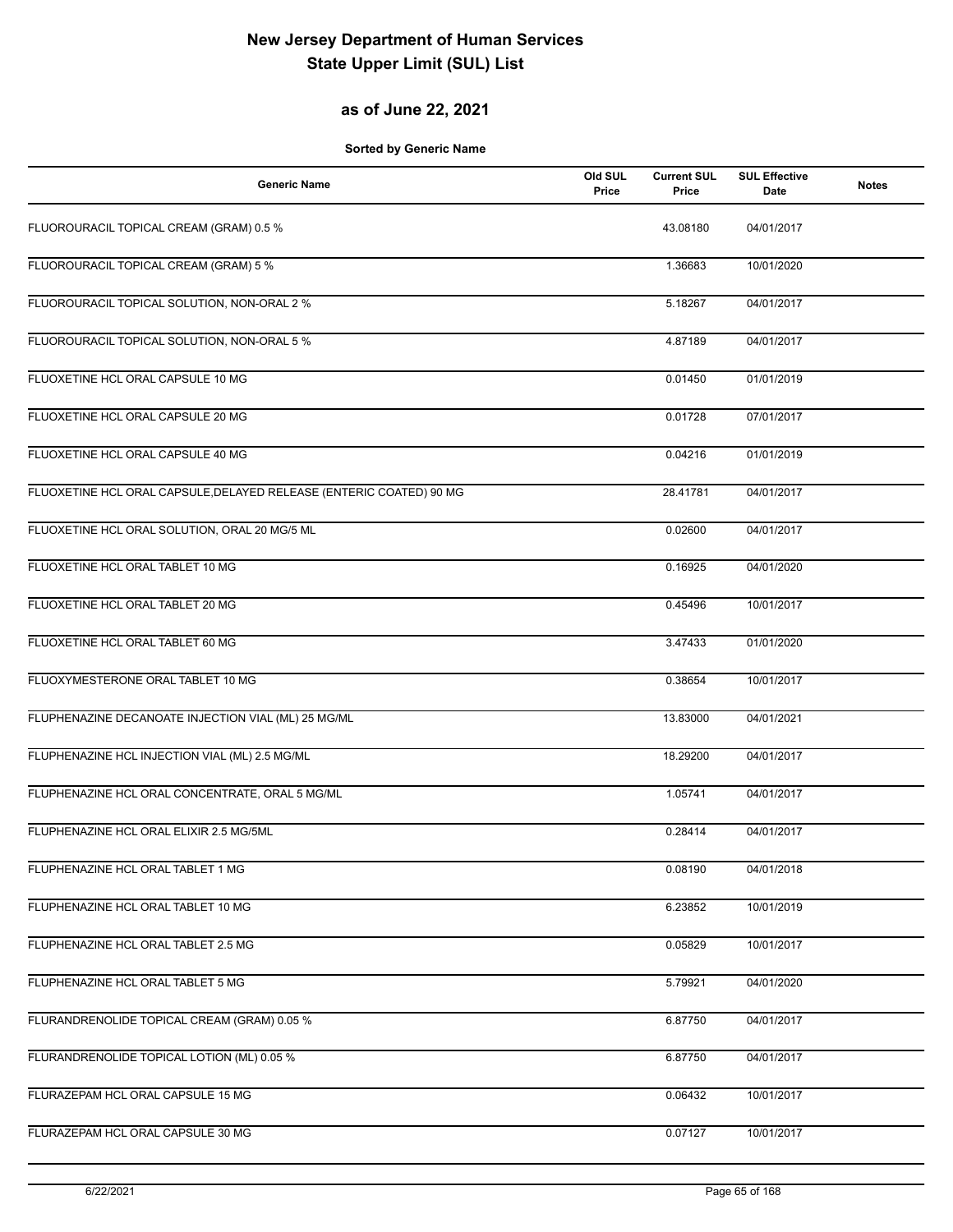# New Jersey Department of Human Services
# State Upper Limit (SUL) List

## as of June 22, 2021

**Sorted by Generic Name**

| Generic Name | Old SUL Price | Current SUL Price | SUL Effective Date | Notes |
|---|---|---|---|---|
| FLUOROURACIL TOPICAL CREAM (GRAM) 0.5 % | | 43.08180 | 04/01/2017 | |
| FLUOROURACIL TOPICAL CREAM (GRAM) 5 % | | 1.36683 | 10/01/2020 | |
| FLUOROURACIL TOPICAL SOLUTION, NON-ORAL 2 % | | 5.18267 | 04/01/2017 | |
| FLUOROURACIL TOPICAL SOLUTION, NON-ORAL 5 % | | 4.87189 | 04/01/2017 | |
| FLUOXETINE HCL ORAL CAPSULE 10 MG | | 0.01450 | 01/01/2019 | |
| FLUOXETINE HCL ORAL CAPSULE 20 MG | | 0.01728 | 07/01/2017 | |
| FLUOXETINE HCL ORAL CAPSULE 40 MG | | 0.04216 | 01/01/2019 | |
| FLUOXETINE HCL ORAL CAPSULE,DELAYED RELEASE (ENTERIC COATED) 90 MG | | 28.41781 | 04/01/2017 | |
| FLUOXETINE HCL ORAL SOLUTION, ORAL 20 MG/5 ML | | 0.02600 | 04/01/2017 | |
| FLUOXETINE HCL ORAL TABLET 10 MG | | 0.16925 | 04/01/2020 | |
| FLUOXETINE HCL ORAL TABLET 20 MG | | 0.45496 | 10/01/2017 | |
| FLUOXETINE HCL ORAL TABLET 60 MG | | 3.47433 | 01/01/2020 | |
| FLUOXYMESTERONE ORAL TABLET 10 MG | | 0.38654 | 10/01/2017 | |
| FLUPHENAZINE DECANOATE INJECTION VIAL (ML) 25 MG/ML | | 13.83000 | 04/01/2021 | |
| FLUPHENAZINE HCL INJECTION VIAL (ML) 2.5 MG/ML | | 18.29200 | 04/01/2017 | |
| FLUPHENAZINE HCL ORAL CONCENTRATE, ORAL 5 MG/ML | | 1.05741 | 04/01/2017 | |
| FLUPHENAZINE HCL ORAL ELIXIR 2.5 MG/5ML | | 0.28414 | 04/01/2017 | |
| FLUPHENAZINE HCL ORAL TABLET 1 MG | | 0.08190 | 04/01/2018 | |
| FLUPHENAZINE HCL ORAL TABLET 10 MG | | 6.23852 | 10/01/2019 | |
| FLUPHENAZINE HCL ORAL TABLET 2.5 MG | | 0.05829 | 10/01/2017 | |
| FLUPHENAZINE HCL ORAL TABLET 5 MG | | 5.79921 | 04/01/2020 | |
| FLURANDRENOLIDE TOPICAL CREAM (GRAM) 0.05 % | | 6.87750 | 04/01/2017 | |
| FLURANDRENOLIDE TOPICAL LOTION (ML) 0.05 % | | 6.87750 | 04/01/2017 | |
| FLURAZEPAM HCL ORAL CAPSULE 15 MG | | 0.06432 | 10/01/2017 | |
| FLURAZEPAM HCL ORAL CAPSULE 30 MG | | 0.07127 | 10/01/2017 | |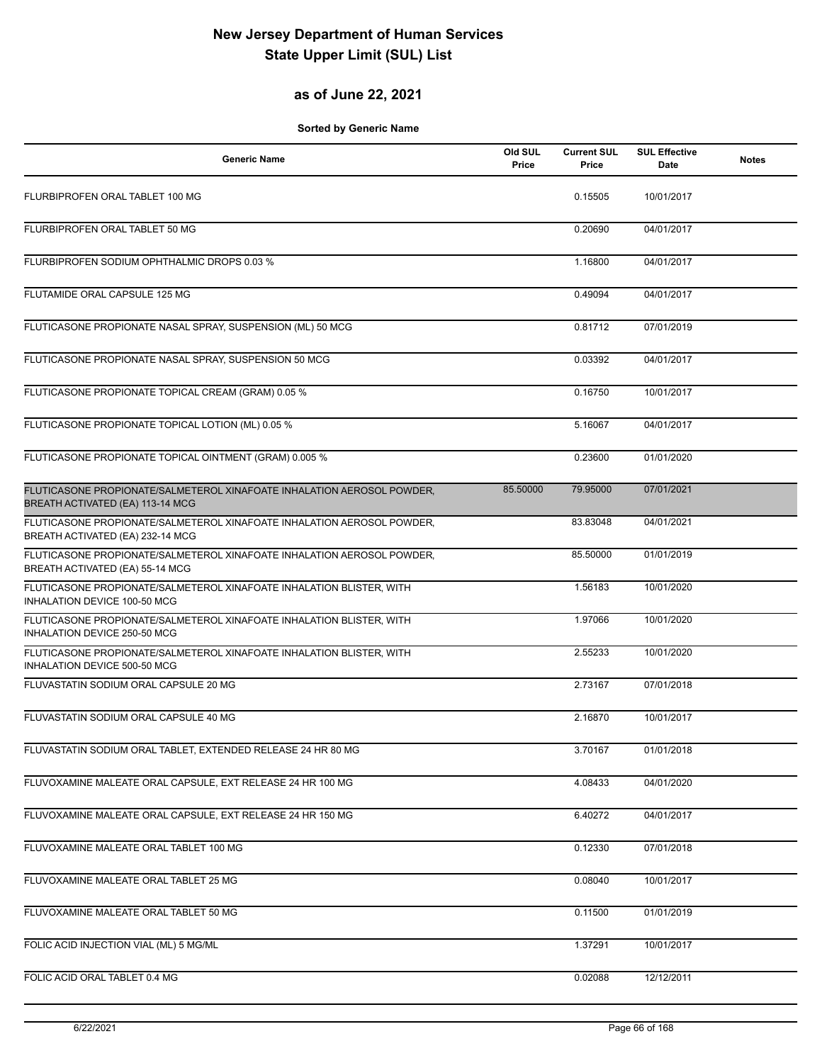# New Jersey Department of Human Services
# State Upper Limit (SUL) List

## as of June 22, 2021

**Sorted by Generic Name**

| Generic Name | Old SUL Price | Current SUL Price | SUL Effective Date | Notes |
|---|---|---|---|---|
| FLURBIPROFEN ORAL TABLET 100 MG | | 0.15505 | 10/01/2017 | |
| FLURBIPROFEN ORAL TABLET 50 MG | | 0.20690 | 04/01/2017 | |
| FLURBIPROFEN SODIUM OPHTHALMIC DROPS 0.03 % | | 1.16800 | 04/01/2017 | |
| FLUTAMIDE ORAL CAPSULE 125 MG | | 0.49094 | 04/01/2017 | |
| FLUTICASONE PROPIONATE NASAL SPRAY, SUSPENSION (ML) 50 MCG | | 0.81712 | 07/01/2019 | |
| FLUTICASONE PROPIONATE NASAL SPRAY, SUSPENSION 50 MCG | | 0.03392 | 04/01/2017 | |
| FLUTICASONE PROPIONATE TOPICAL CREAM (GRAM) 0.05 % | | 0.16750 | 10/01/2017 | |
| FLUTICASONE PROPIONATE TOPICAL LOTION (ML) 0.05 % | | 5.16067 | 04/01/2017 | |
| FLUTICASONE PROPIONATE TOPICAL OINTMENT (GRAM) 0.005 % | | 0.23600 | 01/01/2020 | |
| FLUTICASONE PROPIONATE/SALMETEROL XINAFOATE INHALATION AEROSOL POWDER, BREATH ACTIVATED (EA) 113-14 MCG | 85.50000 | 79.95000 | 07/01/2021 | |
| FLUTICASONE PROPIONATE/SALMETEROL XINAFOATE INHALATION AEROSOL POWDER, BREATH ACTIVATED (EA) 232-14 MCG | | 83.83048 | 04/01/2021 | |
| FLUTICASONE PROPIONATE/SALMETEROL XINAFOATE INHALATION AEROSOL POWDER, BREATH ACTIVATED (EA) 55-14 MCG | | 85.50000 | 01/01/2019 | |
| FLUTICASONE PROPIONATE/SALMETEROL XINAFOATE INHALATION BLISTER, WITH INHALATION DEVICE 100-50 MCG | | 1.56183 | 10/01/2020 | |
| FLUTICASONE PROPIONATE/SALMETEROL XINAFOATE INHALATION BLISTER, WITH INHALATION DEVICE 250-50 MCG | | 1.97066 | 10/01/2020 | |
| FLUTICASONE PROPIONATE/SALMETEROL XINAFOATE INHALATION BLISTER, WITH INHALATION DEVICE 500-50 MCG | | 2.55233 | 10/01/2020 | |
| FLUVASTATIN SODIUM ORAL CAPSULE 20 MG | | 2.73167 | 07/01/2018 | |
| FLUVASTATIN SODIUM ORAL CAPSULE 40 MG | | 2.16870 | 10/01/2017 | |
| FLUVASTATIN SODIUM ORAL TABLET, EXTENDED RELEASE 24 HR 80 MG | | 3.70167 | 01/01/2018 | |
| FLUVOXAMINE MALEATE ORAL CAPSULE, EXT RELEASE 24 HR 100 MG | | 4.08433 | 04/01/2020 | |
| FLUVOXAMINE MALEATE ORAL CAPSULE, EXT RELEASE 24 HR 150 MG | | 6.40272 | 04/01/2017 | |
| FLUVOXAMINE MALEATE ORAL TABLET 100 MG | | 0.12330 | 07/01/2018 | |
| FLUVOXAMINE MALEATE ORAL TABLET 25 MG | | 0.08040 | 10/01/2017 | |
| FLUVOXAMINE MALEATE ORAL TABLET 50 MG | | 0.11500 | 01/01/2019 | |
| FOLIC ACID INJECTION VIAL (ML) 5 MG/ML | | 1.37291 | 10/01/2017 | |
| FOLIC ACID ORAL TABLET 0.4 MG | | 0.02088 | 12/12/2011 | |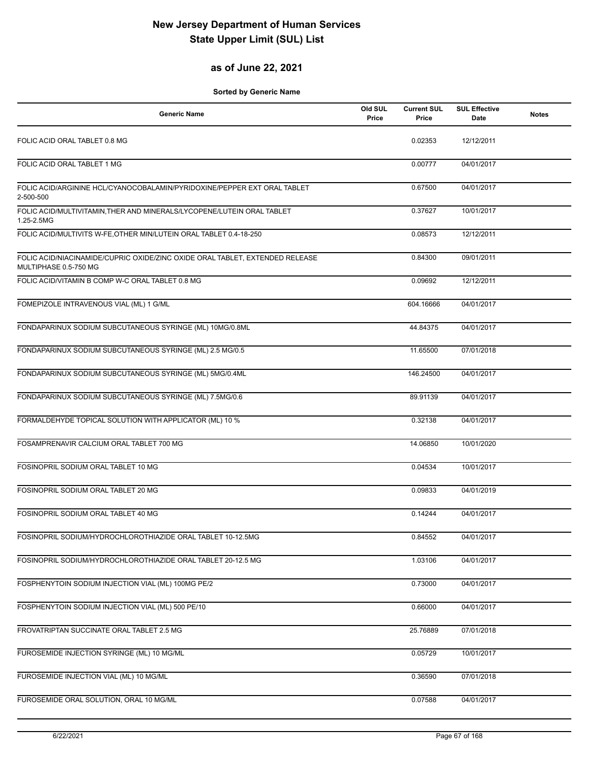# New Jersey Department of Human Services
# State Upper Limit (SUL) List

## as of June 22, 2021

**Sorted by Generic Name**

| Generic Name | Old SUL Price | Current SUL Price | SUL Effective Date | Notes |
|---|---|---|---|---|
| FOLIC ACID ORAL TABLET 0.8 MG | | 0.02353 | 12/12/2011 | |
| FOLIC ACID ORAL TABLET 1 MG | | 0.00777 | 04/01/2017 | |
| FOLIC ACID/ARGININE HCL/CYANOCOBALAMIN/PYRIDOXINE/PEPPER EXT ORAL TABLET 2-500-500 | | 0.67500 | 04/01/2017 | |
| FOLIC ACID/MULTIVITAMIN,THER AND MINERALS/LYCOPENE/LUTEIN ORAL TABLET 1.25-2.5MG | | 0.37627 | 10/01/2017 | |
| FOLIC ACID/MULTIVITS W-FE,OTHER MIN/LUTEIN ORAL TABLET 0.4-18-250 | | 0.08573 | 12/12/2011 | |
| FOLIC ACID/NIACINAMIDE/CUPRIC OXIDE/ZINC OXIDE ORAL TABLET, EXTENDED RELEASE MULTIPHASE 0.5-750 MG | | 0.84300 | 09/01/2011 | |
| FOLIC ACID/VITAMIN B COMP W-C ORAL TABLET 0.8 MG | | 0.09692 | 12/12/2011 | |
| FOMEPIZOLE INTRAVENOUS VIAL (ML) 1 G/ML | | 604.16666 | 04/01/2017 | |
| FONDAPARINUX SODIUM SUBCUTANEOUS SYRINGE (ML) 10MG/0.8ML | | 44.84375 | 04/01/2017 | |
| FONDAPARINUX SODIUM SUBCUTANEOUS SYRINGE (ML) 2.5 MG/0.5 | | 11.65500 | 07/01/2018 | |
| FONDAPARINUX SODIUM SUBCUTANEOUS SYRINGE (ML) 5MG/0.4ML | | 146.24500 | 04/01/2017 | |
| FONDAPARINUX SODIUM SUBCUTANEOUS SYRINGE (ML) 7.5MG/0.6 | | 89.91139 | 04/01/2017 | |
| FORMALDEHYDE TOPICAL SOLUTION WITH APPLICATOR (ML) 10 % | | 0.32138 | 04/01/2017 | |
| FOSAMPRENAVIR CALCIUM ORAL TABLET 700 MG | | 14.06850 | 10/01/2020 | |
| FOSINOPRIL SODIUM ORAL TABLET 10 MG | | 0.04534 | 10/01/2017 | |
| FOSINOPRIL SODIUM ORAL TABLET 20 MG | | 0.09833 | 04/01/2019 | |
| FOSINOPRIL SODIUM ORAL TABLET 40 MG | | 0.14244 | 04/01/2017 | |
| FOSINOPRIL SODIUM/HYDROCHLOROTHIAZIDE ORAL TABLET 10-12.5MG | | 0.84552 | 04/01/2017 | |
| FOSINOPRIL SODIUM/HYDROCHLOROTHIAZIDE ORAL TABLET 20-12.5 MG | | 1.03106 | 04/01/2017 | |
| FOSPHENYTOIN SODIUM INJECTION VIAL (ML) 100MG PE/2 | | 0.73000 | 04/01/2017 | |
| FOSPHENYTOIN SODIUM INJECTION VIAL (ML) 500 PE/10 | | 0.66000 | 04/01/2017 | |
| FROVATRIPTAN SUCCINATE ORAL TABLET 2.5 MG | | 25.76889 | 07/01/2018 | |
| FUROSEMIDE INJECTION SYRINGE (ML) 10 MG/ML | | 0.05729 | 10/01/2017 | |
| FUROSEMIDE INJECTION VIAL (ML) 10 MG/ML | | 0.36590 | 07/01/2018 | |
| FUROSEMIDE ORAL SOLUTION, ORAL 10 MG/ML | | 0.07588 | 04/01/2017 | |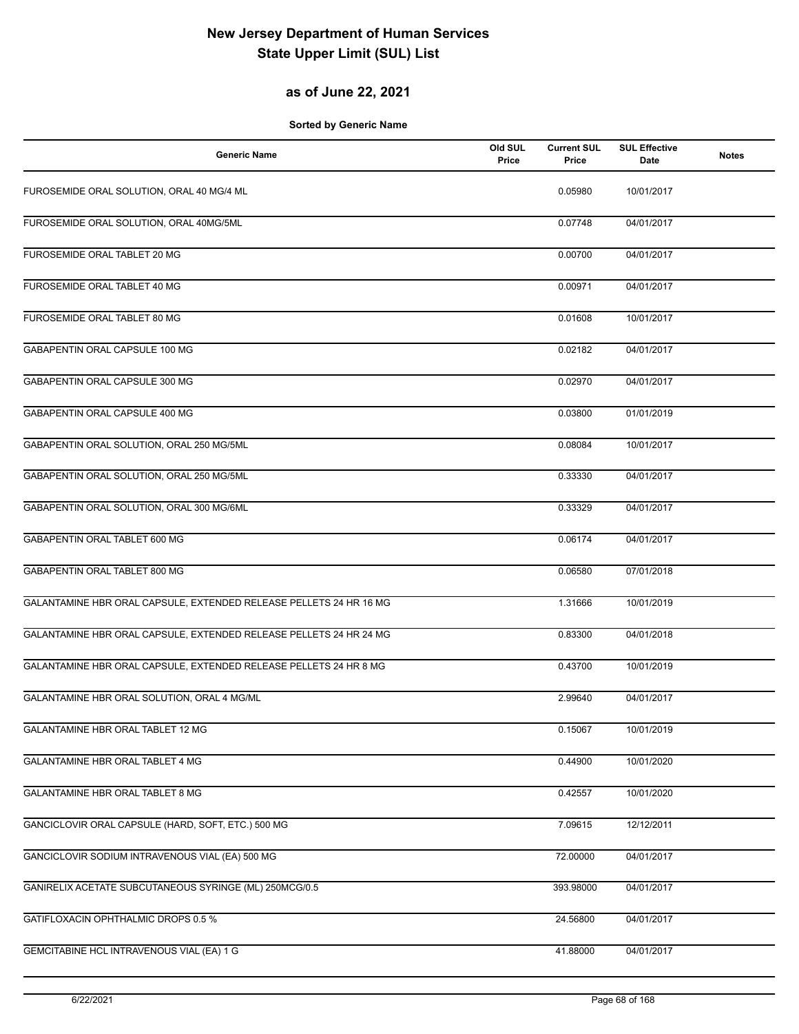# New Jersey Department of Human Services
# State Upper Limit (SUL) List

## as of June 22, 2021

**Sorted by Generic Name**

| Generic Name | Old SUL Price | Current SUL Price | SUL Effective Date | Notes |
|---|---|---|---|---|
| FUROSEMIDE ORAL SOLUTION, ORAL 40 MG/4 ML | | 0.05980 | 10/01/2017 | |
| FUROSEMIDE ORAL SOLUTION, ORAL 40MG/5ML | | 0.07748 | 04/01/2017 | |
| FUROSEMIDE ORAL TABLET 20 MG | | 0.00700 | 04/01/2017 | |
| FUROSEMIDE ORAL TABLET 40 MG | | 0.00971 | 04/01/2017 | |
| FUROSEMIDE ORAL TABLET 80 MG | | 0.01608 | 10/01/2017 | |
| GABAPENTIN ORAL CAPSULE 100 MG | | 0.02182 | 04/01/2017 | |
| GABAPENTIN ORAL CAPSULE 300 MG | | 0.02970 | 04/01/2017 | |
| GABAPENTIN ORAL CAPSULE 400 MG | | 0.03800 | 01/01/2019 | |
| GABAPENTIN ORAL SOLUTION, ORAL 250 MG/5ML | | 0.08084 | 10/01/2017 | |
| GABAPENTIN ORAL SOLUTION, ORAL 250 MG/5ML | | 0.33330 | 04/01/2017 | |
| GABAPENTIN ORAL SOLUTION, ORAL 300 MG/6ML | | 0.33329 | 04/01/2017 | |
| GABAPENTIN ORAL TABLET 600 MG | | 0.06174 | 04/01/2017 | |
| GABAPENTIN ORAL TABLET 800 MG | | 0.06580 | 07/01/2018 | |
| GALANTAMINE HBR ORAL CAPSULE, EXTENDED RELEASE PELLETS 24 HR 16 MG | | 1.31666 | 10/01/2019 | |
| GALANTAMINE HBR ORAL CAPSULE, EXTENDED RELEASE PELLETS 24 HR 24 MG | | 0.83300 | 04/01/2018 | |
| GALANTAMINE HBR ORAL CAPSULE, EXTENDED RELEASE PELLETS 24 HR 8 MG | | 0.43700 | 10/01/2019 | |
| GALANTAMINE HBR ORAL SOLUTION, ORAL 4 MG/ML | | 2.99640 | 04/01/2017 | |
| GALANTAMINE HBR ORAL TABLET 12 MG | | 0.15067 | 10/01/2019 | |
| GALANTAMINE HBR ORAL TABLET 4 MG | | 0.44900 | 10/01/2020 | |
| GALANTAMINE HBR ORAL TABLET 8 MG | | 0.42557 | 10/01/2020 | |
| GANCICLOVIR ORAL CAPSULE (HARD, SOFT, ETC.) 500 MG | | 7.09615 | 12/12/2011 | |
| GANCICLOVIR SODIUM INTRAVENOUS VIAL (EA) 500 MG | | 72.00000 | 04/01/2017 | |
| GANIRELIX ACETATE SUBCUTANEOUS SYRINGE (ML) 250MCG/0.5 | | 393.98000 | 04/01/2017 | |
| GATIFLOXACIN OPHTHALMIC DROPS 0.5 % | | 24.56800 | 04/01/2017 | |
| GEMCITABINE HCL INTRAVENOUS VIAL (EA) 1 G | | 41.88000 | 04/01/2017 | |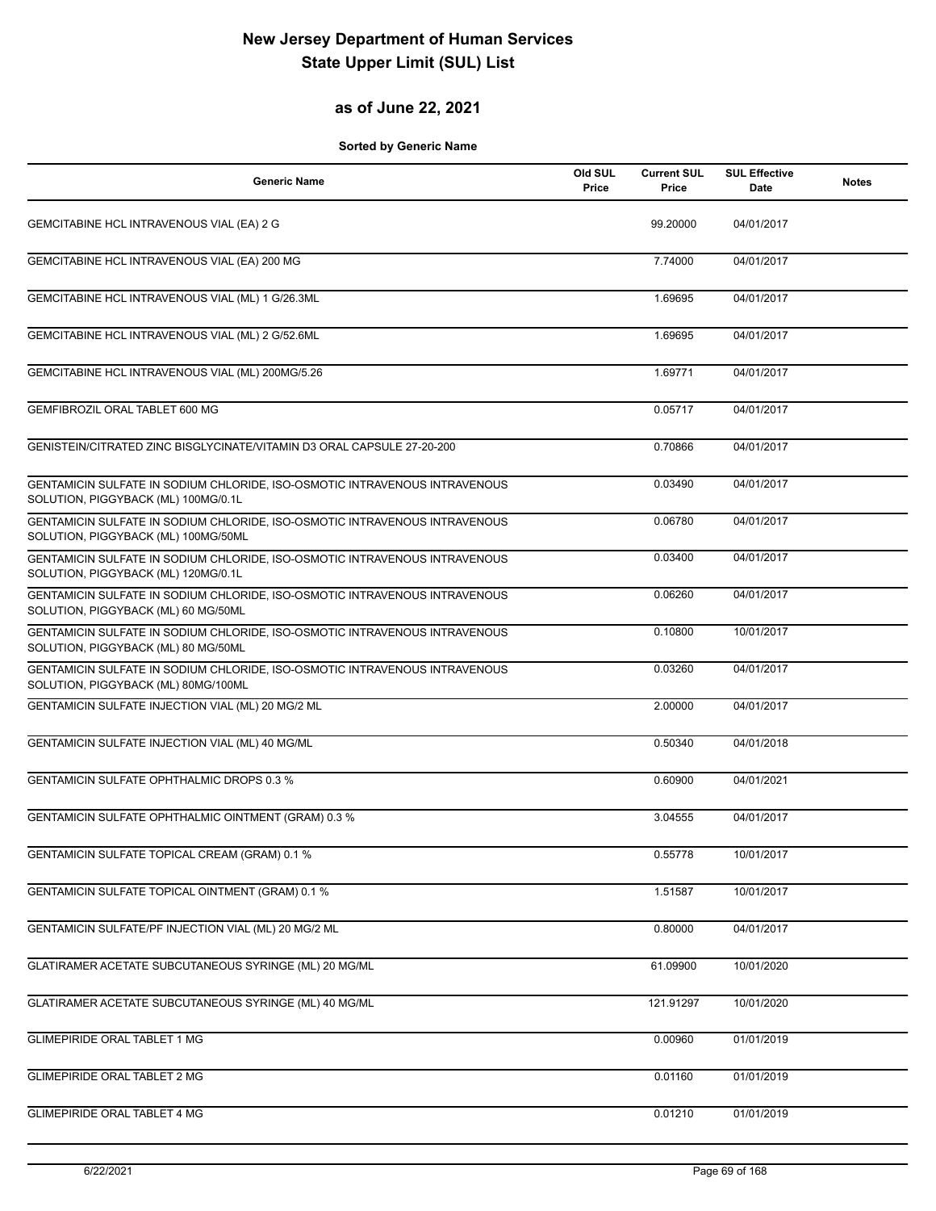# New Jersey Department of Human Services
# State Upper Limit (SUL) List

## as of June 22, 2021

**Sorted by Generic Name**

| Generic Name | Old SUL Price | Current SUL Price | SUL Effective Date | Notes |
|---|---|---|---|---|
| GEMCITABINE HCL INTRAVENOUS VIAL (EA) 2 G | | 99.20000 | 04/01/2017 | |
| GEMCITABINE HCL INTRAVENOUS VIAL (EA) 200 MG | | 7.74000 | 04/01/2017 | |
| GEMCITABINE HCL INTRAVENOUS VIAL (ML) 1 G/26.3ML | | 1.69695 | 04/01/2017 | |
| GEMCITABINE HCL INTRAVENOUS VIAL (ML) 2 G/52.6ML | | 1.69695 | 04/01/2017 | |
| GEMCITABINE HCL INTRAVENOUS VIAL (ML) 200MG/5.26 | | 1.69771 | 04/01/2017 | |
| GEMFIBROZIL ORAL TABLET 600 MG | | 0.05717 | 04/01/2017 | |
| GENISTEIN/CITRATED ZINC BISGLYCINATE/VITAMIN D3 ORAL CAPSULE 27-20-200 | | 0.70866 | 04/01/2017 | |
| GENTAMICIN SULFATE IN SODIUM CHLORIDE, ISO-OSMOTIC INTRAVENOUS INTRAVENOUS SOLUTION, PIGGYBACK (ML) 100MG/0.1L | | 0.03490 | 04/01/2017 | |
| GENTAMICIN SULFATE IN SODIUM CHLORIDE, ISO-OSMOTIC INTRAVENOUS INTRAVENOUS SOLUTION, PIGGYBACK (ML) 100MG/50ML | | 0.06780 | 04/01/2017 | |
| GENTAMICIN SULFATE IN SODIUM CHLORIDE, ISO-OSMOTIC INTRAVENOUS INTRAVENOUS SOLUTION, PIGGYBACK (ML) 120MG/0.1L | | 0.03400 | 04/01/2017 | |
| GENTAMICIN SULFATE IN SODIUM CHLORIDE, ISO-OSMOTIC INTRAVENOUS INTRAVENOUS SOLUTION, PIGGYBACK (ML) 60 MG/50ML | | 0.06260 | 04/01/2017 | |
| GENTAMICIN SULFATE IN SODIUM CHLORIDE, ISO-OSMOTIC INTRAVENOUS INTRAVENOUS SOLUTION, PIGGYBACK (ML) 80 MG/50ML | | 0.10800 | 10/01/2017 | |
| GENTAMICIN SULFATE IN SODIUM CHLORIDE, ISO-OSMOTIC INTRAVENOUS INTRAVENOUS SOLUTION, PIGGYBACK (ML) 80MG/100ML | | 0.03260 | 04/01/2017 | |
| GENTAMICIN SULFATE INJECTION VIAL (ML) 20 MG/2 ML | | 2.00000 | 04/01/2017 | |
| GENTAMICIN SULFATE INJECTION VIAL (ML) 40 MG/ML | | 0.50340 | 04/01/2018 | |
| GENTAMICIN SULFATE OPHTHALMIC DROPS 0.3 % | | 0.60900 | 04/01/2021 | |
| GENTAMICIN SULFATE OPHTHALMIC OINTMENT (GRAM) 0.3 % | | 3.04555 | 04/01/2017 | |
| GENTAMICIN SULFATE TOPICAL CREAM (GRAM) 0.1 % | | 0.55778 | 10/01/2017 | |
| GENTAMICIN SULFATE TOPICAL OINTMENT (GRAM) 0.1 % | | 1.51587 | 10/01/2017 | |
| GENTAMICIN SULFATE/PF INJECTION VIAL (ML) 20 MG/2 ML | | 0.80000 | 04/01/2017 | |
| GLATIRAMER ACETATE SUBCUTANEOUS SYRINGE (ML) 20 MG/ML | | 61.09900 | 10/01/2020 | |
| GLATIRAMER ACETATE SUBCUTANEOUS SYRINGE (ML) 40 MG/ML | | 121.91297 | 10/01/2020 | |
| GLIMEPIRIDE ORAL TABLET 1 MG | | 0.00960 | 01/01/2019 | |
| GLIMEPIRIDE ORAL TABLET 2 MG | | 0.01160 | 01/01/2019 | |
| GLIMEPIRIDE ORAL TABLET 4 MG | | 0.01210 | 01/01/2019 | |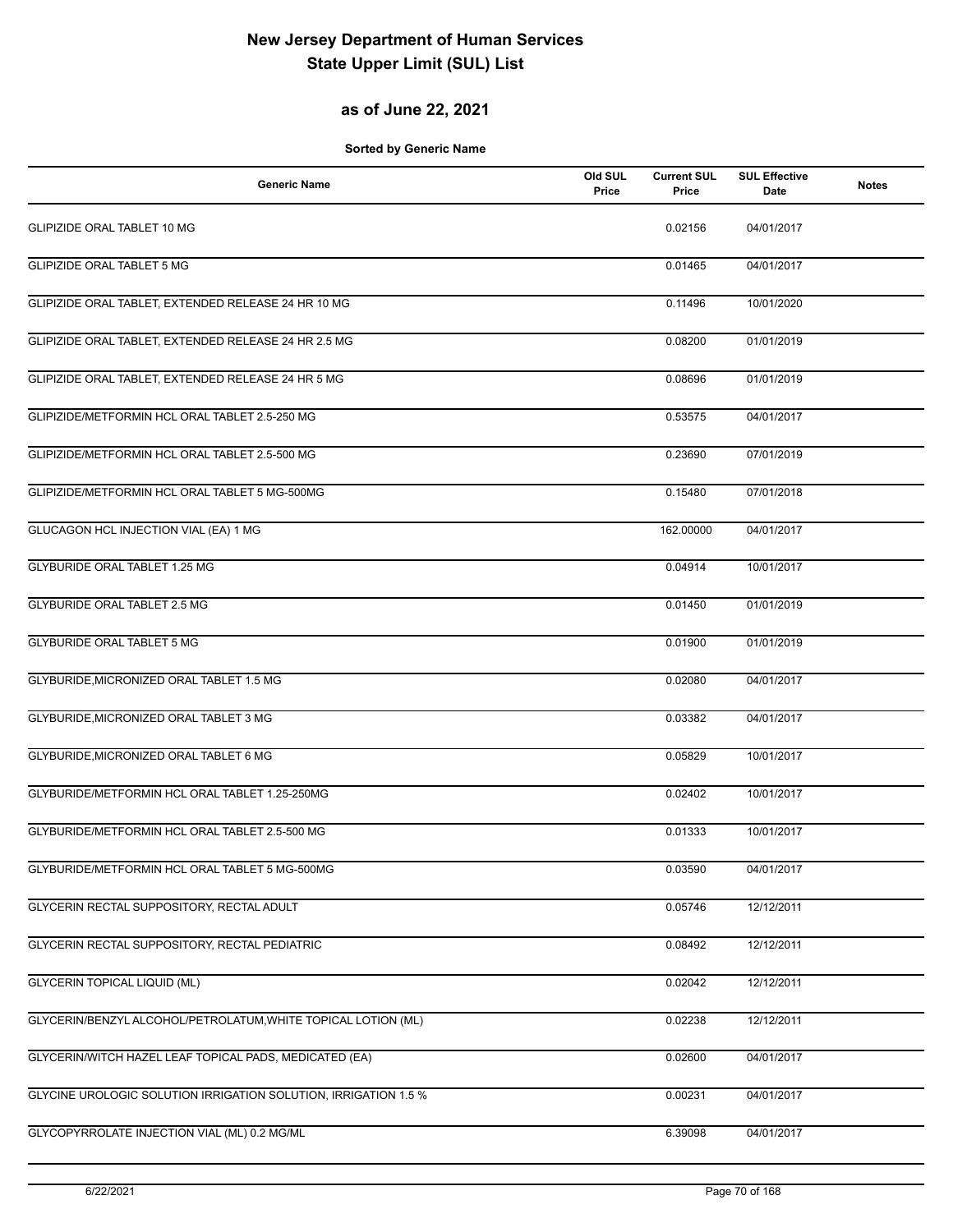# New Jersey Department of Human Services
# State Upper Limit (SUL) List

## as of June 22, 2021

**Sorted by Generic Name**

| Generic Name | Old SUL Price | Current SUL Price | SUL Effective Date | Notes |
|---|---|---|---|---|
| GLIPIZIDE ORAL TABLET 10 MG | | 0.02156 | 04/01/2017 | |
| GLIPIZIDE ORAL TABLET 5 MG | | 0.01465 | 04/01/2017 | |
| GLIPIZIDE ORAL TABLET, EXTENDED RELEASE 24 HR 10 MG | | 0.11496 | 10/01/2020 | |
| GLIPIZIDE ORAL TABLET, EXTENDED RELEASE 24 HR 2.5 MG | | 0.08200 | 01/01/2019 | |
| GLIPIZIDE ORAL TABLET, EXTENDED RELEASE 24 HR 5 MG | | 0.08696 | 01/01/2019 | |
| GLIPIZIDE/METFORMIN HCL ORAL TABLET 2.5-250 MG | | 0.53575 | 04/01/2017 | |
| GLIPIZIDE/METFORMIN HCL ORAL TABLET 2.5-500 MG | | 0.23690 | 07/01/2019 | |
| GLIPIZIDE/METFORMIN HCL ORAL TABLET 5 MG-500MG | | 0.15480 | 07/01/2018 | |
| GLUCAGON HCL INJECTION VIAL (EA) 1 MG | | 162.00000 | 04/01/2017 | |
| GLYBURIDE ORAL TABLET 1.25 MG | | 0.04914 | 10/01/2017 | |
| GLYBURIDE ORAL TABLET 2.5 MG | | 0.01450 | 01/01/2019 | |
| GLYBURIDE ORAL TABLET 5 MG | | 0.01900 | 01/01/2019 | |
| GLYBURIDE,MICRONIZED ORAL TABLET 1.5 MG | | 0.02080 | 04/01/2017 | |
| GLYBURIDE,MICRONIZED ORAL TABLET 3 MG | | 0.03382 | 04/01/2017 | |
| GLYBURIDE,MICRONIZED ORAL TABLET 6 MG | | 0.05829 | 10/01/2017 | |
| GLYBURIDE/METFORMIN HCL ORAL TABLET 1.25-250MG | | 0.02402 | 10/01/2017 | |
| GLYBURIDE/METFORMIN HCL ORAL TABLET 2.5-500 MG | | 0.01333 | 10/01/2017 | |
| GLYBURIDE/METFORMIN HCL ORAL TABLET 5 MG-500MG | | 0.03590 | 04/01/2017 | |
| GLYCERIN RECTAL SUPPOSITORY, RECTAL ADULT | | 0.05746 | 12/12/2011 | |
| GLYCERIN RECTAL SUPPOSITORY, RECTAL PEDIATRIC | | 0.08492 | 12/12/2011 | |
| GLYCERIN TOPICAL LIQUID (ML) | | 0.02042 | 12/12/2011 | |
| GLYCERIN/BENZYL ALCOHOL/PETROLATUM,WHITE TOPICAL LOTION (ML) | | 0.02238 | 12/12/2011 | |
| GLYCERIN/WITCH HAZEL LEAF TOPICAL PADS, MEDICATED (EA) | | 0.02600 | 04/01/2017 | |
| GLYCINE UROLOGIC SOLUTION IRRIGATION SOLUTION, IRRIGATION 1.5 % | | 0.00231 | 04/01/2017 | |
| GLYCOPYRROLATE INJECTION VIAL (ML) 0.2 MG/ML | | 6.39098 | 04/01/2017 | |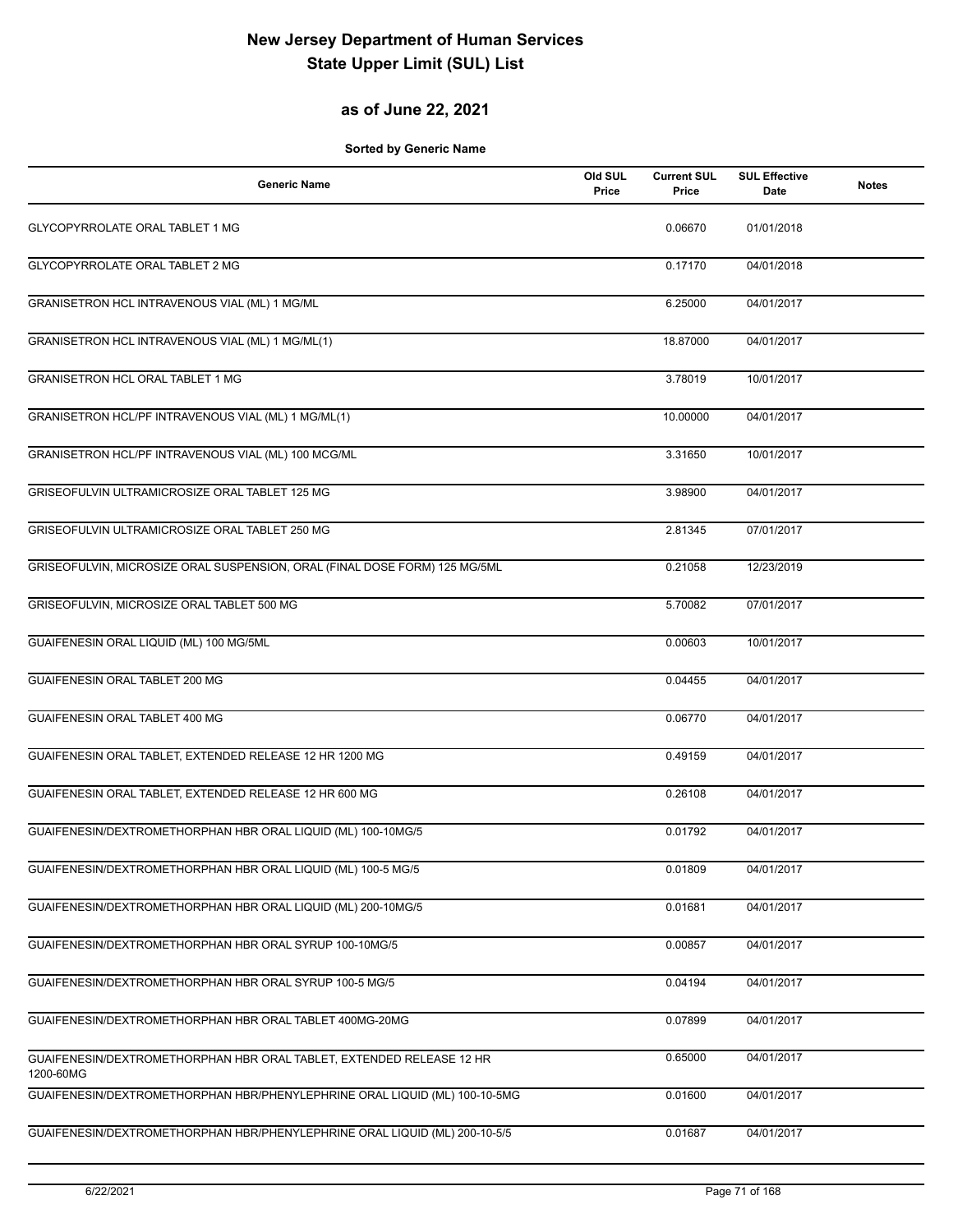# New Jersey Department of Human Services
# State Upper Limit (SUL) List

## as of June 22, 2021

**Sorted by Generic Name**

| Generic Name | Old SUL Price | Current SUL Price | SUL Effective Date | Notes |
|---|---|---|---|---|
| GLYCOPYRROLATE ORAL TABLET 1 MG | | 0.06670 | 01/01/2018 | |
| GLYCOPYRROLATE ORAL TABLET 2 MG | | 0.17170 | 04/01/2018 | |
| GRANISETRON HCL INTRAVENOUS VIAL (ML) 1 MG/ML | | 6.25000 | 04/01/2017 | |
| GRANISETRON HCL INTRAVENOUS VIAL (ML) 1 MG/ML(1) | | 18.87000 | 04/01/2017 | |
| GRANISETRON HCL ORAL TABLET 1 MG | | 3.78019 | 10/01/2017 | |
| GRANISETRON HCL/PF INTRAVENOUS VIAL (ML) 1 MG/ML(1) | | 10.00000 | 04/01/2017 | |
| GRANISETRON HCL/PF INTRAVENOUS VIAL (ML) 100 MCG/ML | | 3.31650 | 10/01/2017 | |
| GRISEOFULVIN ULTRAMICROSIZE ORAL TABLET 125 MG | | 3.98900 | 04/01/2017 | |
| GRISEOFULVIN ULTRAMICROSIZE ORAL TABLET 250 MG | | 2.81345 | 07/01/2017 | |
| GRISEOFULVIN, MICROSIZE ORAL SUSPENSION, ORAL (FINAL DOSE FORM) 125 MG/5ML | | 0.21058 | 12/23/2019 | |
| GRISEOFULVIN, MICROSIZE ORAL TABLET 500 MG | | 5.70082 | 07/01/2017 | |
| GUAIFENESIN ORAL LIQUID (ML) 100 MG/5ML | | 0.00603 | 10/01/2017 | |
| GUAIFENESIN ORAL TABLET 200 MG | | 0.04455 | 04/01/2017 | |
| GUAIFENESIN ORAL TABLET 400 MG | | 0.06770 | 04/01/2017 | |
| GUAIFENESIN ORAL TABLET, EXTENDED RELEASE 12 HR 1200 MG | | 0.49159 | 04/01/2017 | |
| GUAIFENESIN ORAL TABLET, EXTENDED RELEASE 12 HR 600 MG | | 0.26108 | 04/01/2017 | |
| GUAIFENESIN/DEXTROMETHORPHAN HBR ORAL LIQUID (ML) 100-10MG/5 | | 0.01792 | 04/01/2017 | |
| GUAIFENESIN/DEXTROMETHORPHAN HBR ORAL LIQUID (ML) 100-5 MG/5 | | 0.01809 | 04/01/2017 | |
| GUAIFENESIN/DEXTROMETHORPHAN HBR ORAL LIQUID (ML) 200-10MG/5 | | 0.01681 | 04/01/2017 | |
| GUAIFENESIN/DEXTROMETHORPHAN HBR ORAL SYRUP 100-10MG/5 | | 0.00857 | 04/01/2017 | |
| GUAIFENESIN/DEXTROMETHORPHAN HBR ORAL SYRUP 100-5 MG/5 | | 0.04194 | 04/01/2017 | |
| GUAIFENESIN/DEXTROMETHORPHAN HBR ORAL TABLET 400MG-20MG | | 0.07899 | 04/01/2017 | |
| GUAIFENESIN/DEXTROMETHORPHAN HBR ORAL TABLET, EXTENDED RELEASE 12 HR 1200-60MG | | 0.65000 | 04/01/2017 | |
| GUAIFENESIN/DEXTROMETHORPHAN HBR/PHENYLEPHRINE ORAL LIQUID (ML) 100-10-5MG | | 0.01600 | 04/01/2017 | |
| GUAIFENESIN/DEXTROMETHORPHAN HBR/PHENYLEPHRINE ORAL LIQUID (ML) 200-10-5/5 | | 0.01687 | 04/01/2017 | |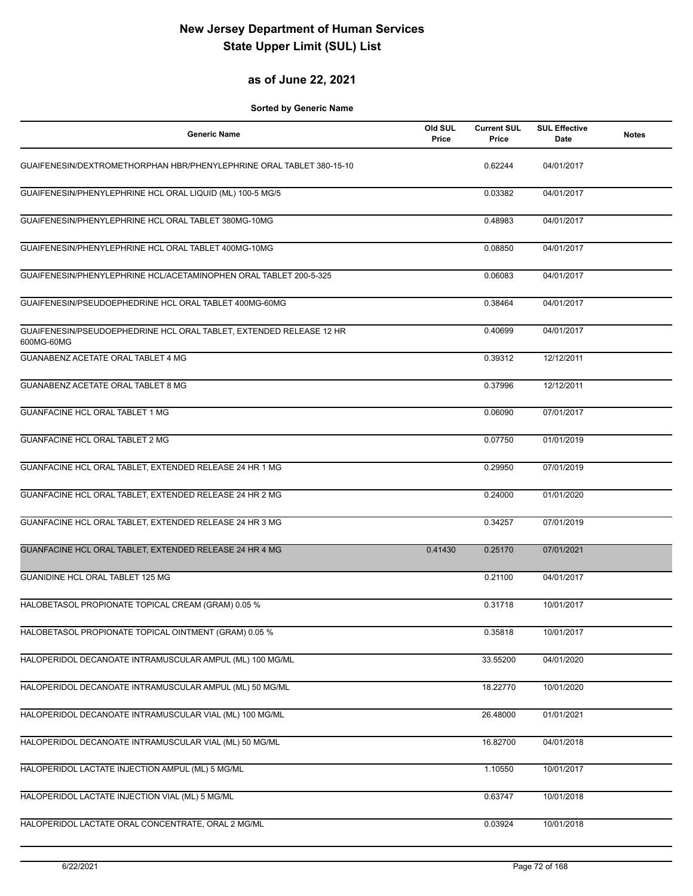# New Jersey Department of Human Services
# State Upper Limit (SUL) List

## as of June 22, 2021

**Sorted by Generic Name**

| Generic Name | Old SUL Price | Current SUL Price | SUL Effective Date | Notes |
|---|---|---|---|---|
| GUAIFENESIN/DEXTROMETHORPHAN HBR/PHENYLEPHRINE ORAL TABLET 380-15-10 | | 0.62244 | 04/01/2017 | |
| GUAIFENESIN/PHENYLEPHRINE HCL ORAL LIQUID (ML) 100-5 MG/5 | | 0.03382 | 04/01/2017 | |
| GUAIFENESIN/PHENYLEPHRINE HCL ORAL TABLET 380MG-10MG | | 0.48983 | 04/01/2017 | |
| GUAIFENESIN/PHENYLEPHRINE HCL ORAL TABLET 400MG-10MG | | 0.08850 | 04/01/2017 | |
| GUAIFENESIN/PHENYLEPHRINE HCL/ACETAMINOPHEN ORAL TABLET 200-5-325 | | 0.06083 | 04/01/2017 | |
| GUAIFENESIN/PSEUDOEPHEDRINE HCL ORAL TABLET 400MG-60MG | | 0.38464 | 04/01/2017 | |
| GUAIFENESIN/PSEUDOEPHEDRINE HCL ORAL TABLET, EXTENDED RELEASE 12 HR 600MG-60MG | | 0.40699 | 04/01/2017 | |
| GUANABENZ ACETATE ORAL TABLET 4 MG | | 0.39312 | 12/12/2011 | |
| GUANABENZ ACETATE ORAL TABLET 8 MG | | 0.37996 | 12/12/2011 | |
| GUANFACINE HCL ORAL TABLET 1 MG | | 0.06090 | 07/01/2017 | |
| GUANFACINE HCL ORAL TABLET 2 MG | | 0.07750 | 01/01/2019 | |
| GUANFACINE HCL ORAL TABLET, EXTENDED RELEASE 24 HR 1 MG | | 0.29950 | 07/01/2019 | |
| GUANFACINE HCL ORAL TABLET, EXTENDED RELEASE 24 HR 2 MG | | 0.24000 | 01/01/2020 | |
| GUANFACINE HCL ORAL TABLET, EXTENDED RELEASE 24 HR 3 MG | | 0.34257 | 07/01/2019 | |
| GUANFACINE HCL ORAL TABLET, EXTENDED RELEASE 24 HR 4 MG | 0.41430 | 0.25170 | 07/01/2021 | |
| GUANIDINE HCL ORAL TABLET 125 MG | | 0.21100 | 04/01/2017 | |
| HALOBETASOL PROPIONATE TOPICAL CREAM (GRAM) 0.05 % | | 0.31718 | 10/01/2017 | |
| HALOBETASOL PROPIONATE TOPICAL OINTMENT (GRAM) 0.05 % | | 0.35818 | 10/01/2017 | |
| HALOPERIDOL DECANOATE INTRAMUSCULAR AMPUL (ML) 100 MG/ML | | 33.55200 | 04/01/2020 | |
| HALOPERIDOL DECANOATE INTRAMUSCULAR AMPUL (ML) 50 MG/ML | | 18.22770 | 10/01/2020 | |
| HALOPERIDOL DECANOATE INTRAMUSCULAR VIAL (ML) 100 MG/ML | | 26.48000 | 01/01/2021 | |
| HALOPERIDOL DECANOATE INTRAMUSCULAR VIAL (ML) 50 MG/ML | | 16.82700 | 04/01/2018 | |
| HALOPERIDOL LACTATE INJECTION AMPUL (ML) 5 MG/ML | | 1.10550 | 10/01/2017 | |
| HALOPERIDOL LACTATE INJECTION VIAL (ML) 5 MG/ML | | 0.63747 | 10/01/2018 | |
| HALOPERIDOL LACTATE ORAL CONCENTRATE, ORAL 2 MG/ML | | 0.03924 | 10/01/2018 | |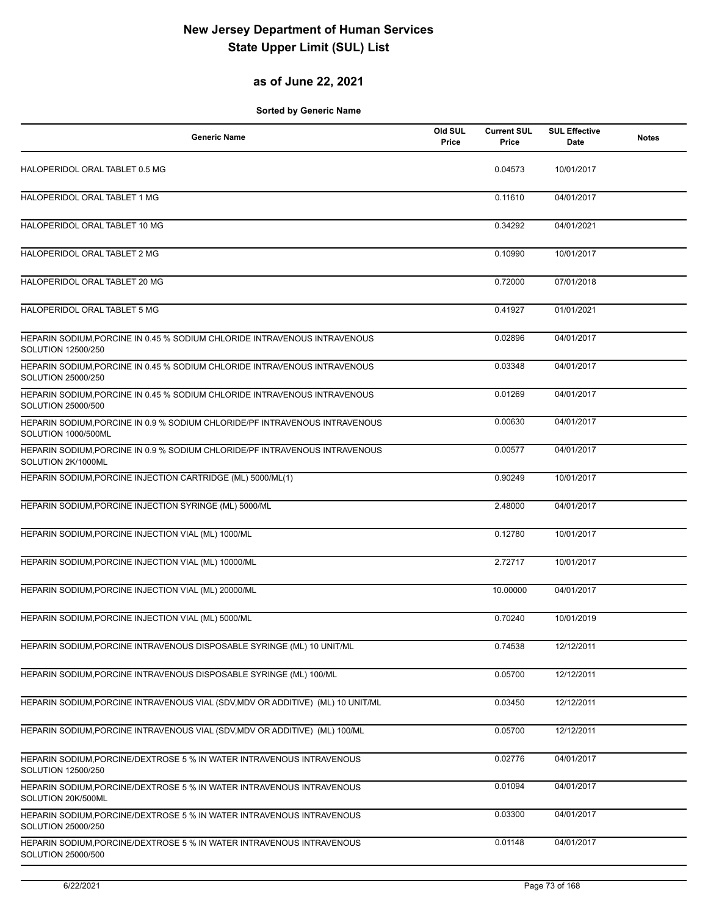# New Jersey Department of Human Services
# State Upper Limit (SUL) List

## as of June 22, 2021

**Sorted by Generic Name**

| Generic Name | Old SUL Price | Current SUL Price | SUL Effective Date | Notes |
|---|---|---|---|---|
| HALOPERIDOL ORAL TABLET 0.5 MG | | 0.04573 | 10/01/2017 | |
| HALOPERIDOL ORAL TABLET 1 MG | | 0.11610 | 04/01/2017 | |
| HALOPERIDOL ORAL TABLET 10 MG | | 0.34292 | 04/01/2021 | |
| HALOPERIDOL ORAL TABLET 2 MG | | 0.10990 | 10/01/2017 | |
| HALOPERIDOL ORAL TABLET 20 MG | | 0.72000 | 07/01/2018 | |
| HALOPERIDOL ORAL TABLET 5 MG | | 0.41927 | 01/01/2021 | |
| HEPARIN SODIUM,PORCINE IN 0.45 % SODIUM CHLORIDE INTRAVENOUS INTRAVENOUS SOLUTION 12500/250 | | 0.02896 | 04/01/2017 | |
| HEPARIN SODIUM,PORCINE IN 0.45 % SODIUM CHLORIDE INTRAVENOUS INTRAVENOUS SOLUTION 25000/250 | | 0.03348 | 04/01/2017 | |
| HEPARIN SODIUM,PORCINE IN 0.45 % SODIUM CHLORIDE INTRAVENOUS INTRAVENOUS SOLUTION 25000/500 | | 0.01269 | 04/01/2017 | |
| HEPARIN SODIUM,PORCINE IN 0.9 % SODIUM CHLORIDE/PF INTRAVENOUS INTRAVENOUS SOLUTION 1000/500ML | | 0.00630 | 04/01/2017 | |
| HEPARIN SODIUM,PORCINE IN 0.9 % SODIUM CHLORIDE/PF INTRAVENOUS INTRAVENOUS SOLUTION 2K/1000ML | | 0.00577 | 04/01/2017 | |
| HEPARIN SODIUM,PORCINE INJECTION CARTRIDGE (ML) 5000/ML(1) | | 0.90249 | 10/01/2017 | |
| HEPARIN SODIUM,PORCINE INJECTION SYRINGE (ML) 5000/ML | | 2.48000 | 04/01/2017 | |
| HEPARIN SODIUM,PORCINE INJECTION VIAL (ML) 1000/ML | | 0.12780 | 10/01/2017 | |
| HEPARIN SODIUM,PORCINE INJECTION VIAL (ML) 10000/ML | | 2.72717 | 10/01/2017 | |
| HEPARIN SODIUM,PORCINE INJECTION VIAL (ML) 20000/ML | | 10.00000 | 04/01/2017 | |
| HEPARIN SODIUM,PORCINE INJECTION VIAL (ML) 5000/ML | | 0.70240 | 10/01/2019 | |
| HEPARIN SODIUM,PORCINE INTRAVENOUS DISPOSABLE SYRINGE (ML) 10 UNIT/ML | | 0.74538 | 12/12/2011 | |
| HEPARIN SODIUM,PORCINE INTRAVENOUS DISPOSABLE SYRINGE (ML) 100/ML | | 0.05700 | 12/12/2011 | |
| HEPARIN SODIUM,PORCINE INTRAVENOUS VIAL (SDV,MDV OR ADDITIVE) (ML) 10 UNIT/ML | | 0.03450 | 12/12/2011 | |
| HEPARIN SODIUM,PORCINE INTRAVENOUS VIAL (SDV,MDV OR ADDITIVE) (ML) 100/ML | | 0.05700 | 12/12/2011 | |
| HEPARIN SODIUM,PORCINE/DEXTROSE 5 % IN WATER INTRAVENOUS INTRAVENOUS SOLUTION 12500/250 | | 0.02776 | 04/01/2017 | |
| HEPARIN SODIUM,PORCINE/DEXTROSE 5 % IN WATER INTRAVENOUS INTRAVENOUS SOLUTION 20K/500ML | | 0.01094 | 04/01/2017 | |
| HEPARIN SODIUM,PORCINE/DEXTROSE 5 % IN WATER INTRAVENOUS INTRAVENOUS SOLUTION 25000/250 | | 0.03300 | 04/01/2017 | |
| HEPARIN SODIUM,PORCINE/DEXTROSE 5 % IN WATER INTRAVENOUS INTRAVENOUS SOLUTION 25000/500 | | 0.01148 | 04/01/2017 | |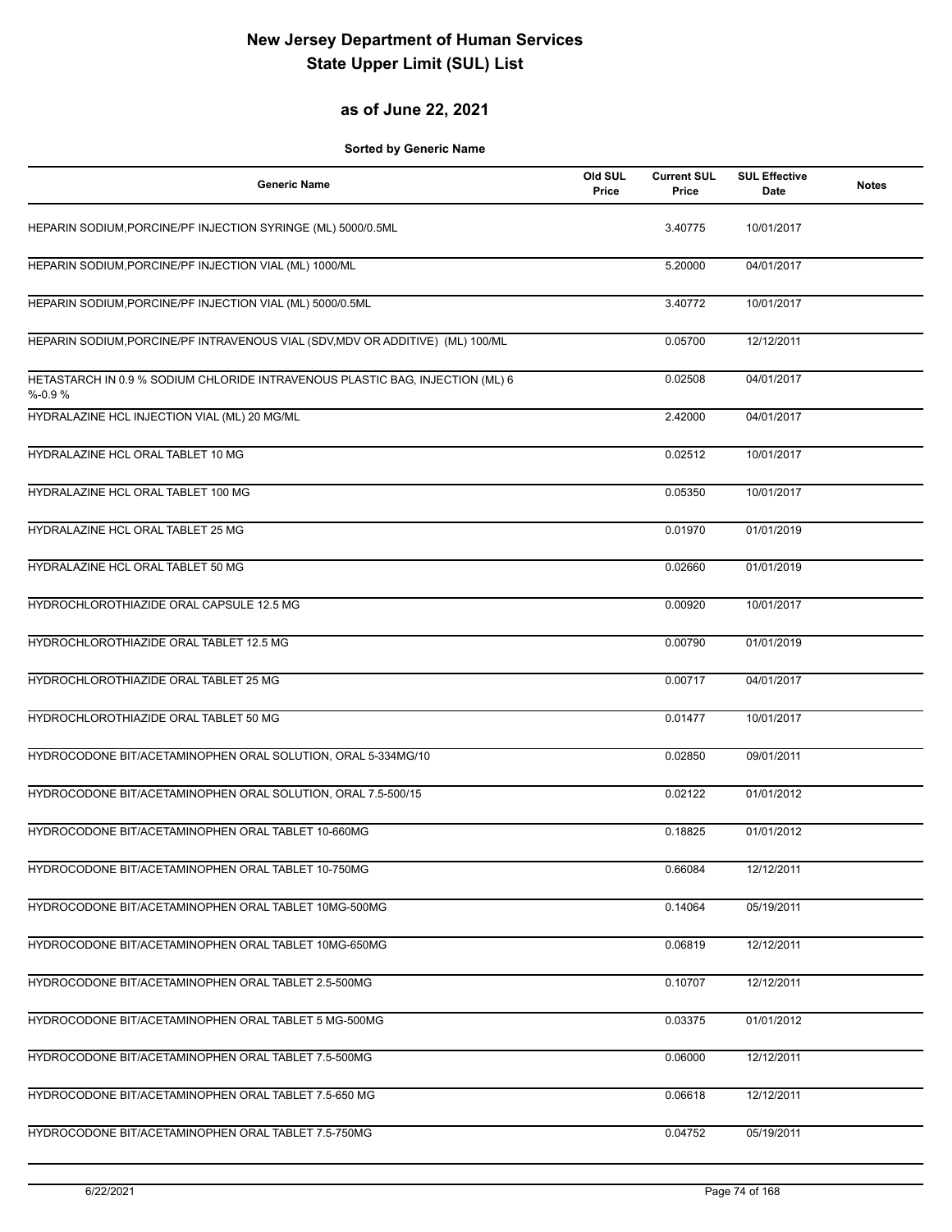# New Jersey Department of Human Services
# State Upper Limit (SUL) List

## as of June 22, 2021

**Sorted by Generic Name**

| Generic Name | Old SUL Price | Current SUL Price | SUL Effective Date | Notes |
|---|---|---|---|---|
| HEPARIN SODIUM,PORCINE/PF INJECTION SYRINGE (ML) 5000/0.5ML | | 3.40775 | 10/01/2017 | |
| HEPARIN SODIUM,PORCINE/PF INJECTION VIAL (ML) 1000/ML | | 5.20000 | 04/01/2017 | |
| HEPARIN SODIUM,PORCINE/PF INJECTION VIAL (ML) 5000/0.5ML | | 3.40772 | 10/01/2017 | |
| HEPARIN SODIUM,PORCINE/PF INTRAVENOUS VIAL (SDV,MDV OR ADDITIVE) (ML) 100/ML | | 0.05700 | 12/12/2011 | |
| HETASTARCH IN 0.9 % SODIUM CHLORIDE INTRAVENOUS PLASTIC BAG, INJECTION (ML) 6 %-0.9 % | | 0.02508 | 04/01/2017 | |
| HYDRALAZINE HCL INJECTION VIAL (ML) 20 MG/ML | | 2.42000 | 04/01/2017 | |
| HYDRALAZINE HCL ORAL TABLET 10 MG | | 0.02512 | 10/01/2017 | |
| HYDRALAZINE HCL ORAL TABLET 100 MG | | 0.05350 | 10/01/2017 | |
| HYDRALAZINE HCL ORAL TABLET 25 MG | | 0.01970 | 01/01/2019 | |
| HYDRALAZINE HCL ORAL TABLET 50 MG | | 0.02660 | 01/01/2019 | |
| HYDROCHLOROTHIAZIDE ORAL CAPSULE 12.5 MG | | 0.00920 | 10/01/2017 | |
| HYDROCHLOROTHIAZIDE ORAL TABLET 12.5 MG | | 0.00790 | 01/01/2019 | |
| HYDROCHLOROTHIAZIDE ORAL TABLET 25 MG | | 0.00717 | 04/01/2017 | |
| HYDROCHLOROTHIAZIDE ORAL TABLET 50 MG | | 0.01477 | 10/01/2017 | |
| HYDROCODONE BIT/ACETAMINOPHEN ORAL SOLUTION, ORAL 5-334MG/10 | | 0.02850 | 09/01/2011 | |
| HYDROCODONE BIT/ACETAMINOPHEN ORAL SOLUTION, ORAL 7.5-500/15 | | 0.02122 | 01/01/2012 | |
| HYDROCODONE BIT/ACETAMINOPHEN ORAL TABLET 10-660MG | | 0.18825 | 01/01/2012 | |
| HYDROCODONE BIT/ACETAMINOPHEN ORAL TABLET 10-750MG | | 0.66084 | 12/12/2011 | |
| HYDROCODONE BIT/ACETAMINOPHEN ORAL TABLET 10MG-500MG | | 0.14064 | 05/19/2011 | |
| HYDROCODONE BIT/ACETAMINOPHEN ORAL TABLET 10MG-650MG | | 0.06819 | 12/12/2011 | |
| HYDROCODONE BIT/ACETAMINOPHEN ORAL TABLET 2.5-500MG | | 0.10707 | 12/12/2011 | |
| HYDROCODONE BIT/ACETAMINOPHEN ORAL TABLET 5 MG-500MG | | 0.03375 | 01/01/2012 | |
| HYDROCODONE BIT/ACETAMINOPHEN ORAL TABLET 7.5-500MG | | 0.06000 | 12/12/2011 | |
| HYDROCODONE BIT/ACETAMINOPHEN ORAL TABLET 7.5-650 MG | | 0.06618 | 12/12/2011 | |
| HYDROCODONE BIT/ACETAMINOPHEN ORAL TABLET 7.5-750MG | | 0.04752 | 05/19/2011 | |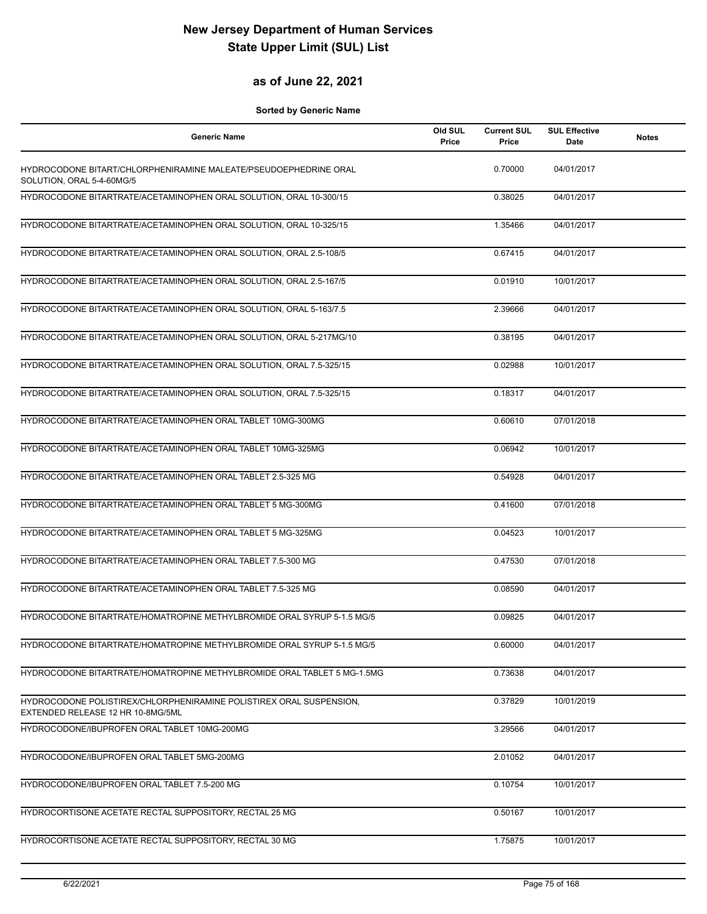# New Jersey Department of Human Services
# State Upper Limit (SUL) List

## as of June 22, 2021

**Sorted by Generic Name**

| Generic Name | Old SUL Price | Current SUL Price | SUL Effective Date | Notes |
|---|---|---|---|---|
| HYDROCODONE BITART/CHLORPHENIRAMINE MALEATE/PSEUDOEPHEDRINE ORAL SOLUTION, ORAL 5-4-60MG/5 | | 0.70000 | 04/01/2017 | |
| HYDROCODONE BITARTRATE/ACETAMINOPHEN ORAL SOLUTION, ORAL 10-300/15 | | 0.38025 | 04/01/2017 | |
| HYDROCODONE BITARTRATE/ACETAMINOPHEN ORAL SOLUTION, ORAL 10-325/15 | | 1.35466 | 04/01/2017 | |
| HYDROCODONE BITARTRATE/ACETAMINOPHEN ORAL SOLUTION, ORAL 2.5-108/5 | | 0.67415 | 04/01/2017 | |
| HYDROCODONE BITARTRATE/ACETAMINOPHEN ORAL SOLUTION, ORAL 2.5-167/5 | | 0.01910 | 10/01/2017 | |
| HYDROCODONE BITARTRATE/ACETAMINOPHEN ORAL SOLUTION, ORAL 5-163/7.5 | | 2.39666 | 04/01/2017 | |
| HYDROCODONE BITARTRATE/ACETAMINOPHEN ORAL SOLUTION, ORAL 5-217MG/10 | | 0.38195 | 04/01/2017 | |
| HYDROCODONE BITARTRATE/ACETAMINOPHEN ORAL SOLUTION, ORAL 7.5-325/15 | | 0.02988 | 10/01/2017 | |
| HYDROCODONE BITARTRATE/ACETAMINOPHEN ORAL SOLUTION, ORAL 7.5-325/15 | | 0.18317 | 04/01/2017 | |
| HYDROCODONE BITARTRATE/ACETAMINOPHEN ORAL TABLET 10MG-300MG | | 0.60610 | 07/01/2018 | |
| HYDROCODONE BITARTRATE/ACETAMINOPHEN ORAL TABLET 10MG-325MG | | 0.06942 | 10/01/2017 | |
| HYDROCODONE BITARTRATE/ACETAMINOPHEN ORAL TABLET 2.5-325 MG | | 0.54928 | 04/01/2017 | |
| HYDROCODONE BITARTRATE/ACETAMINOPHEN ORAL TABLET 5 MG-300MG | | 0.41600 | 07/01/2018 | |
| HYDROCODONE BITARTRATE/ACETAMINOPHEN ORAL TABLET 5 MG-325MG | | 0.04523 | 10/01/2017 | |
| HYDROCODONE BITARTRATE/ACETAMINOPHEN ORAL TABLET 7.5-300 MG | | 0.47530 | 07/01/2018 | |
| HYDROCODONE BITARTRATE/ACETAMINOPHEN ORAL TABLET 7.5-325 MG | | 0.08590 | 04/01/2017 | |
| HYDROCODONE BITARTRATE/HOMATROPINE METHYLBROMIDE ORAL SYRUP 5-1.5 MG/5 | | 0.09825 | 04/01/2017 | |
| HYDROCODONE BITARTRATE/HOMATROPINE METHYLBROMIDE ORAL SYRUP 5-1.5 MG/5 | | 0.60000 | 04/01/2017 | |
| HYDROCODONE BITARTRATE/HOMATROPINE METHYLBROMIDE ORAL TABLET 5 MG-1.5MG | | 0.73638 | 04/01/2017 | |
| HYDROCODONE POLISTIREX/CHLORPHENIRAMINE POLISTIREX ORAL SUSPENSION, EXTENDED RELEASE 12 HR 10-8MG/5ML | | 0.37829 | 10/01/2019 | |
| HYDROCODONE/IBUPROFEN ORAL TABLET 10MG-200MG | | 3.29566 | 04/01/2017 | |
| HYDROCODONE/IBUPROFEN ORAL TABLET 5MG-200MG | | 2.01052 | 04/01/2017 | |
| HYDROCODONE/IBUPROFEN ORAL TABLET 7.5-200 MG | | 0.10754 | 10/01/2017 | |
| HYDROCORTISONE ACETATE RECTAL SUPPOSITORY, RECTAL 25 MG | | 0.50167 | 10/01/2017 | |
| HYDROCORTISONE ACETATE RECTAL SUPPOSITORY, RECTAL 30 MG | | 1.75875 | 10/01/2017 | |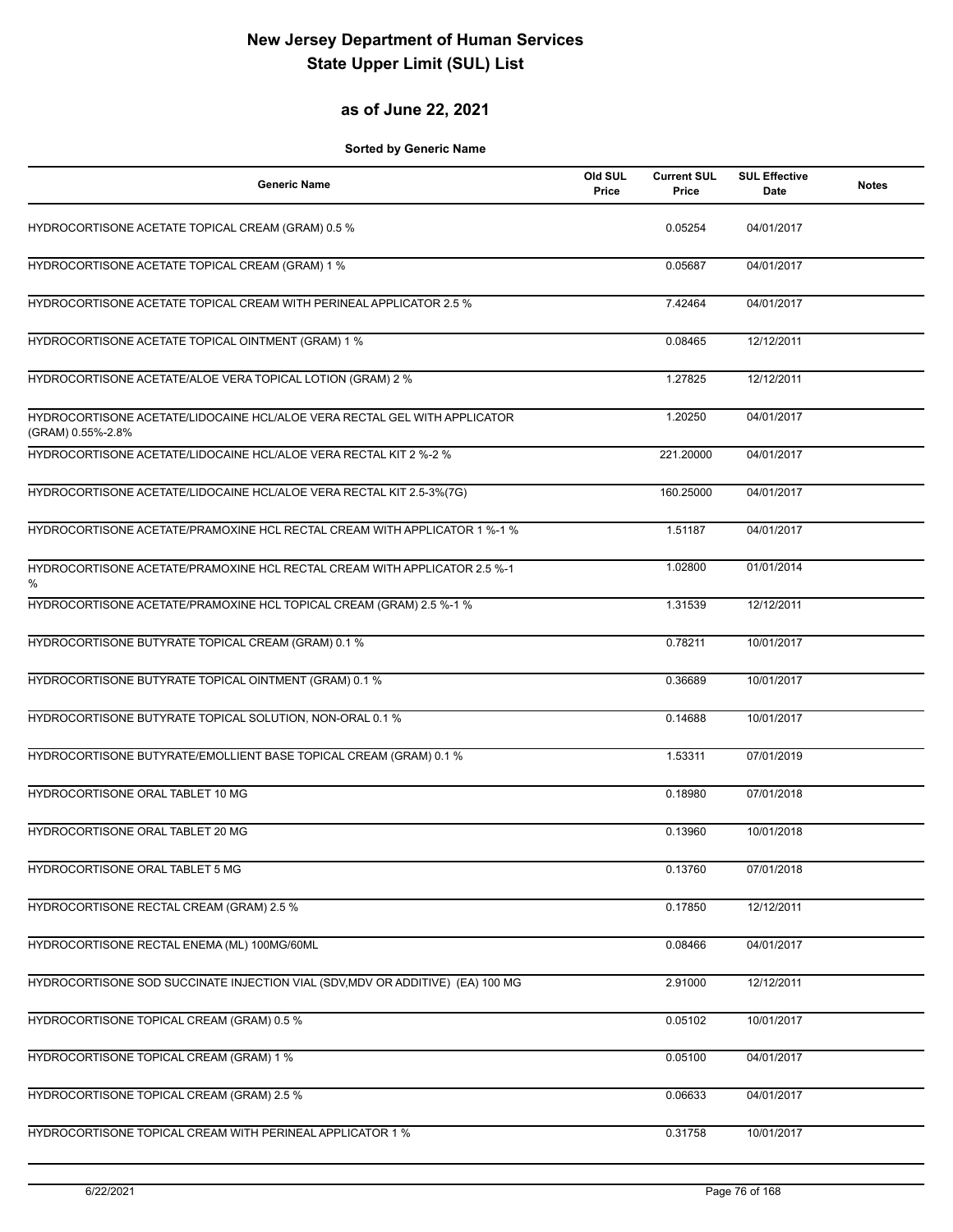# New Jersey Department of Human Services
# State Upper Limit (SUL) List

## as of June 22, 2021

**Sorted by Generic Name**

| Generic Name | Old SUL Price | Current SUL Price | SUL Effective Date | Notes |
|---|---|---|---|---|
| HYDROCORTISONE ACETATE TOPICAL CREAM (GRAM) 0.5 % | | 0.05254 | 04/01/2017 | |
| HYDROCORTISONE ACETATE TOPICAL CREAM (GRAM) 1 % | | 0.05687 | 04/01/2017 | |
| HYDROCORTISONE ACETATE TOPICAL CREAM WITH PERINEAL APPLICATOR 2.5 % | | 7.42464 | 04/01/2017 | |
| HYDROCORTISONE ACETATE TOPICAL OINTMENT (GRAM) 1 % | | 0.08465 | 12/12/2011 | |
| HYDROCORTISONE ACETATE/ALOE VERA TOPICAL LOTION (GRAM) 2 % | | 1.27825 | 12/12/2011 | |
| HYDROCORTISONE ACETATE/LIDOCAINE HCL/ALOE VERA RECTAL GEL WITH APPLICATOR (GRAM) 0.55%-2.8% | | 1.20250 | 04/01/2017 | |
| HYDROCORTISONE ACETATE/LIDOCAINE HCL/ALOE VERA RECTAL KIT 2 %-2 % | | 221.20000 | 04/01/2017 | |
| HYDROCORTISONE ACETATE/LIDOCAINE HCL/ALOE VERA RECTAL KIT 2.5-3%(7G) | | 160.25000 | 04/01/2017 | |
| HYDROCORTISONE ACETATE/PRAMOXINE HCL RECTAL CREAM WITH APPLICATOR 1 %-1 % | | 1.51187 | 04/01/2017 | |
| HYDROCORTISONE ACETATE/PRAMOXINE HCL RECTAL CREAM WITH APPLICATOR 2.5 %-1 % | | 1.02800 | 01/01/2014 | |
| HYDROCORTISONE ACETATE/PRAMOXINE HCL TOPICAL CREAM (GRAM) 2.5 %-1 % | | 1.31539 | 12/12/2011 | |
| HYDROCORTISONE BUTYRATE TOPICAL CREAM (GRAM) 0.1 % | | 0.78211 | 10/01/2017 | |
| HYDROCORTISONE BUTYRATE TOPICAL OINTMENT (GRAM) 0.1 % | | 0.36689 | 10/01/2017 | |
| HYDROCORTISONE BUTYRATE TOPICAL SOLUTION, NON-ORAL 0.1 % | | 0.14688 | 10/01/2017 | |
| HYDROCORTISONE BUTYRATE/EMOLLIENT BASE TOPICAL CREAM (GRAM) 0.1 % | | 1.53311 | 07/01/2019 | |
| HYDROCORTISONE ORAL TABLET 10 MG | | 0.18980 | 07/01/2018 | |
| HYDROCORTISONE ORAL TABLET 20 MG | | 0.13960 | 10/01/2018 | |
| HYDROCORTISONE ORAL TABLET 5 MG | | 0.13760 | 07/01/2018 | |
| HYDROCORTISONE RECTAL CREAM (GRAM) 2.5 % | | 0.17850 | 12/12/2011 | |
| HYDROCORTISONE RECTAL ENEMA (ML) 100MG/60ML | | 0.08466 | 04/01/2017 | |
| HYDROCORTISONE SOD SUCCINATE INJECTION VIAL (SDV,MDV OR ADDITIVE) (EA) 100 MG | | 2.91000 | 12/12/2011 | |
| HYDROCORTISONE TOPICAL CREAM (GRAM) 0.5 % | | 0.05102 | 10/01/2017 | |
| HYDROCORTISONE TOPICAL CREAM (GRAM) 1 % | | 0.05100 | 04/01/2017 | |
| HYDROCORTISONE TOPICAL CREAM (GRAM) 2.5 % | | 0.06633 | 04/01/2017 | |
| HYDROCORTISONE TOPICAL CREAM WITH PERINEAL APPLICATOR 1 % | | 0.31758 | 10/01/2017 | |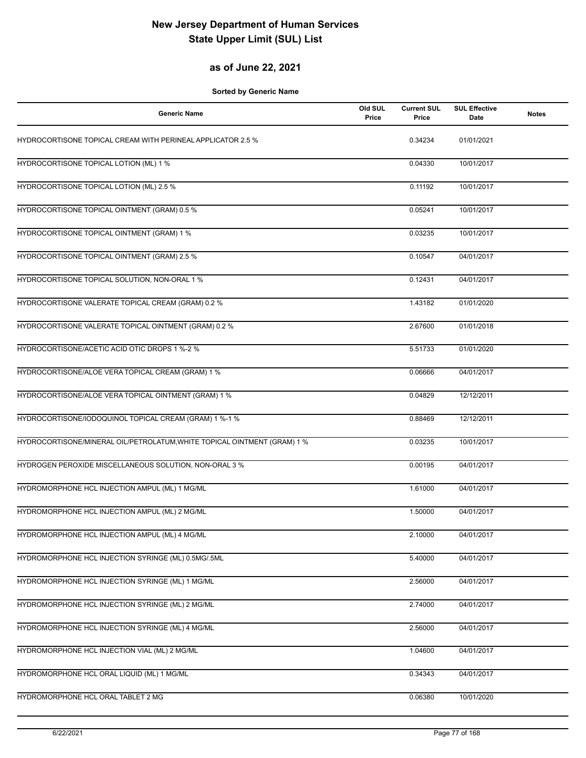# New Jersey Department of Human Services
# State Upper Limit (SUL) List

## as of June 22, 2021

**Sorted by Generic Name**

| Generic Name | Old SUL Price | Current SUL Price | SUL Effective Date | Notes |
|---|---|---|---|---|
| HYDROCORTISONE TOPICAL CREAM WITH PERINEAL APPLICATOR 2.5 % | | 0.34234 | 01/01/2021 | |
| HYDROCORTISONE TOPICAL LOTION (ML) 1 % | | 0.04330 | 10/01/2017 | |
| HYDROCORTISONE TOPICAL LOTION (ML) 2.5 % | | 0.11192 | 10/01/2017 | |
| HYDROCORTISONE TOPICAL OINTMENT (GRAM) 0.5 % | | 0.05241 | 10/01/2017 | |
| HYDROCORTISONE TOPICAL OINTMENT (GRAM) 1 % | | 0.03235 | 10/01/2017 | |
| HYDROCORTISONE TOPICAL OINTMENT (GRAM) 2.5 % | | 0.10547 | 04/01/2017 | |
| HYDROCORTISONE TOPICAL SOLUTION, NON-ORAL 1 % | | 0.12431 | 04/01/2017 | |
| HYDROCORTISONE VALERATE TOPICAL CREAM (GRAM) 0.2 % | | 1.43182 | 01/01/2020 | |
| HYDROCORTISONE VALERATE TOPICAL OINTMENT (GRAM) 0.2 % | | 2.67600 | 01/01/2018 | |
| HYDROCORTISONE/ACETIC ACID OTIC DROPS 1 %-2 % | | 5.51733 | 01/01/2020 | |
| HYDROCORTISONE/ALOE VERA TOPICAL CREAM (GRAM) 1 % | | 0.06666 | 04/01/2017 | |
| HYDROCORTISONE/ALOE VERA TOPICAL OINTMENT (GRAM) 1 % | | 0.04829 | 12/12/2011 | |
| HYDROCORTISONE/IODOQUINOL TOPICAL CREAM (GRAM) 1 %-1 % | | 0.88469 | 12/12/2011 | |
| HYDROCORTISONE/MINERAL OIL/PETROLATUM,WHITE TOPICAL OINTMENT (GRAM) 1 % | | 0.03235 | 10/01/2017 | |
| HYDROGEN PEROXIDE MISCELLANEOUS SOLUTION, NON-ORAL 3 % | | 0.00195 | 04/01/2017 | |
| HYDROMORPHONE HCL INJECTION AMPUL (ML) 1 MG/ML | | 1.61000 | 04/01/2017 | |
| HYDROMORPHONE HCL INJECTION AMPUL (ML) 2 MG/ML | | 1.50000 | 04/01/2017 | |
| HYDROMORPHONE HCL INJECTION AMPUL (ML) 4 MG/ML | | 2.10000 | 04/01/2017 | |
| HYDROMORPHONE HCL INJECTION SYRINGE (ML) 0.5MG/.5ML | | 5.40000 | 04/01/2017 | |
| HYDROMORPHONE HCL INJECTION SYRINGE (ML) 1 MG/ML | | 2.56000 | 04/01/2017 | |
| HYDROMORPHONE HCL INJECTION SYRINGE (ML) 2 MG/ML | | 2.74000 | 04/01/2017 | |
| HYDROMORPHONE HCL INJECTION SYRINGE (ML) 4 MG/ML | | 2.56000 | 04/01/2017 | |
| HYDROMORPHONE HCL INJECTION VIAL (ML) 2 MG/ML | | 1.04600 | 04/01/2017 | |
| HYDROMORPHONE HCL ORAL LIQUID (ML) 1 MG/ML | | 0.34343 | 04/01/2017 | |
| HYDROMORPHONE HCL ORAL TABLET 2 MG | | 0.06380 | 10/01/2020 | |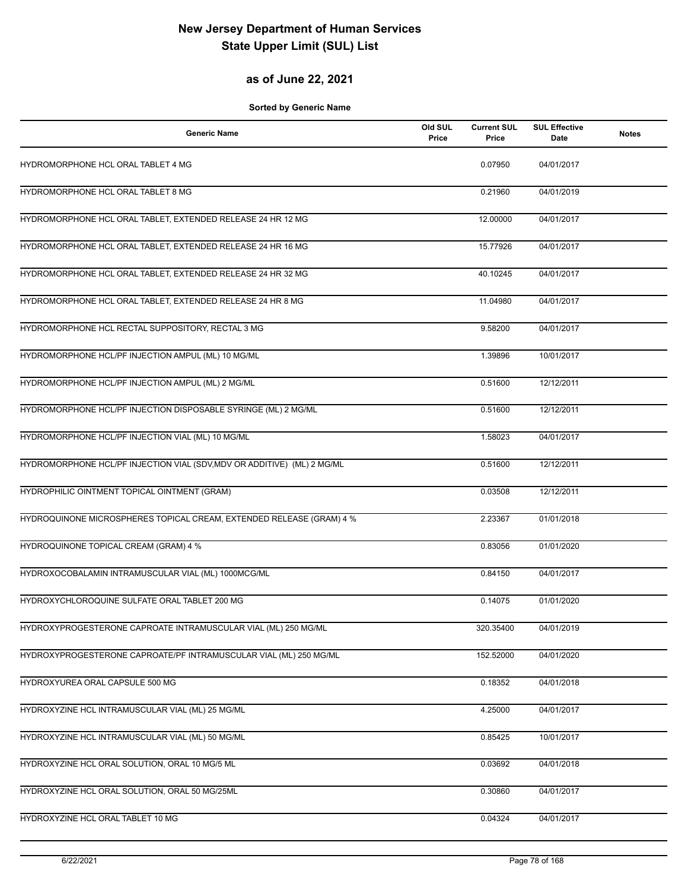# New Jersey Department of Human Services
# State Upper Limit (SUL) List

## as of June 22, 2021

**Sorted by Generic Name**

| Generic Name | Old SUL Price | Current SUL Price | SUL Effective Date | Notes |
|---|---|---|---|---|
| HYDROMORPHONE HCL ORAL TABLET 4 MG | | 0.07950 | 04/01/2017 | |
| HYDROMORPHONE HCL ORAL TABLET 8 MG | | 0.21960 | 04/01/2019 | |
| HYDROMORPHONE HCL ORAL TABLET, EXTENDED RELEASE 24 HR 12 MG | | 12.00000 | 04/01/2017 | |
| HYDROMORPHONE HCL ORAL TABLET, EXTENDED RELEASE 24 HR 16 MG | | 15.77926 | 04/01/2017 | |
| HYDROMORPHONE HCL ORAL TABLET, EXTENDED RELEASE 24 HR 32 MG | | 40.10245 | 04/01/2017 | |
| HYDROMORPHONE HCL ORAL TABLET, EXTENDED RELEASE 24 HR 8 MG | | 11.04980 | 04/01/2017 | |
| HYDROMORPHONE HCL RECTAL SUPPOSITORY, RECTAL 3 MG | | 9.58200 | 04/01/2017 | |
| HYDROMORPHONE HCL/PF INJECTION AMPUL (ML) 10 MG/ML | | 1.39896 | 10/01/2017 | |
| HYDROMORPHONE HCL/PF INJECTION AMPUL (ML) 2 MG/ML | | 0.51600 | 12/12/2011 | |
| HYDROMORPHONE HCL/PF INJECTION DISPOSABLE SYRINGE (ML) 2 MG/ML | | 0.51600 | 12/12/2011 | |
| HYDROMORPHONE HCL/PF INJECTION VIAL (ML) 10 MG/ML | | 1.58023 | 04/01/2017 | |
| HYDROMORPHONE HCL/PF INJECTION VIAL (SDV,MDV OR ADDITIVE) (ML) 2 MG/ML | | 0.51600 | 12/12/2011 | |
| HYDROPHILIC OINTMENT TOPICAL OINTMENT (GRAM) | | 0.03508 | 12/12/2011 | |
| HYDROQUINONE MICROSPHERES TOPICAL CREAM, EXTENDED RELEASE (GRAM) 4 % | | 2.23367 | 01/01/2018 | |
| HYDROQUINONE TOPICAL CREAM (GRAM) 4 % | | 0.83056 | 01/01/2020 | |
| HYDROXOCOBALAMIN INTRAMUSCULAR VIAL (ML) 1000MCG/ML | | 0.84150 | 04/01/2017 | |
| HYDROXYCHLOROQUINE SULFATE ORAL TABLET 200 MG | | 0.14075 | 01/01/2020 | |
| HYDROXYPROGESTERONE CAPROATE INTRAMUSCULAR VIAL (ML) 250 MG/ML | | 320.35400 | 04/01/2019 | |
| HYDROXYPROGESTERONE CAPROATE/PF INTRAMUSCULAR VIAL (ML) 250 MG/ML | | 152.52000 | 04/01/2020 | |
| HYDROXYUREA ORAL CAPSULE 500 MG | | 0.18352 | 04/01/2018 | |
| HYDROXYZINE HCL INTRAMUSCULAR VIAL (ML) 25 MG/ML | | 4.25000 | 04/01/2017 | |
| HYDROXYZINE HCL INTRAMUSCULAR VIAL (ML) 50 MG/ML | | 0.85425 | 10/01/2017 | |
| HYDROXYZINE HCL ORAL SOLUTION, ORAL 10 MG/5 ML | | 0.03692 | 04/01/2018 | |
| HYDROXYZINE HCL ORAL SOLUTION, ORAL 50 MG/25ML | | 0.30860 | 04/01/2017 | |
| HYDROXYZINE HCL ORAL TABLET 10 MG | | 0.04324 | 04/01/2017 | |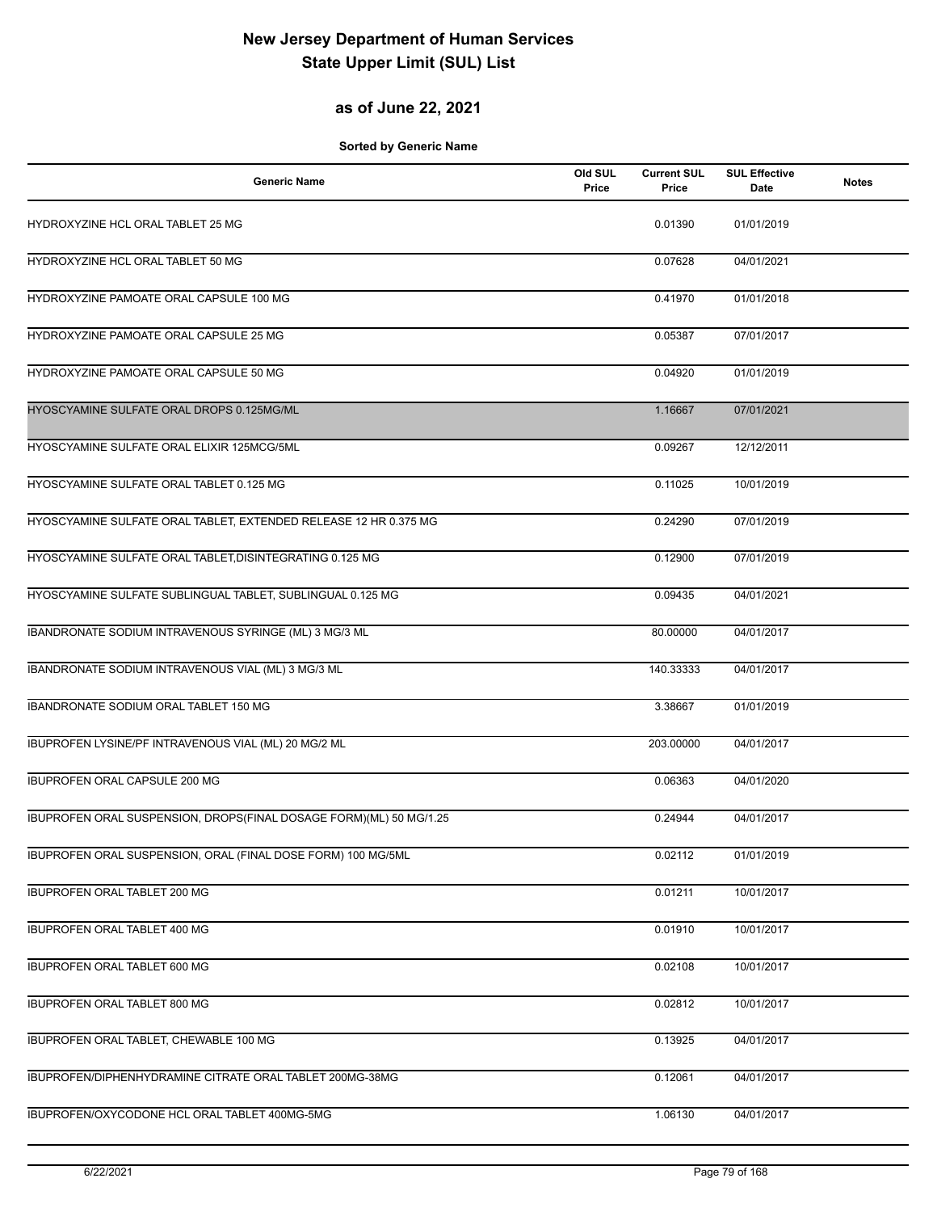# New Jersey Department of Human Services
# State Upper Limit (SUL) List

## as of June 22, 2021

**Sorted by Generic Name**

| Generic Name | Old SUL Price | Current SUL Price | SUL Effective Date | Notes |
|---|---|---|---|---|
| HYDROXYZINE HCL ORAL TABLET 25 MG | | 0.01390 | 01/01/2019 | |
| HYDROXYZINE HCL ORAL TABLET 50 MG | | 0.07628 | 04/01/2021 | |
| HYDROXYZINE PAMOATE ORAL CAPSULE 100 MG | | 0.41970 | 01/01/2018 | |
| HYDROXYZINE PAMOATE ORAL CAPSULE 25 MG | | 0.05387 | 07/01/2017 | |
| HYDROXYZINE PAMOATE ORAL CAPSULE 50 MG | | 0.04920 | 01/01/2019 | |
| HYOSCYAMINE SULFATE ORAL DROPS 0.125MG/ML | | 1.16667 | 07/01/2021 | |
| HYOSCYAMINE SULFATE ORAL ELIXIR 125MCG/5ML | | 0.09267 | 12/12/2011 | |
| HYOSCYAMINE SULFATE ORAL TABLET 0.125 MG | | 0.11025 | 10/01/2019 | |
| HYOSCYAMINE SULFATE ORAL TABLET, EXTENDED RELEASE 12 HR 0.375 MG | | 0.24290 | 07/01/2019 | |
| HYOSCYAMINE SULFATE ORAL TABLET,DISINTEGRATING 0.125 MG | | 0.12900 | 07/01/2019 | |
| HYOSCYAMINE SULFATE SUBLINGUAL TABLET, SUBLINGUAL 0.125 MG | | 0.09435 | 04/01/2021 | |
| IBANDRONATE SODIUM INTRAVENOUS SYRINGE (ML) 3 MG/3 ML | | 80.00000 | 04/01/2017 | |
| IBANDRONATE SODIUM INTRAVENOUS VIAL (ML) 3 MG/3 ML | | 140.33333 | 04/01/2017 | |
| IBANDRONATE SODIUM ORAL TABLET 150 MG | | 3.38667 | 01/01/2019 | |
| IBUPROFEN LYSINE/PF INTRAVENOUS VIAL (ML) 20 MG/2 ML | | 203.00000 | 04/01/2017 | |
| IBUPROFEN ORAL CAPSULE 200 MG | | 0.06363 | 04/01/2020 | |
| IBUPROFEN ORAL SUSPENSION, DROPS(FINAL DOSAGE FORM)(ML) 50 MG/1.25 | | 0.24944 | 04/01/2017 | |
| IBUPROFEN ORAL SUSPENSION, ORAL (FINAL DOSE FORM) 100 MG/5ML | | 0.02112 | 01/01/2019 | |
| IBUPROFEN ORAL TABLET 200 MG | | 0.01211 | 10/01/2017 | |
| IBUPROFEN ORAL TABLET 400 MG | | 0.01910 | 10/01/2017 | |
| IBUPROFEN ORAL TABLET 600 MG | | 0.02108 | 10/01/2017 | |
| IBUPROFEN ORAL TABLET 800 MG | | 0.02812 | 10/01/2017 | |
| IBUPROFEN ORAL TABLET, CHEWABLE 100 MG | | 0.13925 | 04/01/2017 | |
| IBUPROFEN/DIPHENHYDRAMINE CITRATE ORAL TABLET 200MG-38MG | | 0.12061 | 04/01/2017 | |
| IBUPROFEN/OXYCODONE HCL ORAL TABLET 400MG-5MG | | 1.06130 | 04/01/2017 | |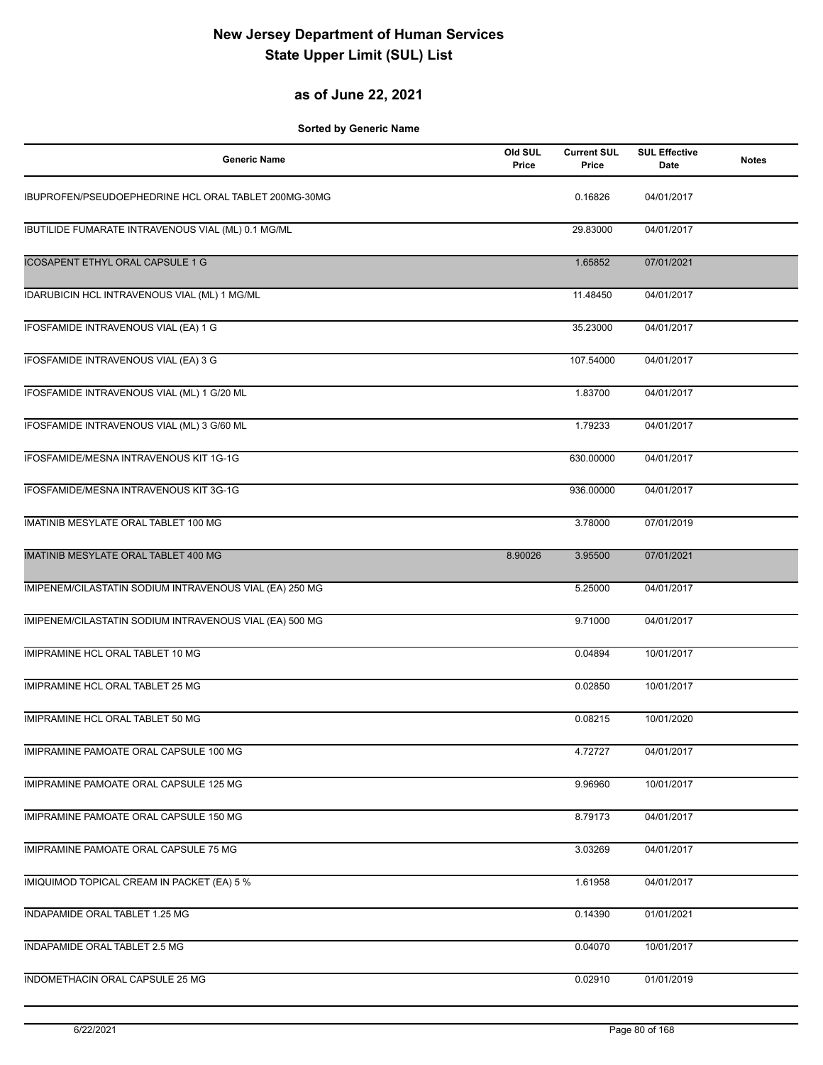# New Jersey Department of Human Services
# State Upper Limit (SUL) List

## as of June 22, 2021

**Sorted by Generic Name**

| Generic Name | Old SUL Price | Current SUL Price | SUL Effective Date | Notes |
|---|---|---|---|---|
| IBUPROFEN/PSEUDOEPHEDRINE HCL ORAL TABLET 200MG-30MG | | 0.16826 | 04/01/2017 | |
| IBUTILIDE FUMARATE INTRAVENOUS VIAL (ML) 0.1 MG/ML | | 29.83000 | 04/01/2017 | |
| ICOSAPENT ETHYL ORAL CAPSULE 1 G | | 1.65852 | 07/01/2021 | |
| IDARUBICIN HCL INTRAVENOUS VIAL (ML) 1 MG/ML | | 11.48450 | 04/01/2017 | |
| IFOSFAMIDE INTRAVENOUS VIAL (EA) 1 G | | 35.23000 | 04/01/2017 | |
| IFOSFAMIDE INTRAVENOUS VIAL (EA) 3 G | | 107.54000 | 04/01/2017 | |
| IFOSFAMIDE INTRAVENOUS VIAL (ML) 1 G/20 ML | | 1.83700 | 04/01/2017 | |
| IFOSFAMIDE INTRAVENOUS VIAL (ML) 3 G/60 ML | | 1.79233 | 04/01/2017 | |
| IFOSFAMIDE/MESNA INTRAVENOUS KIT 1G-1G | | 630.00000 | 04/01/2017 | |
| IFOSFAMIDE/MESNA INTRAVENOUS KIT 3G-1G | | 936.00000 | 04/01/2017 | |
| IMATINIB MESYLATE ORAL TABLET 100 MG | | 3.78000 | 07/01/2019 | |
| IMATINIB MESYLATE ORAL TABLET 400 MG | 8.90026 | 3.95500 | 07/01/2021 | |
| IMIPENEM/CILASTATIN SODIUM INTRAVENOUS VIAL (EA) 250 MG | | 5.25000 | 04/01/2017 | |
| IMIPENEM/CILASTATIN SODIUM INTRAVENOUS VIAL (EA) 500 MG | | 9.71000 | 04/01/2017 | |
| IMIPRAMINE HCL ORAL TABLET 10 MG | | 0.04894 | 10/01/2017 | |
| IMIPRAMINE HCL ORAL TABLET 25 MG | | 0.02850 | 10/01/2017 | |
| IMIPRAMINE HCL ORAL TABLET 50 MG | | 0.08215 | 10/01/2020 | |
| IMIPRAMINE PAMOATE ORAL CAPSULE 100 MG | | 4.72727 | 04/01/2017 | |
| IMIPRAMINE PAMOATE ORAL CAPSULE 125 MG | | 9.96960 | 10/01/2017 | |
| IMIPRAMINE PAMOATE ORAL CAPSULE 150 MG | | 8.79173 | 04/01/2017 | |
| IMIPRAMINE PAMOATE ORAL CAPSULE 75 MG | | 3.03269 | 04/01/2017 | |
| IMIQUIMOD TOPICAL CREAM IN PACKET (EA) 5 % | | 1.61958 | 04/01/2017 | |
| INDAPAMIDE ORAL TABLET 1.25 MG | | 0.14390 | 01/01/2021 | |
| INDAPAMIDE ORAL TABLET 2.5 MG | | 0.04070 | 10/01/2017 | |
| INDOMETHACIN ORAL CAPSULE 25 MG | | 0.02910 | 01/01/2019 | |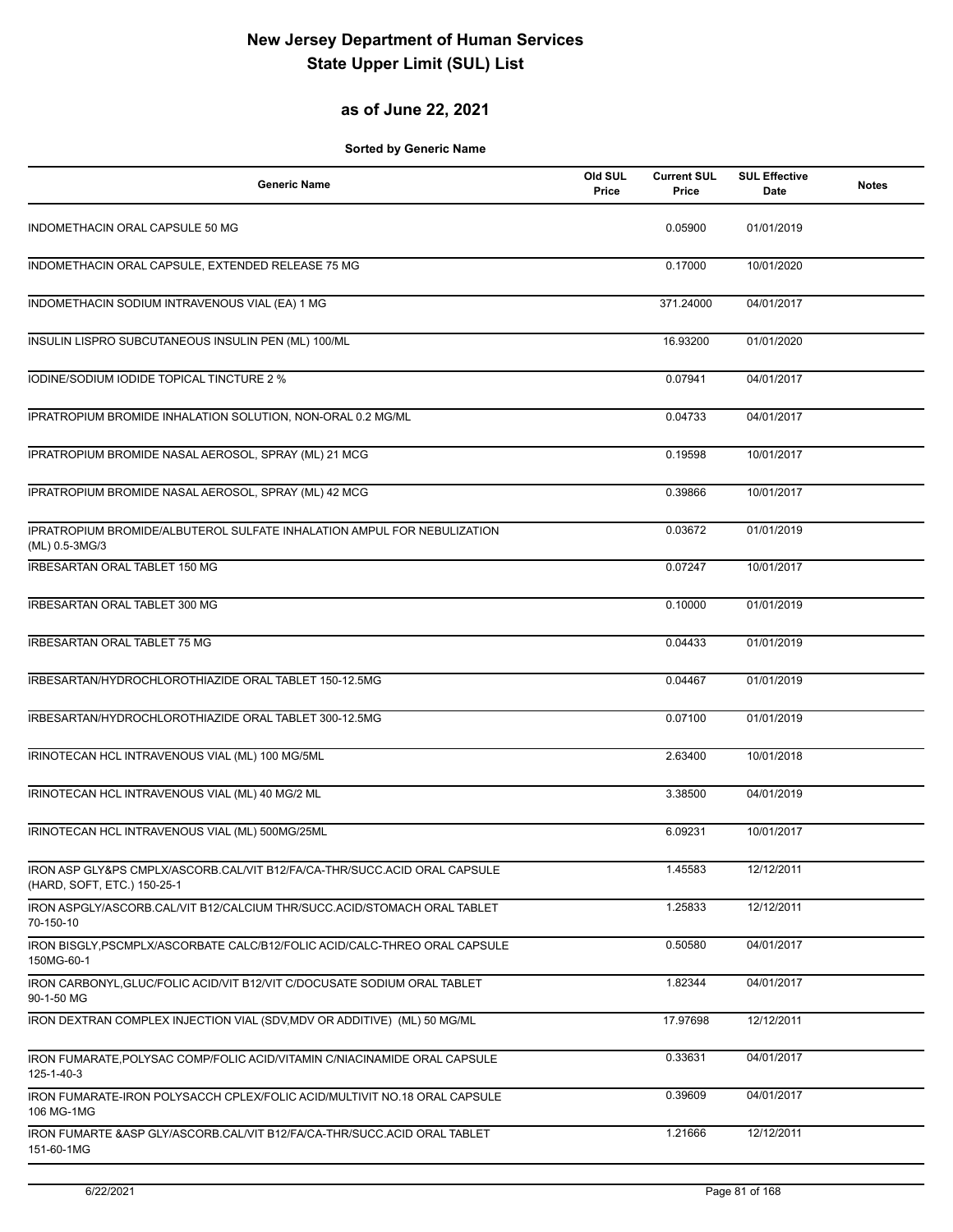# New Jersey Department of Human Services
# State Upper Limit (SUL) List

## as of June 22, 2021

**Sorted by Generic Name**

| Generic Name | Old SUL Price | Current SUL Price | SUL Effective Date | Notes |
|---|---|---|---|---|
| INDOMETHACIN ORAL CAPSULE 50 MG | | 0.05900 | 01/01/2019 | |
| INDOMETHACIN ORAL CAPSULE, EXTENDED RELEASE 75 MG | | 0.17000 | 10/01/2020 | |
| INDOMETHACIN SODIUM INTRAVENOUS VIAL (EA) 1 MG | | 371.24000 | 04/01/2017 | |
| INSULIN LISPRO SUBCUTANEOUS INSULIN PEN (ML) 100/ML | | 16.93200 | 01/01/2020 | |
| IODINE/SODIUM IODIDE TOPICAL TINCTURE 2 % | | 0.07941 | 04/01/2017 | |
| IPRATROPIUM BROMIDE INHALATION SOLUTION, NON-ORAL 0.2 MG/ML | | 0.04733 | 04/01/2017 | |
| IPRATROPIUM BROMIDE NASAL AEROSOL, SPRAY (ML) 21 MCG | | 0.19598 | 10/01/2017 | |
| IPRATROPIUM BROMIDE NASAL AEROSOL, SPRAY (ML) 42 MCG | | 0.39866 | 10/01/2017 | |
| IPRATROPIUM BROMIDE/ALBUTEROL SULFATE INHALATION AMPUL FOR NEBULIZATION (ML) 0.5-3MG/3 | | 0.03672 | 01/01/2019 | |
| IRBESARTAN ORAL TABLET 150 MG | | 0.07247 | 10/01/2017 | |
| IRBESARTAN ORAL TABLET 300 MG | | 0.10000 | 01/01/2019 | |
| IRBESARTAN ORAL TABLET 75 MG | | 0.04433 | 01/01/2019 | |
| IRBESARTAN/HYDROCHLOROTHIAZIDE ORAL TABLET 150-12.5MG | | 0.04467 | 01/01/2019 | |
| IRBESARTAN/HYDROCHLOROTHIAZIDE ORAL TABLET 300-12.5MG | | 0.07100 | 01/01/2019 | |
| IRINOTECAN HCL INTRAVENOUS VIAL (ML) 100 MG/5ML | | 2.63400 | 10/01/2018 | |
| IRINOTECAN HCL INTRAVENOUS VIAL (ML) 40 MG/2 ML | | 3.38500 | 04/01/2019 | |
| IRINOTECAN HCL INTRAVENOUS VIAL (ML) 500MG/25ML | | 6.09231 | 10/01/2017 | |
| IRON ASP GLY&PS CMPLX/ASCORB.CAL/VIT B12/FA/CA-THR/SUCC.ACID ORAL CAPSULE (HARD, SOFT, ETC.) 150-25-1 | | 1.45583 | 12/12/2011 | |
| IRON ASPGLY/ASCORB.CAL/VIT B12/CALCIUM THR/SUCC.ACID/STOMACH ORAL TABLET 70-150-10 | | 1.25833 | 12/12/2011 | |
| IRON BISGLY,PSCMPLX/ASCORBATE CALC/B12/FOLIC ACID/CALC-THREO ORAL CAPSULE 150MG-60-1 | | 0.50580 | 04/01/2017 | |
| IRON CARBONYL,GLUC/FOLIC ACID/VIT B12/VIT C/DOCUSATE SODIUM ORAL TABLET 90-1-50 MG | | 1.82344 | 04/01/2017 | |
| IRON DEXTRAN COMPLEX INJECTION VIAL (SDV,MDV OR ADDITIVE) (ML) 50 MG/ML | | 17.97698 | 12/12/2011 | |
| IRON FUMARATE,POLYSAC COMP/FOLIC ACID/VITAMIN C/NIACINAMIDE ORAL CAPSULE 125-1-40-3 | | 0.33631 | 04/01/2017 | |
| IRON FUMARATE-IRON POLYSACCH CPLEX/FOLIC ACID/MULTIVIT NO.18 ORAL CAPSULE 106 MG-1MG | | 0.39609 | 04/01/2017 | |
| IRON FUMARTE &ASP GLY/ASCORB.CAL/VIT B12/FA/CA-THR/SUCC.ACID ORAL TABLET 151-60-1MG | | 1.21666 | 12/12/2011 | |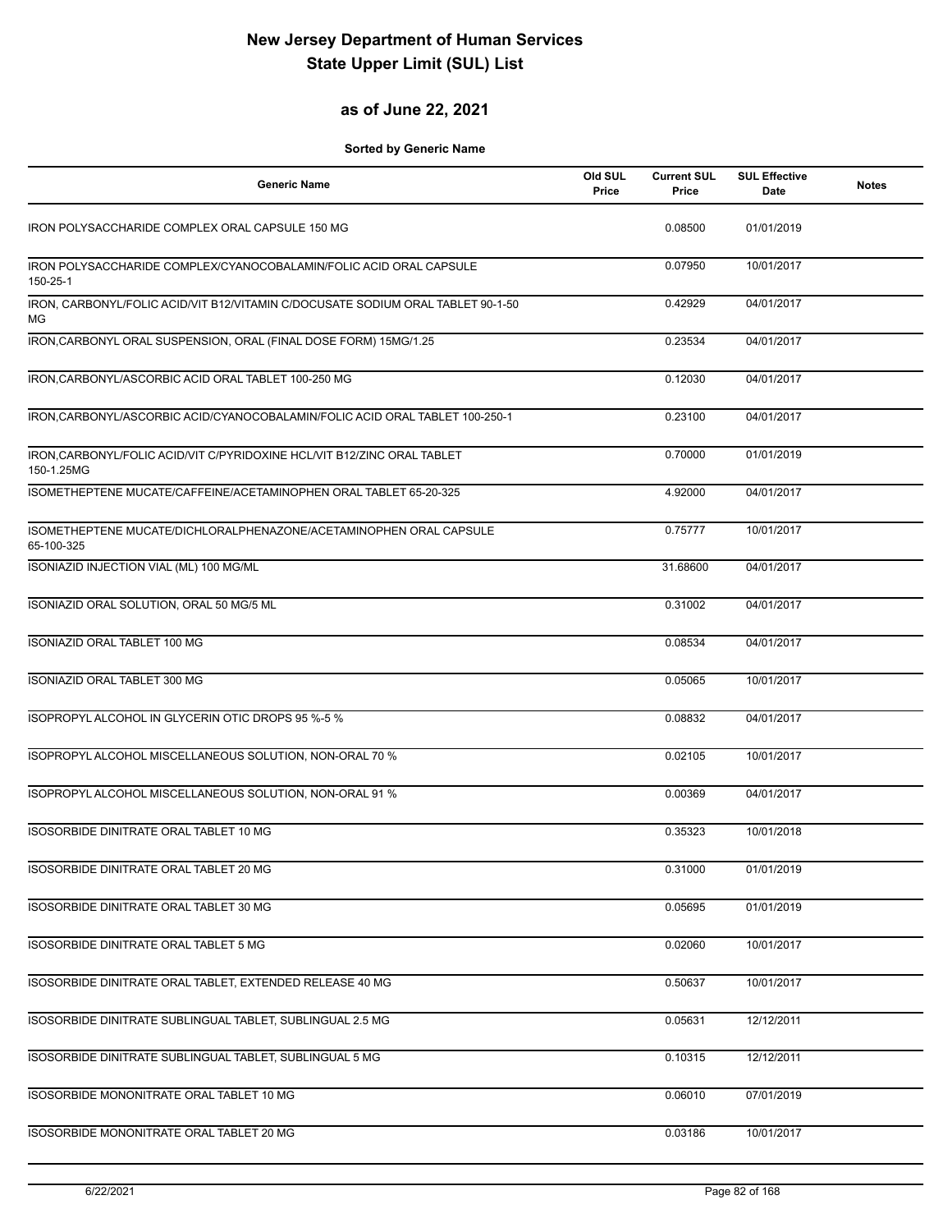# New Jersey Department of Human Services
# State Upper Limit (SUL) List

## as of June 22, 2021

**Sorted by Generic Name**

| Generic Name | Old SUL Price | Current SUL Price | SUL Effective Date | Notes |
|---|---|---|---|---|
| IRON POLYSACCHARIDE COMPLEX ORAL CAPSULE 150 MG | | 0.08500 | 01/01/2019 | |
| IRON POLYSACCHARIDE COMPLEX/CYANOCOBALAMIN/FOLIC ACID ORAL CAPSULE 150-25-1 | | 0.07950 | 10/01/2017 | |
| IRON, CARBONYL/FOLIC ACID/VIT B12/VITAMIN C/DOCUSATE SODIUM ORAL TABLET 90-1-50 MG | | 0.42929 | 04/01/2017 | |
| IRON,CARBONYL ORAL SUSPENSION, ORAL (FINAL DOSE FORM) 15MG/1.25 | | 0.23534 | 04/01/2017 | |
| IRON,CARBONYL/ASCORBIC ACID ORAL TABLET 100-250 MG | | 0.12030 | 04/01/2017 | |
| IRON,CARBONYL/ASCORBIC ACID/CYANOCOBALAMIN/FOLIC ACID ORAL TABLET 100-250-1 | | 0.23100 | 04/01/2017 | |
| IRON,CARBONYL/FOLIC ACID/VIT C/PYRIDOXINE HCL/VIT B12/ZINC ORAL TABLET 150-1.25MG | | 0.70000 | 01/01/2019 | |
| ISOMETHEPTENE MUCATE/CAFFEINE/ACETAMINOPHEN ORAL TABLET 65-20-325 | | 4.92000 | 04/01/2017 | |
| ISOMETHEPTENE MUCATE/DICHLORALPHENAZONE/ACETAMINOPHEN ORAL CAPSULE 65-100-325 | | 0.75777 | 10/01/2017 | |
| ISONIAZID INJECTION VIAL (ML) 100 MG/ML | | 31.68600 | 04/01/2017 | |
| ISONIAZID ORAL SOLUTION, ORAL 50 MG/5 ML | | 0.31002 | 04/01/2017 | |
| ISONIAZID ORAL TABLET 100 MG | | 0.08534 | 04/01/2017 | |
| ISONIAZID ORAL TABLET 300 MG | | 0.05065 | 10/01/2017 | |
| ISOPROPYL ALCOHOL IN GLYCERIN OTIC DROPS 95 %-5 % | | 0.08832 | 04/01/2017 | |
| ISOPROPYL ALCOHOL MISCELLANEOUS SOLUTION, NON-ORAL 70 % | | 0.02105 | 10/01/2017 | |
| ISOPROPYL ALCOHOL MISCELLANEOUS SOLUTION, NON-ORAL 91 % | | 0.00369 | 04/01/2017 | |
| ISOSORBIDE DINITRATE ORAL TABLET 10 MG | | 0.35323 | 10/01/2018 | |
| ISOSORBIDE DINITRATE ORAL TABLET 20 MG | | 0.31000 | 01/01/2019 | |
| ISOSORBIDE DINITRATE ORAL TABLET 30 MG | | 0.05695 | 01/01/2019 | |
| ISOSORBIDE DINITRATE ORAL TABLET 5 MG | | 0.02060 | 10/01/2017 | |
| ISOSORBIDE DINITRATE ORAL TABLET, EXTENDED RELEASE 40 MG | | 0.50637 | 10/01/2017 | |
| ISOSORBIDE DINITRATE SUBLINGUAL TABLET, SUBLINGUAL 2.5 MG | | 0.05631 | 12/12/2011 | |
| ISOSORBIDE DINITRATE SUBLINGUAL TABLET, SUBLINGUAL 5 MG | | 0.10315 | 12/12/2011 | |
| ISOSORBIDE MONONITRATE ORAL TABLET 10 MG | | 0.06010 | 07/01/2019 | |
| ISOSORBIDE MONONITRATE ORAL TABLET 20 MG | | 0.03186 | 10/01/2017 | |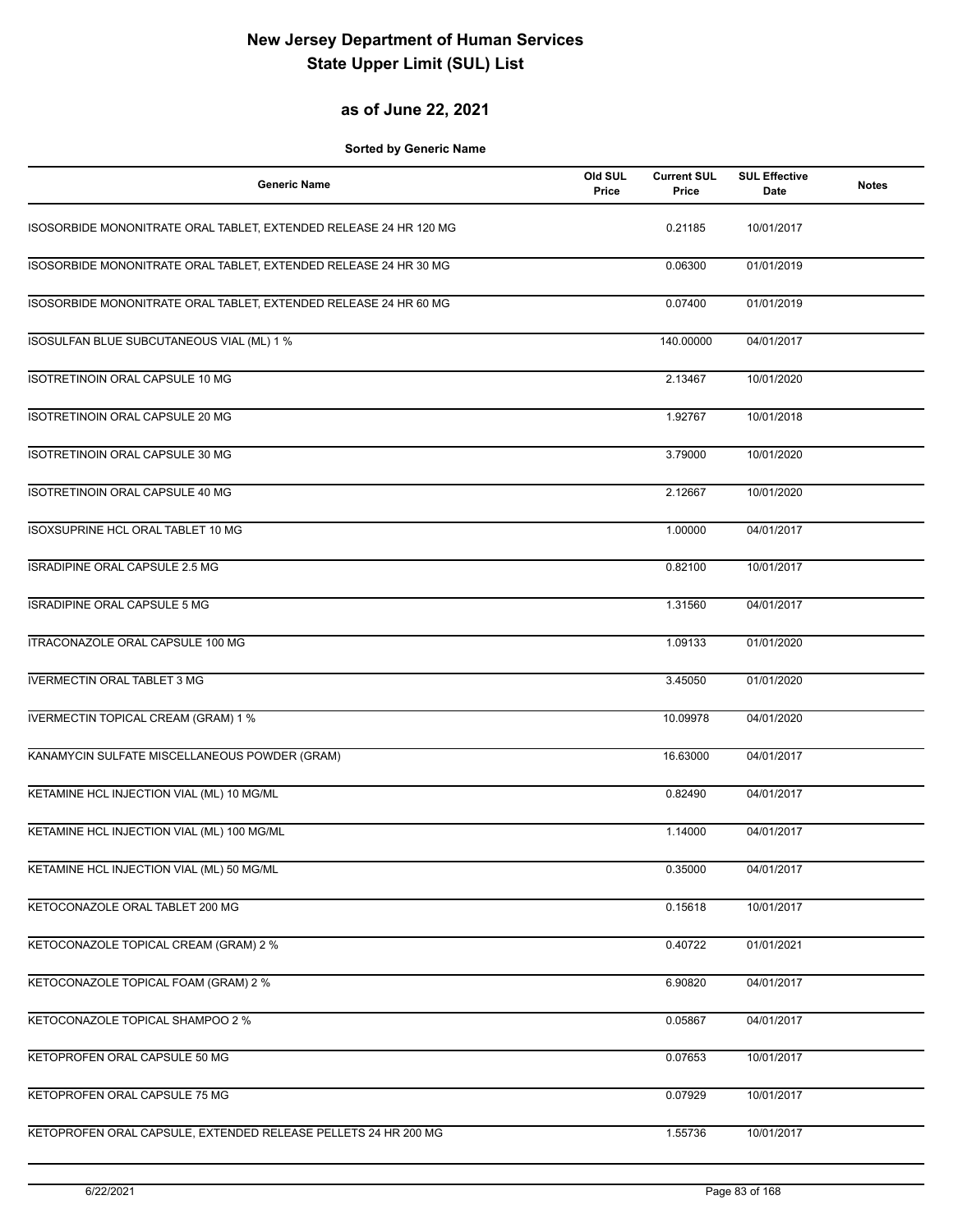# New Jersey Department of Human Services
# State Upper Limit (SUL) List

## as of June 22, 2021

**Sorted by Generic Name**

| Generic Name | Old SUL Price | Current SUL Price | SUL Effective Date | Notes |
|---|---|---|---|---|
| ISOSORBIDE MONONITRATE ORAL TABLET, EXTENDED RELEASE 24 HR 120 MG | | 0.21185 | 10/01/2017 | |
| ISOSORBIDE MONONITRATE ORAL TABLET, EXTENDED RELEASE 24 HR 30 MG | | 0.06300 | 01/01/2019 | |
| ISOSORBIDE MONONITRATE ORAL TABLET, EXTENDED RELEASE 24 HR 60 MG | | 0.07400 | 01/01/2019 | |
| ISOSULFAN BLUE SUBCUTANEOUS VIAL (ML) 1 % | | 140.00000 | 04/01/2017 | |
| ISOTRETINOIN ORAL CAPSULE 10 MG | | 2.13467 | 10/01/2020 | |
| ISOTRETINOIN ORAL CAPSULE 20 MG | | 1.92767 | 10/01/2018 | |
| ISOTRETINOIN ORAL CAPSULE 30 MG | | 3.79000 | 10/01/2020 | |
| ISOTRETINOIN ORAL CAPSULE 40 MG | | 2.12667 | 10/01/2020 | |
| ISOXSUPRINE HCL ORAL TABLET 10 MG | | 1.00000 | 04/01/2017 | |
| ISRADIPINE ORAL CAPSULE 2.5 MG | | 0.82100 | 10/01/2017 | |
| ISRADIPINE ORAL CAPSULE 5 MG | | 1.31560 | 04/01/2017 | |
| ITRACONAZOLE ORAL CAPSULE 100 MG | | 1.09133 | 01/01/2020 | |
| IVERMECTIN ORAL TABLET 3 MG | | 3.45050 | 01/01/2020 | |
| IVERMECTIN TOPICAL CREAM (GRAM) 1 % | | 10.09978 | 04/01/2020 | |
| KANAMYCIN SULFATE MISCELLANEOUS POWDER (GRAM) | | 16.63000 | 04/01/2017 | |
| KETAMINE HCL INJECTION VIAL (ML) 10 MG/ML | | 0.82490 | 04/01/2017 | |
| KETAMINE HCL INJECTION VIAL (ML) 100 MG/ML | | 1.14000 | 04/01/2017 | |
| KETAMINE HCL INJECTION VIAL (ML) 50 MG/ML | | 0.35000 | 04/01/2017 | |
| KETOCONAZOLE ORAL TABLET 200 MG | | 0.15618 | 10/01/2017 | |
| KETOCONAZOLE TOPICAL CREAM (GRAM) 2 % | | 0.40722 | 01/01/2021 | |
| KETOCONAZOLE TOPICAL FOAM (GRAM) 2 % | | 6.90820 | 04/01/2017 | |
| KETOCONAZOLE TOPICAL SHAMPOO 2 % | | 0.05867 | 04/01/2017 | |
| KETOPROFEN ORAL CAPSULE 50 MG | | 0.07653 | 10/01/2017 | |
| KETOPROFEN ORAL CAPSULE 75 MG | | 0.07929 | 10/01/2017 | |
| KETOPROFEN ORAL CAPSULE, EXTENDED RELEASE PELLETS 24 HR 200 MG | | 1.55736 | 10/01/2017 | |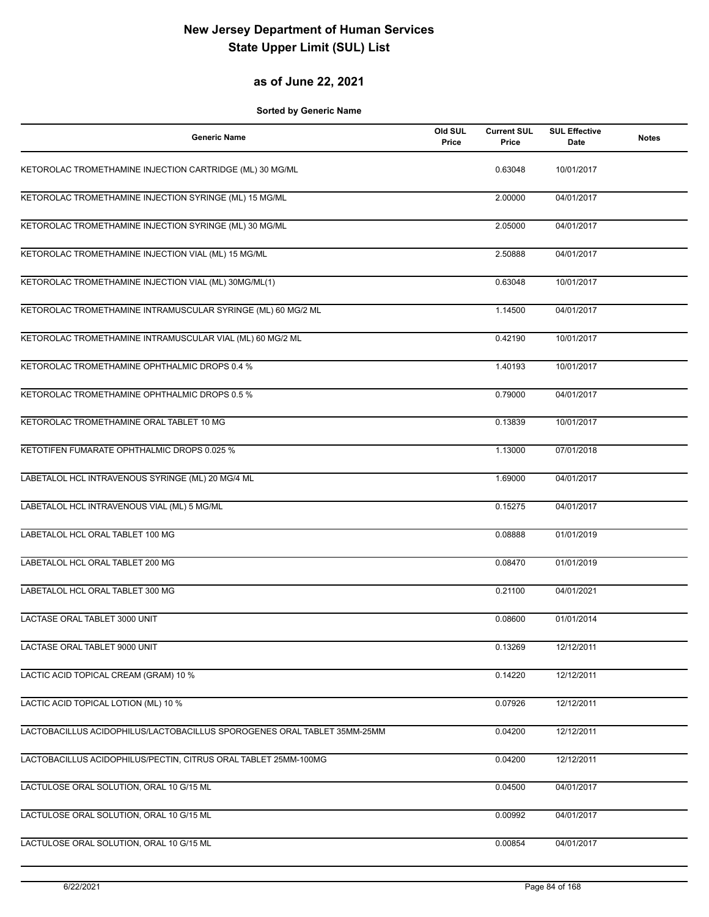# New Jersey Department of Human Services
# State Upper Limit (SUL) List

## as of June 22, 2021

**Sorted by Generic Name**

| Generic Name | Old SUL Price | Current SUL Price | SUL Effective Date | Notes |
|---|---|---|---|---|
| KETOROLAC TROMETHAMINE INJECTION CARTRIDGE (ML) 30 MG/ML | | 0.63048 | 10/01/2017 | |
| KETOROLAC TROMETHAMINE INJECTION SYRINGE (ML) 15 MG/ML | | 2.00000 | 04/01/2017 | |
| KETOROLAC TROMETHAMINE INJECTION SYRINGE (ML) 30 MG/ML | | 2.05000 | 04/01/2017 | |
| KETOROLAC TROMETHAMINE INJECTION VIAL (ML) 15 MG/ML | | 2.50888 | 04/01/2017 | |
| KETOROLAC TROMETHAMINE INJECTION VIAL (ML) 30MG/ML(1) | | 0.63048 | 10/01/2017 | |
| KETOROLAC TROMETHAMINE INTRAMUSCULAR SYRINGE (ML) 60 MG/2 ML | | 1.14500 | 04/01/2017 | |
| KETOROLAC TROMETHAMINE INTRAMUSCULAR VIAL (ML) 60 MG/2 ML | | 0.42190 | 10/01/2017 | |
| KETOROLAC TROMETHAMINE OPHTHALMIC DROPS 0.4 % | | 1.40193 | 10/01/2017 | |
| KETOROLAC TROMETHAMINE OPHTHALMIC DROPS 0.5 % | | 0.79000 | 04/01/2017 | |
| KETOROLAC TROMETHAMINE ORAL TABLET 10 MG | | 0.13839 | 10/01/2017 | |
| KETOTIFEN FUMARATE OPHTHALMIC DROPS 0.025 % | | 1.13000 | 07/01/2018 | |
| LABETALOL HCL INTRAVENOUS SYRINGE (ML) 20 MG/4 ML | | 1.69000 | 04/01/2017 | |
| LABETALOL HCL INTRAVENOUS VIAL (ML) 5 MG/ML | | 0.15275 | 04/01/2017 | |
| LABETALOL HCL ORAL TABLET 100 MG | | 0.08888 | 01/01/2019 | |
| LABETALOL HCL ORAL TABLET 200 MG | | 0.08470 | 01/01/2019 | |
| LABETALOL HCL ORAL TABLET 300 MG | | 0.21100 | 04/01/2021 | |
| LACTASE ORAL TABLET 3000 UNIT | | 0.08600 | 01/01/2014 | |
| LACTASE ORAL TABLET 9000 UNIT | | 0.13269 | 12/12/2011 | |
| LACTIC ACID TOPICAL CREAM (GRAM) 10 % | | 0.14220 | 12/12/2011 | |
| LACTIC ACID TOPICAL LOTION (ML) 10 % | | 0.07926 | 12/12/2011 | |
| LACTOBACILLUS ACIDOPHILUS/LACTOBACILLUS SPOROGENES ORAL TABLET 35MM-25MM | | 0.04200 | 12/12/2011 | |
| LACTOBACILLUS ACIDOPHILUS/PECTIN, CITRUS ORAL TABLET 25MM-100MG | | 0.04200 | 12/12/2011 | |
| LACTULOSE ORAL SOLUTION, ORAL 10 G/15 ML | | 0.04500 | 04/01/2017 | |
| LACTULOSE ORAL SOLUTION, ORAL 10 G/15 ML | | 0.00992 | 04/01/2017 | |
| LACTULOSE ORAL SOLUTION, ORAL 10 G/15 ML | | 0.00854 | 04/01/2017 | |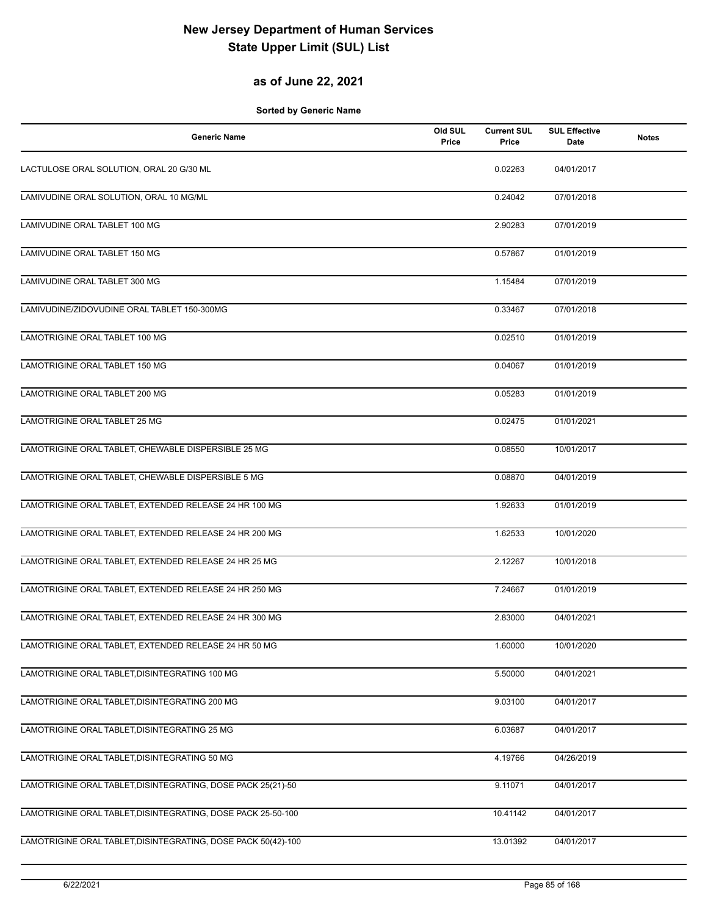# New Jersey Department of Human Services
# State Upper Limit (SUL) List

## as of June 22, 2021

**Sorted by Generic Name**

| Generic Name | Old SUL Price | Current SUL Price | SUL Effective Date | Notes |
|---|---|---|---|---|
| LACTULOSE ORAL SOLUTION, ORAL 20 G/30 ML | | 0.02263 | 04/01/2017 | |
| LAMIVUDINE ORAL SOLUTION, ORAL 10 MG/ML | | 0.24042 | 07/01/2018 | |
| LAMIVUDINE ORAL TABLET 100 MG | | 2.90283 | 07/01/2019 | |
| LAMIVUDINE ORAL TABLET 150 MG | | 0.57867 | 01/01/2019 | |
| LAMIVUDINE ORAL TABLET 300 MG | | 1.15484 | 07/01/2019 | |
| LAMIVUDINE/ZIDOVUDINE ORAL TABLET 150-300MG | | 0.33467 | 07/01/2018 | |
| LAMOTRIGINE ORAL TABLET 100 MG | | 0.02510 | 01/01/2019 | |
| LAMOTRIGINE ORAL TABLET 150 MG | | 0.04067 | 01/01/2019 | |
| LAMOTRIGINE ORAL TABLET 200 MG | | 0.05283 | 01/01/2019 | |
| LAMOTRIGINE ORAL TABLET 25 MG | | 0.02475 | 01/01/2021 | |
| LAMOTRIGINE ORAL TABLET, CHEWABLE DISPERSIBLE 25 MG | | 0.08550 | 10/01/2017 | |
| LAMOTRIGINE ORAL TABLET, CHEWABLE DISPERSIBLE 5 MG | | 0.08870 | 04/01/2019 | |
| LAMOTRIGINE ORAL TABLET, EXTENDED RELEASE 24 HR 100 MG | | 1.92633 | 01/01/2019 | |
| LAMOTRIGINE ORAL TABLET, EXTENDED RELEASE 24 HR 200 MG | | 1.62533 | 10/01/2020 | |
| LAMOTRIGINE ORAL TABLET, EXTENDED RELEASE 24 HR 25 MG | | 2.12267 | 10/01/2018 | |
| LAMOTRIGINE ORAL TABLET, EXTENDED RELEASE 24 HR 250 MG | | 7.24667 | 01/01/2019 | |
| LAMOTRIGINE ORAL TABLET, EXTENDED RELEASE 24 HR 300 MG | | 2.83000 | 04/01/2021 | |
| LAMOTRIGINE ORAL TABLET, EXTENDED RELEASE 24 HR 50 MG | | 1.60000 | 10/01/2020 | |
| LAMOTRIGINE ORAL TABLET,DISINTEGRATING 100 MG | | 5.50000 | 04/01/2021 | |
| LAMOTRIGINE ORAL TABLET,DISINTEGRATING 200 MG | | 9.03100 | 04/01/2017 | |
| LAMOTRIGINE ORAL TABLET,DISINTEGRATING 25 MG | | 6.03687 | 04/01/2017 | |
| LAMOTRIGINE ORAL TABLET,DISINTEGRATING 50 MG | | 4.19766 | 04/26/2019 | |
| LAMOTRIGINE ORAL TABLET,DISINTEGRATING, DOSE PACK 25(21)-50 | | 9.11071 | 04/01/2017 | |
| LAMOTRIGINE ORAL TABLET,DISINTEGRATING, DOSE PACK 25-50-100 | | 10.41142 | 04/01/2017 | |
| LAMOTRIGINE ORAL TABLET,DISINTEGRATING, DOSE PACK 50(42)-100 | | 13.01392 | 04/01/2017 | |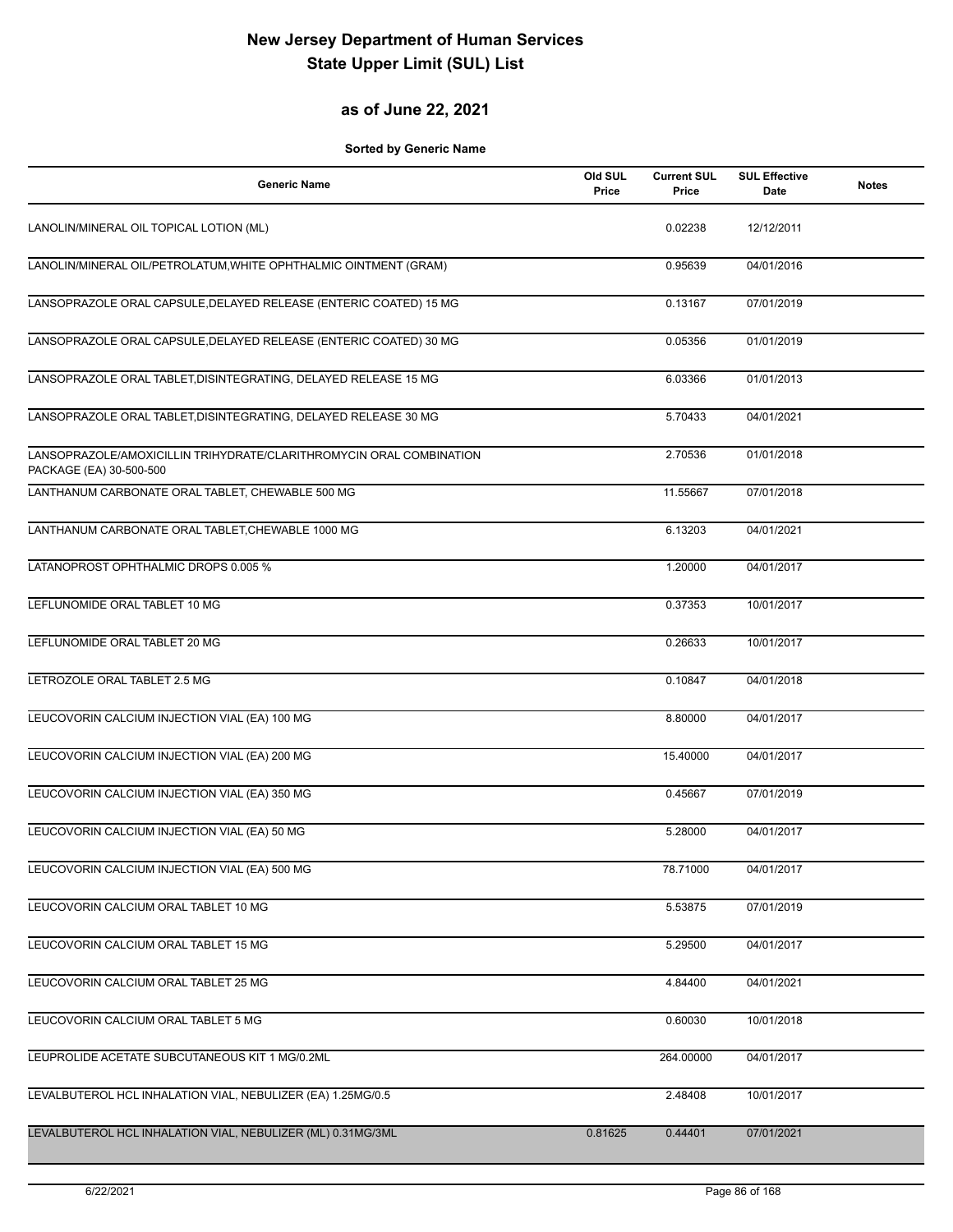# New Jersey Department of Human Services
# State Upper Limit (SUL) List

## as of June 22, 2021

**Sorted by Generic Name**

| Generic Name | Old SUL Price | Current SUL Price | SUL Effective Date | Notes |
|---|---|---|---|---|
| LANOLIN/MINERAL OIL TOPICAL LOTION (ML) | | 0.02238 | 12/12/2011 | |
| LANOLIN/MINERAL OIL/PETROLATUM,WHITE OPHTHALMIC OINTMENT (GRAM) | | 0.95639 | 04/01/2016 | |
| LANSOPRAZOLE ORAL CAPSULE,DELAYED RELEASE (ENTERIC COATED) 15 MG | | 0.13167 | 07/01/2019 | |
| LANSOPRAZOLE ORAL CAPSULE,DELAYED RELEASE (ENTERIC COATED) 30 MG | | 0.05356 | 01/01/2019 | |
| LANSOPRAZOLE ORAL TABLET,DISINTEGRATING, DELAYED RELEASE 15 MG | | 6.03366 | 01/01/2013 | |
| LANSOPRAZOLE ORAL TABLET,DISINTEGRATING, DELAYED RELEASE 30 MG | | 5.70433 | 04/01/2021 | |
| LANSOPRAZOLE/AMOXICILLIN TRIHYDRATE/CLARITHROMYCIN ORAL COMBINATION PACKAGE (EA) 30-500-500 | | 2.70536 | 01/01/2018 | |
| LANTHANUM CARBONATE ORAL TABLET, CHEWABLE 500 MG | | 11.55667 | 07/01/2018 | |
| LANTHANUM CARBONATE ORAL TABLET,CHEWABLE 1000 MG | | 6.13203 | 04/01/2021 | |
| LATANOPROST OPHTHALMIC DROPS 0.005 % | | 1.20000 | 04/01/2017 | |
| LEFLUNOMIDE ORAL TABLET 10 MG | | 0.37353 | 10/01/2017 | |
| LEFLUNOMIDE ORAL TABLET 20 MG | | 0.26633 | 10/01/2017 | |
| LETROZOLE ORAL TABLET 2.5 MG | | 0.10847 | 04/01/2018 | |
| LEUCOVORIN CALCIUM INJECTION VIAL (EA) 100 MG | | 8.80000 | 04/01/2017 | |
| LEUCOVORIN CALCIUM INJECTION VIAL (EA) 200 MG | | 15.40000 | 04/01/2017 | |
| LEUCOVORIN CALCIUM INJECTION VIAL (EA) 350 MG | | 0.45667 | 07/01/2019 | |
| LEUCOVORIN CALCIUM INJECTION VIAL (EA) 50 MG | | 5.28000 | 04/01/2017 | |
| LEUCOVORIN CALCIUM INJECTION VIAL (EA) 500 MG | | 78.71000 | 04/01/2017 | |
| LEUCOVORIN CALCIUM ORAL TABLET 10 MG | | 5.53875 | 07/01/2019 | |
| LEUCOVORIN CALCIUM ORAL TABLET 15 MG | | 5.29500 | 04/01/2017 | |
| LEUCOVORIN CALCIUM ORAL TABLET 25 MG | | 4.84400 | 04/01/2021 | |
| LEUCOVORIN CALCIUM ORAL TABLET 5 MG | | 0.60030 | 10/01/2018 | |
| LEUPROLIDE ACETATE SUBCUTANEOUS KIT 1 MG/0.2ML | | 264.00000 | 04/01/2017 | |
| LEVALBUTEROL HCL INHALATION VIAL, NEBULIZER (EA) 1.25MG/0.5 | | 2.48408 | 10/01/2017 | |
| LEVALBUTEROL HCL INHALATION VIAL, NEBULIZER (ML) 0.31MG/3ML | 0.81625 | 0.44401 | 07/01/2021 | |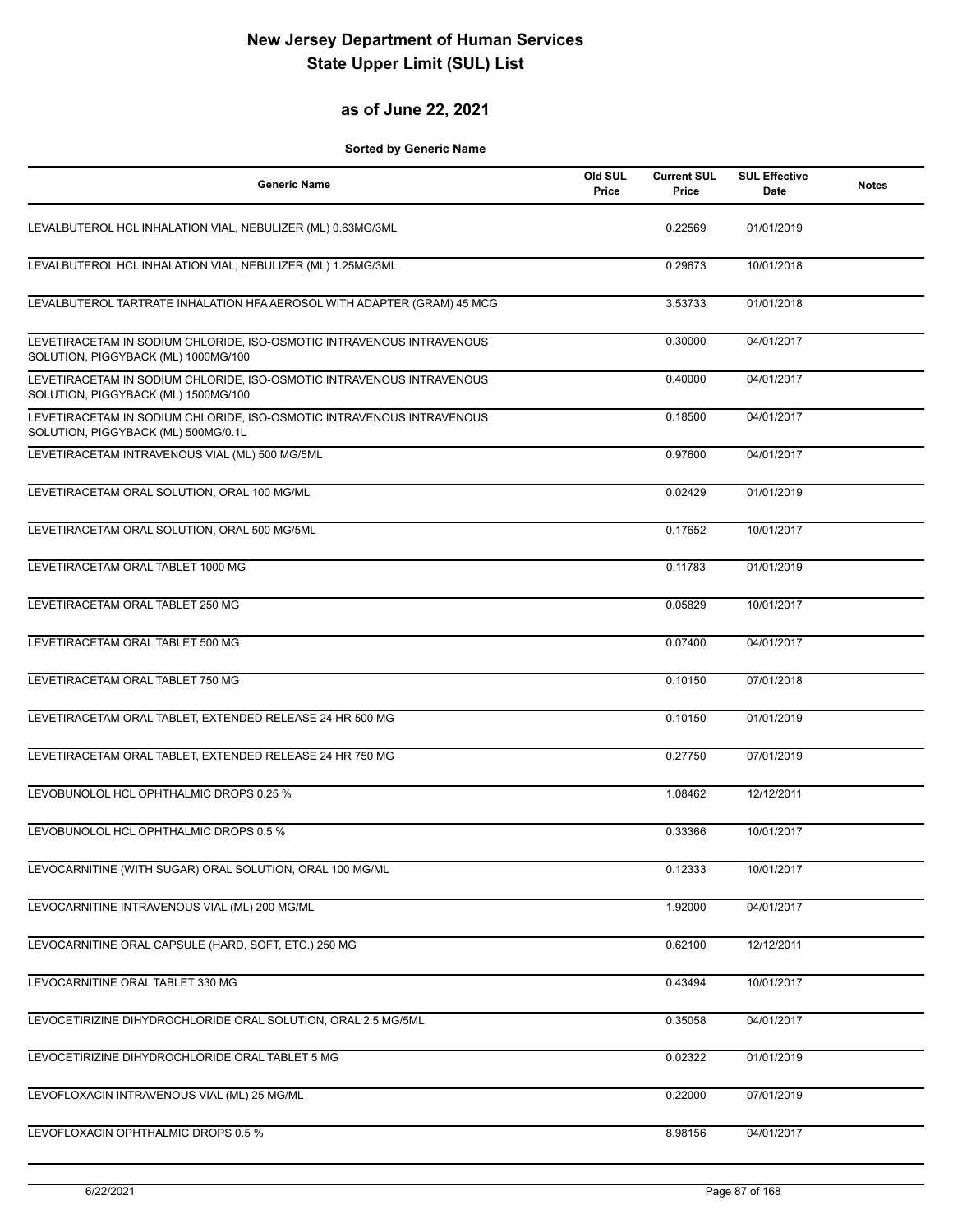# New Jersey Department of Human Services
# State Upper Limit (SUL) List

## as of June 22, 2021

**Sorted by Generic Name**

| Generic Name | Old SUL Price | Current SUL Price | SUL Effective Date | Notes |
|---|---|---|---|---|
| LEVALBUTEROL HCL INHALATION VIAL, NEBULIZER (ML) 0.63MG/3ML | | 0.22569 | 01/01/2019 | |
| LEVALBUTEROL HCL INHALATION VIAL, NEBULIZER (ML) 1.25MG/3ML | | 0.29673 | 10/01/2018 | |
| LEVALBUTEROL TARTRATE INHALATION HFA AEROSOL WITH ADAPTER (GRAM) 45 MCG | | 3.53733 | 01/01/2018 | |
| LEVETIRACETAM IN SODIUM CHLORIDE, ISO-OSMOTIC INTRAVENOUS INTRAVENOUS SOLUTION, PIGGYBACK (ML) 1000MG/100 | | 0.30000 | 04/01/2017 | |
| LEVETIRACETAM IN SODIUM CHLORIDE, ISO-OSMOTIC INTRAVENOUS INTRAVENOUS SOLUTION, PIGGYBACK (ML) 1500MG/100 | | 0.40000 | 04/01/2017 | |
| LEVETIRACETAM IN SODIUM CHLORIDE, ISO-OSMOTIC INTRAVENOUS INTRAVENOUS SOLUTION, PIGGYBACK (ML) 500MG/0.1L | | 0.18500 | 04/01/2017 | |
| LEVETIRACETAM INTRAVENOUS VIAL (ML) 500 MG/5ML | | 0.97600 | 04/01/2017 | |
| LEVETIRACETAM ORAL SOLUTION, ORAL 100 MG/ML | | 0.02429 | 01/01/2019 | |
| LEVETIRACETAM ORAL SOLUTION, ORAL 500 MG/5ML | | 0.17652 | 10/01/2017 | |
| LEVETIRACETAM ORAL TABLET 1000 MG | | 0.11783 | 01/01/2019 | |
| LEVETIRACETAM ORAL TABLET 250 MG | | 0.05829 | 10/01/2017 | |
| LEVETIRACETAM ORAL TABLET 500 MG | | 0.07400 | 04/01/2017 | |
| LEVETIRACETAM ORAL TABLET 750 MG | | 0.10150 | 07/01/2018 | |
| LEVETIRACETAM ORAL TABLET, EXTENDED RELEASE 24 HR 500 MG | | 0.10150 | 01/01/2019 | |
| LEVETIRACETAM ORAL TABLET, EXTENDED RELEASE 24 HR 750 MG | | 0.27750 | 07/01/2019 | |
| LEVOBUNOLOL HCL OPHTHALMIC DROPS 0.25 % | | 1.08462 | 12/12/2011 | |
| LEVOBUNOLOL HCL OPHTHALMIC DROPS 0.5 % | | 0.33366 | 10/01/2017 | |
| LEVOCARNITINE (WITH SUGAR) ORAL SOLUTION, ORAL 100 MG/ML | | 0.12333 | 10/01/2017 | |
| LEVOCARNITINE INTRAVENOUS VIAL (ML) 200 MG/ML | | 1.92000 | 04/01/2017 | |
| LEVOCARNITINE ORAL CAPSULE (HARD, SOFT, ETC.) 250 MG | | 0.62100 | 12/12/2011 | |
| LEVOCARNITINE ORAL TABLET 330 MG | | 0.43494 | 10/01/2017 | |
| LEVOCETIRIZINE DIHYDROCHLORIDE ORAL SOLUTION, ORAL 2.5 MG/5ML | | 0.35058 | 04/01/2017 | |
| LEVOCETIRIZINE DIHYDROCHLORIDE ORAL TABLET 5 MG | | 0.02322 | 01/01/2019 | |
| LEVOFLOXACIN INTRAVENOUS VIAL (ML) 25 MG/ML | | 0.22000 | 07/01/2019 | |
| LEVOFLOXACIN OPHTHALMIC DROPS 0.5 % | | 8.98156 | 04/01/2017 | |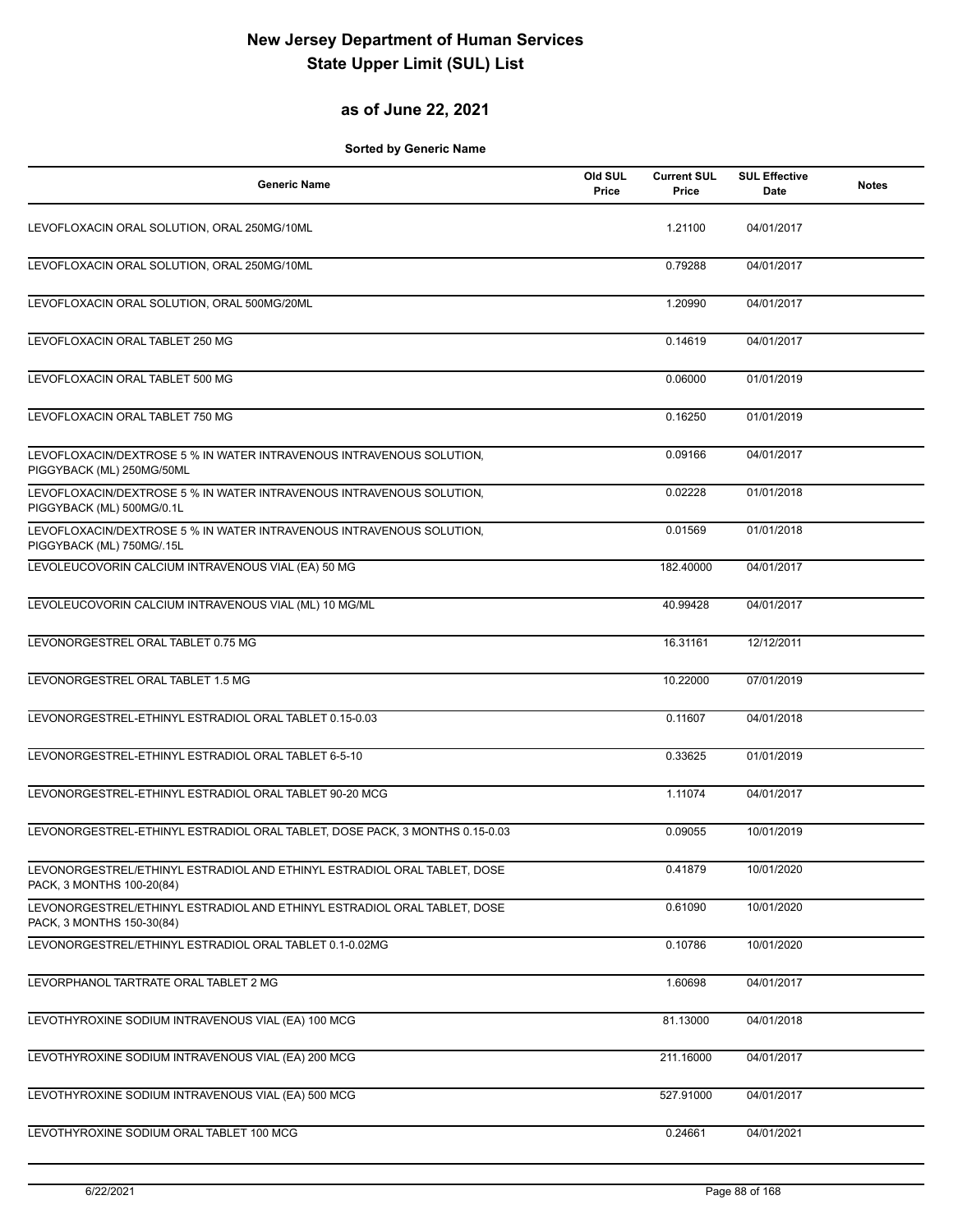# New Jersey Department of Human Services
# State Upper Limit (SUL) List

## as of June 22, 2021

**Sorted by Generic Name**

| Generic Name | Old SUL Price | Current SUL Price | SUL Effective Date | Notes |
|---|---|---|---|---|
| LEVOFLOXACIN ORAL SOLUTION, ORAL 250MG/10ML | | 1.21100 | 04/01/2017 | |
| LEVOFLOXACIN ORAL SOLUTION, ORAL 250MG/10ML | | 0.79288 | 04/01/2017 | |
| LEVOFLOXACIN ORAL SOLUTION, ORAL 500MG/20ML | | 1.20990 | 04/01/2017 | |
| LEVOFLOXACIN ORAL TABLET 250 MG | | 0.14619 | 04/01/2017 | |
| LEVOFLOXACIN ORAL TABLET 500 MG | | 0.06000 | 01/01/2019 | |
| LEVOFLOXACIN ORAL TABLET 750 MG | | 0.16250 | 01/01/2019 | |
| LEVOFLOXACIN/DEXTROSE 5 % IN WATER INTRAVENOUS INTRAVENOUS SOLUTION, PIGGYBACK (ML) 250MG/50ML | | 0.09166 | 04/01/2017 | |
| LEVOFLOXACIN/DEXTROSE 5 % IN WATER INTRAVENOUS INTRAVENOUS SOLUTION, PIGGYBACK (ML) 500MG/0.1L | | 0.02228 | 01/01/2018 | |
| LEVOFLOXACIN/DEXTROSE 5 % IN WATER INTRAVENOUS INTRAVENOUS SOLUTION, PIGGYBACK (ML) 750MG/.15L | | 0.01569 | 01/01/2018 | |
| LEVOLEUCOVORIN CALCIUM INTRAVENOUS VIAL (EA) 50 MG | | 182.40000 | 04/01/2017 | |
| LEVOLEUCOVORIN CALCIUM INTRAVENOUS VIAL (ML) 10 MG/ML | | 40.99428 | 04/01/2017 | |
| LEVONORGESTREL ORAL TABLET 0.75 MG | | 16.31161 | 12/12/2011 | |
| LEVONORGESTREL ORAL TABLET 1.5 MG | | 10.22000 | 07/01/2019 | |
| LEVONORGESTREL-ETHINYL ESTRADIOL ORAL TABLET 0.15-0.03 | | 0.11607 | 04/01/2018 | |
| LEVONORGESTREL-ETHINYL ESTRADIOL ORAL TABLET 6-5-10 | | 0.33625 | 01/01/2019 | |
| LEVONORGESTREL-ETHINYL ESTRADIOL ORAL TABLET 90-20 MCG | | 1.11074 | 04/01/2017 | |
| LEVONORGESTREL-ETHINYL ESTRADIOL ORAL TABLET, DOSE PACK, 3 MONTHS 0.15-0.03 | | 0.09055 | 10/01/2019 | |
| LEVONORGESTREL/ETHINYL ESTRADIOL AND ETHINYL ESTRADIOL ORAL TABLET, DOSE PACK, 3 MONTHS 100-20(84) | | 0.41879 | 10/01/2020 | |
| LEVONORGESTREL/ETHINYL ESTRADIOL AND ETHINYL ESTRADIOL ORAL TABLET, DOSE PACK, 3 MONTHS 150-30(84) | | 0.61090 | 10/01/2020 | |
| LEVONORGESTREL/ETHINYL ESTRADIOL ORAL TABLET 0.1-0.02MG | | 0.10786 | 10/01/2020 | |
| LEVORPHANOL TARTRATE ORAL TABLET 2 MG | | 1.60698 | 04/01/2017 | |
| LEVOTHYROXINE SODIUM INTRAVENOUS VIAL (EA) 100 MCG | | 81.13000 | 04/01/2018 | |
| LEVOTHYROXINE SODIUM INTRAVENOUS VIAL (EA) 200 MCG | | 211.16000 | 04/01/2017 | |
| LEVOTHYROXINE SODIUM INTRAVENOUS VIAL (EA) 500 MCG | | 527.91000 | 04/01/2017 | |
| LEVOTHYROXINE SODIUM ORAL TABLET 100 MCG | | 0.24661 | 04/01/2021 | |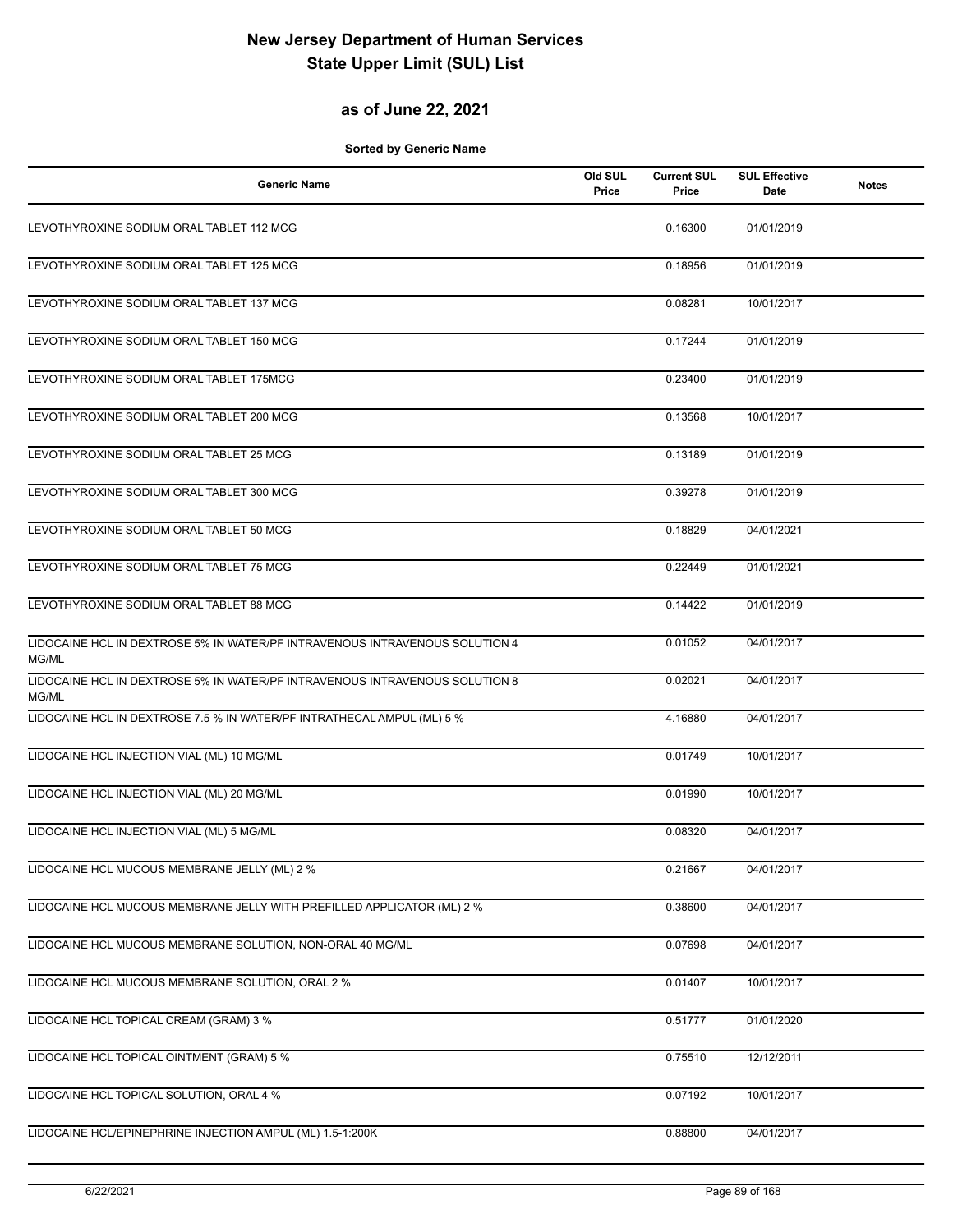# New Jersey Department of Human Services
# State Upper Limit (SUL) List

## as of June 22, 2021

**Sorted by Generic Name**

| Generic Name | Old SUL Price | Current SUL Price | SUL Effective Date | Notes |
|---|---|---|---|---|
| LEVOTHYROXINE SODIUM ORAL TABLET 112 MCG | | 0.16300 | 01/01/2019 | |
| LEVOTHYROXINE SODIUM ORAL TABLET 125 MCG | | 0.18956 | 01/01/2019 | |
| LEVOTHYROXINE SODIUM ORAL TABLET 137 MCG | | 0.08281 | 10/01/2017 | |
| LEVOTHYROXINE SODIUM ORAL TABLET 150 MCG | | 0.17244 | 01/01/2019 | |
| LEVOTHYROXINE SODIUM ORAL TABLET 175MCG | | 0.23400 | 01/01/2019 | |
| LEVOTHYROXINE SODIUM ORAL TABLET 200 MCG | | 0.13568 | 10/01/2017 | |
| LEVOTHYROXINE SODIUM ORAL TABLET 25 MCG | | 0.13189 | 01/01/2019 | |
| LEVOTHYROXINE SODIUM ORAL TABLET 300 MCG | | 0.39278 | 01/01/2019 | |
| LEVOTHYROXINE SODIUM ORAL TABLET 50 MCG | | 0.18829 | 04/01/2021 | |
| LEVOTHYROXINE SODIUM ORAL TABLET 75 MCG | | 0.22449 | 01/01/2021 | |
| LEVOTHYROXINE SODIUM ORAL TABLET 88 MCG | | 0.14422 | 01/01/2019 | |
| LIDOCAINE HCL IN DEXTROSE 5% IN WATER/PF INTRAVENOUS INTRAVENOUS SOLUTION 4 MG/ML | | 0.01052 | 04/01/2017 | |
| LIDOCAINE HCL IN DEXTROSE 5% IN WATER/PF INTRAVENOUS INTRAVENOUS SOLUTION 8 MG/ML | | 0.02021 | 04/01/2017 | |
| LIDOCAINE HCL IN DEXTROSE 7.5 % IN WATER/PF INTRATHECAL AMPUL (ML) 5 % | | 4.16880 | 04/01/2017 | |
| LIDOCAINE HCL INJECTION VIAL (ML) 10 MG/ML | | 0.01749 | 10/01/2017 | |
| LIDOCAINE HCL INJECTION VIAL (ML) 20 MG/ML | | 0.01990 | 10/01/2017 | |
| LIDOCAINE HCL INJECTION VIAL (ML) 5 MG/ML | | 0.08320 | 04/01/2017 | |
| LIDOCAINE HCL MUCOUS MEMBRANE JELLY (ML) 2 % | | 0.21667 | 04/01/2017 | |
| LIDOCAINE HCL MUCOUS MEMBRANE JELLY WITH PREFILLED APPLICATOR (ML) 2 % | | 0.38600 | 04/01/2017 | |
| LIDOCAINE HCL MUCOUS MEMBRANE SOLUTION, NON-ORAL 40 MG/ML | | 0.07698 | 04/01/2017 | |
| LIDOCAINE HCL MUCOUS MEMBRANE SOLUTION, ORAL 2 % | | 0.01407 | 10/01/2017 | |
| LIDOCAINE HCL TOPICAL CREAM (GRAM) 3 % | | 0.51777 | 01/01/2020 | |
| LIDOCAINE HCL TOPICAL OINTMENT (GRAM) 5 % | | 0.75510 | 12/12/2011 | |
| LIDOCAINE HCL TOPICAL SOLUTION, ORAL 4 % | | 0.07192 | 10/01/2017 | |
| LIDOCAINE HCL/EPINEPHRINE INJECTION AMPUL (ML) 1.5-1:200K | | 0.88800 | 04/01/2017 | |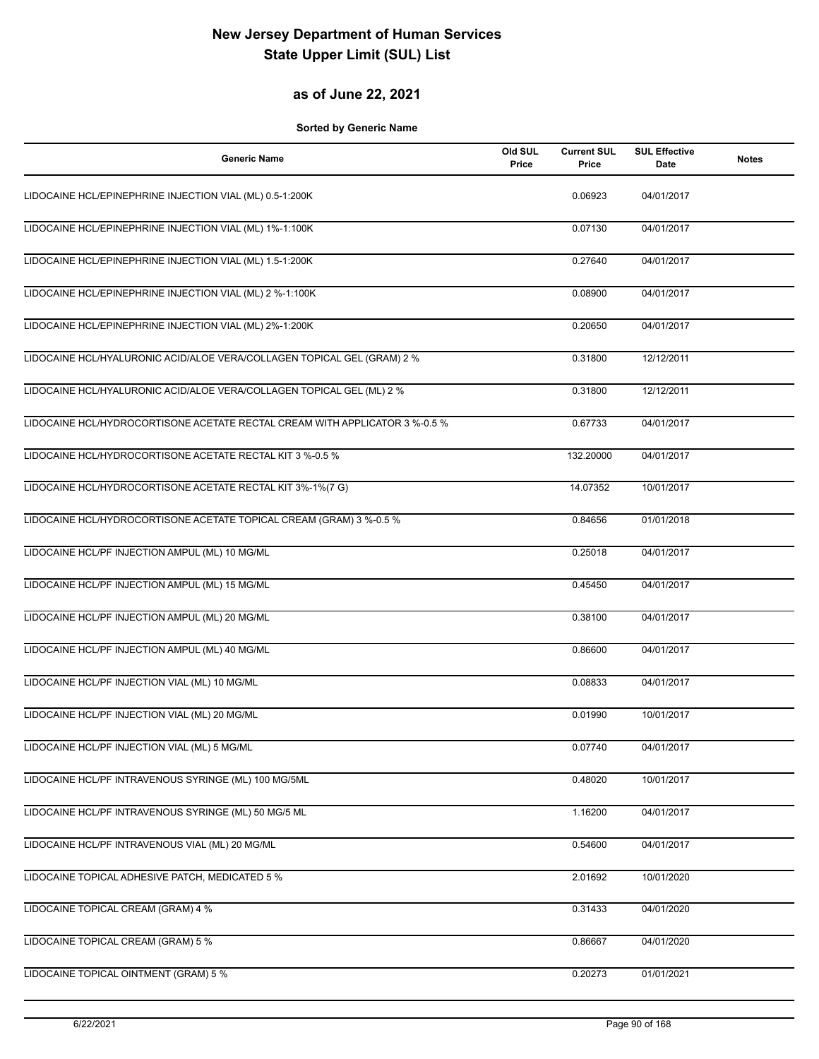# New Jersey Department of Human Services
# State Upper Limit (SUL) List

## as of June 22, 2021

**Sorted by Generic Name**

| Generic Name | Old SUL Price | Current SUL Price | SUL Effective Date | Notes |
|---|---|---|---|---|
| LIDOCAINE HCL/EPINEPHRINE INJECTION VIAL (ML) 0.5-1:200K | | 0.06923 | 04/01/2017 | |
| LIDOCAINE HCL/EPINEPHRINE INJECTION VIAL (ML) 1%-1:100K | | 0.07130 | 04/01/2017 | |
| LIDOCAINE HCL/EPINEPHRINE INJECTION VIAL (ML) 1.5-1:200K | | 0.27640 | 04/01/2017 | |
| LIDOCAINE HCL/EPINEPHRINE INJECTION VIAL (ML) 2 %-1:100K | | 0.08900 | 04/01/2017 | |
| LIDOCAINE HCL/EPINEPHRINE INJECTION VIAL (ML) 2%-1:200K | | 0.20650 | 04/01/2017 | |
| LIDOCAINE HCL/HYALURONIC ACID/ALOE VERA/COLLAGEN TOPICAL GEL (GRAM) 2 % | | 0.31800 | 12/12/2011 | |
| LIDOCAINE HCL/HYALURONIC ACID/ALOE VERA/COLLAGEN TOPICAL GEL (ML) 2 % | | 0.31800 | 12/12/2011 | |
| LIDOCAINE HCL/HYDROCORTISONE ACETATE RECTAL CREAM WITH APPLICATOR 3 %-0.5 % | | 0.67733 | 04/01/2017 | |
| LIDOCAINE HCL/HYDROCORTISONE ACETATE RECTAL KIT 3 %-0.5 % | | 132.20000 | 04/01/2017 | |
| LIDOCAINE HCL/HYDROCORTISONE ACETATE RECTAL KIT 3%-1%(7 G) | | 14.07352 | 10/01/2017 | |
| LIDOCAINE HCL/HYDROCORTISONE ACETATE TOPICAL CREAM (GRAM) 3 %-0.5 % | | 0.84656 | 01/01/2018 | |
| LIDOCAINE HCL/PF INJECTION AMPUL (ML) 10 MG/ML | | 0.25018 | 04/01/2017 | |
| LIDOCAINE HCL/PF INJECTION AMPUL (ML) 15 MG/ML | | 0.45450 | 04/01/2017 | |
| LIDOCAINE HCL/PF INJECTION AMPUL (ML) 20 MG/ML | | 0.38100 | 04/01/2017 | |
| LIDOCAINE HCL/PF INJECTION AMPUL (ML) 40 MG/ML | | 0.86600 | 04/01/2017 | |
| LIDOCAINE HCL/PF INJECTION VIAL (ML) 10 MG/ML | | 0.08833 | 04/01/2017 | |
| LIDOCAINE HCL/PF INJECTION VIAL (ML) 20 MG/ML | | 0.01990 | 10/01/2017 | |
| LIDOCAINE HCL/PF INJECTION VIAL (ML) 5 MG/ML | | 0.07740 | 04/01/2017 | |
| LIDOCAINE HCL/PF INTRAVENOUS SYRINGE (ML) 100 MG/5ML | | 0.48020 | 10/01/2017 | |
| LIDOCAINE HCL/PF INTRAVENOUS SYRINGE (ML) 50 MG/5 ML | | 1.16200 | 04/01/2017 | |
| LIDOCAINE HCL/PF INTRAVENOUS VIAL (ML) 20 MG/ML | | 0.54600 | 04/01/2017 | |
| LIDOCAINE TOPICAL ADHESIVE PATCH, MEDICATED 5 % | | 2.01692 | 10/01/2020 | |
| LIDOCAINE TOPICAL CREAM (GRAM) 4 % | | 0.31433 | 04/01/2020 | |
| LIDOCAINE TOPICAL CREAM (GRAM) 5 % | | 0.86667 | 04/01/2020 | |
| LIDOCAINE TOPICAL OINTMENT (GRAM) 5 % | | 0.20273 | 01/01/2021 | |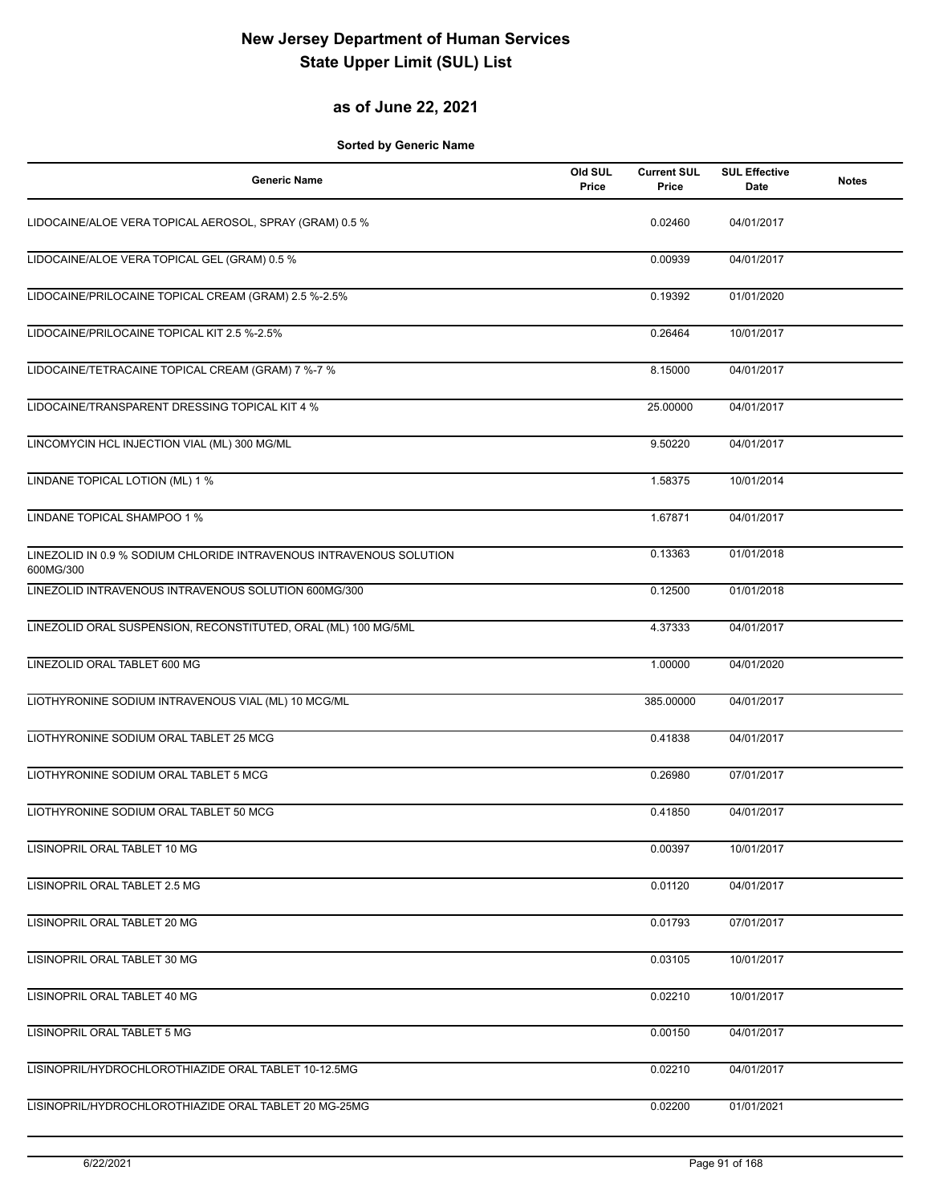# New Jersey Department of Human Services
# State Upper Limit (SUL) List

## as of June 22, 2021

**Sorted by Generic Name**

| Generic Name | Old SUL Price | Current SUL Price | SUL Effective Date | Notes |
|---|---|---|---|---|
| LIDOCAINE/ALOE VERA TOPICAL AEROSOL, SPRAY (GRAM) 0.5 % | | 0.02460 | 04/01/2017 | |
| LIDOCAINE/ALOE VERA TOPICAL GEL (GRAM) 0.5 % | | 0.00939 | 04/01/2017 | |
| LIDOCAINE/PRILOCAINE TOPICAL CREAM (GRAM) 2.5 %-2.5% | | 0.19392 | 01/01/2020 | |
| LIDOCAINE/PRILOCAINE TOPICAL KIT 2.5 %-2.5% | | 0.26464 | 10/01/2017 | |
| LIDOCAINE/TETRACAINE TOPICAL CREAM (GRAM) 7 %-7 % | | 8.15000 | 04/01/2017 | |
| LIDOCAINE/TRANSPARENT DRESSING TOPICAL KIT 4 % | | 25.00000 | 04/01/2017 | |
| LINCOMYCIN HCL INJECTION VIAL (ML) 300 MG/ML | | 9.50220 | 04/01/2017 | |
| LINDANE TOPICAL LOTION (ML) 1 % | | 1.58375 | 10/01/2014 | |
| LINDANE TOPICAL SHAMPOO 1 % | | 1.67871 | 04/01/2017 | |
| LINEZOLID IN 0.9 % SODIUM CHLORIDE INTRAVENOUS INTRAVENOUS SOLUTION 600MG/300 | | 0.13363 | 01/01/2018 | |
| LINEZOLID INTRAVENOUS INTRAVENOUS SOLUTION 600MG/300 | | 0.12500 | 01/01/2018 | |
| LINEZOLID ORAL SUSPENSION, RECONSTITUTED, ORAL (ML) 100 MG/5ML | | 4.37333 | 04/01/2017 | |
| LINEZOLID ORAL TABLET 600 MG | | 1.00000 | 04/01/2020 | |
| LIOTHYRONINE SODIUM INTRAVENOUS VIAL (ML) 10 MCG/ML | | 385.00000 | 04/01/2017 | |
| LIOTHYRONINE SODIUM ORAL TABLET 25 MCG | | 0.41838 | 04/01/2017 | |
| LIOTHYRONINE SODIUM ORAL TABLET 5 MCG | | 0.26980 | 07/01/2017 | |
| LIOTHYRONINE SODIUM ORAL TABLET 50 MCG | | 0.41850 | 04/01/2017 | |
| LISINOPRIL ORAL TABLET 10 MG | | 0.00397 | 10/01/2017 | |
| LISINOPRIL ORAL TABLET 2.5 MG | | 0.01120 | 04/01/2017 | |
| LISINOPRIL ORAL TABLET 20 MG | | 0.01793 | 07/01/2017 | |
| LISINOPRIL ORAL TABLET 30 MG | | 0.03105 | 10/01/2017 | |
| LISINOPRIL ORAL TABLET 40 MG | | 0.02210 | 10/01/2017 | |
| LISINOPRIL ORAL TABLET 5 MG | | 0.00150 | 04/01/2017 | |
| LISINOPRIL/HYDROCHLOROTHIAZIDE ORAL TABLET 10-12.5MG | | 0.02210 | 04/01/2017 | |
| LISINOPRIL/HYDROCHLOROTHIAZIDE ORAL TABLET 20 MG-25MG | | 0.02200 | 01/01/2021 | |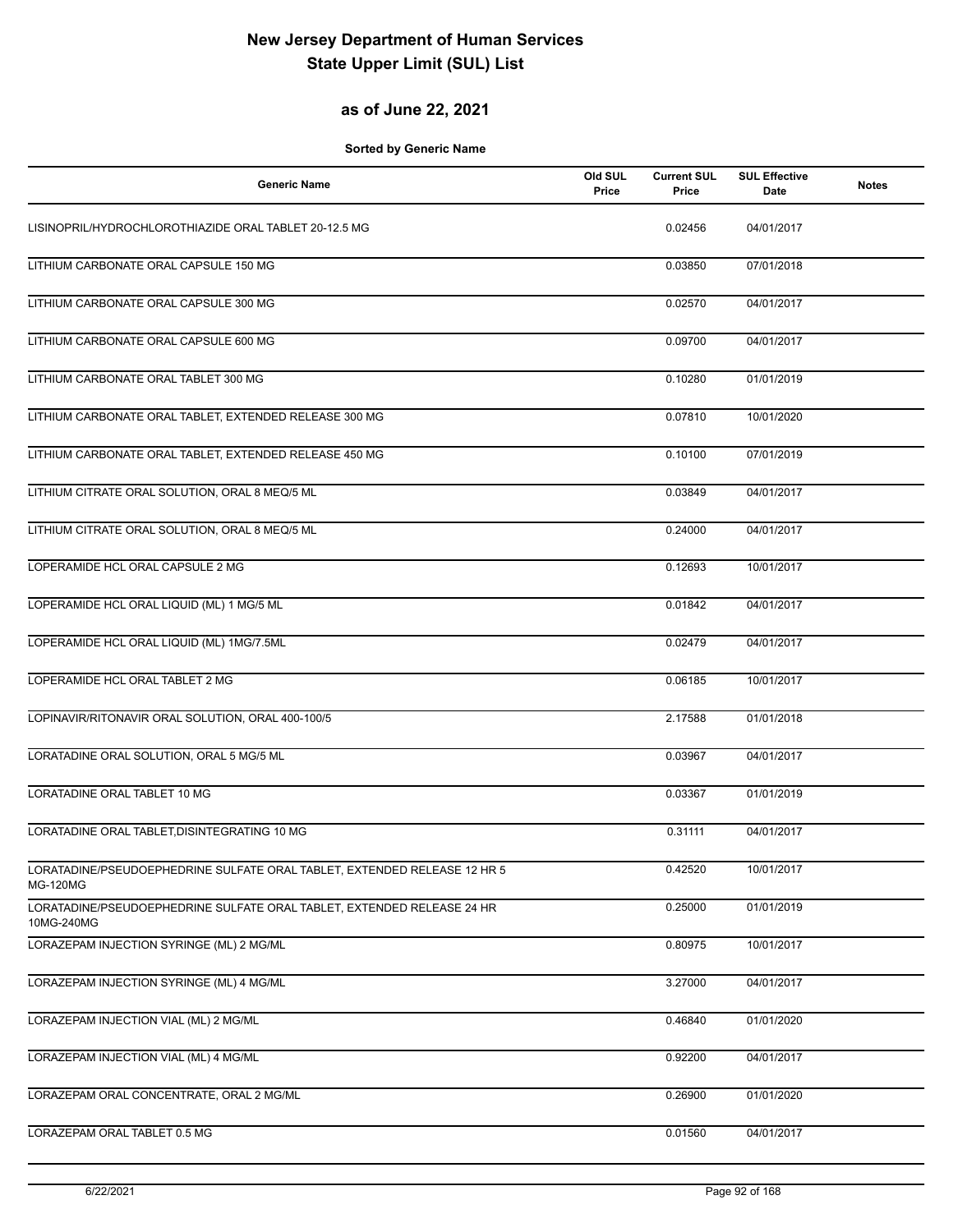# New Jersey Department of Human Services
# State Upper Limit (SUL) List

## as of June 22, 2021

**Sorted by Generic Name**

| Generic Name | Old SUL Price | Current SUL Price | SUL Effective Date | Notes |
|---|---|---|---|---|
| LISINOPRIL/HYDROCHLOROTHIAZIDE ORAL TABLET 20-12.5 MG | | 0.02456 | 04/01/2017 | |
| LITHIUM CARBONATE ORAL CAPSULE 150 MG | | 0.03850 | 07/01/2018 | |
| LITHIUM CARBONATE ORAL CAPSULE 300 MG | | 0.02570 | 04/01/2017 | |
| LITHIUM CARBONATE ORAL CAPSULE 600 MG | | 0.09700 | 04/01/2017 | |
| LITHIUM CARBONATE ORAL TABLET 300 MG | | 0.10280 | 01/01/2019 | |
| LITHIUM CARBONATE ORAL TABLET, EXTENDED RELEASE 300 MG | | 0.07810 | 10/01/2020 | |
| LITHIUM CARBONATE ORAL TABLET, EXTENDED RELEASE 450 MG | | 0.10100 | 07/01/2019 | |
| LITHIUM CITRATE ORAL SOLUTION, ORAL 8 MEQ/5 ML | | 0.03849 | 04/01/2017 | |
| LITHIUM CITRATE ORAL SOLUTION, ORAL 8 MEQ/5 ML | | 0.24000 | 04/01/2017 | |
| LOPERAMIDE HCL ORAL CAPSULE 2 MG | | 0.12693 | 10/01/2017 | |
| LOPERAMIDE HCL ORAL LIQUID (ML) 1 MG/5 ML | | 0.01842 | 04/01/2017 | |
| LOPERAMIDE HCL ORAL LIQUID (ML) 1MG/7.5ML | | 0.02479 | 04/01/2017 | |
| LOPERAMIDE HCL ORAL TABLET 2 MG | | 0.06185 | 10/01/2017 | |
| LOPINAVIR/RITONAVIR ORAL SOLUTION, ORAL 400-100/5 | | 2.17588 | 01/01/2018 | |
| LORATADINE ORAL SOLUTION, ORAL 5 MG/5 ML | | 0.03967 | 04/01/2017 | |
| LORATADINE ORAL TABLET 10 MG | | 0.03367 | 01/01/2019 | |
| LORATADINE ORAL TABLET,DISINTEGRATING 10 MG | | 0.31111 | 04/01/2017 | |
| LORATADINE/PSEUDOEPHEDRINE SULFATE ORAL TABLET, EXTENDED RELEASE 12 HR 5 MG-120MG | | 0.42520 | 10/01/2017 | |
| LORATADINE/PSEUDOEPHEDRINE SULFATE ORAL TABLET, EXTENDED RELEASE 24 HR 10MG-240MG | | 0.25000 | 01/01/2019 | |
| LORAZEPAM INJECTION SYRINGE (ML) 2 MG/ML | | 0.80975 | 10/01/2017 | |
| LORAZEPAM INJECTION SYRINGE (ML) 4 MG/ML | | 3.27000 | 04/01/2017 | |
| LORAZEPAM INJECTION VIAL (ML) 2 MG/ML | | 0.46840 | 01/01/2020 | |
| LORAZEPAM INJECTION VIAL (ML) 4 MG/ML | | 0.92200 | 04/01/2017 | |
| LORAZEPAM ORAL CONCENTRATE, ORAL 2 MG/ML | | 0.26900 | 01/01/2020 | |
| LORAZEPAM ORAL TABLET 0.5 MG | | 0.01560 | 04/01/2017 | |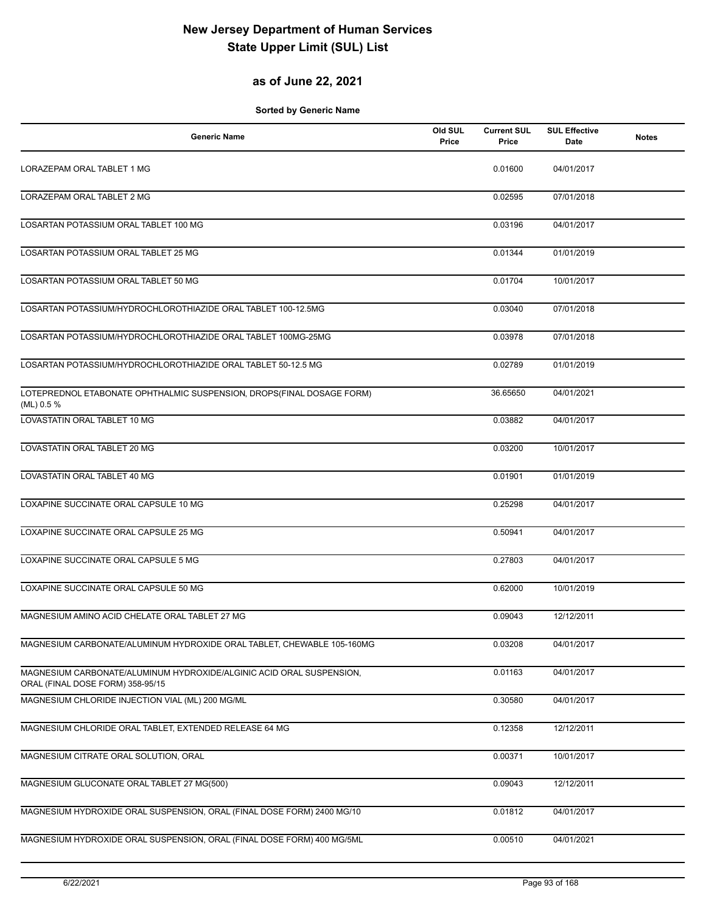# New Jersey Department of Human Services
# State Upper Limit (SUL) List

## as of June 22, 2021

**Sorted by Generic Name**

| Generic Name | Old SUL Price | Current SUL Price | SUL Effective Date | Notes |
|---|---|---|---|---|
| LORAZEPAM ORAL TABLET 1 MG | | 0.01600 | 04/01/2017 | |
| LORAZEPAM ORAL TABLET 2 MG | | 0.02595 | 07/01/2018 | |
| LOSARTAN POTASSIUM ORAL TABLET 100 MG | | 0.03196 | 04/01/2017 | |
| LOSARTAN POTASSIUM ORAL TABLET 25 MG | | 0.01344 | 01/01/2019 | |
| LOSARTAN POTASSIUM ORAL TABLET 50 MG | | 0.01704 | 10/01/2017 | |
| LOSARTAN POTASSIUM/HYDROCHLOROTHIAZIDE ORAL TABLET 100-12.5MG | | 0.03040 | 07/01/2018 | |
| LOSARTAN POTASSIUM/HYDROCHLOROTHIAZIDE ORAL TABLET 100MG-25MG | | 0.03978 | 07/01/2018 | |
| LOSARTAN POTASSIUM/HYDROCHLOROTHIAZIDE ORAL TABLET 50-12.5 MG | | 0.02789 | 01/01/2019 | |
| LOTEPREDNOL ETABONATE OPHTHALMIC SUSPENSION, DROPS(FINAL DOSAGE FORM) (ML) 0.5 % | | 36.65650 | 04/01/2021 | |
| LOVASTATIN ORAL TABLET 10 MG | | 0.03882 | 04/01/2017 | |
| LOVASTATIN ORAL TABLET 20 MG | | 0.03200 | 10/01/2017 | |
| LOVASTATIN ORAL TABLET 40 MG | | 0.01901 | 01/01/2019 | |
| LOXAPINE SUCCINATE ORAL CAPSULE 10 MG | | 0.25298 | 04/01/2017 | |
| LOXAPINE SUCCINATE ORAL CAPSULE 25 MG | | 0.50941 | 04/01/2017 | |
| LOXAPINE SUCCINATE ORAL CAPSULE 5 MG | | 0.27803 | 04/01/2017 | |
| LOXAPINE SUCCINATE ORAL CAPSULE 50 MG | | 0.62000 | 10/01/2019 | |
| MAGNESIUM AMINO ACID CHELATE ORAL TABLET 27 MG | | 0.09043 | 12/12/2011 | |
| MAGNESIUM CARBONATE/ALUMINUM HYDROXIDE ORAL TABLET, CHEWABLE 105-160MG | | 0.03208 | 04/01/2017 | |
| MAGNESIUM CARBONATE/ALUMINUM HYDROXIDE/ALGINIC ACID ORAL SUSPENSION, ORAL (FINAL DOSE FORM) 358-95/15 | | 0.01163 | 04/01/2017 | |
| MAGNESIUM CHLORIDE INJECTION VIAL (ML) 200 MG/ML | | 0.30580 | 04/01/2017 | |
| MAGNESIUM CHLORIDE ORAL TABLET, EXTENDED RELEASE 64 MG | | 0.12358 | 12/12/2011 | |
| MAGNESIUM CITRATE ORAL SOLUTION, ORAL | | 0.00371 | 10/01/2017 | |
| MAGNESIUM GLUCONATE ORAL TABLET 27 MG(500) | | 0.09043 | 12/12/2011 | |
| MAGNESIUM HYDROXIDE ORAL SUSPENSION, ORAL (FINAL DOSE FORM) 2400 MG/10 | | 0.01812 | 04/01/2017 | |
| MAGNESIUM HYDROXIDE ORAL SUSPENSION, ORAL (FINAL DOSE FORM) 400 MG/5ML | | 0.00510 | 04/01/2021 | |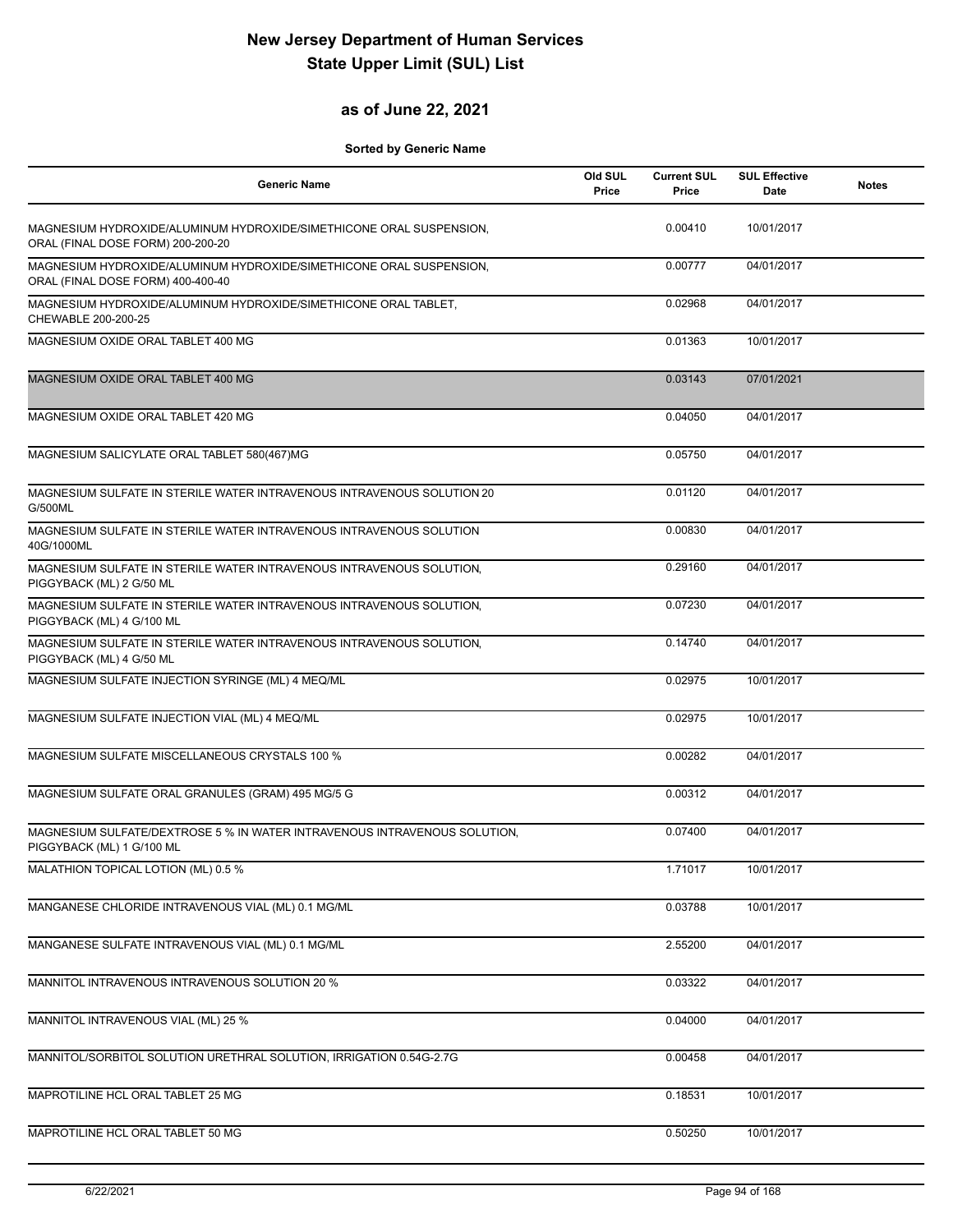# New Jersey Department of Human Services
# State Upper Limit (SUL) List

## as of June 22, 2021

**Sorted by Generic Name**

| Generic Name | Old SUL Price | Current SUL Price | SUL Effective Date | Notes |
|---|---|---|---|---|
| MAGNESIUM HYDROXIDE/ALUMINUM HYDROXIDE/SIMETHICONE ORAL SUSPENSION, ORAL (FINAL DOSE FORM) 200-200-20 | | 0.00410 | 10/01/2017 | |
| MAGNESIUM HYDROXIDE/ALUMINUM HYDROXIDE/SIMETHICONE ORAL SUSPENSION, ORAL (FINAL DOSE FORM) 400-400-40 | | 0.00777 | 04/01/2017 | |
| MAGNESIUM HYDROXIDE/ALUMINUM HYDROXIDE/SIMETHICONE ORAL TABLET, CHEWABLE 200-200-25 | | 0.02968 | 04/01/2017 | |
| MAGNESIUM OXIDE ORAL TABLET 400 MG | | 0.01363 | 10/01/2017 | |
| MAGNESIUM OXIDE ORAL TABLET 400 MG | | 0.03143 | 07/01/2021 | |
| MAGNESIUM OXIDE ORAL TABLET 420 MG | | 0.04050 | 04/01/2017 | |
| MAGNESIUM SALICYLATE ORAL TABLET 580(467)MG | | 0.05750 | 04/01/2017 | |
| MAGNESIUM SULFATE IN STERILE WATER INTRAVENOUS INTRAVENOUS SOLUTION 20 G/500ML | | 0.01120 | 04/01/2017 | |
| MAGNESIUM SULFATE IN STERILE WATER INTRAVENOUS INTRAVENOUS SOLUTION 40G/1000ML | | 0.00830 | 04/01/2017 | |
| MAGNESIUM SULFATE IN STERILE WATER INTRAVENOUS INTRAVENOUS SOLUTION, PIGGYBACK (ML) 2 G/50 ML | | 0.29160 | 04/01/2017 | |
| MAGNESIUM SULFATE IN STERILE WATER INTRAVENOUS INTRAVENOUS SOLUTION, PIGGYBACK (ML) 4 G/100 ML | | 0.07230 | 04/01/2017 | |
| MAGNESIUM SULFATE IN STERILE WATER INTRAVENOUS INTRAVENOUS SOLUTION, PIGGYBACK (ML) 4 G/50 ML | | 0.14740 | 04/01/2017 | |
| MAGNESIUM SULFATE INJECTION SYRINGE (ML) 4 MEQ/ML | | 0.02975 | 10/01/2017 | |
| MAGNESIUM SULFATE INJECTION VIAL (ML) 4 MEQ/ML | | 0.02975 | 10/01/2017 | |
| MAGNESIUM SULFATE MISCELLANEOUS CRYSTALS 100 % | | 0.00282 | 04/01/2017 | |
| MAGNESIUM SULFATE ORAL GRANULES (GRAM) 495 MG/5 G | | 0.00312 | 04/01/2017 | |
| MAGNESIUM SULFATE/DEXTROSE 5 % IN WATER INTRAVENOUS INTRAVENOUS SOLUTION, PIGGYBACK (ML) 1 G/100 ML | | 0.07400 | 04/01/2017 | |
| MALATHION TOPICAL LOTION (ML) 0.5 % | | 1.71017 | 10/01/2017 | |
| MANGANESE CHLORIDE INTRAVENOUS VIAL (ML) 0.1 MG/ML | | 0.03788 | 10/01/2017 | |
| MANGANESE SULFATE INTRAVENOUS VIAL (ML) 0.1 MG/ML | | 2.55200 | 04/01/2017 | |
| MANNITOL INTRAVENOUS INTRAVENOUS SOLUTION 20 % | | 0.03322 | 04/01/2017 | |
| MANNITOL INTRAVENOUS VIAL (ML) 25 % | | 0.04000 | 04/01/2017 | |
| MANNITOL/SORBITOL SOLUTION URETHRAL SOLUTION, IRRIGATION 0.54G-2.7G | | 0.00458 | 04/01/2017 | |
| MAPROTILINE HCL ORAL TABLET 25 MG | | 0.18531 | 10/01/2017 | |
| MAPROTILINE HCL ORAL TABLET 50 MG | | 0.50250 | 10/01/2017 | |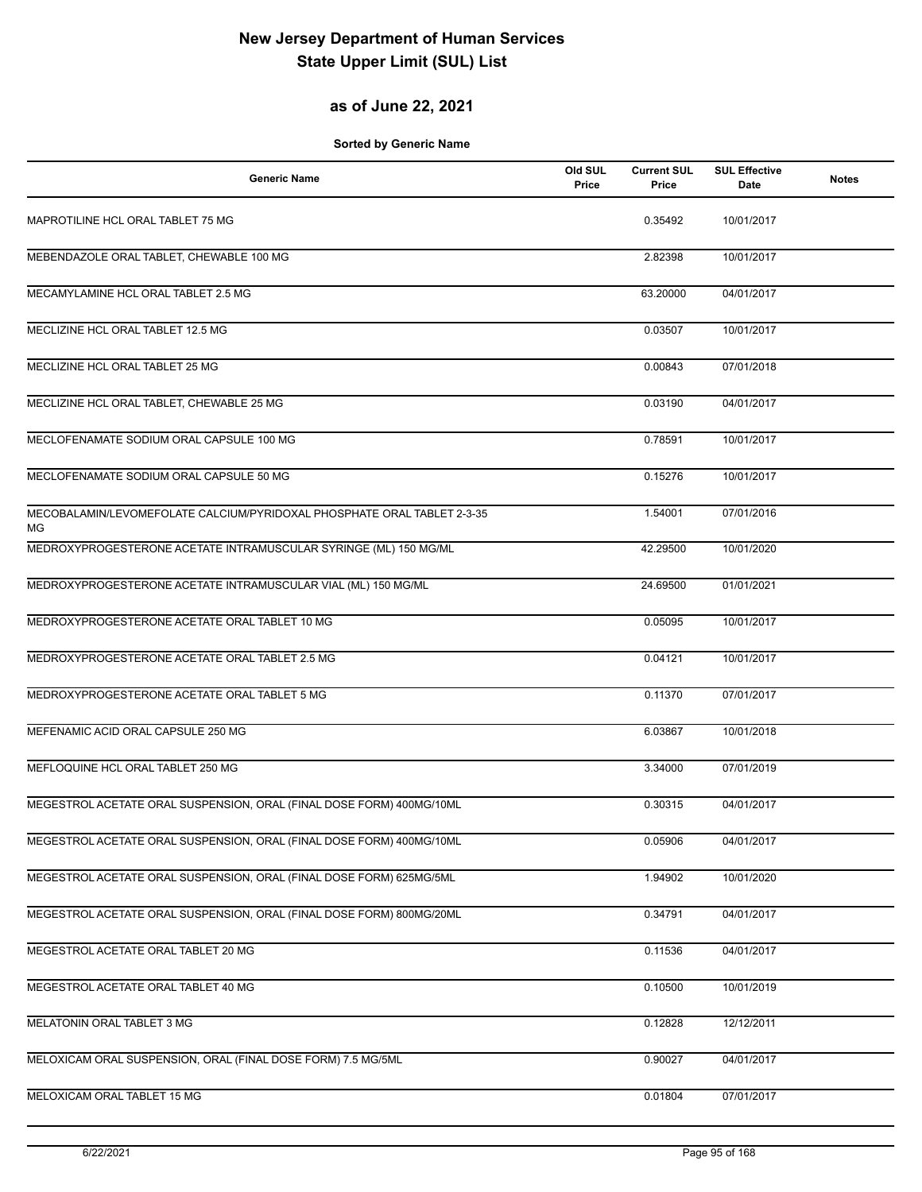# New Jersey Department of Human Services
# State Upper Limit (SUL) List

## as of June 22, 2021

**Sorted by Generic Name**

| Generic Name | Old SUL Price | Current SUL Price | SUL Effective Date | Notes |
|---|---|---|---|---|
| MAPROTILINE HCL ORAL TABLET 75 MG | | 0.35492 | 10/01/2017 | |
| MEBENDAZOLE ORAL TABLET, CHEWABLE 100 MG | | 2.82398 | 10/01/2017 | |
| MECAMYLAMINE HCL ORAL TABLET 2.5 MG | | 63.20000 | 04/01/2017 | |
| MECLIZINE HCL ORAL TABLET 12.5 MG | | 0.03507 | 10/01/2017 | |
| MECLIZINE HCL ORAL TABLET 25 MG | | 0.00843 | 07/01/2018 | |
| MECLIZINE HCL ORAL TABLET, CHEWABLE 25 MG | | 0.03190 | 04/01/2017 | |
| MECLOFENAMATE SODIUM ORAL CAPSULE 100 MG | | 0.78591 | 10/01/2017 | |
| MECLOFENAMATE SODIUM ORAL CAPSULE 50 MG | | 0.15276 | 10/01/2017 | |
| MECOBALAMIN/LEVOMEFOLATE CALCIUM/PYRIDOXAL PHOSPHATE ORAL TABLET 2-3-35 MG | | 1.54001 | 07/01/2016 | |
| MEDROXYPROGESTERONE ACETATE INTRAMUSCULAR SYRINGE (ML) 150 MG/ML | | 42.29500 | 10/01/2020 | |
| MEDROXYPROGESTERONE ACETATE INTRAMUSCULAR VIAL (ML) 150 MG/ML | | 24.69500 | 01/01/2021 | |
| MEDROXYPROGESTERONE ACETATE ORAL TABLET 10 MG | | 0.05095 | 10/01/2017 | |
| MEDROXYPROGESTERONE ACETATE ORAL TABLET 2.5 MG | | 0.04121 | 10/01/2017 | |
| MEDROXYPROGESTERONE ACETATE ORAL TABLET 5 MG | | 0.11370 | 07/01/2017 | |
| MEFENAMIC ACID ORAL CAPSULE 250 MG | | 6.03867 | 10/01/2018 | |
| MEFLOQUINE HCL ORAL TABLET 250 MG | | 3.34000 | 07/01/2019 | |
| MEGESTROL ACETATE ORAL SUSPENSION, ORAL (FINAL DOSE FORM) 400MG/10ML | | 0.30315 | 04/01/2017 | |
| MEGESTROL ACETATE ORAL SUSPENSION, ORAL (FINAL DOSE FORM) 400MG/10ML | | 0.05906 | 04/01/2017 | |
| MEGESTROL ACETATE ORAL SUSPENSION, ORAL (FINAL DOSE FORM) 625MG/5ML | | 1.94902 | 10/01/2020 | |
| MEGESTROL ACETATE ORAL SUSPENSION, ORAL (FINAL DOSE FORM) 800MG/20ML | | 0.34791 | 04/01/2017 | |
| MEGESTROL ACETATE ORAL TABLET 20 MG | | 0.11536 | 04/01/2017 | |
| MEGESTROL ACETATE ORAL TABLET 40 MG | | 0.10500 | 10/01/2019 | |
| MELATONIN ORAL TABLET 3 MG | | 0.12828 | 12/12/2011 | |
| MELOXICAM ORAL SUSPENSION, ORAL (FINAL DOSE FORM) 7.5 MG/5ML | | 0.90027 | 04/01/2017 | |
| MELOXICAM ORAL TABLET 15 MG | | 0.01804 | 07/01/2017 | |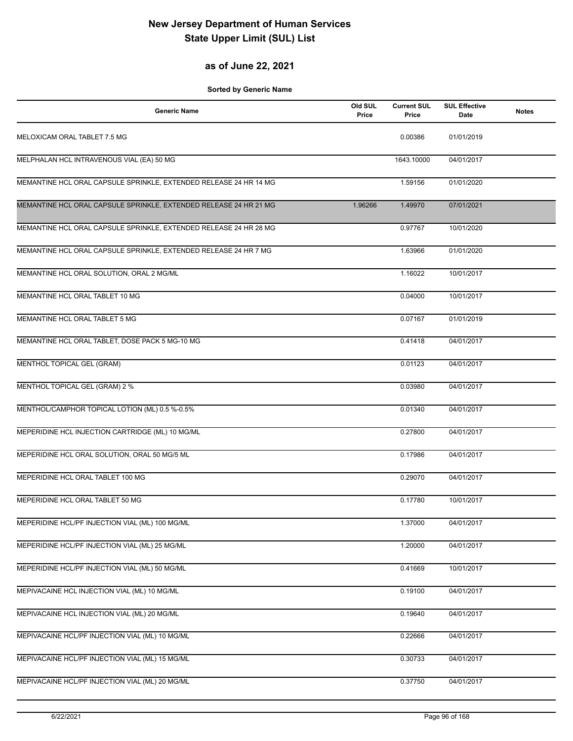# New Jersey Department of Human Services
# State Upper Limit (SUL) List

## as of June 22, 2021

**Sorted by Generic Name**

| Generic Name | Old SUL Price | Current SUL Price | SUL Effective Date | Notes |
|---|---|---|---|---|
| MELOXICAM ORAL TABLET 7.5 MG | | 0.00386 | 01/01/2019 | |
| MELPHALAN HCL INTRAVENOUS VIAL (EA) 50 MG | | 1643.10000 | 04/01/2017 | |
| MEMANTINE HCL ORAL CAPSULE SPRINKLE, EXTENDED RELEASE 24 HR 14 MG | | 1.59156 | 01/01/2020 | |
| MEMANTINE HCL ORAL CAPSULE SPRINKLE, EXTENDED RELEASE 24 HR 21 MG | 1.96266 | 1.49970 | 07/01/2021 | |
| MEMANTINE HCL ORAL CAPSULE SPRINKLE, EXTENDED RELEASE 24 HR 28 MG | | 0.97767 | 10/01/2020 | |
| MEMANTINE HCL ORAL CAPSULE SPRINKLE, EXTENDED RELEASE 24 HR 7 MG | | 1.63966 | 01/01/2020 | |
| MEMANTINE HCL ORAL SOLUTION, ORAL 2 MG/ML | | 1.16022 | 10/01/2017 | |
| MEMANTINE HCL ORAL TABLET 10 MG | | 0.04000 | 10/01/2017 | |
| MEMANTINE HCL ORAL TABLET 5 MG | | 0.07167 | 01/01/2019 | |
| MEMANTINE HCL ORAL TABLET, DOSE PACK 5 MG-10 MG | | 0.41418 | 04/01/2017 | |
| MENTHOL TOPICAL GEL (GRAM) | | 0.01123 | 04/01/2017 | |
| MENTHOL TOPICAL GEL (GRAM) 2 % | | 0.03980 | 04/01/2017 | |
| MENTHOL/CAMPHOR TOPICAL LOTION (ML) 0.5 %-0.5% | | 0.01340 | 04/01/2017 | |
| MEPERIDINE HCL INJECTION CARTRIDGE (ML) 10 MG/ML | | 0.27800 | 04/01/2017 | |
| MEPERIDINE HCL ORAL SOLUTION, ORAL 50 MG/5 ML | | 0.17986 | 04/01/2017 | |
| MEPERIDINE HCL ORAL TABLET 100 MG | | 0.29070 | 04/01/2017 | |
| MEPERIDINE HCL ORAL TABLET 50 MG | | 0.17780 | 10/01/2017 | |
| MEPERIDINE HCL/PF INJECTION VIAL (ML) 100 MG/ML | | 1.37000 | 04/01/2017 | |
| MEPERIDINE HCL/PF INJECTION VIAL (ML) 25 MG/ML | | 1.20000 | 04/01/2017 | |
| MEPERIDINE HCL/PF INJECTION VIAL (ML) 50 MG/ML | | 0.41669 | 10/01/2017 | |
| MEPIVACAINE HCL INJECTION VIAL (ML) 10 MG/ML | | 0.19100 | 04/01/2017 | |
| MEPIVACAINE HCL INJECTION VIAL (ML) 20 MG/ML | | 0.19640 | 04/01/2017 | |
| MEPIVACAINE HCL/PF INJECTION VIAL (ML) 10 MG/ML | | 0.22666 | 04/01/2017 | |
| MEPIVACAINE HCL/PF INJECTION VIAL (ML) 15 MG/ML | | 0.30733 | 04/01/2017 | |
| MEPIVACAINE HCL/PF INJECTION VIAL (ML) 20 MG/ML | | 0.37750 | 04/01/2017 | |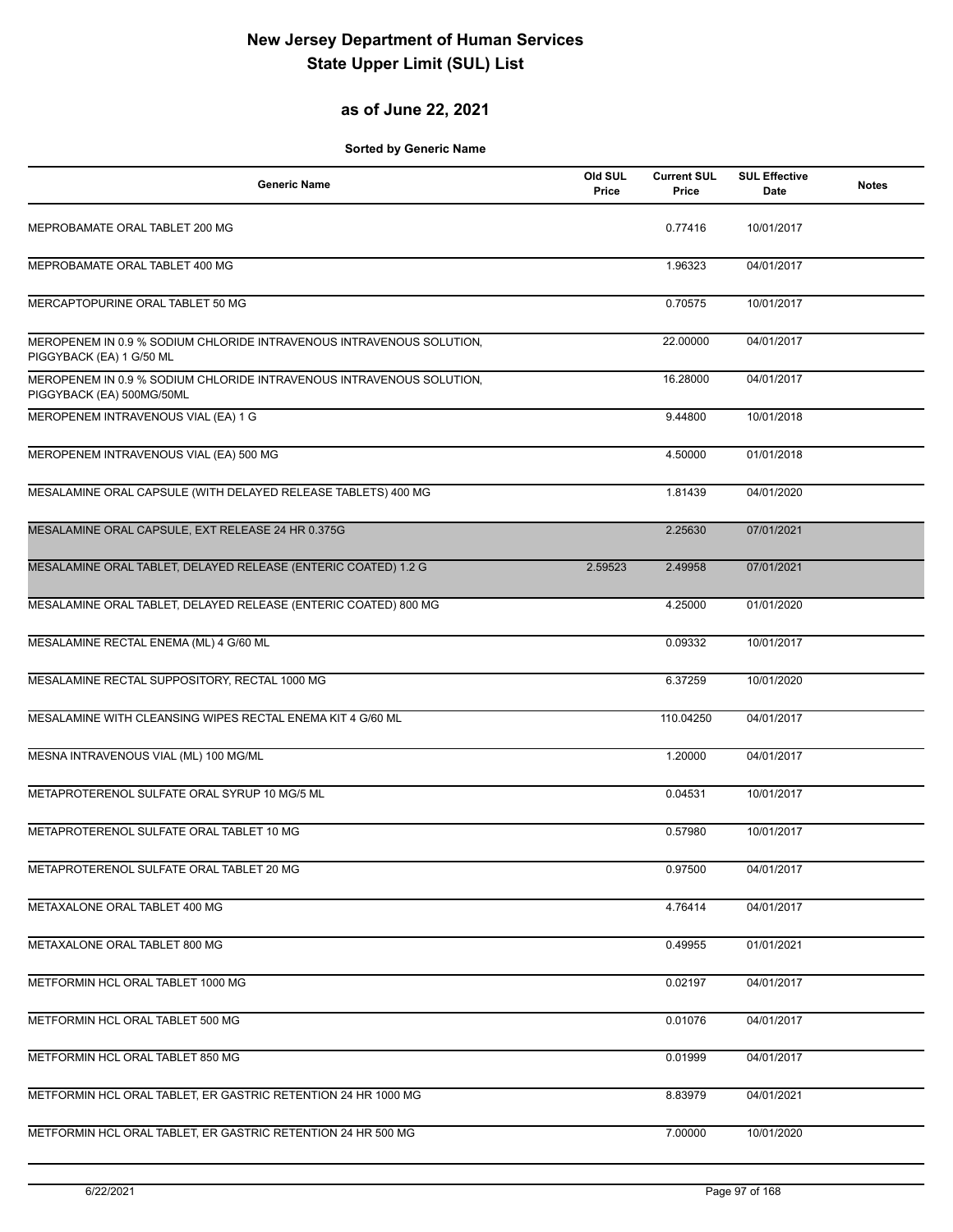# New Jersey Department of Human Services
# State Upper Limit (SUL) List

## as of June 22, 2021

**Sorted by Generic Name**

| Generic Name | Old SUL Price | Current SUL Price | SUL Effective Date | Notes |
|---|---|---|---|---|
| MEPROBAMATE ORAL TABLET 200 MG | | 0.77416 | 10/01/2017 | |
| MEPROBAMATE ORAL TABLET 400 MG | | 1.96323 | 04/01/2017 | |
| MERCAPTOPURINE ORAL TABLET 50 MG | | 0.70575 | 10/01/2017 | |
| MEROPENEM IN 0.9 % SODIUM CHLORIDE INTRAVENOUS INTRAVENOUS SOLUTION, PIGGYBACK (EA) 1 G/50 ML | | 22.00000 | 04/01/2017 | |
| MEROPENEM IN 0.9 % SODIUM CHLORIDE INTRAVENOUS INTRAVENOUS SOLUTION, PIGGYBACK (EA) 500MG/50ML | | 16.28000 | 04/01/2017 | |
| MEROPENEM INTRAVENOUS VIAL (EA) 1 G | | 9.44800 | 10/01/2018 | |
| MEROPENEM INTRAVENOUS VIAL (EA) 500 MG | | 4.50000 | 01/01/2018 | |
| MESALAMINE ORAL CAPSULE (WITH DELAYED RELEASE TABLETS) 400 MG | | 1.81439 | 04/01/2020 | |
| MESALAMINE ORAL CAPSULE, EXT RELEASE 24 HR 0.375G | | 2.25630 | 07/01/2021 | |
| MESALAMINE ORAL TABLET, DELAYED RELEASE (ENTERIC COATED) 1.2 G | 2.59523 | 2.49958 | 07/01/2021 | |
| MESALAMINE ORAL TABLET, DELAYED RELEASE (ENTERIC COATED) 800 MG | | 4.25000 | 01/01/2020 | |
| MESALAMINE RECTAL ENEMA (ML) 4 G/60 ML | | 0.09332 | 10/01/2017 | |
| MESALAMINE RECTAL SUPPOSITORY, RECTAL 1000 MG | | 6.37259 | 10/01/2020 | |
| MESALAMINE WITH CLEANSING WIPES RECTAL ENEMA KIT 4 G/60 ML | | 110.04250 | 04/01/2017 | |
| MESNA INTRAVENOUS VIAL (ML) 100 MG/ML | | 1.20000 | 04/01/2017 | |
| METAPROTERENOL SULFATE ORAL SYRUP 10 MG/5 ML | | 0.04531 | 10/01/2017 | |
| METAPROTERENOL SULFATE ORAL TABLET 10 MG | | 0.57980 | 10/01/2017 | |
| METAPROTERENOL SULFATE ORAL TABLET 20 MG | | 0.97500 | 04/01/2017 | |
| METAXALONE ORAL TABLET 400 MG | | 4.76414 | 04/01/2017 | |
| METAXALONE ORAL TABLET 800 MG | | 0.49955 | 01/01/2021 | |
| METFORMIN HCL ORAL TABLET 1000 MG | | 0.02197 | 04/01/2017 | |
| METFORMIN HCL ORAL TABLET 500 MG | | 0.01076 | 04/01/2017 | |
| METFORMIN HCL ORAL TABLET 850 MG | | 0.01999 | 04/01/2017 | |
| METFORMIN HCL ORAL TABLET, ER GASTRIC RETENTION 24 HR 1000 MG | | 8.83979 | 04/01/2021 | |
| METFORMIN HCL ORAL TABLET, ER GASTRIC RETENTION 24 HR 500 MG | | 7.00000 | 10/01/2020 | |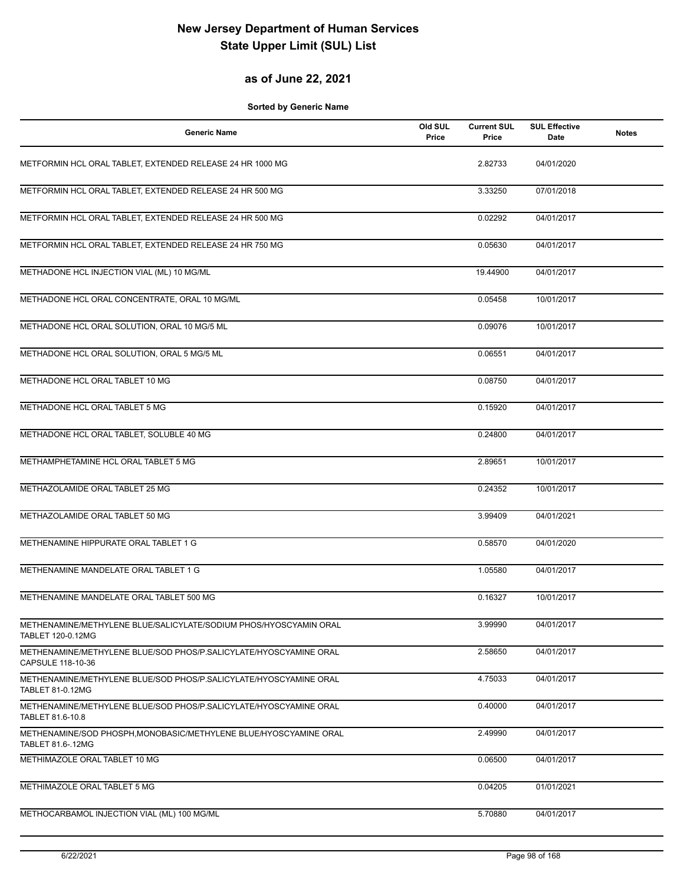# New Jersey Department of Human Services State Upper Limit (SUL) List

## as of June 22, 2021

**Sorted by Generic Name**

| Generic Name | Old SUL Price | Current SUL Price | SUL Effective Date | Notes |
|---|---|---|---|---|
| METFORMIN HCL ORAL TABLET, EXTENDED RELEASE 24 HR 1000 MG | | 2.82733 | 04/01/2020 | |
| METFORMIN HCL ORAL TABLET, EXTENDED RELEASE 24 HR 500 MG | | 3.33250 | 07/01/2018 | |
| METFORMIN HCL ORAL TABLET, EXTENDED RELEASE 24 HR 500 MG | | 0.02292 | 04/01/2017 | |
| METFORMIN HCL ORAL TABLET, EXTENDED RELEASE 24 HR 750 MG | | 0.05630 | 04/01/2017 | |
| METHADONE HCL INJECTION VIAL (ML) 10 MG/ML | | 19.44900 | 04/01/2017 | |
| METHADONE HCL ORAL CONCENTRATE, ORAL 10 MG/ML | | 0.05458 | 10/01/2017 | |
| METHADONE HCL ORAL SOLUTION, ORAL 10 MG/5 ML | | 0.09076 | 10/01/2017 | |
| METHADONE HCL ORAL SOLUTION, ORAL 5 MG/5 ML | | 0.06551 | 04/01/2017 | |
| METHADONE HCL ORAL TABLET 10 MG | | 0.08750 | 04/01/2017 | |
| METHADONE HCL ORAL TABLET 5 MG | | 0.15920 | 04/01/2017 | |
| METHADONE HCL ORAL TABLET, SOLUBLE 40 MG | | 0.24800 | 04/01/2017 | |
| METHAMPHETAMINE HCL ORAL TABLET 5 MG | | 2.89651 | 10/01/2017 | |
| METHAZOLAMIDE ORAL TABLET 25 MG | | 0.24352 | 10/01/2017 | |
| METHAZOLAMIDE ORAL TABLET 50 MG | | 3.99409 | 04/01/2021 | |
| METHENAMINE HIPPURATE ORAL TABLET 1 G | | 0.58570 | 04/01/2020 | |
| METHENAMINE MANDELATE ORAL TABLET 1 G | | 1.05580 | 04/01/2017 | |
| METHENAMINE MANDELATE ORAL TABLET 500 MG | | 0.16327 | 10/01/2017 | |
| METHENAMINE/METHYLENE BLUE/SALICYLATE/SODIUM PHOS/HYOSCYAMIN ORAL TABLET 120-0.12MG | | 3.99990 | 04/01/2017 | |
| METHENAMINE/METHYLENE BLUE/SOD PHOS/P.SALICYLATE/HYOSCYAMINE ORAL CAPSULE 118-10-36 | | 2.58650 | 04/01/2017 | |
| METHENAMINE/METHYLENE BLUE/SOD PHOS/P.SALICYLATE/HYOSCYAMINE ORAL TABLET 81-0.12MG | | 4.75033 | 04/01/2017 | |
| METHENAMINE/METHYLENE BLUE/SOD PHOS/P.SALICYLATE/HYOSCYAMINE ORAL TABLET 81.6-10.8 | | 0.40000 | 04/01/2017 | |
| METHENAMINE/SOD PHOSPH,MONOBASIC/METHYLENE BLUE/HYOSCYAMINE ORAL TABLET 81.6-.12MG | | 2.49990 | 04/01/2017 | |
| METHIMAZOLE ORAL TABLET 10 MG | | 0.06500 | 04/01/2017 | |
| METHIMAZOLE ORAL TABLET 5 MG | | 0.04205 | 01/01/2021 | |
| METHOCARBAMOL INJECTION VIAL (ML) 100 MG/ML | | 5.70880 | 04/01/2017 | |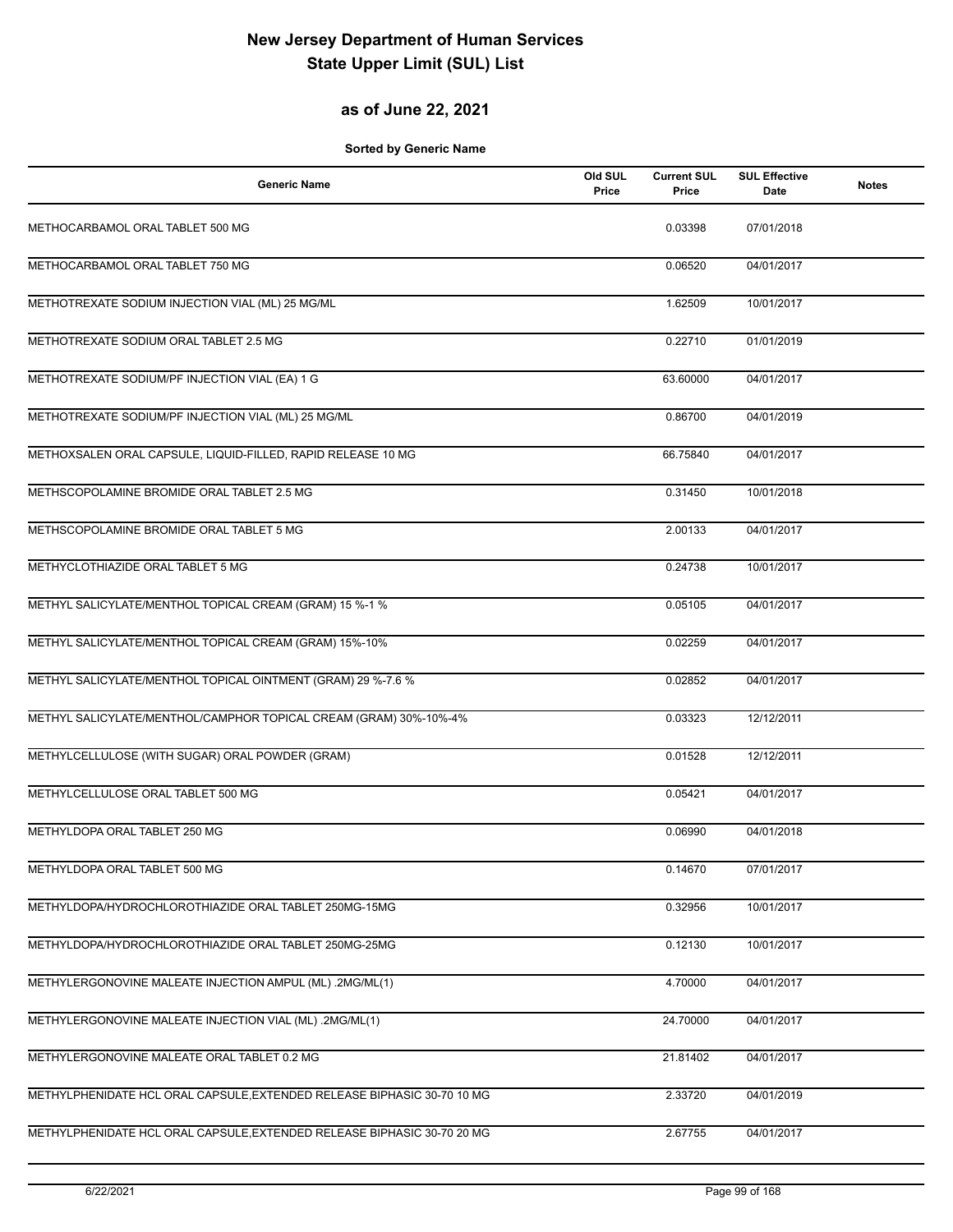# New Jersey Department of Human Services
# State Upper Limit (SUL) List

## as of June 22, 2021

**Sorted by Generic Name**

| Generic Name | Old SUL Price | Current SUL Price | SUL Effective Date | Notes |
|---|---|---|---|---|
| METHOCARBAMOL ORAL TABLET 500 MG | | 0.03398 | 07/01/2018 | |
| METHOCARBAMOL ORAL TABLET 750 MG | | 0.06520 | 04/01/2017 | |
| METHOTREXATE SODIUM INJECTION VIAL (ML) 25 MG/ML | | 1.62509 | 10/01/2017 | |
| METHOTREXATE SODIUM ORAL TABLET 2.5 MG | | 0.22710 | 01/01/2019 | |
| METHOTREXATE SODIUM/PF INJECTION VIAL (EA) 1 G | | 63.60000 | 04/01/2017 | |
| METHOTREXATE SODIUM/PF INJECTION VIAL (ML) 25 MG/ML | | 0.86700 | 04/01/2019 | |
| METHOXSALEN ORAL CAPSULE, LIQUID-FILLED, RAPID RELEASE 10 MG | | 66.75840 | 04/01/2017 | |
| METHSCOPOLAMINE BROMIDE ORAL TABLET 2.5 MG | | 0.31450 | 10/01/2018 | |
| METHSCOPOLAMINE BROMIDE ORAL TABLET 5 MG | | 2.00133 | 04/01/2017 | |
| METHYCLOTHIAZIDE ORAL TABLET 5 MG | | 0.24738 | 10/01/2017 | |
| METHYL SALICYLATE/MENTHOL TOPICAL CREAM (GRAM) 15 %-1 % | | 0.05105 | 04/01/2017 | |
| METHYL SALICYLATE/MENTHOL TOPICAL CREAM (GRAM) 15%-10% | | 0.02259 | 04/01/2017 | |
| METHYL SALICYLATE/MENTHOL TOPICAL OINTMENT (GRAM) 29 %-7.6 % | | 0.02852 | 04/01/2017 | |
| METHYL SALICYLATE/MENTHOL/CAMPHOR TOPICAL CREAM (GRAM) 30%-10%-4% | | 0.03323 | 12/12/2011 | |
| METHYLCELLULOSE (WITH SUGAR) ORAL POWDER (GRAM) | | 0.01528 | 12/12/2011 | |
| METHYLCELLULOSE ORAL TABLET 500 MG | | 0.05421 | 04/01/2017 | |
| METHYLDOPA ORAL TABLET 250 MG | | 0.06990 | 04/01/2018 | |
| METHYLDOPA ORAL TABLET 500 MG | | 0.14670 | 07/01/2017 | |
| METHYLDOPA/HYDROCHLOROTHIAZIDE ORAL TABLET 250MG-15MG | | 0.32956 | 10/01/2017 | |
| METHYLDOPA/HYDROCHLOROTHIAZIDE ORAL TABLET 250MG-25MG | | 0.12130 | 10/01/2017 | |
| METHYLERGONOVINE MALEATE INJECTION AMPUL (ML) .2MG/ML(1) | | 4.70000 | 04/01/2017 | |
| METHYLERGONOVINE MALEATE INJECTION VIAL (ML) .2MG/ML(1) | | 24.70000 | 04/01/2017 | |
| METHYLERGONOVINE MALEATE ORAL TABLET 0.2 MG | | 21.81402 | 04/01/2017 | |
| METHYLPHENIDATE HCL ORAL CAPSULE,EXTENDED RELEASE BIPHASIC 30-70 10 MG | | 2.33720 | 04/01/2019 | |
| METHYLPHENIDATE HCL ORAL CAPSULE,EXTENDED RELEASE BIPHASIC 30-70 20 MG | | 2.67755 | 04/01/2017 | |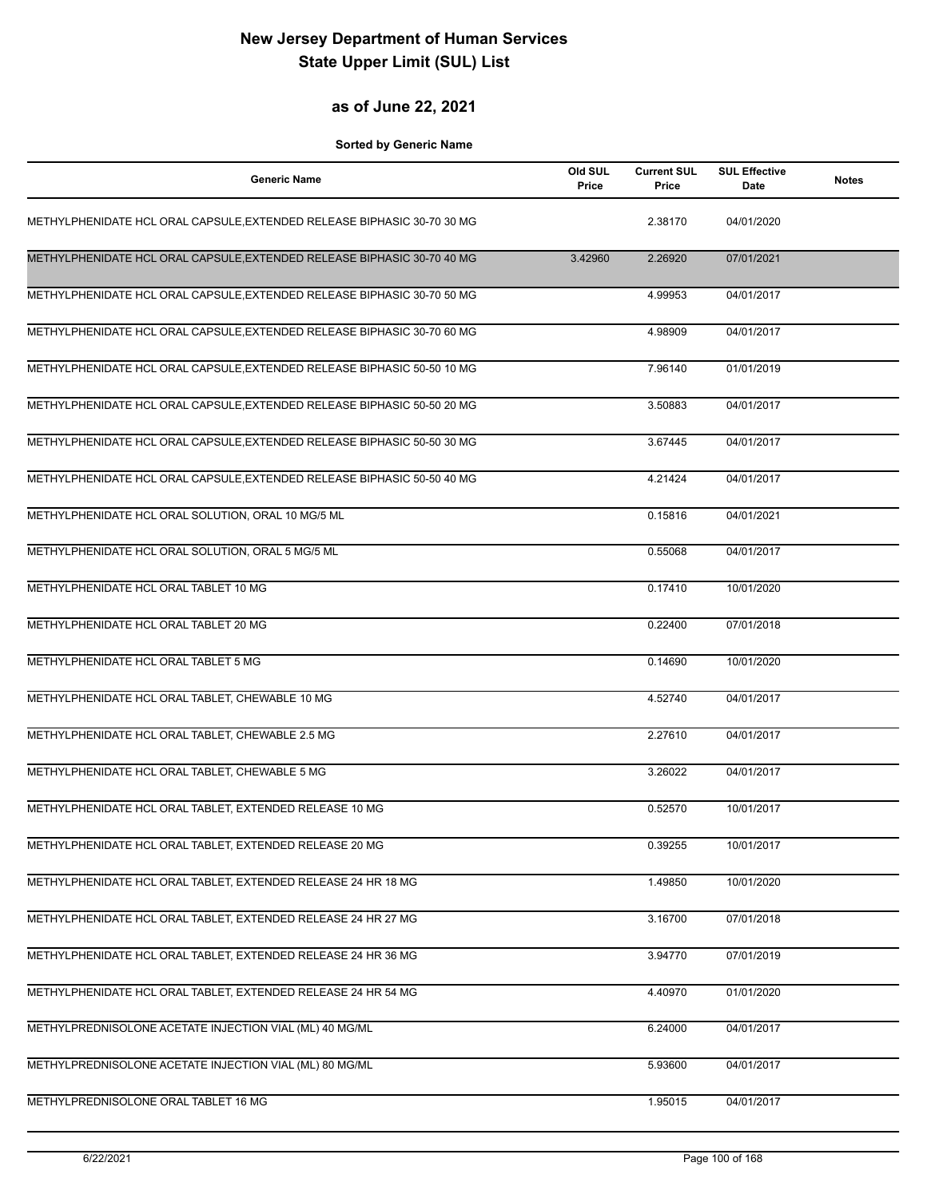# New Jersey Department of Human Services
# State Upper Limit (SUL) List

## as of June 22, 2021

**Sorted by Generic Name**

| Generic Name | Old SUL Price | Current SUL Price | SUL Effective Date | Notes |
|---|---|---|---|---|
| METHYLPHENIDATE HCL ORAL CAPSULE,EXTENDED RELEASE BIPHASIC 30-70 30 MG | | 2.38170 | 04/01/2020 | |
| METHYLPHENIDATE HCL ORAL CAPSULE,EXTENDED RELEASE BIPHASIC 30-70 40 MG | 3.42960 | 2.26920 | 07/01/2021 | |
| METHYLPHENIDATE HCL ORAL CAPSULE,EXTENDED RELEASE BIPHASIC 30-70 50 MG | | 4.99953 | 04/01/2017 | |
| METHYLPHENIDATE HCL ORAL CAPSULE,EXTENDED RELEASE BIPHASIC 30-70 60 MG | | 4.98909 | 04/01/2017 | |
| METHYLPHENIDATE HCL ORAL CAPSULE,EXTENDED RELEASE BIPHASIC 50-50 10 MG | | 7.96140 | 01/01/2019 | |
| METHYLPHENIDATE HCL ORAL CAPSULE,EXTENDED RELEASE BIPHASIC 50-50 20 MG | | 3.50883 | 04/01/2017 | |
| METHYLPHENIDATE HCL ORAL CAPSULE,EXTENDED RELEASE BIPHASIC 50-50 30 MG | | 3.67445 | 04/01/2017 | |
| METHYLPHENIDATE HCL ORAL CAPSULE,EXTENDED RELEASE BIPHASIC 50-50 40 MG | | 4.21424 | 04/01/2017 | |
| METHYLPHENIDATE HCL ORAL SOLUTION, ORAL 10 MG/5 ML | | 0.15816 | 04/01/2021 | |
| METHYLPHENIDATE HCL ORAL SOLUTION, ORAL 5 MG/5 ML | | 0.55068 | 04/01/2017 | |
| METHYLPHENIDATE HCL ORAL TABLET 10 MG | | 0.17410 | 10/01/2020 | |
| METHYLPHENIDATE HCL ORAL TABLET 20 MG | | 0.22400 | 07/01/2018 | |
| METHYLPHENIDATE HCL ORAL TABLET 5 MG | | 0.14690 | 10/01/2020 | |
| METHYLPHENIDATE HCL ORAL TABLET, CHEWABLE 10 MG | | 4.52740 | 04/01/2017 | |
| METHYLPHENIDATE HCL ORAL TABLET, CHEWABLE 2.5 MG | | 2.27610 | 04/01/2017 | |
| METHYLPHENIDATE HCL ORAL TABLET, CHEWABLE 5 MG | | 3.26022 | 04/01/2017 | |
| METHYLPHENIDATE HCL ORAL TABLET, EXTENDED RELEASE 10 MG | | 0.52570 | 10/01/2017 | |
| METHYLPHENIDATE HCL ORAL TABLET, EXTENDED RELEASE 20 MG | | 0.39255 | 10/01/2017 | |
| METHYLPHENIDATE HCL ORAL TABLET, EXTENDED RELEASE 24 HR 18 MG | | 1.49850 | 10/01/2020 | |
| METHYLPHENIDATE HCL ORAL TABLET, EXTENDED RELEASE 24 HR 27 MG | | 3.16700 | 07/01/2018 | |
| METHYLPHENIDATE HCL ORAL TABLET, EXTENDED RELEASE 24 HR 36 MG | | 3.94770 | 07/01/2019 | |
| METHYLPHENIDATE HCL ORAL TABLET, EXTENDED RELEASE 24 HR 54 MG | | 4.40970 | 01/01/2020 | |
| METHYLPREDNISOLONE ACETATE INJECTION VIAL (ML) 40 MG/ML | | 6.24000 | 04/01/2017 | |
| METHYLPREDNISOLONE ACETATE INJECTION VIAL (ML) 80 MG/ML | | 5.93600 | 04/01/2017 | |
| METHYLPREDNISOLONE ORAL TABLET 16 MG | | 1.95015 | 04/01/2017 | |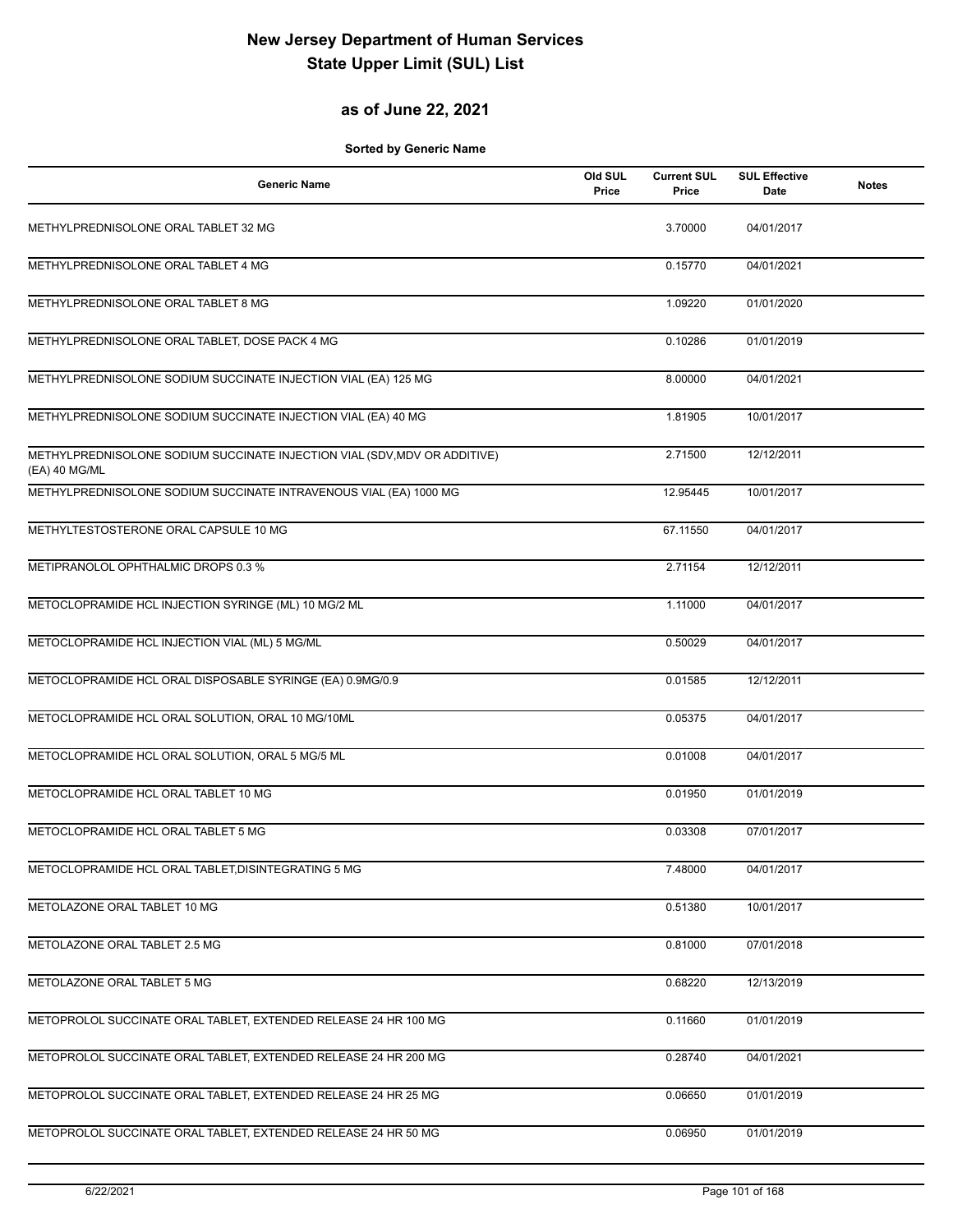# New Jersey Department of Human Services
# State Upper Limit (SUL) List

## as of June 22, 2021

**Sorted by Generic Name**

| Generic Name | Old SUL Price | Current SUL Price | SUL Effective Date | Notes |
|---|---|---|---|---|
| METHYLPREDNISOLONE ORAL TABLET 32 MG | | 3.70000 | 04/01/2017 | |
| METHYLPREDNISOLONE ORAL TABLET 4 MG | | 0.15770 | 04/01/2021 | |
| METHYLPREDNISOLONE ORAL TABLET 8 MG | | 1.09220 | 01/01/2020 | |
| METHYLPREDNISOLONE ORAL TABLET, DOSE PACK 4 MG | | 0.10286 | 01/01/2019 | |
| METHYLPREDNISOLONE SODIUM SUCCINATE INJECTION VIAL (EA) 125 MG | | 8.00000 | 04/01/2021 | |
| METHYLPREDNISOLONE SODIUM SUCCINATE INJECTION VIAL (EA) 40 MG | | 1.81905 | 10/01/2017 | |
| METHYLPREDNISOLONE SODIUM SUCCINATE INJECTION VIAL (SDV,MDV OR ADDITIVE) (EA) 40 MG/ML | | 2.71500 | 12/12/2011 | |
| METHYLPREDNISOLONE SODIUM SUCCINATE INTRAVENOUS VIAL (EA) 1000 MG | | 12.95445 | 10/01/2017 | |
| METHYLTESTOSTERONE ORAL CAPSULE 10 MG | | 67.11550 | 04/01/2017 | |
| METIPRANOLOL OPHTHALMIC DROPS 0.3 % | | 2.71154 | 12/12/2011 | |
| METOCLOPRAMIDE HCL INJECTION SYRINGE (ML) 10 MG/2 ML | | 1.11000 | 04/01/2017 | |
| METOCLOPRAMIDE HCL INJECTION VIAL (ML) 5 MG/ML | | 0.50029 | 04/01/2017 | |
| METOCLOPRAMIDE HCL ORAL DISPOSABLE SYRINGE (EA) 0.9MG/0.9 | | 0.01585 | 12/12/2011 | |
| METOCLOPRAMIDE HCL ORAL SOLUTION, ORAL 10 MG/10ML | | 0.05375 | 04/01/2017 | |
| METOCLOPRAMIDE HCL ORAL SOLUTION, ORAL 5 MG/5 ML | | 0.01008 | 04/01/2017 | |
| METOCLOPRAMIDE HCL ORAL TABLET 10 MG | | 0.01950 | 01/01/2019 | |
| METOCLOPRAMIDE HCL ORAL TABLET 5 MG | | 0.03308 | 07/01/2017 | |
| METOCLOPRAMIDE HCL ORAL TABLET,DISINTEGRATING 5 MG | | 7.48000 | 04/01/2017 | |
| METOLAZONE ORAL TABLET 10 MG | | 0.51380 | 10/01/2017 | |
| METOLAZONE ORAL TABLET 2.5 MG | | 0.81000 | 07/01/2018 | |
| METOLAZONE ORAL TABLET 5 MG | | 0.68220 | 12/13/2019 | |
| METOPROLOL SUCCINATE ORAL TABLET, EXTENDED RELEASE 24 HR 100 MG | | 0.11660 | 01/01/2019 | |
| METOPROLOL SUCCINATE ORAL TABLET, EXTENDED RELEASE 24 HR 200 MG | | 0.28740 | 04/01/2021 | |
| METOPROLOL SUCCINATE ORAL TABLET, EXTENDED RELEASE 24 HR 25 MG | | 0.06650 | 01/01/2019 | |
| METOPROLOL SUCCINATE ORAL TABLET, EXTENDED RELEASE 24 HR 50 MG | | 0.06950 | 01/01/2019 | |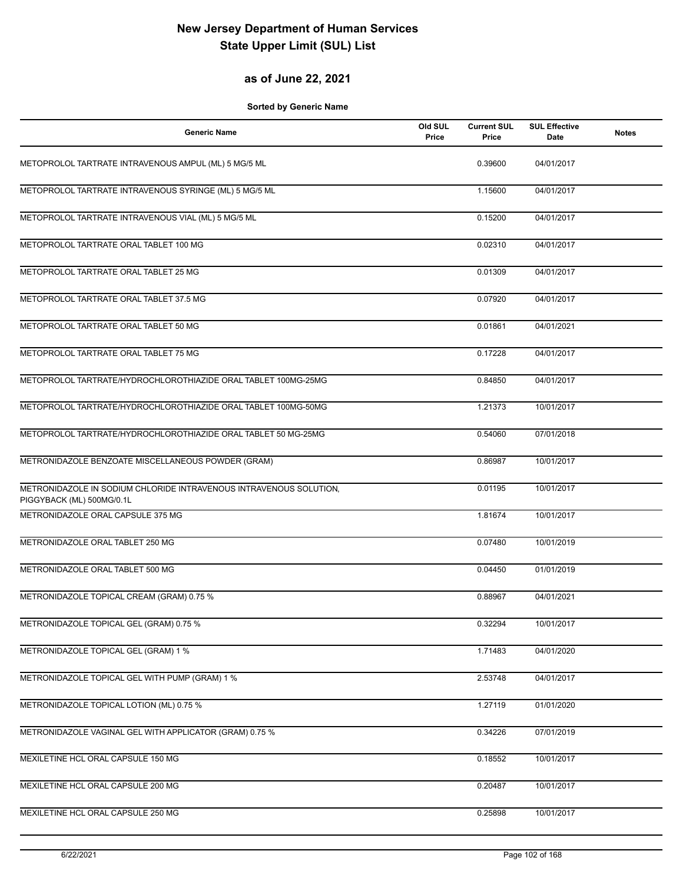# New Jersey Department of Human Services
# State Upper Limit (SUL) List

## as of June 22, 2021

**Sorted by Generic Name**

| Generic Name | Old SUL Price | Current SUL Price | SUL Effective Date | Notes |
|---|---|---|---|---|
| METOPROLOL TARTRATE INTRAVENOUS AMPUL (ML) 5 MG/5 ML | | 0.39600 | 04/01/2017 | |
| METOPROLOL TARTRATE INTRAVENOUS SYRINGE (ML) 5 MG/5 ML | | 1.15600 | 04/01/2017 | |
| METOPROLOL TARTRATE INTRAVENOUS VIAL (ML) 5 MG/5 ML | | 0.15200 | 04/01/2017 | |
| METOPROLOL TARTRATE ORAL TABLET 100 MG | | 0.02310 | 04/01/2017 | |
| METOPROLOL TARTRATE ORAL TABLET 25 MG | | 0.01309 | 04/01/2017 | |
| METOPROLOL TARTRATE ORAL TABLET 37.5 MG | | 0.07920 | 04/01/2017 | |
| METOPROLOL TARTRATE ORAL TABLET 50 MG | | 0.01861 | 04/01/2021 | |
| METOPROLOL TARTRATE ORAL TABLET 75 MG | | 0.17228 | 04/01/2017 | |
| METOPROLOL TARTRATE/HYDROCHLOROTHIAZIDE ORAL TABLET 100MG-25MG | | 0.84850 | 04/01/2017 | |
| METOPROLOL TARTRATE/HYDROCHLOROTHIAZIDE ORAL TABLET 100MG-50MG | | 1.21373 | 10/01/2017 | |
| METOPROLOL TARTRATE/HYDROCHLOROTHIAZIDE ORAL TABLET 50 MG-25MG | | 0.54060 | 07/01/2018 | |
| METRONIDAZOLE BENZOATE MISCELLANEOUS POWDER (GRAM) | | 0.86987 | 10/01/2017 | |
| METRONIDAZOLE IN SODIUM CHLORIDE INTRAVENOUS INTRAVENOUS SOLUTION, PIGGYBACK (ML) 500MG/0.1L | | 0.01195 | 10/01/2017 | |
| METRONIDAZOLE ORAL CAPSULE 375 MG | | 1.81674 | 10/01/2017 | |
| METRONIDAZOLE ORAL TABLET 250 MG | | 0.07480 | 10/01/2019 | |
| METRONIDAZOLE ORAL TABLET 500 MG | | 0.04450 | 01/01/2019 | |
| METRONIDAZOLE TOPICAL CREAM (GRAM) 0.75 % | | 0.88967 | 04/01/2021 | |
| METRONIDAZOLE TOPICAL GEL (GRAM) 0.75 % | | 0.32294 | 10/01/2017 | |
| METRONIDAZOLE TOPICAL GEL (GRAM) 1 % | | 1.71483 | 04/01/2020 | |
| METRONIDAZOLE TOPICAL GEL WITH PUMP (GRAM) 1 % | | 2.53748 | 04/01/2017 | |
| METRONIDAZOLE TOPICAL LOTION (ML) 0.75 % | | 1.27119 | 01/01/2020 | |
| METRONIDAZOLE VAGINAL GEL WITH APPLICATOR (GRAM) 0.75 % | | 0.34226 | 07/01/2019 | |
| MEXILETINE HCL ORAL CAPSULE 150 MG | | 0.18552 | 10/01/2017 | |
| MEXILETINE HCL ORAL CAPSULE 200 MG | | 0.20487 | 10/01/2017 | |
| MEXILETINE HCL ORAL CAPSULE 250 MG | | 0.25898 | 10/01/2017 | |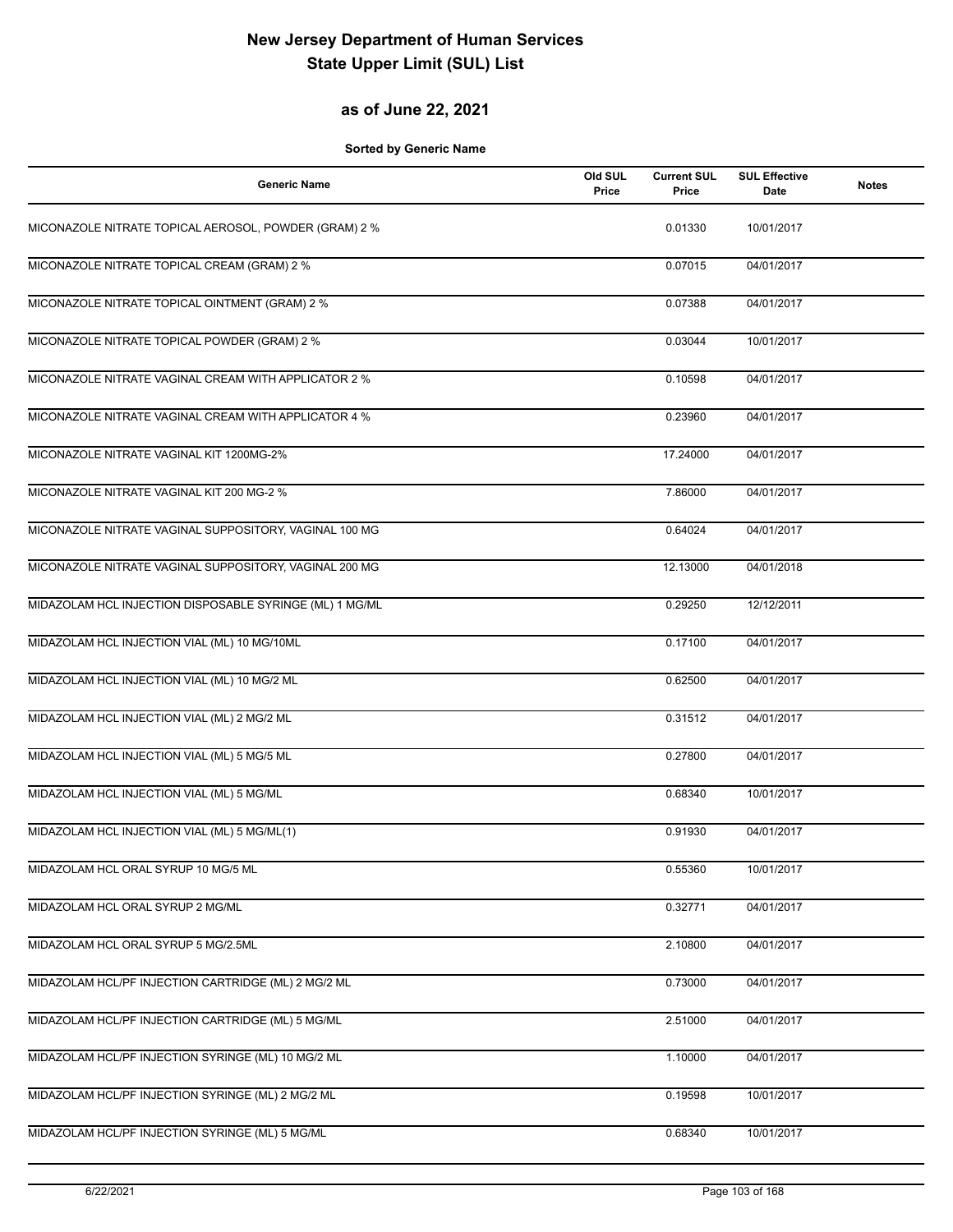# New Jersey Department of Human Services
# State Upper Limit (SUL) List

## as of June 22, 2021

**Sorted by Generic Name**

| Generic Name | Old SUL Price | Current SUL Price | SUL Effective Date | Notes |
|---|---|---|---|---|
| MICONAZOLE NITRATE TOPICAL AEROSOL, POWDER (GRAM) 2 % | | 0.01330 | 10/01/2017 | |
| MICONAZOLE NITRATE TOPICAL CREAM (GRAM) 2 % | | 0.07015 | 04/01/2017 | |
| MICONAZOLE NITRATE TOPICAL OINTMENT (GRAM) 2 % | | 0.07388 | 04/01/2017 | |
| MICONAZOLE NITRATE TOPICAL POWDER (GRAM) 2 % | | 0.03044 | 10/01/2017 | |
| MICONAZOLE NITRATE VAGINAL CREAM WITH APPLICATOR 2 % | | 0.10598 | 04/01/2017 | |
| MICONAZOLE NITRATE VAGINAL CREAM WITH APPLICATOR 4 % | | 0.23960 | 04/01/2017 | |
| MICONAZOLE NITRATE VAGINAL KIT 1200MG-2% | | 17.24000 | 04/01/2017 | |
| MICONAZOLE NITRATE VAGINAL KIT 200 MG-2 % | | 7.86000 | 04/01/2017 | |
| MICONAZOLE NITRATE VAGINAL SUPPOSITORY, VAGINAL 100 MG | | 0.64024 | 04/01/2017 | |
| MICONAZOLE NITRATE VAGINAL SUPPOSITORY, VAGINAL 200 MG | | 12.13000 | 04/01/2018 | |
| MIDAZOLAM HCL INJECTION DISPOSABLE SYRINGE (ML) 1 MG/ML | | 0.29250 | 12/12/2011 | |
| MIDAZOLAM HCL INJECTION VIAL (ML) 10 MG/10ML | | 0.17100 | 04/01/2017 | |
| MIDAZOLAM HCL INJECTION VIAL (ML) 10 MG/2 ML | | 0.62500 | 04/01/2017 | |
| MIDAZOLAM HCL INJECTION VIAL (ML) 2 MG/2 ML | | 0.31512 | 04/01/2017 | |
| MIDAZOLAM HCL INJECTION VIAL (ML) 5 MG/5 ML | | 0.27800 | 04/01/2017 | |
| MIDAZOLAM HCL INJECTION VIAL (ML) 5 MG/ML | | 0.68340 | 10/01/2017 | |
| MIDAZOLAM HCL INJECTION VIAL (ML) 5 MG/ML(1) | | 0.91930 | 04/01/2017 | |
| MIDAZOLAM HCL ORAL SYRUP 10 MG/5 ML | | 0.55360 | 10/01/2017 | |
| MIDAZOLAM HCL ORAL SYRUP 2 MG/ML | | 0.32771 | 04/01/2017 | |
| MIDAZOLAM HCL ORAL SYRUP 5 MG/2.5ML | | 2.10800 | 04/01/2017 | |
| MIDAZOLAM HCL/PF INJECTION CARTRIDGE (ML) 2 MG/2 ML | | 0.73000 | 04/01/2017 | |
| MIDAZOLAM HCL/PF INJECTION CARTRIDGE (ML) 5 MG/ML | | 2.51000 | 04/01/2017 | |
| MIDAZOLAM HCL/PF INJECTION SYRINGE (ML) 10 MG/2 ML | | 1.10000 | 04/01/2017 | |
| MIDAZOLAM HCL/PF INJECTION SYRINGE (ML) 2 MG/2 ML | | 0.19598 | 10/01/2017 | |
| MIDAZOLAM HCL/PF INJECTION SYRINGE (ML) 5 MG/ML | | 0.68340 | 10/01/2017 | |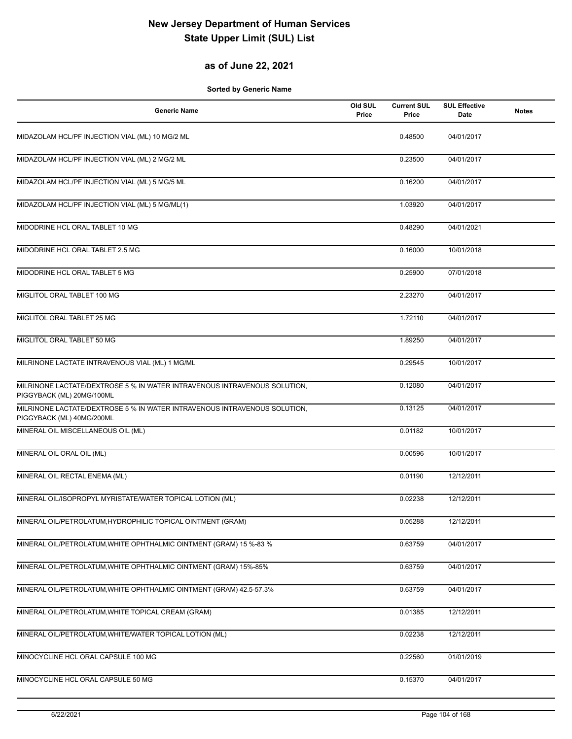# New Jersey Department of Human Services
# State Upper Limit (SUL) List

## as of June 22, 2021

**Sorted by Generic Name**

| Generic Name | Old SUL Price | Current SUL Price | SUL Effective Date | Notes |
|---|---|---|---|---|
| MIDAZOLAM HCL/PF INJECTION VIAL (ML) 10 MG/2 ML | | 0.48500 | 04/01/2017 | |
| MIDAZOLAM HCL/PF INJECTION VIAL (ML) 2 MG/2 ML | | 0.23500 | 04/01/2017 | |
| MIDAZOLAM HCL/PF INJECTION VIAL (ML) 5 MG/5 ML | | 0.16200 | 04/01/2017 | |
| MIDAZOLAM HCL/PF INJECTION VIAL (ML) 5 MG/ML(1) | | 1.03920 | 04/01/2017 | |
| MIDODRINE HCL ORAL TABLET 10 MG | | 0.48290 | 04/01/2021 | |
| MIDODRINE HCL ORAL TABLET 2.5 MG | | 0.16000 | 10/01/2018 | |
| MIDODRINE HCL ORAL TABLET 5 MG | | 0.25900 | 07/01/2018 | |
| MIGLITOL ORAL TABLET 100 MG | | 2.23270 | 04/01/2017 | |
| MIGLITOL ORAL TABLET 25 MG | | 1.72110 | 04/01/2017 | |
| MIGLITOL ORAL TABLET 50 MG | | 1.89250 | 04/01/2017 | |
| MILRINONE LACTATE INTRAVENOUS VIAL (ML) 1 MG/ML | | 0.29545 | 10/01/2017 | |
| MILRINONE LACTATE/DEXTROSE 5 % IN WATER INTRAVENOUS INTRAVENOUS SOLUTION, PIGGYBACK (ML) 20MG/100ML | | 0.12080 | 04/01/2017 | |
| MILRINONE LACTATE/DEXTROSE 5 % IN WATER INTRAVENOUS INTRAVENOUS SOLUTION, PIGGYBACK (ML) 40MG/200ML | | 0.13125 | 04/01/2017 | |
| MINERAL OIL MISCELLANEOUS OIL (ML) | | 0.01182 | 10/01/2017 | |
| MINERAL OIL ORAL OIL (ML) | | 0.00596 | 10/01/2017 | |
| MINERAL OIL RECTAL ENEMA (ML) | | 0.01190 | 12/12/2011 | |
| MINERAL OIL/ISOPROPYL MYRISTATE/WATER TOPICAL LOTION (ML) | | 0.02238 | 12/12/2011 | |
| MINERAL OIL/PETROLATUM,HYDROPHILIC TOPICAL OINTMENT (GRAM) | | 0.05288 | 12/12/2011 | |
| MINERAL OIL/PETROLATUM,WHITE OPHTHALMIC OINTMENT (GRAM) 15 %-83 % | | 0.63759 | 04/01/2017 | |
| MINERAL OIL/PETROLATUM,WHITE OPHTHALMIC OINTMENT (GRAM) 15%-85% | | 0.63759 | 04/01/2017 | |
| MINERAL OIL/PETROLATUM,WHITE OPHTHALMIC OINTMENT (GRAM) 42.5-57.3% | | 0.63759 | 04/01/2017 | |
| MINERAL OIL/PETROLATUM,WHITE TOPICAL CREAM (GRAM) | | 0.01385 | 12/12/2011 | |
| MINERAL OIL/PETROLATUM,WHITE/WATER TOPICAL LOTION (ML) | | 0.02238 | 12/12/2011 | |
| MINOCYCLINE HCL ORAL CAPSULE 100 MG | | 0.22560 | 01/01/2019 | |
| MINOCYCLINE HCL ORAL CAPSULE 50 MG | | 0.15370 | 04/01/2017 | |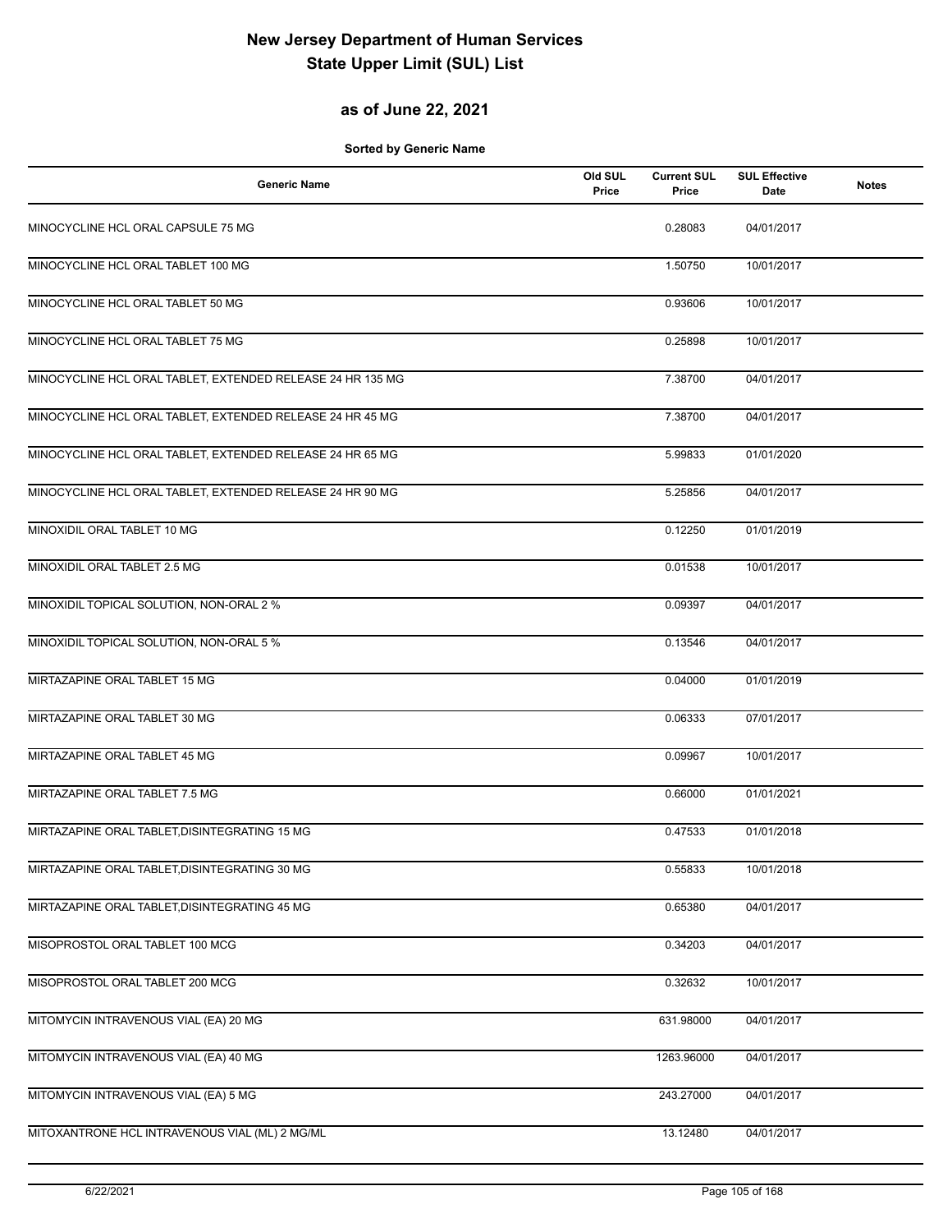# New Jersey Department of Human Services
# State Upper Limit (SUL) List

## as of June 22, 2021

**Sorted by Generic Name**

| Generic Name | Old SUL Price | Current SUL Price | SUL Effective Date | Notes |
|---|---|---|---|---|
| MINOCYCLINE HCL ORAL CAPSULE 75 MG | | 0.28083 | 04/01/2017 | |
| MINOCYCLINE HCL ORAL TABLET 100 MG | | 1.50750 | 10/01/2017 | |
| MINOCYCLINE HCL ORAL TABLET 50 MG | | 0.93606 | 10/01/2017 | |
| MINOCYCLINE HCL ORAL TABLET 75 MG | | 0.25898 | 10/01/2017 | |
| MINOCYCLINE HCL ORAL TABLET, EXTENDED RELEASE 24 HR 135 MG | | 7.38700 | 04/01/2017 | |
| MINOCYCLINE HCL ORAL TABLET, EXTENDED RELEASE 24 HR 45 MG | | 7.38700 | 04/01/2017 | |
| MINOCYCLINE HCL ORAL TABLET, EXTENDED RELEASE 24 HR 65 MG | | 5.99833 | 01/01/2020 | |
| MINOCYCLINE HCL ORAL TABLET, EXTENDED RELEASE 24 HR 90 MG | | 5.25856 | 04/01/2017 | |
| MINOXIDIL ORAL TABLET 10 MG | | 0.12250 | 01/01/2019 | |
| MINOXIDIL ORAL TABLET 2.5 MG | | 0.01538 | 10/01/2017 | |
| MINOXIDIL TOPICAL SOLUTION, NON-ORAL 2 % | | 0.09397 | 04/01/2017 | |
| MINOXIDIL TOPICAL SOLUTION, NON-ORAL 5 % | | 0.13546 | 04/01/2017 | |
| MIRTAZAPINE ORAL TABLET 15 MG | | 0.04000 | 01/01/2019 | |
| MIRTAZAPINE ORAL TABLET 30 MG | | 0.06333 | 07/01/2017 | |
| MIRTAZAPINE ORAL TABLET 45 MG | | 0.09967 | 10/01/2017 | |
| MIRTAZAPINE ORAL TABLET 7.5 MG | | 0.66000 | 01/01/2021 | |
| MIRTAZAPINE ORAL TABLET,DISINTEGRATING 15 MG | | 0.47533 | 01/01/2018 | |
| MIRTAZAPINE ORAL TABLET,DISINTEGRATING 30 MG | | 0.55833 | 10/01/2018 | |
| MIRTAZAPINE ORAL TABLET,DISINTEGRATING 45 MG | | 0.65380 | 04/01/2017 | |
| MISOPROSTOL ORAL TABLET 100 MCG | | 0.34203 | 04/01/2017 | |
| MISOPROSTOL ORAL TABLET 200 MCG | | 0.32632 | 10/01/2017 | |
| MITOMYCIN INTRAVENOUS VIAL (EA) 20 MG | | 631.98000 | 04/01/2017 | |
| MITOMYCIN INTRAVENOUS VIAL (EA) 40 MG | | 1263.96000 | 04/01/2017 | |
| MITOMYCIN INTRAVENOUS VIAL (EA) 5 MG | | 243.27000 | 04/01/2017 | |
| MITOXANTRONE HCL INTRAVENOUS VIAL (ML) 2 MG/ML | | 13.12480 | 04/01/2017 | |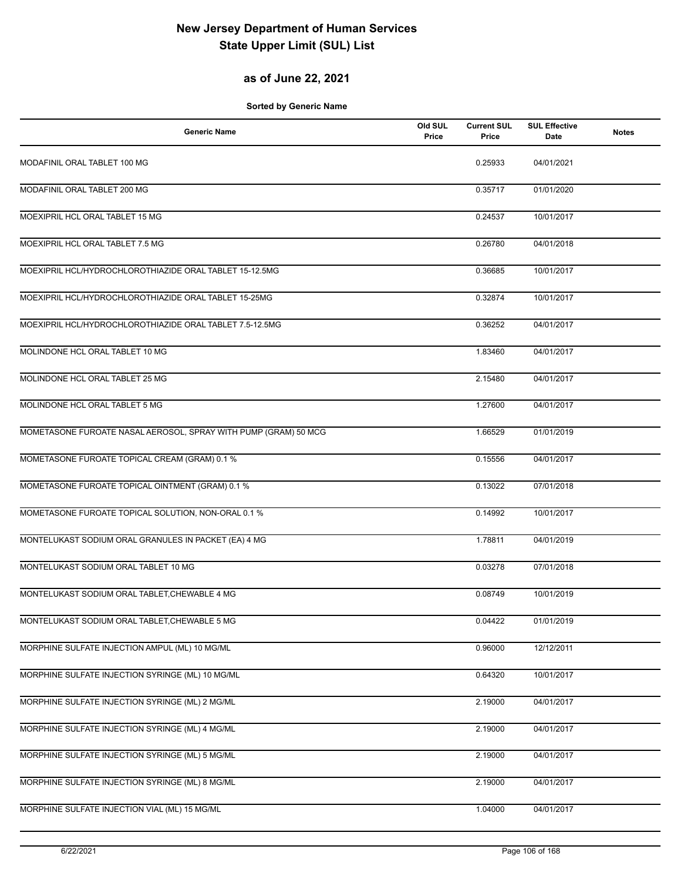# New Jersey Department of Human Services
# State Upper Limit (SUL) List

## as of June 22, 2021

**Sorted by Generic Name**

| Generic Name | Old SUL Price | Current SUL Price | SUL Effective Date | Notes |
|---|---|---|---|---|
| MODAFINIL ORAL TABLET 100 MG | | 0.25933 | 04/01/2021 | |
| MODAFINIL ORAL TABLET 200 MG | | 0.35717 | 01/01/2020 | |
| MOEXIPRIL HCL ORAL TABLET 15 MG | | 0.24537 | 10/01/2017 | |
| MOEXIPRIL HCL ORAL TABLET 7.5 MG | | 0.26780 | 04/01/2018 | |
| MOEXIPRIL HCL/HYDROCHLOROTHIAZIDE ORAL TABLET 15-12.5MG | | 0.36685 | 10/01/2017 | |
| MOEXIPRIL HCL/HYDROCHLOROTHIAZIDE ORAL TABLET 15-25MG | | 0.32874 | 10/01/2017 | |
| MOEXIPRIL HCL/HYDROCHLOROTHIAZIDE ORAL TABLET 7.5-12.5MG | | 0.36252 | 04/01/2017 | |
| MOLINDONE HCL ORAL TABLET 10 MG | | 1.83460 | 04/01/2017 | |
| MOLINDONE HCL ORAL TABLET 25 MG | | 2.15480 | 04/01/2017 | |
| MOLINDONE HCL ORAL TABLET 5 MG | | 1.27600 | 04/01/2017 | |
| MOMETASONE FUROATE NASAL AEROSOL, SPRAY WITH PUMP (GRAM) 50 MCG | | 1.66529 | 01/01/2019 | |
| MOMETASONE FUROATE TOPICAL CREAM (GRAM) 0.1 % | | 0.15556 | 04/01/2017 | |
| MOMETASONE FUROATE TOPICAL OINTMENT (GRAM) 0.1 % | | 0.13022 | 07/01/2018 | |
| MOMETASONE FUROATE TOPICAL SOLUTION, NON-ORAL 0.1 % | | 0.14992 | 10/01/2017 | |
| MONTELUKAST SODIUM ORAL GRANULES IN PACKET (EA) 4 MG | | 1.78811 | 04/01/2019 | |
| MONTELUKAST SODIUM ORAL TABLET 10 MG | | 0.03278 | 07/01/2018 | |
| MONTELUKAST SODIUM ORAL TABLET,CHEWABLE 4 MG | | 0.08749 | 10/01/2019 | |
| MONTELUKAST SODIUM ORAL TABLET,CHEWABLE 5 MG | | 0.04422 | 01/01/2019 | |
| MORPHINE SULFATE INJECTION AMPUL (ML) 10 MG/ML | | 0.96000 | 12/12/2011 | |
| MORPHINE SULFATE INJECTION SYRINGE (ML) 10 MG/ML | | 0.64320 | 10/01/2017 | |
| MORPHINE SULFATE INJECTION SYRINGE (ML) 2 MG/ML | | 2.19000 | 04/01/2017 | |
| MORPHINE SULFATE INJECTION SYRINGE (ML) 4 MG/ML | | 2.19000 | 04/01/2017 | |
| MORPHINE SULFATE INJECTION SYRINGE (ML) 5 MG/ML | | 2.19000 | 04/01/2017 | |
| MORPHINE SULFATE INJECTION SYRINGE (ML) 8 MG/ML | | 2.19000 | 04/01/2017 | |
| MORPHINE SULFATE INJECTION VIAL (ML) 15 MG/ML | | 1.04000 | 04/01/2017 | |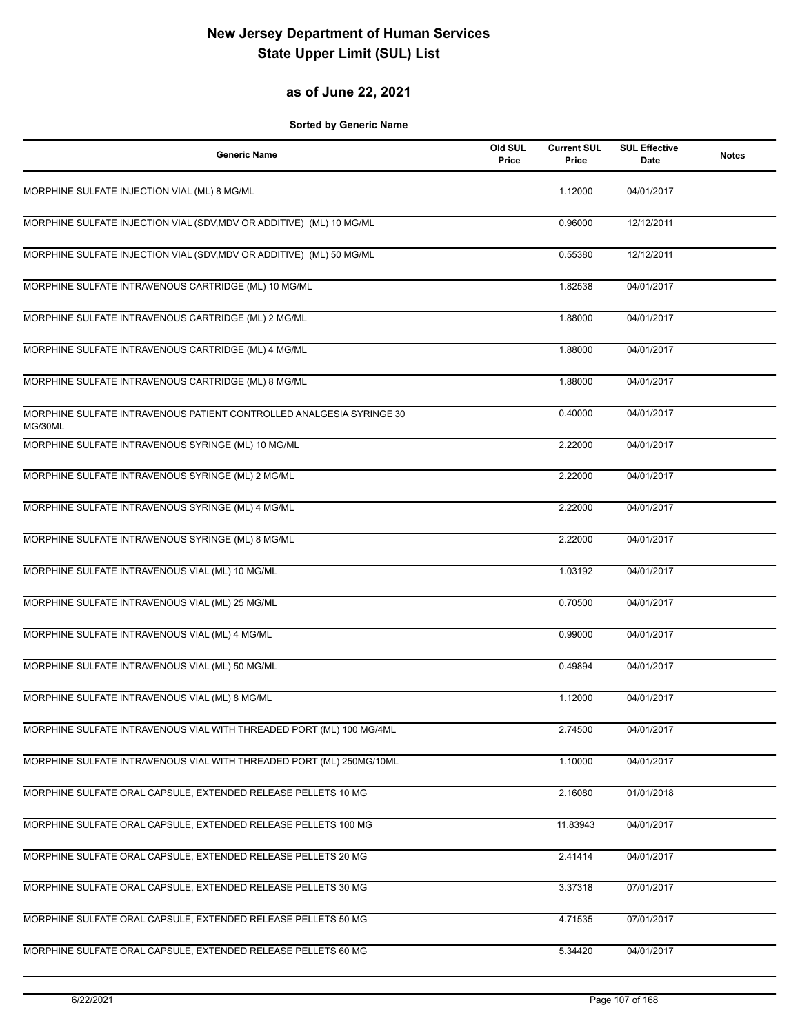# New Jersey Department of Human Services
# State Upper Limit (SUL) List

## as of June 22, 2021

**Sorted by Generic Name**

| Generic Name | Old SUL Price | Current SUL Price | SUL Effective Date | Notes |
|---|---|---|---|---|
| MORPHINE SULFATE INJECTION VIAL (ML) 8 MG/ML | | 1.12000 | 04/01/2017 | |
| MORPHINE SULFATE INJECTION VIAL (SDV,MDV OR ADDITIVE) (ML) 10 MG/ML | | 0.96000 | 12/12/2011 | |
| MORPHINE SULFATE INJECTION VIAL (SDV,MDV OR ADDITIVE) (ML) 50 MG/ML | | 0.55380 | 12/12/2011 | |
| MORPHINE SULFATE INTRAVENOUS CARTRIDGE (ML) 10 MG/ML | | 1.82538 | 04/01/2017 | |
| MORPHINE SULFATE INTRAVENOUS CARTRIDGE (ML) 2 MG/ML | | 1.88000 | 04/01/2017 | |
| MORPHINE SULFATE INTRAVENOUS CARTRIDGE (ML) 4 MG/ML | | 1.88000 | 04/01/2017 | |
| MORPHINE SULFATE INTRAVENOUS CARTRIDGE (ML) 8 MG/ML | | 1.88000 | 04/01/2017 | |
| MORPHINE SULFATE INTRAVENOUS PATIENT CONTROLLED ANALGESIA SYRINGE 30 MG/30ML | | 0.40000 | 04/01/2017 | |
| MORPHINE SULFATE INTRAVENOUS SYRINGE (ML) 10 MG/ML | | 2.22000 | 04/01/2017 | |
| MORPHINE SULFATE INTRAVENOUS SYRINGE (ML) 2 MG/ML | | 2.22000 | 04/01/2017 | |
| MORPHINE SULFATE INTRAVENOUS SYRINGE (ML) 4 MG/ML | | 2.22000 | 04/01/2017 | |
| MORPHINE SULFATE INTRAVENOUS SYRINGE (ML) 8 MG/ML | | 2.22000 | 04/01/2017 | |
| MORPHINE SULFATE INTRAVENOUS VIAL (ML) 10 MG/ML | | 1.03192 | 04/01/2017 | |
| MORPHINE SULFATE INTRAVENOUS VIAL (ML) 25 MG/ML | | 0.70500 | 04/01/2017 | |
| MORPHINE SULFATE INTRAVENOUS VIAL (ML) 4 MG/ML | | 0.99000 | 04/01/2017 | |
| MORPHINE SULFATE INTRAVENOUS VIAL (ML) 50 MG/ML | | 0.49894 | 04/01/2017 | |
| MORPHINE SULFATE INTRAVENOUS VIAL (ML) 8 MG/ML | | 1.12000 | 04/01/2017 | |
| MORPHINE SULFATE INTRAVENOUS VIAL WITH THREADED PORT (ML) 100 MG/4ML | | 2.74500 | 04/01/2017 | |
| MORPHINE SULFATE INTRAVENOUS VIAL WITH THREADED PORT (ML) 250MG/10ML | | 1.10000 | 04/01/2017 | |
| MORPHINE SULFATE ORAL CAPSULE, EXTENDED RELEASE PELLETS 10 MG | | 2.16080 | 01/01/2018 | |
| MORPHINE SULFATE ORAL CAPSULE, EXTENDED RELEASE PELLETS 100 MG | | 11.83943 | 04/01/2017 | |
| MORPHINE SULFATE ORAL CAPSULE, EXTENDED RELEASE PELLETS 20 MG | | 2.41414 | 04/01/2017 | |
| MORPHINE SULFATE ORAL CAPSULE, EXTENDED RELEASE PELLETS 30 MG | | 3.37318 | 07/01/2017 | |
| MORPHINE SULFATE ORAL CAPSULE, EXTENDED RELEASE PELLETS 50 MG | | 4.71535 | 07/01/2017 | |
| MORPHINE SULFATE ORAL CAPSULE, EXTENDED RELEASE PELLETS 60 MG | | 5.34420 | 04/01/2017 | |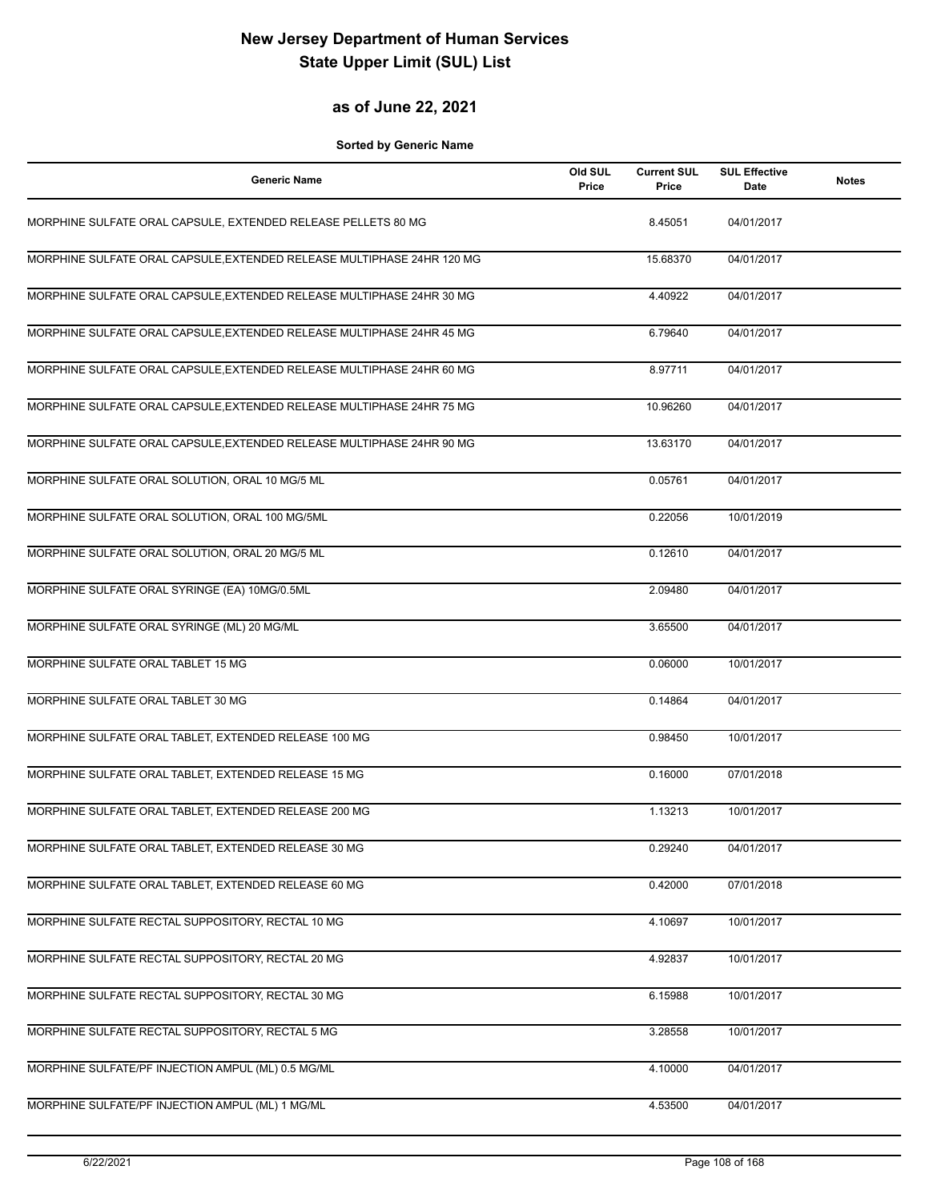# New Jersey Department of Human Services
# State Upper Limit (SUL) List

## as of June 22, 2021

**Sorted by Generic Name**

| Generic Name | Old SUL Price | Current SUL Price | SUL Effective Date | Notes |
|---|---|---|---|---|
| MORPHINE SULFATE ORAL CAPSULE, EXTENDED RELEASE PELLETS 80 MG | | 8.45051 | 04/01/2017 | |
| MORPHINE SULFATE ORAL CAPSULE,EXTENDED RELEASE MULTIPHASE 24HR 120 MG | | 15.68370 | 04/01/2017 | |
| MORPHINE SULFATE ORAL CAPSULE,EXTENDED RELEASE MULTIPHASE 24HR 30 MG | | 4.40922 | 04/01/2017 | |
| MORPHINE SULFATE ORAL CAPSULE,EXTENDED RELEASE MULTIPHASE 24HR 45 MG | | 6.79640 | 04/01/2017 | |
| MORPHINE SULFATE ORAL CAPSULE,EXTENDED RELEASE MULTIPHASE 24HR 60 MG | | 8.97711 | 04/01/2017 | |
| MORPHINE SULFATE ORAL CAPSULE,EXTENDED RELEASE MULTIPHASE 24HR 75 MG | | 10.96260 | 04/01/2017 | |
| MORPHINE SULFATE ORAL CAPSULE,EXTENDED RELEASE MULTIPHASE 24HR 90 MG | | 13.63170 | 04/01/2017 | |
| MORPHINE SULFATE ORAL SOLUTION, ORAL 10 MG/5 ML | | 0.05761 | 04/01/2017 | |
| MORPHINE SULFATE ORAL SOLUTION, ORAL 100 MG/5ML | | 0.22056 | 10/01/2019 | |
| MORPHINE SULFATE ORAL SOLUTION, ORAL 20 MG/5 ML | | 0.12610 | 04/01/2017 | |
| MORPHINE SULFATE ORAL SYRINGE (EA) 10MG/0.5ML | | 2.09480 | 04/01/2017 | |
| MORPHINE SULFATE ORAL SYRINGE (ML) 20 MG/ML | | 3.65500 | 04/01/2017 | |
| MORPHINE SULFATE ORAL TABLET 15 MG | | 0.06000 | 10/01/2017 | |
| MORPHINE SULFATE ORAL TABLET 30 MG | | 0.14864 | 04/01/2017 | |
| MORPHINE SULFATE ORAL TABLET, EXTENDED RELEASE 100 MG | | 0.98450 | 10/01/2017 | |
| MORPHINE SULFATE ORAL TABLET, EXTENDED RELEASE 15 MG | | 0.16000 | 07/01/2018 | |
| MORPHINE SULFATE ORAL TABLET, EXTENDED RELEASE 200 MG | | 1.13213 | 10/01/2017 | |
| MORPHINE SULFATE ORAL TABLET, EXTENDED RELEASE 30 MG | | 0.29240 | 04/01/2017 | |
| MORPHINE SULFATE ORAL TABLET, EXTENDED RELEASE 60 MG | | 0.42000 | 07/01/2018 | |
| MORPHINE SULFATE RECTAL SUPPOSITORY, RECTAL 10 MG | | 4.10697 | 10/01/2017 | |
| MORPHINE SULFATE RECTAL SUPPOSITORY, RECTAL 20 MG | | 4.92837 | 10/01/2017 | |
| MORPHINE SULFATE RECTAL SUPPOSITORY, RECTAL 30 MG | | 6.15988 | 10/01/2017 | |
| MORPHINE SULFATE RECTAL SUPPOSITORY, RECTAL 5 MG | | 3.28558 | 10/01/2017 | |
| MORPHINE SULFATE/PF INJECTION AMPUL (ML) 0.5 MG/ML | | 4.10000 | 04/01/2017 | |
| MORPHINE SULFATE/PF INJECTION AMPUL (ML) 1 MG/ML | | 4.53500 | 04/01/2017 | |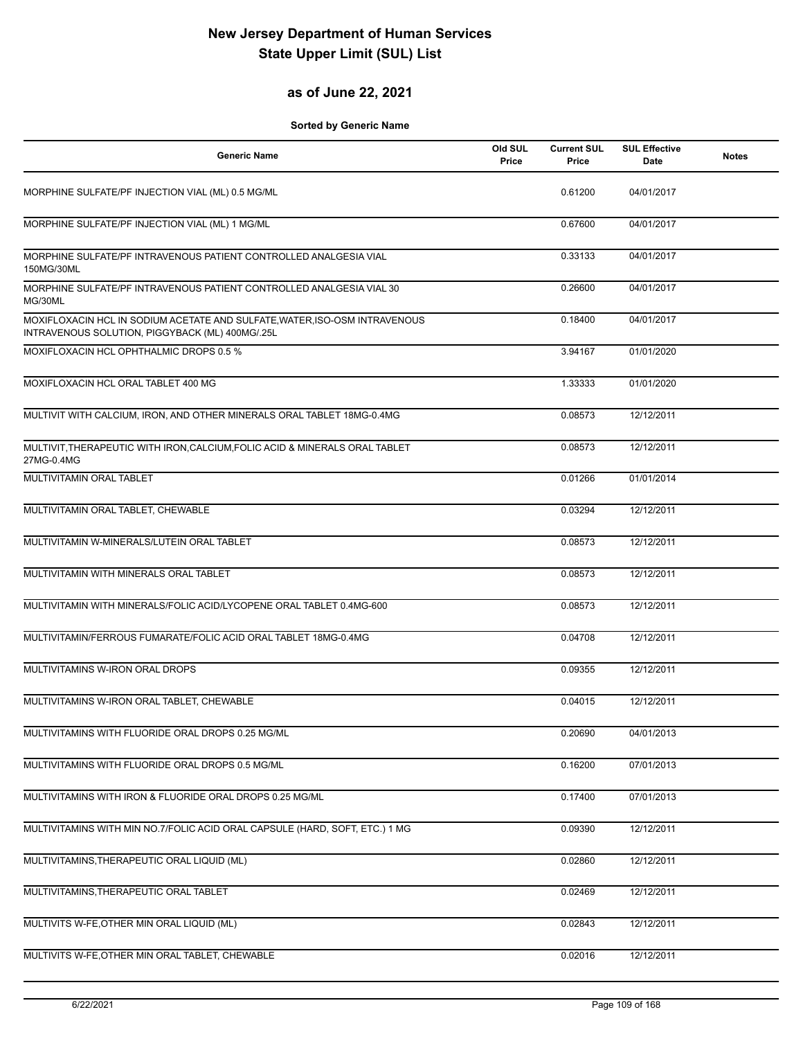# New Jersey Department of Human Services
# State Upper Limit (SUL) List

## as of June 22, 2021

**Sorted by Generic Name**

| Generic Name | Old SUL Price | Current SUL Price | SUL Effective Date | Notes |
|---|---|---|---|---|
| MORPHINE SULFATE/PF INJECTION VIAL (ML) 0.5 MG/ML | | 0.61200 | 04/01/2017 | |
| MORPHINE SULFATE/PF INJECTION VIAL (ML) 1 MG/ML | | 0.67600 | 04/01/2017 | |
| MORPHINE SULFATE/PF INTRAVENOUS PATIENT CONTROLLED ANALGESIA VIAL 150MG/30ML | | 0.33133 | 04/01/2017 | |
| MORPHINE SULFATE/PF INTRAVENOUS PATIENT CONTROLLED ANALGESIA VIAL 30 MG/30ML | | 0.26600 | 04/01/2017 | |
| MOXIFLOXACIN HCL IN SODIUM ACETATE AND SULFATE,WATER,ISO-OSM INTRAVENOUS INTRAVENOUS SOLUTION, PIGGYBACK (ML) 400MG/.25L | | 0.18400 | 04/01/2017 | |
| MOXIFLOXACIN HCL OPHTHALMIC DROPS 0.5 % | | 3.94167 | 01/01/2020 | |
| MOXIFLOXACIN HCL ORAL TABLET 400 MG | | 1.33333 | 01/01/2020 | |
| MULTIVIT WITH CALCIUM, IRON, AND OTHER MINERALS ORAL TABLET 18MG-0.4MG | | 0.08573 | 12/12/2011 | |
| MULTIVIT,THERAPEUTIC WITH IRON,CALCIUM,FOLIC ACID & MINERALS ORAL TABLET 27MG-0.4MG | | 0.08573 | 12/12/2011 | |
| MULTIVITAMIN ORAL TABLET | | 0.01266 | 01/01/2014 | |
| MULTIVITAMIN ORAL TABLET, CHEWABLE | | 0.03294 | 12/12/2011 | |
| MULTIVITAMIN W-MINERALS/LUTEIN ORAL TABLET | | 0.08573 | 12/12/2011 | |
| MULTIVITAMIN WITH MINERALS ORAL TABLET | | 0.08573 | 12/12/2011 | |
| MULTIVITAMIN WITH MINERALS/FOLIC ACID/LYCOPENE ORAL TABLET 0.4MG-600 | | 0.08573 | 12/12/2011 | |
| MULTIVITAMIN/FERROUS FUMARATE/FOLIC ACID ORAL TABLET 18MG-0.4MG | | 0.04708 | 12/12/2011 | |
| MULTIVITAMINS W-IRON ORAL DROPS | | 0.09355 | 12/12/2011 | |
| MULTIVITAMINS W-IRON ORAL TABLET, CHEWABLE | | 0.04015 | 12/12/2011 | |
| MULTIVITAMINS WITH FLUORIDE ORAL DROPS 0.25 MG/ML | | 0.20690 | 04/01/2013 | |
| MULTIVITAMINS WITH FLUORIDE ORAL DROPS 0.5 MG/ML | | 0.16200 | 07/01/2013 | |
| MULTIVITAMINS WITH IRON & FLUORIDE ORAL DROPS 0.25 MG/ML | | 0.17400 | 07/01/2013 | |
| MULTIVITAMINS WITH MIN NO.7/FOLIC ACID ORAL CAPSULE (HARD, SOFT, ETC.) 1 MG | | 0.09390 | 12/12/2011 | |
| MULTIVITAMINS,THERAPEUTIC ORAL LIQUID (ML) | | 0.02860 | 12/12/2011 | |
| MULTIVITAMINS,THERAPEUTIC ORAL TABLET | | 0.02469 | 12/12/2011 | |
| MULTIVITS W-FE,OTHER MIN ORAL LIQUID (ML) | | 0.02843 | 12/12/2011 | |
| MULTIVITS W-FE,OTHER MIN ORAL TABLET, CHEWABLE | | 0.02016 | 12/12/2011 | |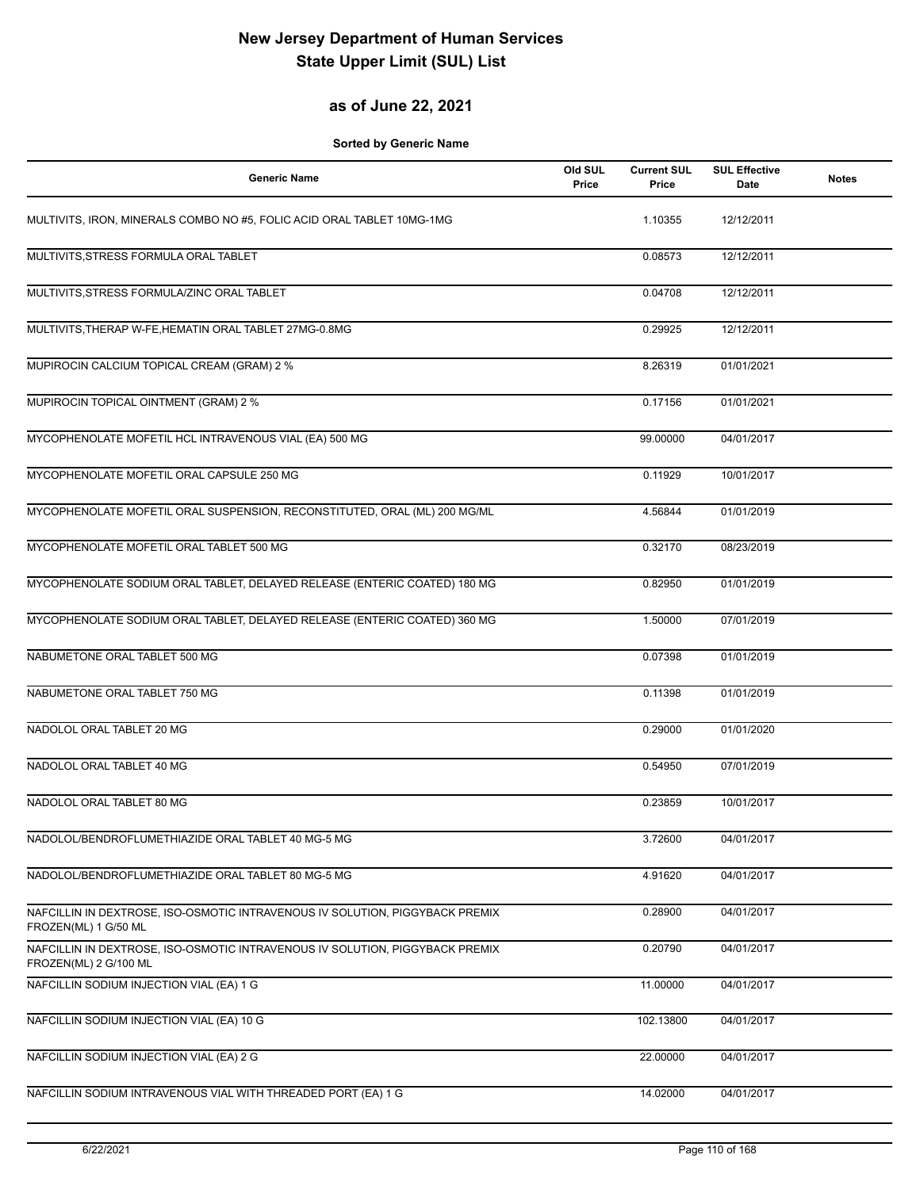# New Jersey Department of Human Services
# State Upper Limit (SUL) List

## as of June 22, 2021

**Sorted by Generic Name**

| Generic Name | Old SUL Price | Current SUL Price | SUL Effective Date | Notes |
|---|---|---|---|---|
| MULTIVITS, IRON, MINERALS COMBO NO #5, FOLIC ACID ORAL TABLET 10MG-1MG | | 1.10355 | 12/12/2011 | |
| MULTIVITS,STRESS FORMULA ORAL TABLET | | 0.08573 | 12/12/2011 | |
| MULTIVITS,STRESS FORMULA/ZINC ORAL TABLET | | 0.04708 | 12/12/2011 | |
| MULTIVITS,THERAP W-FE,HEMATIN ORAL TABLET 27MG-0.8MG | | 0.29925 | 12/12/2011 | |
| MUPIROCIN CALCIUM TOPICAL CREAM (GRAM) 2 % | | 8.26319 | 01/01/2021 | |
| MUPIROCIN TOPICAL OINTMENT (GRAM) 2 % | | 0.17156 | 01/01/2021 | |
| MYCOPHENOLATE MOFETIL HCL INTRAVENOUS VIAL (EA) 500 MG | | 99.00000 | 04/01/2017 | |
| MYCOPHENOLATE MOFETIL ORAL CAPSULE 250 MG | | 0.11929 | 10/01/2017 | |
| MYCOPHENOLATE MOFETIL ORAL SUSPENSION, RECONSTITUTED, ORAL (ML) 200 MG/ML | | 4.56844 | 01/01/2019 | |
| MYCOPHENOLATE MOFETIL ORAL TABLET 500 MG | | 0.32170 | 08/23/2019 | |
| MYCOPHENOLATE SODIUM ORAL TABLET, DELAYED RELEASE (ENTERIC COATED) 180 MG | | 0.82950 | 01/01/2019 | |
| MYCOPHENOLATE SODIUM ORAL TABLET, DELAYED RELEASE (ENTERIC COATED) 360 MG | | 1.50000 | 07/01/2019 | |
| NABUMETONE ORAL TABLET 500 MG | | 0.07398 | 01/01/2019 | |
| NABUMETONE ORAL TABLET 750 MG | | 0.11398 | 01/01/2019 | |
| NADOLOL ORAL TABLET 20 MG | | 0.29000 | 01/01/2020 | |
| NADOLOL ORAL TABLET 40 MG | | 0.54950 | 07/01/2019 | |
| NADOLOL ORAL TABLET 80 MG | | 0.23859 | 10/01/2017 | |
| NADOLOL/BENDROFLUMETHIAZIDE ORAL TABLET 40 MG-5 MG | | 3.72600 | 04/01/2017 | |
| NADOLOL/BENDROFLUMETHIAZIDE ORAL TABLET 80 MG-5 MG | | 4.91620 | 04/01/2017 | |
| NAFCILLIN IN DEXTROSE, ISO-OSMOTIC INTRAVENOUS IV SOLUTION, PIGGYBACK PREMIX FROZEN(ML) 1 G/50 ML | | 0.28900 | 04/01/2017 | |
| NAFCILLIN IN DEXTROSE, ISO-OSMOTIC INTRAVENOUS IV SOLUTION, PIGGYBACK PREMIX FROZEN(ML) 2 G/100 ML | | 0.20790 | 04/01/2017 | |
| NAFCILLIN SODIUM INJECTION VIAL (EA) 1 G | | 11.00000 | 04/01/2017 | |
| NAFCILLIN SODIUM INJECTION VIAL (EA) 10 G | | 102.13800 | 04/01/2017 | |
| NAFCILLIN SODIUM INJECTION VIAL (EA) 2 G | | 22.00000 | 04/01/2017 | |
| NAFCILLIN SODIUM INTRAVENOUS VIAL WITH THREADED PORT (EA) 1 G | | 14.02000 | 04/01/2017 | |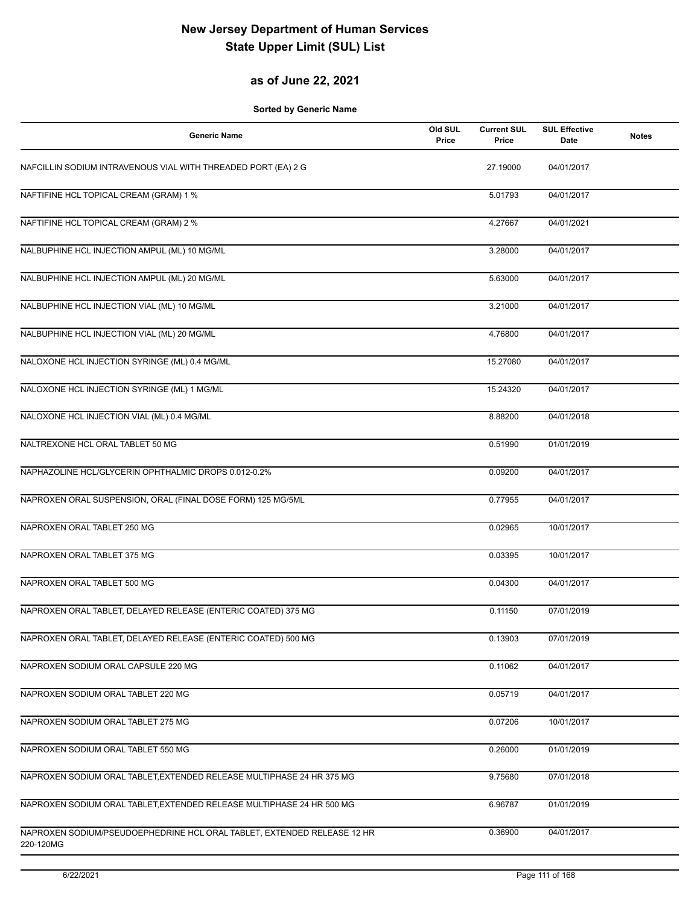# New Jersey Department of Human Services
# State Upper Limit (SUL) List

## as of June 22, 2021

**Sorted by Generic Name**

| Generic Name | Old SUL Price | Current SUL Price | SUL Effective Date | Notes |
|---|---|---|---|---|
| NAFCILLIN SODIUM INTRAVENOUS VIAL WITH THREADED PORT (EA) 2 G | | 27.19000 | 04/01/2017 | |
| NAFTIFINE HCL TOPICAL CREAM (GRAM) 1 % | | 5.01793 | 04/01/2017 | |
| NAFTIFINE HCL TOPICAL CREAM (GRAM) 2 % | | 4.27667 | 04/01/2021 | |
| NALBUPHINE HCL INJECTION AMPUL (ML) 10 MG/ML | | 3.28000 | 04/01/2017 | |
| NALBUPHINE HCL INJECTION AMPUL (ML) 20 MG/ML | | 5.63000 | 04/01/2017 | |
| NALBUPHINE HCL INJECTION VIAL (ML) 10 MG/ML | | 3.21000 | 04/01/2017 | |
| NALBUPHINE HCL INJECTION VIAL (ML) 20 MG/ML | | 4.76800 | 04/01/2017 | |
| NALOXONE HCL INJECTION SYRINGE (ML) 0.4 MG/ML | | 15.27080 | 04/01/2017 | |
| NALOXONE HCL INJECTION SYRINGE (ML) 1 MG/ML | | 15.24320 | 04/01/2017 | |
| NALOXONE HCL INJECTION VIAL (ML) 0.4 MG/ML | | 8.88200 | 04/01/2018 | |
| NALTREXONE HCL ORAL TABLET 50 MG | | 0.51990 | 01/01/2019 | |
| NAPHAZOLINE HCL/GLYCERIN OPHTHALMIC DROPS 0.012-0.2% | | 0.09200 | 04/01/2017 | |
| NAPROXEN ORAL SUSPENSION, ORAL (FINAL DOSE FORM) 125 MG/5ML | | 0.77955 | 04/01/2017 | |
| NAPROXEN ORAL TABLET 250 MG | | 0.02965 | 10/01/2017 | |
| NAPROXEN ORAL TABLET 375 MG | | 0.03395 | 10/01/2017 | |
| NAPROXEN ORAL TABLET 500 MG | | 0.04300 | 04/01/2017 | |
| NAPROXEN ORAL TABLET, DELAYED RELEASE (ENTERIC COATED) 375 MG | | 0.11150 | 07/01/2019 | |
| NAPROXEN ORAL TABLET, DELAYED RELEASE (ENTERIC COATED) 500 MG | | 0.13903 | 07/01/2019 | |
| NAPROXEN SODIUM ORAL CAPSULE 220 MG | | 0.11062 | 04/01/2017 | |
| NAPROXEN SODIUM ORAL TABLET 220 MG | | 0.05719 | 04/01/2017 | |
| NAPROXEN SODIUM ORAL TABLET 275 MG | | 0.07206 | 10/01/2017 | |
| NAPROXEN SODIUM ORAL TABLET 550 MG | | 0.26000 | 01/01/2019 | |
| NAPROXEN SODIUM ORAL TABLET,EXTENDED RELEASE MULTIPHASE 24 HR 375 MG | | 9.75680 | 07/01/2018 | |
| NAPROXEN SODIUM ORAL TABLET,EXTENDED RELEASE MULTIPHASE 24 HR 500 MG | | 6.96787 | 01/01/2019 | |
| NAPROXEN SODIUM/PSEUDOEPHEDRINE HCL ORAL TABLET, EXTENDED RELEASE 12 HR 220-120MG | | 0.36900 | 04/01/2017 | |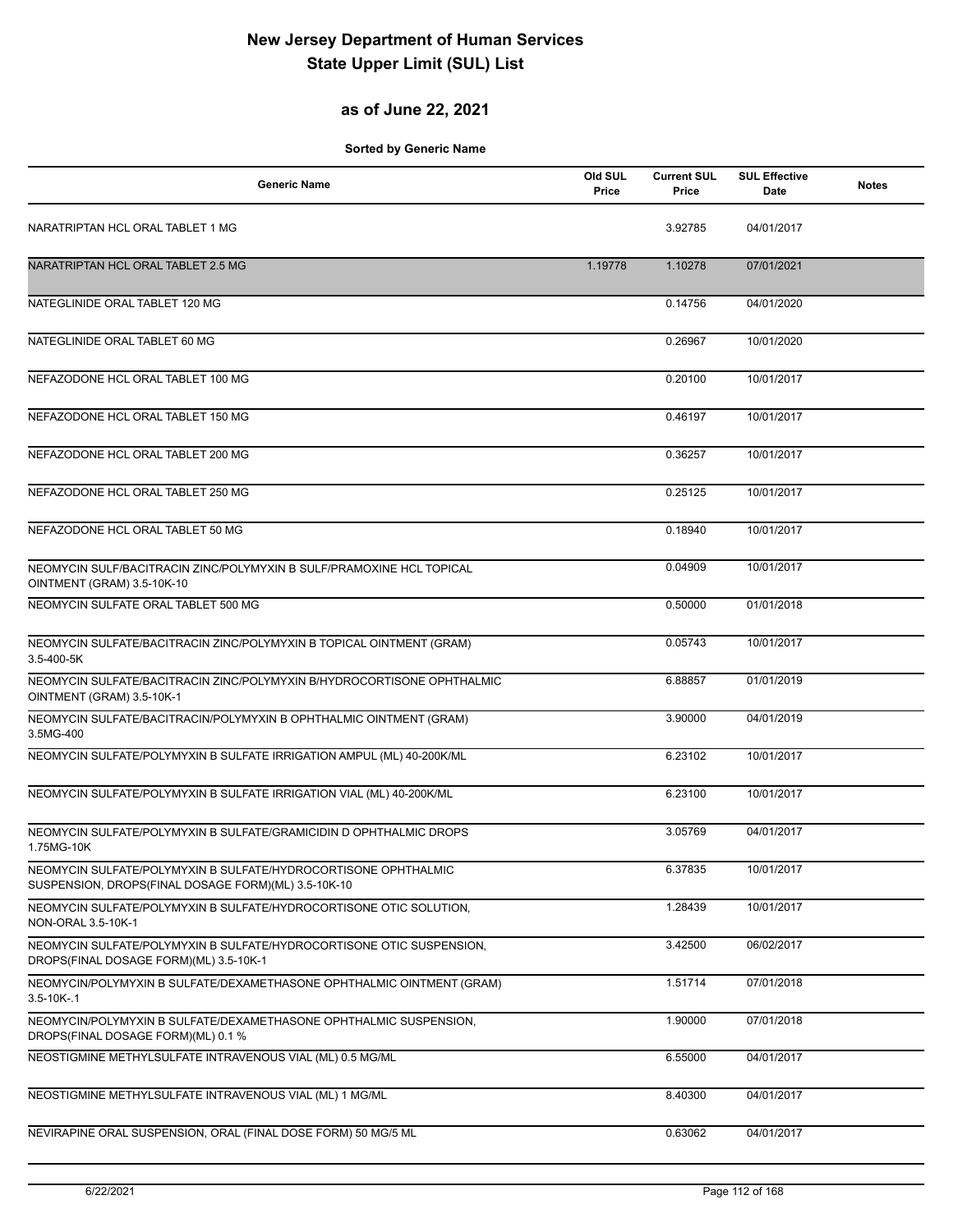# New Jersey Department of Human Services
# State Upper Limit (SUL) List

## as of June 22, 2021

**Sorted by Generic Name**

| Generic Name | Old SUL Price | Current SUL Price | SUL Effective Date | Notes |
|---|---|---|---|---|
| NARATRIPTAN HCL ORAL TABLET 1 MG | | 3.92785 | 04/01/2017 | |
| NARATRIPTAN HCL ORAL TABLET 2.5 MG | 1.19778 | 1.10278 | 07/01/2021 | |
| NATEGLINIDE ORAL TABLET 120 MG | | 0.14756 | 04/01/2020 | |
| NATEGLINIDE ORAL TABLET 60 MG | | 0.26967 | 10/01/2020 | |
| NEFAZODONE HCL ORAL TABLET 100 MG | | 0.20100 | 10/01/2017 | |
| NEFAZODONE HCL ORAL TABLET 150 MG | | 0.46197 | 10/01/2017 | |
| NEFAZODONE HCL ORAL TABLET 200 MG | | 0.36257 | 10/01/2017 | |
| NEFAZODONE HCL ORAL TABLET 250 MG | | 0.25125 | 10/01/2017 | |
| NEFAZODONE HCL ORAL TABLET 50 MG | | 0.18940 | 10/01/2017 | |
| NEOMYCIN SULF/BACITRACIN ZINC/POLYMYXIN B SULF/PRAMOXINE HCL TOPICAL OINTMENT (GRAM) 3.5-10K-10 | | 0.04909 | 10/01/2017 | |
| NEOMYCIN SULFATE ORAL TABLET 500 MG | | 0.50000 | 01/01/2018 | |
| NEOMYCIN SULFATE/BACITRACIN ZINC/POLYMYXIN B TOPICAL OINTMENT (GRAM) 3.5-400-5K | | 0.05743 | 10/01/2017 | |
| NEOMYCIN SULFATE/BACITRACIN ZINC/POLYMYXIN B/HYDROCORTISONE OPHTHALMIC OINTMENT (GRAM) 3.5-10K-1 | | 6.88857 | 01/01/2019 | |
| NEOMYCIN SULFATE/BACITRACIN/POLYMYXIN B OPHTHALMIC OINTMENT (GRAM) 3.5MG-400 | | 3.90000 | 04/01/2019 | |
| NEOMYCIN SULFATE/POLYMYXIN B SULFATE IRRIGATION AMPUL (ML) 40-200K/ML | | 6.23102 | 10/01/2017 | |
| NEOMYCIN SULFATE/POLYMYXIN B SULFATE IRRIGATION VIAL (ML) 40-200K/ML | | 6.23100 | 10/01/2017 | |
| NEOMYCIN SULFATE/POLYMYXIN B SULFATE/GRAMICIDIN D OPHTHALMIC DROPS 1.75MG-10K | | 3.05769 | 04/01/2017 | |
| NEOMYCIN SULFATE/POLYMYXIN B SULFATE/HYDROCORTISONE OPHTHALMIC SUSPENSION, DROPS(FINAL DOSAGE FORM)(ML) 3.5-10K-10 | | 6.37835 | 10/01/2017 | |
| NEOMYCIN SULFATE/POLYMYXIN B SULFATE/HYDROCORTISONE OTIC SOLUTION, NON-ORAL 3.5-10K-1 | | 1.28439 | 10/01/2017 | |
| NEOMYCIN SULFATE/POLYMYXIN B SULFATE/HYDROCORTISONE OTIC SUSPENSION, DROPS(FINAL DOSAGE FORM)(ML) 3.5-10K-1 | | 3.42500 | 06/02/2017 | |
| NEOMYCIN/POLYMYXIN B SULFATE/DEXAMETHASONE OPHTHALMIC OINTMENT (GRAM) 3.5-10K-.1 | | 1.51714 | 07/01/2018 | |
| NEOMYCIN/POLYMYXIN B SULFATE/DEXAMETHASONE OPHTHALMIC SUSPENSION, DROPS(FINAL DOSAGE FORM)(ML) 0.1 % | | 1.90000 | 07/01/2018 | |
| NEOSTIGMINE METHYLSULFATE INTRAVENOUS VIAL (ML) 0.5 MG/ML | | 6.55000 | 04/01/2017 | |
| NEOSTIGMINE METHYLSULFATE INTRAVENOUS VIAL (ML) 1 MG/ML | | 8.40300 | 04/01/2017 | |
| NEVIRAPINE ORAL SUSPENSION, ORAL (FINAL DOSE FORM) 50 MG/5 ML | | 0.63062 | 04/01/2017 | |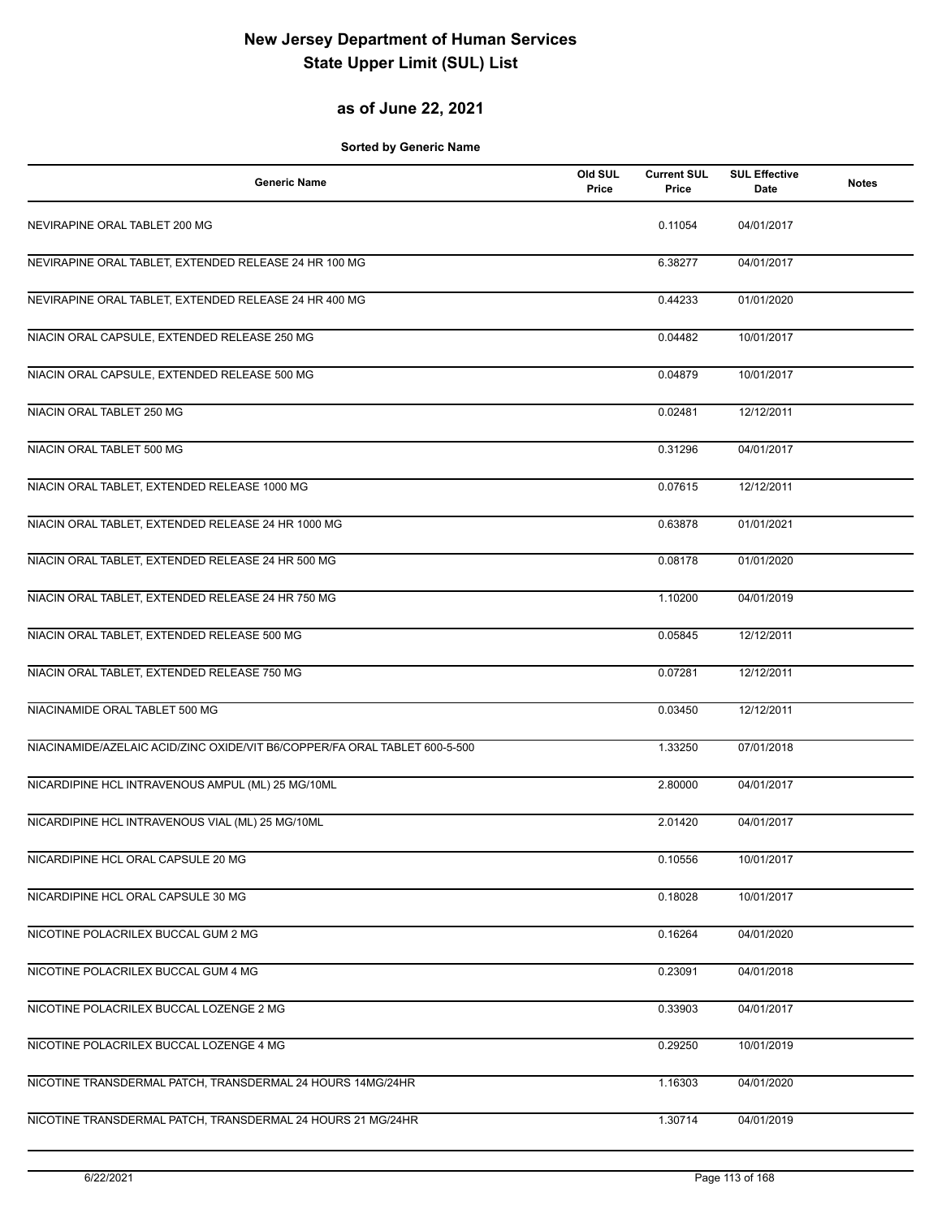# New Jersey Department of Human Services
# State Upper Limit (SUL) List

## as of June 22, 2021

**Sorted by Generic Name**

| Generic Name | Old SUL Price | Current SUL Price | SUL Effective Date | Notes |
|---|---|---|---|---|
| NEVIRAPINE ORAL TABLET 200 MG | | 0.11054 | 04/01/2017 | |
| NEVIRAPINE ORAL TABLET, EXTENDED RELEASE 24 HR 100 MG | | 6.38277 | 04/01/2017 | |
| NEVIRAPINE ORAL TABLET, EXTENDED RELEASE 24 HR 400 MG | | 0.44233 | 01/01/2020 | |
| NIACIN ORAL CAPSULE, EXTENDED RELEASE 250 MG | | 0.04482 | 10/01/2017 | |
| NIACIN ORAL CAPSULE, EXTENDED RELEASE 500 MG | | 0.04879 | 10/01/2017 | |
| NIACIN ORAL TABLET 250 MG | | 0.02481 | 12/12/2011 | |
| NIACIN ORAL TABLET 500 MG | | 0.31296 | 04/01/2017 | |
| NIACIN ORAL TABLET, EXTENDED RELEASE 1000 MG | | 0.07615 | 12/12/2011 | |
| NIACIN ORAL TABLET, EXTENDED RELEASE 24 HR 1000 MG | | 0.63878 | 01/01/2021 | |
| NIACIN ORAL TABLET, EXTENDED RELEASE 24 HR 500 MG | | 0.08178 | 01/01/2020 | |
| NIACIN ORAL TABLET, EXTENDED RELEASE 24 HR 750 MG | | 1.10200 | 04/01/2019 | |
| NIACIN ORAL TABLET, EXTENDED RELEASE 500 MG | | 0.05845 | 12/12/2011 | |
| NIACIN ORAL TABLET, EXTENDED RELEASE 750 MG | | 0.07281 | 12/12/2011 | |
| NIACINAMIDE ORAL TABLET 500 MG | | 0.03450 | 12/12/2011 | |
| NIACINAMIDE/AZELAIC ACID/ZINC OXIDE/VIT B6/COPPER/FA ORAL TABLET 600-5-500 | | 1.33250 | 07/01/2018 | |
| NICARDIPINE HCL INTRAVENOUS AMPUL (ML) 25 MG/10ML | | 2.80000 | 04/01/2017 | |
| NICARDIPINE HCL INTRAVENOUS VIAL (ML) 25 MG/10ML | | 2.01420 | 04/01/2017 | |
| NICARDIPINE HCL ORAL CAPSULE 20 MG | | 0.10556 | 10/01/2017 | |
| NICARDIPINE HCL ORAL CAPSULE 30 MG | | 0.18028 | 10/01/2017 | |
| NICOTINE POLACRILEX BUCCAL GUM 2 MG | | 0.16264 | 04/01/2020 | |
| NICOTINE POLACRILEX BUCCAL GUM 4 MG | | 0.23091 | 04/01/2018 | |
| NICOTINE POLACRILEX BUCCAL LOZENGE 2 MG | | 0.33903 | 04/01/2017 | |
| NICOTINE POLACRILEX BUCCAL LOZENGE 4 MG | | 0.29250 | 10/01/2019 | |
| NICOTINE TRANSDERMAL PATCH, TRANSDERMAL 24 HOURS 14MG/24HR | | 1.16303 | 04/01/2020 | |
| NICOTINE TRANSDERMAL PATCH, TRANSDERMAL 24 HOURS 21 MG/24HR | | 1.30714 | 04/01/2019 | |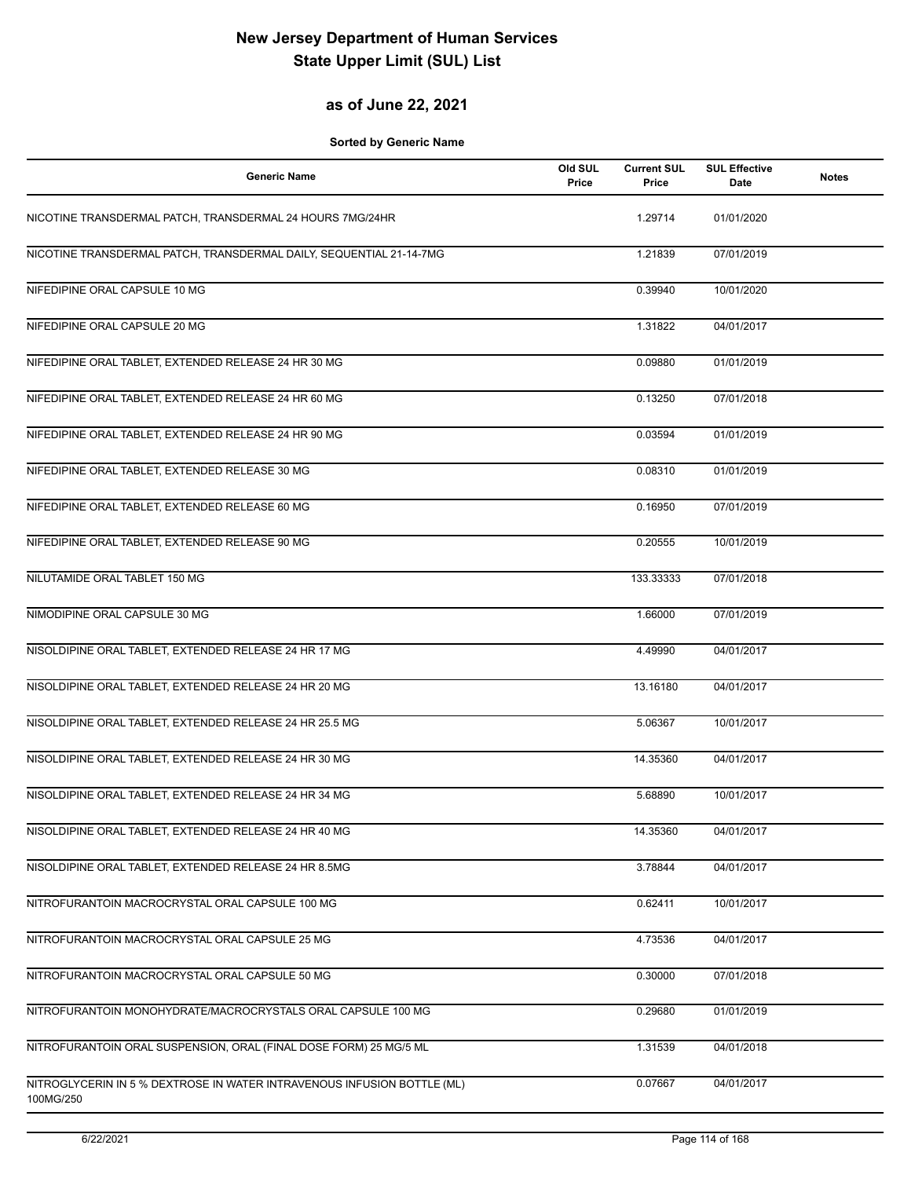# New Jersey Department of Human Services
# State Upper Limit (SUL) List

## as of June 22, 2021

**Sorted by Generic Name**

| Generic Name | Old SUL Price | Current SUL Price | SUL Effective Date | Notes |
|---|---|---|---|---|
| NICOTINE TRANSDERMAL PATCH, TRANSDERMAL 24 HOURS 7MG/24HR | | 1.29714 | 01/01/2020 | |
| NICOTINE TRANSDERMAL PATCH, TRANSDERMAL DAILY, SEQUENTIAL 21-14-7MG | | 1.21839 | 07/01/2019 | |
| NIFEDIPINE ORAL CAPSULE 10 MG | | 0.39940 | 10/01/2020 | |
| NIFEDIPINE ORAL CAPSULE 20 MG | | 1.31822 | 04/01/2017 | |
| NIFEDIPINE ORAL TABLET, EXTENDED RELEASE 24 HR 30 MG | | 0.09880 | 01/01/2019 | |
| NIFEDIPINE ORAL TABLET, EXTENDED RELEASE 24 HR 60 MG | | 0.13250 | 07/01/2018 | |
| NIFEDIPINE ORAL TABLET, EXTENDED RELEASE 24 HR 90 MG | | 0.03594 | 01/01/2019 | |
| NIFEDIPINE ORAL TABLET, EXTENDED RELEASE 30 MG | | 0.08310 | 01/01/2019 | |
| NIFEDIPINE ORAL TABLET, EXTENDED RELEASE 60 MG | | 0.16950 | 07/01/2019 | |
| NIFEDIPINE ORAL TABLET, EXTENDED RELEASE 90 MG | | 0.20555 | 10/01/2019 | |
| NILUTAMIDE ORAL TABLET 150 MG | | 133.33333 | 07/01/2018 | |
| NIMODIPINE ORAL CAPSULE 30 MG | | 1.66000 | 07/01/2019 | |
| NISOLDIPINE ORAL TABLET, EXTENDED RELEASE 24 HR 17 MG | | 4.49990 | 04/01/2017 | |
| NISOLDIPINE ORAL TABLET, EXTENDED RELEASE 24 HR 20 MG | | 13.16180 | 04/01/2017 | |
| NISOLDIPINE ORAL TABLET, EXTENDED RELEASE 24 HR 25.5 MG | | 5.06367 | 10/01/2017 | |
| NISOLDIPINE ORAL TABLET, EXTENDED RELEASE 24 HR 30 MG | | 14.35360 | 04/01/2017 | |
| NISOLDIPINE ORAL TABLET, EXTENDED RELEASE 24 HR 34 MG | | 5.68890 | 10/01/2017 | |
| NISOLDIPINE ORAL TABLET, EXTENDED RELEASE 24 HR 40 MG | | 14.35360 | 04/01/2017 | |
| NISOLDIPINE ORAL TABLET, EXTENDED RELEASE 24 HR 8.5MG | | 3.78844 | 04/01/2017 | |
| NITROFURANTOIN MACROCRYSTAL ORAL CAPSULE 100 MG | | 0.62411 | 10/01/2017 | |
| NITROFURANTOIN MACROCRYSTAL ORAL CAPSULE 25 MG | | 4.73536 | 04/01/2017 | |
| NITROFURANTOIN MACROCRYSTAL ORAL CAPSULE 50 MG | | 0.30000 | 07/01/2018 | |
| NITROFURANTOIN MONOHYDRATE/MACROCRYSTALS ORAL CAPSULE 100 MG | | 0.29680 | 01/01/2019 | |
| NITROFURANTOIN ORAL SUSPENSION, ORAL (FINAL DOSE FORM) 25 MG/5 ML | | 1.31539 | 04/01/2018 | |
| NITROGLYCERIN IN 5 % DEXTROSE IN WATER INTRAVENOUS INFUSION BOTTLE (ML) 100MG/250 | | 0.07667 | 04/01/2017 | |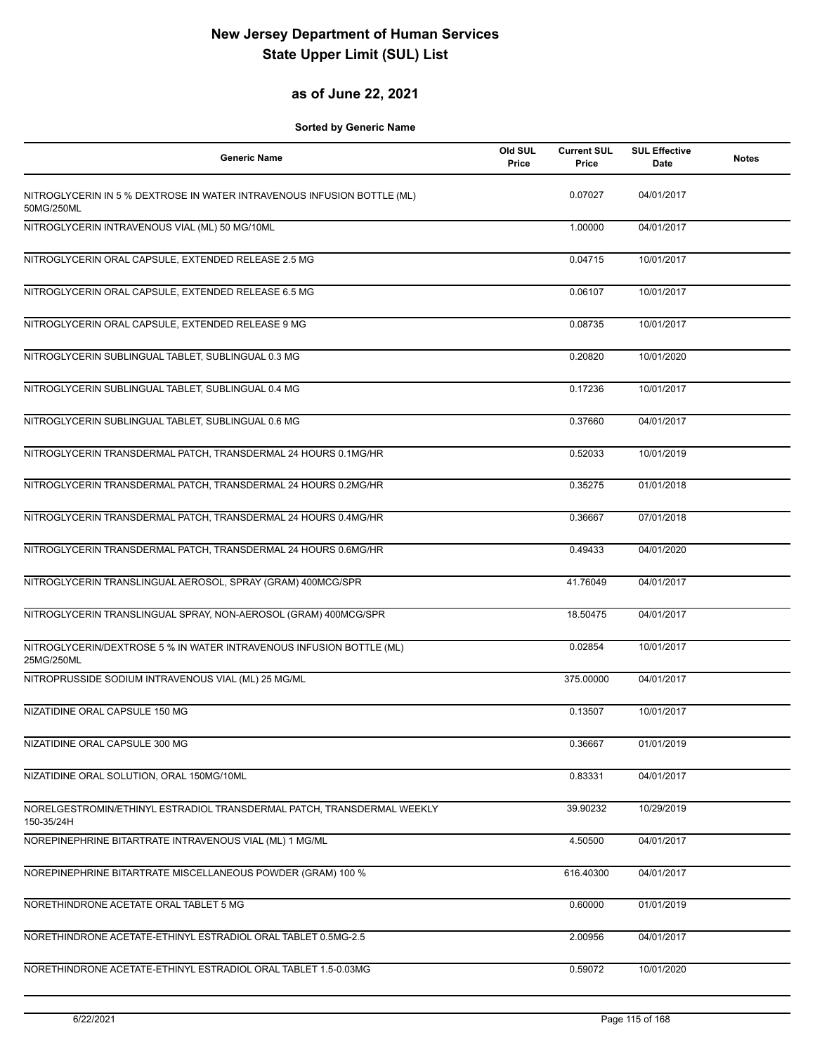# New Jersey Department of Human Services
# State Upper Limit (SUL) List

## as of June 22, 2021

**Sorted by Generic Name**

| Generic Name | Old SUL Price | Current SUL Price | SUL Effective Date | Notes |
|---|---|---|---|---|
| NITROGLYCERIN IN 5 % DEXTROSE IN WATER INTRAVENOUS INFUSION BOTTLE (ML) 50MG/250ML | | 0.07027 | 04/01/2017 | |
| NITROGLYCERIN INTRAVENOUS VIAL (ML) 50 MG/10ML | | 1.00000 | 04/01/2017 | |
| NITROGLYCERIN ORAL CAPSULE, EXTENDED RELEASE 2.5 MG | | 0.04715 | 10/01/2017 | |
| NITROGLYCERIN ORAL CAPSULE, EXTENDED RELEASE 6.5 MG | | 0.06107 | 10/01/2017 | |
| NITROGLYCERIN ORAL CAPSULE, EXTENDED RELEASE 9 MG | | 0.08735 | 10/01/2017 | |
| NITROGLYCERIN SUBLINGUAL TABLET, SUBLINGUAL 0.3 MG | | 0.20820 | 10/01/2020 | |
| NITROGLYCERIN SUBLINGUAL TABLET, SUBLINGUAL 0.4 MG | | 0.17236 | 10/01/2017 | |
| NITROGLYCERIN SUBLINGUAL TABLET, SUBLINGUAL 0.6 MG | | 0.37660 | 04/01/2017 | |
| NITROGLYCERIN TRANSDERMAL PATCH, TRANSDERMAL 24 HOURS 0.1MG/HR | | 0.52033 | 10/01/2019 | |
| NITROGLYCERIN TRANSDERMAL PATCH, TRANSDERMAL 24 HOURS 0.2MG/HR | | 0.35275 | 01/01/2018 | |
| NITROGLYCERIN TRANSDERMAL PATCH, TRANSDERMAL 24 HOURS 0.4MG/HR | | 0.36667 | 07/01/2018 | |
| NITROGLYCERIN TRANSDERMAL PATCH, TRANSDERMAL 24 HOURS 0.6MG/HR | | 0.49433 | 04/01/2020 | |
| NITROGLYCERIN TRANSLINGUAL AEROSOL, SPRAY (GRAM) 400MCG/SPR | | 41.76049 | 04/01/2017 | |
| NITROGLYCERIN TRANSLINGUAL SPRAY, NON-AEROSOL (GRAM) 400MCG/SPR | | 18.50475 | 04/01/2017 | |
| NITROGLYCERIN/DEXTROSE 5 % IN WATER INTRAVENOUS INFUSION BOTTLE (ML) 25MG/250ML | | 0.02854 | 10/01/2017 | |
| NITROPRUSSIDE SODIUM INTRAVENOUS VIAL (ML) 25 MG/ML | | 375.00000 | 04/01/2017 | |
| NIZATIDINE ORAL CAPSULE 150 MG | | 0.13507 | 10/01/2017 | |
| NIZATIDINE ORAL CAPSULE 300 MG | | 0.36667 | 01/01/2019 | |
| NIZATIDINE ORAL SOLUTION, ORAL 150MG/10ML | | 0.83331 | 04/01/2017 | |
| NORELGESTROMIN/ETHINYL ESTRADIOL TRANSDERMAL PATCH, TRANSDERMAL WEEKLY 150-35/24H | | 39.90232 | 10/29/2019 | |
| NOREPINEPHRINE BITARTRATE INTRAVENOUS VIAL (ML) 1 MG/ML | | 4.50500 | 04/01/2017 | |
| NOREPINEPHRINE BITARTRATE MISCELLANEOUS POWDER (GRAM) 100 % | | 616.40300 | 04/01/2017 | |
| NORETHINDRONE ACETATE ORAL TABLET 5 MG | | 0.60000 | 01/01/2019 | |
| NORETHINDRONE ACETATE-ETHINYL ESTRADIOL ORAL TABLET 0.5MG-2.5 | | 2.00956 | 04/01/2017 | |
| NORETHINDRONE ACETATE-ETHINYL ESTRADIOL ORAL TABLET 1.5-0.03MG | | 0.59072 | 10/01/2020 | |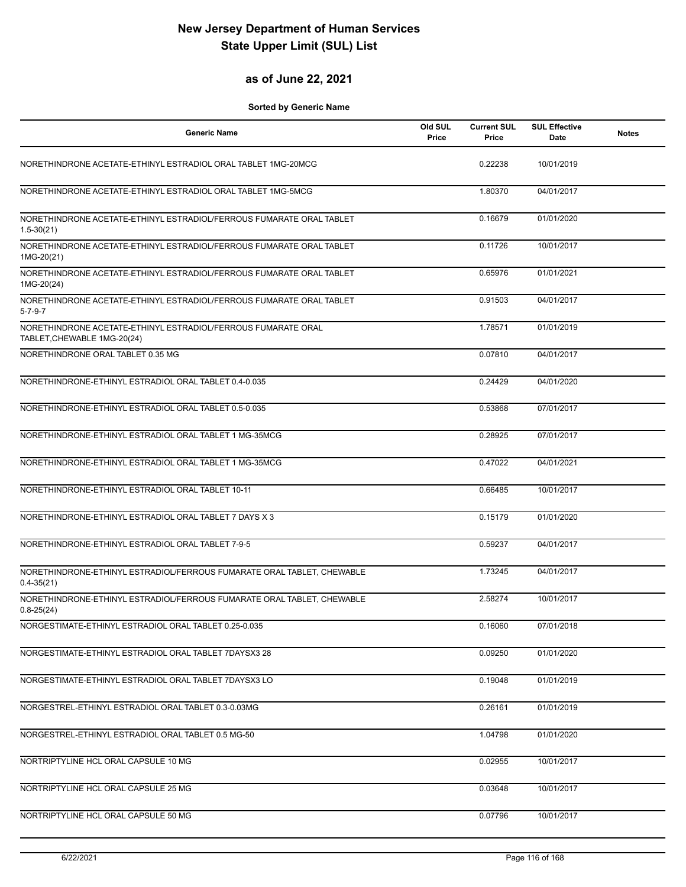# New Jersey Department of Human Services
# State Upper Limit (SUL) List

## as of June 22, 2021

**Sorted by Generic Name**

| Generic Name | Old SUL Price | Current SUL Price | SUL Effective Date | Notes |
|---|---|---|---|---|
| NORETHINDRONE ACETATE-ETHINYL ESTRADIOL ORAL TABLET 1MG-20MCG | | 0.22238 | 10/01/2019 | |
| NORETHINDRONE ACETATE-ETHINYL ESTRADIOL ORAL TABLET 1MG-5MCG | | 1.80370 | 04/01/2017 | |
| NORETHINDRONE ACETATE-ETHINYL ESTRADIOL/FERROUS FUMARATE ORAL TABLET 1.5-30(21) | | 0.16679 | 01/01/2020 | |
| NORETHINDRONE ACETATE-ETHINYL ESTRADIOL/FERROUS FUMARATE ORAL TABLET 1MG-20(21) | | 0.11726 | 10/01/2017 | |
| NORETHINDRONE ACETATE-ETHINYL ESTRADIOL/FERROUS FUMARATE ORAL TABLET 1MG-20(24) | | 0.65976 | 01/01/2021 | |
| NORETHINDRONE ACETATE-ETHINYL ESTRADIOL/FERROUS FUMARATE ORAL TABLET 5-7-9-7 | | 0.91503 | 04/01/2017 | |
| NORETHINDRONE ACETATE-ETHINYL ESTRADIOL/FERROUS FUMARATE ORAL TABLET,CHEWABLE 1MG-20(24) | | 1.78571 | 01/01/2019 | |
| NORETHINDRONE ORAL TABLET 0.35 MG | | 0.07810 | 04/01/2017 | |
| NORETHINDRONE-ETHINYL ESTRADIOL ORAL TABLET 0.4-0.035 | | 0.24429 | 04/01/2020 | |
| NORETHINDRONE-ETHINYL ESTRADIOL ORAL TABLET 0.5-0.035 | | 0.53868 | 07/01/2017 | |
| NORETHINDRONE-ETHINYL ESTRADIOL ORAL TABLET 1 MG-35MCG | | 0.28925 | 07/01/2017 | |
| NORETHINDRONE-ETHINYL ESTRADIOL ORAL TABLET 1 MG-35MCG | | 0.47022 | 04/01/2021 | |
| NORETHINDRONE-ETHINYL ESTRADIOL ORAL TABLET 10-11 | | 0.66485 | 10/01/2017 | |
| NORETHINDRONE-ETHINYL ESTRADIOL ORAL TABLET 7 DAYS X 3 | | 0.15179 | 01/01/2020 | |
| NORETHINDRONE-ETHINYL ESTRADIOL ORAL TABLET 7-9-5 | | 0.59237 | 04/01/2017 | |
| NORETHINDRONE-ETHINYL ESTRADIOL/FERROUS FUMARATE ORAL TABLET, CHEWABLE 0.4-35(21) | | 1.73245 | 04/01/2017 | |
| NORETHINDRONE-ETHINYL ESTRADIOL/FERROUS FUMARATE ORAL TABLET, CHEWABLE 0.8-25(24) | | 2.58274 | 10/01/2017 | |
| NORGESTIMATE-ETHINYL ESTRADIOL ORAL TABLET 0.25-0.035 | | 0.16060 | 07/01/2018 | |
| NORGESTIMATE-ETHINYL ESTRADIOL ORAL TABLET 7DAYSX3 28 | | 0.09250 | 01/01/2020 | |
| NORGESTIMATE-ETHINYL ESTRADIOL ORAL TABLET 7DAYSX3 LO | | 0.19048 | 01/01/2019 | |
| NORGESTREL-ETHINYL ESTRADIOL ORAL TABLET 0.3-0.03MG | | 0.26161 | 01/01/2019 | |
| NORGESTREL-ETHINYL ESTRADIOL ORAL TABLET 0.5 MG-50 | | 1.04798 | 01/01/2020 | |
| NORTRIPTYLINE HCL ORAL CAPSULE 10 MG | | 0.02955 | 10/01/2017 | |
| NORTRIPTYLINE HCL ORAL CAPSULE 25 MG | | 0.03648 | 10/01/2017 | |
| NORTRIPTYLINE HCL ORAL CAPSULE 50 MG | | 0.07796 | 10/01/2017 | |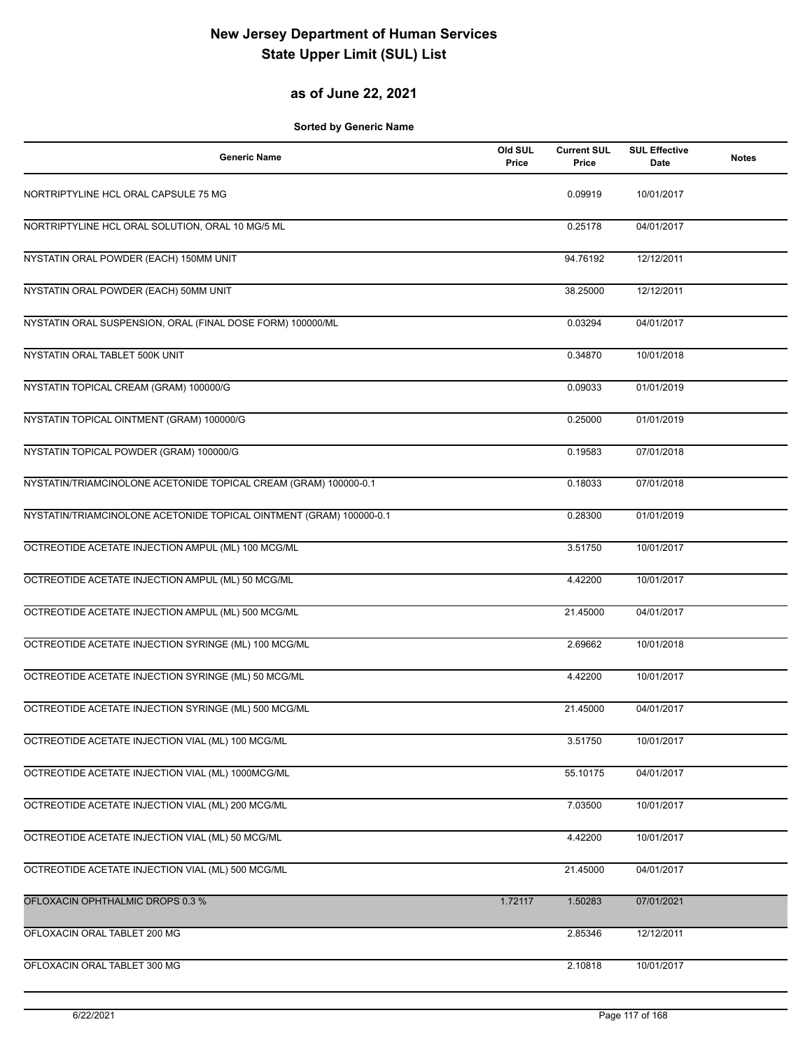# New Jersey Department of Human Services
# State Upper Limit (SUL) List

## as of June 22, 2021

**Sorted by Generic Name**

| Generic Name | Old SUL Price | Current SUL Price | SUL Effective Date | Notes |
|---|---|---|---|---|
| NORTRIPTYLINE HCL ORAL CAPSULE 75 MG | | 0.09919 | 10/01/2017 | |
| NORTRIPTYLINE HCL ORAL SOLUTION, ORAL 10 MG/5 ML | | 0.25178 | 04/01/2017 | |
| NYSTATIN ORAL POWDER (EACH) 150MM UNIT | | 94.76192 | 12/12/2011 | |
| NYSTATIN ORAL POWDER (EACH) 50MM UNIT | | 38.25000 | 12/12/2011 | |
| NYSTATIN ORAL SUSPENSION, ORAL (FINAL DOSE FORM) 100000/ML | | 0.03294 | 04/01/2017 | |
| NYSTATIN ORAL TABLET 500K UNIT | | 0.34870 | 10/01/2018 | |
| NYSTATIN TOPICAL CREAM (GRAM) 100000/G | | 0.09033 | 01/01/2019 | |
| NYSTATIN TOPICAL OINTMENT (GRAM) 100000/G | | 0.25000 | 01/01/2019 | |
| NYSTATIN TOPICAL POWDER (GRAM) 100000/G | | 0.19583 | 07/01/2018 | |
| NYSTATIN/TRIAMCINOLONE ACETONIDE TOPICAL CREAM (GRAM) 100000-0.1 | | 0.18033 | 07/01/2018 | |
| NYSTATIN/TRIAMCINOLONE ACETONIDE TOPICAL OINTMENT (GRAM) 100000-0.1 | | 0.28300 | 01/01/2019 | |
| OCTREOTIDE ACETATE INJECTION AMPUL (ML) 100 MCG/ML | | 3.51750 | 10/01/2017 | |
| OCTREOTIDE ACETATE INJECTION AMPUL (ML) 50 MCG/ML | | 4.42200 | 10/01/2017 | |
| OCTREOTIDE ACETATE INJECTION AMPUL (ML) 500 MCG/ML | | 21.45000 | 04/01/2017 | |
| OCTREOTIDE ACETATE INJECTION SYRINGE (ML) 100 MCG/ML | | 2.69662 | 10/01/2018 | |
| OCTREOTIDE ACETATE INJECTION SYRINGE (ML) 50 MCG/ML | | 4.42200 | 10/01/2017 | |
| OCTREOTIDE ACETATE INJECTION SYRINGE (ML) 500 MCG/ML | | 21.45000 | 04/01/2017 | |
| OCTREOTIDE ACETATE INJECTION VIAL (ML) 100 MCG/ML | | 3.51750 | 10/01/2017 | |
| OCTREOTIDE ACETATE INJECTION VIAL (ML) 1000MCG/ML | | 55.10175 | 04/01/2017 | |
| OCTREOTIDE ACETATE INJECTION VIAL (ML) 200 MCG/ML | | 7.03500 | 10/01/2017 | |
| OCTREOTIDE ACETATE INJECTION VIAL (ML) 50 MCG/ML | | 4.42200 | 10/01/2017 | |
| OCTREOTIDE ACETATE INJECTION VIAL (ML) 500 MCG/ML | | 21.45000 | 04/01/2017 | |
| OFLOXACIN OPHTHALMIC DROPS 0.3 % | 1.72117 | 1.50283 | 07/01/2021 | |
| OFLOXACIN ORAL TABLET 200 MG | | 2.85346 | 12/12/2011 | |
| OFLOXACIN ORAL TABLET 300 MG | | 2.10818 | 10/01/2017 | |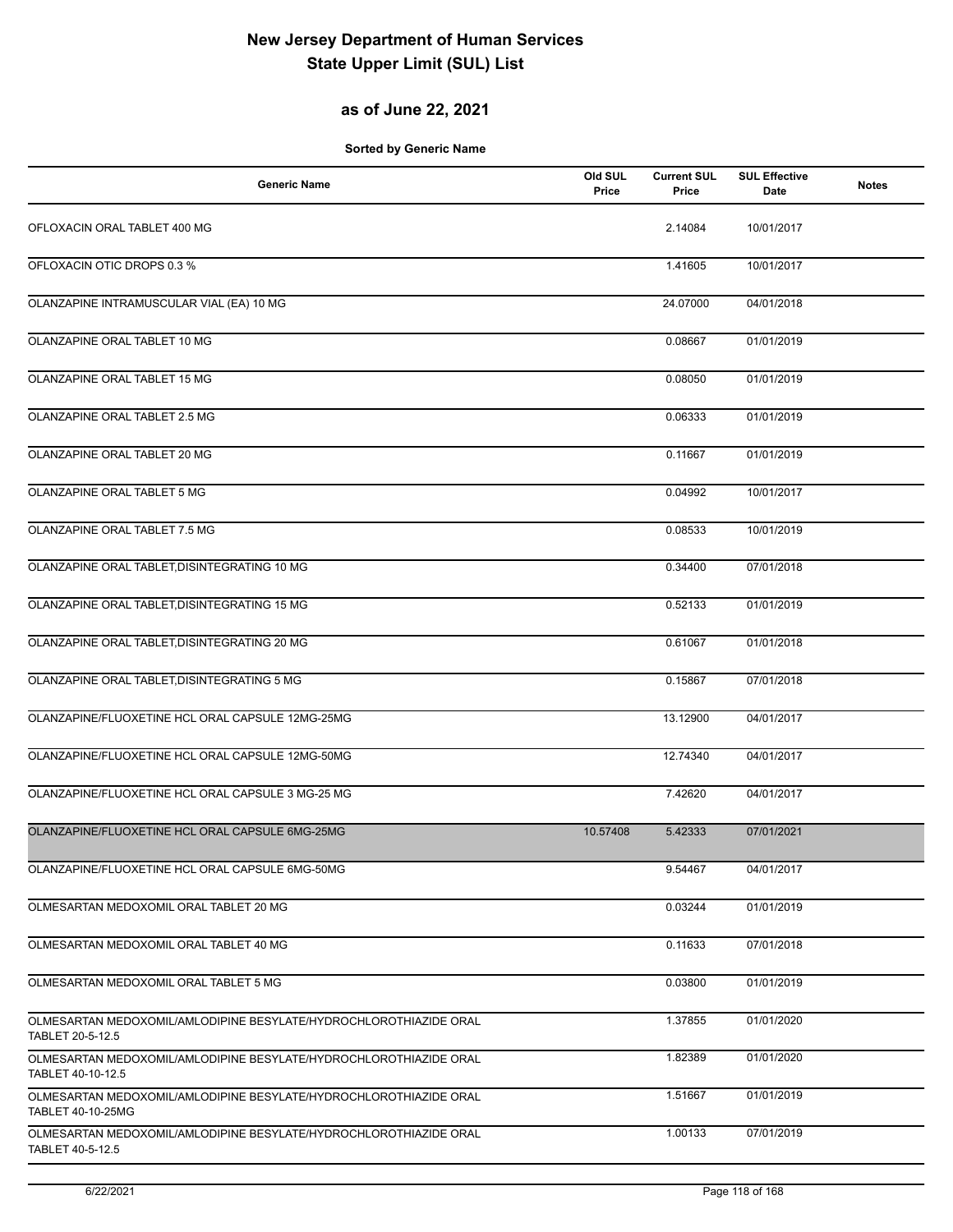# New Jersey Department of Human Services
# State Upper Limit (SUL) List

## as of June 22, 2021

**Sorted by Generic Name**

| Generic Name | Old SUL Price | Current SUL Price | SUL Effective Date | Notes |
|---|---|---|---|---|
| OFLOXACIN ORAL TABLET 400 MG | | 2.14084 | 10/01/2017 | |
| OFLOXACIN OTIC DROPS 0.3 % | | 1.41605 | 10/01/2017 | |
| OLANZAPINE INTRAMUSCULAR VIAL (EA) 10 MG | | 24.07000 | 04/01/2018 | |
| OLANZAPINE ORAL TABLET 10 MG | | 0.08667 | 01/01/2019 | |
| OLANZAPINE ORAL TABLET 15 MG | | 0.08050 | 01/01/2019 | |
| OLANZAPINE ORAL TABLET 2.5 MG | | 0.06333 | 01/01/2019 | |
| OLANZAPINE ORAL TABLET 20 MG | | 0.11667 | 01/01/2019 | |
| OLANZAPINE ORAL TABLET 5 MG | | 0.04992 | 10/01/2017 | |
| OLANZAPINE ORAL TABLET 7.5 MG | | 0.08533 | 10/01/2019 | |
| OLANZAPINE ORAL TABLET,DISINTEGRATING 10 MG | | 0.34400 | 07/01/2018 | |
| OLANZAPINE ORAL TABLET,DISINTEGRATING 15 MG | | 0.52133 | 01/01/2019 | |
| OLANZAPINE ORAL TABLET,DISINTEGRATING 20 MG | | 0.61067 | 01/01/2018 | |
| OLANZAPINE ORAL TABLET,DISINTEGRATING 5 MG | | 0.15867 | 07/01/2018 | |
| OLANZAPINE/FLUOXETINE HCL ORAL CAPSULE 12MG-25MG | | 13.12900 | 04/01/2017 | |
| OLANZAPINE/FLUOXETINE HCL ORAL CAPSULE 12MG-50MG | | 12.74340 | 04/01/2017 | |
| OLANZAPINE/FLUOXETINE HCL ORAL CAPSULE 3 MG-25 MG | | 7.42620 | 04/01/2017 | |
| OLANZAPINE/FLUOXETINE HCL ORAL CAPSULE 6MG-25MG | 10.57408 | 5.42333 | 07/01/2021 | |
| OLANZAPINE/FLUOXETINE HCL ORAL CAPSULE 6MG-50MG | | 9.54467 | 04/01/2017 | |
| OLMESARTAN MEDOXOMIL ORAL TABLET 20 MG | | 0.03244 | 01/01/2019 | |
| OLMESARTAN MEDOXOMIL ORAL TABLET 40 MG | | 0.11633 | 07/01/2018 | |
| OLMESARTAN MEDOXOMIL ORAL TABLET 5 MG | | 0.03800 | 01/01/2019 | |
| OLMESARTAN MEDOXOMIL/AMLODIPINE BESYLATE/HYDROCHLOROTHIAZIDE ORAL TABLET 20-5-12.5 | | 1.37855 | 01/01/2020 | |
| OLMESARTAN MEDOXOMIL/AMLODIPINE BESYLATE/HYDROCHLOROTHIAZIDE ORAL TABLET 40-10-12.5 | | 1.82389 | 01/01/2020 | |
| OLMESARTAN MEDOXOMIL/AMLODIPINE BESYLATE/HYDROCHLOROTHIAZIDE ORAL TABLET 40-10-25MG | | 1.51667 | 01/01/2019 | |
| OLMESARTAN MEDOXOMIL/AMLODIPINE BESYLATE/HYDROCHLOROTHIAZIDE ORAL TABLET 40-5-12.5 | | 1.00133 | 07/01/2019 | |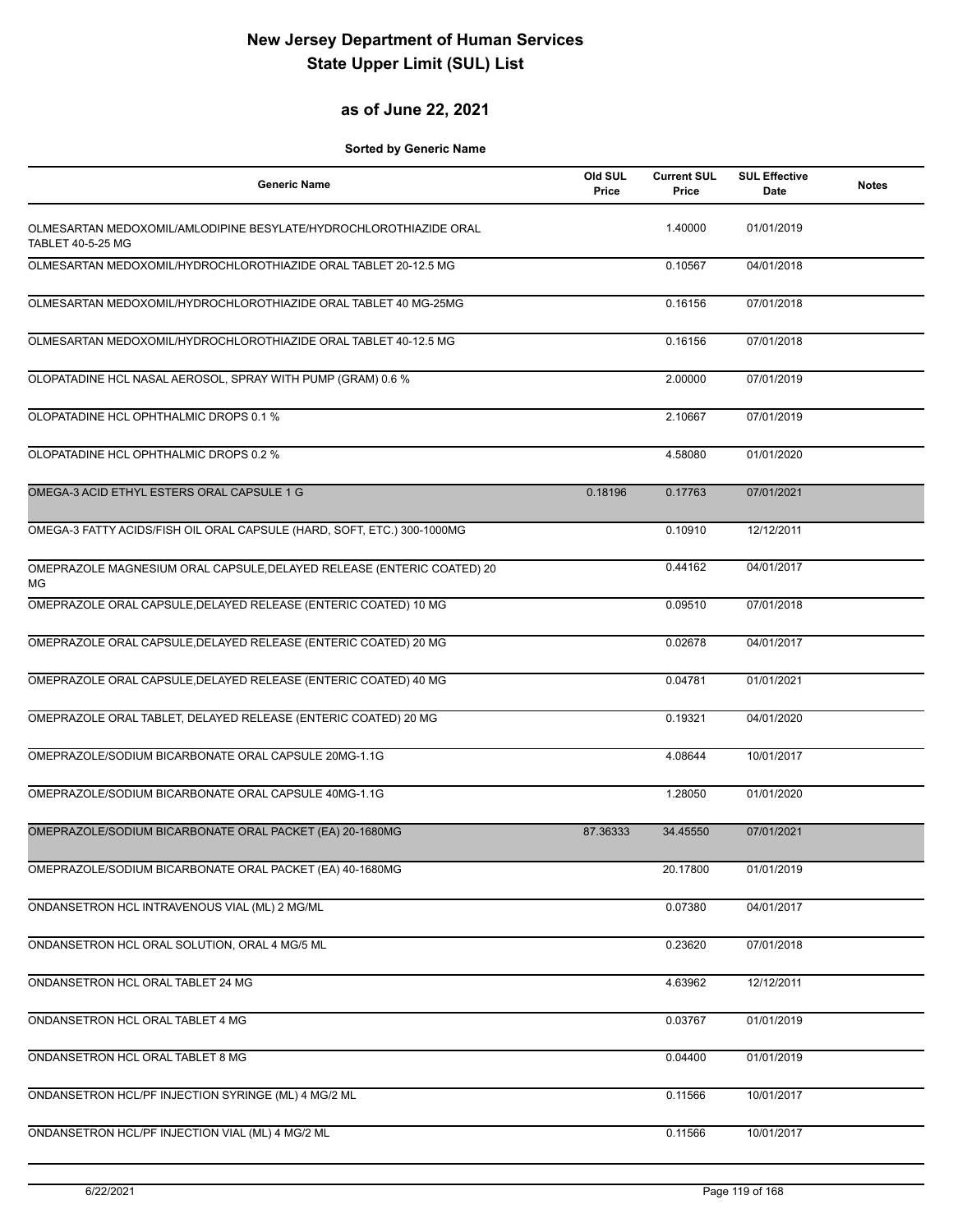# New Jersey Department of Human Services
# State Upper Limit (SUL) List

## as of June 22, 2021

**Sorted by Generic Name**

| Generic Name | Old SUL Price | Current SUL Price | SUL Effective Date | Notes |
|---|---|---|---|---|
| OLMESARTAN MEDOXOMIL/AMLODIPINE BESYLATE/HYDROCHLOROTHIAZIDE ORAL TABLET 40-5-25 MG | | 1.40000 | 01/01/2019 | |
| OLMESARTAN MEDOXOMIL/HYDROCHLOROTHIAZIDE ORAL TABLET 20-12.5 MG | | 0.10567 | 04/01/2018 | |
| OLMESARTAN MEDOXOMIL/HYDROCHLOROTHIAZIDE ORAL TABLET 40 MG-25MG | | 0.16156 | 07/01/2018 | |
| OLMESARTAN MEDOXOMIL/HYDROCHLOROTHIAZIDE ORAL TABLET 40-12.5 MG | | 0.16156 | 07/01/2018 | |
| OLOPATADINE HCL NASAL AEROSOL, SPRAY WITH PUMP (GRAM) 0.6 % | | 2.00000 | 07/01/2019 | |
| OLOPATADINE HCL OPHTHALMIC DROPS 0.1 % | | 2.10667 | 07/01/2019 | |
| OLOPATADINE HCL OPHTHALMIC DROPS 0.2 % | | 4.58080 | 01/01/2020 | |
| OMEGA-3 ACID ETHYL ESTERS ORAL CAPSULE 1 G | 0.18196 | 0.17763 | 07/01/2021 | |
| OMEGA-3 FATTY ACIDS/FISH OIL ORAL CAPSULE (HARD, SOFT, ETC.) 300-1000MG | | 0.10910 | 12/12/2011 | |
| OMEPRAZOLE MAGNESIUM ORAL CAPSULE,DELAYED RELEASE (ENTERIC COATED) 20 MG | | 0.44162 | 04/01/2017 | |
| OMEPRAZOLE ORAL CAPSULE,DELAYED RELEASE (ENTERIC COATED) 10 MG | | 0.09510 | 07/01/2018 | |
| OMEPRAZOLE ORAL CAPSULE,DELAYED RELEASE (ENTERIC COATED) 20 MG | | 0.02678 | 04/01/2017 | |
| OMEPRAZOLE ORAL CAPSULE,DELAYED RELEASE (ENTERIC COATED) 40 MG | | 0.04781 | 01/01/2021 | |
| OMEPRAZOLE ORAL TABLET, DELAYED RELEASE (ENTERIC COATED) 20 MG | | 0.19321 | 04/01/2020 | |
| OMEPRAZOLE/SODIUM BICARBONATE ORAL CAPSULE 20MG-1.1G | | 4.08644 | 10/01/2017 | |
| OMEPRAZOLE/SODIUM BICARBONATE ORAL CAPSULE 40MG-1.1G | | 1.28050 | 01/01/2020 | |
| OMEPRAZOLE/SODIUM BICARBONATE ORAL PACKET (EA) 20-1680MG | 87.36333 | 34.45550 | 07/01/2021 | |
| OMEPRAZOLE/SODIUM BICARBONATE ORAL PACKET (EA) 40-1680MG | | 20.17800 | 01/01/2019 | |
| ONDANSETRON HCL INTRAVENOUS VIAL (ML) 2 MG/ML | | 0.07380 | 04/01/2017 | |
| ONDANSETRON HCL ORAL SOLUTION, ORAL 4 MG/5 ML | | 0.23620 | 07/01/2018 | |
| ONDANSETRON HCL ORAL TABLET 24 MG | | 4.63962 | 12/12/2011 | |
| ONDANSETRON HCL ORAL TABLET 4 MG | | 0.03767 | 01/01/2019 | |
| ONDANSETRON HCL ORAL TABLET 8 MG | | 0.04400 | 01/01/2019 | |
| ONDANSETRON HCL/PF INJECTION SYRINGE (ML) 4 MG/2 ML | | 0.11566 | 10/01/2017 | |
| ONDANSETRON HCL/PF INJECTION VIAL (ML) 4 MG/2 ML | | 0.11566 | 10/01/2017 | |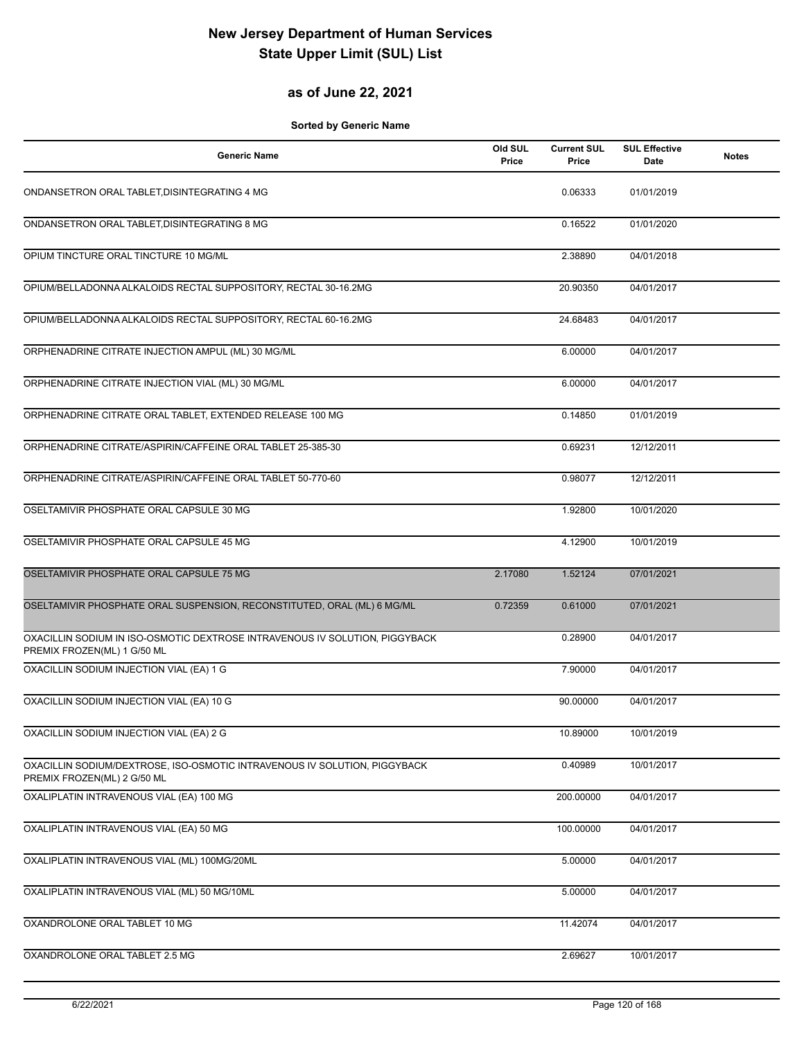# New Jersey Department of Human Services
# State Upper Limit (SUL) List

## as of June 22, 2021

**Sorted by Generic Name**

| Generic Name | Old SUL Price | Current SUL Price | SUL Effective Date | Notes |
|---|---|---|---|---|
| ONDANSETRON ORAL TABLET,DISINTEGRATING 4 MG | | 0.06333 | 01/01/2019 | |
| ONDANSETRON ORAL TABLET,DISINTEGRATING 8 MG | | 0.16522 | 01/01/2020 | |
| OPIUM TINCTURE ORAL TINCTURE 10 MG/ML | | 2.38890 | 04/01/2018 | |
| OPIUM/BELLADONNA ALKALOIDS RECTAL SUPPOSITORY, RECTAL 30-16.2MG | | 20.90350 | 04/01/2017 | |
| OPIUM/BELLADONNA ALKALOIDS RECTAL SUPPOSITORY, RECTAL 60-16.2MG | | 24.68483 | 04/01/2017 | |
| ORPHENADRINE CITRATE INJECTION AMPUL (ML) 30 MG/ML | | 6.00000 | 04/01/2017 | |
| ORPHENADRINE CITRATE INJECTION VIAL (ML) 30 MG/ML | | 6.00000 | 04/01/2017 | |
| ORPHENADRINE CITRATE ORAL TABLET, EXTENDED RELEASE 100 MG | | 0.14850 | 01/01/2019 | |
| ORPHENADRINE CITRATE/ASPIRIN/CAFFEINE ORAL TABLET 25-385-30 | | 0.69231 | 12/12/2011 | |
| ORPHENADRINE CITRATE/ASPIRIN/CAFFEINE ORAL TABLET 50-770-60 | | 0.98077 | 12/12/2011 | |
| OSELTAMIVIR PHOSPHATE ORAL CAPSULE 30 MG | | 1.92800 | 10/01/2020 | |
| OSELTAMIVIR PHOSPHATE ORAL CAPSULE 45 MG | | 4.12900 | 10/01/2019 | |
| OSELTAMIVIR PHOSPHATE ORAL CAPSULE 75 MG | 2.17080 | 1.52124 | 07/01/2021 | |
| OSELTAMIVIR PHOSPHATE ORAL SUSPENSION, RECONSTITUTED, ORAL (ML) 6 MG/ML | 0.72359 | 0.61000 | 07/01/2021 | |
| OXACILLIN SODIUM IN ISO-OSMOTIC DEXTROSE INTRAVENOUS IV SOLUTION, PIGGYBACK PREMIX FROZEN(ML) 1 G/50 ML | | 0.28900 | 04/01/2017 | |
| OXACILLIN SODIUM INJECTION VIAL (EA) 1 G | | 7.90000 | 04/01/2017 | |
| OXACILLIN SODIUM INJECTION VIAL (EA) 10 G | | 90.00000 | 04/01/2017 | |
| OXACILLIN SODIUM INJECTION VIAL (EA) 2 G | | 10.89000 | 10/01/2019 | |
| OXACILLIN SODIUM/DEXTROSE, ISO-OSMOTIC INTRAVENOUS IV SOLUTION, PIGGYBACK PREMIX FROZEN(ML) 2 G/50 ML | | 0.40989 | 10/01/2017 | |
| OXALIPLATIN INTRAVENOUS VIAL (EA) 100 MG | | 200.00000 | 04/01/2017 | |
| OXALIPLATIN INTRAVENOUS VIAL (EA) 50 MG | | 100.00000 | 04/01/2017 | |
| OXALIPLATIN INTRAVENOUS VIAL (ML) 100MG/20ML | | 5.00000 | 04/01/2017 | |
| OXALIPLATIN INTRAVENOUS VIAL (ML) 50 MG/10ML | | 5.00000 | 04/01/2017 | |
| OXANDROLONE ORAL TABLET 10 MG | | 11.42074 | 04/01/2017 | |
| OXANDROLONE ORAL TABLET 2.5 MG | | 2.69627 | 10/01/2017 | |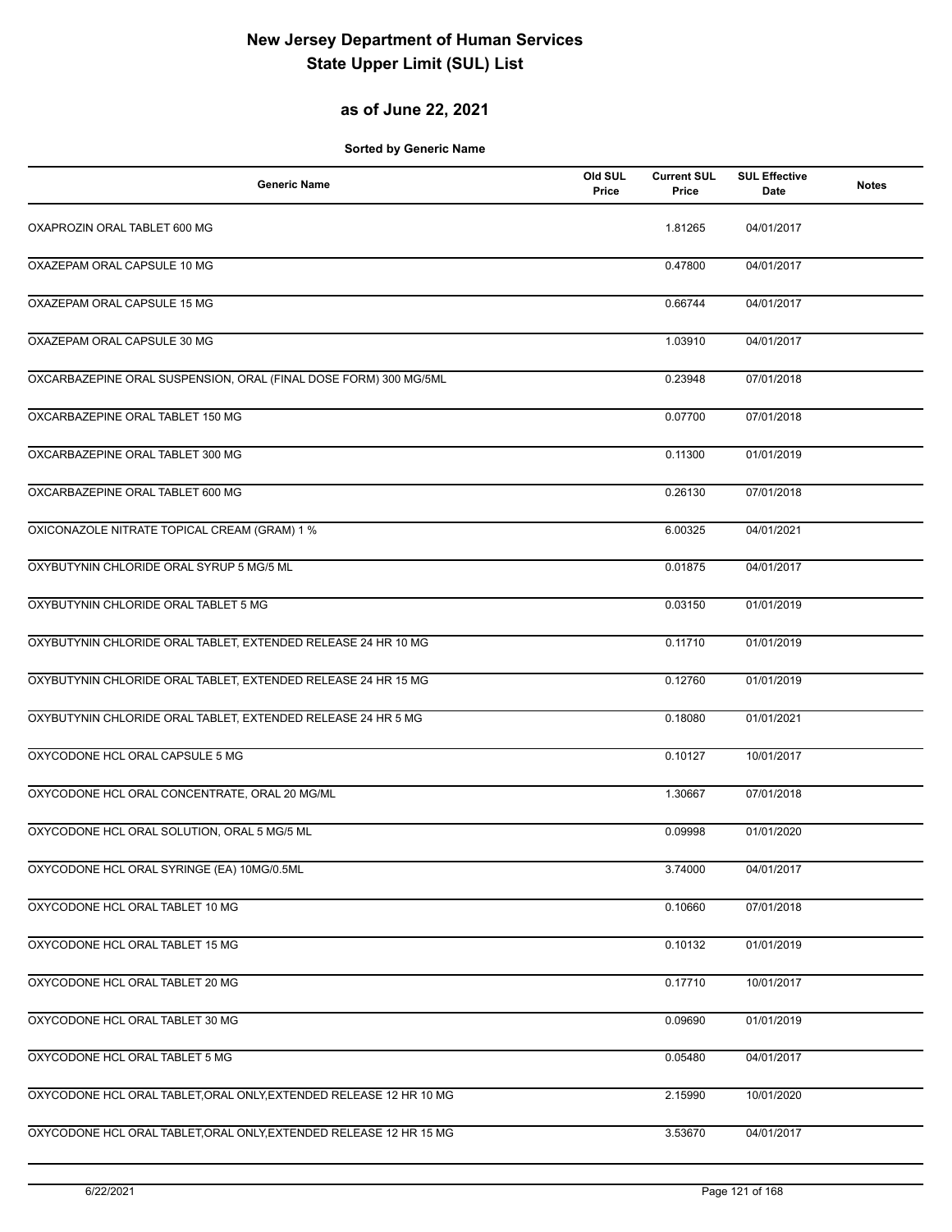# New Jersey Department of Human Services
# State Upper Limit (SUL) List

## as of June 22, 2021

**Sorted by Generic Name**

| Generic Name | Old SUL Price | Current SUL Price | SUL Effective Date | Notes |
|---|---|---|---|---|
| OXAPROZIN ORAL TABLET 600 MG | | 1.81265 | 04/01/2017 | |
| OXAZEPAM ORAL CAPSULE 10 MG | | 0.47800 | 04/01/2017 | |
| OXAZEPAM ORAL CAPSULE 15 MG | | 0.66744 | 04/01/2017 | |
| OXAZEPAM ORAL CAPSULE 30 MG | | 1.03910 | 04/01/2017 | |
| OXCARBAZEPINE ORAL SUSPENSION, ORAL (FINAL DOSE FORM) 300 MG/5ML | | 0.23948 | 07/01/2018 | |
| OXCARBAZEPINE ORAL TABLET 150 MG | | 0.07700 | 07/01/2018 | |
| OXCARBAZEPINE ORAL TABLET 300 MG | | 0.11300 | 01/01/2019 | |
| OXCARBAZEPINE ORAL TABLET 600 MG | | 0.26130 | 07/01/2018 | |
| OXICONAZOLE NITRATE TOPICAL CREAM (GRAM) 1 % | | 6.00325 | 04/01/2021 | |
| OXYBUTYNIN CHLORIDE ORAL SYRUP 5 MG/5 ML | | 0.01875 | 04/01/2017 | |
| OXYBUTYNIN CHLORIDE ORAL TABLET 5 MG | | 0.03150 | 01/01/2019 | |
| OXYBUTYNIN CHLORIDE ORAL TABLET, EXTENDED RELEASE 24 HR 10 MG | | 0.11710 | 01/01/2019 | |
| OXYBUTYNIN CHLORIDE ORAL TABLET, EXTENDED RELEASE 24 HR 15 MG | | 0.12760 | 01/01/2019 | |
| OXYBUTYNIN CHLORIDE ORAL TABLET, EXTENDED RELEASE 24 HR 5 MG | | 0.18080 | 01/01/2021 | |
| OXYCODONE HCL ORAL CAPSULE 5 MG | | 0.10127 | 10/01/2017 | |
| OXYCODONE HCL ORAL CONCENTRATE, ORAL 20 MG/ML | | 1.30667 | 07/01/2018 | |
| OXYCODONE HCL ORAL SOLUTION, ORAL 5 MG/5 ML | | 0.09998 | 01/01/2020 | |
| OXYCODONE HCL ORAL SYRINGE (EA) 10MG/0.5ML | | 3.74000 | 04/01/2017 | |
| OXYCODONE HCL ORAL TABLET 10 MG | | 0.10660 | 07/01/2018 | |
| OXYCODONE HCL ORAL TABLET 15 MG | | 0.10132 | 01/01/2019 | |
| OXYCODONE HCL ORAL TABLET 20 MG | | 0.17710 | 10/01/2017 | |
| OXYCODONE HCL ORAL TABLET 30 MG | | 0.09690 | 01/01/2019 | |
| OXYCODONE HCL ORAL TABLET 5 MG | | 0.05480 | 04/01/2017 | |
| OXYCODONE HCL ORAL TABLET,ORAL ONLY,EXTENDED RELEASE 12 HR 10 MG | | 2.15990 | 10/01/2020 | |
| OXYCODONE HCL ORAL TABLET,ORAL ONLY,EXTENDED RELEASE 12 HR 15 MG | | 3.53670 | 04/01/2017 | |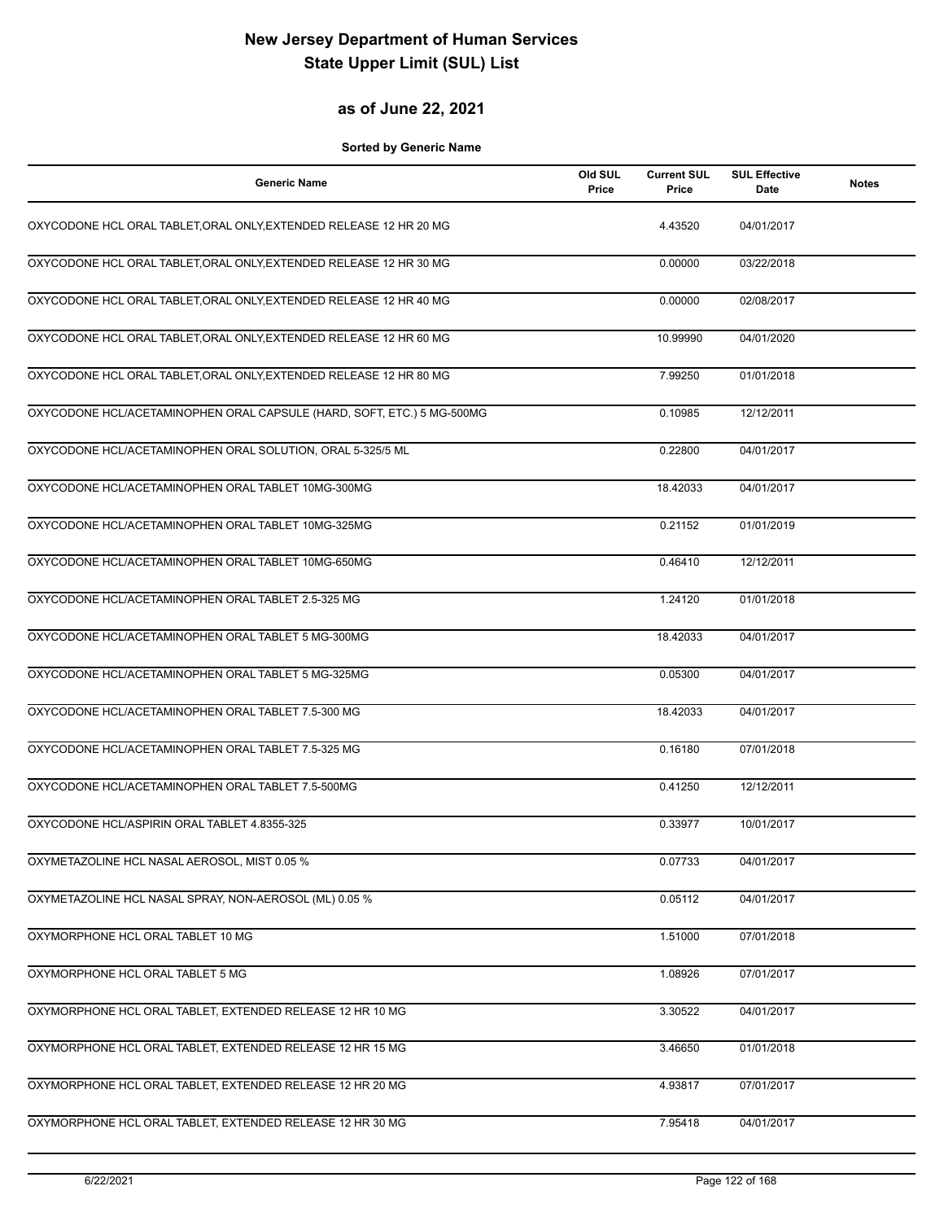# New Jersey Department of Human Services
# State Upper Limit (SUL) List

## as of June 22, 2021

**Sorted by Generic Name**

| Generic Name | Old SUL Price | Current SUL Price | SUL Effective Date | Notes |
|---|---|---|---|---|
| OXYCODONE HCL ORAL TABLET,ORAL ONLY,EXTENDED RELEASE 12 HR 20 MG | | 4.43520 | 04/01/2017 | |
| OXYCODONE HCL ORAL TABLET,ORAL ONLY,EXTENDED RELEASE 12 HR 30 MG | | 0.00000 | 03/22/2018 | |
| OXYCODONE HCL ORAL TABLET,ORAL ONLY,EXTENDED RELEASE 12 HR 40 MG | | 0.00000 | 02/08/2017 | |
| OXYCODONE HCL ORAL TABLET,ORAL ONLY,EXTENDED RELEASE 12 HR 60 MG | | 10.99990 | 04/01/2020 | |
| OXYCODONE HCL ORAL TABLET,ORAL ONLY,EXTENDED RELEASE 12 HR 80 MG | | 7.99250 | 01/01/2018 | |
| OXYCODONE HCL/ACETAMINOPHEN ORAL CAPSULE (HARD, SOFT, ETC.) 5 MG-500MG | | 0.10985 | 12/12/2011 | |
| OXYCODONE HCL/ACETAMINOPHEN ORAL SOLUTION, ORAL 5-325/5 ML | | 0.22800 | 04/01/2017 | |
| OXYCODONE HCL/ACETAMINOPHEN ORAL TABLET 10MG-300MG | | 18.42033 | 04/01/2017 | |
| OXYCODONE HCL/ACETAMINOPHEN ORAL TABLET 10MG-325MG | | 0.21152 | 01/01/2019 | |
| OXYCODONE HCL/ACETAMINOPHEN ORAL TABLET 10MG-650MG | | 0.46410 | 12/12/2011 | |
| OXYCODONE HCL/ACETAMINOPHEN ORAL TABLET 2.5-325 MG | | 1.24120 | 01/01/2018 | |
| OXYCODONE HCL/ACETAMINOPHEN ORAL TABLET 5 MG-300MG | | 18.42033 | 04/01/2017 | |
| OXYCODONE HCL/ACETAMINOPHEN ORAL TABLET 5 MG-325MG | | 0.05300 | 04/01/2017 | |
| OXYCODONE HCL/ACETAMINOPHEN ORAL TABLET 7.5-300 MG | | 18.42033 | 04/01/2017 | |
| OXYCODONE HCL/ACETAMINOPHEN ORAL TABLET 7.5-325 MG | | 0.16180 | 07/01/2018 | |
| OXYCODONE HCL/ACETAMINOPHEN ORAL TABLET 7.5-500MG | | 0.41250 | 12/12/2011 | |
| OXYCODONE HCL/ASPIRIN ORAL TABLET 4.8355-325 | | 0.33977 | 10/01/2017 | |
| OXYMETAZOLINE HCL NASAL AEROSOL, MIST 0.05 % | | 0.07733 | 04/01/2017 | |
| OXYMETAZOLINE HCL NASAL SPRAY, NON-AEROSOL (ML) 0.05 % | | 0.05112 | 04/01/2017 | |
| OXYMORPHONE HCL ORAL TABLET 10 MG | | 1.51000 | 07/01/2018 | |
| OXYMORPHONE HCL ORAL TABLET 5 MG | | 1.08926 | 07/01/2017 | |
| OXYMORPHONE HCL ORAL TABLET, EXTENDED RELEASE 12 HR 10 MG | | 3.30522 | 04/01/2017 | |
| OXYMORPHONE HCL ORAL TABLET, EXTENDED RELEASE 12 HR 15 MG | | 3.46650 | 01/01/2018 | |
| OXYMORPHONE HCL ORAL TABLET, EXTENDED RELEASE 12 HR 20 MG | | 4.93817 | 07/01/2017 | |
| OXYMORPHONE HCL ORAL TABLET, EXTENDED RELEASE 12 HR 30 MG | | 7.95418 | 04/01/2017 | |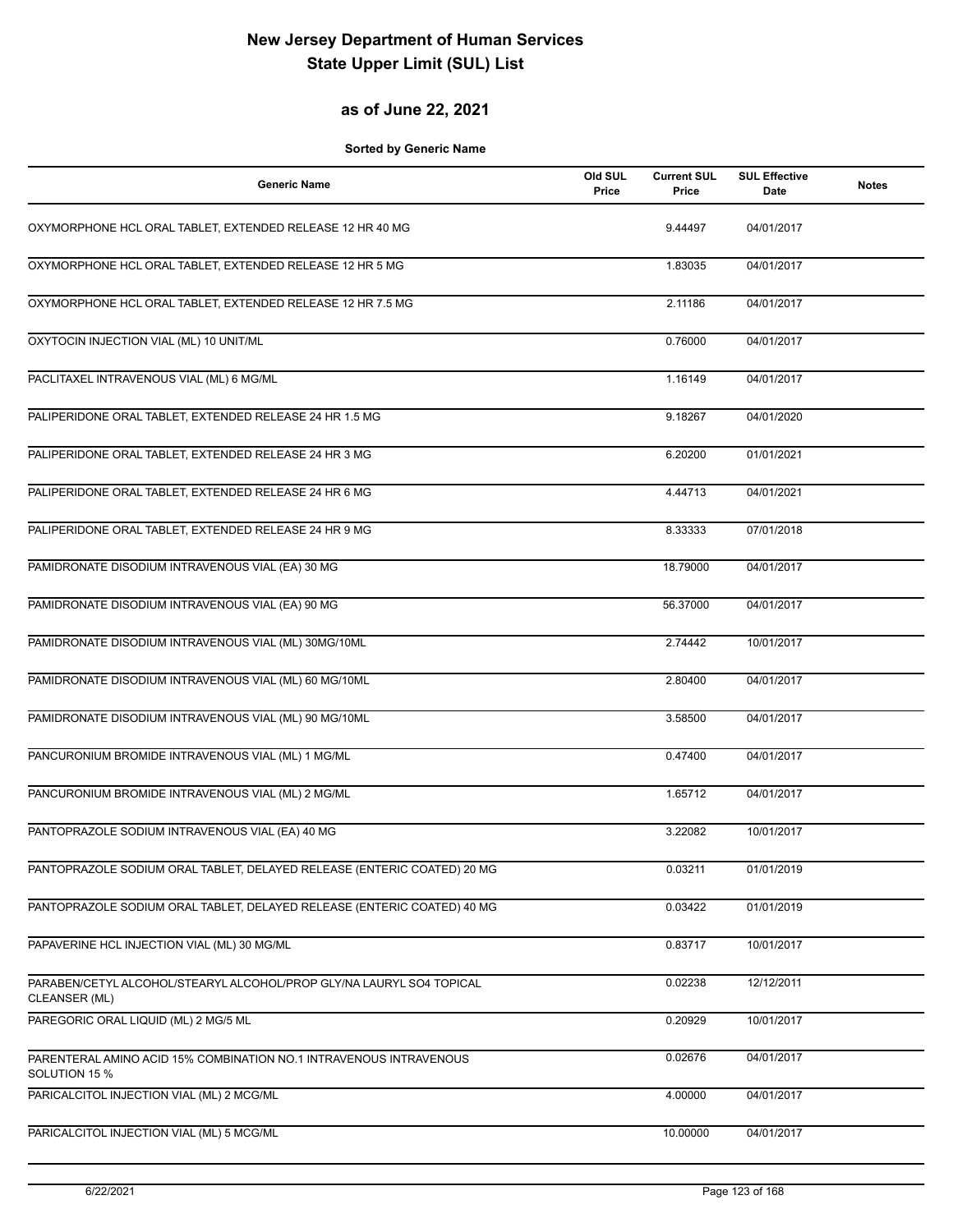# New Jersey Department of Human Services
# State Upper Limit (SUL) List

## as of June 22, 2021

**Sorted by Generic Name**

| Generic Name | Old SUL Price | Current SUL Price | SUL Effective Date | Notes |
|---|---|---|---|---|
| OXYMORPHONE HCL ORAL TABLET, EXTENDED RELEASE 12 HR 40 MG | | 9.44497 | 04/01/2017 | |
| OXYMORPHONE HCL ORAL TABLET, EXTENDED RELEASE 12 HR 5 MG | | 1.83035 | 04/01/2017 | |
| OXYMORPHONE HCL ORAL TABLET, EXTENDED RELEASE 12 HR 7.5 MG | | 2.11186 | 04/01/2017 | |
| OXYTOCIN INJECTION VIAL (ML) 10 UNIT/ML | | 0.76000 | 04/01/2017 | |
| PACLITAXEL INTRAVENOUS VIAL (ML) 6 MG/ML | | 1.16149 | 04/01/2017 | |
| PALIPERIDONE ORAL TABLET, EXTENDED RELEASE 24 HR 1.5 MG | | 9.18267 | 04/01/2020 | |
| PALIPERIDONE ORAL TABLET, EXTENDED RELEASE 24 HR 3 MG | | 6.20200 | 01/01/2021 | |
| PALIPERIDONE ORAL TABLET, EXTENDED RELEASE 24 HR 6 MG | | 4.44713 | 04/01/2021 | |
| PALIPERIDONE ORAL TABLET, EXTENDED RELEASE 24 HR 9 MG | | 8.33333 | 07/01/2018 | |
| PAMIDRONATE DISODIUM INTRAVENOUS VIAL (EA) 30 MG | | 18.79000 | 04/01/2017 | |
| PAMIDRONATE DISODIUM INTRAVENOUS VIAL (EA) 90 MG | | 56.37000 | 04/01/2017 | |
| PAMIDRONATE DISODIUM INTRAVENOUS VIAL (ML) 30MG/10ML | | 2.74442 | 10/01/2017 | |
| PAMIDRONATE DISODIUM INTRAVENOUS VIAL (ML) 60 MG/10ML | | 2.80400 | 04/01/2017 | |
| PAMIDRONATE DISODIUM INTRAVENOUS VIAL (ML) 90 MG/10ML | | 3.58500 | 04/01/2017 | |
| PANCURONIUM BROMIDE INTRAVENOUS VIAL (ML) 1 MG/ML | | 0.47400 | 04/01/2017 | |
| PANCURONIUM BROMIDE INTRAVENOUS VIAL (ML) 2 MG/ML | | 1.65712 | 04/01/2017 | |
| PANTOPRAZOLE SODIUM INTRAVENOUS VIAL (EA) 40 MG | | 3.22082 | 10/01/2017 | |
| PANTOPRAZOLE SODIUM ORAL TABLET, DELAYED RELEASE (ENTERIC COATED) 20 MG | | 0.03211 | 01/01/2019 | |
| PANTOPRAZOLE SODIUM ORAL TABLET, DELAYED RELEASE (ENTERIC COATED) 40 MG | | 0.03422 | 01/01/2019 | |
| PAPAVERINE HCL INJECTION VIAL (ML) 30 MG/ML | | 0.83717 | 10/01/2017 | |
| PARABEN/CETYL ALCOHOL/STEARYL ALCOHOL/PROP GLY/NA LAURYL SO4 TOPICAL CLEANSER (ML) | | 0.02238 | 12/12/2011 | |
| PAREGORIC ORAL LIQUID (ML) 2 MG/5 ML | | 0.20929 | 10/01/2017 | |
| PARENTERAL AMINO ACID 15% COMBINATION NO.1 INTRAVENOUS INTRAVENOUS SOLUTION 15 % | | 0.02676 | 04/01/2017 | |
| PARICALCITOL INJECTION VIAL (ML) 2 MCG/ML | | 4.00000 | 04/01/2017 | |
| PARICALCITOL INJECTION VIAL (ML) 5 MCG/ML | | 10.00000 | 04/01/2017 | |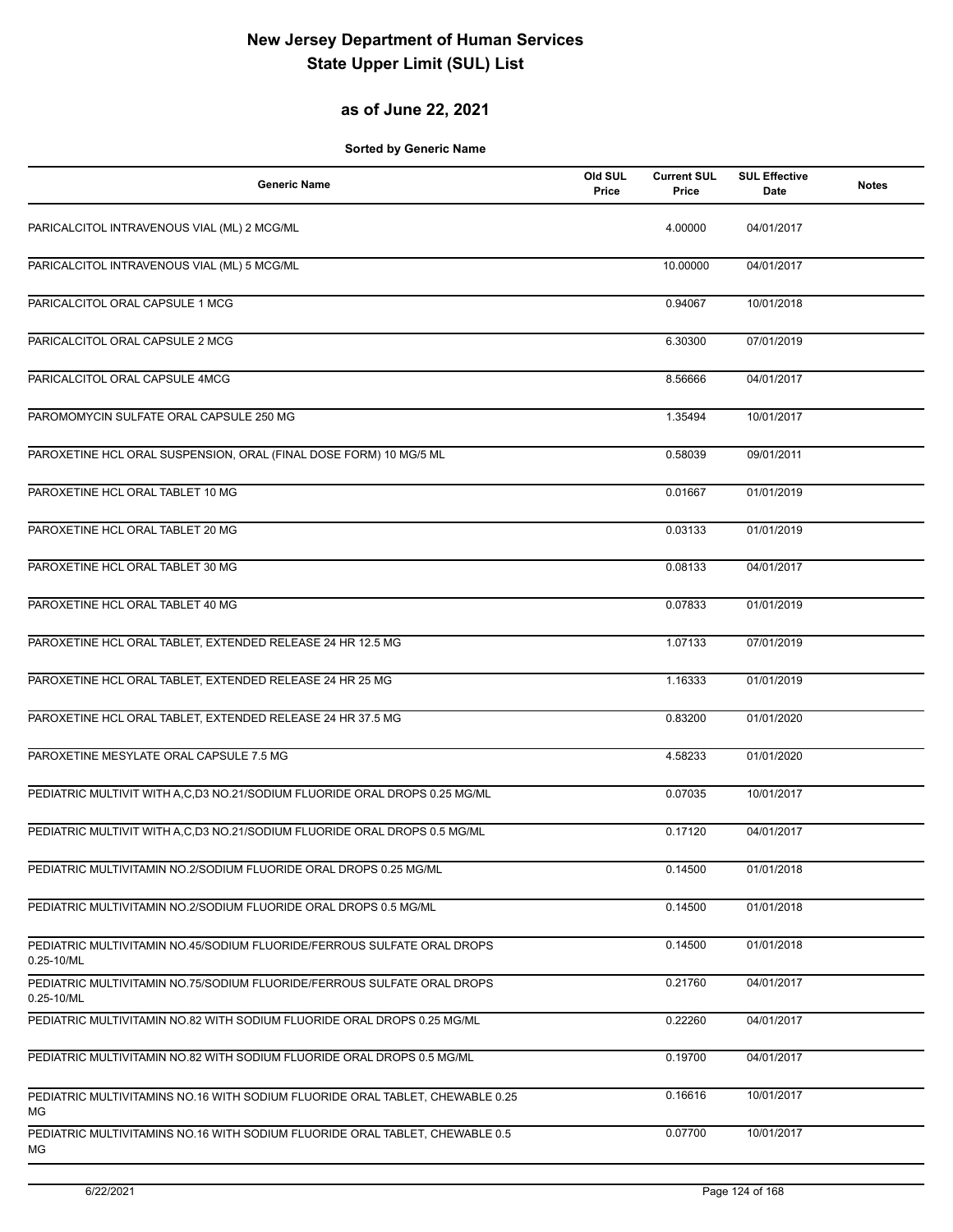# New Jersey Department of Human Services
# State Upper Limit (SUL) List

## as of June 22, 2021

**Sorted by Generic Name**

| Generic Name | Old SUL Price | Current SUL Price | SUL Effective Date | Notes |
|---|---|---|---|---|
| PARICALCITOL INTRAVENOUS VIAL (ML) 2 MCG/ML | | 4.00000 | 04/01/2017 | |
| PARICALCITOL INTRAVENOUS VIAL (ML) 5 MCG/ML | | 10.00000 | 04/01/2017 | |
| PARICALCITOL ORAL CAPSULE 1 MCG | | 0.94067 | 10/01/2018 | |
| PARICALCITOL ORAL CAPSULE 2 MCG | | 6.30300 | 07/01/2019 | |
| PARICALCITOL ORAL CAPSULE 4MCG | | 8.56666 | 04/01/2017 | |
| PAROMOMYCIN SULFATE ORAL CAPSULE 250 MG | | 1.35494 | 10/01/2017 | |
| PAROXETINE HCL ORAL SUSPENSION, ORAL (FINAL DOSE FORM) 10 MG/5 ML | | 0.58039 | 09/01/2011 | |
| PAROXETINE HCL ORAL TABLET 10 MG | | 0.01667 | 01/01/2019 | |
| PAROXETINE HCL ORAL TABLET 20 MG | | 0.03133 | 01/01/2019 | |
| PAROXETINE HCL ORAL TABLET 30 MG | | 0.08133 | 04/01/2017 | |
| PAROXETINE HCL ORAL TABLET 40 MG | | 0.07833 | 01/01/2019 | |
| PAROXETINE HCL ORAL TABLET, EXTENDED RELEASE 24 HR 12.5 MG | | 1.07133 | 07/01/2019 | |
| PAROXETINE HCL ORAL TABLET, EXTENDED RELEASE 24 HR 25 MG | | 1.16333 | 01/01/2019 | |
| PAROXETINE HCL ORAL TABLET, EXTENDED RELEASE 24 HR 37.5 MG | | 0.83200 | 01/01/2020 | |
| PAROXETINE MESYLATE ORAL CAPSULE 7.5 MG | | 4.58233 | 01/01/2020 | |
| PEDIATRIC MULTIVIT WITH A,C,D3 NO.21/SODIUM FLUORIDE ORAL DROPS 0.25 MG/ML | | 0.07035 | 10/01/2017 | |
| PEDIATRIC MULTIVIT WITH A,C,D3 NO.21/SODIUM FLUORIDE ORAL DROPS 0.5 MG/ML | | 0.17120 | 04/01/2017 | |
| PEDIATRIC MULTIVITAMIN NO.2/SODIUM FLUORIDE ORAL DROPS 0.25 MG/ML | | 0.14500 | 01/01/2018 | |
| PEDIATRIC MULTIVITAMIN NO.2/SODIUM FLUORIDE ORAL DROPS 0.5 MG/ML | | 0.14500 | 01/01/2018 | |
| PEDIATRIC MULTIVITAMIN NO.45/SODIUM FLUORIDE/FERROUS SULFATE ORAL DROPS 0.25-10/ML | | 0.14500 | 01/01/2018 | |
| PEDIATRIC MULTIVITAMIN NO.75/SODIUM FLUORIDE/FERROUS SULFATE ORAL DROPS 0.25-10/ML | | 0.21760 | 04/01/2017 | |
| PEDIATRIC MULTIVITAMIN NO.82 WITH SODIUM FLUORIDE ORAL DROPS 0.25 MG/ML | | 0.22260 | 04/01/2017 | |
| PEDIATRIC MULTIVITAMIN NO.82 WITH SODIUM FLUORIDE ORAL DROPS 0.5 MG/ML | | 0.19700 | 04/01/2017 | |
| PEDIATRIC MULTIVITAMINS NO.16 WITH SODIUM FLUORIDE ORAL TABLET, CHEWABLE 0.25 MG | | 0.16616 | 10/01/2017 | |
| PEDIATRIC MULTIVITAMINS NO.16 WITH SODIUM FLUORIDE ORAL TABLET, CHEWABLE 0.5 MG | | 0.07700 | 10/01/2017 | |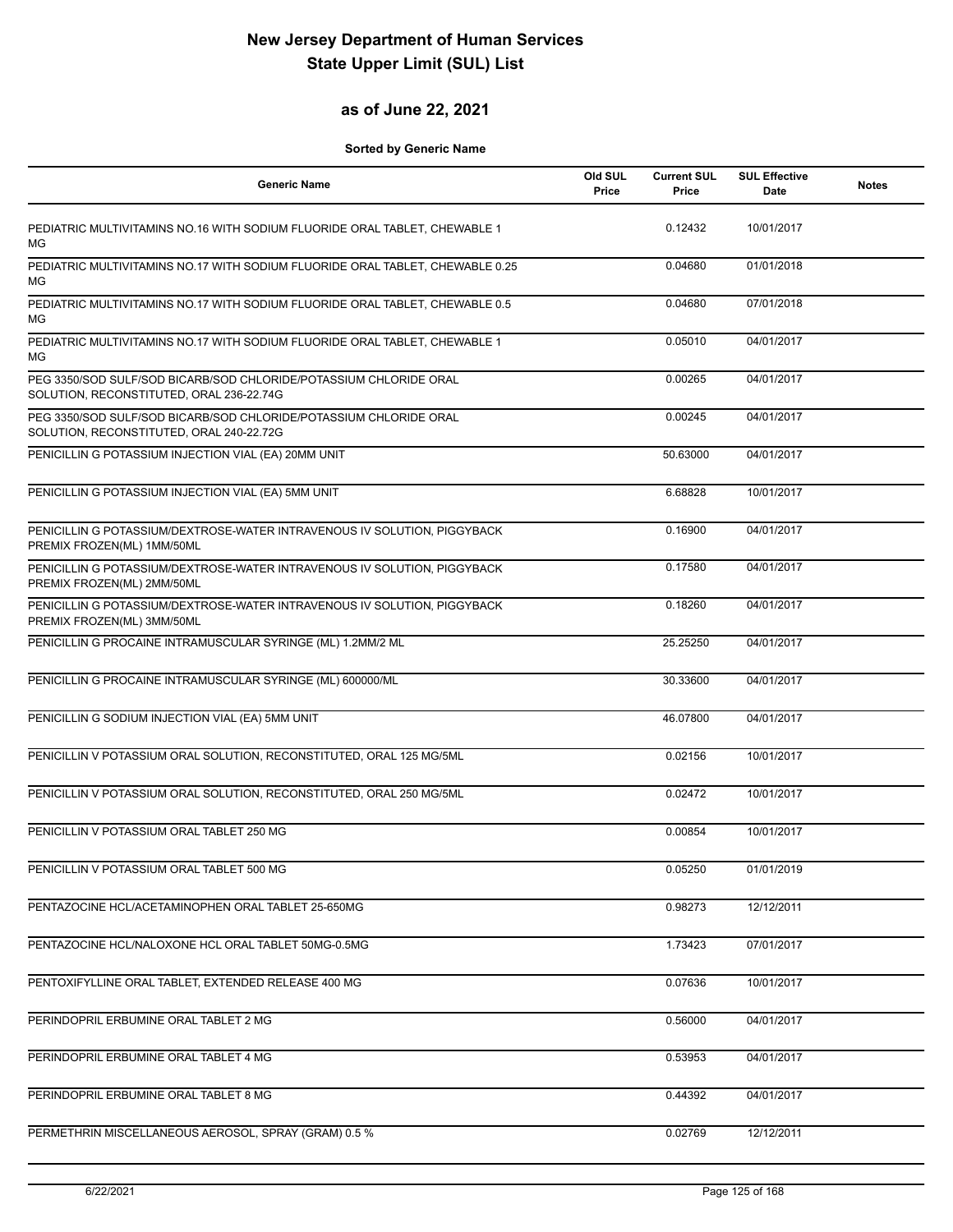# New Jersey Department of Human Services
# State Upper Limit (SUL) List

## as of June 22, 2021

**Sorted by Generic Name**

| Generic Name | Old SUL Price | Current SUL Price | SUL Effective Date | Notes |
|---|---|---|---|---|
| PEDIATRIC MULTIVITAMINS NO.16 WITH SODIUM FLUORIDE ORAL TABLET, CHEWABLE 1 MG | | 0.12432 | 10/01/2017 | |
| PEDIATRIC MULTIVITAMINS NO.17 WITH SODIUM FLUORIDE ORAL TABLET, CHEWABLE 0.25 MG | | 0.04680 | 01/01/2018 | |
| PEDIATRIC MULTIVITAMINS NO.17 WITH SODIUM FLUORIDE ORAL TABLET, CHEWABLE 0.5 MG | | 0.04680 | 07/01/2018 | |
| PEDIATRIC MULTIVITAMINS NO.17 WITH SODIUM FLUORIDE ORAL TABLET, CHEWABLE 1 MG | | 0.05010 | 04/01/2017 | |
| PEG 3350/SOD SULF/SOD BICARB/SOD CHLORIDE/POTASSIUM CHLORIDE ORAL SOLUTION, RECONSTITUTED, ORAL 236-22.74G | | 0.00265 | 04/01/2017 | |
| PEG 3350/SOD SULF/SOD BICARB/SOD CHLORIDE/POTASSIUM CHLORIDE ORAL SOLUTION, RECONSTITUTED, ORAL 240-22.72G | | 0.00245 | 04/01/2017 | |
| PENICILLIN G POTASSIUM INJECTION VIAL (EA) 20MM UNIT | | 50.63000 | 04/01/2017 | |
| PENICILLIN G POTASSIUM INJECTION VIAL (EA) 5MM UNIT | | 6.68828 | 10/01/2017 | |
| PENICILLIN G POTASSIUM/DEXTROSE-WATER INTRAVENOUS IV SOLUTION, PIGGYBACK PREMIX FROZEN(ML) 1MM/50ML | | 0.16900 | 04/01/2017 | |
| PENICILLIN G POTASSIUM/DEXTROSE-WATER INTRAVENOUS IV SOLUTION, PIGGYBACK PREMIX FROZEN(ML) 2MM/50ML | | 0.17580 | 04/01/2017 | |
| PENICILLIN G POTASSIUM/DEXTROSE-WATER INTRAVENOUS IV SOLUTION, PIGGYBACK PREMIX FROZEN(ML) 3MM/50ML | | 0.18260 | 04/01/2017 | |
| PENICILLIN G PROCAINE INTRAMUSCULAR SYRINGE (ML) 1.2MM/2 ML | | 25.25250 | 04/01/2017 | |
| PENICILLIN G PROCAINE INTRAMUSCULAR SYRINGE (ML) 600000/ML | | 30.33600 | 04/01/2017 | |
| PENICILLIN G SODIUM INJECTION VIAL (EA) 5MM UNIT | | 46.07800 | 04/01/2017 | |
| PENICILLIN V POTASSIUM ORAL SOLUTION, RECONSTITUTED, ORAL 125 MG/5ML | | 0.02156 | 10/01/2017 | |
| PENICILLIN V POTASSIUM ORAL SOLUTION, RECONSTITUTED, ORAL 250 MG/5ML | | 0.02472 | 10/01/2017 | |
| PENICILLIN V POTASSIUM ORAL TABLET 250 MG | | 0.00854 | 10/01/2017 | |
| PENICILLIN V POTASSIUM ORAL TABLET 500 MG | | 0.05250 | 01/01/2019 | |
| PENTAZOCINE HCL/ACETAMINOPHEN ORAL TABLET 25-650MG | | 0.98273 | 12/12/2011 | |
| PENTAZOCINE HCL/NALOXONE HCL ORAL TABLET 50MG-0.5MG | | 1.73423 | 07/01/2017 | |
| PENTOXIFYLLINE ORAL TABLET, EXTENDED RELEASE 400 MG | | 0.07636 | 10/01/2017 | |
| PERINDOPRIL ERBUMINE ORAL TABLET 2 MG | | 0.56000 | 04/01/2017 | |
| PERINDOPRIL ERBUMINE ORAL TABLET 4 MG | | 0.53953 | 04/01/2017 | |
| PERINDOPRIL ERBUMINE ORAL TABLET 8 MG | | 0.44392 | 04/01/2017 | |
| PERMETHRIN MISCELLANEOUS AEROSOL, SPRAY (GRAM) 0.5 % | | 0.02769 | 12/12/2011 | |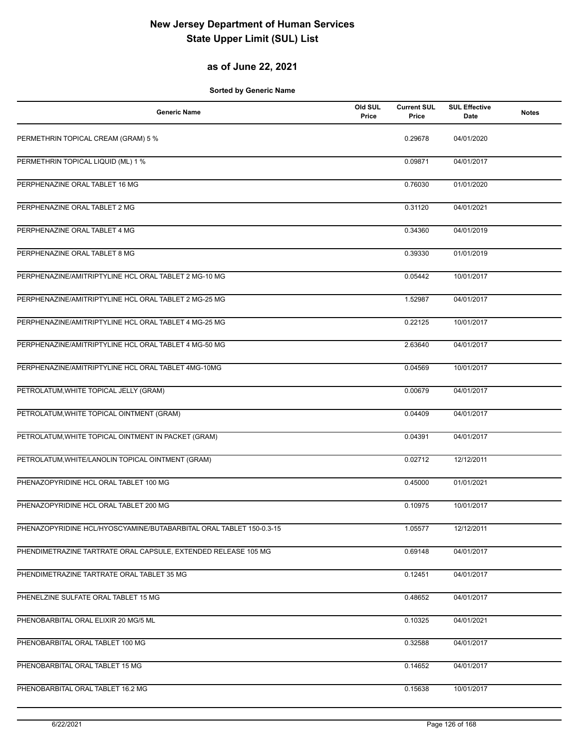# New Jersey Department of Human Services
# State Upper Limit (SUL) List

## as of June 22, 2021

**Sorted by Generic Name**

| Generic Name | Old SUL Price | Current SUL Price | SUL Effective Date | Notes |
|---|---|---|---|---|
| PERMETHRIN TOPICAL CREAM (GRAM) 5 % | | 0.29678 | 04/01/2020 | |
| PERMETHRIN TOPICAL LIQUID (ML) 1 % | | 0.09871 | 04/01/2017 | |
| PERPHENAZINE ORAL TABLET 16 MG | | 0.76030 | 01/01/2020 | |
| PERPHENAZINE ORAL TABLET 2 MG | | 0.31120 | 04/01/2021 | |
| PERPHENAZINE ORAL TABLET 4 MG | | 0.34360 | 04/01/2019 | |
| PERPHENAZINE ORAL TABLET 8 MG | | 0.39330 | 01/01/2019 | |
| PERPHENAZINE/AMITRIPTYLINE HCL ORAL TABLET 2 MG-10 MG | | 0.05442 | 10/01/2017 | |
| PERPHENAZINE/AMITRIPTYLINE HCL ORAL TABLET 2 MG-25 MG | | 1.52987 | 04/01/2017 | |
| PERPHENAZINE/AMITRIPTYLINE HCL ORAL TABLET 4 MG-25 MG | | 0.22125 | 10/01/2017 | |
| PERPHENAZINE/AMITRIPTYLINE HCL ORAL TABLET 4 MG-50 MG | | 2.63640 | 04/01/2017 | |
| PERPHENAZINE/AMITRIPTYLINE HCL ORAL TABLET 4MG-10MG | | 0.04569 | 10/01/2017 | |
| PETROLATUM,WHITE TOPICAL JELLY (GRAM) | | 0.00679 | 04/01/2017 | |
| PETROLATUM,WHITE TOPICAL OINTMENT (GRAM) | | 0.04409 | 04/01/2017 | |
| PETROLATUM,WHITE TOPICAL OINTMENT IN PACKET (GRAM) | | 0.04391 | 04/01/2017 | |
| PETROLATUM,WHITE/LANOLIN TOPICAL OINTMENT (GRAM) | | 0.02712 | 12/12/2011 | |
| PHENAZOPYRIDINE HCL ORAL TABLET 100 MG | | 0.45000 | 01/01/2021 | |
| PHENAZOPYRIDINE HCL ORAL TABLET 200 MG | | 0.10975 | 10/01/2017 | |
| PHENAZOPYRIDINE HCL/HYOSCYAMINE/BUTABARBITAL ORAL TABLET 150-0.3-15 | | 1.05577 | 12/12/2011 | |
| PHENDIMETRAZINE TARTRATE ORAL CAPSULE, EXTENDED RELEASE 105 MG | | 0.69148 | 04/01/2017 | |
| PHENDIMETRAZINE TARTRATE ORAL TABLET 35 MG | | 0.12451 | 04/01/2017 | |
| PHENELZINE SULFATE ORAL TABLET 15 MG | | 0.48652 | 04/01/2017 | |
| PHENOBARBITAL ORAL ELIXIR 20 MG/5 ML | | 0.10325 | 04/01/2021 | |
| PHENOBARBITAL ORAL TABLET 100 MG | | 0.32588 | 04/01/2017 | |
| PHENOBARBITAL ORAL TABLET 15 MG | | 0.14652 | 04/01/2017 | |
| PHENOBARBITAL ORAL TABLET 16.2 MG | | 0.15638 | 10/01/2017 | |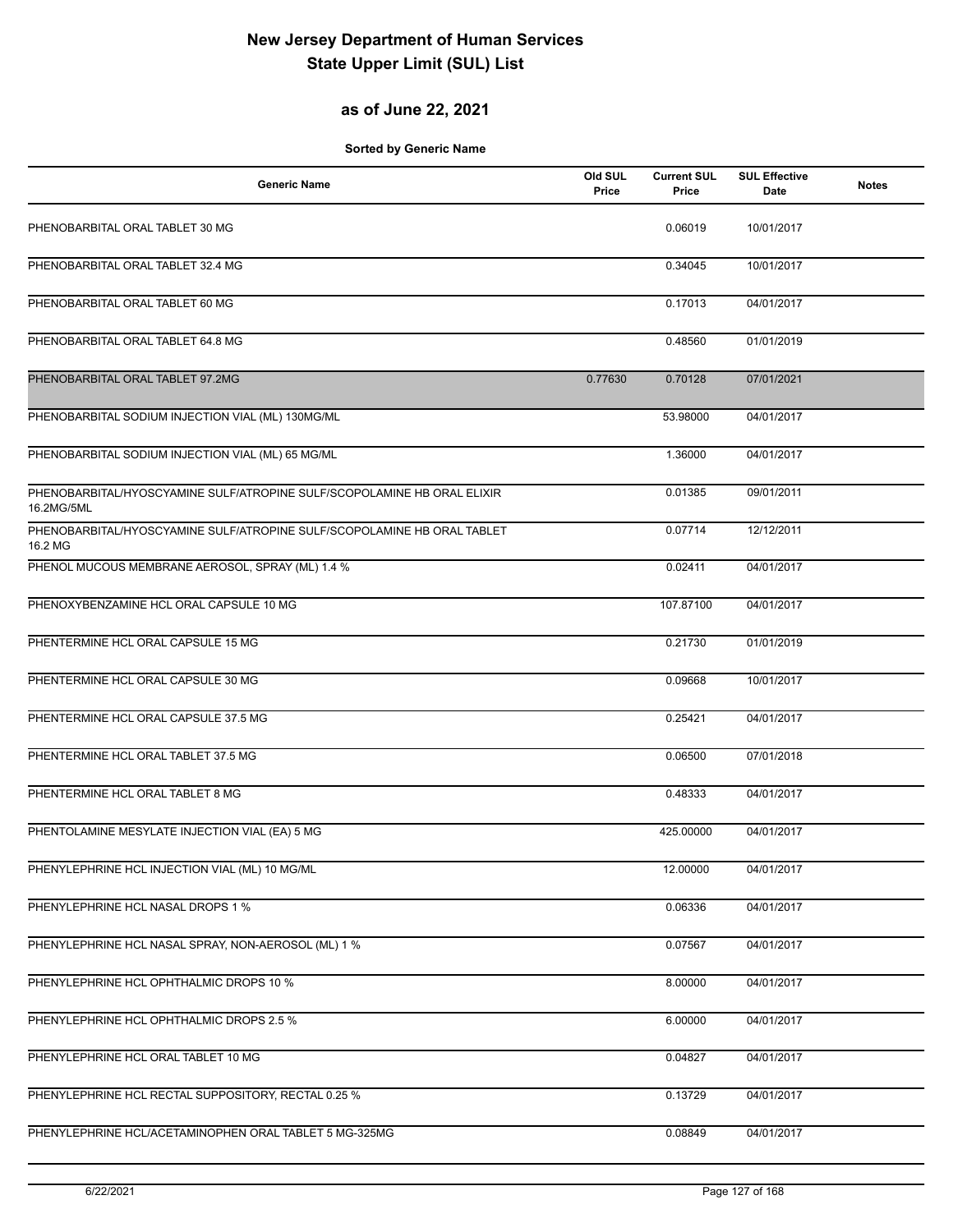# New Jersey Department of Human Services
# State Upper Limit (SUL) List

## as of June 22, 2021

**Sorted by Generic Name**

| Generic Name | Old SUL Price | Current SUL Price | SUL Effective Date | Notes |
|---|---|---|---|---|
| PHENOBARBITAL ORAL TABLET 30 MG | | 0.06019 | 10/01/2017 | |
| PHENOBARBITAL ORAL TABLET 32.4 MG | | 0.34045 | 10/01/2017 | |
| PHENOBARBITAL ORAL TABLET 60 MG | | 0.17013 | 04/01/2017 | |
| PHENOBARBITAL ORAL TABLET 64.8 MG | | 0.48560 | 01/01/2019 | |
| PHENOBARBITAL ORAL TABLET 97.2MG | 0.77630 | 0.70128 | 07/01/2021 | |
| PHENOBARBITAL SODIUM INJECTION VIAL (ML) 130MG/ML | | 53.98000 | 04/01/2017 | |
| PHENOBARBITAL SODIUM INJECTION VIAL (ML) 65 MG/ML | | 1.36000 | 04/01/2017 | |
| PHENOBARBITAL/HYOSCYAMINE SULF/ATROPINE SULF/SCOPOLAMINE HB ORAL ELIXIR 16.2MG/5ML | | 0.01385 | 09/01/2011 | |
| PHENOBARBITAL/HYOSCYAMINE SULF/ATROPINE SULF/SCOPOLAMINE HB ORAL TABLET 16.2 MG | | 0.07714 | 12/12/2011 | |
| PHENOL MUCOUS MEMBRANE AEROSOL, SPRAY (ML) 1.4 % | | 0.02411 | 04/01/2017 | |
| PHENOXYBENZAMINE HCL ORAL CAPSULE 10 MG | | 107.87100 | 04/01/2017 | |
| PHENTERMINE HCL ORAL CAPSULE 15 MG | | 0.21730 | 01/01/2019 | |
| PHENTERMINE HCL ORAL CAPSULE 30 MG | | 0.09668 | 10/01/2017 | |
| PHENTERMINE HCL ORAL CAPSULE 37.5 MG | | 0.25421 | 04/01/2017 | |
| PHENTERMINE HCL ORAL TABLET 37.5 MG | | 0.06500 | 07/01/2018 | |
| PHENTERMINE HCL ORAL TABLET 8 MG | | 0.48333 | 04/01/2017 | |
| PHENTOLAMINE MESYLATE INJECTION VIAL (EA) 5 MG | | 425.00000 | 04/01/2017 | |
| PHENYLEPHRINE HCL INJECTION VIAL (ML) 10 MG/ML | | 12.00000 | 04/01/2017 | |
| PHENYLEPHRINE HCL NASAL DROPS 1 % | | 0.06336 | 04/01/2017 | |
| PHENYLEPHRINE HCL NASAL SPRAY, NON-AEROSOL (ML) 1 % | | 0.07567 | 04/01/2017 | |
| PHENYLEPHRINE HCL OPHTHALMIC DROPS 10 % | | 8.00000 | 04/01/2017 | |
| PHENYLEPHRINE HCL OPHTHALMIC DROPS 2.5 % | | 6.00000 | 04/01/2017 | |
| PHENYLEPHRINE HCL ORAL TABLET 10 MG | | 0.04827 | 04/01/2017 | |
| PHENYLEPHRINE HCL RECTAL SUPPOSITORY, RECTAL 0.25 % | | 0.13729 | 04/01/2017 | |
| PHENYLEPHRINE HCL/ACETAMINOPHEN ORAL TABLET 5 MG-325MG | | 0.08849 | 04/01/2017 | |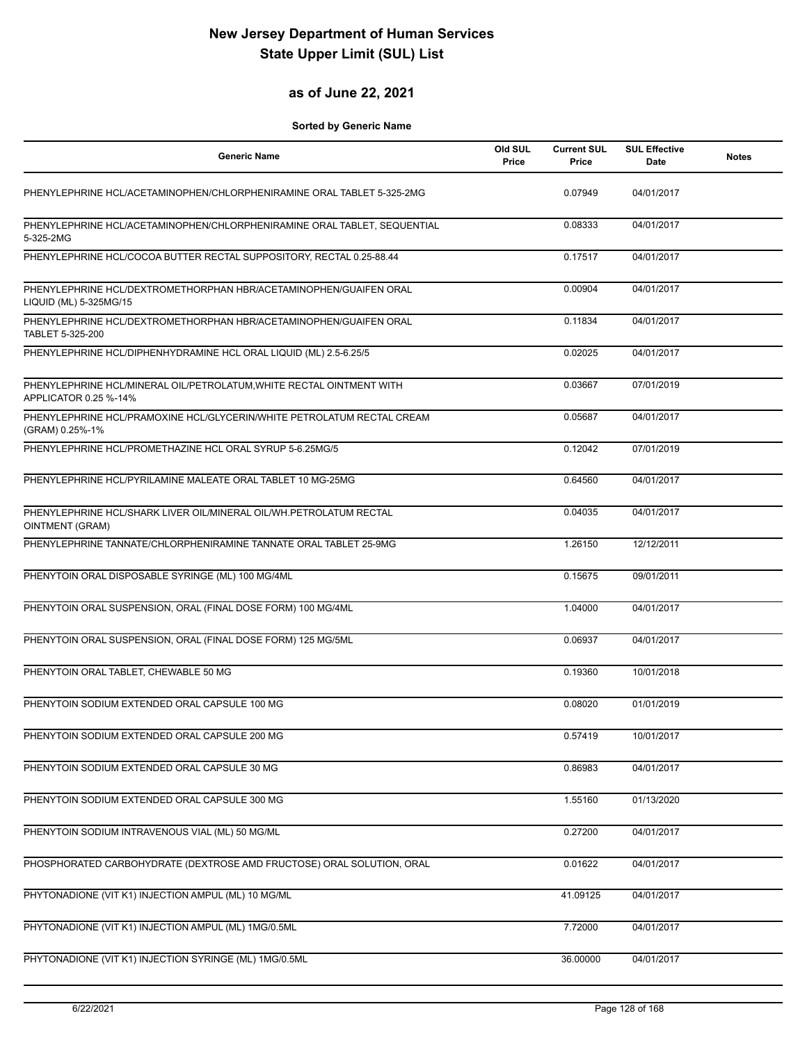# New Jersey Department of Human Services
# State Upper Limit (SUL) List

## as of June 22, 2021

**Sorted by Generic Name**

| Generic Name | Old SUL Price | Current SUL Price | SUL Effective Date | Notes |
|---|---|---|---|---|
| PHENYLEPHRINE HCL/ACETAMINOPHEN/CHLORPHENIRAMINE ORAL TABLET 5-325-2MG | | 0.07949 | 04/01/2017 | |
| PHENYLEPHRINE HCL/ACETAMINOPHEN/CHLORPHENIRAMINE ORAL TABLET, SEQUENTIAL 5-325-2MG | | 0.08333 | 04/01/2017 | |
| PHENYLEPHRINE HCL/COCOA BUTTER RECTAL SUPPOSITORY, RECTAL 0.25-88.44 | | 0.17517 | 04/01/2017 | |
| PHENYLEPHRINE HCL/DEXTROMETHORPHAN HBR/ACETAMINOPHEN/GUAIFEN ORAL LIQUID (ML) 5-325MG/15 | | 0.00904 | 04/01/2017 | |
| PHENYLEPHRINE HCL/DEXTROMETHORPHAN HBR/ACETAMINOPHEN/GUAIFEN ORAL TABLET 5-325-200 | | 0.11834 | 04/01/2017 | |
| PHENYLEPHRINE HCL/DIPHENHYDRAMINE HCL ORAL LIQUID (ML) 2.5-6.25/5 | | 0.02025 | 04/01/2017 | |
| PHENYLEPHRINE HCL/MINERAL OIL/PETROLATUM,WHITE RECTAL OINTMENT WITH APPLICATOR 0.25 %-14% | | 0.03667 | 07/01/2019 | |
| PHENYLEPHRINE HCL/PRAMOXINE HCL/GLYCERIN/WHITE PETROLATUM RECTAL CREAM (GRAM) 0.25%-1% | | 0.05687 | 04/01/2017 | |
| PHENYLEPHRINE HCL/PROMETHAZINE HCL ORAL SYRUP 5-6.25MG/5 | | 0.12042 | 07/01/2019 | |
| PHENYLEPHRINE HCL/PYRILAMINE MALEATE ORAL TABLET 10 MG-25MG | | 0.64560 | 04/01/2017 | |
| PHENYLEPHRINE HCL/SHARK LIVER OIL/MINERAL OIL/WH.PETROLATUM RECTAL OINTMENT (GRAM) | | 0.04035 | 04/01/2017 | |
| PHENYLEPHRINE TANNATE/CHLORPHENIRAMINE TANNATE ORAL TABLET 25-9MG | | 1.26150 | 12/12/2011 | |
| PHENYTOIN ORAL DISPOSABLE SYRINGE (ML) 100 MG/4ML | | 0.15675 | 09/01/2011 | |
| PHENYTOIN ORAL SUSPENSION, ORAL (FINAL DOSE FORM) 100 MG/4ML | | 1.04000 | 04/01/2017 | |
| PHENYTOIN ORAL SUSPENSION, ORAL (FINAL DOSE FORM) 125 MG/5ML | | 0.06937 | 04/01/2017 | |
| PHENYTOIN ORAL TABLET, CHEWABLE 50 MG | | 0.19360 | 10/01/2018 | |
| PHENYTOIN SODIUM EXTENDED ORAL CAPSULE 100 MG | | 0.08020 | 01/01/2019 | |
| PHENYTOIN SODIUM EXTENDED ORAL CAPSULE 200 MG | | 0.57419 | 10/01/2017 | |
| PHENYTOIN SODIUM EXTENDED ORAL CAPSULE 30 MG | | 0.86983 | 04/01/2017 | |
| PHENYTOIN SODIUM EXTENDED ORAL CAPSULE 300 MG | | 1.55160 | 01/13/2020 | |
| PHENYTOIN SODIUM INTRAVENOUS VIAL (ML) 50 MG/ML | | 0.27200 | 04/01/2017 | |
| PHOSPHORATED CARBOHYDRATE (DEXTROSE AMD FRUCTOSE) ORAL SOLUTION, ORAL | | 0.01622 | 04/01/2017 | |
| PHYTONADIONE (VIT K1) INJECTION AMPUL (ML) 10 MG/ML | | 41.09125 | 04/01/2017 | |
| PHYTONADIONE (VIT K1) INJECTION AMPUL (ML) 1MG/0.5ML | | 7.72000 | 04/01/2017 | |
| PHYTONADIONE (VIT K1) INJECTION SYRINGE (ML) 1MG/0.5ML | | 36.00000 | 04/01/2017 | |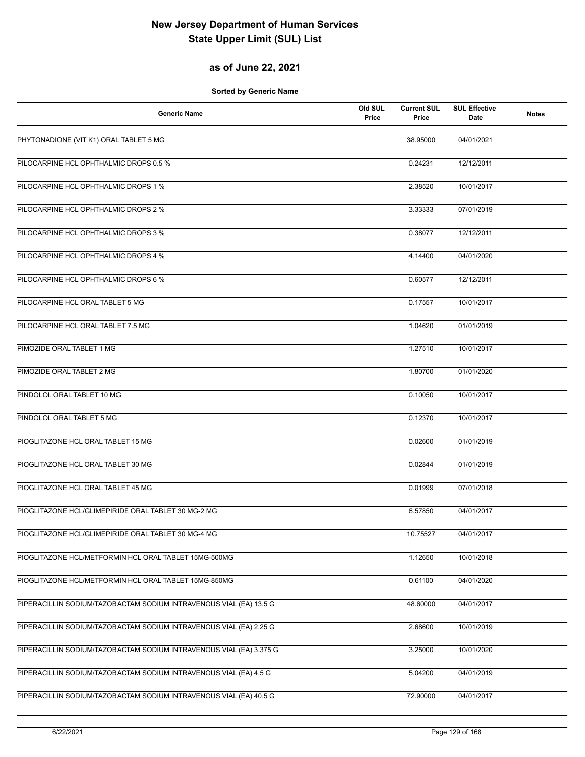# New Jersey Department of Human Services
# State Upper Limit (SUL) List

## as of June 22, 2021

**Sorted by Generic Name**

| Generic Name | Old SUL Price | Current SUL Price | SUL Effective Date | Notes |
|---|---|---|---|---|
| PHYTONADIONE (VIT K1) ORAL TABLET 5 MG | | 38.95000 | 04/01/2021 | |
| PILOCARPINE HCL OPHTHALMIC DROPS 0.5 % | | 0.24231 | 12/12/2011 | |
| PILOCARPINE HCL OPHTHALMIC DROPS 1 % | | 2.38520 | 10/01/2017 | |
| PILOCARPINE HCL OPHTHALMIC DROPS 2 % | | 3.33333 | 07/01/2019 | |
| PILOCARPINE HCL OPHTHALMIC DROPS 3 % | | 0.38077 | 12/12/2011 | |
| PILOCARPINE HCL OPHTHALMIC DROPS 4 % | | 4.14400 | 04/01/2020 | |
| PILOCARPINE HCL OPHTHALMIC DROPS 6 % | | 0.60577 | 12/12/2011 | |
| PILOCARPINE HCL ORAL TABLET 5 MG | | 0.17557 | 10/01/2017 | |
| PILOCARPINE HCL ORAL TABLET 7.5 MG | | 1.04620 | 01/01/2019 | |
| PIMOZIDE ORAL TABLET 1 MG | | 1.27510 | 10/01/2017 | |
| PIMOZIDE ORAL TABLET 2 MG | | 1.80700 | 01/01/2020 | |
| PINDOLOL ORAL TABLET 10 MG | | 0.10050 | 10/01/2017 | |
| PINDOLOL ORAL TABLET 5 MG | | 0.12370 | 10/01/2017 | |
| PIOGLITAZONE HCL ORAL TABLET 15 MG | | 0.02600 | 01/01/2019 | |
| PIOGLITAZONE HCL ORAL TABLET 30 MG | | 0.02844 | 01/01/2019 | |
| PIOGLITAZONE HCL ORAL TABLET 45 MG | | 0.01999 | 07/01/2018 | |
| PIOGLITAZONE HCL/GLIMEPIRIDE ORAL TABLET 30 MG-2 MG | | 6.57850 | 04/01/2017 | |
| PIOGLITAZONE HCL/GLIMEPIRIDE ORAL TABLET 30 MG-4 MG | | 10.75527 | 04/01/2017 | |
| PIOGLITAZONE HCL/METFORMIN HCL ORAL TABLET 15MG-500MG | | 1.12650 | 10/01/2018 | |
| PIOGLITAZONE HCL/METFORMIN HCL ORAL TABLET 15MG-850MG | | 0.61100 | 04/01/2020 | |
| PIPERACILLIN SODIUM/TAZOBACTAM SODIUM INTRAVENOUS VIAL (EA) 13.5 G | | 48.60000 | 04/01/2017 | |
| PIPERACILLIN SODIUM/TAZOBACTAM SODIUM INTRAVENOUS VIAL (EA) 2.25 G | | 2.68600 | 10/01/2019 | |
| PIPERACILLIN SODIUM/TAZOBACTAM SODIUM INTRAVENOUS VIAL (EA) 3.375 G | | 3.25000 | 10/01/2020 | |
| PIPERACILLIN SODIUM/TAZOBACTAM SODIUM INTRAVENOUS VIAL (EA) 4.5 G | | 5.04200 | 04/01/2019 | |
| PIPERACILLIN SODIUM/TAZOBACTAM SODIUM INTRAVENOUS VIAL (EA) 40.5 G | | 72.90000 | 04/01/2017 | |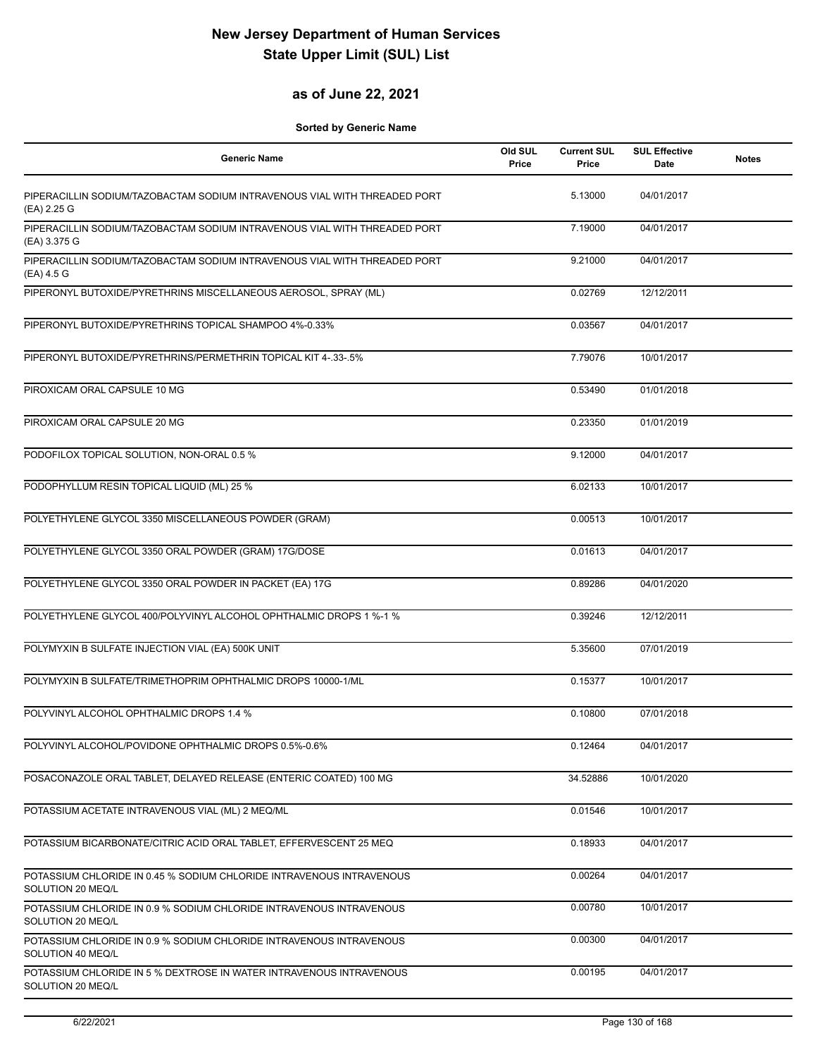# New Jersey Department of Human Services
# State Upper Limit (SUL) List

## as of June 22, 2021

**Sorted by Generic Name**

| Generic Name | Old SUL Price | Current SUL Price | SUL Effective Date | Notes |
|---|---|---|---|---|
| PIPERACILLIN SODIUM/TAZOBACTAM SODIUM INTRAVENOUS VIAL WITH THREADED PORT (EA) 2.25 G | | 5.13000 | 04/01/2017 | |
| PIPERACILLIN SODIUM/TAZOBACTAM SODIUM INTRAVENOUS VIAL WITH THREADED PORT (EA) 3.375 G | | 7.19000 | 04/01/2017 | |
| PIPERACILLIN SODIUM/TAZOBACTAM SODIUM INTRAVENOUS VIAL WITH THREADED PORT (EA) 4.5 G | | 9.21000 | 04/01/2017 | |
| PIPERONYL BUTOXIDE/PYRETHRINS MISCELLANEOUS AEROSOL, SPRAY (ML) | | 0.02769 | 12/12/2011 | |
| PIPERONYL BUTOXIDE/PYRETHRINS TOPICAL SHAMPOO 4%-0.33% | | 0.03567 | 04/01/2017 | |
| PIPERONYL BUTOXIDE/PYRETHRINS/PERMETHRIN TOPICAL KIT 4-.33-.5% | | 7.79076 | 10/01/2017 | |
| PIROXICAM ORAL CAPSULE 10 MG | | 0.53490 | 01/01/2018 | |
| PIROXICAM ORAL CAPSULE 20 MG | | 0.23350 | 01/01/2019 | |
| PODOFILOX TOPICAL SOLUTION, NON-ORAL 0.5 % | | 9.12000 | 04/01/2017 | |
| PODOPHYLLUM RESIN TOPICAL LIQUID (ML) 25 % | | 6.02133 | 10/01/2017 | |
| POLYETHYLENE GLYCOL 3350 MISCELLANEOUS POWDER (GRAM) | | 0.00513 | 10/01/2017 | |
| POLYETHYLENE GLYCOL 3350 ORAL POWDER (GRAM) 17G/DOSE | | 0.01613 | 04/01/2017 | |
| POLYETHYLENE GLYCOL 3350 ORAL POWDER IN PACKET (EA) 17G | | 0.89286 | 04/01/2020 | |
| POLYETHYLENE GLYCOL 400/POLYVINYL ALCOHOL OPHTHALMIC DROPS 1 %-1 % | | 0.39246 | 12/12/2011 | |
| POLYMYXIN B SULFATE INJECTION VIAL (EA) 500K UNIT | | 5.35600 | 07/01/2019 | |
| POLYMYXIN B SULFATE/TRIMETHOPRIM OPHTHALMIC DROPS 10000-1/ML | | 0.15377 | 10/01/2017 | |
| POLYVINYL ALCOHOL OPHTHALMIC DROPS 1.4 % | | 0.10800 | 07/01/2018 | |
| POLYVINYL ALCOHOL/POVIDONE OPHTHALMIC DROPS 0.5%-0.6% | | 0.12464 | 04/01/2017 | |
| POSACONAZOLE ORAL TABLET, DELAYED RELEASE (ENTERIC COATED) 100 MG | | 34.52886 | 10/01/2020 | |
| POTASSIUM ACETATE INTRAVENOUS VIAL (ML) 2 MEQ/ML | | 0.01546 | 10/01/2017 | |
| POTASSIUM BICARBONATE/CITRIC ACID ORAL TABLET, EFFERVESCENT 25 MEQ | | 0.18933 | 04/01/2017 | |
| POTASSIUM CHLORIDE IN 0.45 % SODIUM CHLORIDE INTRAVENOUS INTRAVENOUS SOLUTION 20 MEQ/L | | 0.00264 | 04/01/2017 | |
| POTASSIUM CHLORIDE IN 0.9 % SODIUM CHLORIDE INTRAVENOUS INTRAVENOUS SOLUTION 20 MEQ/L | | 0.00780 | 10/01/2017 | |
| POTASSIUM CHLORIDE IN 0.9 % SODIUM CHLORIDE INTRAVENOUS INTRAVENOUS SOLUTION 40 MEQ/L | | 0.00300 | 04/01/2017 | |
| POTASSIUM CHLORIDE IN 5 % DEXTROSE IN WATER INTRAVENOUS INTRAVENOUS SOLUTION 20 MEQ/L | | 0.00195 | 04/01/2017 | |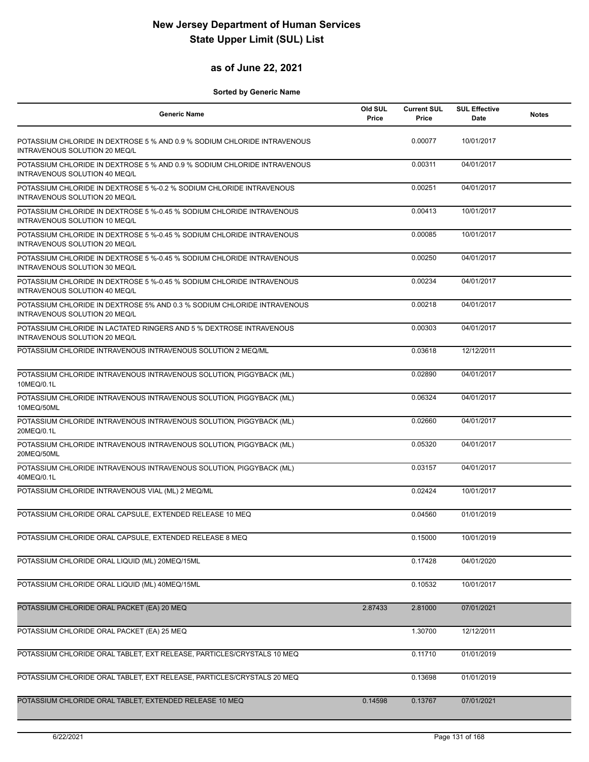# New Jersey Department of Human Services
# State Upper Limit (SUL) List

## as of June 22, 2021

**Sorted by Generic Name**

| Generic Name | Old SUL Price | Current SUL Price | SUL Effective Date | Notes |
|---|---|---|---|---|
| POTASSIUM CHLORIDE IN DEXTROSE 5 % AND 0.9 % SODIUM CHLORIDE INTRAVENOUS INTRAVENOUS SOLUTION 20 MEQ/L | | 0.00077 | 10/01/2017 | |
| POTASSIUM CHLORIDE IN DEXTROSE 5 % AND 0.9 % SODIUM CHLORIDE INTRAVENOUS INTRAVENOUS SOLUTION 40 MEQ/L | | 0.00311 | 04/01/2017 | |
| POTASSIUM CHLORIDE IN DEXTROSE 5 %-0.2 % SODIUM CHLORIDE INTRAVENOUS INTRAVENOUS SOLUTION 20 MEQ/L | | 0.00251 | 04/01/2017 | |
| POTASSIUM CHLORIDE IN DEXTROSE 5 %-0.45 % SODIUM CHLORIDE INTRAVENOUS INTRAVENOUS SOLUTION 10 MEQ/L | | 0.00413 | 10/01/2017 | |
| POTASSIUM CHLORIDE IN DEXTROSE 5 %-0.45 % SODIUM CHLORIDE INTRAVENOUS INTRAVENOUS SOLUTION 20 MEQ/L | | 0.00085 | 10/01/2017 | |
| POTASSIUM CHLORIDE IN DEXTROSE 5 %-0.45 % SODIUM CHLORIDE INTRAVENOUS INTRAVENOUS SOLUTION 30 MEQ/L | | 0.00250 | 04/01/2017 | |
| POTASSIUM CHLORIDE IN DEXTROSE 5 %-0.45 % SODIUM CHLORIDE INTRAVENOUS INTRAVENOUS SOLUTION 40 MEQ/L | | 0.00234 | 04/01/2017 | |
| POTASSIUM CHLORIDE IN DEXTROSE 5% AND 0.3 % SODIUM CHLORIDE INTRAVENOUS INTRAVENOUS SOLUTION 20 MEQ/L | | 0.00218 | 04/01/2017 | |
| POTASSIUM CHLORIDE IN LACTATED RINGERS AND 5 % DEXTROSE INTRAVENOUS INTRAVENOUS SOLUTION 20 MEQ/L | | 0.00303 | 04/01/2017 | |
| POTASSIUM CHLORIDE INTRAVENOUS INTRAVENOUS SOLUTION 2 MEQ/ML | | 0.03618 | 12/12/2011 | |
| POTASSIUM CHLORIDE INTRAVENOUS INTRAVENOUS SOLUTION, PIGGYBACK (ML) 10MEQ/0.1L | | 0.02890 | 04/01/2017 | |
| POTASSIUM CHLORIDE INTRAVENOUS INTRAVENOUS SOLUTION, PIGGYBACK (ML) 10MEQ/50ML | | 0.06324 | 04/01/2017 | |
| POTASSIUM CHLORIDE INTRAVENOUS INTRAVENOUS SOLUTION, PIGGYBACK (ML) 20MEQ/0.1L | | 0.02660 | 04/01/2017 | |
| POTASSIUM CHLORIDE INTRAVENOUS INTRAVENOUS SOLUTION, PIGGYBACK (ML) 20MEQ/50ML | | 0.05320 | 04/01/2017 | |
| POTASSIUM CHLORIDE INTRAVENOUS INTRAVENOUS SOLUTION, PIGGYBACK (ML) 40MEQ/0.1L | | 0.03157 | 04/01/2017 | |
| POTASSIUM CHLORIDE INTRAVENOUS VIAL (ML) 2 MEQ/ML | | 0.02424 | 10/01/2017 | |
| POTASSIUM CHLORIDE ORAL CAPSULE, EXTENDED RELEASE 10 MEQ | | 0.04560 | 01/01/2019 | |
| POTASSIUM CHLORIDE ORAL CAPSULE, EXTENDED RELEASE 8 MEQ | | 0.15000 | 10/01/2019 | |
| POTASSIUM CHLORIDE ORAL LIQUID (ML) 20MEQ/15ML | | 0.17428 | 04/01/2020 | |
| POTASSIUM CHLORIDE ORAL LIQUID (ML) 40MEQ/15ML | | 0.10532 | 10/01/2017 | |
| POTASSIUM CHLORIDE ORAL PACKET (EA) 20 MEQ | 2.87433 | 2.81000 | 07/01/2021 | |
| POTASSIUM CHLORIDE ORAL PACKET (EA) 25 MEQ | | 1.30700 | 12/12/2011 | |
| POTASSIUM CHLORIDE ORAL TABLET, EXT RELEASE, PARTICLES/CRYSTALS 10 MEQ | | 0.11710 | 01/01/2019 | |
| POTASSIUM CHLORIDE ORAL TABLET, EXT RELEASE, PARTICLES/CRYSTALS 20 MEQ | | 0.13698 | 01/01/2019 | |
| POTASSIUM CHLORIDE ORAL TABLET, EXTENDED RELEASE 10 MEQ | 0.14598 | 0.13767 | 07/01/2021 | |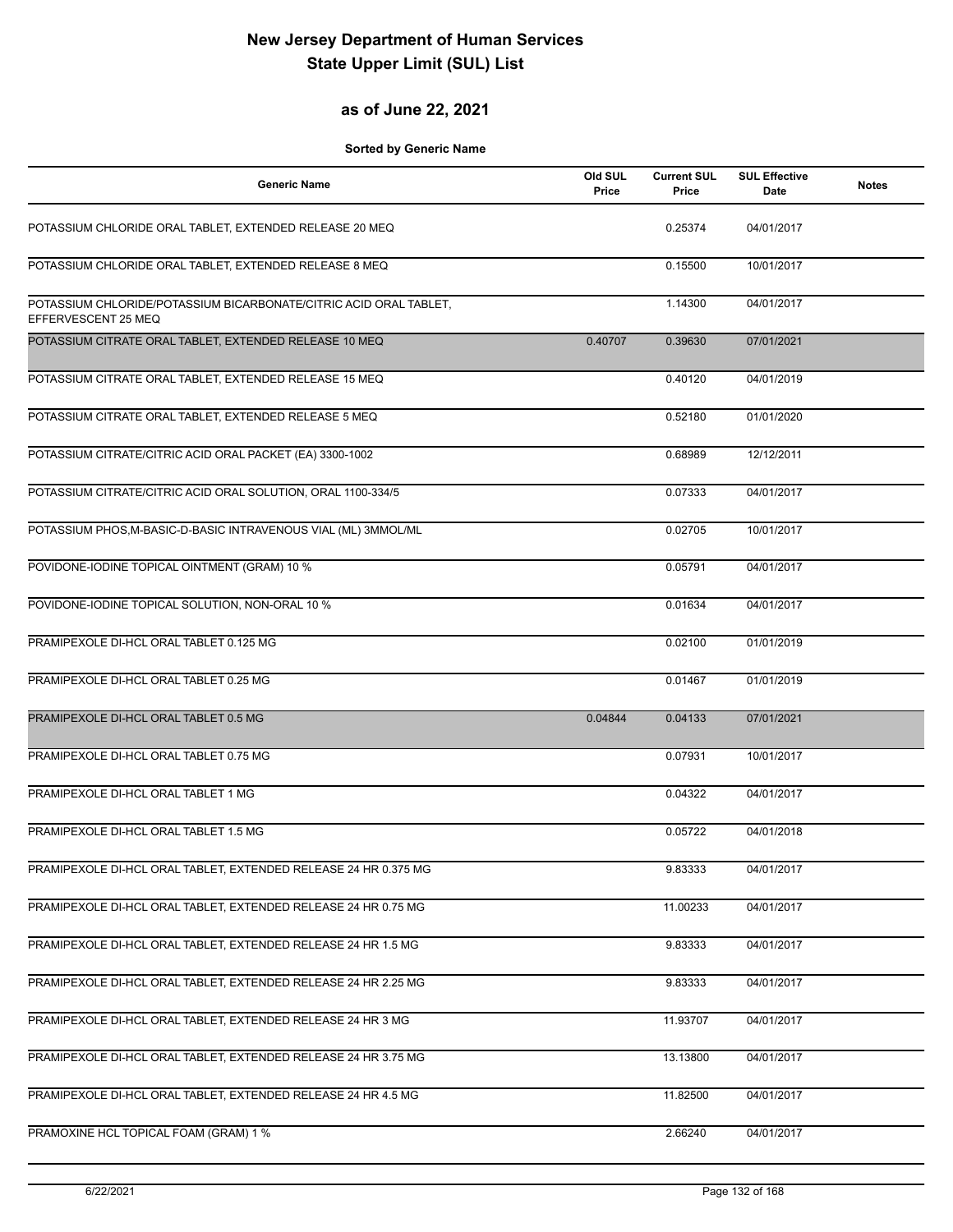# New Jersey Department of Human Services
# State Upper Limit (SUL) List

## as of June 22, 2021

**Sorted by Generic Name**

| Generic Name | Old SUL Price | Current SUL Price | SUL Effective Date | Notes |
|---|---|---|---|---|
| POTASSIUM CHLORIDE ORAL TABLET, EXTENDED RELEASE 20 MEQ | | 0.25374 | 04/01/2017 | |
| POTASSIUM CHLORIDE ORAL TABLET, EXTENDED RELEASE 8 MEQ | | 0.15500 | 10/01/2017 | |
| POTASSIUM CHLORIDE/POTASSIUM BICARBONATE/CITRIC ACID ORAL TABLET, EFFERVESCENT 25 MEQ | | 1.14300 | 04/01/2017 | |
| POTASSIUM CITRATE ORAL TABLET, EXTENDED RELEASE 10 MEQ | 0.40707 | 0.39630 | 07/01/2021 | |
| POTASSIUM CITRATE ORAL TABLET, EXTENDED RELEASE 15 MEQ | | 0.40120 | 04/01/2019 | |
| POTASSIUM CITRATE ORAL TABLET, EXTENDED RELEASE 5 MEQ | | 0.52180 | 01/01/2020 | |
| POTASSIUM CITRATE/CITRIC ACID ORAL PACKET (EA) 3300-1002 | | 0.68989 | 12/12/2011 | |
| POTASSIUM CITRATE/CITRIC ACID ORAL SOLUTION, ORAL 1100-334/5 | | 0.07333 | 04/01/2017 | |
| POTASSIUM PHOS,M-BASIC-D-BASIC INTRAVENOUS VIAL (ML) 3MMOL/ML | | 0.02705 | 10/01/2017 | |
| POVIDONE-IODINE TOPICAL OINTMENT (GRAM) 10 % | | 0.05791 | 04/01/2017 | |
| POVIDONE-IODINE TOPICAL SOLUTION, NON-ORAL 10 % | | 0.01634 | 04/01/2017 | |
| PRAMIPEXOLE DI-HCL ORAL TABLET 0.125 MG | | 0.02100 | 01/01/2019 | |
| PRAMIPEXOLE DI-HCL ORAL TABLET 0.25 MG | | 0.01467 | 01/01/2019 | |
| PRAMIPEXOLE DI-HCL ORAL TABLET 0.5 MG | 0.04844 | 0.04133 | 07/01/2021 | |
| PRAMIPEXOLE DI-HCL ORAL TABLET 0.75 MG | | 0.07931 | 10/01/2017 | |
| PRAMIPEXOLE DI-HCL ORAL TABLET 1 MG | | 0.04322 | 04/01/2017 | |
| PRAMIPEXOLE DI-HCL ORAL TABLET 1.5 MG | | 0.05722 | 04/01/2018 | |
| PRAMIPEXOLE DI-HCL ORAL TABLET, EXTENDED RELEASE 24 HR 0.375 MG | | 9.83333 | 04/01/2017 | |
| PRAMIPEXOLE DI-HCL ORAL TABLET, EXTENDED RELEASE 24 HR 0.75 MG | | 11.00233 | 04/01/2017 | |
| PRAMIPEXOLE DI-HCL ORAL TABLET, EXTENDED RELEASE 24 HR 1.5 MG | | 9.83333 | 04/01/2017 | |
| PRAMIPEXOLE DI-HCL ORAL TABLET, EXTENDED RELEASE 24 HR 2.25 MG | | 9.83333 | 04/01/2017 | |
| PRAMIPEXOLE DI-HCL ORAL TABLET, EXTENDED RELEASE 24 HR 3 MG | | 11.93707 | 04/01/2017 | |
| PRAMIPEXOLE DI-HCL ORAL TABLET, EXTENDED RELEASE 24 HR 3.75 MG | | 13.13800 | 04/01/2017 | |
| PRAMIPEXOLE DI-HCL ORAL TABLET, EXTENDED RELEASE 24 HR 4.5 MG | | 11.82500 | 04/01/2017 | |
| PRAMOXINE HCL TOPICAL FOAM (GRAM) 1 % | | 2.66240 | 04/01/2017 | |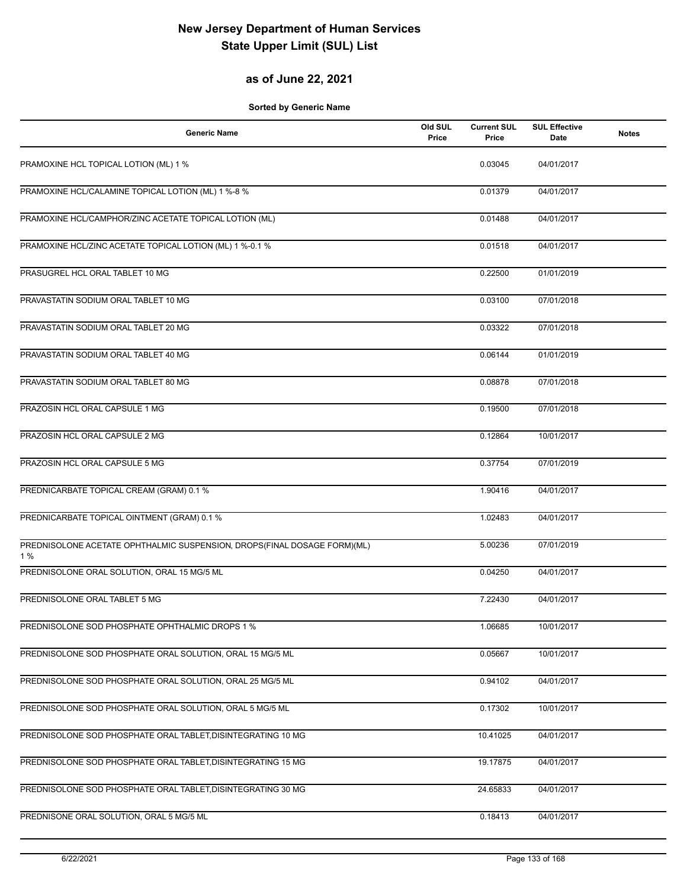# New Jersey Department of Human Services
# State Upper Limit (SUL) List

## as of June 22, 2021

**Sorted by Generic Name**

| Generic Name | Old SUL Price | Current SUL Price | SUL Effective Date | Notes |
|---|---|---|---|---|
| PRAMOXINE HCL TOPICAL LOTION (ML) 1 % | | 0.03045 | 04/01/2017 | |
| PRAMOXINE HCL/CALAMINE TOPICAL LOTION (ML) 1 %-8 % | | 0.01379 | 04/01/2017 | |
| PRAMOXINE HCL/CAMPHOR/ZINC ACETATE TOPICAL LOTION (ML) | | 0.01488 | 04/01/2017 | |
| PRAMOXINE HCL/ZINC ACETATE TOPICAL LOTION (ML) 1 %-0.1 % | | 0.01518 | 04/01/2017 | |
| PRASUGREL HCL ORAL TABLET 10 MG | | 0.22500 | 01/01/2019 | |
| PRAVASTATIN SODIUM ORAL TABLET 10 MG | | 0.03100 | 07/01/2018 | |
| PRAVASTATIN SODIUM ORAL TABLET 20 MG | | 0.03322 | 07/01/2018 | |
| PRAVASTATIN SODIUM ORAL TABLET 40 MG | | 0.06144 | 01/01/2019 | |
| PRAVASTATIN SODIUM ORAL TABLET 80 MG | | 0.08878 | 07/01/2018 | |
| PRAZOSIN HCL ORAL CAPSULE 1 MG | | 0.19500 | 07/01/2018 | |
| PRAZOSIN HCL ORAL CAPSULE 2 MG | | 0.12864 | 10/01/2017 | |
| PRAZOSIN HCL ORAL CAPSULE 5 MG | | 0.37754 | 07/01/2019 | |
| PREDNICARBATE TOPICAL CREAM (GRAM) 0.1 % | | 1.90416 | 04/01/2017 | |
| PREDNICARBATE TOPICAL OINTMENT (GRAM) 0.1 % | | 1.02483 | 04/01/2017 | |
| PREDNISOLONE ACETATE OPHTHALMIC SUSPENSION, DROPS(FINAL DOSAGE FORM)(ML) 1 % | | 5.00236 | 07/01/2019 | |
| PREDNISOLONE ORAL SOLUTION, ORAL 15 MG/5 ML | | 0.04250 | 04/01/2017 | |
| PREDNISOLONE ORAL TABLET 5 MG | | 7.22430 | 04/01/2017 | |
| PREDNISOLONE SOD PHOSPHATE OPHTHALMIC DROPS 1 % | | 1.06685 | 10/01/2017 | |
| PREDNISOLONE SOD PHOSPHATE ORAL SOLUTION, ORAL 15 MG/5 ML | | 0.05667 | 10/01/2017 | |
| PREDNISOLONE SOD PHOSPHATE ORAL SOLUTION, ORAL 25 MG/5 ML | | 0.94102 | 04/01/2017 | |
| PREDNISOLONE SOD PHOSPHATE ORAL SOLUTION, ORAL 5 MG/5 ML | | 0.17302 | 10/01/2017 | |
| PREDNISOLONE SOD PHOSPHATE ORAL TABLET,DISINTEGRATING 10 MG | | 10.41025 | 04/01/2017 | |
| PREDNISOLONE SOD PHOSPHATE ORAL TABLET,DISINTEGRATING 15 MG | | 19.17875 | 04/01/2017 | |
| PREDNISOLONE SOD PHOSPHATE ORAL TABLET,DISINTEGRATING 30 MG | | 24.65833 | 04/01/2017 | |
| PREDNISONE ORAL SOLUTION, ORAL 5 MG/5 ML | | 0.18413 | 04/01/2017 | |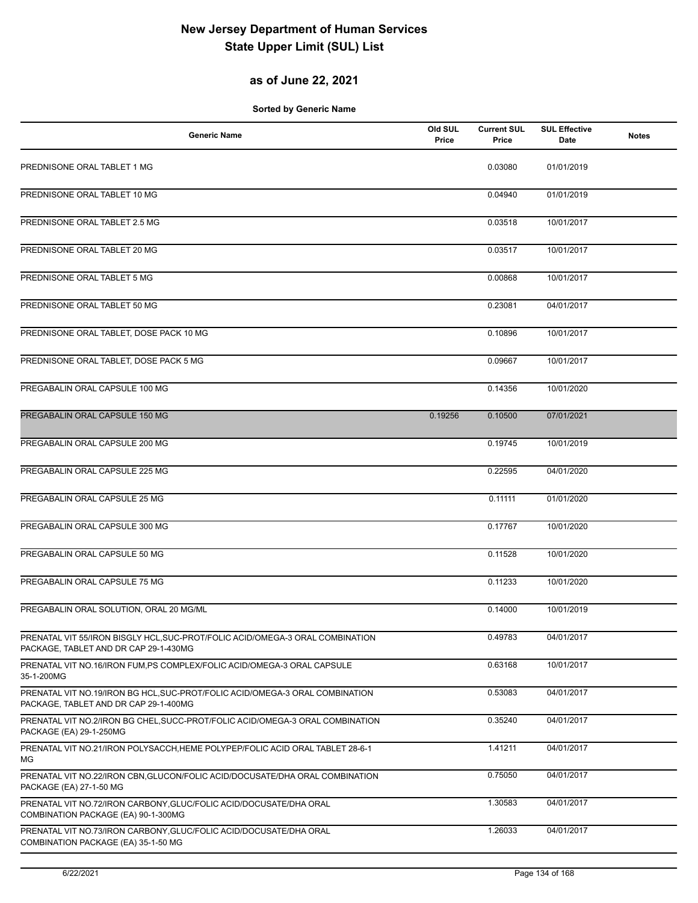# New Jersey Department of Human Services
# State Upper Limit (SUL) List

## as of June 22, 2021

**Sorted by Generic Name**

| Generic Name | Old SUL Price | Current SUL Price | SUL Effective Date | Notes |
|---|---|---|---|---|
| PREDNISONE ORAL TABLET 1 MG | | 0.03080 | 01/01/2019 | |
| PREDNISONE ORAL TABLET 10 MG | | 0.04940 | 01/01/2019 | |
| PREDNISONE ORAL TABLET 2.5 MG | | 0.03518 | 10/01/2017 | |
| PREDNISONE ORAL TABLET 20 MG | | 0.03517 | 10/01/2017 | |
| PREDNISONE ORAL TABLET 5 MG | | 0.00868 | 10/01/2017 | |
| PREDNISONE ORAL TABLET 50 MG | | 0.23081 | 04/01/2017 | |
| PREDNISONE ORAL TABLET, DOSE PACK 10 MG | | 0.10896 | 10/01/2017 | |
| PREDNISONE ORAL TABLET, DOSE PACK 5 MG | | 0.09667 | 10/01/2017 | |
| PREGABALIN ORAL CAPSULE 100 MG | | 0.14356 | 10/01/2020 | |
| PREGABALIN ORAL CAPSULE 150 MG | 0.19256 | 0.10500 | 07/01/2021 | |
| PREGABALIN ORAL CAPSULE 200 MG | | 0.19745 | 10/01/2019 | |
| PREGABALIN ORAL CAPSULE 225 MG | | 0.22595 | 04/01/2020 | |
| PREGABALIN ORAL CAPSULE 25 MG | | 0.11111 | 01/01/2020 | |
| PREGABALIN ORAL CAPSULE 300 MG | | 0.17767 | 10/01/2020 | |
| PREGABALIN ORAL CAPSULE 50 MG | | 0.11528 | 10/01/2020 | |
| PREGABALIN ORAL CAPSULE 75 MG | | 0.11233 | 10/01/2020 | |
| PREGABALIN ORAL SOLUTION, ORAL 20 MG/ML | | 0.14000 | 10/01/2019 | |
| PRENATAL VIT 55/IRON BISGLY HCL,SUC-PROT/FOLIC ACID/OMEGA-3 ORAL COMBINATION PACKAGE, TABLET AND DR CAP 29-1-430MG | | 0.49783 | 04/01/2017 | |
| PRENATAL VIT NO.16/IRON FUM,PS COMPLEX/FOLIC ACID/OMEGA-3 ORAL CAPSULE 35-1-200MG | | 0.63168 | 10/01/2017 | |
| PRENATAL VIT NO.19/IRON BG HCL,SUC-PROT/FOLIC ACID/OMEGA-3 ORAL COMBINATION PACKAGE, TABLET AND DR CAP 29-1-400MG | | 0.53083 | 04/01/2017 | |
| PRENATAL VIT NO.2/IRON BG CHEL,SUCC-PROT/FOLIC ACID/OMEGA-3 ORAL COMBINATION PACKAGE (EA) 29-1-250MG | | 0.35240 | 04/01/2017 | |
| PRENATAL VIT NO.21/IRON POLYSACCH,HEME POLYPEP/FOLIC ACID ORAL TABLET 28-6-1 MG | | 1.41211 | 04/01/2017 | |
| PRENATAL VIT NO.22/IRON CBN,GLUCON/FOLIC ACID/DOCUSATE/DHA ORAL COMBINATION PACKAGE (EA) 27-1-50 MG | | 0.75050 | 04/01/2017 | |
| PRENATAL VIT NO.72/IRON CARBONY,GLUC/FOLIC ACID/DOCUSATE/DHA ORAL COMBINATION PACKAGE (EA) 90-1-300MG | | 1.30583 | 04/01/2017 | |
| PRENATAL VIT NO.73/IRON CARBONY,GLUC/FOLIC ACID/DOCUSATE/DHA ORAL COMBINATION PACKAGE (EA) 35-1-50 MG | | 1.26033 | 04/01/2017 | |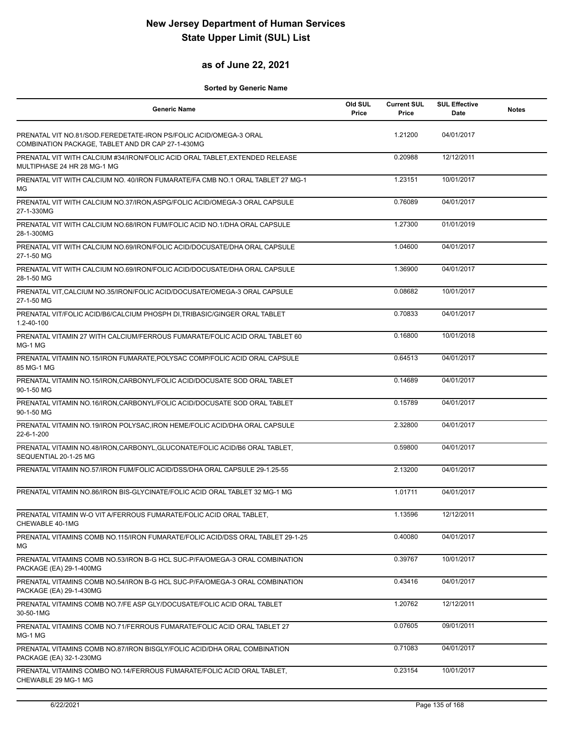# New Jersey Department of Human Services
# State Upper Limit (SUL) List

## as of June 22, 2021

**Sorted by Generic Name**

| Generic Name | Old SUL Price | Current SUL Price | SUL Effective Date | Notes |
|---|---|---|---|---|
| PRENATAL VIT NO.81/SOD.FEREDETATE-IRON PS/FOLIC ACID/OMEGA-3 ORAL COMBINATION PACKAGE, TABLET AND DR CAP 27-1-430MG | | 1.21200 | 04/01/2017 | |
| PRENATAL VIT WITH CALCIUM #34/IRON/FOLIC ACID ORAL TABLET,EXTENDED RELEASE MULTIPHASE 24 HR 28 MG-1 MG | | 0.20988 | 12/12/2011 | |
| PRENATAL VIT WITH CALCIUM NO. 40/IRON FUMARATE/FA CMB NO.1 ORAL TABLET 27 MG-1 MG | | 1.23151 | 10/01/2017 | |
| PRENATAL VIT WITH CALCIUM NO.37/IRON,ASPG/FOLIC ACID/OMEGA-3 ORAL CAPSULE 27-1-330MG | | 0.76089 | 04/01/2017 | |
| PRENATAL VIT WITH CALCIUM NO.68/IRON FUM/FOLIC ACID NO.1/DHA ORAL CAPSULE 28-1-300MG | | 1.27300 | 01/01/2019 | |
| PRENATAL VIT WITH CALCIUM NO.69/IRON/FOLIC ACID/DOCUSATE/DHA ORAL CAPSULE 27-1-50 MG | | 1.04600 | 04/01/2017 | |
| PRENATAL VIT WITH CALCIUM NO.69/IRON/FOLIC ACID/DOCUSATE/DHA ORAL CAPSULE 28-1-50 MG | | 1.36900 | 04/01/2017 | |
| PRENATAL VIT,CALCIUM NO.35/IRON/FOLIC ACID/DOCUSATE/OMEGA-3 ORAL CAPSULE 27-1-50 MG | | 0.08682 | 10/01/2017 | |
| PRENATAL VIT/FOLIC ACID/B6/CALCIUM PHOSPH DI,TRIBASIC/GINGER ORAL TABLET 1.2-40-100 | | 0.70833 | 04/01/2017 | |
| PRENATAL VITAMIN 27 WITH CALCIUM/FERROUS FUMARATE/FOLIC ACID ORAL TABLET 60 MG-1 MG | | 0.16800 | 10/01/2018 | |
| PRENATAL VITAMIN NO.15/IRON FUMARATE,POLYSAC COMP/FOLIC ACID ORAL CAPSULE 85 MG-1 MG | | 0.64513 | 04/01/2017 | |
| PRENATAL VITAMIN NO.15/IRON,CARBONYL/FOLIC ACID/DOCUSATE SOD ORAL TABLET 90-1-50 MG | | 0.14689 | 04/01/2017 | |
| PRENATAL VITAMIN NO.16/IRON,CARBONYL/FOLIC ACID/DOCUSATE SOD ORAL TABLET 90-1-50 MG | | 0.15789 | 04/01/2017 | |
| PRENATAL VITAMIN NO.19/IRON POLYSAC,IRON HEME/FOLIC ACID/DHA ORAL CAPSULE 22-6-1-200 | | 2.32800 | 04/01/2017 | |
| PRENATAL VITAMIN NO.48/IRON,CARBONYL,GLUCONATE/FOLIC ACID/B6 ORAL TABLET, SEQUENTIAL 20-1-25 MG | | 0.59800 | 04/01/2017 | |
| PRENATAL VITAMIN NO.57/IRON FUM/FOLIC ACID/DSS/DHA ORAL CAPSULE 29-1.25-55 | | 2.13200 | 04/01/2017 | |
| PRENATAL VITAMIN NO.86/IRON BIS-GLYCINATE/FOLIC ACID ORAL TABLET 32 MG-1 MG | | 1.01711 | 04/01/2017 | |
| PRENATAL VITAMIN W-O VIT A/FERROUS FUMARATE/FOLIC ACID ORAL TABLET, CHEWABLE 40-1MG | | 1.13596 | 12/12/2011 | |
| PRENATAL VITAMINS COMB NO.115/IRON FUMARATE/FOLIC ACID/DSS ORAL TABLET 29-1-25 MG | | 0.40080 | 04/01/2017 | |
| PRENATAL VITAMINS COMB NO.53/IRON B-G HCL SUC-P/FA/OMEGA-3 ORAL COMBINATION PACKAGE (EA) 29-1-400MG | | 0.39767 | 10/01/2017 | |
| PRENATAL VITAMINS COMB NO.54/IRON B-G HCL SUC-P/FA/OMEGA-3 ORAL COMBINATION PACKAGE (EA) 29-1-430MG | | 0.43416 | 04/01/2017 | |
| PRENATAL VITAMINS COMB NO.7/FE ASP GLY/DOCUSATE/FOLIC ACID ORAL TABLET 30-50-1MG | | 1.20762 | 12/12/2011 | |
| PRENATAL VITAMINS COMB NO.71/FERROUS FUMARATE/FOLIC ACID ORAL TABLET 27 MG-1 MG | | 0.07605 | 09/01/2011 | |
| PRENATAL VITAMINS COMB NO.87/IRON BISGLY/FOLIC ACID/DHA ORAL COMBINATION PACKAGE (EA) 32-1-230MG | | 0.71083 | 04/01/2017 | |
| PRENATAL VITAMINS COMBO NO.14/FERROUS FUMARATE/FOLIC ACID ORAL TABLET, CHEWABLE 29 MG-1 MG | | 0.23154 | 10/01/2017 | |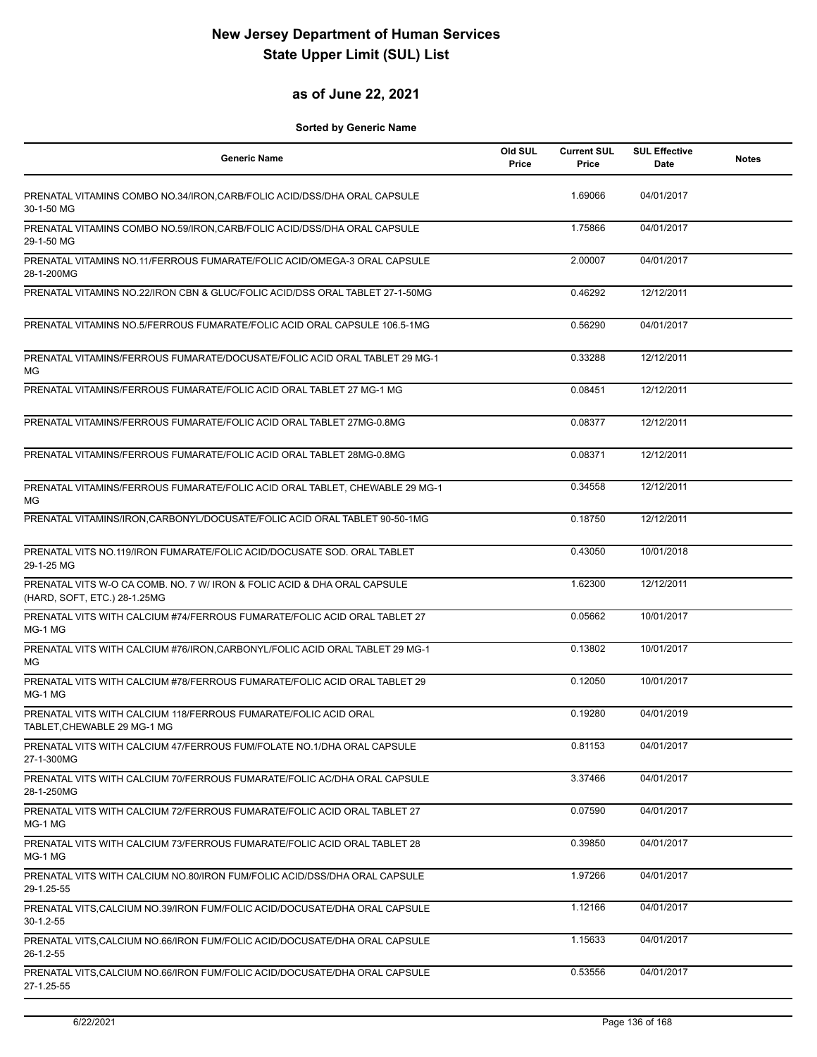# New Jersey Department of Human Services
# State Upper Limit (SUL) List

## as of June 22, 2021

**Sorted by Generic Name**

| Generic Name | Old SUL Price | Current SUL Price | SUL Effective Date | Notes |
|---|---|---|---|---|
| PRENATAL VITAMINS COMBO NO.34/IRON,CARB/FOLIC ACID/DSS/DHA ORAL CAPSULE 30-1-50 MG | | 1.69066 | 04/01/2017 | |
| PRENATAL VITAMINS COMBO NO.59/IRON,CARB/FOLIC ACID/DSS/DHA ORAL CAPSULE 29-1-50 MG | | 1.75866 | 04/01/2017 | |
| PRENATAL VITAMINS NO.11/FERROUS FUMARATE/FOLIC ACID/OMEGA-3 ORAL CAPSULE 28-1-200MG | | 2.00007 | 04/01/2017 | |
| PRENATAL VITAMINS NO.22/IRON CBN & GLUC/FOLIC ACID/DSS ORAL TABLET 27-1-50MG | | 0.46292 | 12/12/2011 | |
| PRENATAL VITAMINS NO.5/FERROUS FUMARATE/FOLIC ACID ORAL CAPSULE 106.5-1MG | | 0.56290 | 04/01/2017 | |
| PRENATAL VITAMINS/FERROUS FUMARATE/DOCUSATE/FOLIC ACID ORAL TABLET 29 MG-1 MG | | 0.33288 | 12/12/2011 | |
| PRENATAL VITAMINS/FERROUS FUMARATE/FOLIC ACID ORAL TABLET 27 MG-1 MG | | 0.08451 | 12/12/2011 | |
| PRENATAL VITAMINS/FERROUS FUMARATE/FOLIC ACID ORAL TABLET 27MG-0.8MG | | 0.08377 | 12/12/2011 | |
| PRENATAL VITAMINS/FERROUS FUMARATE/FOLIC ACID ORAL TABLET 28MG-0.8MG | | 0.08371 | 12/12/2011 | |
| PRENATAL VITAMINS/FERROUS FUMARATE/FOLIC ACID ORAL TABLET, CHEWABLE 29 MG-1 MG | | 0.34558 | 12/12/2011 | |
| PRENATAL VITAMINS/IRON,CARBONYL/DOCUSATE/FOLIC ACID ORAL TABLET 90-50-1MG | | 0.18750 | 12/12/2011 | |
| PRENATAL VITS NO.119/IRON FUMARATE/FOLIC ACID/DOCUSATE SOD. ORAL TABLET 29-1-25 MG | | 0.43050 | 10/01/2018 | |
| PRENATAL VITS W-O CA COMB. NO. 7 W/ IRON & FOLIC ACID & DHA ORAL CAPSULE (HARD, SOFT, ETC.) 28-1.25MG | | 1.62300 | 12/12/2011 | |
| PRENATAL VITS WITH CALCIUM #74/FERROUS FUMARATE/FOLIC ACID ORAL TABLET 27 MG-1 MG | | 0.05662 | 10/01/2017 | |
| PRENATAL VITS WITH CALCIUM #76/IRON,CARBONYL/FOLIC ACID ORAL TABLET 29 MG-1 MG | | 0.13802 | 10/01/2017 | |
| PRENATAL VITS WITH CALCIUM #78/FERROUS FUMARATE/FOLIC ACID ORAL TABLET 29 MG-1 MG | | 0.12050 | 10/01/2017 | |
| PRENATAL VITS WITH CALCIUM 118/FERROUS FUMARATE/FOLIC ACID ORAL TABLET,CHEWABLE 29 MG-1 MG | | 0.19280 | 04/01/2019 | |
| PRENATAL VITS WITH CALCIUM 47/FERROUS FUM/FOLATE NO.1/DHA ORAL CAPSULE 27-1-300MG | | 0.81153 | 04/01/2017 | |
| PRENATAL VITS WITH CALCIUM 70/FERROUS FUMARATE/FOLIC AC/DHA ORAL CAPSULE 28-1-250MG | | 3.37466 | 04/01/2017 | |
| PRENATAL VITS WITH CALCIUM 72/FERROUS FUMARATE/FOLIC ACID ORAL TABLET 27 MG-1 MG | | 0.07590 | 04/01/2017 | |
| PRENATAL VITS WITH CALCIUM 73/FERROUS FUMARATE/FOLIC ACID ORAL TABLET 28 MG-1 MG | | 0.39850 | 04/01/2017 | |
| PRENATAL VITS WITH CALCIUM NO.80/IRON FUM/FOLIC ACID/DSS/DHA ORAL CAPSULE 29-1.25-55 | | 1.97266 | 04/01/2017 | |
| PRENATAL VITS,CALCIUM NO.39/IRON FUM/FOLIC ACID/DOCUSATE/DHA ORAL CAPSULE 30-1.2-55 | | 1.12166 | 04/01/2017 | |
| PRENATAL VITS,CALCIUM NO.66/IRON FUM/FOLIC ACID/DOCUSATE/DHA ORAL CAPSULE 26-1.2-55 | | 1.15633 | 04/01/2017 | |
| PRENATAL VITS,CALCIUM NO.66/IRON FUM/FOLIC ACID/DOCUSATE/DHA ORAL CAPSULE 27-1.25-55 | | 0.53556 | 04/01/2017 | |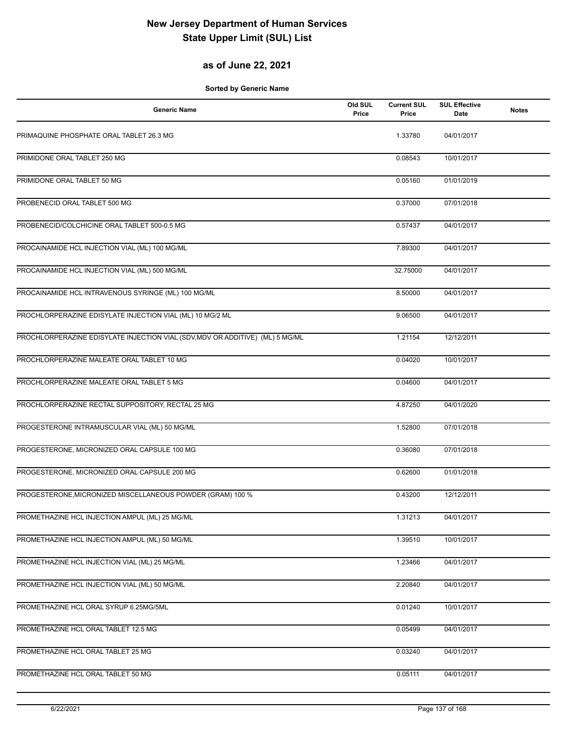# New Jersey Department of Human Services
# State Upper Limit (SUL) List

## as of June 22, 2021

**Sorted by Generic Name**

| Generic Name | Old SUL Price | Current SUL Price | SUL Effective Date | Notes |
|---|---|---|---|---|
| PRIMAQUINE PHOSPHATE ORAL TABLET 26.3 MG | | 1.33780 | 04/01/2017 | |
| PRIMIDONE ORAL TABLET 250 MG | | 0.08543 | 10/01/2017 | |
| PRIMIDONE ORAL TABLET 50 MG | | 0.05160 | 01/01/2019 | |
| PROBENECID ORAL TABLET 500 MG | | 0.37000 | 07/01/2018 | |
| PROBENECID/COLCHICINE ORAL TABLET 500-0.5 MG | | 0.57437 | 04/01/2017 | |
| PROCAINAMIDE HCL INJECTION VIAL (ML) 100 MG/ML | | 7.89300 | 04/01/2017 | |
| PROCAINAMIDE HCL INJECTION VIAL (ML) 500 MG/ML | | 32.75000 | 04/01/2017 | |
| PROCAINAMIDE HCL INTRAVENOUS SYRINGE (ML) 100 MG/ML | | 8.50000 | 04/01/2017 | |
| PROCHLORPERAZINE EDISYLATE INJECTION VIAL (ML) 10 MG/2 ML | | 9.06500 | 04/01/2017 | |
| PROCHLORPERAZINE EDISYLATE INJECTION VIAL (SDV,MDV OR ADDITIVE) (ML) 5 MG/ML | | 1.21154 | 12/12/2011 | |
| PROCHLORPERAZINE MALEATE ORAL TABLET 10 MG | | 0.04020 | 10/01/2017 | |
| PROCHLORPERAZINE MALEATE ORAL TABLET 5 MG | | 0.04600 | 04/01/2017 | |
| PROCHLORPERAZINE RECTAL SUPPOSITORY, RECTAL 25 MG | | 4.87250 | 04/01/2020 | |
| PROGESTERONE INTRAMUSCULAR VIAL (ML) 50 MG/ML | | 1.52800 | 07/01/2018 | |
| PROGESTERONE, MICRONIZED ORAL CAPSULE 100 MG | | 0.36080 | 07/01/2018 | |
| PROGESTERONE, MICRONIZED ORAL CAPSULE 200 MG | | 0.62600 | 01/01/2018 | |
| PROGESTERONE,MICRONIZED MISCELLANEOUS POWDER (GRAM) 100 % | | 0.43200 | 12/12/2011 | |
| PROMETHAZINE HCL INJECTION AMPUL (ML) 25 MG/ML | | 1.31213 | 04/01/2017 | |
| PROMETHAZINE HCL INJECTION AMPUL (ML) 50 MG/ML | | 1.39510 | 10/01/2017 | |
| PROMETHAZINE HCL INJECTION VIAL (ML) 25 MG/ML | | 1.23466 | 04/01/2017 | |
| PROMETHAZINE HCL INJECTION VIAL (ML) 50 MG/ML | | 2.20840 | 04/01/2017 | |
| PROMETHAZINE HCL ORAL SYRUP 6.25MG/5ML | | 0.01240 | 10/01/2017 | |
| PROMETHAZINE HCL ORAL TABLET 12.5 MG | | 0.05499 | 04/01/2017 | |
| PROMETHAZINE HCL ORAL TABLET 25 MG | | 0.03240 | 04/01/2017 | |
| PROMETHAZINE HCL ORAL TABLET 50 MG | | 0.05111 | 04/01/2017 | |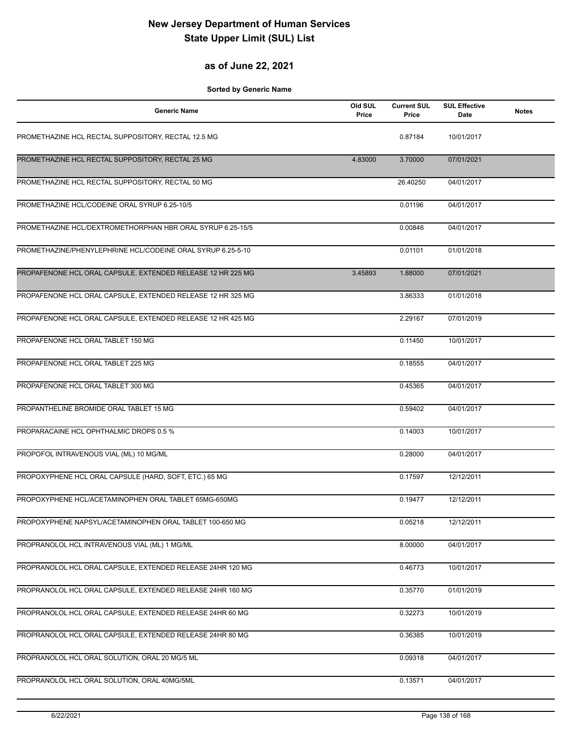# New Jersey Department of Human Services
# State Upper Limit (SUL) List

## as of June 22, 2021

**Sorted by Generic Name**

| Generic Name | Old SUL Price | Current SUL Price | SUL Effective Date | Notes |
|---|---|---|---|---|
| PROMETHAZINE HCL RECTAL SUPPOSITORY, RECTAL 12.5 MG | | 0.87184 | 10/01/2017 | |
| PROMETHAZINE HCL RECTAL SUPPOSITORY, RECTAL 25 MG | 4.83000 | 3.70000 | 07/01/2021 | |
| PROMETHAZINE HCL RECTAL SUPPOSITORY, RECTAL 50 MG | | 26.40250 | 04/01/2017 | |
| PROMETHAZINE HCL/CODEINE ORAL SYRUP 6.25-10/5 | | 0.01196 | 04/01/2017 | |
| PROMETHAZINE HCL/DEXTROMETHORPHAN HBR ORAL SYRUP 6.25-15/5 | | 0.00846 | 04/01/2017 | |
| PROMETHAZINE/PHENYLEPHRINE HCL/CODEINE ORAL SYRUP 6.25-5-10 | | 0.01101 | 01/01/2018 | |
| PROPAFENONE HCL ORAL CAPSULE, EXTENDED RELEASE 12 HR 225 MG | 3.45893 | 1.88000 | 07/01/2021 | |
| PROPAFENONE HCL ORAL CAPSULE, EXTENDED RELEASE 12 HR 325 MG | | 3.86333 | 01/01/2018 | |
| PROPAFENONE HCL ORAL CAPSULE, EXTENDED RELEASE 12 HR 425 MG | | 2.29167 | 07/01/2019 | |
| PROPAFENONE HCL ORAL TABLET 150 MG | | 0.11450 | 10/01/2017 | |
| PROPAFENONE HCL ORAL TABLET 225 MG | | 0.18555 | 04/01/2017 | |
| PROPAFENONE HCL ORAL TABLET 300 MG | | 0.45365 | 04/01/2017 | |
| PROPANTHELINE BROMIDE ORAL TABLET 15 MG | | 0.59402 | 04/01/2017 | |
| PROPARACAINE HCL OPHTHALMIC DROPS 0.5 % | | 0.14003 | 10/01/2017 | |
| PROPOFOL INTRAVENOUS VIAL (ML) 10 MG/ML | | 0.28000 | 04/01/2017 | |
| PROPOXYPHENE HCL ORAL CAPSULE (HARD, SOFT, ETC.) 65 MG | | 0.17597 | 12/12/2011 | |
| PROPOXYPHENE HCL/ACETAMINOPHEN ORAL TABLET 65MG-650MG | | 0.19477 | 12/12/2011 | |
| PROPOXYPHENE NAPSYL/ACETAMINOPHEN ORAL TABLET 100-650 MG | | 0.05218 | 12/12/2011 | |
| PROPRANOLOL HCL INTRAVENOUS VIAL (ML) 1 MG/ML | | 8.00000 | 04/01/2017 | |
| PROPRANOLOL HCL ORAL CAPSULE, EXTENDED RELEASE 24HR 120 MG | | 0.46773 | 10/01/2017 | |
| PROPRANOLOL HCL ORAL CAPSULE, EXTENDED RELEASE 24HR 160 MG | | 0.35770 | 01/01/2019 | |
| PROPRANOLOL HCL ORAL CAPSULE, EXTENDED RELEASE 24HR 60 MG | | 0.32273 | 10/01/2019 | |
| PROPRANOLOL HCL ORAL CAPSULE, EXTENDED RELEASE 24HR 80 MG | | 0.36385 | 10/01/2019 | |
| PROPRANOLOL HCL ORAL SOLUTION, ORAL 20 MG/5 ML | | 0.09318 | 04/01/2017 | |
| PROPRANOLOL HCL ORAL SOLUTION, ORAL 40MG/5ML | | 0.13571 | 04/01/2017 | |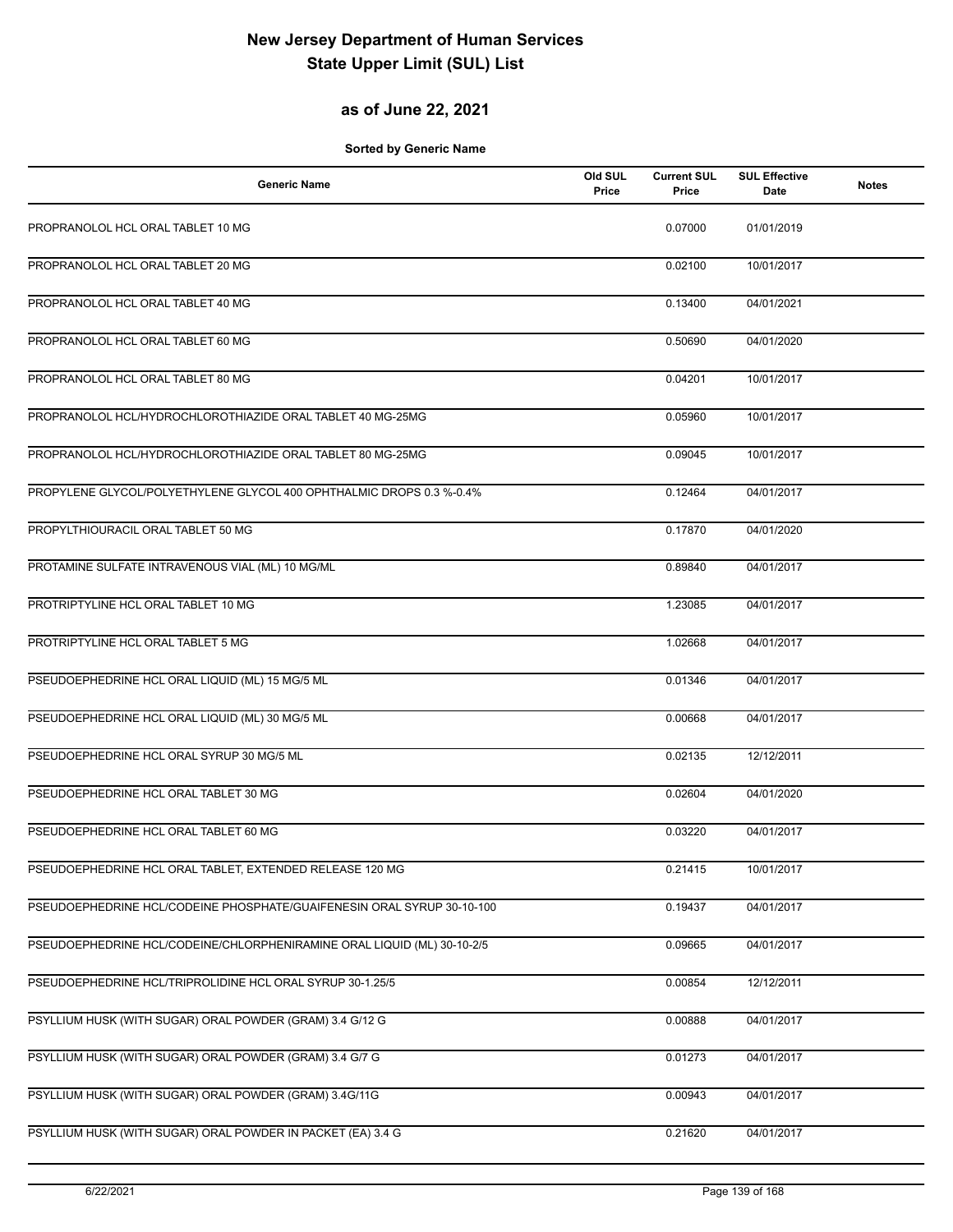# New Jersey Department of Human Services
# State Upper Limit (SUL) List

## as of June 22, 2021

**Sorted by Generic Name**

| Generic Name | Old SUL Price | Current SUL Price | SUL Effective Date | Notes |
|---|---|---|---|---|
| PROPRANOLOL HCL ORAL TABLET 10 MG | | 0.07000 | 01/01/2019 | |
| PROPRANOLOL HCL ORAL TABLET 20 MG | | 0.02100 | 10/01/2017 | |
| PROPRANOLOL HCL ORAL TABLET 40 MG | | 0.13400 | 04/01/2021 | |
| PROPRANOLOL HCL ORAL TABLET 60 MG | | 0.50690 | 04/01/2020 | |
| PROPRANOLOL HCL ORAL TABLET 80 MG | | 0.04201 | 10/01/2017 | |
| PROPRANOLOL HCL/HYDROCHLOROTHIAZIDE ORAL TABLET 40 MG-25MG | | 0.05960 | 10/01/2017 | |
| PROPRANOLOL HCL/HYDROCHLOROTHIAZIDE ORAL TABLET 80 MG-25MG | | 0.09045 | 10/01/2017 | |
| PROPYLENE GLYCOL/POLYETHYLENE GLYCOL 400 OPHTHALMIC DROPS 0.3 %-0.4% | | 0.12464 | 04/01/2017 | |
| PROPYLTHIOURACIL ORAL TABLET 50 MG | | 0.17870 | 04/01/2020 | |
| PROTAMINE SULFATE INTRAVENOUS VIAL (ML) 10 MG/ML | | 0.89840 | 04/01/2017 | |
| PROTRIPTYLINE HCL ORAL TABLET 10 MG | | 1.23085 | 04/01/2017 | |
| PROTRIPTYLINE HCL ORAL TABLET 5 MG | | 1.02668 | 04/01/2017 | |
| PSEUDOEPHEDRINE HCL ORAL LIQUID (ML) 15 MG/5 ML | | 0.01346 | 04/01/2017 | |
| PSEUDOEPHEDRINE HCL ORAL LIQUID (ML) 30 MG/5 ML | | 0.00668 | 04/01/2017 | |
| PSEUDOEPHEDRINE HCL ORAL SYRUP 30 MG/5 ML | | 0.02135 | 12/12/2011 | |
| PSEUDOEPHEDRINE HCL ORAL TABLET 30 MG | | 0.02604 | 04/01/2020 | |
| PSEUDOEPHEDRINE HCL ORAL TABLET 60 MG | | 0.03220 | 04/01/2017 | |
| PSEUDOEPHEDRINE HCL ORAL TABLET, EXTENDED RELEASE 120 MG | | 0.21415 | 10/01/2017 | |
| PSEUDOEPHEDRINE HCL/CODEINE PHOSPHATE/GUAIFENESIN ORAL SYRUP 30-10-100 | | 0.19437 | 04/01/2017 | |
| PSEUDOEPHEDRINE HCL/CODEINE/CHLORPHENIRAMINE ORAL LIQUID (ML) 30-10-2/5 | | 0.09665 | 04/01/2017 | |
| PSEUDOEPHEDRINE HCL/TRIPROLIDINE HCL ORAL SYRUP 30-1.25/5 | | 0.00854 | 12/12/2011 | |
| PSYLLIUM HUSK (WITH SUGAR) ORAL POWDER (GRAM) 3.4 G/12 G | | 0.00888 | 04/01/2017 | |
| PSYLLIUM HUSK (WITH SUGAR) ORAL POWDER (GRAM) 3.4 G/7 G | | 0.01273 | 04/01/2017 | |
| PSYLLIUM HUSK (WITH SUGAR) ORAL POWDER (GRAM) 3.4G/11G | | 0.00943 | 04/01/2017 | |
| PSYLLIUM HUSK (WITH SUGAR) ORAL POWDER IN PACKET (EA) 3.4 G | | 0.21620 | 04/01/2017 | |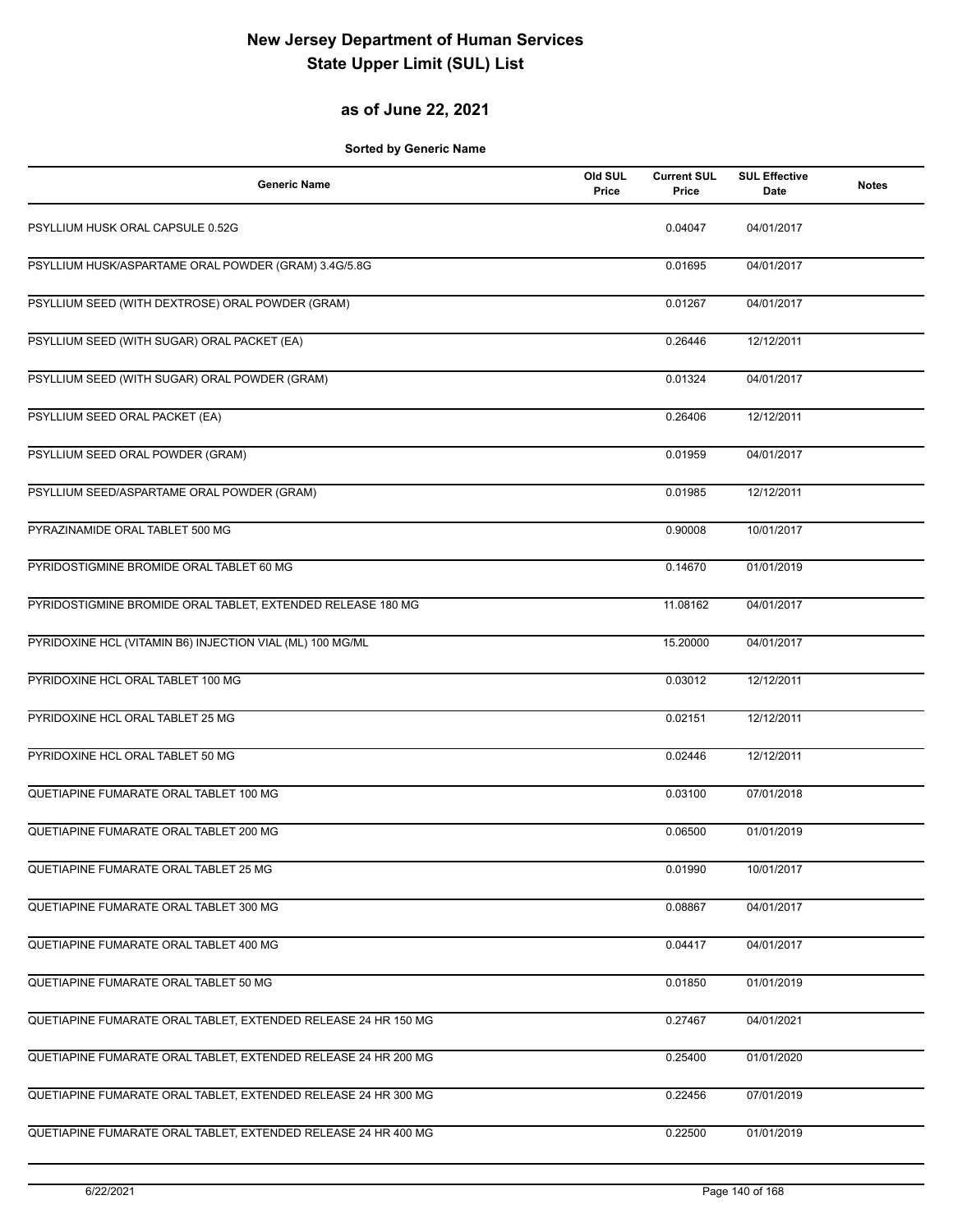# New Jersey Department of Human Services
# State Upper Limit (SUL) List

## as of June 22, 2021

**Sorted by Generic Name**

| Generic Name | Old SUL Price | Current SUL Price | SUL Effective Date | Notes |
|---|---|---|---|---|
| PSYLLIUM HUSK ORAL CAPSULE 0.52G | | 0.04047 | 04/01/2017 | |
| PSYLLIUM HUSK/ASPARTAME ORAL POWDER (GRAM) 3.4G/5.8G | | 0.01695 | 04/01/2017 | |
| PSYLLIUM SEED (WITH DEXTROSE) ORAL POWDER (GRAM) | | 0.01267 | 04/01/2017 | |
| PSYLLIUM SEED (WITH SUGAR) ORAL PACKET (EA) | | 0.26446 | 12/12/2011 | |
| PSYLLIUM SEED (WITH SUGAR) ORAL POWDER (GRAM) | | 0.01324 | 04/01/2017 | |
| PSYLLIUM SEED ORAL PACKET (EA) | | 0.26406 | 12/12/2011 | |
| PSYLLIUM SEED ORAL POWDER (GRAM) | | 0.01959 | 04/01/2017 | |
| PSYLLIUM SEED/ASPARTAME ORAL POWDER (GRAM) | | 0.01985 | 12/12/2011 | |
| PYRAZINAMIDE ORAL TABLET 500 MG | | 0.90008 | 10/01/2017 | |
| PYRIDOSTIGMINE BROMIDE ORAL TABLET 60 MG | | 0.14670 | 01/01/2019 | |
| PYRIDOSTIGMINE BROMIDE ORAL TABLET, EXTENDED RELEASE 180 MG | | 11.08162 | 04/01/2017 | |
| PYRIDOXINE HCL (VITAMIN B6) INJECTION VIAL (ML) 100 MG/ML | | 15.20000 | 04/01/2017 | |
| PYRIDOXINE HCL ORAL TABLET 100 MG | | 0.03012 | 12/12/2011 | |
| PYRIDOXINE HCL ORAL TABLET 25 MG | | 0.02151 | 12/12/2011 | |
| PYRIDOXINE HCL ORAL TABLET 50 MG | | 0.02446 | 12/12/2011 | |
| QUETIAPINE FUMARATE ORAL TABLET 100 MG | | 0.03100 | 07/01/2018 | |
| QUETIAPINE FUMARATE ORAL TABLET 200 MG | | 0.06500 | 01/01/2019 | |
| QUETIAPINE FUMARATE ORAL TABLET 25 MG | | 0.01990 | 10/01/2017 | |
| QUETIAPINE FUMARATE ORAL TABLET 300 MG | | 0.08867 | 04/01/2017 | |
| QUETIAPINE FUMARATE ORAL TABLET 400 MG | | 0.04417 | 04/01/2017 | |
| QUETIAPINE FUMARATE ORAL TABLET 50 MG | | 0.01850 | 01/01/2019 | |
| QUETIAPINE FUMARATE ORAL TABLET, EXTENDED RELEASE 24 HR 150 MG | | 0.27467 | 04/01/2021 | |
| QUETIAPINE FUMARATE ORAL TABLET, EXTENDED RELEASE 24 HR 200 MG | | 0.25400 | 01/01/2020 | |
| QUETIAPINE FUMARATE ORAL TABLET, EXTENDED RELEASE 24 HR 300 MG | | 0.22456 | 07/01/2019 | |
| QUETIAPINE FUMARATE ORAL TABLET, EXTENDED RELEASE 24 HR 400 MG | | 0.22500 | 01/01/2019 | |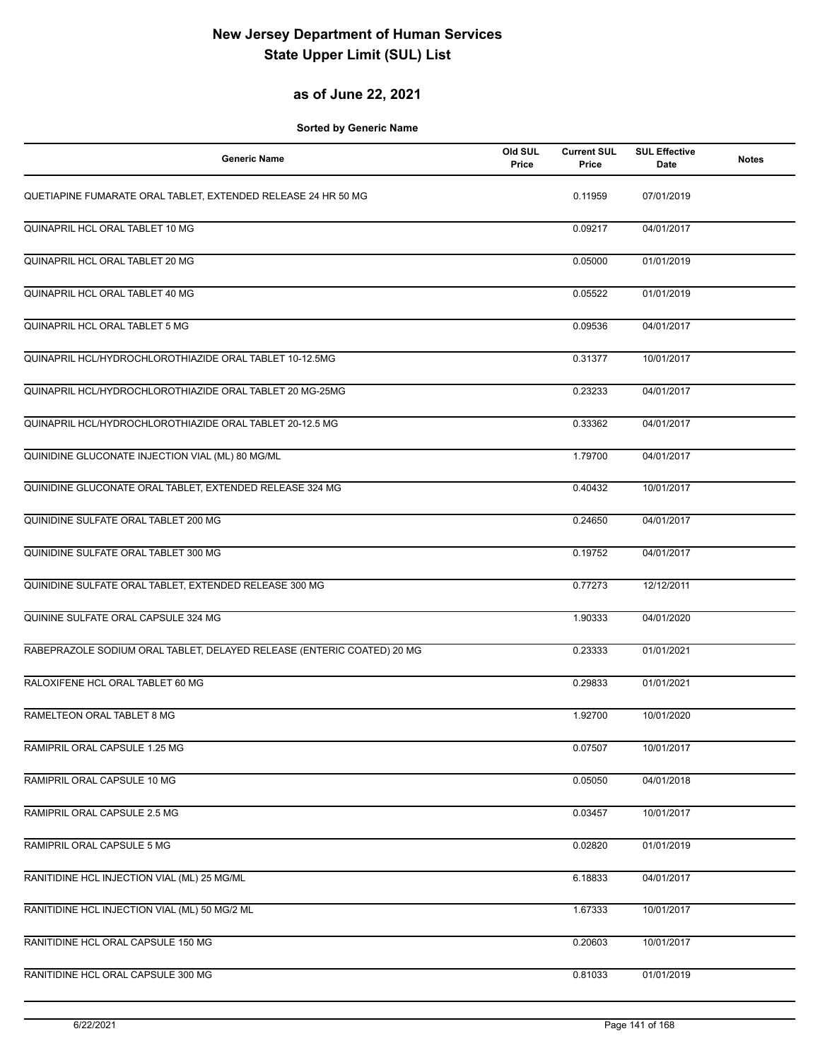# New Jersey Department of Human Services
# State Upper Limit (SUL) List

## as of June 22, 2021

**Sorted by Generic Name**

| Generic Name | Old SUL Price | Current SUL Price | SUL Effective Date | Notes |
|---|---|---|---|---|
| QUETIAPINE FUMARATE ORAL TABLET, EXTENDED RELEASE 24 HR 50 MG | | 0.11959 | 07/01/2019 | |
| QUINAPRIL HCL ORAL TABLET 10 MG | | 0.09217 | 04/01/2017 | |
| QUINAPRIL HCL ORAL TABLET 20 MG | | 0.05000 | 01/01/2019 | |
| QUINAPRIL HCL ORAL TABLET 40 MG | | 0.05522 | 01/01/2019 | |
| QUINAPRIL HCL ORAL TABLET 5 MG | | 0.09536 | 04/01/2017 | |
| QUINAPRIL HCL/HYDROCHLOROTHIAZIDE ORAL TABLET 10-12.5MG | | 0.31377 | 10/01/2017 | |
| QUINAPRIL HCL/HYDROCHLOROTHIAZIDE ORAL TABLET 20 MG-25MG | | 0.23233 | 04/01/2017 | |
| QUINAPRIL HCL/HYDROCHLOROTHIAZIDE ORAL TABLET 20-12.5 MG | | 0.33362 | 04/01/2017 | |
| QUINIDINE GLUCONATE INJECTION VIAL (ML) 80 MG/ML | | 1.79700 | 04/01/2017 | |
| QUINIDINE GLUCONATE ORAL TABLET, EXTENDED RELEASE 324 MG | | 0.40432 | 10/01/2017 | |
| QUINIDINE SULFATE ORAL TABLET 200 MG | | 0.24650 | 04/01/2017 | |
| QUINIDINE SULFATE ORAL TABLET 300 MG | | 0.19752 | 04/01/2017 | |
| QUINIDINE SULFATE ORAL TABLET, EXTENDED RELEASE 300 MG | | 0.77273 | 12/12/2011 | |
| QUININE SULFATE ORAL CAPSULE 324 MG | | 1.90333 | 04/01/2020 | |
| RABEPRAZOLE SODIUM ORAL TABLET, DELAYED RELEASE (ENTERIC COATED) 20 MG | | 0.23333 | 01/01/2021 | |
| RALOXIFENE HCL ORAL TABLET 60 MG | | 0.29833 | 01/01/2021 | |
| RAMELTEON ORAL TABLET 8 MG | | 1.92700 | 10/01/2020 | |
| RAMIPRIL ORAL CAPSULE 1.25 MG | | 0.07507 | 10/01/2017 | |
| RAMIPRIL ORAL CAPSULE 10 MG | | 0.05050 | 04/01/2018 | |
| RAMIPRIL ORAL CAPSULE 2.5 MG | | 0.03457 | 10/01/2017 | |
| RAMIPRIL ORAL CAPSULE 5 MG | | 0.02820 | 01/01/2019 | |
| RANITIDINE HCL INJECTION VIAL (ML) 25 MG/ML | | 6.18833 | 04/01/2017 | |
| RANITIDINE HCL INJECTION VIAL (ML) 50 MG/2 ML | | 1.67333 | 10/01/2017 | |
| RANITIDINE HCL ORAL CAPSULE 150 MG | | 0.20603 | 10/01/2017 | |
| RANITIDINE HCL ORAL CAPSULE 300 MG | | 0.81033 | 01/01/2019 | |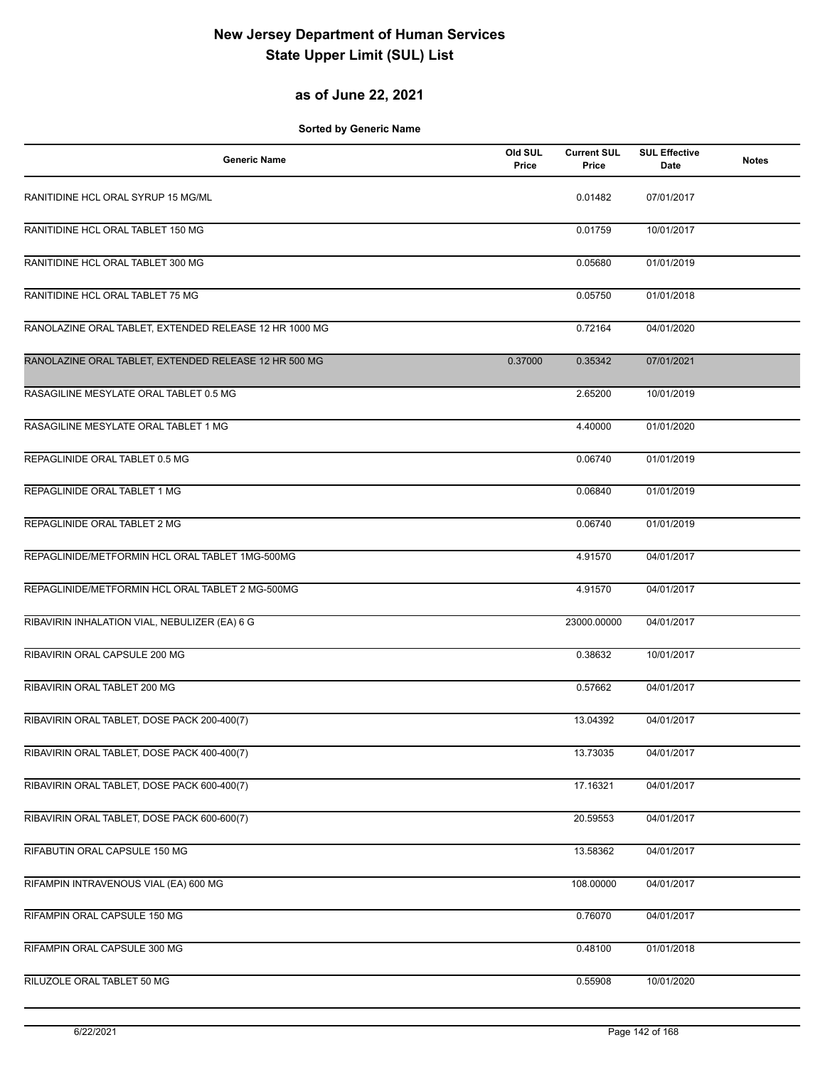# New Jersey Department of Human Services
# State Upper Limit (SUL) List

## as of June 22, 2021

**Sorted by Generic Name**

| Generic Name | Old SUL Price | Current SUL Price | SUL Effective Date | Notes |
|---|---|---|---|---|
| RANITIDINE HCL ORAL SYRUP 15 MG/ML | | 0.01482 | 07/01/2017 | |
| RANITIDINE HCL ORAL TABLET 150 MG | | 0.01759 | 10/01/2017 | |
| RANITIDINE HCL ORAL TABLET 300 MG | | 0.05680 | 01/01/2019 | |
| RANITIDINE HCL ORAL TABLET 75 MG | | 0.05750 | 01/01/2018 | |
| RANOLAZINE ORAL TABLET, EXTENDED RELEASE 12 HR 1000 MG | | 0.72164 | 04/01/2020 | |
| RANOLAZINE ORAL TABLET, EXTENDED RELEASE 12 HR 500 MG | 0.37000 | 0.35342 | 07/01/2021 | |
| RASAGILINE MESYLATE ORAL TABLET 0.5 MG | | 2.65200 | 10/01/2019 | |
| RASAGILINE MESYLATE ORAL TABLET 1 MG | | 4.40000 | 01/01/2020 | |
| REPAGLINIDE ORAL TABLET 0.5 MG | | 0.06740 | 01/01/2019 | |
| REPAGLINIDE ORAL TABLET 1 MG | | 0.06840 | 01/01/2019 | |
| REPAGLINIDE ORAL TABLET 2 MG | | 0.06740 | 01/01/2019 | |
| REPAGLINIDE/METFORMIN HCL ORAL TABLET 1MG-500MG | | 4.91570 | 04/01/2017 | |
| REPAGLINIDE/METFORMIN HCL ORAL TABLET 2 MG-500MG | | 4.91570 | 04/01/2017 | |
| RIBAVIRIN INHALATION VIAL, NEBULIZER (EA) 6 G | | 23000.00000 | 04/01/2017 | |
| RIBAVIRIN ORAL CAPSULE 200 MG | | 0.38632 | 10/01/2017 | |
| RIBAVIRIN ORAL TABLET 200 MG | | 0.57662 | 04/01/2017 | |
| RIBAVIRIN ORAL TABLET, DOSE PACK 200-400(7) | | 13.04392 | 04/01/2017 | |
| RIBAVIRIN ORAL TABLET, DOSE PACK 400-400(7) | | 13.73035 | 04/01/2017 | |
| RIBAVIRIN ORAL TABLET, DOSE PACK 600-400(7) | | 17.16321 | 04/01/2017 | |
| RIBAVIRIN ORAL TABLET, DOSE PACK 600-600(7) | | 20.59553 | 04/01/2017 | |
| RIFABUTIN ORAL CAPSULE 150 MG | | 13.58362 | 04/01/2017 | |
| RIFAMPIN INTRAVENOUS VIAL (EA) 600 MG | | 108.00000 | 04/01/2017 | |
| RIFAMPIN ORAL CAPSULE 150 MG | | 0.76070 | 04/01/2017 | |
| RIFAMPIN ORAL CAPSULE 300 MG | | 0.48100 | 01/01/2018 | |
| RILUZOLE ORAL TABLET 50 MG | | 0.55908 | 10/01/2020 | |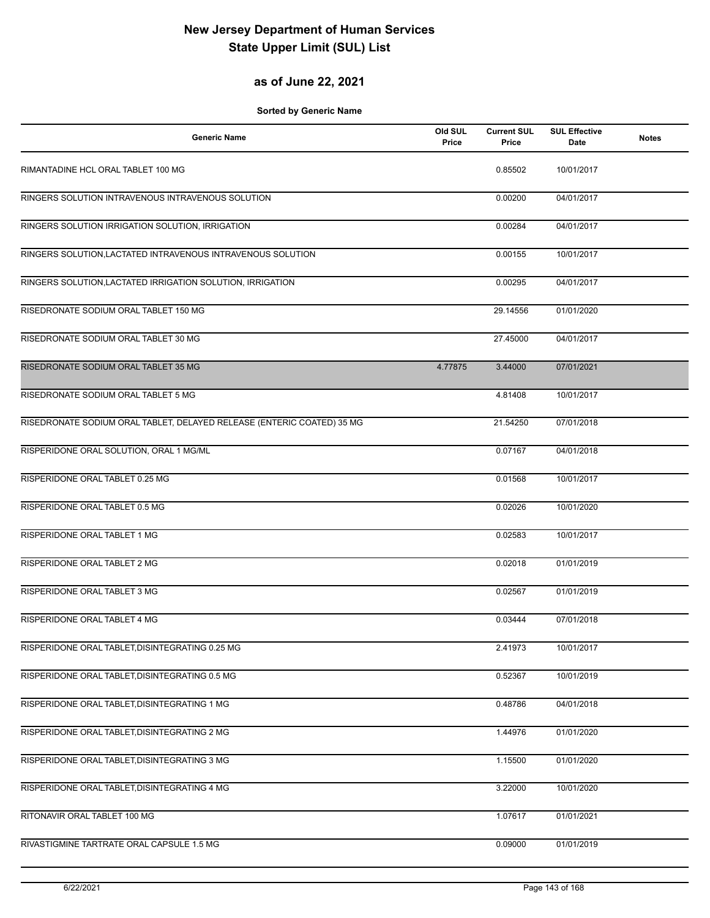# New Jersey Department of Human Services
# State Upper Limit (SUL) List

## as of June 22, 2021

**Sorted by Generic Name**

| Generic Name | Old SUL Price | Current SUL Price | SUL Effective Date | Notes |
|---|---|---|---|---|
| RIMANTADINE HCL ORAL TABLET 100 MG | | 0.85502 | 10/01/2017 | |
| RINGERS SOLUTION INTRAVENOUS INTRAVENOUS SOLUTION | | 0.00200 | 04/01/2017 | |
| RINGERS SOLUTION IRRIGATION SOLUTION, IRRIGATION | | 0.00284 | 04/01/2017 | |
| RINGERS SOLUTION,LACTATED INTRAVENOUS INTRAVENOUS SOLUTION | | 0.00155 | 10/01/2017 | |
| RINGERS SOLUTION,LACTATED IRRIGATION SOLUTION, IRRIGATION | | 0.00295 | 04/01/2017 | |
| RISEDRONATE SODIUM ORAL TABLET 150 MG | | 29.14556 | 01/01/2020 | |
| RISEDRONATE SODIUM ORAL TABLET 30 MG | | 27.45000 | 04/01/2017 | |
| RISEDRONATE SODIUM ORAL TABLET 35 MG | 4.77875 | 3.44000 | 07/01/2021 | |
| RISEDRONATE SODIUM ORAL TABLET 5 MG | | 4.81408 | 10/01/2017 | |
| RISEDRONATE SODIUM ORAL TABLET, DELAYED RELEASE (ENTERIC COATED) 35 MG | | 21.54250 | 07/01/2018 | |
| RISPERIDONE ORAL SOLUTION, ORAL 1 MG/ML | | 0.07167 | 04/01/2018 | |
| RISPERIDONE ORAL TABLET 0.25 MG | | 0.01568 | 10/01/2017 | |
| RISPERIDONE ORAL TABLET 0.5 MG | | 0.02026 | 10/01/2020 | |
| RISPERIDONE ORAL TABLET 1 MG | | 0.02583 | 10/01/2017 | |
| RISPERIDONE ORAL TABLET 2 MG | | 0.02018 | 01/01/2019 | |
| RISPERIDONE ORAL TABLET 3 MG | | 0.02567 | 01/01/2019 | |
| RISPERIDONE ORAL TABLET 4 MG | | 0.03444 | 07/01/2018 | |
| RISPERIDONE ORAL TABLET,DISINTEGRATING 0.25 MG | | 2.41973 | 10/01/2017 | |
| RISPERIDONE ORAL TABLET,DISINTEGRATING 0.5 MG | | 0.52367 | 10/01/2019 | |
| RISPERIDONE ORAL TABLET,DISINTEGRATING 1 MG | | 0.48786 | 04/01/2018 | |
| RISPERIDONE ORAL TABLET,DISINTEGRATING 2 MG | | 1.44976 | 01/01/2020 | |
| RISPERIDONE ORAL TABLET,DISINTEGRATING 3 MG | | 1.15500 | 01/01/2020 | |
| RISPERIDONE ORAL TABLET,DISINTEGRATING 4 MG | | 3.22000 | 10/01/2020 | |
| RITONAVIR ORAL TABLET 100 MG | | 1.07617 | 01/01/2021 | |
| RIVASTIGMINE TARTRATE ORAL CAPSULE 1.5 MG | | 0.09000 | 01/01/2019 | |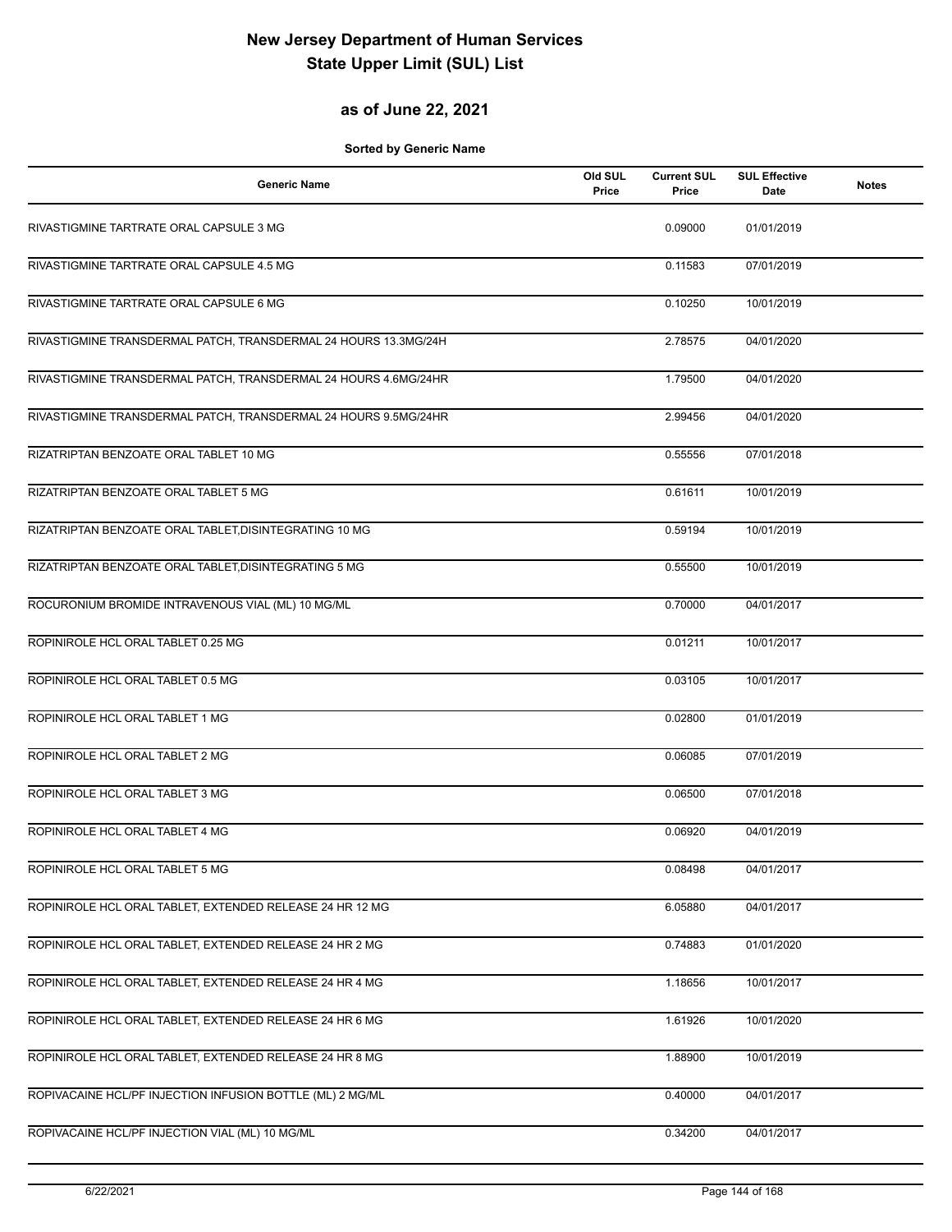# New Jersey Department of Human Services
# State Upper Limit (SUL) List

## as of June 22, 2021

**Sorted by Generic Name**

| Generic Name | Old SUL Price | Current SUL Price | SUL Effective Date | Notes |
|---|---|---|---|---|
| RIVASTIGMINE TARTRATE ORAL CAPSULE 3 MG | | 0.09000 | 01/01/2019 | |
| RIVASTIGMINE TARTRATE ORAL CAPSULE 4.5 MG | | 0.11583 | 07/01/2019 | |
| RIVASTIGMINE TARTRATE ORAL CAPSULE 6 MG | | 0.10250 | 10/01/2019 | |
| RIVASTIGMINE TRANSDERMAL PATCH, TRANSDERMAL 24 HOURS 13.3MG/24H | | 2.78575 | 04/01/2020 | |
| RIVASTIGMINE TRANSDERMAL PATCH, TRANSDERMAL 24 HOURS 4.6MG/24HR | | 1.79500 | 04/01/2020 | |
| RIVASTIGMINE TRANSDERMAL PATCH, TRANSDERMAL 24 HOURS 9.5MG/24HR | | 2.99456 | 04/01/2020 | |
| RIZATRIPTAN BENZOATE ORAL TABLET 10 MG | | 0.55556 | 07/01/2018 | |
| RIZATRIPTAN BENZOATE ORAL TABLET 5 MG | | 0.61611 | 10/01/2019 | |
| RIZATRIPTAN BENZOATE ORAL TABLET,DISINTEGRATING 10 MG | | 0.59194 | 10/01/2019 | |
| RIZATRIPTAN BENZOATE ORAL TABLET,DISINTEGRATING 5 MG | | 0.55500 | 10/01/2019 | |
| ROCURONIUM BROMIDE INTRAVENOUS VIAL (ML) 10 MG/ML | | 0.70000 | 04/01/2017 | |
| ROPINIROLE HCL ORAL TABLET 0.25 MG | | 0.01211 | 10/01/2017 | |
| ROPINIROLE HCL ORAL TABLET 0.5 MG | | 0.03105 | 10/01/2017 | |
| ROPINIROLE HCL ORAL TABLET 1 MG | | 0.02800 | 01/01/2019 | |
| ROPINIROLE HCL ORAL TABLET 2 MG | | 0.06085 | 07/01/2019 | |
| ROPINIROLE HCL ORAL TABLET 3 MG | | 0.06500 | 07/01/2018 | |
| ROPINIROLE HCL ORAL TABLET 4 MG | | 0.06920 | 04/01/2019 | |
| ROPINIROLE HCL ORAL TABLET 5 MG | | 0.08498 | 04/01/2017 | |
| ROPINIROLE HCL ORAL TABLET, EXTENDED RELEASE 24 HR 12 MG | | 6.05880 | 04/01/2017 | |
| ROPINIROLE HCL ORAL TABLET, EXTENDED RELEASE 24 HR 2 MG | | 0.74883 | 01/01/2020 | |
| ROPINIROLE HCL ORAL TABLET, EXTENDED RELEASE 24 HR 4 MG | | 1.18656 | 10/01/2017 | |
| ROPINIROLE HCL ORAL TABLET, EXTENDED RELEASE 24 HR 6 MG | | 1.61926 | 10/01/2020 | |
| ROPINIROLE HCL ORAL TABLET, EXTENDED RELEASE 24 HR 8 MG | | 1.88900 | 10/01/2019 | |
| ROPIVACAINE HCL/PF INJECTION INFUSION BOTTLE (ML) 2 MG/ML | | 0.40000 | 04/01/2017 | |
| ROPIVACAINE HCL/PF INJECTION VIAL (ML) 10 MG/ML | | 0.34200 | 04/01/2017 | |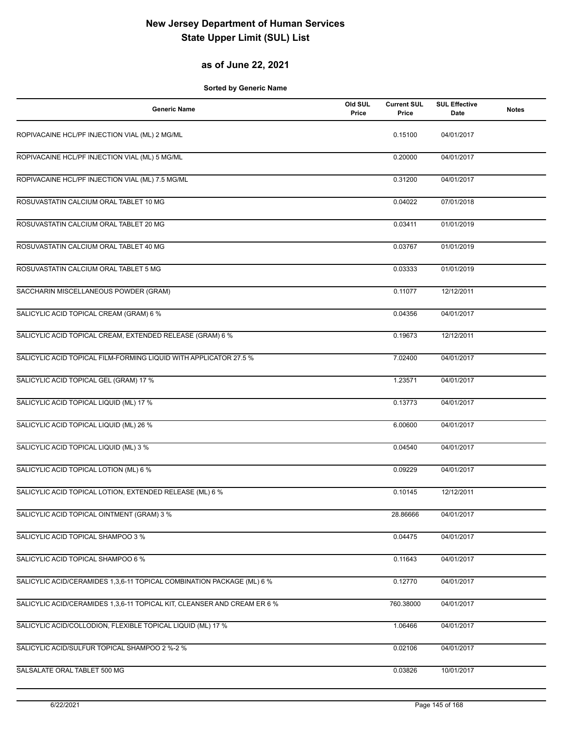# New Jersey Department of Human Services
# State Upper Limit (SUL) List

## as of June 22, 2021

**Sorted by Generic Name**

| Generic Name | Old SUL Price | Current SUL Price | SUL Effective Date | Notes |
|---|---|---|---|---|
| ROPIVACAINE HCL/PF INJECTION VIAL (ML) 2 MG/ML | | 0.15100 | 04/01/2017 | |
| ROPIVACAINE HCL/PF INJECTION VIAL (ML) 5 MG/ML | | 0.20000 | 04/01/2017 | |
| ROPIVACAINE HCL/PF INJECTION VIAL (ML) 7.5 MG/ML | | 0.31200 | 04/01/2017 | |
| ROSUVASTATIN CALCIUM ORAL TABLET 10 MG | | 0.04022 | 07/01/2018 | |
| ROSUVASTATIN CALCIUM ORAL TABLET 20 MG | | 0.03411 | 01/01/2019 | |
| ROSUVASTATIN CALCIUM ORAL TABLET 40 MG | | 0.03767 | 01/01/2019 | |
| ROSUVASTATIN CALCIUM ORAL TABLET 5 MG | | 0.03333 | 01/01/2019 | |
| SACCHARIN MISCELLANEOUS POWDER (GRAM) | | 0.11077 | 12/12/2011 | |
| SALICYLIC ACID TOPICAL CREAM (GRAM) 6 % | | 0.04356 | 04/01/2017 | |
| SALICYLIC ACID TOPICAL CREAM, EXTENDED RELEASE (GRAM) 6 % | | 0.19673 | 12/12/2011 | |
| SALICYLIC ACID TOPICAL FILM-FORMING LIQUID WITH APPLICATOR 27.5 % | | 7.02400 | 04/01/2017 | |
| SALICYLIC ACID TOPICAL GEL (GRAM) 17 % | | 1.23571 | 04/01/2017 | |
| SALICYLIC ACID TOPICAL LIQUID (ML) 17 % | | 0.13773 | 04/01/2017 | |
| SALICYLIC ACID TOPICAL LIQUID (ML) 26 % | | 6.00600 | 04/01/2017 | |
| SALICYLIC ACID TOPICAL LIQUID (ML) 3 % | | 0.04540 | 04/01/2017 | |
| SALICYLIC ACID TOPICAL LOTION (ML) 6 % | | 0.09229 | 04/01/2017 | |
| SALICYLIC ACID TOPICAL LOTION, EXTENDED RELEASE (ML) 6 % | | 0.10145 | 12/12/2011 | |
| SALICYLIC ACID TOPICAL OINTMENT (GRAM) 3 % | | 28.86666 | 04/01/2017 | |
| SALICYLIC ACID TOPICAL SHAMPOO 3 % | | 0.04475 | 04/01/2017 | |
| SALICYLIC ACID TOPICAL SHAMPOO 6 % | | 0.11643 | 04/01/2017 | |
| SALICYLIC ACID/CERAMIDES 1,3,6-11 TOPICAL COMBINATION PACKAGE (ML) 6 % | | 0.12770 | 04/01/2017 | |
| SALICYLIC ACID/CERAMIDES 1,3,6-11 TOPICAL KIT, CLEANSER AND CREAM ER 6 % | | 760.38000 | 04/01/2017 | |
| SALICYLIC ACID/COLLODION, FLEXIBLE TOPICAL LIQUID (ML) 17 % | | 1.06466 | 04/01/2017 | |
| SALICYLIC ACID/SULFUR TOPICAL SHAMPOO 2 %-2 % | | 0.02106 | 04/01/2017 | |
| SALSALATE ORAL TABLET 500 MG | | 0.03826 | 10/01/2017 | |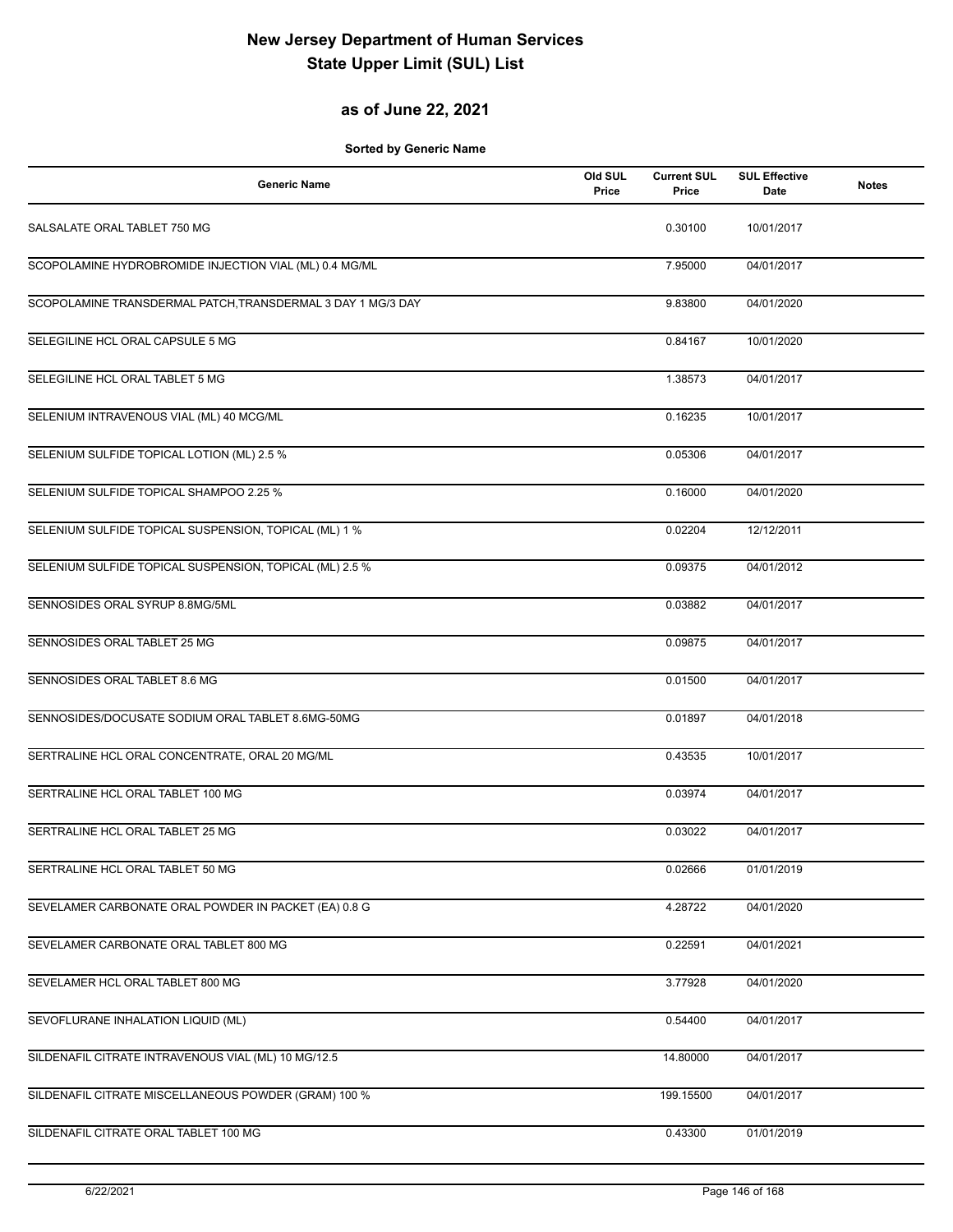# New Jersey Department of Human Services
# State Upper Limit (SUL) List

## as of June 22, 2021

**Sorted by Generic Name**

| Generic Name | Old SUL Price | Current SUL Price | SUL Effective Date | Notes |
|---|---|---|---|---|
| SALSALATE ORAL TABLET 750 MG | | 0.30100 | 10/01/2017 | |
| SCOPOLAMINE HYDROBROMIDE INJECTION VIAL (ML) 0.4 MG/ML | | 7.95000 | 04/01/2017 | |
| SCOPOLAMINE TRANSDERMAL PATCH,TRANSDERMAL 3 DAY 1 MG/3 DAY | | 9.83800 | 04/01/2020 | |
| SELEGILINE HCL ORAL CAPSULE 5 MG | | 0.84167 | 10/01/2020 | |
| SELEGILINE HCL ORAL TABLET 5 MG | | 1.38573 | 04/01/2017 | |
| SELENIUM INTRAVENOUS VIAL (ML) 40 MCG/ML | | 0.16235 | 10/01/2017 | |
| SELENIUM SULFIDE TOPICAL LOTION (ML) 2.5 % | | 0.05306 | 04/01/2017 | |
| SELENIUM SULFIDE TOPICAL SHAMPOO 2.25 % | | 0.16000 | 04/01/2020 | |
| SELENIUM SULFIDE TOPICAL SUSPENSION, TOPICAL (ML) 1 % | | 0.02204 | 12/12/2011 | |
| SELENIUM SULFIDE TOPICAL SUSPENSION, TOPICAL (ML) 2.5 % | | 0.09375 | 04/01/2012 | |
| SENNOSIDES ORAL SYRUP 8.8MG/5ML | | 0.03882 | 04/01/2017 | |
| SENNOSIDES ORAL TABLET 25 MG | | 0.09875 | 04/01/2017 | |
| SENNOSIDES ORAL TABLET 8.6 MG | | 0.01500 | 04/01/2017 | |
| SENNOSIDES/DOCUSATE SODIUM ORAL TABLET 8.6MG-50MG | | 0.01897 | 04/01/2018 | |
| SERTRALINE HCL ORAL CONCENTRATE, ORAL 20 MG/ML | | 0.43535 | 10/01/2017 | |
| SERTRALINE HCL ORAL TABLET 100 MG | | 0.03974 | 04/01/2017 | |
| SERTRALINE HCL ORAL TABLET 25 MG | | 0.03022 | 04/01/2017 | |
| SERTRALINE HCL ORAL TABLET 50 MG | | 0.02666 | 01/01/2019 | |
| SEVELAMER CARBONATE ORAL POWDER IN PACKET (EA) 0.8 G | | 4.28722 | 04/01/2020 | |
| SEVELAMER CARBONATE ORAL TABLET 800 MG | | 0.22591 | 04/01/2021 | |
| SEVELAMER HCL ORAL TABLET 800 MG | | 3.77928 | 04/01/2020 | |
| SEVOFLURANE INHALATION LIQUID (ML) | | 0.54400 | 04/01/2017 | |
| SILDENAFIL CITRATE INTRAVENOUS VIAL (ML) 10 MG/12.5 | | 14.80000 | 04/01/2017 | |
| SILDENAFIL CITRATE MISCELLANEOUS POWDER (GRAM) 100 % | | 199.15500 | 04/01/2017 | |
| SILDENAFIL CITRATE ORAL TABLET 100 MG | | 0.43300 | 01/01/2019 | |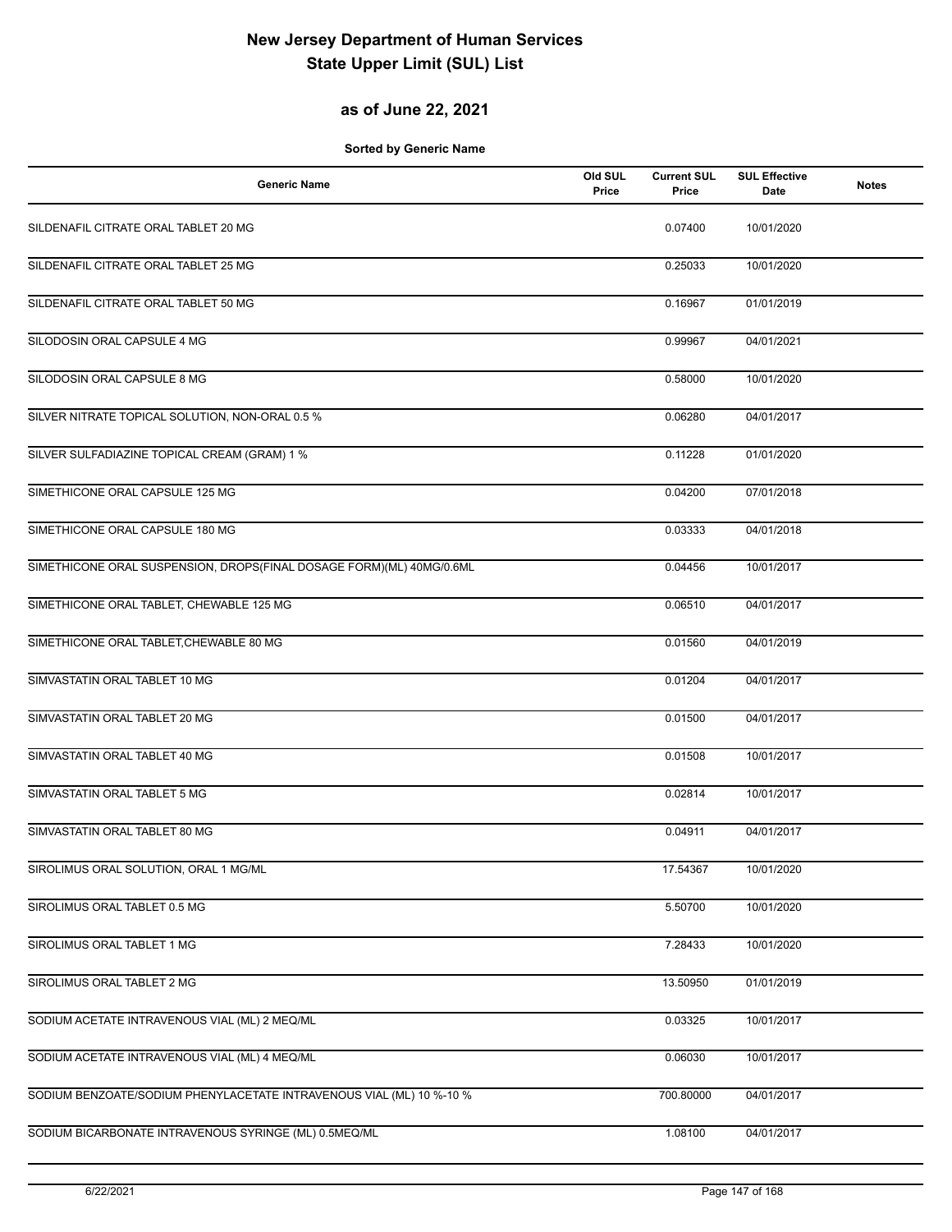# New Jersey Department of Human Services
# State Upper Limit (SUL) List

## as of June 22, 2021

**Sorted by Generic Name**

| Generic Name | Old SUL Price | Current SUL Price | SUL Effective Date | Notes |
|---|---|---|---|---|
| SILDENAFIL CITRATE ORAL TABLET 20 MG | | 0.07400 | 10/01/2020 | |
| SILDENAFIL CITRATE ORAL TABLET 25 MG | | 0.25033 | 10/01/2020 | |
| SILDENAFIL CITRATE ORAL TABLET 50 MG | | 0.16967 | 01/01/2019 | |
| SILODOSIN ORAL CAPSULE 4 MG | | 0.99967 | 04/01/2021 | |
| SILODOSIN ORAL CAPSULE 8 MG | | 0.58000 | 10/01/2020 | |
| SILVER NITRATE TOPICAL SOLUTION, NON-ORAL 0.5 % | | 0.06280 | 04/01/2017 | |
| SILVER SULFADIAZINE TOPICAL CREAM (GRAM) 1 % | | 0.11228 | 01/01/2020 | |
| SIMETHICONE ORAL CAPSULE 125 MG | | 0.04200 | 07/01/2018 | |
| SIMETHICONE ORAL CAPSULE 180 MG | | 0.03333 | 04/01/2018 | |
| SIMETHICONE ORAL SUSPENSION, DROPS(FINAL DOSAGE FORM)(ML) 40MG/0.6ML | | 0.04456 | 10/01/2017 | |
| SIMETHICONE ORAL TABLET, CHEWABLE 125 MG | | 0.06510 | 04/01/2017 | |
| SIMETHICONE ORAL TABLET,CHEWABLE 80 MG | | 0.01560 | 04/01/2019 | |
| SIMVASTATIN ORAL TABLET 10 MG | | 0.01204 | 04/01/2017 | |
| SIMVASTATIN ORAL TABLET 20 MG | | 0.01500 | 04/01/2017 | |
| SIMVASTATIN ORAL TABLET 40 MG | | 0.01508 | 10/01/2017 | |
| SIMVASTATIN ORAL TABLET 5 MG | | 0.02814 | 10/01/2017 | |
| SIMVASTATIN ORAL TABLET 80 MG | | 0.04911 | 04/01/2017 | |
| SIROLIMUS ORAL SOLUTION, ORAL 1 MG/ML | | 17.54367 | 10/01/2020 | |
| SIROLIMUS ORAL TABLET 0.5 MG | | 5.50700 | 10/01/2020 | |
| SIROLIMUS ORAL TABLET 1 MG | | 7.28433 | 10/01/2020 | |
| SIROLIMUS ORAL TABLET 2 MG | | 13.50950 | 01/01/2019 | |
| SODIUM ACETATE INTRAVENOUS VIAL (ML) 2 MEQ/ML | | 0.03325 | 10/01/2017 | |
| SODIUM ACETATE INTRAVENOUS VIAL (ML) 4 MEQ/ML | | 0.06030 | 10/01/2017 | |
| SODIUM BENZOATE/SODIUM PHENYLACETATE INTRAVENOUS VIAL (ML) 10 %-10 % | | 700.80000 | 04/01/2017 | |
| SODIUM BICARBONATE INTRAVENOUS SYRINGE (ML) 0.5MEQ/ML | | 1.08100 | 04/01/2017 | |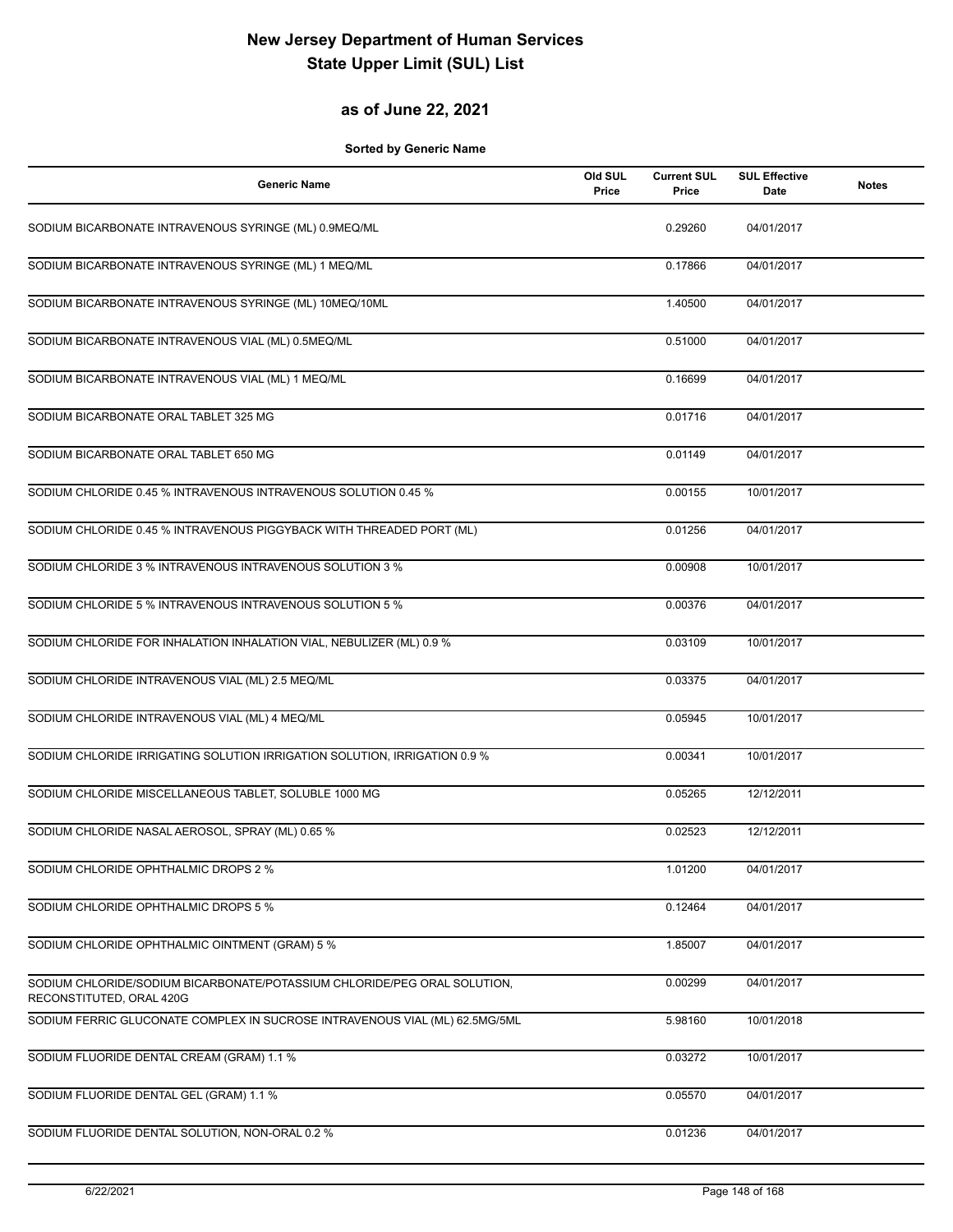# New Jersey Department of Human Services
# State Upper Limit (SUL) List

## as of June 22, 2021

**Sorted by Generic Name**

| Generic Name | Old SUL Price | Current SUL Price | SUL Effective Date | Notes |
|---|---|---|---|---|
| SODIUM BICARBONATE INTRAVENOUS SYRINGE (ML) 0.9MEQ/ML | | 0.29260 | 04/01/2017 | |
| SODIUM BICARBONATE INTRAVENOUS SYRINGE (ML) 1 MEQ/ML | | 0.17866 | 04/01/2017 | |
| SODIUM BICARBONATE INTRAVENOUS SYRINGE (ML) 10MEQ/10ML | | 1.40500 | 04/01/2017 | |
| SODIUM BICARBONATE INTRAVENOUS VIAL (ML) 0.5MEQ/ML | | 0.51000 | 04/01/2017 | |
| SODIUM BICARBONATE INTRAVENOUS VIAL (ML) 1 MEQ/ML | | 0.16699 | 04/01/2017 | |
| SODIUM BICARBONATE ORAL TABLET 325 MG | | 0.01716 | 04/01/2017 | |
| SODIUM BICARBONATE ORAL TABLET 650 MG | | 0.01149 | 04/01/2017 | |
| SODIUM CHLORIDE 0.45 % INTRAVENOUS INTRAVENOUS SOLUTION 0.45 % | | 0.00155 | 10/01/2017 | |
| SODIUM CHLORIDE 0.45 % INTRAVENOUS PIGGYBACK WITH THREADED PORT (ML) | | 0.01256 | 04/01/2017 | |
| SODIUM CHLORIDE 3 % INTRAVENOUS INTRAVENOUS SOLUTION 3 % | | 0.00908 | 10/01/2017 | |
| SODIUM CHLORIDE 5 % INTRAVENOUS INTRAVENOUS SOLUTION 5 % | | 0.00376 | 04/01/2017 | |
| SODIUM CHLORIDE FOR INHALATION INHALATION VIAL, NEBULIZER (ML) 0.9 % | | 0.03109 | 10/01/2017 | |
| SODIUM CHLORIDE INTRAVENOUS VIAL (ML) 2.5 MEQ/ML | | 0.03375 | 04/01/2017 | |
| SODIUM CHLORIDE INTRAVENOUS VIAL (ML) 4 MEQ/ML | | 0.05945 | 10/01/2017 | |
| SODIUM CHLORIDE IRRIGATING SOLUTION IRRIGATION SOLUTION, IRRIGATION 0.9 % | | 0.00341 | 10/01/2017 | |
| SODIUM CHLORIDE MISCELLANEOUS TABLET, SOLUBLE 1000 MG | | 0.05265 | 12/12/2011 | |
| SODIUM CHLORIDE NASAL AEROSOL, SPRAY (ML) 0.65 % | | 0.02523 | 12/12/2011 | |
| SODIUM CHLORIDE OPHTHALMIC DROPS 2 % | | 1.01200 | 04/01/2017 | |
| SODIUM CHLORIDE OPHTHALMIC DROPS 5 % | | 0.12464 | 04/01/2017 | |
| SODIUM CHLORIDE OPHTHALMIC OINTMENT (GRAM) 5 % | | 1.85007 | 04/01/2017 | |
| SODIUM CHLORIDE/SODIUM BICARBONATE/POTASSIUM CHLORIDE/PEG ORAL SOLUTION, RECONSTITUTED, ORAL 420G | | 0.00299 | 04/01/2017 | |
| SODIUM FERRIC GLUCONATE COMPLEX IN SUCROSE INTRAVENOUS VIAL (ML) 62.5MG/5ML | | 5.98160 | 10/01/2018 | |
| SODIUM FLUORIDE DENTAL CREAM (GRAM) 1.1 % | | 0.03272 | 10/01/2017 | |
| SODIUM FLUORIDE DENTAL GEL (GRAM) 1.1 % | | 0.05570 | 04/01/2017 | |
| SODIUM FLUORIDE DENTAL SOLUTION, NON-ORAL 0.2 % | | 0.01236 | 04/01/2017 | |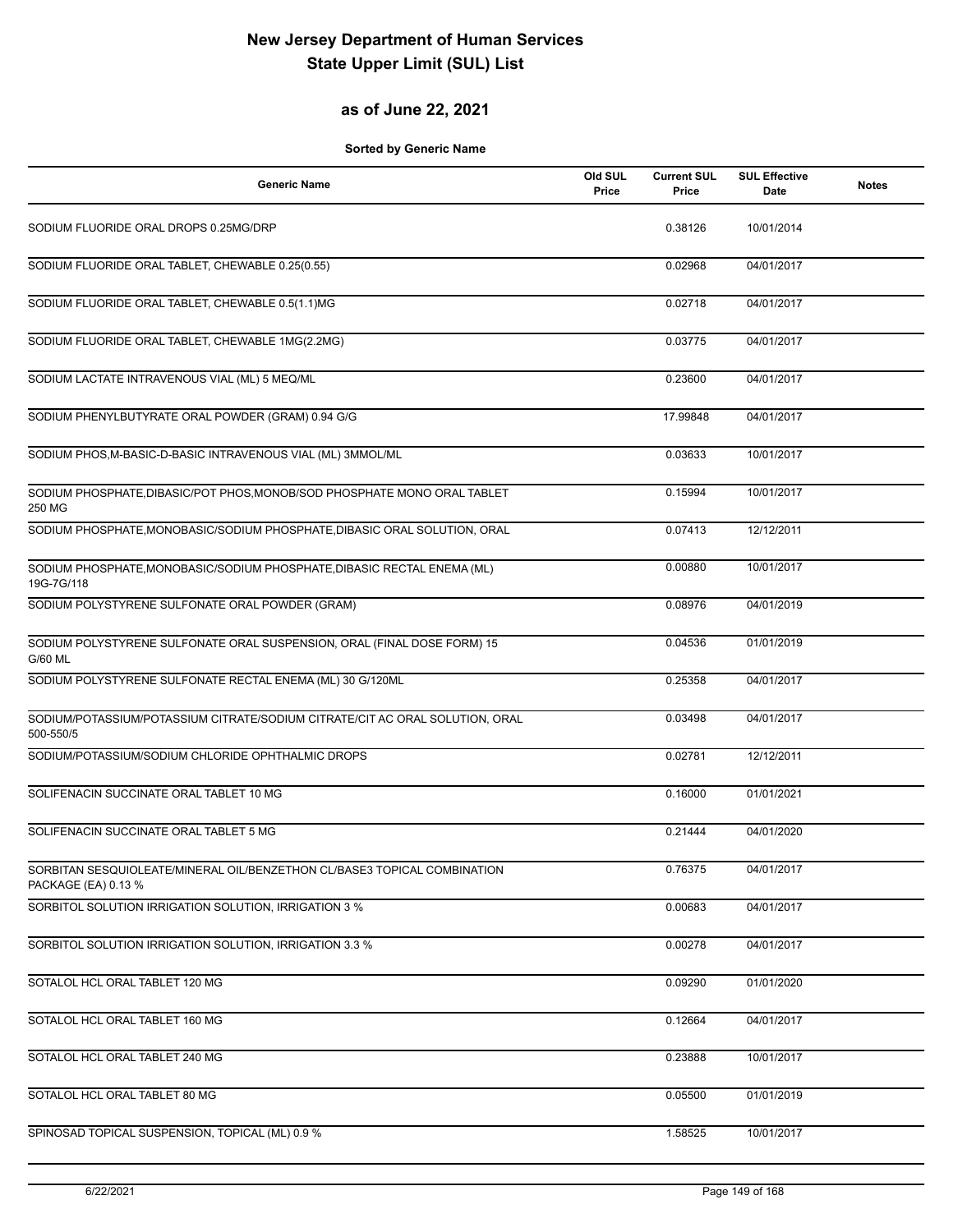# New Jersey Department of Human Services
# State Upper Limit (SUL) List

## as of June 22, 2021

**Sorted by Generic Name**

| Generic Name | Old SUL Price | Current SUL Price | SUL Effective Date | Notes |
|---|---|---|---|---|
| SODIUM FLUORIDE ORAL DROPS 0.25MG/DRP | | 0.38126 | 10/01/2014 | |
| SODIUM FLUORIDE ORAL TABLET, CHEWABLE 0.25(0.55) | | 0.02968 | 04/01/2017 | |
| SODIUM FLUORIDE ORAL TABLET, CHEWABLE 0.5(1.1)MG | | 0.02718 | 04/01/2017 | |
| SODIUM FLUORIDE ORAL TABLET, CHEWABLE 1MG(2.2MG) | | 0.03775 | 04/01/2017 | |
| SODIUM LACTATE INTRAVENOUS VIAL (ML) 5 MEQ/ML | | 0.23600 | 04/01/2017 | |
| SODIUM PHENYLBUTYRATE ORAL POWDER (GRAM) 0.94 G/G | | 17.99848 | 04/01/2017 | |
| SODIUM PHOS,M-BASIC-D-BASIC INTRAVENOUS VIAL (ML) 3MMOL/ML | | 0.03633 | 10/01/2017 | |
| SODIUM PHOSPHATE,DIBASIC/POT PHOS,MONOB/SOD PHOSPHATE MONO ORAL TABLET 250 MG | | 0.15994 | 10/01/2017 | |
| SODIUM PHOSPHATE,MONOBASIC/SODIUM PHOSPHATE,DIBASIC ORAL SOLUTION, ORAL | | 0.07413 | 12/12/2011 | |
| SODIUM PHOSPHATE,MONOBASIC/SODIUM PHOSPHATE,DIBASIC RECTAL ENEMA (ML) 19G-7G/118 | | 0.00880 | 10/01/2017 | |
| SODIUM POLYSTYRENE SULFONATE ORAL POWDER (GRAM) | | 0.08976 | 04/01/2019 | |
| SODIUM POLYSTYRENE SULFONATE ORAL SUSPENSION, ORAL (FINAL DOSE FORM) 15 G/60 ML | | 0.04536 | 01/01/2019 | |
| SODIUM POLYSTYRENE SULFONATE RECTAL ENEMA (ML) 30 G/120ML | | 0.25358 | 04/01/2017 | |
| SODIUM/POTASSIUM/POTASSIUM CITRATE/SODIUM CITRATE/CIT AC ORAL SOLUTION, ORAL 500-550/5 | | 0.03498 | 04/01/2017 | |
| SODIUM/POTASSIUM/SODIUM CHLORIDE OPHTHALMIC DROPS | | 0.02781 | 12/12/2011 | |
| SOLIFENACIN SUCCINATE ORAL TABLET 10 MG | | 0.16000 | 01/01/2021 | |
| SOLIFENACIN SUCCINATE ORAL TABLET 5 MG | | 0.21444 | 04/01/2020 | |
| SORBITAN SESQUIOLEATE/MINERAL OIL/BENZETHON CL/BASE3 TOPICAL COMBINATION PACKAGE (EA) 0.13 % | | 0.76375 | 04/01/2017 | |
| SORBITOL SOLUTION IRRIGATION SOLUTION, IRRIGATION 3 % | | 0.00683 | 04/01/2017 | |
| SORBITOL SOLUTION IRRIGATION SOLUTION, IRRIGATION 3.3 % | | 0.00278 | 04/01/2017 | |
| SOTALOL HCL ORAL TABLET 120 MG | | 0.09290 | 01/01/2020 | |
| SOTALOL HCL ORAL TABLET 160 MG | | 0.12664 | 04/01/2017 | |
| SOTALOL HCL ORAL TABLET 240 MG | | 0.23888 | 10/01/2017 | |
| SOTALOL HCL ORAL TABLET 80 MG | | 0.05500 | 01/01/2019 | |
| SPINOSAD TOPICAL SUSPENSION, TOPICAL (ML) 0.9 % | | 1.58525 | 10/01/2017 | |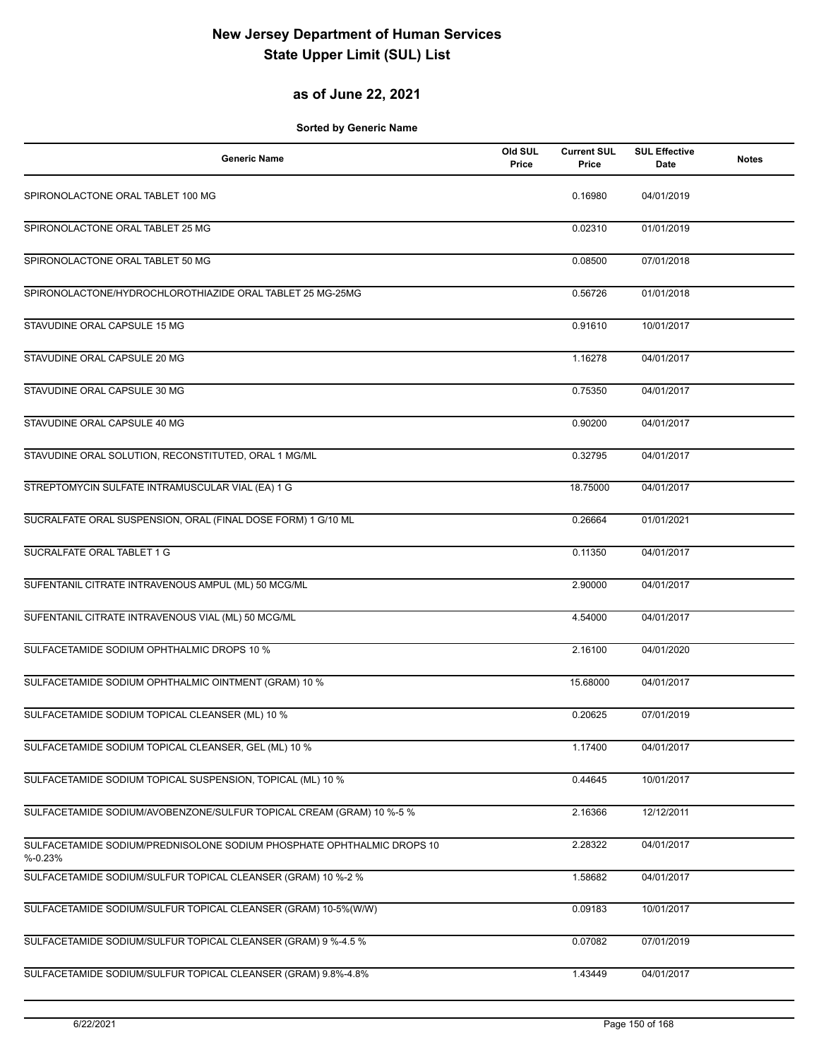# New Jersey Department of Human Services
# State Upper Limit (SUL) List

## as of June 22, 2021

**Sorted by Generic Name**

| Generic Name | Old SUL Price | Current SUL Price | SUL Effective Date | Notes |
|---|---|---|---|---|
| SPIRONOLACTONE ORAL TABLET 100 MG | | 0.16980 | 04/01/2019 | |
| SPIRONOLACTONE ORAL TABLET 25 MG | | 0.02310 | 01/01/2019 | |
| SPIRONOLACTONE ORAL TABLET 50 MG | | 0.08500 | 07/01/2018 | |
| SPIRONOLACTONE/HYDROCHLOROTHIAZIDE ORAL TABLET 25 MG-25MG | | 0.56726 | 01/01/2018 | |
| STAVUDINE ORAL CAPSULE 15 MG | | 0.91610 | 10/01/2017 | |
| STAVUDINE ORAL CAPSULE 20 MG | | 1.16278 | 04/01/2017 | |
| STAVUDINE ORAL CAPSULE 30 MG | | 0.75350 | 04/01/2017 | |
| STAVUDINE ORAL CAPSULE 40 MG | | 0.90200 | 04/01/2017 | |
| STAVUDINE ORAL SOLUTION, RECONSTITUTED, ORAL 1 MG/ML | | 0.32795 | 04/01/2017 | |
| STREPTOMYCIN SULFATE INTRAMUSCULAR VIAL (EA) 1 G | | 18.75000 | 04/01/2017 | |
| SUCRALFATE ORAL SUSPENSION, ORAL (FINAL DOSE FORM) 1 G/10 ML | | 0.26664 | 01/01/2021 | |
| SUCRALFATE ORAL TABLET 1 G | | 0.11350 | 04/01/2017 | |
| SUFENTANIL CITRATE INTRAVENOUS AMPUL (ML) 50 MCG/ML | | 2.90000 | 04/01/2017 | |
| SUFENTANIL CITRATE INTRAVENOUS VIAL (ML) 50 MCG/ML | | 4.54000 | 04/01/2017 | |
| SULFACETAMIDE SODIUM OPHTHALMIC DROPS 10 % | | 2.16100 | 04/01/2020 | |
| SULFACETAMIDE SODIUM OPHTHALMIC OINTMENT (GRAM) 10 % | | 15.68000 | 04/01/2017 | |
| SULFACETAMIDE SODIUM TOPICAL CLEANSER (ML) 10 % | | 0.20625 | 07/01/2019 | |
| SULFACETAMIDE SODIUM TOPICAL CLEANSER, GEL (ML) 10 % | | 1.17400 | 04/01/2017 | |
| SULFACETAMIDE SODIUM TOPICAL SUSPENSION, TOPICAL (ML) 10 % | | 0.44645 | 10/01/2017 | |
| SULFACETAMIDE SODIUM/AVOBENZONE/SULFUR TOPICAL CREAM (GRAM) 10 %-5 % | | 2.16366 | 12/12/2011 | |
| SULFACETAMIDE SODIUM/PREDNISOLONE SODIUM PHOSPHATE OPHTHALMIC DROPS 10 %-0.23% | | 2.28322 | 04/01/2017 | |
| SULFACETAMIDE SODIUM/SULFUR TOPICAL CLEANSER (GRAM) 10 %-2 % | | 1.58682 | 04/01/2017 | |
| SULFACETAMIDE SODIUM/SULFUR TOPICAL CLEANSER (GRAM) 10-5%(W/W) | | 0.09183 | 10/01/2017 | |
| SULFACETAMIDE SODIUM/SULFUR TOPICAL CLEANSER (GRAM) 9 %-4.5 % | | 0.07082 | 07/01/2019 | |
| SULFACETAMIDE SODIUM/SULFUR TOPICAL CLEANSER (GRAM) 9.8%-4.8% | | 1.43449 | 04/01/2017 | |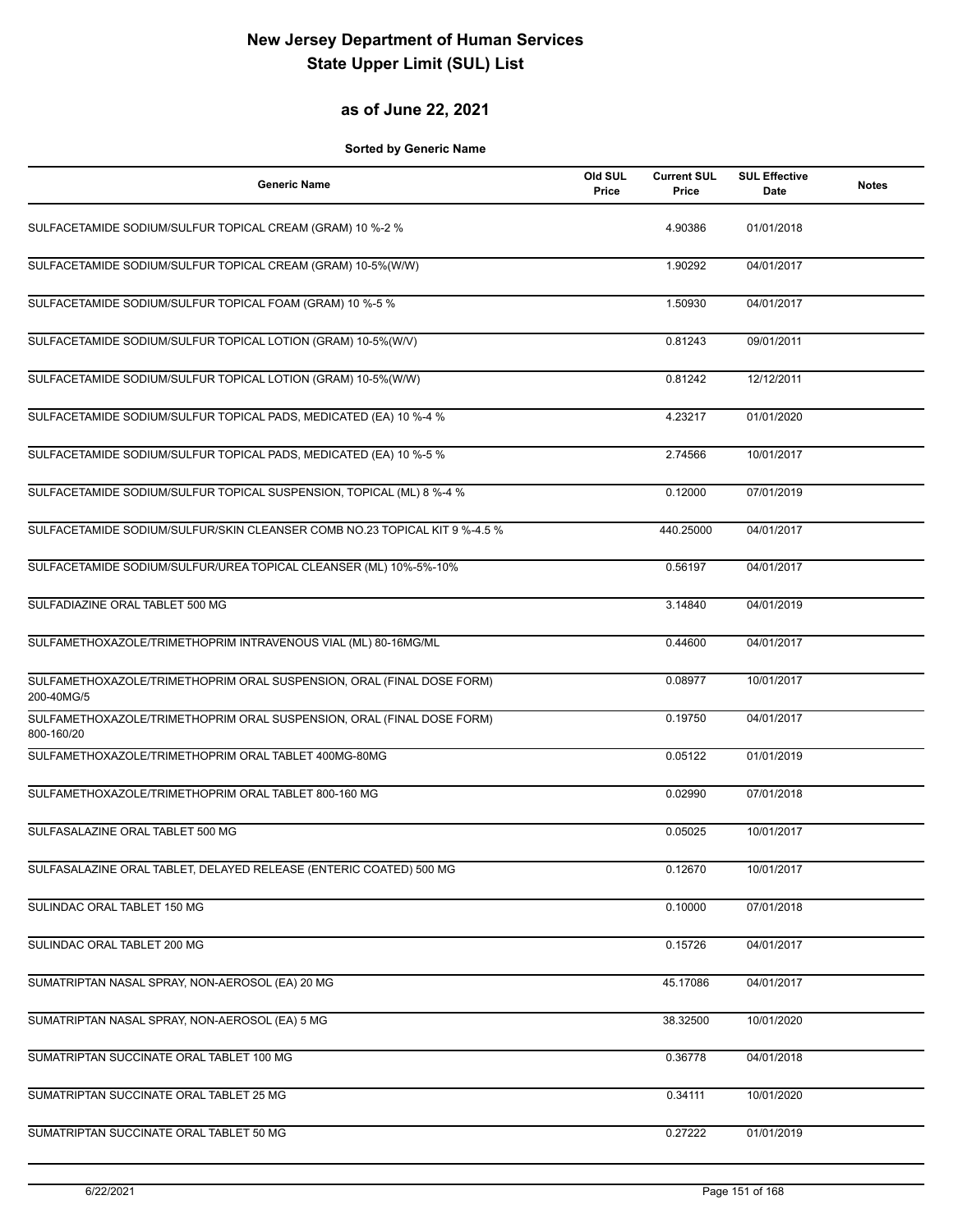# New Jersey Department of Human Services
# State Upper Limit (SUL) List

## as of June 22, 2021

**Sorted by Generic Name**

| Generic Name | Old SUL Price | Current SUL Price | SUL Effective Date | Notes |
|---|---|---|---|---|
| SULFACETAMIDE SODIUM/SULFUR TOPICAL CREAM (GRAM) 10 %-2 % | | 4.90386 | 01/01/2018 | |
| SULFACETAMIDE SODIUM/SULFUR TOPICAL CREAM (GRAM) 10-5%(W/W) | | 1.90292 | 04/01/2017 | |
| SULFACETAMIDE SODIUM/SULFUR TOPICAL FOAM (GRAM) 10 %-5 % | | 1.50930 | 04/01/2017 | |
| SULFACETAMIDE SODIUM/SULFUR TOPICAL LOTION (GRAM) 10-5%(W/V) | | 0.81243 | 09/01/2011 | |
| SULFACETAMIDE SODIUM/SULFUR TOPICAL LOTION (GRAM) 10-5%(W/W) | | 0.81242 | 12/12/2011 | |
| SULFACETAMIDE SODIUM/SULFUR TOPICAL PADS, MEDICATED (EA) 10 %-4 % | | 4.23217 | 01/01/2020 | |
| SULFACETAMIDE SODIUM/SULFUR TOPICAL PADS, MEDICATED (EA) 10 %-5 % | | 2.74566 | 10/01/2017 | |
| SULFACETAMIDE SODIUM/SULFUR TOPICAL SUSPENSION, TOPICAL (ML) 8 %-4 % | | 0.12000 | 07/01/2019 | |
| SULFACETAMIDE SODIUM/SULFUR/SKIN CLEANSER COMB NO.23 TOPICAL KIT 9 %-4.5 % | | 440.25000 | 04/01/2017 | |
| SULFACETAMIDE SODIUM/SULFUR/UREA TOPICAL CLEANSER (ML) 10%-5%-10% | | 0.56197 | 04/01/2017 | |
| SULFADIAZINE ORAL TABLET 500 MG | | 3.14840 | 04/01/2019 | |
| SULFAMETHOXAZOLE/TRIMETHOPRIM INTRAVENOUS VIAL (ML) 80-16MG/ML | | 0.44600 | 04/01/2017 | |
| SULFAMETHOXAZOLE/TRIMETHOPRIM ORAL SUSPENSION, ORAL (FINAL DOSE FORM) 200-40MG/5 | | 0.08977 | 10/01/2017 | |
| SULFAMETHOXAZOLE/TRIMETHOPRIM ORAL SUSPENSION, ORAL (FINAL DOSE FORM) 800-160/20 | | 0.19750 | 04/01/2017 | |
| SULFAMETHOXAZOLE/TRIMETHOPRIM ORAL TABLET 400MG-80MG | | 0.05122 | 01/01/2019 | |
| SULFAMETHOXAZOLE/TRIMETHOPRIM ORAL TABLET 800-160 MG | | 0.02990 | 07/01/2018 | |
| SULFASALAZINE ORAL TABLET 500 MG | | 0.05025 | 10/01/2017 | |
| SULFASALAZINE ORAL TABLET, DELAYED RELEASE (ENTERIC COATED) 500 MG | | 0.12670 | 10/01/2017 | |
| SULINDAC ORAL TABLET 150 MG | | 0.10000 | 07/01/2018 | |
| SULINDAC ORAL TABLET 200 MG | | 0.15726 | 04/01/2017 | |
| SUMATRIPTAN NASAL SPRAY, NON-AEROSOL (EA) 20 MG | | 45.17086 | 04/01/2017 | |
| SUMATRIPTAN NASAL SPRAY, NON-AEROSOL (EA) 5 MG | | 38.32500 | 10/01/2020 | |
| SUMATRIPTAN SUCCINATE ORAL TABLET 100 MG | | 0.36778 | 04/01/2018 | |
| SUMATRIPTAN SUCCINATE ORAL TABLET 25 MG | | 0.34111 | 10/01/2020 | |
| SUMATRIPTAN SUCCINATE ORAL TABLET 50 MG | | 0.27222 | 01/01/2019 | |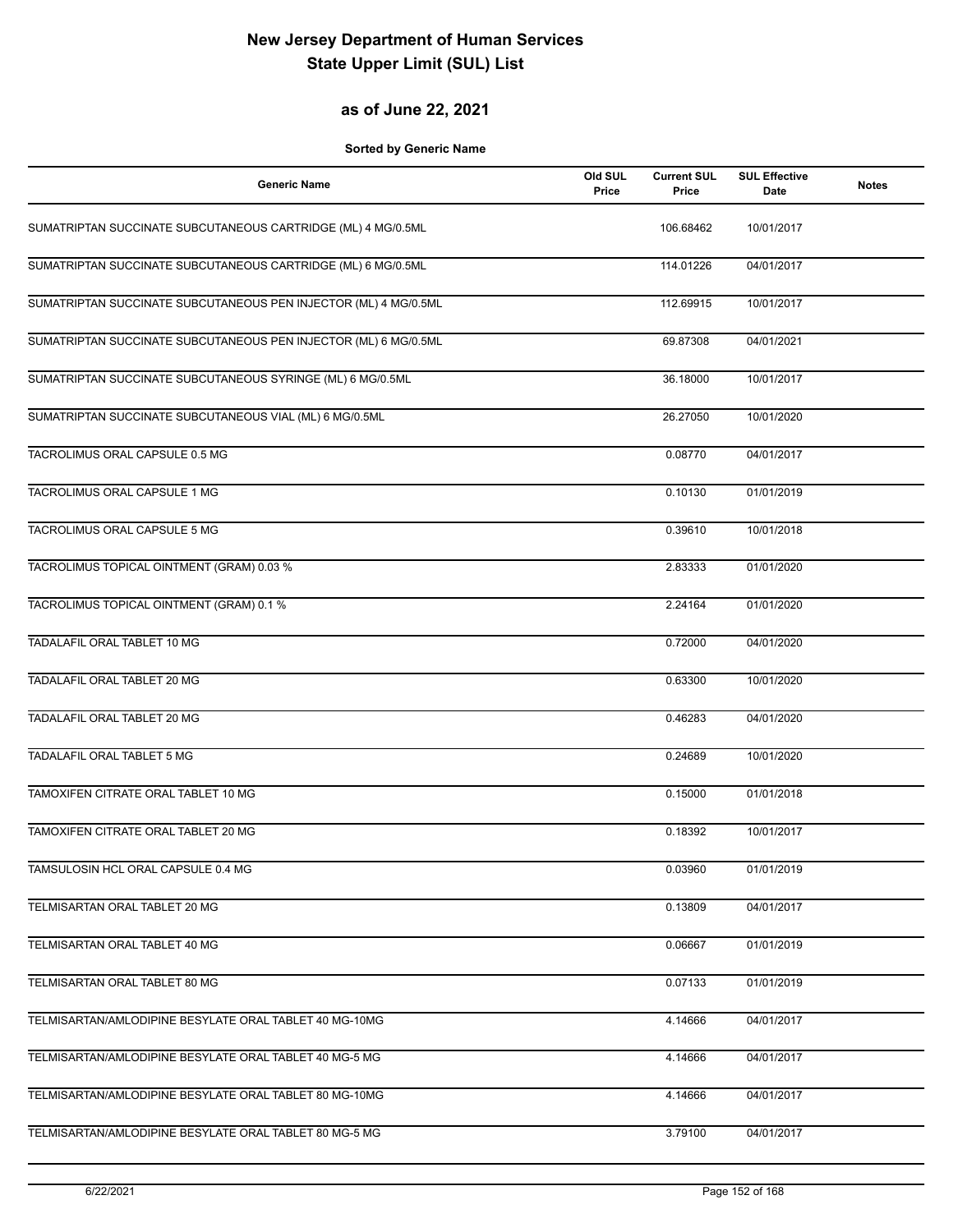# New Jersey Department of Human Services
# State Upper Limit (SUL) List

## as of June 22, 2021

**Sorted by Generic Name**

| Generic Name | Old SUL Price | Current SUL Price | SUL Effective Date | Notes |
|---|---|---|---|---|
| SUMATRIPTAN SUCCINATE SUBCUTANEOUS CARTRIDGE (ML) 4 MG/0.5ML | | 106.68462 | 10/01/2017 | |
| SUMATRIPTAN SUCCINATE SUBCUTANEOUS CARTRIDGE (ML) 6 MG/0.5ML | | 114.01226 | 04/01/2017 | |
| SUMATRIPTAN SUCCINATE SUBCUTANEOUS PEN INJECTOR (ML) 4 MG/0.5ML | | 112.69915 | 10/01/2017 | |
| SUMATRIPTAN SUCCINATE SUBCUTANEOUS PEN INJECTOR (ML) 6 MG/0.5ML | | 69.87308 | 04/01/2021 | |
| SUMATRIPTAN SUCCINATE SUBCUTANEOUS SYRINGE (ML) 6 MG/0.5ML | | 36.18000 | 10/01/2017 | |
| SUMATRIPTAN SUCCINATE SUBCUTANEOUS VIAL (ML) 6 MG/0.5ML | | 26.27050 | 10/01/2020 | |
| TACROLIMUS ORAL CAPSULE 0.5 MG | | 0.08770 | 04/01/2017 | |
| TACROLIMUS ORAL CAPSULE 1 MG | | 0.10130 | 01/01/2019 | |
| TACROLIMUS ORAL CAPSULE 5 MG | | 0.39610 | 10/01/2018 | |
| TACROLIMUS TOPICAL OINTMENT (GRAM) 0.03 % | | 2.83333 | 01/01/2020 | |
| TACROLIMUS TOPICAL OINTMENT (GRAM) 0.1 % | | 2.24164 | 01/01/2020 | |
| TADALAFIL ORAL TABLET 10 MG | | 0.72000 | 04/01/2020 | |
| TADALAFIL ORAL TABLET 20 MG | | 0.63300 | 10/01/2020 | |
| TADALAFIL ORAL TABLET 20 MG | | 0.46283 | 04/01/2020 | |
| TADALAFIL ORAL TABLET 5 MG | | 0.24689 | 10/01/2020 | |
| TAMOXIFEN CITRATE ORAL TABLET 10 MG | | 0.15000 | 01/01/2018 | |
| TAMOXIFEN CITRATE ORAL TABLET 20 MG | | 0.18392 | 10/01/2017 | |
| TAMSULOSIN HCL ORAL CAPSULE 0.4 MG | | 0.03960 | 01/01/2019 | |
| TELMISARTAN ORAL TABLET 20 MG | | 0.13809 | 04/01/2017 | |
| TELMISARTAN ORAL TABLET 40 MG | | 0.06667 | 01/01/2019 | |
| TELMISARTAN ORAL TABLET 80 MG | | 0.07133 | 01/01/2019 | |
| TELMISARTAN/AMLODIPINE BESYLATE ORAL TABLET 40 MG-10MG | | 4.14666 | 04/01/2017 | |
| TELMISARTAN/AMLODIPINE BESYLATE ORAL TABLET 40 MG-5 MG | | 4.14666 | 04/01/2017 | |
| TELMISARTAN/AMLODIPINE BESYLATE ORAL TABLET 80 MG-10MG | | 4.14666 | 04/01/2017 | |
| TELMISARTAN/AMLODIPINE BESYLATE ORAL TABLET 80 MG-5 MG | | 3.79100 | 04/01/2017 | |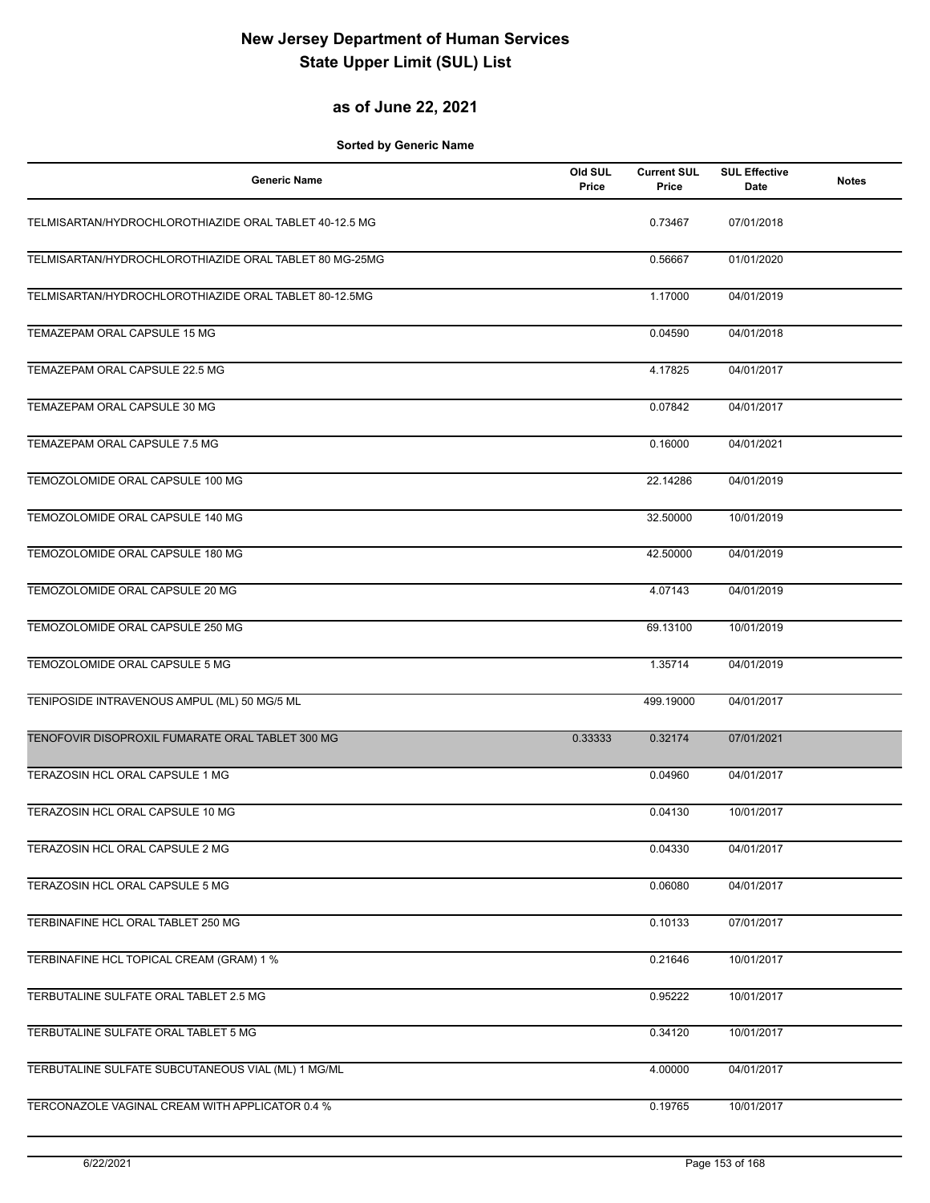# New Jersey Department of Human Services
# State Upper Limit (SUL) List

## as of June 22, 2021

**Sorted by Generic Name**

| Generic Name | Old SUL Price | Current SUL Price | SUL Effective Date | Notes |
|---|---|---|---|---|
| TELMISARTAN/HYDROCHLOROTHIAZIDE ORAL TABLET 40-12.5 MG | | 0.73467 | 07/01/2018 | |
| TELMISARTAN/HYDROCHLOROTHIAZIDE ORAL TABLET 80 MG-25MG | | 0.56667 | 01/01/2020 | |
| TELMISARTAN/HYDROCHLOROTHIAZIDE ORAL TABLET 80-12.5MG | | 1.17000 | 04/01/2019 | |
| TEMAZEPAM ORAL CAPSULE 15 MG | | 0.04590 | 04/01/2018 | |
| TEMAZEPAM ORAL CAPSULE 22.5 MG | | 4.17825 | 04/01/2017 | |
| TEMAZEPAM ORAL CAPSULE 30 MG | | 0.07842 | 04/01/2017 | |
| TEMAZEPAM ORAL CAPSULE 7.5 MG | | 0.16000 | 04/01/2021 | |
| TEMOZOLOMIDE ORAL CAPSULE 100 MG | | 22.14286 | 04/01/2019 | |
| TEMOZOLOMIDE ORAL CAPSULE 140 MG | | 32.50000 | 10/01/2019 | |
| TEMOZOLOMIDE ORAL CAPSULE 180 MG | | 42.50000 | 04/01/2019 | |
| TEMOZOLOMIDE ORAL CAPSULE 20 MG | | 4.07143 | 04/01/2019 | |
| TEMOZOLOMIDE ORAL CAPSULE 250 MG | | 69.13100 | 10/01/2019 | |
| TEMOZOLOMIDE ORAL CAPSULE 5 MG | | 1.35714 | 04/01/2019 | |
| TENIPOSIDE INTRAVENOUS AMPUL (ML) 50 MG/5 ML | | 499.19000 | 04/01/2017 | |
| TENOFOVIR DISOPROXIL FUMARATE ORAL TABLET 300 MG | 0.33333 | 0.32174 | 07/01/2021 | |
| TERAZOSIN HCL ORAL CAPSULE 1 MG | | 0.04960 | 04/01/2017 | |
| TERAZOSIN HCL ORAL CAPSULE 10 MG | | 0.04130 | 10/01/2017 | |
| TERAZOSIN HCL ORAL CAPSULE 2 MG | | 0.04330 | 04/01/2017 | |
| TERAZOSIN HCL ORAL CAPSULE 5 MG | | 0.06080 | 04/01/2017 | |
| TERBINAFINE HCL ORAL TABLET 250 MG | | 0.10133 | 07/01/2017 | |
| TERBINAFINE HCL TOPICAL CREAM (GRAM) 1 % | | 0.21646 | 10/01/2017 | |
| TERBUTALINE SULFATE ORAL TABLET 2.5 MG | | 0.95222 | 10/01/2017 | |
| TERBUTALINE SULFATE ORAL TABLET 5 MG | | 0.34120 | 10/01/2017 | |
| TERBUTALINE SULFATE SUBCUTANEOUS VIAL (ML) 1 MG/ML | | 4.00000 | 04/01/2017 | |
| TERCONAZOLE VAGINAL CREAM WITH APPLICATOR 0.4 % | | 0.19765 | 10/01/2017 | |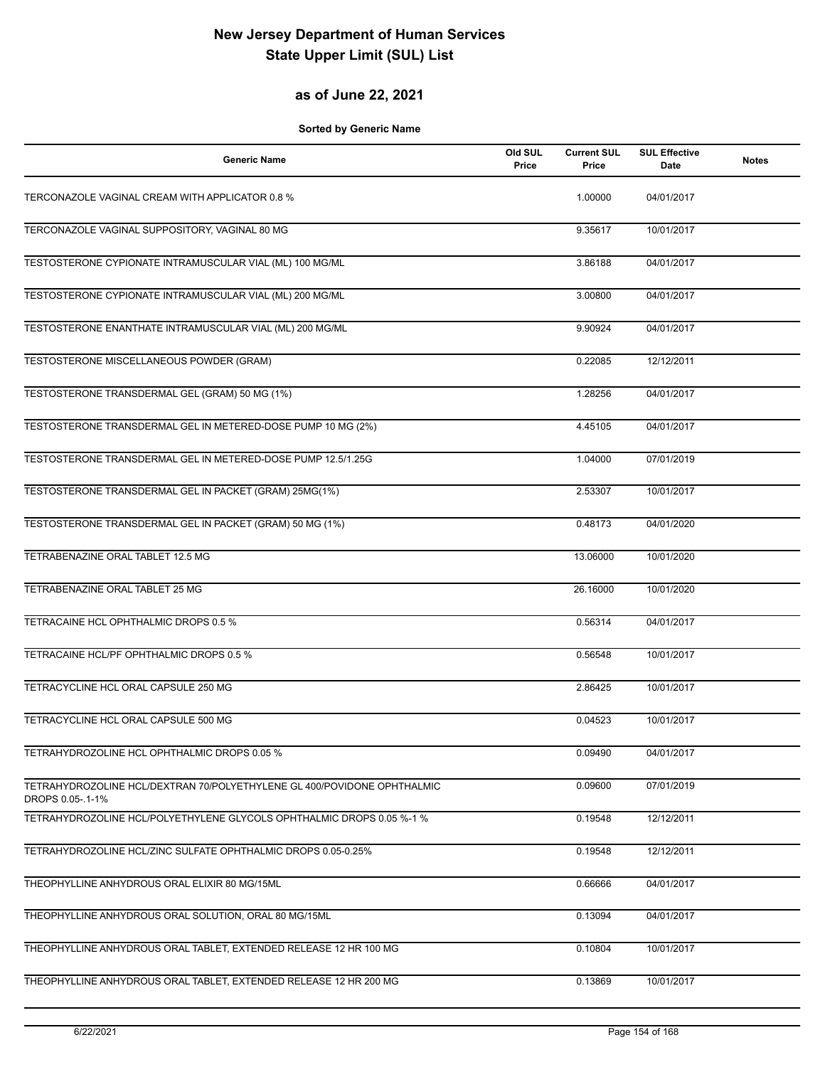# New Jersey Department of Human Services
# State Upper Limit (SUL) List

## as of June 22, 2021

**Sorted by Generic Name**

| Generic Name | Old SUL Price | Current SUL Price | SUL Effective Date | Notes |
|---|---|---|---|---|
| TERCONAZOLE VAGINAL CREAM WITH APPLICATOR 0.8 % | | 1.00000 | 04/01/2017 | |
| TERCONAZOLE VAGINAL SUPPOSITORY, VAGINAL 80 MG | | 9.35617 | 10/01/2017 | |
| TESTOSTERONE CYPIONATE INTRAMUSCULAR VIAL (ML) 100 MG/ML | | 3.86188 | 04/01/2017 | |
| TESTOSTERONE CYPIONATE INTRAMUSCULAR VIAL (ML) 200 MG/ML | | 3.00800 | 04/01/2017 | |
| TESTOSTERONE ENANTHATE INTRAMUSCULAR VIAL (ML) 200 MG/ML | | 9.90924 | 04/01/2017 | |
| TESTOSTERONE MISCELLANEOUS POWDER (GRAM) | | 0.22085 | 12/12/2011 | |
| TESTOSTERONE TRANSDERMAL GEL (GRAM) 50 MG (1%) | | 1.28256 | 04/01/2017 | |
| TESTOSTERONE TRANSDERMAL GEL IN METERED-DOSE PUMP 10 MG (2%) | | 4.45105 | 04/01/2017 | |
| TESTOSTERONE TRANSDERMAL GEL IN METERED-DOSE PUMP 12.5/1.25G | | 1.04000 | 07/01/2019 | |
| TESTOSTERONE TRANSDERMAL GEL IN PACKET (GRAM) 25MG(1%) | | 2.53307 | 10/01/2017 | |
| TESTOSTERONE TRANSDERMAL GEL IN PACKET (GRAM) 50 MG (1%) | | 0.48173 | 04/01/2020 | |
| TETRABENAZINE ORAL TABLET 12.5 MG | | 13.06000 | 10/01/2020 | |
| TETRABENAZINE ORAL TABLET 25 MG | | 26.16000 | 10/01/2020 | |
| TETRACAINE HCL OPHTHALMIC DROPS 0.5 % | | 0.56314 | 04/01/2017 | |
| TETRACAINE HCL/PF OPHTHALMIC DROPS 0.5 % | | 0.56548 | 10/01/2017 | |
| TETRACYCLINE HCL ORAL CAPSULE 250 MG | | 2.86425 | 10/01/2017 | |
| TETRACYCLINE HCL ORAL CAPSULE 500 MG | | 0.04523 | 10/01/2017 | |
| TETRAHYDROZOLINE HCL OPHTHALMIC DROPS 0.05 % | | 0.09490 | 04/01/2017 | |
| TETRAHYDROZOLINE HCL/DEXTRAN 70/POLYETHYLENE GL 400/POVIDONE OPHTHALMIC DROPS 0.05-.1-1% | | 0.09600 | 07/01/2019 | |
| TETRAHYDROZOLINE HCL/POLYETHYLENE GLYCOLS OPHTHALMIC DROPS 0.05 %-1 % | | 0.19548 | 12/12/2011 | |
| TETRAHYDROZOLINE HCL/ZINC SULFATE OPHTHALMIC DROPS 0.05-0.25% | | 0.19548 | 12/12/2011 | |
| THEOPHYLLINE ANHYDROUS ORAL ELIXIR 80 MG/15ML | | 0.66666 | 04/01/2017 | |
| THEOPHYLLINE ANHYDROUS ORAL SOLUTION, ORAL 80 MG/15ML | | 0.13094 | 04/01/2017 | |
| THEOPHYLLINE ANHYDROUS ORAL TABLET, EXTENDED RELEASE 12 HR 100 MG | | 0.10804 | 10/01/2017 | |
| THEOPHYLLINE ANHYDROUS ORAL TABLET, EXTENDED RELEASE 12 HR 200 MG | | 0.13869 | 10/01/2017 | |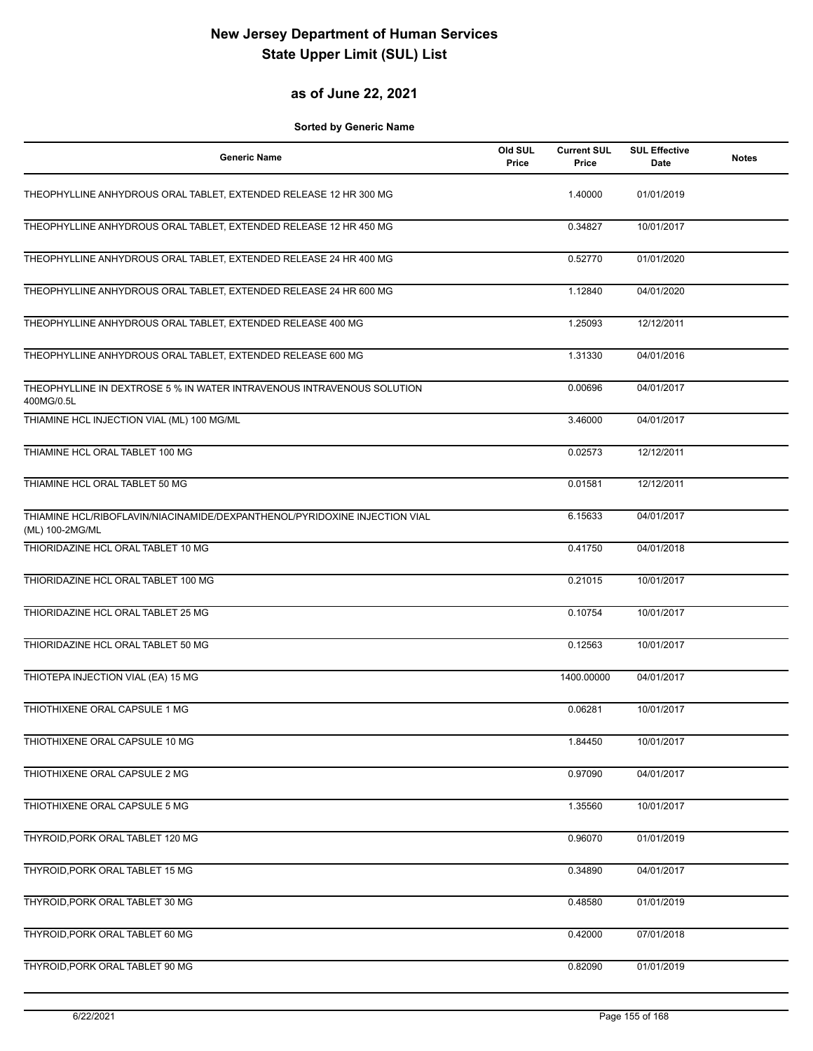# New Jersey Department of Human Services
# State Upper Limit (SUL) List

## as of June 22, 2021

**Sorted by Generic Name**

| Generic Name | Old SUL Price | Current SUL Price | SUL Effective Date | Notes |
|---|---|---|---|---|
| THEOPHYLLINE ANHYDROUS ORAL TABLET, EXTENDED RELEASE 12 HR 300 MG | | 1.40000 | 01/01/2019 | |
| THEOPHYLLINE ANHYDROUS ORAL TABLET, EXTENDED RELEASE 12 HR 450 MG | | 0.34827 | 10/01/2017 | |
| THEOPHYLLINE ANHYDROUS ORAL TABLET, EXTENDED RELEASE 24 HR 400 MG | | 0.52770 | 01/01/2020 | |
| THEOPHYLLINE ANHYDROUS ORAL TABLET, EXTENDED RELEASE 24 HR 600 MG | | 1.12840 | 04/01/2020 | |
| THEOPHYLLINE ANHYDROUS ORAL TABLET, EXTENDED RELEASE 400 MG | | 1.25093 | 12/12/2011 | |
| THEOPHYLLINE ANHYDROUS ORAL TABLET, EXTENDED RELEASE 600 MG | | 1.31330 | 04/01/2016 | |
| THEOPHYLLINE IN DEXTROSE 5 % IN WATER INTRAVENOUS INTRAVENOUS SOLUTION 400MG/0.5L | | 0.00696 | 04/01/2017 | |
| THIAMINE HCL INJECTION VIAL (ML) 100 MG/ML | | 3.46000 | 04/01/2017 | |
| THIAMINE HCL ORAL TABLET 100 MG | | 0.02573 | 12/12/2011 | |
| THIAMINE HCL ORAL TABLET 50 MG | | 0.01581 | 12/12/2011 | |
| THIAMINE HCL/RIBOFLAVIN/NIACINAMIDE/DEXPANTHENOL/PYRIDOXINE INJECTION VIAL (ML) 100-2MG/ML | | 6.15633 | 04/01/2017 | |
| THIORIDAZINE HCL ORAL TABLET 10 MG | | 0.41750 | 04/01/2018 | |
| THIORIDAZINE HCL ORAL TABLET 100 MG | | 0.21015 | 10/01/2017 | |
| THIORIDAZINE HCL ORAL TABLET 25 MG | | 0.10754 | 10/01/2017 | |
| THIORIDAZINE HCL ORAL TABLET 50 MG | | 0.12563 | 10/01/2017 | |
| THIOTEPA INJECTION VIAL (EA) 15 MG | | 1400.00000 | 04/01/2017 | |
| THIOTHIXENE ORAL CAPSULE 1 MG | | 0.06281 | 10/01/2017 | |
| THIOTHIXENE ORAL CAPSULE 10 MG | | 1.84450 | 10/01/2017 | |
| THIOTHIXENE ORAL CAPSULE 2 MG | | 0.97090 | 04/01/2017 | |
| THIOTHIXENE ORAL CAPSULE 5 MG | | 1.35560 | 10/01/2017 | |
| THYROID,PORK ORAL TABLET 120 MG | | 0.96070 | 01/01/2019 | |
| THYROID,PORK ORAL TABLET 15 MG | | 0.34890 | 04/01/2017 | |
| THYROID,PORK ORAL TABLET 30 MG | | 0.48580 | 01/01/2019 | |
| THYROID,PORK ORAL TABLET 60 MG | | 0.42000 | 07/01/2018 | |
| THYROID,PORK ORAL TABLET 90 MG | | 0.82090 | 01/01/2019 | |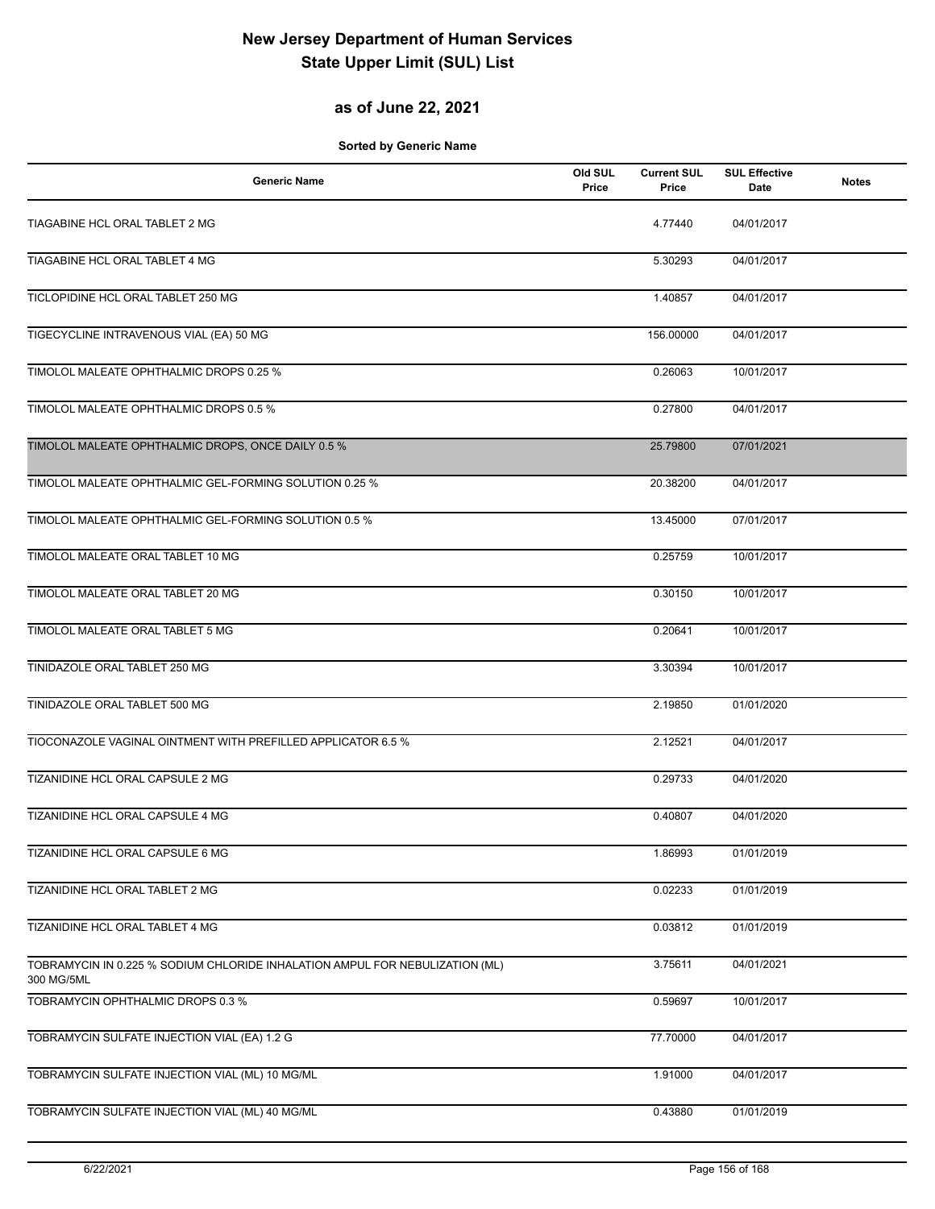# New Jersey Department of Human Services
# State Upper Limit (SUL) List

## as of June 22, 2021

**Sorted by Generic Name**

| Generic Name | Old SUL Price | Current SUL Price | SUL Effective Date | Notes |
|---|---|---|---|---|
| TIAGABINE HCL ORAL TABLET 2 MG | | 4.77440 | 04/01/2017 | |
| TIAGABINE HCL ORAL TABLET 4 MG | | 5.30293 | 04/01/2017 | |
| TICLOPIDINE HCL ORAL TABLET 250 MG | | 1.40857 | 04/01/2017 | |
| TIGECYCLINE INTRAVENOUS VIAL (EA) 50 MG | | 156.00000 | 04/01/2017 | |
| TIMOLOL MALEATE OPHTHALMIC DROPS 0.25 % | | 0.26063 | 10/01/2017 | |
| TIMOLOL MALEATE OPHTHALMIC DROPS 0.5 % | | 0.27800 | 04/01/2017 | |
| TIMOLOL MALEATE OPHTHALMIC DROPS, ONCE DAILY 0.5 % | | 25.79800 | 07/01/2021 | |
| TIMOLOL MALEATE OPHTHALMIC GEL-FORMING SOLUTION 0.25 % | | 20.38200 | 04/01/2017 | |
| TIMOLOL MALEATE OPHTHALMIC GEL-FORMING SOLUTION 0.5 % | | 13.45000 | 07/01/2017 | |
| TIMOLOL MALEATE ORAL TABLET 10 MG | | 0.25759 | 10/01/2017 | |
| TIMOLOL MALEATE ORAL TABLET 20 MG | | 0.30150 | 10/01/2017 | |
| TIMOLOL MALEATE ORAL TABLET 5 MG | | 0.20641 | 10/01/2017 | |
| TINIDAZOLE ORAL TABLET 250 MG | | 3.30394 | 10/01/2017 | |
| TINIDAZOLE ORAL TABLET 500 MG | | 2.19850 | 01/01/2020 | |
| TIOCONAZOLE VAGINAL OINTMENT WITH PREFILLED APPLICATOR 6.5 % | | 2.12521 | 04/01/2017 | |
| TIZANIDINE HCL ORAL CAPSULE 2 MG | | 0.29733 | 04/01/2020 | |
| TIZANIDINE HCL ORAL CAPSULE 4 MG | | 0.40807 | 04/01/2020 | |
| TIZANIDINE HCL ORAL CAPSULE 6 MG | | 1.86993 | 01/01/2019 | |
| TIZANIDINE HCL ORAL TABLET 2 MG | | 0.02233 | 01/01/2019 | |
| TIZANIDINE HCL ORAL TABLET 4 MG | | 0.03812 | 01/01/2019 | |
| TOBRAMYCIN IN 0.225 % SODIUM CHLORIDE INHALATION AMPUL FOR NEBULIZATION (ML) 300 MG/5ML | | 3.75611 | 04/01/2021 | |
| TOBRAMYCIN OPHTHALMIC DROPS 0.3 % | | 0.59697 | 10/01/2017 | |
| TOBRAMYCIN SULFATE INJECTION VIAL (EA) 1.2 G | | 77.70000 | 04/01/2017 | |
| TOBRAMYCIN SULFATE INJECTION VIAL (ML) 10 MG/ML | | 1.91000 | 04/01/2017 | |
| TOBRAMYCIN SULFATE INJECTION VIAL (ML) 40 MG/ML | | 0.43880 | 01/01/2019 | |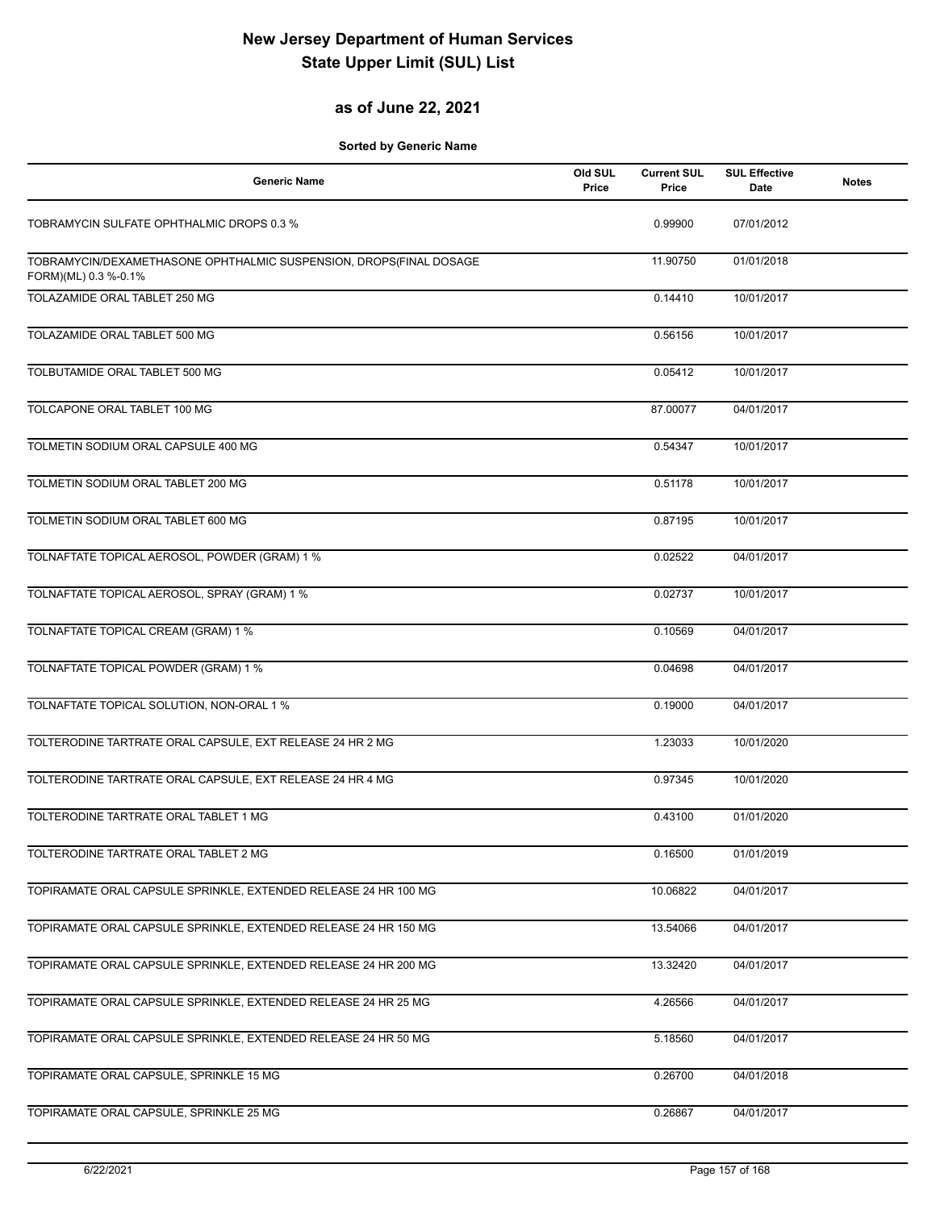# New Jersey Department of Human Services
# State Upper Limit (SUL) List

## as of June 22, 2021

**Sorted by Generic Name**

| Generic Name | Old SUL Price | Current SUL Price | SUL Effective Date | Notes |
|---|---|---|---|---|
| TOBRAMYCIN SULFATE OPHTHALMIC DROPS 0.3 % | | 0.99900 | 07/01/2012 | |
| TOBRAMYCIN/DEXAMETHASONE OPHTHALMIC SUSPENSION, DROPS(FINAL DOSAGE FORM)(ML) 0.3 %-0.1% | | 11.90750 | 01/01/2018 | |
| TOLAZAMIDE ORAL TABLET 250 MG | | 0.14410 | 10/01/2017 | |
| TOLAZAMIDE ORAL TABLET 500 MG | | 0.56156 | 10/01/2017 | |
| TOLBUTAMIDE ORAL TABLET 500 MG | | 0.05412 | 10/01/2017 | |
| TOLCAPONE ORAL TABLET 100 MG | | 87.00077 | 04/01/2017 | |
| TOLMETIN SODIUM ORAL CAPSULE 400 MG | | 0.54347 | 10/01/2017 | |
| TOLMETIN SODIUM ORAL TABLET 200 MG | | 0.51178 | 10/01/2017 | |
| TOLMETIN SODIUM ORAL TABLET 600 MG | | 0.87195 | 10/01/2017 | |
| TOLNAFTATE TOPICAL AEROSOL, POWDER (GRAM) 1 % | | 0.02522 | 04/01/2017 | |
| TOLNAFTATE TOPICAL AEROSOL, SPRAY (GRAM) 1 % | | 0.02737 | 10/01/2017 | |
| TOLNAFTATE TOPICAL CREAM (GRAM) 1 % | | 0.10569 | 04/01/2017 | |
| TOLNAFTATE TOPICAL POWDER (GRAM) 1 % | | 0.04698 | 04/01/2017 | |
| TOLNAFTATE TOPICAL SOLUTION, NON-ORAL 1 % | | 0.19000 | 04/01/2017 | |
| TOLTERODINE TARTRATE ORAL CAPSULE, EXT RELEASE 24 HR 2 MG | | 1.23033 | 10/01/2020 | |
| TOLTERODINE TARTRATE ORAL CAPSULE, EXT RELEASE 24 HR 4 MG | | 0.97345 | 10/01/2020 | |
| TOLTERODINE TARTRATE ORAL TABLET 1 MG | | 0.43100 | 01/01/2020 | |
| TOLTERODINE TARTRATE ORAL TABLET 2 MG | | 0.16500 | 01/01/2019 | |
| TOPIRAMATE ORAL CAPSULE SPRINKLE, EXTENDED RELEASE 24 HR 100 MG | | 10.06822 | 04/01/2017 | |
| TOPIRAMATE ORAL CAPSULE SPRINKLE, EXTENDED RELEASE 24 HR 150 MG | | 13.54066 | 04/01/2017 | |
| TOPIRAMATE ORAL CAPSULE SPRINKLE, EXTENDED RELEASE 24 HR 200 MG | | 13.32420 | 04/01/2017 | |
| TOPIRAMATE ORAL CAPSULE SPRINKLE, EXTENDED RELEASE 24 HR 25 MG | | 4.26566 | 04/01/2017 | |
| TOPIRAMATE ORAL CAPSULE SPRINKLE, EXTENDED RELEASE 24 HR 50 MG | | 5.18560 | 04/01/2017 | |
| TOPIRAMATE ORAL CAPSULE, SPRINKLE 15 MG | | 0.26700 | 04/01/2018 | |
| TOPIRAMATE ORAL CAPSULE, SPRINKLE 25 MG | | 0.26867 | 04/01/2017 | |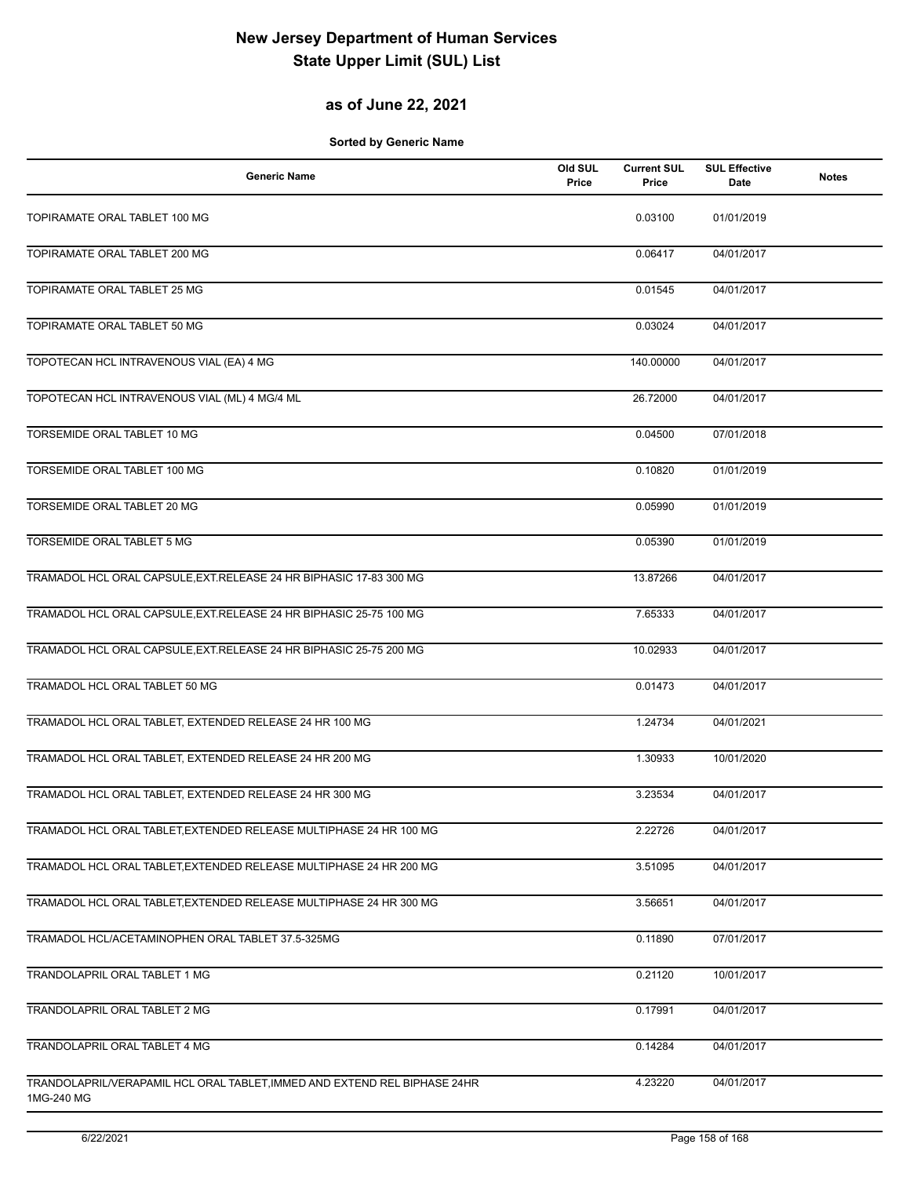# New Jersey Department of Human Services
# State Upper Limit (SUL) List

## as of June 22, 2021

**Sorted by Generic Name**

| Generic Name | Old SUL Price | Current SUL Price | SUL Effective Date | Notes |
|---|---|---|---|---|
| TOPIRAMATE ORAL TABLET 100 MG | | 0.03100 | 01/01/2019 | |
| TOPIRAMATE ORAL TABLET 200 MG | | 0.06417 | 04/01/2017 | |
| TOPIRAMATE ORAL TABLET 25 MG | | 0.01545 | 04/01/2017 | |
| TOPIRAMATE ORAL TABLET 50 MG | | 0.03024 | 04/01/2017 | |
| TOPOTECAN HCL INTRAVENOUS VIAL (EA) 4 MG | | 140.00000 | 04/01/2017 | |
| TOPOTECAN HCL INTRAVENOUS VIAL (ML) 4 MG/4 ML | | 26.72000 | 04/01/2017 | |
| TORSEMIDE ORAL TABLET 10 MG | | 0.04500 | 07/01/2018 | |
| TORSEMIDE ORAL TABLET 100 MG | | 0.10820 | 01/01/2019 | |
| TORSEMIDE ORAL TABLET 20 MG | | 0.05990 | 01/01/2019 | |
| TORSEMIDE ORAL TABLET 5 MG | | 0.05390 | 01/01/2019 | |
| TRAMADOL HCL ORAL CAPSULE,EXT.RELEASE 24 HR BIPHASIC 17-83 300 MG | | 13.87266 | 04/01/2017 | |
| TRAMADOL HCL ORAL CAPSULE,EXT.RELEASE 24 HR BIPHASIC 25-75 100 MG | | 7.65333 | 04/01/2017 | |
| TRAMADOL HCL ORAL CAPSULE,EXT.RELEASE 24 HR BIPHASIC 25-75 200 MG | | 10.02933 | 04/01/2017 | |
| TRAMADOL HCL ORAL TABLET 50 MG | | 0.01473 | 04/01/2017 | |
| TRAMADOL HCL ORAL TABLET, EXTENDED RELEASE 24 HR 100 MG | | 1.24734 | 04/01/2021 | |
| TRAMADOL HCL ORAL TABLET, EXTENDED RELEASE 24 HR 200 MG | | 1.30933 | 10/01/2020 | |
| TRAMADOL HCL ORAL TABLET, EXTENDED RELEASE 24 HR 300 MG | | 3.23534 | 04/01/2017 | |
| TRAMADOL HCL ORAL TABLET,EXTENDED RELEASE MULTIPHASE 24 HR 100 MG | | 2.22726 | 04/01/2017 | |
| TRAMADOL HCL ORAL TABLET,EXTENDED RELEASE MULTIPHASE 24 HR 200 MG | | 3.51095 | 04/01/2017 | |
| TRAMADOL HCL ORAL TABLET,EXTENDED RELEASE MULTIPHASE 24 HR 300 MG | | 3.56651 | 04/01/2017 | |
| TRAMADOL HCL/ACETAMINOPHEN ORAL TABLET 37.5-325MG | | 0.11890 | 07/01/2017 | |
| TRANDOLAPRIL ORAL TABLET 1 MG | | 0.21120 | 10/01/2017 | |
| TRANDOLAPRIL ORAL TABLET 2 MG | | 0.17991 | 04/01/2017 | |
| TRANDOLAPRIL ORAL TABLET 4 MG | | 0.14284 | 04/01/2017 | |
| TRANDOLAPRIL/VERAPAMIL HCL ORAL TABLET,IMMED AND EXTEND REL BIPHASE 24HR 1MG-240 MG | | 4.23220 | 04/01/2017 | |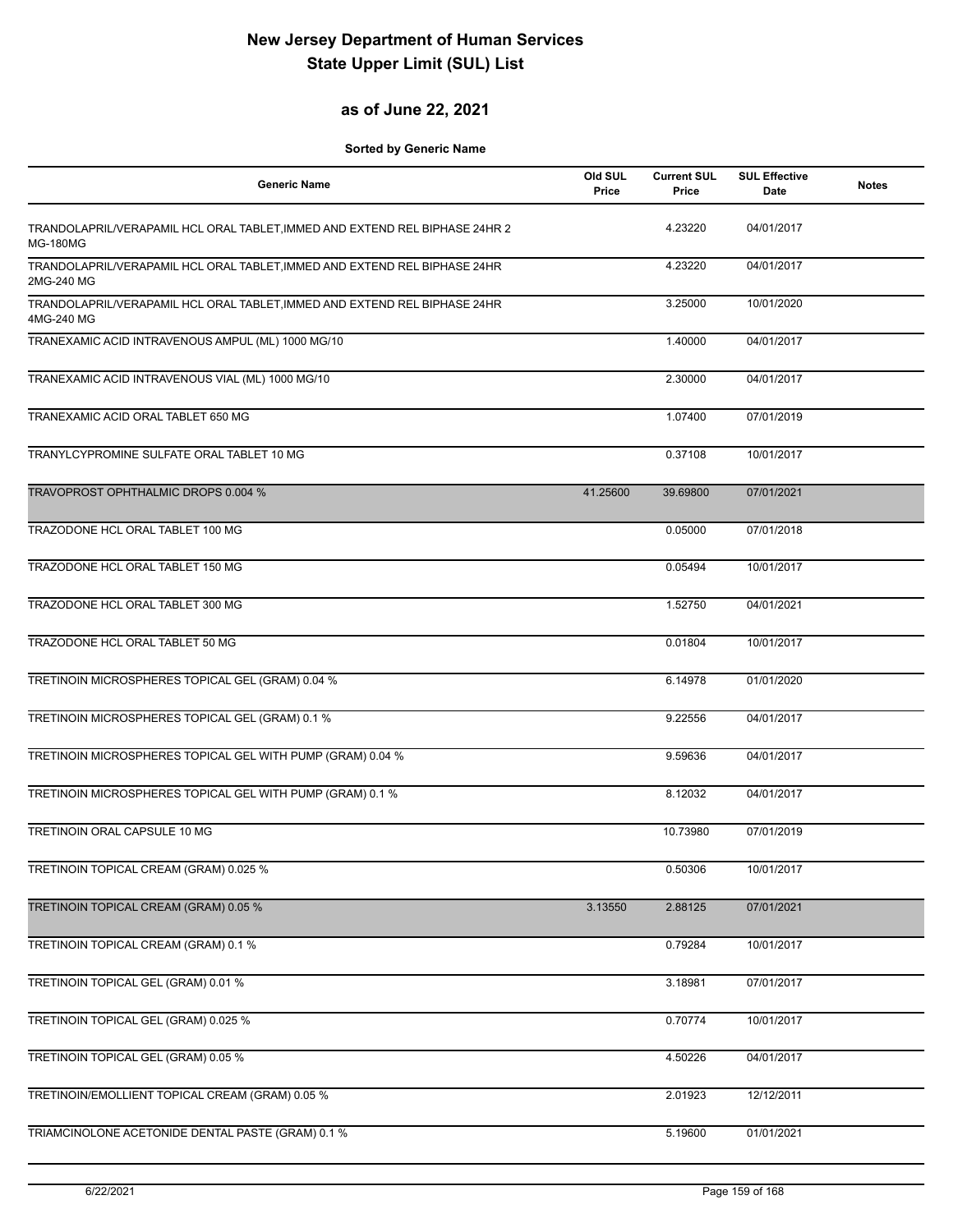# New Jersey Department of Human Services
# State Upper Limit (SUL) List

## as of June 22, 2021

**Sorted by Generic Name**

| Generic Name | Old SUL Price | Current SUL Price | SUL Effective Date | Notes |
|---|---|---|---|---|
| TRANDOLAPRIL/VERAPAMIL HCL ORAL TABLET,IMMED AND EXTEND REL BIPHASE 24HR 2 MG-180MG | | 4.23220 | 04/01/2017 | |
| TRANDOLAPRIL/VERAPAMIL HCL ORAL TABLET,IMMED AND EXTEND REL BIPHASE 24HR 2MG-240 MG | | 4.23220 | 04/01/2017 | |
| TRANDOLAPRIL/VERAPAMIL HCL ORAL TABLET,IMMED AND EXTEND REL BIPHASE 24HR 4MG-240 MG | | 3.25000 | 10/01/2020 | |
| TRANEXAMIC ACID INTRAVENOUS AMPUL (ML) 1000 MG/10 | | 1.40000 | 04/01/2017 | |
| TRANEXAMIC ACID INTRAVENOUS VIAL (ML) 1000 MG/10 | | 2.30000 | 04/01/2017 | |
| TRANEXAMIC ACID ORAL TABLET 650 MG | | 1.07400 | 07/01/2019 | |
| TRANYLCYPROMINE SULFATE ORAL TABLET 10 MG | | 0.37108 | 10/01/2017 | |
| TRAVOPROST OPHTHALMIC DROPS 0.004 % | 41.25600 | 39.69800 | 07/01/2021 | |
| TRAZODONE HCL ORAL TABLET 100 MG | | 0.05000 | 07/01/2018 | |
| TRAZODONE HCL ORAL TABLET 150 MG | | 0.05494 | 10/01/2017 | |
| TRAZODONE HCL ORAL TABLET 300 MG | | 1.52750 | 04/01/2021 | |
| TRAZODONE HCL ORAL TABLET 50 MG | | 0.01804 | 10/01/2017 | |
| TRETINOIN MICROSPHERES TOPICAL GEL (GRAM) 0.04 % | | 6.14978 | 01/01/2020 | |
| TRETINOIN MICROSPHERES TOPICAL GEL (GRAM) 0.1 % | | 9.22556 | 04/01/2017 | |
| TRETINOIN MICROSPHERES TOPICAL GEL WITH PUMP (GRAM) 0.04 % | | 9.59636 | 04/01/2017 | |
| TRETINOIN MICROSPHERES TOPICAL GEL WITH PUMP (GRAM) 0.1 % | | 8.12032 | 04/01/2017 | |
| TRETINOIN ORAL CAPSULE 10 MG | | 10.73980 | 07/01/2019 | |
| TRETINOIN TOPICAL CREAM (GRAM) 0.025 % | | 0.50306 | 10/01/2017 | |
| TRETINOIN TOPICAL CREAM (GRAM) 0.05 % | 3.13550 | 2.88125 | 07/01/2021 | |
| TRETINOIN TOPICAL CREAM (GRAM) 0.1 % | | 0.79284 | 10/01/2017 | |
| TRETINOIN TOPICAL GEL (GRAM) 0.01 % | | 3.18981 | 07/01/2017 | |
| TRETINOIN TOPICAL GEL (GRAM) 0.025 % | | 0.70774 | 10/01/2017 | |
| TRETINOIN TOPICAL GEL (GRAM) 0.05 % | | 4.50226 | 04/01/2017 | |
| TRETINOIN/EMOLLIENT TOPICAL CREAM (GRAM) 0.05 % | | 2.01923 | 12/12/2011 | |
| TRIAMCINOLONE ACETONIDE DENTAL PASTE (GRAM) 0.1 % | | 5.19600 | 01/01/2021 | |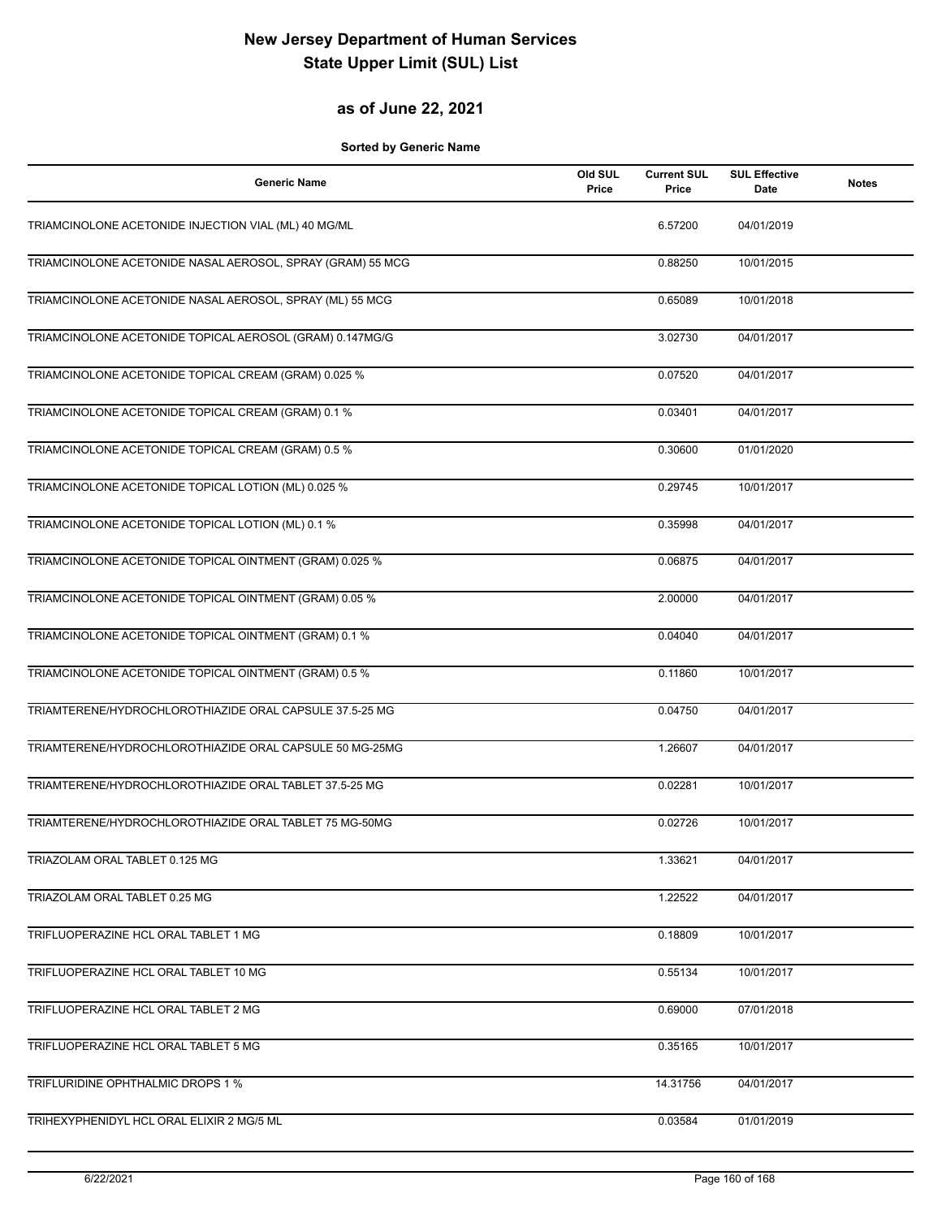# New Jersey Department of Human Services
# State Upper Limit (SUL) List

## as of June 22, 2021

**Sorted by Generic Name**

| Generic Name | Old SUL Price | Current SUL Price | SUL Effective Date | Notes |
|---|---|---|---|---|
| TRIAMCINOLONE ACETONIDE INJECTION VIAL (ML) 40 MG/ML | | 6.57200 | 04/01/2019 | |
| TRIAMCINOLONE ACETONIDE NASAL AEROSOL, SPRAY (GRAM) 55 MCG | | 0.88250 | 10/01/2015 | |
| TRIAMCINOLONE ACETONIDE NASAL AEROSOL, SPRAY (ML) 55 MCG | | 0.65089 | 10/01/2018 | |
| TRIAMCINOLONE ACETONIDE TOPICAL AEROSOL (GRAM) 0.147MG/G | | 3.02730 | 04/01/2017 | |
| TRIAMCINOLONE ACETONIDE TOPICAL CREAM (GRAM) 0.025 % | | 0.07520 | 04/01/2017 | |
| TRIAMCINOLONE ACETONIDE TOPICAL CREAM (GRAM) 0.1 % | | 0.03401 | 04/01/2017 | |
| TRIAMCINOLONE ACETONIDE TOPICAL CREAM (GRAM) 0.5 % | | 0.30600 | 01/01/2020 | |
| TRIAMCINOLONE ACETONIDE TOPICAL LOTION (ML) 0.025 % | | 0.29745 | 10/01/2017 | |
| TRIAMCINOLONE ACETONIDE TOPICAL LOTION (ML) 0.1 % | | 0.35998 | 04/01/2017 | |
| TRIAMCINOLONE ACETONIDE TOPICAL OINTMENT (GRAM) 0.025 % | | 0.06875 | 04/01/2017 | |
| TRIAMCINOLONE ACETONIDE TOPICAL OINTMENT (GRAM) 0.05 % | | 2.00000 | 04/01/2017 | |
| TRIAMCINOLONE ACETONIDE TOPICAL OINTMENT (GRAM) 0.1 % | | 0.04040 | 04/01/2017 | |
| TRIAMCINOLONE ACETONIDE TOPICAL OINTMENT (GRAM) 0.5 % | | 0.11860 | 10/01/2017 | |
| TRIAMTERENE/HYDROCHLOROTHIAZIDE ORAL CAPSULE 37.5-25 MG | | 0.04750 | 04/01/2017 | |
| TRIAMTERENE/HYDROCHLOROTHIAZIDE ORAL CAPSULE 50 MG-25MG | | 1.26607 | 04/01/2017 | |
| TRIAMTERENE/HYDROCHLOROTHIAZIDE ORAL TABLET 37.5-25 MG | | 0.02281 | 10/01/2017 | |
| TRIAMTERENE/HYDROCHLOROTHIAZIDE ORAL TABLET 75 MG-50MG | | 0.02726 | 10/01/2017 | |
| TRIAZOLAM ORAL TABLET 0.125 MG | | 1.33621 | 04/01/2017 | |
| TRIAZOLAM ORAL TABLET 0.25 MG | | 1.22522 | 04/01/2017 | |
| TRIFLUOPERAZINE HCL ORAL TABLET 1 MG | | 0.18809 | 10/01/2017 | |
| TRIFLUOPERAZINE HCL ORAL TABLET 10 MG | | 0.55134 | 10/01/2017 | |
| TRIFLUOPERAZINE HCL ORAL TABLET 2 MG | | 0.69000 | 07/01/2018 | |
| TRIFLUOPERAZINE HCL ORAL TABLET 5 MG | | 0.35165 | 10/01/2017 | |
| TRIFLURIDINE OPHTHALMIC DROPS 1 % | | 14.31756 | 04/01/2017 | |
| TRIHEXYPHENIDYL HCL ORAL ELIXIR 2 MG/5 ML | | 0.03584 | 01/01/2019 | |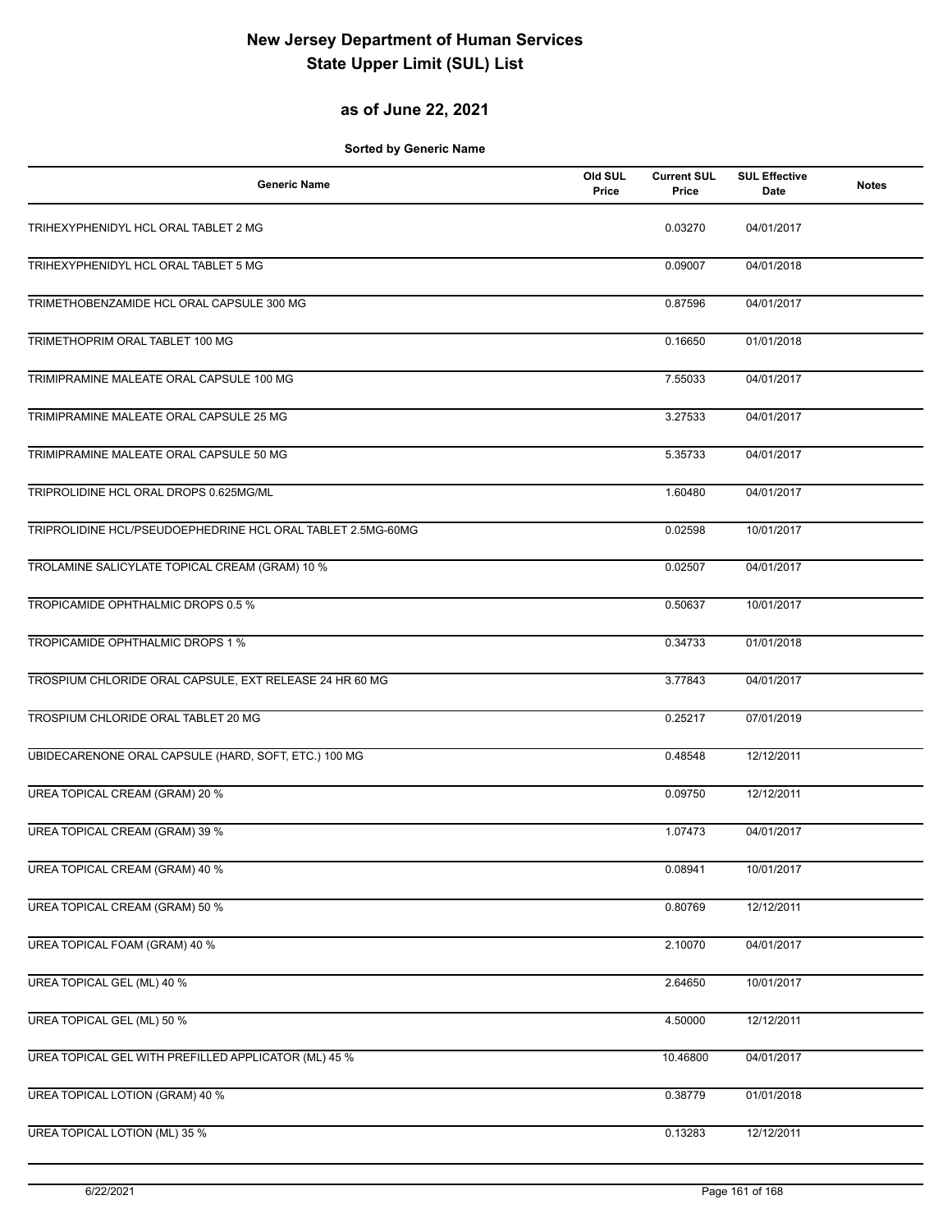# New Jersey Department of Human Services
# State Upper Limit (SUL) List

## as of June 22, 2021

**Sorted by Generic Name**

| Generic Name | Old SUL Price | Current SUL Price | SUL Effective Date | Notes |
|---|---|---|---|---|
| TRIHEXYPHENIDYL HCL ORAL TABLET 2 MG | | 0.03270 | 04/01/2017 | |
| TRIHEXYPHENIDYL HCL ORAL TABLET 5 MG | | 0.09007 | 04/01/2018 | |
| TRIMETHOBENZAMIDE HCL ORAL CAPSULE 300 MG | | 0.87596 | 04/01/2017 | |
| TRIMETHOPRIM ORAL TABLET 100 MG | | 0.16650 | 01/01/2018 | |
| TRIMIPRAMINE MALEATE ORAL CAPSULE 100 MG | | 7.55033 | 04/01/2017 | |
| TRIMIPRAMINE MALEATE ORAL CAPSULE 25 MG | | 3.27533 | 04/01/2017 | |
| TRIMIPRAMINE MALEATE ORAL CAPSULE 50 MG | | 5.35733 | 04/01/2017 | |
| TRIPROLIDINE HCL ORAL DROPS 0.625MG/ML | | 1.60480 | 04/01/2017 | |
| TRIPROLIDINE HCL/PSEUDOEPHEDRINE HCL ORAL TABLET 2.5MG-60MG | | 0.02598 | 10/01/2017 | |
| TROLAMINE SALICYLATE TOPICAL CREAM (GRAM) 10 % | | 0.02507 | 04/01/2017 | |
| TROPICAMIDE OPHTHALMIC DROPS 0.5 % | | 0.50637 | 10/01/2017 | |
| TROPICAMIDE OPHTHALMIC DROPS 1 % | | 0.34733 | 01/01/2018 | |
| TROSPIUM CHLORIDE ORAL CAPSULE, EXT RELEASE 24 HR 60 MG | | 3.77843 | 04/01/2017 | |
| TROSPIUM CHLORIDE ORAL TABLET 20 MG | | 0.25217 | 07/01/2019 | |
| UBIDECARENONE ORAL CAPSULE (HARD, SOFT, ETC.) 100 MG | | 0.48548 | 12/12/2011 | |
| UREA TOPICAL CREAM (GRAM) 20 % | | 0.09750 | 12/12/2011 | |
| UREA TOPICAL CREAM (GRAM) 39 % | | 1.07473 | 04/01/2017 | |
| UREA TOPICAL CREAM (GRAM) 40 % | | 0.08941 | 10/01/2017 | |
| UREA TOPICAL CREAM (GRAM) 50 % | | 0.80769 | 12/12/2011 | |
| UREA TOPICAL FOAM (GRAM) 40 % | | 2.10070 | 04/01/2017 | |
| UREA TOPICAL GEL (ML) 40 % | | 2.64650 | 10/01/2017 | |
| UREA TOPICAL GEL (ML) 50 % | | 4.50000 | 12/12/2011 | |
| UREA TOPICAL GEL WITH PREFILLED APPLICATOR (ML) 45 % | | 10.46800 | 04/01/2017 | |
| UREA TOPICAL LOTION (GRAM) 40 % | | 0.38779 | 01/01/2018 | |
| UREA TOPICAL LOTION (ML) 35 % | | 0.13283 | 12/12/2011 | |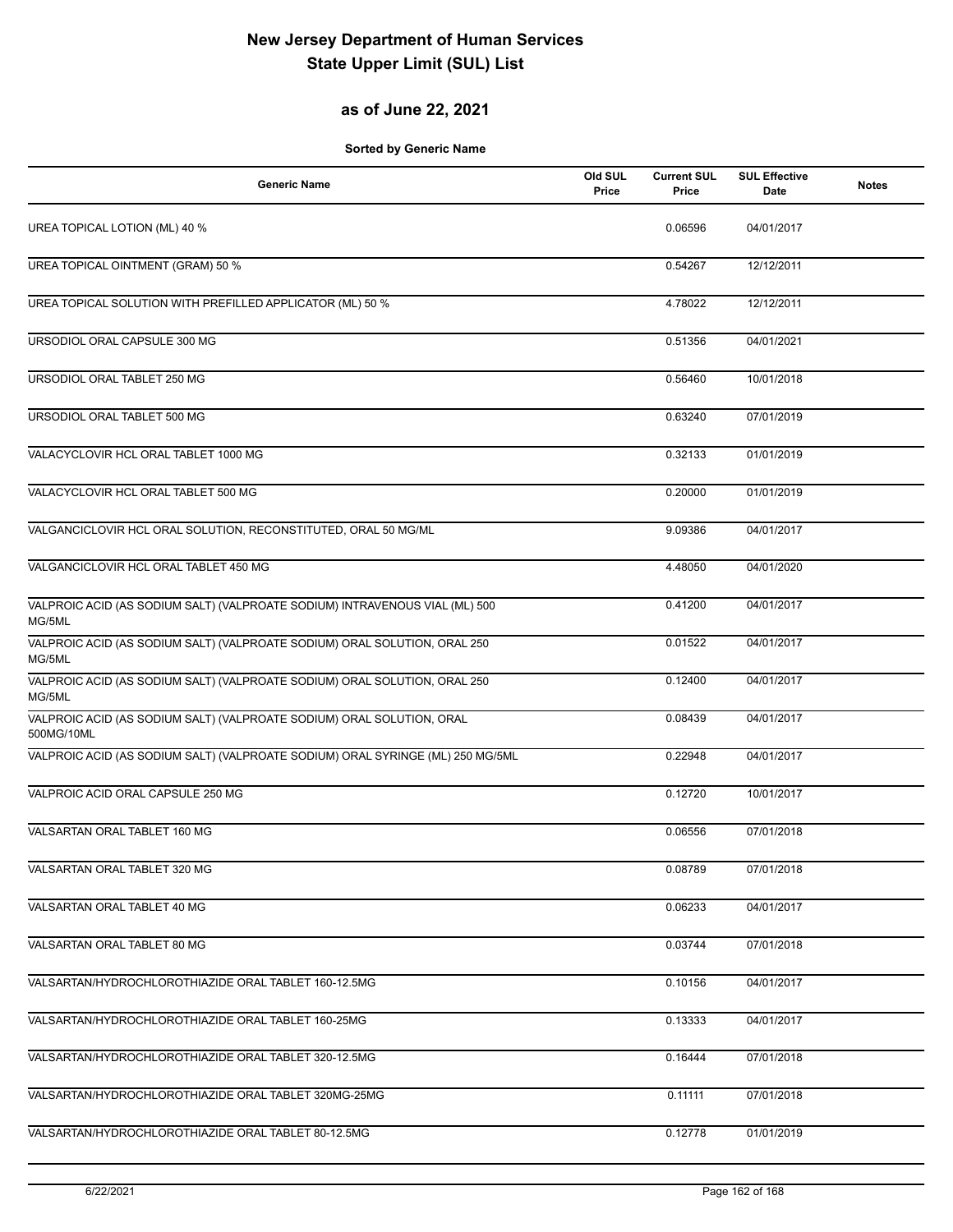# New Jersey Department of Human Services
# State Upper Limit (SUL) List

## as of June 22, 2021

**Sorted by Generic Name**

| Generic Name | Old SUL Price | Current SUL Price | SUL Effective Date | Notes |
|---|---|---|---|---|
| UREA TOPICAL LOTION (ML) 40 % | | 0.06596 | 04/01/2017 | |
| UREA TOPICAL OINTMENT (GRAM) 50 % | | 0.54267 | 12/12/2011 | |
| UREA TOPICAL SOLUTION WITH PREFILLED APPLICATOR (ML) 50 % | | 4.78022 | 12/12/2011 | |
| URSODIOL ORAL CAPSULE 300 MG | | 0.51356 | 04/01/2021 | |
| URSODIOL ORAL TABLET 250 MG | | 0.56460 | 10/01/2018 | |
| URSODIOL ORAL TABLET 500 MG | | 0.63240 | 07/01/2019 | |
| VALACYCLOVIR HCL ORAL TABLET 1000 MG | | 0.32133 | 01/01/2019 | |
| VALACYCLOVIR HCL ORAL TABLET 500 MG | | 0.20000 | 01/01/2019 | |
| VALGANCICLOVIR HCL ORAL SOLUTION, RECONSTITUTED, ORAL 50 MG/ML | | 9.09386 | 04/01/2017 | |
| VALGANCICLOVIR HCL ORAL TABLET 450 MG | | 4.48050 | 04/01/2020 | |
| VALPROIC ACID (AS SODIUM SALT) (VALPROATE SODIUM) INTRAVENOUS VIAL (ML) 500 MG/5ML | | 0.41200 | 04/01/2017 | |
| VALPROIC ACID (AS SODIUM SALT) (VALPROATE SODIUM) ORAL SOLUTION, ORAL 250 MG/5ML | | 0.01522 | 04/01/2017 | |
| VALPROIC ACID (AS SODIUM SALT) (VALPROATE SODIUM) ORAL SOLUTION, ORAL 250 MG/5ML | | 0.12400 | 04/01/2017 | |
| VALPROIC ACID (AS SODIUM SALT) (VALPROATE SODIUM) ORAL SOLUTION, ORAL 500MG/10ML | | 0.08439 | 04/01/2017 | |
| VALPROIC ACID (AS SODIUM SALT) (VALPROATE SODIUM) ORAL SYRINGE (ML) 250 MG/5ML | | 0.22948 | 04/01/2017 | |
| VALPROIC ACID ORAL CAPSULE 250 MG | | 0.12720 | 10/01/2017 | |
| VALSARTAN ORAL TABLET 160 MG | | 0.06556 | 07/01/2018 | |
| VALSARTAN ORAL TABLET 320 MG | | 0.08789 | 07/01/2018 | |
| VALSARTAN ORAL TABLET 40 MG | | 0.06233 | 04/01/2017 | |
| VALSARTAN ORAL TABLET 80 MG | | 0.03744 | 07/01/2018 | |
| VALSARTAN/HYDROCHLOROTHIAZIDE ORAL TABLET 160-12.5MG | | 0.10156 | 04/01/2017 | |
| VALSARTAN/HYDROCHLOROTHIAZIDE ORAL TABLET 160-25MG | | 0.13333 | 04/01/2017 | |
| VALSARTAN/HYDROCHLOROTHIAZIDE ORAL TABLET 320-12.5MG | | 0.16444 | 07/01/2018 | |
| VALSARTAN/HYDROCHLOROTHIAZIDE ORAL TABLET 320MG-25MG | | 0.11111 | 07/01/2018 | |
| VALSARTAN/HYDROCHLOROTHIAZIDE ORAL TABLET 80-12.5MG | | 0.12778 | 01/01/2019 | |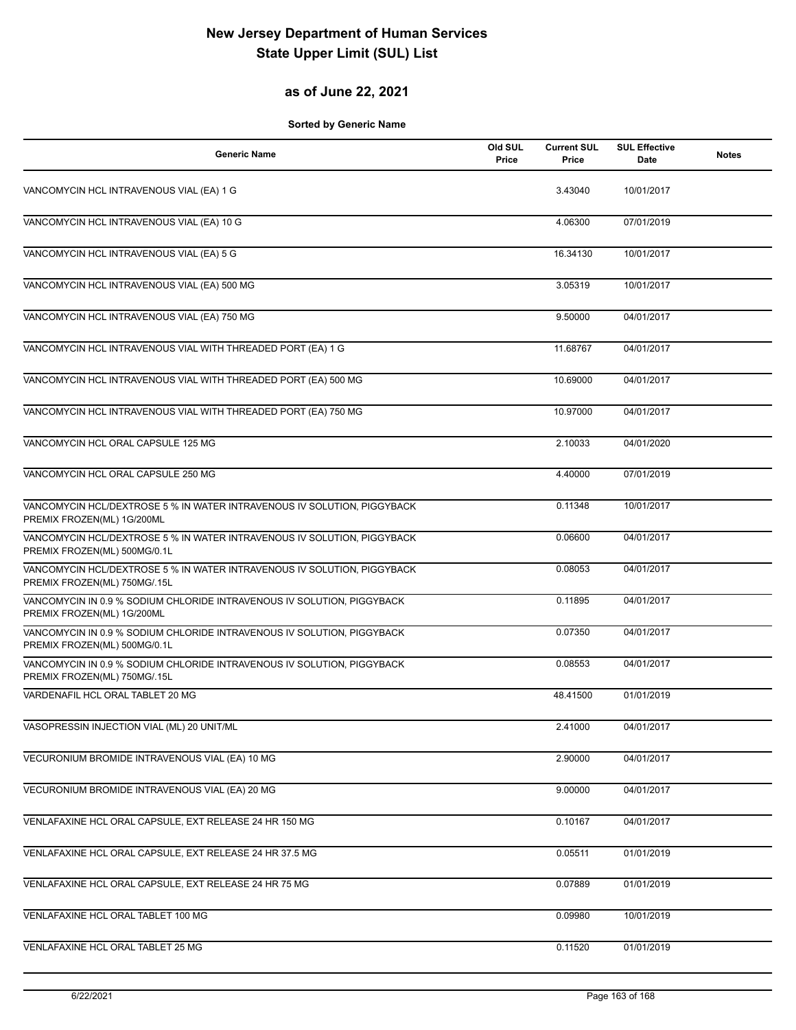# New Jersey Department of Human Services
# State Upper Limit (SUL) List

## as of June 22, 2021

**Sorted by Generic Name**

| Generic Name | Old SUL Price | Current SUL Price | SUL Effective Date | Notes |
|---|---|---|---|---|
| VANCOMYCIN HCL INTRAVENOUS VIAL (EA) 1 G | | 3.43040 | 10/01/2017 | |
| VANCOMYCIN HCL INTRAVENOUS VIAL (EA) 10 G | | 4.06300 | 07/01/2019 | |
| VANCOMYCIN HCL INTRAVENOUS VIAL (EA) 5 G | | 16.34130 | 10/01/2017 | |
| VANCOMYCIN HCL INTRAVENOUS VIAL (EA) 500 MG | | 3.05319 | 10/01/2017 | |
| VANCOMYCIN HCL INTRAVENOUS VIAL (EA) 750 MG | | 9.50000 | 04/01/2017 | |
| VANCOMYCIN HCL INTRAVENOUS VIAL WITH THREADED PORT (EA) 1 G | | 11.68767 | 04/01/2017 | |
| VANCOMYCIN HCL INTRAVENOUS VIAL WITH THREADED PORT (EA) 500 MG | | 10.69000 | 04/01/2017 | |
| VANCOMYCIN HCL INTRAVENOUS VIAL WITH THREADED PORT (EA) 750 MG | | 10.97000 | 04/01/2017 | |
| VANCOMYCIN HCL ORAL CAPSULE 125 MG | | 2.10033 | 04/01/2020 | |
| VANCOMYCIN HCL ORAL CAPSULE 250 MG | | 4.40000 | 07/01/2019 | |
| VANCOMYCIN HCL/DEXTROSE 5 % IN WATER INTRAVENOUS IV SOLUTION, PIGGYBACK PREMIX FROZEN(ML) 1G/200ML | | 0.11348 | 10/01/2017 | |
| VANCOMYCIN HCL/DEXTROSE 5 % IN WATER INTRAVENOUS IV SOLUTION, PIGGYBACK PREMIX FROZEN(ML) 500MG/0.1L | | 0.06600 | 04/01/2017 | |
| VANCOMYCIN HCL/DEXTROSE 5 % IN WATER INTRAVENOUS IV SOLUTION, PIGGYBACK PREMIX FROZEN(ML) 750MG/.15L | | 0.08053 | 04/01/2017 | |
| VANCOMYCIN IN 0.9 % SODIUM CHLORIDE INTRAVENOUS IV SOLUTION, PIGGYBACK PREMIX FROZEN(ML) 1G/200ML | | 0.11895 | 04/01/2017 | |
| VANCOMYCIN IN 0.9 % SODIUM CHLORIDE INTRAVENOUS IV SOLUTION, PIGGYBACK PREMIX FROZEN(ML) 500MG/0.1L | | 0.07350 | 04/01/2017 | |
| VANCOMYCIN IN 0.9 % SODIUM CHLORIDE INTRAVENOUS IV SOLUTION, PIGGYBACK PREMIX FROZEN(ML) 750MG/.15L | | 0.08553 | 04/01/2017 | |
| VARDENAFIL HCL ORAL TABLET 20 MG | | 48.41500 | 01/01/2019 | |
| VASOPRESSIN INJECTION VIAL (ML) 20 UNIT/ML | | 2.41000 | 04/01/2017 | |
| VECURONIUM BROMIDE INTRAVENOUS VIAL (EA) 10 MG | | 2.90000 | 04/01/2017 | |
| VECURONIUM BROMIDE INTRAVENOUS VIAL (EA) 20 MG | | 9.00000 | 04/01/2017 | |
| VENLAFAXINE HCL ORAL CAPSULE, EXT RELEASE 24 HR 150 MG | | 0.10167 | 04/01/2017 | |
| VENLAFAXINE HCL ORAL CAPSULE, EXT RELEASE 24 HR 37.5 MG | | 0.05511 | 01/01/2019 | |
| VENLAFAXINE HCL ORAL CAPSULE, EXT RELEASE 24 HR 75 MG | | 0.07889 | 01/01/2019 | |
| VENLAFAXINE HCL ORAL TABLET 100 MG | | 0.09980 | 10/01/2019 | |
| VENLAFAXINE HCL ORAL TABLET 25 MG | | 0.11520 | 01/01/2019 | |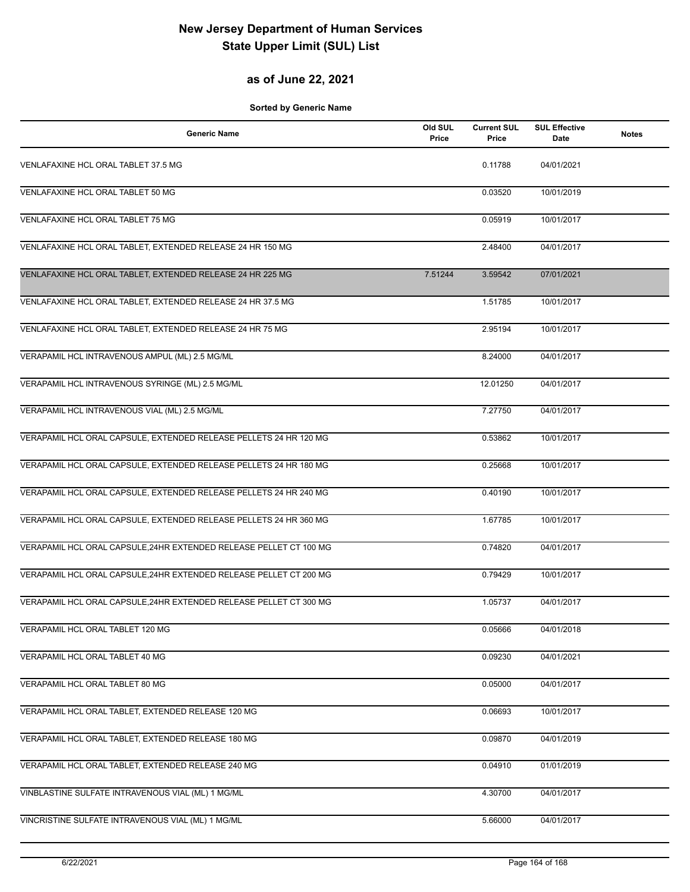# New Jersey Department of Human Services
# State Upper Limit (SUL) List

## as of June 22, 2021

**Sorted by Generic Name**

| Generic Name | Old SUL Price | Current SUL Price | SUL Effective Date | Notes |
|---|---|---|---|---|
| VENLAFAXINE HCL ORAL TABLET 37.5 MG | | 0.11788 | 04/01/2021 | |
| VENLAFAXINE HCL ORAL TABLET 50 MG | | 0.03520 | 10/01/2019 | |
| VENLAFAXINE HCL ORAL TABLET 75 MG | | 0.05919 | 10/01/2017 | |
| VENLAFAXINE HCL ORAL TABLET, EXTENDED RELEASE 24 HR 150 MG | | 2.48400 | 04/01/2017 | |
| VENLAFAXINE HCL ORAL TABLET, EXTENDED RELEASE 24 HR 225 MG | 7.51244 | 3.59542 | 07/01/2021 | |
| VENLAFAXINE HCL ORAL TABLET, EXTENDED RELEASE 24 HR 37.5 MG | | 1.51785 | 10/01/2017 | |
| VENLAFAXINE HCL ORAL TABLET, EXTENDED RELEASE 24 HR 75 MG | | 2.95194 | 10/01/2017 | |
| VERAPAMIL HCL INTRAVENOUS AMPUL (ML) 2.5 MG/ML | | 8.24000 | 04/01/2017 | |
| VERAPAMIL HCL INTRAVENOUS SYRINGE (ML) 2.5 MG/ML | | 12.01250 | 04/01/2017 | |
| VERAPAMIL HCL INTRAVENOUS VIAL (ML) 2.5 MG/ML | | 7.27750 | 04/01/2017 | |
| VERAPAMIL HCL ORAL CAPSULE, EXTENDED RELEASE PELLETS 24 HR 120 MG | | 0.53862 | 10/01/2017 | |
| VERAPAMIL HCL ORAL CAPSULE, EXTENDED RELEASE PELLETS 24 HR 180 MG | | 0.25668 | 10/01/2017 | |
| VERAPAMIL HCL ORAL CAPSULE, EXTENDED RELEASE PELLETS 24 HR 240 MG | | 0.40190 | 10/01/2017 | |
| VERAPAMIL HCL ORAL CAPSULE, EXTENDED RELEASE PELLETS 24 HR 360 MG | | 1.67785 | 10/01/2017 | |
| VERAPAMIL HCL ORAL CAPSULE,24HR EXTENDED RELEASE PELLET CT 100 MG | | 0.74820 | 04/01/2017 | |
| VERAPAMIL HCL ORAL CAPSULE,24HR EXTENDED RELEASE PELLET CT 200 MG | | 0.79429 | 10/01/2017 | |
| VERAPAMIL HCL ORAL CAPSULE,24HR EXTENDED RELEASE PELLET CT 300 MG | | 1.05737 | 04/01/2017 | |
| VERAPAMIL HCL ORAL TABLET 120 MG | | 0.05666 | 04/01/2018 | |
| VERAPAMIL HCL ORAL TABLET 40 MG | | 0.09230 | 04/01/2021 | |
| VERAPAMIL HCL ORAL TABLET 80 MG | | 0.05000 | 04/01/2017 | |
| VERAPAMIL HCL ORAL TABLET, EXTENDED RELEASE 120 MG | | 0.06693 | 10/01/2017 | |
| VERAPAMIL HCL ORAL TABLET, EXTENDED RELEASE 180 MG | | 0.09870 | 04/01/2019 | |
| VERAPAMIL HCL ORAL TABLET, EXTENDED RELEASE 240 MG | | 0.04910 | 01/01/2019 | |
| VINBLASTINE SULFATE INTRAVENOUS VIAL (ML) 1 MG/ML | | 4.30700 | 04/01/2017 | |
| VINCRISTINE SULFATE INTRAVENOUS VIAL (ML) 1 MG/ML | | 5.66000 | 04/01/2017 | |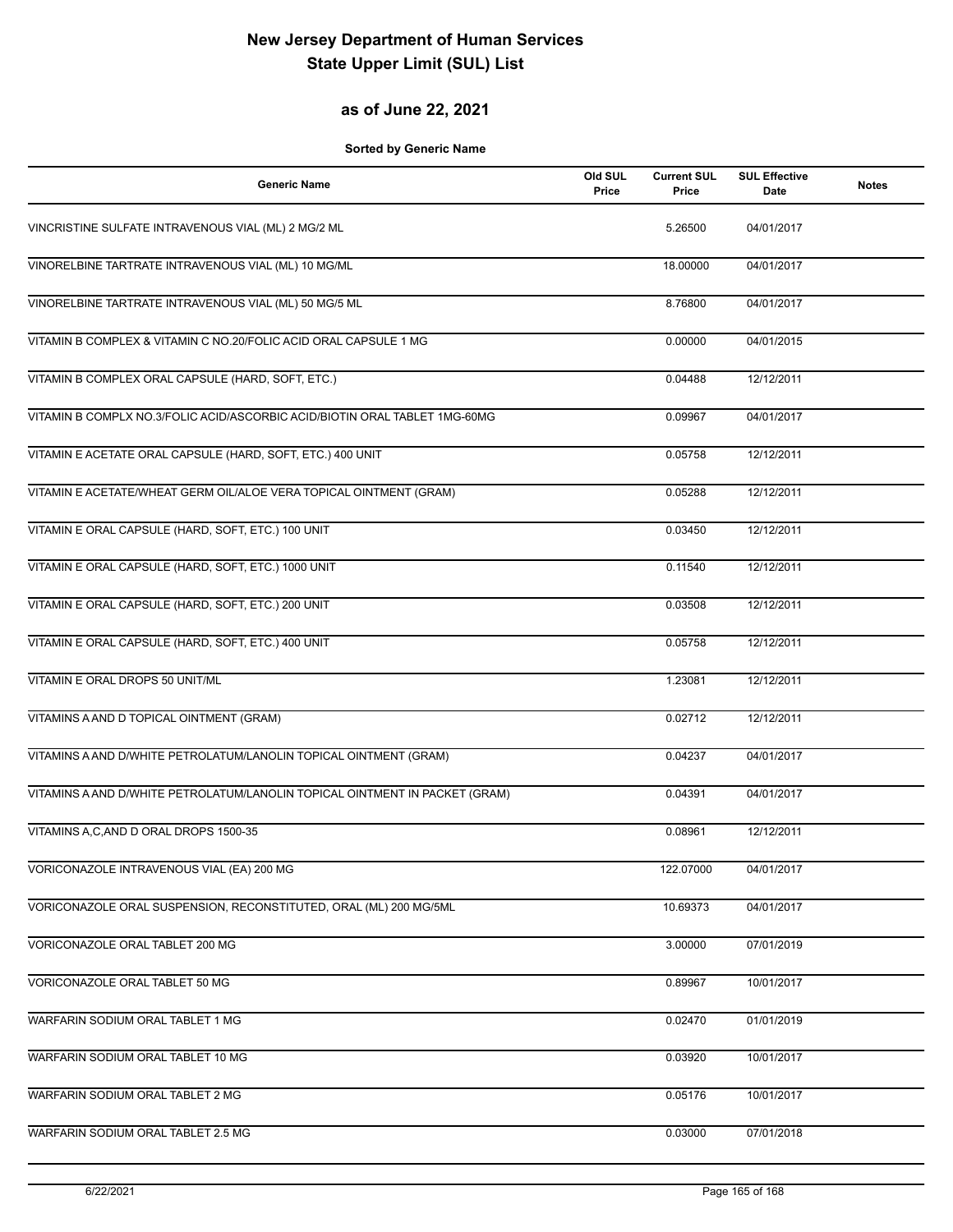# New Jersey Department of Human Services
# State Upper Limit (SUL) List

## as of June 22, 2021

**Sorted by Generic Name**

| Generic Name | Old SUL Price | Current SUL Price | SUL Effective Date | Notes |
|---|---|---|---|---|
| VINCRISTINE SULFATE INTRAVENOUS VIAL (ML) 2 MG/2 ML | | 5.26500 | 04/01/2017 | |
| VINORELBINE TARTRATE INTRAVENOUS VIAL (ML) 10 MG/ML | | 18.00000 | 04/01/2017 | |
| VINORELBINE TARTRATE INTRAVENOUS VIAL (ML) 50 MG/5 ML | | 8.76800 | 04/01/2017 | |
| VITAMIN B COMPLEX & VITAMIN C NO.20/FOLIC ACID ORAL CAPSULE 1 MG | | 0.00000 | 04/01/2015 | |
| VITAMIN B COMPLEX ORAL CAPSULE (HARD, SOFT, ETC.) | | 0.04488 | 12/12/2011 | |
| VITAMIN B COMPLX NO.3/FOLIC ACID/ASCORBIC ACID/BIOTIN ORAL TABLET 1MG-60MG | | 0.09967 | 04/01/2017 | |
| VITAMIN E ACETATE ORAL CAPSULE (HARD, SOFT, ETC.) 400 UNIT | | 0.05758 | 12/12/2011 | |
| VITAMIN E ACETATE/WHEAT GERM OIL/ALOE VERA TOPICAL OINTMENT (GRAM) | | 0.05288 | 12/12/2011 | |
| VITAMIN E ORAL CAPSULE (HARD, SOFT, ETC.) 100 UNIT | | 0.03450 | 12/12/2011 | |
| VITAMIN E ORAL CAPSULE (HARD, SOFT, ETC.) 1000 UNIT | | 0.11540 | 12/12/2011 | |
| VITAMIN E ORAL CAPSULE (HARD, SOFT, ETC.) 200 UNIT | | 0.03508 | 12/12/2011 | |
| VITAMIN E ORAL CAPSULE (HARD, SOFT, ETC.) 400 UNIT | | 0.05758 | 12/12/2011 | |
| VITAMIN E ORAL DROPS 50 UNIT/ML | | 1.23081 | 12/12/2011 | |
| VITAMINS A AND D TOPICAL OINTMENT (GRAM) | | 0.02712 | 12/12/2011 | |
| VITAMINS A AND D/WHITE PETROLATUM/LANOLIN TOPICAL OINTMENT (GRAM) | | 0.04237 | 04/01/2017 | |
| VITAMINS A AND D/WHITE PETROLATUM/LANOLIN TOPICAL OINTMENT IN PACKET (GRAM) | | 0.04391 | 04/01/2017 | |
| VITAMINS A,C,AND D ORAL DROPS 1500-35 | | 0.08961 | 12/12/2011 | |
| VORICONAZOLE INTRAVENOUS VIAL (EA) 200 MG | | 122.07000 | 04/01/2017 | |
| VORICONAZOLE ORAL SUSPENSION, RECONSTITUTED, ORAL (ML) 200 MG/5ML | | 10.69373 | 04/01/2017 | |
| VORICONAZOLE ORAL TABLET 200 MG | | 3.00000 | 07/01/2019 | |
| VORICONAZOLE ORAL TABLET 50 MG | | 0.89967 | 10/01/2017 | |
| WARFARIN SODIUM ORAL TABLET 1 MG | | 0.02470 | 01/01/2019 | |
| WARFARIN SODIUM ORAL TABLET 10 MG | | 0.03920 | 10/01/2017 | |
| WARFARIN SODIUM ORAL TABLET 2 MG | | 0.05176 | 10/01/2017 | |
| WARFARIN SODIUM ORAL TABLET 2.5 MG | | 0.03000 | 07/01/2018 | |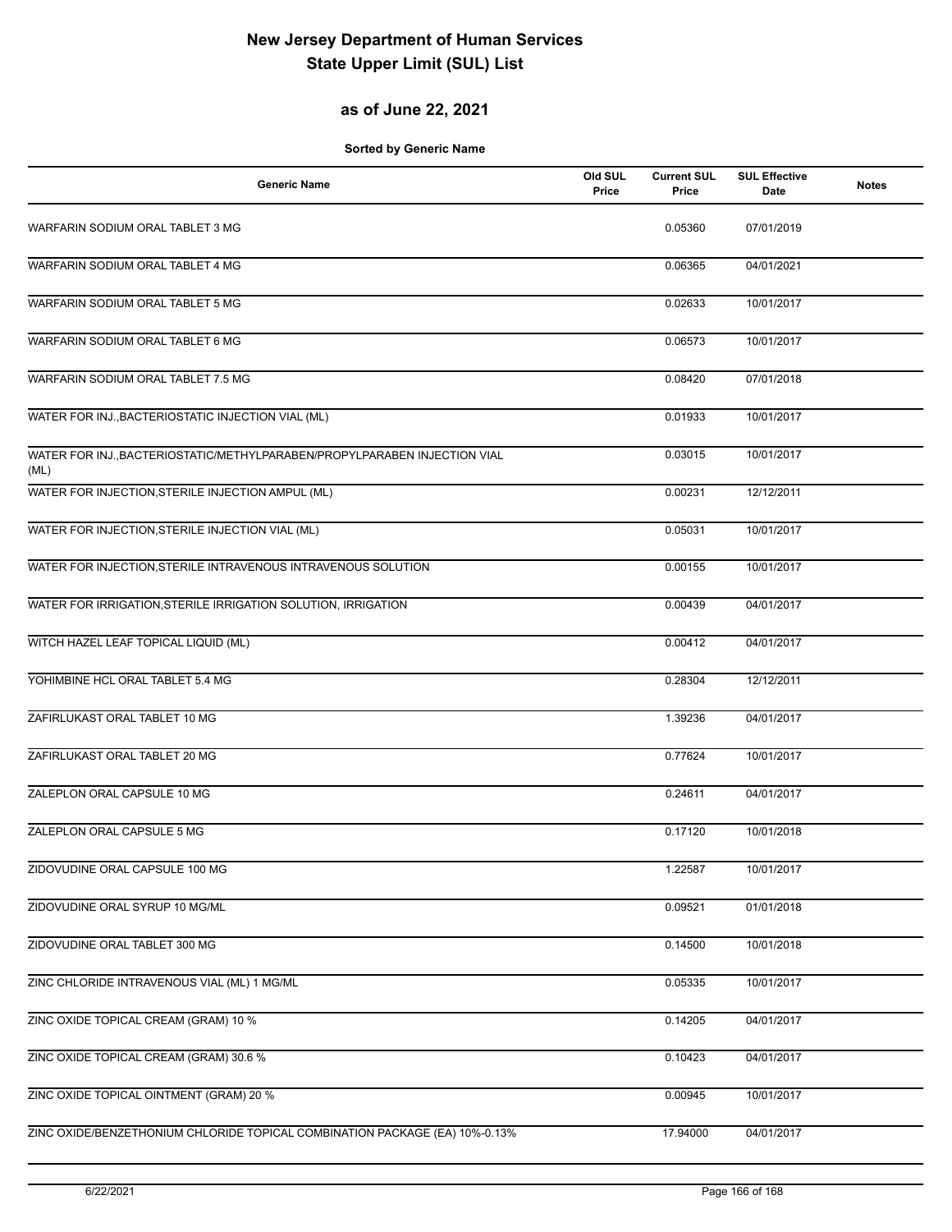# New Jersey Department of Human Services
# State Upper Limit (SUL) List

## as of June 22, 2021

**Sorted by Generic Name**

| Generic Name | Old SUL Price | Current SUL Price | SUL Effective Date | Notes |
|---|---|---|---|---|
| WARFARIN SODIUM ORAL TABLET 3 MG | | 0.05360 | 07/01/2019 | |
| WARFARIN SODIUM ORAL TABLET 4 MG | | 0.06365 | 04/01/2021 | |
| WARFARIN SODIUM ORAL TABLET 5 MG | | 0.02633 | 10/01/2017 | |
| WARFARIN SODIUM ORAL TABLET 6 MG | | 0.06573 | 10/01/2017 | |
| WARFARIN SODIUM ORAL TABLET 7.5 MG | | 0.08420 | 07/01/2018 | |
| WATER FOR INJ.,BACTERIOSTATIC INJECTION VIAL (ML) | | 0.01933 | 10/01/2017 | |
| WATER FOR INJ.,BACTERIOSTATIC/METHYLPARABEN/PROPYLPARABEN INJECTION VIAL (ML) | | 0.03015 | 10/01/2017 | |
| WATER FOR INJECTION,STERILE INJECTION AMPUL (ML) | | 0.00231 | 12/12/2011 | |
| WATER FOR INJECTION,STERILE INJECTION VIAL (ML) | | 0.05031 | 10/01/2017 | |
| WATER FOR INJECTION,STERILE INTRAVENOUS INTRAVENOUS SOLUTION | | 0.00155 | 10/01/2017 | |
| WATER FOR IRRIGATION,STERILE IRRIGATION SOLUTION, IRRIGATION | | 0.00439 | 04/01/2017 | |
| WITCH HAZEL LEAF TOPICAL LIQUID (ML) | | 0.00412 | 04/01/2017 | |
| YOHIMBINE HCL ORAL TABLET 5.4 MG | | 0.28304 | 12/12/2011 | |
| ZAFIRLUKAST ORAL TABLET 10 MG | | 1.39236 | 04/01/2017 | |
| ZAFIRLUKAST ORAL TABLET 20 MG | | 0.77624 | 10/01/2017 | |
| ZALEPLON ORAL CAPSULE 10 MG | | 0.24611 | 04/01/2017 | |
| ZALEPLON ORAL CAPSULE 5 MG | | 0.17120 | 10/01/2018 | |
| ZIDOVUDINE ORAL CAPSULE 100 MG | | 1.22587 | 10/01/2017 | |
| ZIDOVUDINE ORAL SYRUP 10 MG/ML | | 0.09521 | 01/01/2018 | |
| ZIDOVUDINE ORAL TABLET 300 MG | | 0.14500 | 10/01/2018 | |
| ZINC CHLORIDE INTRAVENOUS VIAL (ML) 1 MG/ML | | 0.05335 | 10/01/2017 | |
| ZINC OXIDE TOPICAL CREAM (GRAM) 10 % | | 0.14205 | 04/01/2017 | |
| ZINC OXIDE TOPICAL CREAM (GRAM) 30.6 % | | 0.10423 | 04/01/2017 | |
| ZINC OXIDE TOPICAL OINTMENT (GRAM) 20 % | | 0.00945 | 10/01/2017 | |
| ZINC OXIDE/BENZETHONIUM CHLORIDE TOPICAL COMBINATION PACKAGE (EA) 10%-0.13% | | 17.94000 | 04/01/2017 | |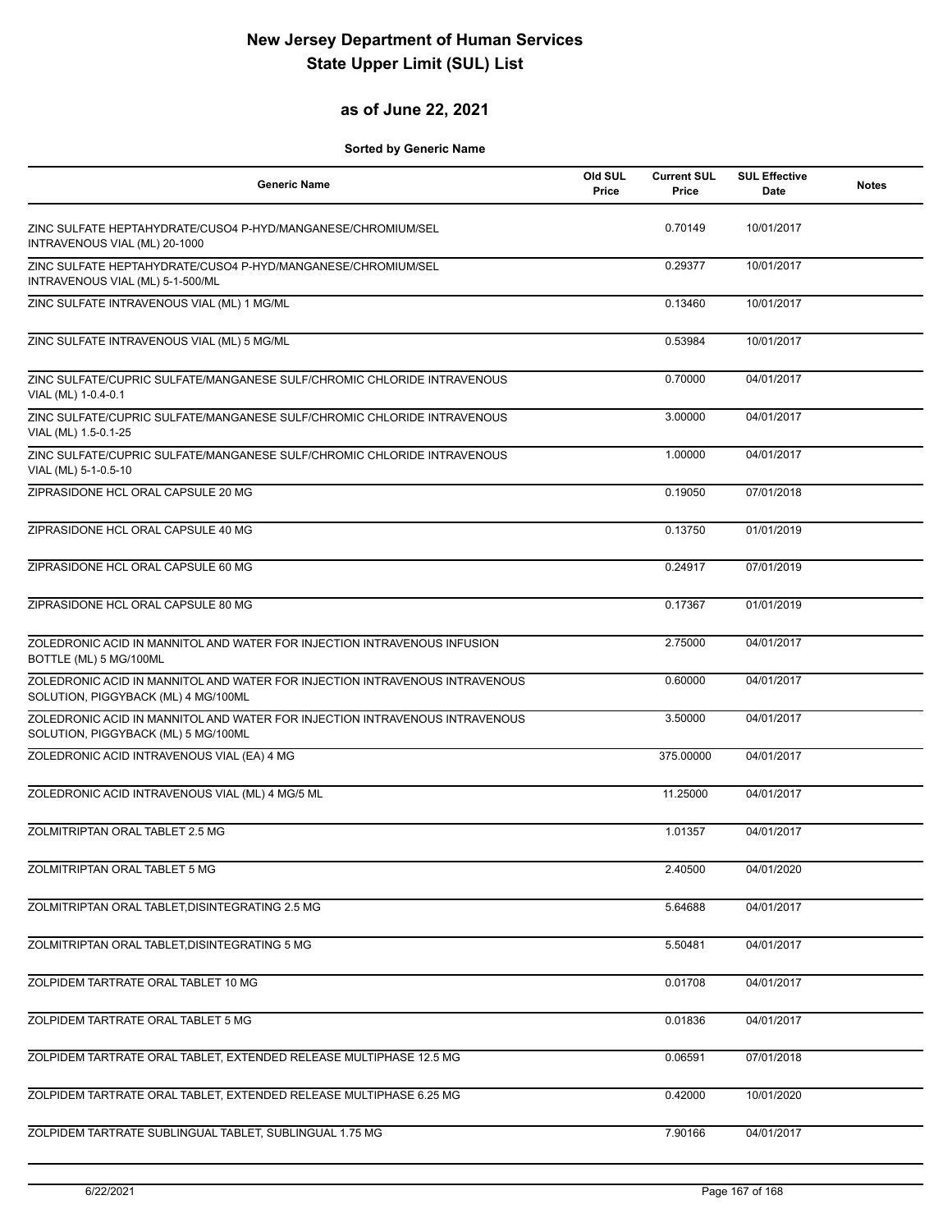# New Jersey Department of Human Services
# State Upper Limit (SUL) List

## as of June 22, 2021

**Sorted by Generic Name**

| Generic Name | Old SUL Price | Current SUL Price | SUL Effective Date | Notes |
|---|---|---|---|---|
| ZINC SULFATE HEPTAHYDRATE/CUSO4 P-HYD/MANGANESE/CHROMIUM/SEL INTRAVENOUS VIAL (ML) 20-1000 | | 0.70149 | 10/01/2017 | |
| ZINC SULFATE HEPTAHYDRATE/CUSO4 P-HYD/MANGANESE/CHROMIUM/SEL INTRAVENOUS VIAL (ML) 5-1-500/ML | | 0.29377 | 10/01/2017 | |
| ZINC SULFATE INTRAVENOUS VIAL (ML) 1 MG/ML | | 0.13460 | 10/01/2017 | |
| ZINC SULFATE INTRAVENOUS VIAL (ML) 5 MG/ML | | 0.53984 | 10/01/2017 | |
| ZINC SULFATE/CUPRIC SULFATE/MANGANESE SULF/CHROMIC CHLORIDE INTRAVENOUS VIAL (ML) 1-0.4-0.1 | | 0.70000 | 04/01/2017 | |
| ZINC SULFATE/CUPRIC SULFATE/MANGANESE SULF/CHROMIC CHLORIDE INTRAVENOUS VIAL (ML) 1.5-0.1-25 | | 3.00000 | 04/01/2017 | |
| ZINC SULFATE/CUPRIC SULFATE/MANGANESE SULF/CHROMIC CHLORIDE INTRAVENOUS VIAL (ML) 5-1-0.5-10 | | 1.00000 | 04/01/2017 | |
| ZIPRASIDONE HCL ORAL CAPSULE 20 MG | | 0.19050 | 07/01/2018 | |
| ZIPRASIDONE HCL ORAL CAPSULE 40 MG | | 0.13750 | 01/01/2019 | |
| ZIPRASIDONE HCL ORAL CAPSULE 60 MG | | 0.24917 | 07/01/2019 | |
| ZIPRASIDONE HCL ORAL CAPSULE 80 MG | | 0.17367 | 01/01/2019 | |
| ZOLEDRONIC ACID IN MANNITOL AND WATER FOR INJECTION INTRAVENOUS INFUSION BOTTLE (ML) 5 MG/100ML | | 2.75000 | 04/01/2017 | |
| ZOLEDRONIC ACID IN MANNITOL AND WATER FOR INJECTION INTRAVENOUS INTRAVENOUS SOLUTION, PIGGYBACK (ML) 4 MG/100ML | | 0.60000 | 04/01/2017 | |
| ZOLEDRONIC ACID IN MANNITOL AND WATER FOR INJECTION INTRAVENOUS INTRAVENOUS SOLUTION, PIGGYBACK (ML) 5 MG/100ML | | 3.50000 | 04/01/2017 | |
| ZOLEDRONIC ACID INTRAVENOUS VIAL (EA) 4 MG | | 375.00000 | 04/01/2017 | |
| ZOLEDRONIC ACID INTRAVENOUS VIAL (ML) 4 MG/5 ML | | 11.25000 | 04/01/2017 | |
| ZOLMITRIPTAN ORAL TABLET 2.5 MG | | 1.01357 | 04/01/2017 | |
| ZOLMITRIPTAN ORAL TABLET 5 MG | | 2.40500 | 04/01/2020 | |
| ZOLMITRIPTAN ORAL TABLET,DISINTEGRATING 2.5 MG | | 5.64688 | 04/01/2017 | |
| ZOLMITRIPTAN ORAL TABLET,DISINTEGRATING 5 MG | | 5.50481 | 04/01/2017 | |
| ZOLPIDEM TARTRATE ORAL TABLET 10 MG | | 0.01708 | 04/01/2017 | |
| ZOLPIDEM TARTRATE ORAL TABLET 5 MG | | 0.01836 | 04/01/2017 | |
| ZOLPIDEM TARTRATE ORAL TABLET, EXTENDED RELEASE MULTIPHASE 12.5 MG | | 0.06591 | 07/01/2018 | |
| ZOLPIDEM TARTRATE ORAL TABLET, EXTENDED RELEASE MULTIPHASE 6.25 MG | | 0.42000 | 10/01/2020 | |
| ZOLPIDEM TARTRATE SUBLINGUAL TABLET, SUBLINGUAL 1.75 MG | | 7.90166 | 04/01/2017 | |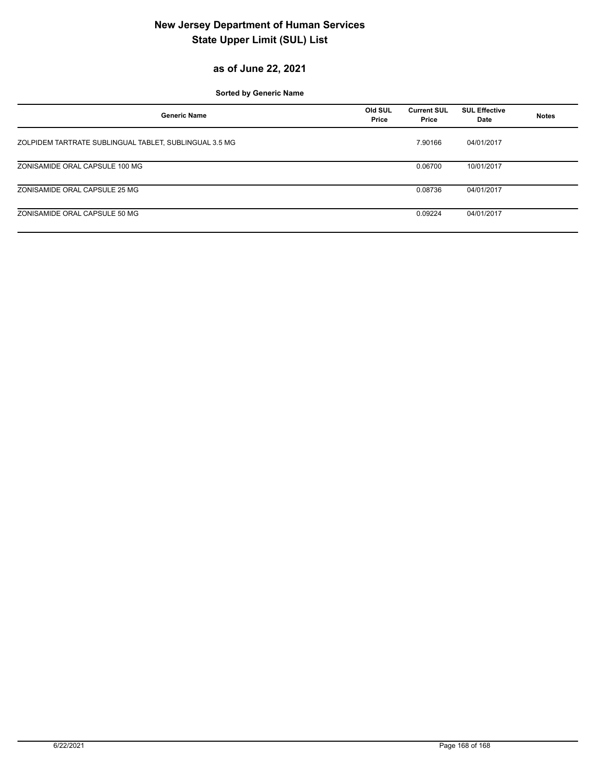# New Jersey Department of Human Services
# State Upper Limit (SUL) List

## as of June 22, 2021

**Sorted by Generic Name**

| Generic Name | Old SUL Price | Current SUL Price | SUL Effective Date | Notes |
|---|---|---|---|---|
| ZOLPIDEM TARTRATE SUBLINGUAL TABLET, SUBLINGUAL 3.5 MG | | 7.90166 | 04/01/2017 | |
| ZONISAMIDE ORAL CAPSULE 100 MG | | 0.06700 | 10/01/2017 | |
| ZONISAMIDE ORAL CAPSULE 25 MG | | 0.08736 | 04/01/2017 | |
| ZONISAMIDE ORAL CAPSULE 50 MG | | 0.09224 | 04/01/2017 | |